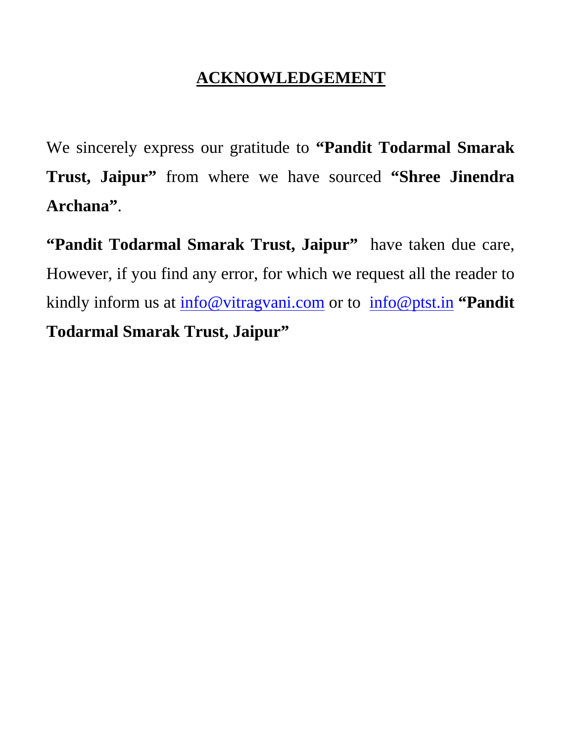# ACKNOWLEDGEMENT

We sincerely express our gratitude to **"Pandit Todarmal Smarak Trust, Jaipur"** from where we have sourced **"Shree Jinendra Archana"**.

**"Pandit Todarmal Smarak Trust, Jaipur"** have taken due care, However, if you find any error, for which we request all the reader to kindly inform us at info@vitragvani.com or to info@ptst.in **"Pandit Todarmal Smarak Trust, Jaipur"**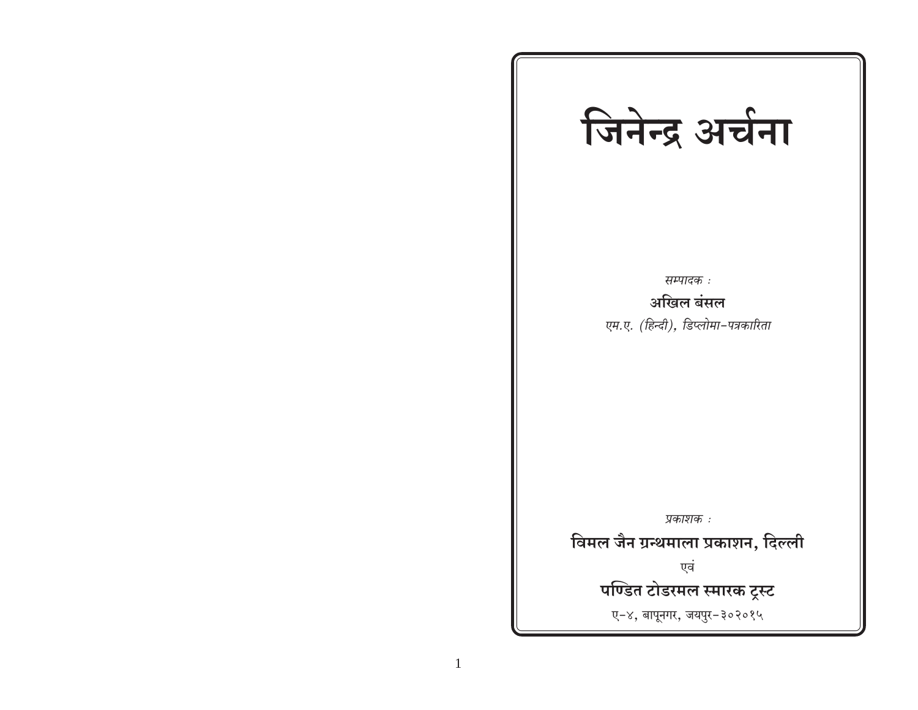# जिनेन्द्र अर्चना

*सम्पादक :*

**अखिल बंसल**

*एम.ए. (हिन्दी), डिप्लोमा-पत्रकारिता*

*प्रकाशक :*

**विमल जैन ग्रन्थमाला प्रकाशन, दिल्ली**

एवं

**पण्डित टोडरमल स्मारक ट्रस्ट**

ए-४, बापूनगर, जयपुर-३०२०१५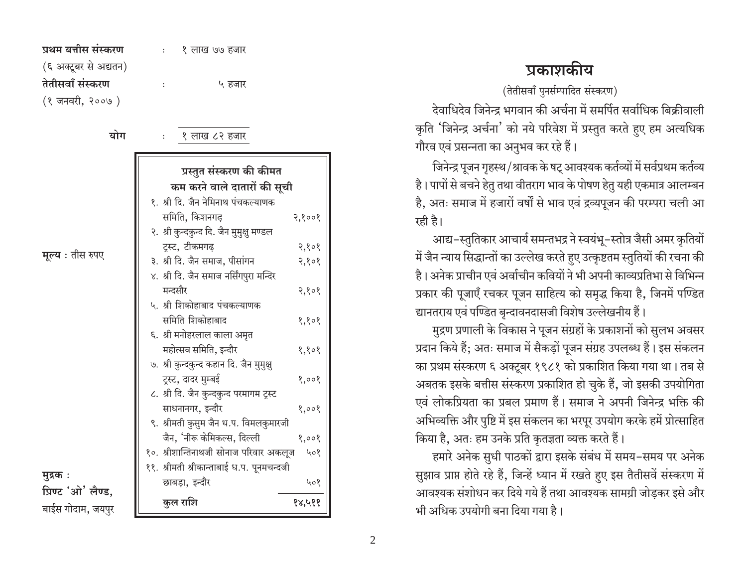**प्रथम बत्तीस संस्करण** : १ लाख ७७ हजार
(६ अक्टूबर से अद्यतन)
**तेतीसवाँ संस्करण** : ५ हजार
(१ जनवरी, २००७ )

**योग** : १ लाख ८२ हजार

| **प्रस्तुत संस्करण की कीमत कम करने वाले दातारों की सूची** | |
|---|---|
| १. श्री दि. जैन नेमिनाथ पंचकल्याणक समिति, किशनगढ़ | २,१००१ |
| २. श्री कुन्दकुन्द दि. जैन मुमुक्षु मण्डल ट्रस्ट, टीकमगढ़ | २,१०१ |
| ३. श्री दि. जैन समाज, पीसांगन | २,१०१ |
| ४. श्री दि. जैन समाज नर्सिंगपुरा मन्दिर मन्दसौर | २,१०१ |
| ५. श्री शिकोहाबाद पंचकल्याणक समिति शिकोहाबाद | १,१०१ |
| ६. श्री मनोहरलाल काला अमृत महोत्सव समिति, इन्दौर | १,१०१ |
| ७. श्री कुन्दकुन्द कहान दि. जैन मुमुक्षु ट्रस्ट, दादर मुम्बई | १,००१ |
| ८. श्री दि. जैन कुन्दकुन्द परमागम ट्रस्ट साधनानगर, इन्दौर | १,००१ |
| ९. श्रीमती कुसुम जैन ध.प. विमलकुमारजी जैन, 'नीरू केमिकल्स, दिल्ली | १,००१ |
| १०. श्रीशान्तिनाथजी सोनाज परिवार अकलूज | ५०१ |
| ११. श्रीमती श्रीकान्ताबाई ध.प. पूनमचन्दजी छाबड़ा, इन्दौर | ५०१ |
| **कुल राशि** | **१४,५११** |

**मूल्य** : तीस रुपए

**मुद्रक** :
**प्रिण्ट 'ओ' लैण्ड,**
बाईस गोदाम, जयपुर

# प्रकाशकीय

(तेतीसवाँ पुनर्सम्पादित संस्करण)

देवाधिदेव जिनेन्द्र भगवान की अर्चना में समर्पित सर्वाधिक बिक्रीवाली कृति 'जिनेन्द्र अर्चना' को नये परिवेश में प्रस्तुत करते हुए हम अत्यधिक गौरव एवं प्रसन्नता का अनुभव कर रहे हैं।

जिनेन्द्र पूजन गृहस्थ/श्रावक के षट् आवश्यक कर्तव्यों में सर्वप्रथम कर्तव्य है। पापों से बचने हेतु तथा वीतराग भाव के पोषण हेतु यही एकमात्र आलम्बन है, अतः समाज में हजारों वर्षों से भाव एवं द्रव्यपूजन की परम्परा चली आ रही है।

आद्य-स्तुतिकार आचार्य समन्तभद्र ने स्वयंभू-स्तोत्र जैसी अमर कृतियों में जैन न्याय सिद्धान्तों का उल्लेख करते हुए उत्कृष्टतम स्तुतियों की रचना की है। अनेक प्राचीन एवं अर्वाचीन कवियों ने भी अपनी काव्यप्रतिभा से विभिन्न प्रकार की पूजाएँ रचकर पूजन साहित्य को समृद्ध किया है, जिनमें पण्डित द्यानतराय एवं पण्डित बृन्दावनदासजी विशेष उल्लेखनीय हैं।

मुद्रण प्रणाली के विकास ने पूजन संग्रहों के प्रकाशनों को सुलभ अवसर प्रदान किये हैं; अतः समाज में सैकड़ों पूजन संग्रह उपलब्ध हैं। इस संकलन का प्रथम संस्करण ६ अक्टूबर १९८१ को प्रकाशित किया गया था। तब से अबतक इसके बत्तीस संस्करण प्रकाशित हो चुके हैं, जो इसकी उपयोगिता एवं लोकप्रियता का प्रबल प्रमाण हैं। समाज ने अपनी जिनेन्द्र भक्ति की अभिव्यक्ति और पुष्टि में इस संकलन का भरपूर उपयोग करके हमें प्रोत्साहित किया है, अतः हम उनके प्रति कृतज्ञता व्यक्त करते हैं।

हमारे अनेक सुधी पाठकों द्वारा इसके संबंध में समय-समय पर अनेक सुझाव प्राप्त होते रहे हैं, जिन्हें ध्यान में रखते हुए इस तैतीसवें संस्करण में आवश्यक संशोधन कर दिये गये हैं तथा आवश्यक सामग्री जोड़कर इसे और भी अधिक उपयोगी बना दिया गया है।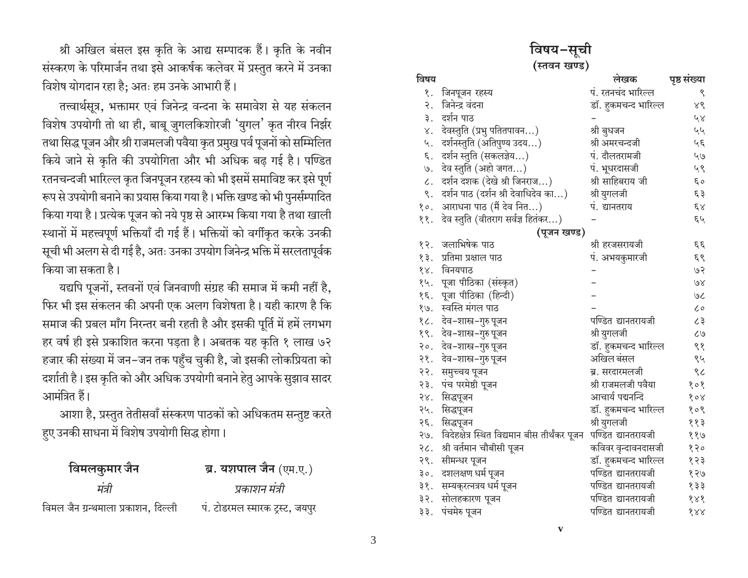श्री अखिल बंसल इस कृति के आद्य सम्पादक हैं। कृति के नवीन संस्करण के परिमार्जन तथा इसे आकर्षक कलेवर में प्रस्तुत करने में उनका विशेष योगदान रहा है; अतः हम उनके आभारी हैं।

तत्त्वार्थसूत्र, भक्तामर एवं जिनेन्द्र वन्दना के समावेश से यह संकलन विशेष उपयोगी तो था ही, बाबू जुगलकिशोरजी 'युगल' कृत नीरव निर्झर तथा सिद्ध पूजन और श्री राजमलजी पवैया कृत प्रमुख पर्व पूजनों को सम्मिलित किये जाने से कृति की उपयोगिता और भी अधिक बढ़ गई है। पण्डित रतनचन्दजी भारिल्ल कृत जिनपूजन रहस्य को भी इसमें समाविष्ट कर इसे पूर्ण रूप से उपयोगी बनाने का प्रयास किया गया है। भक्ति खण्ड को भी पुनर्सम्पादित किया गया है। प्रत्येक पूजन को नये पृष्ठ से आरम्भ किया गया है तथा खाली स्थानों में महत्त्वपूर्ण भक्तियाँ दी गई हैं। भक्तियों को वर्गीकृत करके उनकी सूची भी अलग से दी गई है, अतः उनका उपयोग जिनेन्द्र भक्ति में सरलतापूर्वक किया जा सकता है।

यद्यपि पूजनों, स्तवनों एवं जिनवाणी संग्रह की समाज में कमी नहीं है, फिर भी इस संकलन की अपनी एक अलग विशेषता है। यही कारण है कि समाज की प्रबल माँग निरन्तर बनी रहती है और इसकी पूर्ति में हमें लगभग हर वर्ष ही इसे प्रकाशित करना पड़ता है। अबतक यह कृति १ लाख ७२ हजार की संख्या में जन-जन तक पहुँच चुकी है, जो इसकी लोकप्रियता को दर्शाती है। इस कृति को और अधिक उपयोगी बनाने हेतु आपके सुझाव सादर आमंत्रित हैं।

आशा है, प्रस्तुत तेतीसवाँ संस्करण पाठकों को अधिकतम सन्तुष्ट करते हुए उनकी साधना में विशेष उपयोगी सिद्ध होगा।

**विमलकुमार जैन**
*मंत्री*
विमल जैन ग्रन्थमाला प्रकाशन, दिल्ली

**ब्र. यशपाल जैन** (एम.ए.)
*प्रकाशन मंत्री*
पं. टोडरमल स्मारक ट्रस्ट, जयपुर

# विषय-सूची

## (स्तवन खण्ड)

| | विषय | लेखक | पृष्ठ संख्या |
|---|---|---|---|
| १. | जिनपूजन रहस्य | पं. रतनचंद भारिल्ल | ९ |
| २. | जिनेन्द्र वंदना | डॉ. हुकमचन्द भारिल्ल | ४९ |
| ३. | दर्शन पाठ | – | ५४ |
| ४. | देवस्तुति (प्रभु पतितपावन...) | श्री बुधजन | ५५ |
| ५. | दर्शनस्तुति (अतिपुण्य उदय...) | श्री अमरचन्दजी | ५६ |
| ६. | दर्शन स्तुति (सकलज्ञेय...) | पं. दौलतरामजी | ५७ |
| ७. | देव स्तुति (अहो जगत...) | पं. भूधरदासजी | ५९ |
| ८. | दर्शन दशक (देखे श्री जिनराज...) | श्री साहिबराय जी | ६० |
| ९. | दर्शन पाठ (दर्शन श्री देवाधिदेव का...) | श्री युगलजी | ६३ |
| १०. | आराधना पाठ (मैं देव नित...) | पं. द्यानतराय | ६४ |
| ११. | देव स्तुति (वीतराग सर्वज्ञ हितंकर...) | – | ६५ |
| | **(पूजन खण्ड)** | | |
| १२. | जलाभिषेक पाठ | श्री हरजसरायजी | ६६ |
| १३. | प्रतिमा प्रक्षाल पाठ | पं. अभयकुमारजी | ६९ |
| १४. | विनयपाठ | – | ७२ |
| १५. | पूजा पीठिका (संस्कृत) | – | ७४ |
| १६. | पूजा पीठिका (हिन्दी) | – | ७८ |
| १७. | स्वस्ति मंगल पाठ | – | ८० |
| १८. | देव-शास्त्र-गुरु पूजन | पण्डित द्यानतरायजी | ८३ |
| १९. | देव-शास्त्र-गुरु पूजन | श्री युगलजी | ८७ |
| २०. | देव-शास्त्र-गुरु पूजन | डॉ. हुकमचन्द भारिल्ल | ९१ |
| २१. | देव-शास्त्र-गुरु पूजन | अखिल बंसल | ९५ |
| २२. | समुच्चय पूजन | ब्र. सरदारमलजी | ९८ |
| २३. | पंच परमेष्ठी पूजन | श्री राजमलजी पवैया | १०१ |
| २४. | सिद्धपूजन | आचार्य पद्मनन्दि | १०४ |
| २५. | सिद्धपूजन | डॉ. हुकमचन्द भारिल्ल | १०९ |
| २६. | सिद्धपूजन | श्री युगलजी | ११३ |
| २७. | विदेहक्षेत्र स्थित विद्यमान बीस तीर्थंकर पूजन | पण्डित द्यानतरायजी | ११७ |
| २८. | श्री वर्तमान चौबीसी पूजन | कविवर वृन्दावनदासजी | १२० |
| २९. | सीमन्धर पूजन | डॉ. हुकमचन्द भारिल्ल | १२३ |
| ३०. | दशलक्षण धर्म पूजन | पण्डित द्यानतरायजी | १२७ |
| ३१. | सम्यक्रत्नत्रय धर्म पूजन | पण्डित द्यानतरायजी | १३३ |
| ३२. | सोलहकारण पूजन | पण्डित द्यानतरायजी | १४१ |
| ३३. | पंचमेरु पूजन | पण्डित द्यानतरायजी | १४४ |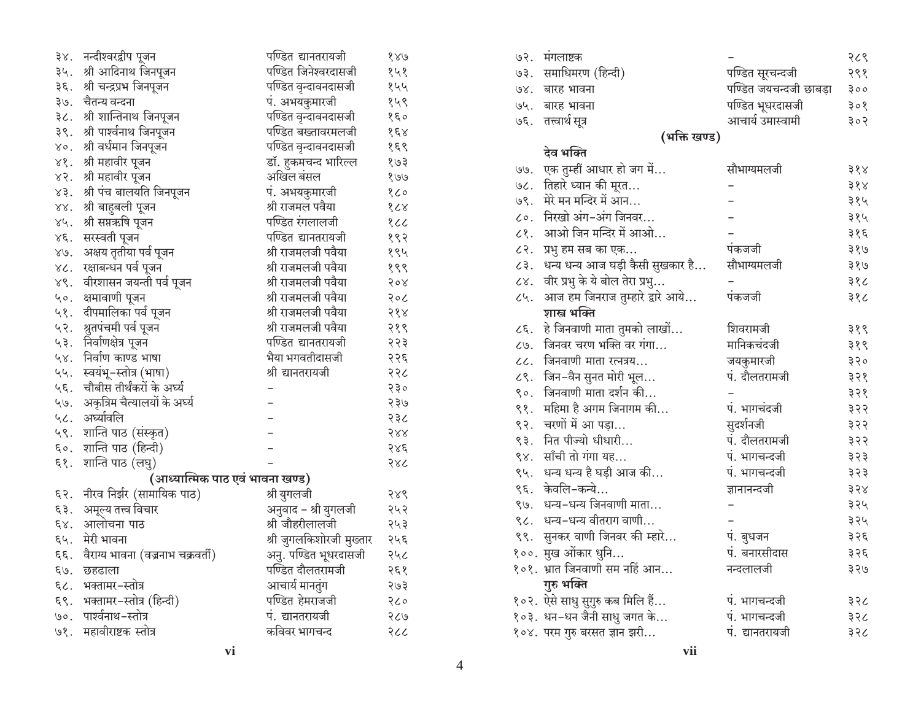| | | |
|---|---|---|
| ३४. नन्दीश्वरद्वीप पूजन | पण्डित द्यानतरायजी | १४७ |
| ३५. श्री आदिनाथ जिनपूजन | पण्डित जिनेश्वरदासजी | १५१ |
| ३६. श्री चन्द्रप्रभ जिनपूजन | पण्डित वृन्दावनदासजी | १५५ |
| ३७. चैतन्य वन्दना | पं. अभयकुमारजी | १५९ |
| ३८. श्री शान्तिनाथ जिनपूजन | पण्डित वृन्दावनदासजी | १६० |
| ३९. श्री पार्श्वनाथ जिनपूजन | पण्डित बख्तावरमलजी | १६४ |
| ४०. श्री वर्धमान जिनपूजन | पण्डित वृन्दावनदासजी | १६९ |
| ४१. श्री महावीर पूजन | डॉ. हुकमचन्द भारिल्ल | १७३ |
| ४२. श्री महावीर पूजन | अखिल बंसल | १७७ |
| ४३. श्री पंच बालयति जिनपूजन | पं. अभयकुमारजी | १८० |
| ४४. श्री बाहुबली पूजन | श्री राजमल पवैया | १८४ |
| ४५. श्री सप्तऋषि पूजन | पण्डित रंगलालजी | १८८ |
| ४६. सरस्वती पूजन | पण्डित द्यानतरायजी | १९२ |
| ४७. अक्षय तृतीया पर्व पूजन | श्री राजमलजी पवैया | १९५ |
| ४८. रक्षाबन्धन पर्व पूजन | श्री राजमलजी पवैया | १९९ |
| ४९. वीरशासन जयन्ती पर्व पूजन | श्री राजमलजी पवैया | २०४ |
| ५०. क्षमावाणी पूजन | श्री राजमलजी पवैया | २०८ |
| ५१. दीपमालिका पर्व पूजन | श्री राजमलजी पवैया | २१४ |
| ५२. श्रुतपंचमी पर्व पूजन | श्री राजमलजी पवैया | २१९ |
| ५३. निर्वाणक्षेत्र पूजन | पण्डित द्यानतरायजी | २२३ |
| ५४. निर्वाण काण्ड भाषा | भैया भगवतीदासजी | २२६ |
| ५५. स्वयंभू-स्तोत्र (भाषा) | श्री द्यानतरायजी | २२८ |
| ५६. चौबीस तीर्थंकरों के अर्घ्य | – | २३० |
| ५७. अकृत्रिम चैत्यालयों के अर्घ्य | – | २३७ |
| ५८. अर्घ्यावलि | – | २३८ |
| ५९. शान्ति पाठ (संस्कृत) | – | २४४ |
| ६०. शान्ति पाठ (हिन्दी) | – | २४६ |
| ६१. शान्ति पाठ (लघु) | – | २४८ |

**(आध्यात्मिक पाठ एवं भावना खण्ड)**

| | | |
|---|---|---|
| ६२. नीरव निर्झर (सामायिक पाठ) | श्री युगलजी | २४९ |
| ६३. अमूल्य तत्त्व विचार | अनुवाद – श्री युगलजी | २५२ |
| ६४. आलोचना पाठ | श्री जौहरीलालजी | २५३ |
| ६५. मेरी भावना | श्री जुगलकिशोरजी मुख्तार | २५६ |
| ६६. वैराग्य भावना (वज्रनाभ चक्रवर्ती) | अनु. पण्डित भूधरदासजी | २५८ |
| ६७. छहढाला | पण्डित दौलतरामजी | २६१ |
| ६८. भक्तामर-स्तोत्र | आचार्य मानतुंग | २७३ |
| ६९. भक्तामर-स्तोत्र (हिन्दी) | पण्डित हेमराजजी | २८० |
| ७०. पार्श्वनाथ-स्तोत्र | पं. द्यानतरायजी | २८७ |
| ७१. महावीराष्टक स्तोत्र | कविवर भागचन्द | २८८ |
| ७२. मंगलाष्टक | – | २८९ |
| ७३. समाधिमरण (हिन्दी) | पण्डित सूरचन्दजी | २९१ |
| ७४. बारह भावना | पण्डित जयचन्दजी छाबड़ा | ३०० |
| ७५. बारह भावना | पण्डित भूधरदासजी | ३०१ |
| ७६. तत्त्वार्थ सूत्र | आचार्य उमास्वामी | ३०२ |

**(भक्ति खण्ड)**

**देव भक्ति**

| | | |
|---|---|---|
| ७७. एक तुम्हीं आधार हो जग में… | सौभाग्यमलजी | ३१४ |
| ७८. तिहारे ध्यान की मूरत… | – | ३१४ |
| ७९. मेरे मन मन्दिर में आन… | – | ३१५ |
| ८०. निरखो अंग-अंग जिनवर… | – | ३१५ |
| ८१. आओ जिन मन्दिर में आओ… | – | ३१६ |
| ८२. प्रभु हम सब का एक… | पंकजजी | ३१७ |
| ८३. धन्य धन्य आज घड़ी कैसी सुखकार है… | सौभाग्यमलजी | ३१७ |
| ८४. वीर प्रभु के ये बोल तेरा प्रभु… | – | ३१८ |
| ८५. आज हम जिनराज तुम्हारे द्वारे आये… | पंकजजी | ३१८ |

**शास्त्र भक्ति**

| | | |
|---|---|---|
| ८६. हे जिनवाणी माता तुमको लाखों… | शिवरामजी | ३१९ |
| ८७. जिनवर चरण भक्ति वर गंगा… | मानिकचंदजी | ३१९ |
| ८८. जिनवाणी माता रत्नत्रय… | जयकुमारजी | ३२० |
| ८९. जिन-वैन सुनत मोरी भूल… | पं. दौलतरामजी | ३२१ |
| ९०. जिनवाणी माता दर्शन की… | – | ३२१ |
| ९१. महिमा है अगम जिनागम की… | पं. भागचंदजी | ३२२ |
| ९२. चरणों में आ पड़ा… | सुदर्शनजी | ३२२ |
| ९३. नित पीज्यो धीधारी… | पं. दौलतरामजी | ३२२ |
| ९४. साँची तो गंगा यह… | पं. भागचन्दजी | ३२३ |
| ९५. धन्य धन्य है घड़ी आज की… | पं. भागचन्दजी | ३२३ |
| ९६. केवलि-कन्ये… | ज्ञानानन्दजी | ३२४ |
| ९७. धन्य-धन्य जिनवाणी माता… | – | ३२५ |
| ९८. धन्य-धन्य वीतराग वाणी… | – | ३२५ |
| ९९. सुनकर वाणी जिनवर की म्हारे… | पं. बुधजन | ३२६ |
| १००. मुख ओंकार धुनि… | पं. बनारसीदास | ३२६ |
| १०१. भ्रात जिनवाणी सम नहिं आन… | नन्दलालजी | ३२७ |

**गुरु भक्ति**

| | | |
|---|---|---|
| १०२. ऐसे साधु सुगुरु कब मिलि हैं… | पं. भागचन्दजी | ३२८ |
| १०३. धन-धन जैनी साधु जगत के… | पं. भागचन्दजी | ३२८ |
| १०४. परम गुरु बरसत ज्ञान झरी… | पं. द्यानतरायजी | ३२८ |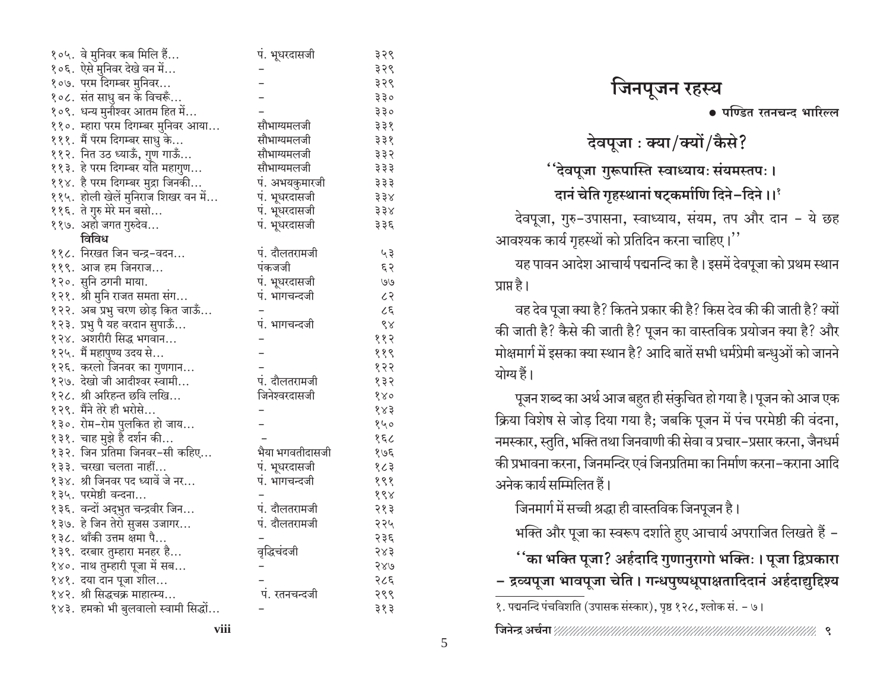| | | |
|---|---|---|
| १०५. वे मुनिवर कब मिलि हैं... | पं. भूधरदासजी | ३२९ |
| १०६. ऐसे मुनिवर देखे वन में... | – | ३२९ |
| १०७. परम दिगम्बर मुनिवर... | – | ३२९ |
| १०८. संत साधु बन के विचरूँ... | – | ३३० |
| १०९. धन्य मुनीश्वर आतम हित में... | – | ३३० |
| ११०. म्हारा परम दिगम्बर मुनिवर आया... | सौभाग्यमलजी | ३३१ |
| १११. मैं परम दिगम्बर साधु के... | सौभाग्यमलजी | ३३१ |
| ११२. नित उठ ध्याऊँ, गुण गाऊँ... | सौभाग्यमलजी | ३३२ |
| ११३. हे परम दिगम्बर यति महागुण... | सौभाग्यमलजी | ३३३ |
| ११४. है परम दिगम्बर मुद्रा जिनकी... | पं. अभयकुमारजी | ३३३ |
| ११५. होली खेलें मुनिराज शिखर वन में... | पं. भूधरदासजी | ३३४ |
| ११६. ते गुरु मेरे मन बसो... | पं. भूधरदासजी | ३३४ |
| ११७. अहो जगत गुरुदेव... | पं. भूधरदासजी | ३३६ |
| **विविध** | | |
| ११८. निरखत जिन चन्द्र-वदन... | पं. दौलतरामजी | ५३ |
| ११९. आज हम जिनराज... | पंकजजी | ६२ |
| १२०. सुनि ठगनी माया. | पं. भूधरदासजी | ७७ |
| १२१. श्री मुनि राजत समता संग... | पं. भागचन्दजी | ८२ |
| १२२. अब प्रभु चरण छोड़ कित जाऊँ... | – | ८६ |
| १२३. प्रभु पै यह वरदान सुपाऊँ... | पं. भागचन्दजी | ९४ |
| १२४. अशरीरी सिद्ध भगवान... | – | ११२ |
| १२५. मैं महापुण्य उदय से... | – | ११९ |
| १२६. करलो जिनवर का गुणगान... | – | १२२ |
| १२७. देखो जी आदीश्वर स्वामी... | पं. दौलतरामजी | १३२ |
| १२८. श्री अरिहन्त छवि लखि... | जिनेश्वरदासजी | १४० |
| १२९. मैंने तेरे ही भरोसे... | – | १४३ |
| १३०. रोम-रोम पुलकित हो जाय... | – | १५० |
| १३१. चाह मुझे है दर्शन की... | – | १६८ |
| १३२. जिन प्रतिमा जिनवर-सी कहिए... | भैया भगवतीदासजी | १७६ |
| १३३. चरखा चलता नाहीं... | पं. भूधरदासजी | १८३ |
| १३४. श्री जिनवर पद ध्यावें जे नर... | पं. भागचन्दजी | १९१ |
| १३५. परमेष्ठी वन्दना... | – | १९४ |
| १३६. वन्दों अद्भुत चन्द्रवीर जिन... | पं. दौलतरामजी | २१३ |
| १३७. हे जिन तेरो सुजस उजागर... | पं. दौलतरामजी | २२५ |
| १३८. थाँकी उत्तम क्षमा पै... | – | २३६ |
| १३९. दरबार तुम्हारा मनहर है... | वृद्धिचंदजी | २४३ |
| १४०. नाथ तुम्हारी पूजा में सब... | – | २४७ |
| १४१. दया दान पूजा शील... | – | २८६ |
| १४२. श्री सिद्धचक्र माहात्म्य... | पं. रतनचन्दजी | २९९ |
| १४३. हमको भी बुलवालो स्वामी सिद्धों... | – | ३१३ |

# जिनपूजन रहस्य

● पण्डित रतनचन्द भारिल्ल

## देवपूजा : क्या/क्यों/कैसे?

**"देवपूजा गुरूपास्ति स्वाध्यायः संयमस्तपः ।**
**दानं चेति गृहस्थानां षट्कर्माणि दिने-दिने ।।**[1]

देवपूजा, गुरु-उपासना, स्वाध्याय, संयम, तप और दान - ये छह आवश्यक कार्य गृहस्थों को प्रतिदिन करना चाहिए।"

यह पावन आदेश आचार्य पद्मनन्दि का है। इसमें देवपूजा को प्रथम स्थान प्राप्त है।

वह देव पूजा क्या है? कितने प्रकार की है? किस देव की की जाती है? क्यों की जाती है? कैसे की जाती है? पूजन का वास्तविक प्रयोजन क्या है? और मोक्षमार्ग में इसका क्या स्थान है? आदि बातें सभी धर्मप्रेमी बन्धुओं को जानने योग्य हैं।

पूजन शब्द का अर्थ आज बहुत ही संकुचित हो गया है। पूजन को आज एक क्रिया विशेष से जोड़ दिया गया है; जबकि पूजन में पंच परमेष्ठी की वंदना, नमस्कार, स्तुति, भक्ति तथा जिनवाणी की सेवा व प्रचार-प्रसार करना, जैनधर्म की प्रभावना करना, जिनमन्दिर एवं जिनप्रतिमा का निर्माण करना-कराना आदि अनेक कार्य सम्मिलित हैं।

जिनमार्ग में सच्ची श्रद्धा ही वास्तविक जिनपूजन है।

भक्ति और पूजा का स्वरूप दर्शाते हुए आचार्य अपराजित लिखते हैं -

**"का भक्ति पूजा? अर्हदादि गुणानुरागो भक्तिः। पूजा द्विप्रकारा - द्रव्यपूजा भावपूजा चेति। गन्धपुष्पधूपाक्षतादिदानं अर्हदाद्युद्दिश्य**

---

१. पद्मनन्दि पंचविंशति (उपासक संस्कार), पृष्ठ १२८, श्लोक सं. - ७।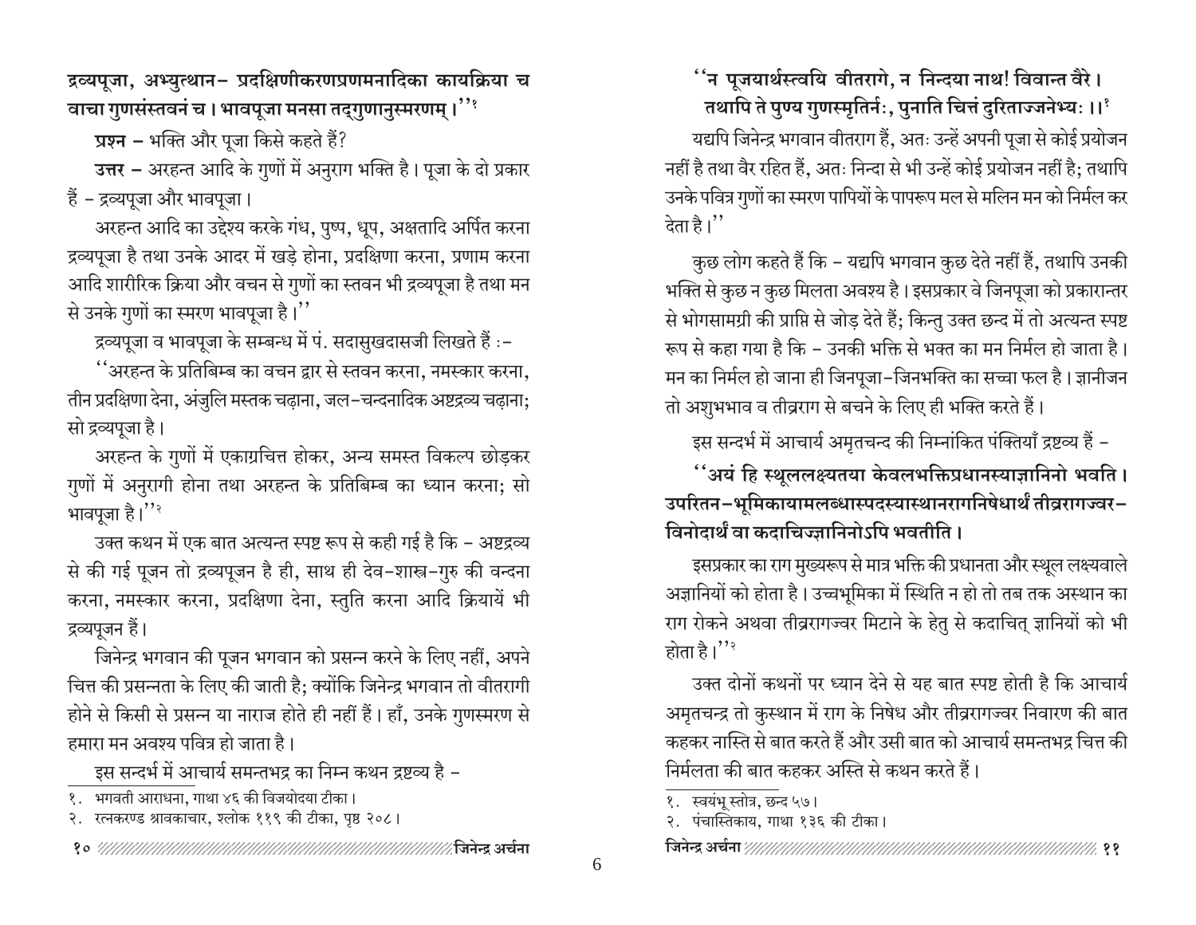**द्रव्यपूजा, अभ्युत्थान– प्रदक्षिणीकरणप्रणमनादिका कायक्रिया च वाचा गुणसंस्तवनं च। भावपूजा मनसा तद्गुणानुस्मरणम्।''**[१]

**प्रश्न –** भक्ति और पूजा किसे कहते हैं?

**उत्तर –** अरहन्त आदि के गुणों में अनुराग भक्ति है। पूजा के दो प्रकार हैं – द्रव्यपूजा और भावपूजा।

अरहन्त आदि का उद्देश्य करके गंध, पुष्प, धूप, अक्षतादि अर्पित करना द्रव्यपूजा है तथा उनके आदर में खड़े होना, प्रदक्षिणा करना, प्रणाम करना आदि शारीरिक क्रिया और वचन से गुणों का स्तवन भी द्रव्यपूजा है तथा मन से उनके गुणों का स्मरण भावपूजा है।''

द्रव्यपूजा व भावपूजा के सम्बन्ध में पं. सदासुखदासजी लिखते हैं :–

''अरहन्त के प्रतिबिम्ब का वचन द्वार से स्तवन करना, नमस्कार करना, तीन प्रदक्षिणा देना, अंजुलि मस्तक चढ़ाना, जल–चन्दनादिक अष्टद्रव्य चढ़ाना; सो द्रव्यपूजा है।

अरहन्त के गुणों में एकाग्रचित्त होकर, अन्य समस्त विकल्प छोड़कर गुणों में अनुरागी होना तथा अरहन्त के प्रतिबिम्ब का ध्यान करना; सो भावपूजा है।''[२]

उक्त कथन में एक बात अत्यन्त स्पष्ट रूप से कही गई है कि – अष्टद्रव्य से की गई पूजन तो द्रव्यपूजन है ही, साथ ही देव–शास्त्र–गुरु की वन्दना करना, नमस्कार करना, प्रदक्षिणा देना, स्तुति करना आदि क्रियायें भी द्रव्यपूजन हैं।

जिनेन्द्र भगवान की पूजन भगवान को प्रसन्न करने के लिए नहीं, अपने चित्त की प्रसन्नता के लिए की जाती है; क्योंकि जिनेन्द्र भगवान तो वीतरागी होने से किसी से प्रसन्न या नाराज होते ही नहीं हैं। हाँ, उनके गुणस्मरण से हमारा मन अवश्य पवित्र हो जाता है।

इस सन्दर्भ में आचार्य समन्तभद्र का निम्न कथन द्रष्टव्य है –

**''न पूजयार्थस्त्वयि वीतरागे, न निन्दया नाथ! विवान्त वैरे।**
**तथापि ते पुण्य गुणस्मृतिर्नः, पुनाति चित्तं दुरिताज्जनेभ्यः ।।**[१]

यद्यपि जिनेन्द्र भगवान वीतराग हैं, अतः उन्हें अपनी पूजा से कोई प्रयोजन नहीं है तथा वैर रहित हैं, अतः निन्दा से भी उन्हें कोई प्रयोजन नहीं है; तथापि उनके पवित्र गुणों का स्मरण पापियों के पापरूप मल से मलिन मन को निर्मल कर देता है।''

कुछ लोग कहते हैं कि – यद्यपि भगवान कुछ देते नहीं हैं, तथापि उनकी भक्ति से कुछ न कुछ मिलता अवश्य है। इसप्रकार वे जिनपूजा को प्रकारान्तर से भोगसामग्री की प्राप्ति से जोड़ देते हैं; किन्तु उक्त छन्द में तो अत्यन्त स्पष्ट रूप से कहा गया है कि – उनकी भक्ति से भक्त का मन निर्मल हो जाता है। मन का निर्मल हो जाना ही जिनपूजा–जिनभक्ति का सच्चा फल है। ज्ञानीजन तो अशुभभाव व तीव्रराग से बचने के लिए ही भक्ति करते हैं।

इस सन्दर्भ में आचार्य अमृतचन्द की निम्नांकित पंक्तियाँ द्रष्टव्य हैं –

**''अयं हि स्थूललक्ष्यतया केवलभक्तिप्रधानस्याज्ञानिनो भवति। उपरितन–भूमिकायामलब्धास्पदस्यास्थानरागनिषेधार्थं तीव्ररागज्वर–विनोदार्थं वा कदाचिज्ज्ञानिनोऽपि भवतीति।**

इसप्रकार का राग मुख्यरूप से मात्र भक्ति की प्रधानता और स्थूल लक्ष्यवाले अज्ञानियों को होता है। उच्चभूमिका में स्थिति न हो तो तब तक अस्थान का राग रोकने अथवा तीव्ररागज्वर मिटाने के हेतु से कदाचित् ज्ञानियों को भी होता है।''[२]

उक्त दोनों कथनों पर ध्यान देने से यह बात स्पष्ट होती है कि आचार्य अमृतचन्द्र तो कुस्थान में राग के निषेध और तीव्ररागज्वर निवारण की बात कहकर नास्ति से बात करते हैं और उसी बात को आचार्य समन्तभद्र चित्त की निर्मलता की बात कहकर अस्ति से कथन करते हैं।

---

१. भगवती आराधना, गाथा ४६ की विजयोदया टीका।
२. रत्नकरण्ड श्रावकाचार, श्लोक ११९ की टीका, पृष्ठ २०८।

१. स्वयंभू स्तोत्र, छन्द ५७।
२. पंचास्तिकाय, गाथा १३६ की टीका।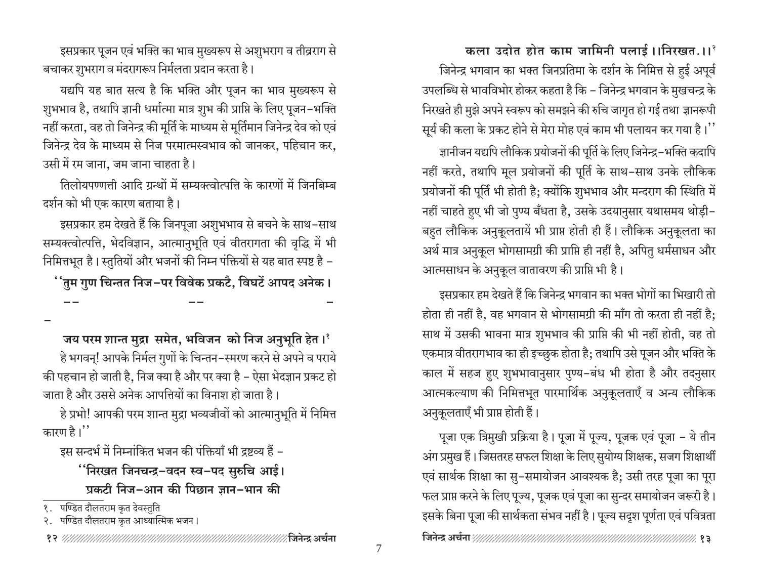इसप्रकार पूजन एवं भक्ति का भाव मुख्यरूप से अशुभराग व तीव्रराग से बचाकर शुभराग व मंदरागरूप निर्मलता प्रदान करता है।

यद्यपि यह बात सत्य है कि भक्ति और पूजन का भाव मुख्यरूप से शुभभाव है, तथापि ज्ञानी धर्मात्मा मात्र शुभ की प्राप्ति के लिए पूजन-भक्ति नहीं करता, वह तो जिनेन्द्र की मूर्ति के माध्यम से मूर्तिमान जिनेन्द्र देव को एवं जिनेन्द्र देव के माध्यम से निज परमात्मस्वभाव को जानकर, पहिचान कर, उसी में रम जाना, जम जाना चाहता है।

तिलोयपण्णत्ती आदि ग्रन्थों में सम्यक्त्वोत्पत्ति के कारणों में जिनबिम्ब दर्शन को भी एक कारण बताया है।

इसप्रकार हम देखते हैं कि जिनपूजा अशुभभाव से बचने के साथ-साथ सम्यक्त्वोत्पत्ति, भेदविज्ञान, आत्मानुभूति एवं वीतरागता की वृद्धि में भी निमित्तभूत है। स्तुतियों और भजनों की निम्न पंक्तियों से यह बात स्पष्ट है –

**''तुम गुण चिन्तत निज-पर विवेक प्रकटै, विघटें आपद अनेक।**

**-- -- --**

**जय परम शान्त मुद्रा समेत, भविजन को निज अनुभूति हेत।**[1]

हे भगवन्! आपके निर्मल गुणों के चिन्तन-स्मरण करने से अपने व पराये की पहचान हो जाती है, निज क्या है और पर क्या है – ऐसा भेदज्ञान प्रकट हो जाता है और उससे अनेक आपत्तियों का विनाश हो जाता है।

हे प्रभो! आपकी परम शान्त मुद्रा भव्यजीवों को आत्मानुभूति में निमित्त कारण है।''

इस सन्दर्भ में निम्नांकित भजन की पंक्तियाँ भी द्रष्टव्य हैं –

**''निरखत जिनचन्द्र-वदन स्व-पद सुरुचि आई।**
**प्रकटी निज-आन की पिछान ज्ञान-भान की**
**कला उदोत होत काम जामिनी पलाई।।निरखत.।।**[2]

जिनेन्द्र भगवान का भक्त जिनप्रतिमा के दर्शन के निमित्त से हुई अपूर्व उपलब्धि से भावविभोर होकर कहता है कि – जिनेन्द्र भगवान के मुखचन्द्र के निरखते ही मुझे अपने स्वरूप को समझने की रुचि जागृत हो गई तथा ज्ञानरूपी सूर्य की कला के प्रकट होने से मेरा मोह एवं काम भी पलायन कर गया है।''

ज्ञानीजन यद्यपि लौकिक प्रयोजनों की पूर्ति के लिए जिनेन्द्र-भक्ति कदापि नहीं करते, तथापि मूल प्रयोजनों की पूर्ति के साथ-साथ उनके लौकिक प्रयोजनों की पूर्ति भी होती है; क्योंकि शुभभाव और मन्दराग की स्थिति में नहीं चाहते हुए भी जो पुण्य बँधता है, उसके उदयानुसार यथासमय थोड़ी-बहुत लौकिक अनुकूलतायें भी प्राप्त होती ही हैं। लौकिक अनुकूलता का अर्थ मात्र अनुकूल भोगसामग्री की प्राप्ति ही नहीं है, अपितु धर्मसाधन और आत्मसाधन के अनुकूल वातावरण की प्राप्ति भी है।

इसप्रकार हम देखते हैं कि जिनेन्द्र भगवान का भक्त भोगों का भिखारी तो होता ही नहीं है, वह भगवान से भोगसामग्री की माँग तो करता ही नहीं है; साथ में उसकी भावना मात्र शुभभाव की प्राप्ति की भी नहीं होती, वह तो एकमात्र वीतरागभाव का ही इच्छुक होता है; तथापि उसे पूजन और भक्ति के काल में सहज हुए शुभभावानुसार पुण्य-बंध भी होता है और तदनुसार आत्मकल्याण की निमित्तभूत पारमार्थिक अनुकूलताएँ व अन्य लौकिक अनुकूलताएँ भी प्राप्त होती हैं।

पूजा एक त्रिमुखी प्रक्रिया है। पूजा में पूज्य, पूजक एवं पूजा – ये तीन अंग प्रमुख हैं। जिसतरह सफल शिक्षा के लिए सुयोग्य शिक्षक, सजग शिक्षार्थी एवं सार्थक शिक्षा का सु-समायोजन आवश्यक है; उसी तरह पूजा का पूरा फल प्राप्त करने के लिए पूज्य, पूजक एवं पूजा का सुन्दर समायोजन जरूरी है। इसके बिना पूजा की सार्थकता संभव नहीं है। पूज्य सदृश पूर्णता एवं पवित्रता

---

१. पण्डित दौलतराम कृत देवस्तुति
२. पण्डित दौलतराम कृत आध्यात्मिक भजन।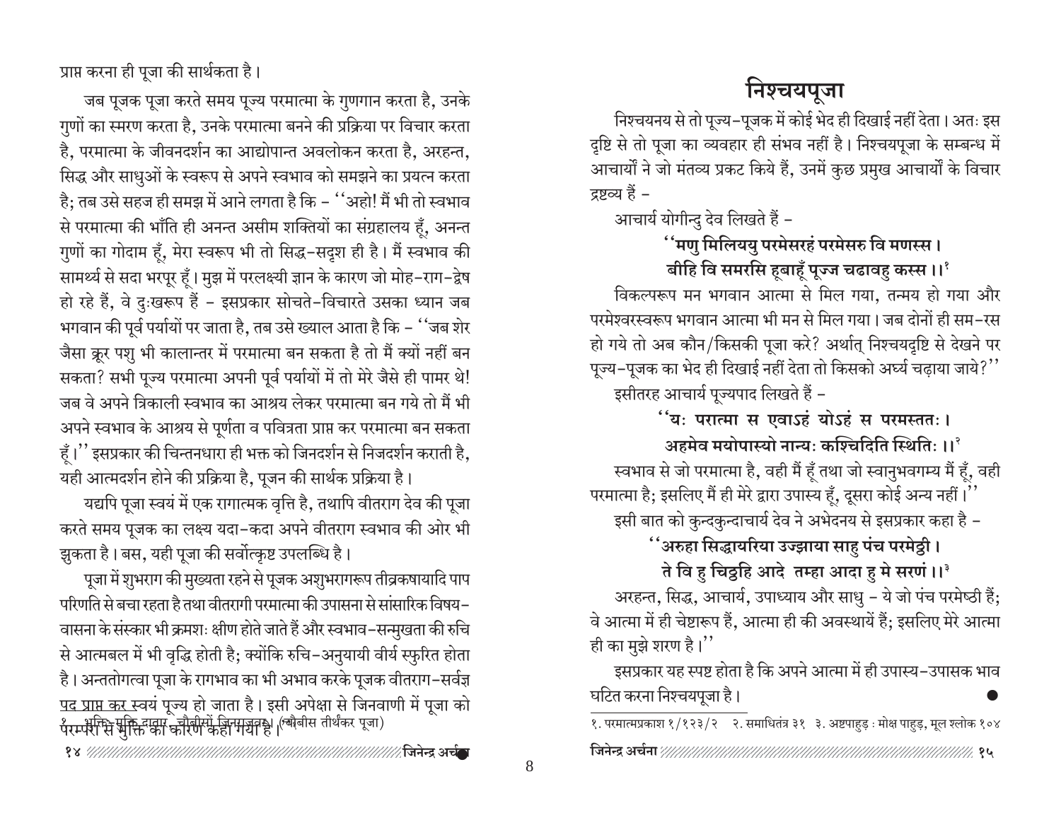प्राप्त करना ही पूजा की सार्थकता है।

जब पूजक पूजा करते समय पूज्य परमात्मा के गुणगान करता है, उनके गुणों का स्मरण करता है, उनके परमात्मा बनने की प्रक्रिया पर विचार करता है, परमात्मा के जीवनदर्शन का आद्योपान्त अवलोकन करता है, अरहन्त, सिद्ध और साधुओं के स्वरूप से अपने स्वभाव को समझने का प्रयत्न करता है; तब उसे सहज ही समझ में आने लगता है कि – ''अहो! मैं भी तो स्वभाव से परमात्मा की भाँति ही अनन्त असीम शक्तियों का संग्रहालय हूँ, अनन्त गुणों का गोदाम हूँ, मेरा स्वरूप भी तो सिद्ध-सदृश ही है। मैं स्वभाव की सामर्थ्य से सदा भरपूर हूँ। मुझ में परलक्ष्यी ज्ञान के कारण जो मोह-राग-द्वेष हो रहे हैं, वे दुःखरूप हैं – इसप्रकार सोचते-विचारते उसका ध्यान जब भगवान की पूर्व पर्यायों पर जाता है, तब उसे ख्याल आता है कि – ''जब शेर जैसा क्रूर पशु भी कालान्तर में परमात्मा बन सकता है तो मैं क्यों नहीं बन सकता? सभी पूज्य परमात्मा अपनी पूर्व पर्यायों में तो मेरे जैसे ही पामर थे! जब वे अपने त्रिकाली स्वभाव का आश्रय लेकर परमात्मा बन गये तो मैं भी अपने स्वभाव के आश्रय से पूर्णता व पवित्रता प्राप्त कर परमात्मा बन सकता हूँ।'' इसप्रकार की चिन्तनधारा ही भक्त को जिनदर्शन से निजदर्शन कराती है, यही आत्मदर्शन होने की प्रक्रिया है, पूजन की सार्थक प्रक्रिया है।

यद्यपि पूजा स्वयं में एक रागात्मक वृत्ति है, तथापि वीतराग देव की पूजा करते समय पूजक का लक्ष्य यदा-कदा अपने वीतराग स्वभाव की ओर भी झुकता है। बस, यही पूजा की सर्वोत्कृष्ट उपलब्धि है।

पूजा में शुभराग की मुख्यता रहने से पूजक अशुभरागरूप तीव्रकषायादि पाप परिणति से बचा रहता है तथा वीतरागी परमात्मा की उपासना से सांसारिक विषय-वासना के संस्कार भी क्रमशः क्षीण होते जाते हैं और स्वभाव-सन्मुखता की रुचि से आत्मबल में भी वृद्धि होती है; क्योंकि रुचि-अनुयायी वीर्य स्फुरित होता है। अन्ततोगत्वा पूजा के रागभाव का भी अभाव करके पूजक वीतराग-सर्वज्ञ पद प्राप्त कर स्वयं पूज्य हो जाता है। इसी अपेक्षा से जिनवाणी में पूजा को परम्परा से मुक्ति का कारण कहा गया है।[1]

१. भक्ति-मुक्ति दातार, चौबीसों जिनराजवर। (चौबीस तीर्थंकर पूजा)

## निश्चयपूजा

निश्चयनय से तो पूज्य-पूजक में कोई भेद ही दिखाई नहीं देता। अतः इस दृष्टि से तो पूजा का व्यवहार ही संभव नहीं है। निश्चयपूजा के सम्बन्ध में आचार्यों ने जो मंतव्य प्रकट किये हैं, उनमें कुछ प्रमुख आचार्यों के विचार द्रष्टव्य हैं –

आचार्य योगीन्दु देव लिखते हैं –

**''मणु मिलिययु परमेसरहं परमेसरु वि मणस्स।**
**बीहि वि समरसि हूबाहूँ पूज्ज चढावहु कस्स ।।**[1]

विकल्परूप मन भगवान आत्मा से मिल गया, तन्मय हो गया और परमेश्वरस्वरूप भगवान आत्मा भी मन से मिल गया। जब दोनों ही सम-रस हो गये तो अब कौन/किसकी पूजा करे? अर्थात् निश्चयदृष्टि से देखने पर पूज्य-पूजक का भेद ही दिखाई नहीं देता तो किसको अर्घ्य चढ़ाया जाये?''

इसीतरह आचार्य पूज्यपाद लिखते हैं –

**''यः परात्मा स एवाऽहं योऽहं स परमस्ततः।**
**अहमेव मयोपास्यो नान्यः कश्चिदिति स्थितिः ।।**[2]

स्वभाव से जो परमात्मा है, वही मैं हूँ तथा जो स्वानुभवगम्य मैं हूँ, वही परमात्मा है; इसलिए मैं ही मेरे द्वारा उपास्य हूँ, दूसरा कोई अन्य नहीं।''

इसी बात को कुन्दकुन्दाचार्य देव ने अभेदनय से इसप्रकार कहा है –

**''अरुहा सिद्धायरिया उज्झाया साहु पंच परमेट्ठी।**
**ते वि हु चिट्ठहि आदे तम्हा आदा हु मे सरणं ।।**[3]

अरहन्त, सिद्ध, आचार्य, उपाध्याय और साधु – ये जो पंच परमेष्ठी हैं; वे आत्मा में ही चेष्टारूप हैं, आत्मा ही की अवस्थायें हैं; इसलिए मेरे आत्मा ही का मुझे शरण है।''

इसप्रकार यह स्पष्ट होता है कि अपने आत्मा में ही उपास्य-उपासक भाव घटित करना निश्चयपूजा है।

१. परमात्मप्रकाश १/१२३/२ २. समाधितंत्र ३१ ३. अष्टपाहुड़ : मोक्ष पाहुड़, मूल श्लोक १०४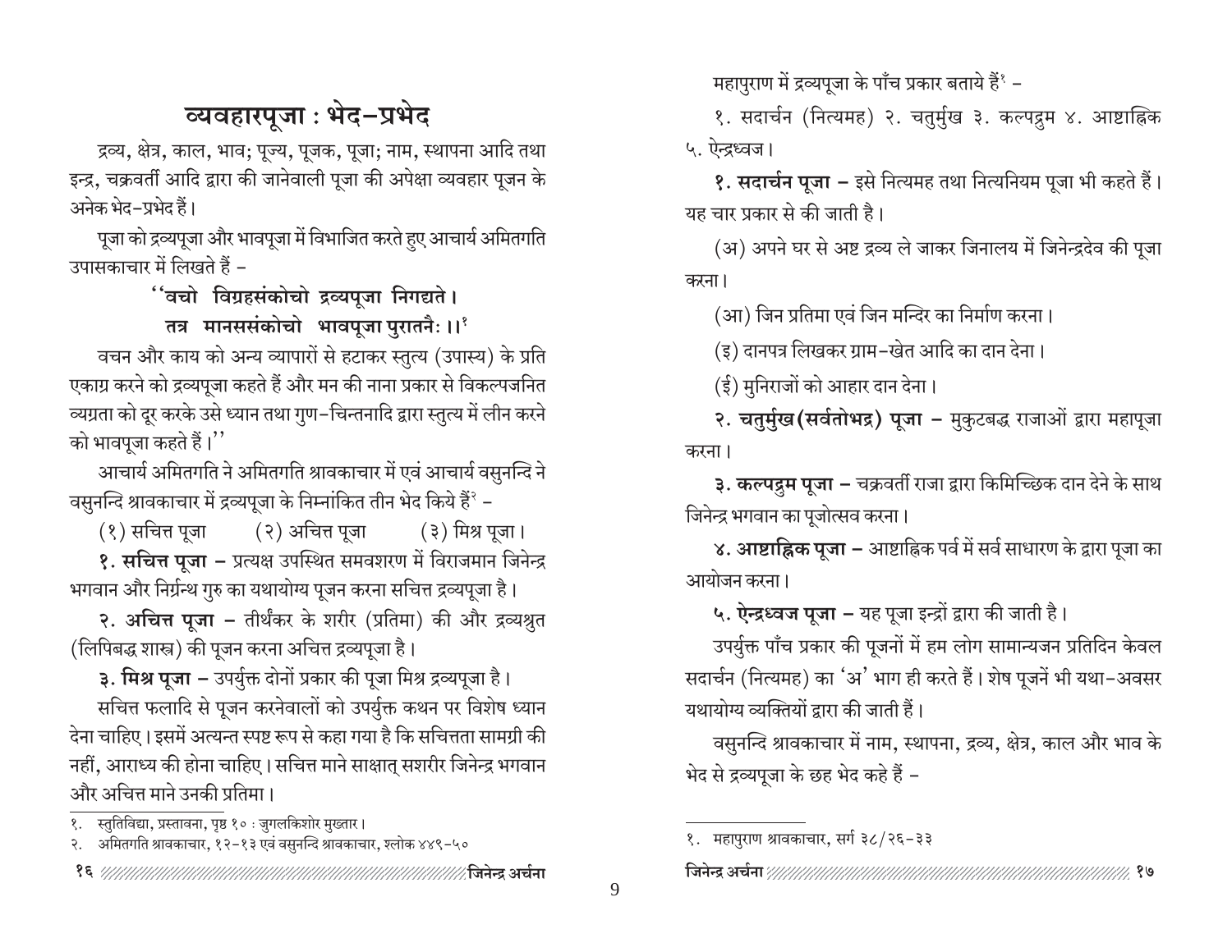## व्यवहारपूजा : भेद-प्रभेद

द्रव्य, क्षेत्र, काल, भाव; पूज्य, पूजक, पूजा; नाम, स्थापना आदि तथा इन्द्र, चक्रवर्ती आदि द्वारा की जानेवाली पूजा की अपेक्षा व्यवहार पूजन के अनेक भेद-प्रभेद हैं।

पूजा को द्रव्यपूजा और भावपूजा में विभाजित करते हुए आचार्य अमितगति उपासकाचार में लिखते हैं –

> ''वचो विग्रहसंकोचो द्रव्यपूजा निगद्यते।
> तत्र मानससंकोचो भावपूजा पुरातनैः ।।[१]

वचन और काय को अन्य व्यापारों से हटाकर स्तुत्य (उपास्य) के प्रति एकाग्र करने को द्रव्यपूजा कहते हैं और मन की नाना प्रकार से विकल्पजनित व्यग्रता को दूर करके उसे ध्यान तथा गुण-चिन्तनादि द्वारा स्तुत्य में लीन करने को भावपूजा कहते हैं।''

आचार्य अमितगति ने अमितगति श्रावकाचार में एवं आचार्य वसुनन्दि ने वसुनन्दि श्रावकाचार में द्रव्यपूजा के निम्नांकित तीन भेद किये हैं[२] –

(१) सचित्त पूजा (२) अचित्त पूजा (३) मिश्र पूजा।

**१. सचित्त पूजा –** प्रत्यक्ष उपस्थित समवशरण में विराजमान जिनेन्द्र भगवान और निर्ग्रन्थ गुरु का यथायोग्य पूजन करना सचित्त द्रव्यपूजा है।

**२. अचित्त पूजा –** तीर्थंकर के शरीर (प्रतिमा) की और द्रव्यश्रुत (लिपिबद्ध शास्त्र) की पूजन करना अचित्त द्रव्यपूजा है।

**३. मिश्र पूजा –** उपर्युक्त दोनों प्रकार की पूजा मिश्र द्रव्यपूजा है।

सचित्त फलादि से पूजन करनेवालों को उपर्युक्त कथन पर विशेष ध्यान देना चाहिए। इसमें अत्यन्त स्पष्ट रूप से कहा गया है कि सचित्तता सामग्री की नहीं, आराध्य की होना चाहिए। सचित्त माने साक्षात् सशरीर जिनेन्द्र भगवान और अचित्त माने उनकी प्रतिमा।

---

१. स्तुतिविद्या, प्रस्तावना, पृष्ठ १० : जुगलकिशोर मुख्तार।

२. अमितगति श्रावकाचार, १२-१३ एवं वसुनन्दि श्रावकाचार, श्लोक ४४९-५०

महापुराण में द्रव्यपूजा के पाँच प्रकार बताये हैं[१] –

१. सदार्चन (नित्यमह) २. चतुर्मुख ३. कल्पद्रुम ४. आष्टाह्निक ५. ऐन्द्रध्वज।

**१. सदार्चन पूजा –** इसे नित्यमह तथा नित्यनियम पूजा भी कहते हैं। यह चार प्रकार से की जाती है।

(अ) अपने घर से अष्ट द्रव्य ले जाकर जिनालय में जिनेन्द्रदेव की पूजा करना।

(आ) जिन प्रतिमा एवं जिन मन्दिर का निर्माण करना।

(इ) दानपत्र लिखकर ग्राम-खेत आदि का दान देना।

(ई) मुनिराजों को आहार दान देना।

**२. चतुर्मुख (सर्वतोभद्र) पूजा –** मुकुटबद्ध राजाओं द्वारा महापूजा करना।

**३. कल्पद्रुम पूजा –** चक्रवर्ती राजा द्वारा किमिच्छिक दान देने के साथ जिनेन्द्र भगवान का पूजोत्सव करना।

**४. आष्टाह्निक पूजा –** आष्टाह्निक पर्व में सर्व साधारण के द्वारा पूजा का आयोजन करना।

**५. ऐन्द्रध्वज पूजा –** यह पूजा इन्द्रों द्वारा की जाती है।

उपर्युक्त पाँच प्रकार की पूजनों में हम लोग सामान्यजन प्रतिदिन केवल सदार्चन (नित्यमह) का 'अ' भाग ही करते हैं। शेष पूजनें भी यथा-अवसर यथायोग्य व्यक्तियों द्वारा की जाती हैं।

वसुनन्दि श्रावकाचार में नाम, स्थापना, द्रव्य, क्षेत्र, काल और भाव के भेद से द्रव्यपूजा के छह भेद कहे हैं –

---

१. महापुराण श्रावकाचार, सर्ग ३८/२६-३३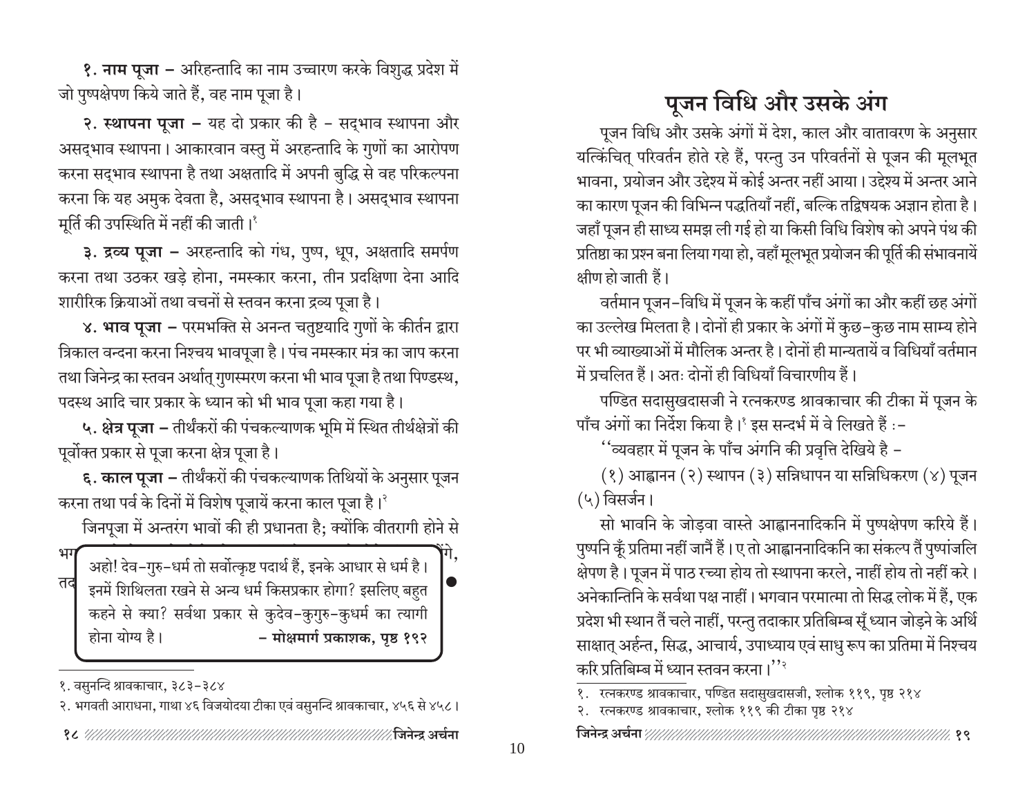**१. नाम पूजा –** अरिहन्तादि का नाम उच्चारण करके विशुद्ध प्रदेश में जो पुष्पक्षेपण किये जाते हैं, वह नाम पूजा है।

**२. स्थापना पूजा –** यह दो प्रकार की है – सद्भाव स्थापना और असद्भाव स्थापना। आकारवान वस्तु में अरहन्तादि के गुणों का आरोपण करना सद्भाव स्थापना है तथा अक्षतादि में अपनी बुद्धि से वह परिकल्पना करना कि यह अमुक देवता है, असद्भाव स्थापना है। असद्भाव स्थापना मूर्ति की उपस्थिति में नहीं की जाती।[1]

**३. द्रव्य पूजा –** अरहन्तादि को गंध, पुष्प, धूप, अक्षतादि समर्पण करना तथा उठकर खड़े होना, नमस्कार करना, तीन प्रदक्षिणा देना आदि शारीरिक क्रियाओं तथा वचनों से स्तवन करना द्रव्य पूजा है।

**४. भाव पूजा –** परमभक्ति से अनन्त चतुष्टयादि गुणों के कीर्तन द्वारा त्रिकाल वन्दना करना निश्चय भावपूजा है। पंच नमस्कार मंत्र का जाप करना तथा जिनेन्द्र का स्तवन अर्थात् गुणस्मरण करना भी भाव पूजा है तथा पिण्डस्थ, पदस्थ आदि चार प्रकार के ध्यान को भी भाव पूजा कहा गया है।

**५. क्षेत्र पूजा –** तीर्थंकरों की पंचकल्याणक भूमि में स्थित तीर्थक्षेत्रों की पूर्वोक्त प्रकार से पूजा करना क्षेत्र पूजा है।

**६. काल पूजा –** तीर्थंकरों की पंचकल्याणक तिथियों के अनुसार पूजन करना तथा पर्व के दिनों में विशेष पूजायें करना काल पूजा है।[2]

जिनपूजा में अन्तरंग भावों की ही प्रधानता है; क्योंकि वीतरागी होने से भग... ...गे, तद...

> अहो! देव-गुरु-धर्म तो सर्वोत्कृष्ट पदार्थ हैं, इनके आधार से धर्म है। इनमें शिथिलता रखने से अन्य धर्म किसप्रकार होगा? इसलिए बहुत कहने से क्या? सर्वथा प्रकार से कुदेव-कुगुरु-कुधर्म का त्यागी होना योग्य है। **– मोक्षमार्ग प्रकाशक, पृष्ठ १९२**

---

१. वसुनन्दि श्रावकाचार, ३८३-३८४

२. भगवती आराधना, गाथा ४६ विजयोदया टीका एवं वसुनन्दि श्रावकाचार, ४५६ से ४५८।

# पूजन विधि और उसके अंग

पूजन विधि और उसके अंगों में देश, काल और वातावरण के अनुसार यत्किंचित् परिवर्तन होते रहे हैं, परन्तु उन परिवर्तनों से पूजन की मूलभूत भावना, प्रयोजन और उद्देश्य में कोई अन्तर नहीं आया। उद्देश्य में अन्तर आने का कारण पूजन की विभिन्न पद्धतियाँ नहीं, बल्कि तद्विषयक अज्ञान होता है। जहाँ पूजन ही साध्य समझ ली गई हो या किसी विधि विशेष को अपने पंथ की प्रतिष्ठा का प्रश्न बना लिया गया हो, वहाँ मूलभूत प्रयोजन की पूर्ति की संभावनायें क्षीण हो जाती हैं।

वर्तमान पूजन-विधि में पूजन के कहीं पाँच अंगों का और कहीं छह अंगों का उल्लेख मिलता है। दोनों ही प्रकार के अंगों में कुछ-कुछ नाम साम्य होने पर भी व्याख्याओं में मौलिक अन्तर है। दोनों ही मान्यतायें व विधियाँ वर्तमान में प्रचलित हैं। अतः दोनों ही विधियाँ विचारणीय हैं।

पण्डित सदासुखदासजी ने रत्नकरण्ड श्रावकाचार की टीका में पूजन के पाँच अंगों का निर्देश किया है।[1] इस सन्दर्भ में वे लिखते हैं :-

''व्यवहार में पूजन के पाँच अंगनि की प्रवृत्ति देखिये है –

(१) आह्वानन (२) स्थापन (३) सन्निधापन या सन्निधिकरण (४) पूजन (५) विसर्जन।

सो भावनि के जोड़वा वास्ते आह्वाननादिकनि में पुष्पक्षेपण करिये हैं। पुष्पनि कूँ प्रतिमा नहीं जानैं हैं। ए तो आह्वाननादिकनि का संकल्प तैं पुष्पांजलि क्षेपण है। पूजन में पाठ रच्या होय तो स्थापना करले, नाहीं होय तो नहीं करे। अनेकान्तिनि के सर्वथा पक्ष नाहीं। भगवान परमात्मा तो सिद्ध लोक में हैं, एक प्रदेश भी स्थान तैं चले नाहीं, परन्तु तदाकार प्रतिबिम्ब सूँ ध्यान जोड़ने के अर्थि साक्षात् अर्हन्त, सिद्ध, आचार्य, उपाध्याय एवं साधु रूप का प्रतिमा में निश्चय करि प्रतिबिम्ब में ध्यान स्तवन करना।''[2]

---

१. रत्नकरण्ड श्रावकाचार, पण्डित सदासुखदासजी, श्लोक ११९, पृष्ठ २१४

२. रत्नकरण्ड श्रावकाचार, श्लोक ११९ की टीका पृष्ठ २१४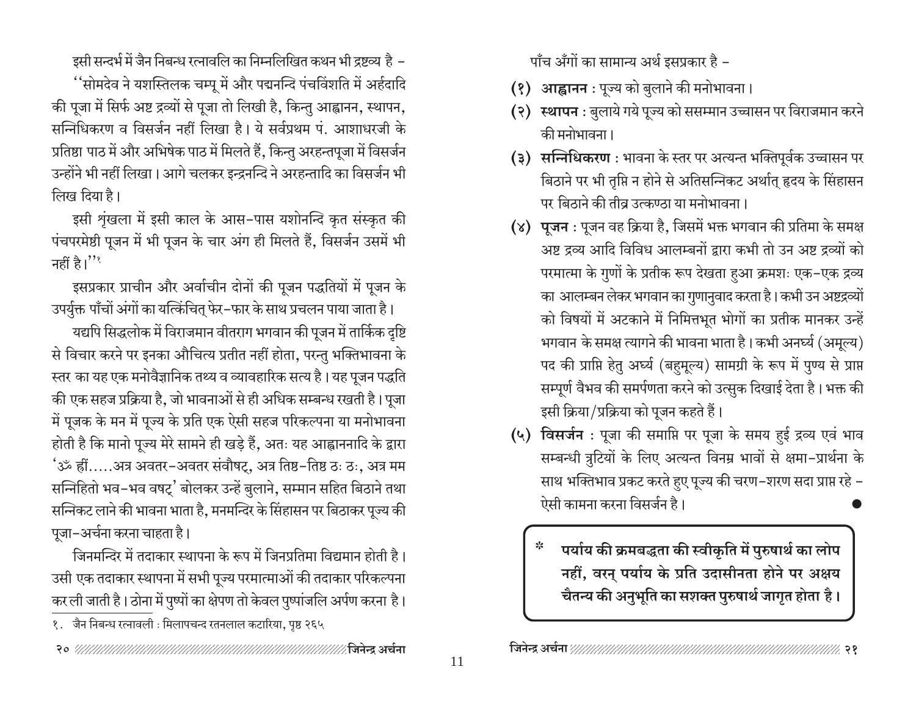इसी सन्दर्भ में जैन निबन्ध रत्नावलि का निम्नलिखित कथन भी द्रष्टव्य है –

''सोमदेव ने यशस्तिलक चम्पू में और पद्मनन्दि पंचविंशति में अर्हदादि की पूजा में सिर्फ अष्ट द्रव्यों से पूजा तो लिखी है, किन्तु आह्वानन, स्थापन, सन्निधिकरण व विसर्जन नहीं लिखा है। ये सर्वप्रथम पं. आशाधरजी के प्रतिष्ठा पाठ में और अभिषेक पाठ में मिलते हैं, किन्तु अरहन्तपूजा में विसर्जन उन्होंने भी नहीं लिखा। आगे चलकर इन्द्रनन्दि ने अरहन्तादि का विसर्जन भी लिख दिया है।

इसी शृंखला में इसी काल के आस-पास यशोनन्दि कृत संस्कृत की पंचपरमेष्ठी पूजन में भी पूजन के चार अंग ही मिलते हैं, विसर्जन उसमें भी नहीं है।''[1]

इसप्रकार प्राचीन और अर्वाचीन दोनों की पूजन पद्धतियों में पूजन के उपर्युक्त पाँचों अंगों का यत्किंचित् फेर-फार के साथ प्रचलन पाया जाता है।

यद्यपि सिद्धलोक में विराजमान वीतराग भगवान की पूजन में तार्किक दृष्टि से विचार करने पर इनका औचित्य प्रतीत नहीं होता, परन्तु भक्तिभावना के स्तर का यह एक मनोवैज्ञानिक तथ्य व व्यावहारिक सत्य है। यह पूजन पद्धति की एक सहज प्रक्रिया है, जो भावनाओं से ही अधिक सम्बन्ध रखती है। पूजा में पूजक के मन में पूज्य के प्रति एक ऐसी सहज परिकल्पना या मनोभावना होती है कि मानो पूज्य मेरे सामने ही खड़े हैं, अतः यह आह्वाननादि के द्वारा 'ॐ ह्रीं.....अत्र अवतर-अवतर संवौषट्, अत्र तिष्ठ-तिष्ठ ठः ठः, अत्र मम सन्निहितो भव-भव वषट्' बोलकर उन्हें बुलाने, सम्मान सहित बिठाने तथा सन्निकट लाने की भावना भाता है, मनमन्दिर के सिंहासन पर बिठाकर पूज्य की पूजा-अर्चना करना चाहता है।

जिनमन्दिर में तदाकार स्थापना के रूप में जिनप्रतिमा विद्यमान होती है। उसी एक तदाकार स्थापना में सभी पूज्य परमात्माओं की तदाकार परिकल्पना कर ली जाती है। ठोना में पुष्पों का क्षेपण तो केवल पुष्पांजलि अर्पण करना है।

---

१. जैन निबन्ध रत्नावली : मिलापचन्द रतनलाल कटारिया, पृष्ठ २६५

पाँच अँगों का सामान्य अर्थ इसप्रकार है –

(१) **आह्वानन** : पूज्य को बुलाने की मनोभावना।

(२) **स्थापन** : बुलाये गये पूज्य को ससम्मान उच्चासन पर विराजमान करने की मनोभावना।

(३) **सन्निधिकरण** : भावना के स्तर पर अत्यन्त भक्तिपूर्वक उच्चासन पर बिठाने पर भी तृप्ति न होने से अतिसन्निकट अर्थात् हृदय के सिंहासन पर बिठाने की तीव्र उत्कण्ठा या मनोभावना।

(४) **पूजन** : पूजन वह क्रिया है, जिसमें भक्त भगवान की प्रतिमा के समक्ष अष्ट द्रव्य आदि विविध आलम्बनों द्वारा कभी तो उन अष्ट द्रव्यों को परमात्मा के गुणों के प्रतीक रूप देखता हुआ क्रमशः एक-एक द्रव्य का आलम्बन लेकर भगवान का गुणानुवाद करता है। कभी उन अष्टद्रव्यों को विषयों में अटकाने में निमित्तभूत भोगों का प्रतीक मानकर उन्हें भगवान के समक्ष त्यागने की भावना भाता है। कभी अनर्घ्य (अमूल्य) पद की प्राप्ति हेतु अर्घ्य (बहुमूल्य) सामग्री के रूप में पुण्य से प्राप्त सम्पूर्ण वैभव की समर्पणता करने को उत्सुक दिखाई देता है। भक्त की इसी क्रिया/प्रक्रिया को पूजन कहते हैं।

(५) **विसर्जन** : पूजा की समाप्ति पर पूजा के समय हुई द्रव्य एवं भाव सम्बन्धी त्रुटियों के लिए अत्यन्त विनम्र भावों से क्षमा-प्रार्थना के साथ भक्तिभाव प्रकट करते हुए पूज्य की चरण-शरण सदा प्राप्त रहे – ऐसी कामना करना विसर्जन है।

> * **पर्याय की क्रमबद्धता की स्वीकृति में पुरुषार्थ का लोप नहीं, वरन् पर्याय के प्रति उदासीनता होने पर अक्षय चैतन्य की अनुभूति का सशक्त पुरुषार्थ जागृत होता है।**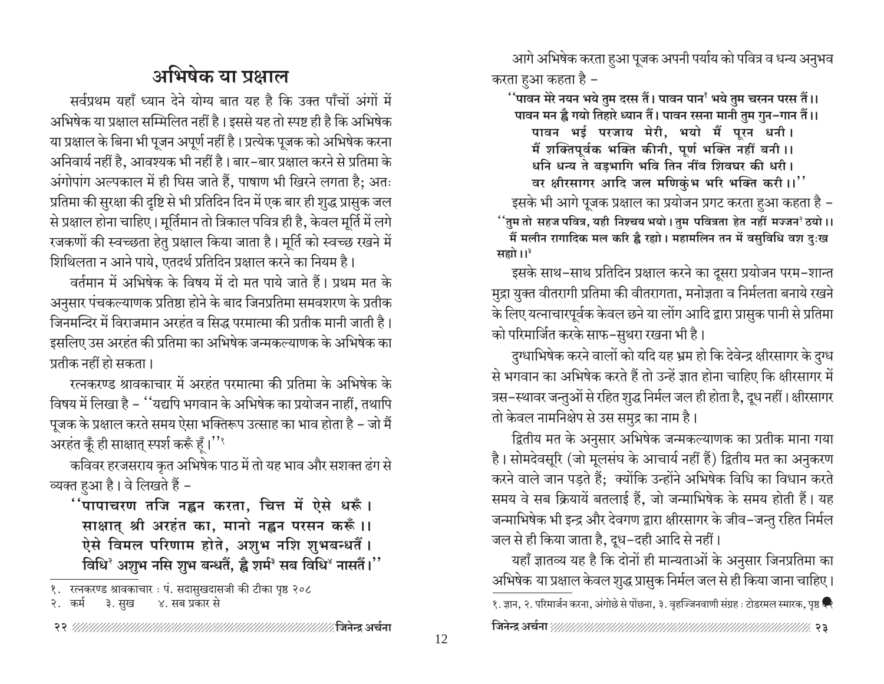## अभिषेक या प्रक्षाल

सर्वप्रथम यहाँ ध्यान देने योग्य बात यह है कि उक्त पाँचों अंगों में अभिषेक या प्रक्षाल सम्मिलित नहीं है। इससे यह तो स्पष्ट ही है कि अभिषेक या प्रक्षाल के बिना भी पूजन अपूर्ण नहीं है। प्रत्येक पूजक को अभिषेक करना अनिवार्य नहीं है, आवश्यक भी नहीं है। बार-बार प्रक्षाल करने से प्रतिमा के अंगोपांग अल्पकाल में ही घिस जाते हैं, पाषाण भी खिरने लगता है; अतः प्रतिमा की सुरक्षा की दृष्टि से भी प्रतिदिन दिन में एक बार ही शुद्ध प्रासुक जल से प्रक्षाल होना चाहिए। मूर्तिमान तो त्रिकाल पवित्र ही है, केवल मूर्ति में लगे रजकणों की स्वच्छता हेतु प्रक्षाल किया जाता है। मूर्ति को स्वच्छ रखने में शिथिलता न आने पाये, एतदर्थ प्रतिदिन प्रक्षाल करने का नियम है।

वर्तमान में अभिषेक के विषय में दो मत पाये जाते हैं। प्रथम मत के अनुसार पंचकल्याणक प्रतिष्ठा होने के बाद जिनप्रतिमा समवशरण के प्रतीक जिनमन्दिर में विराजमान अरहंत व सिद्ध परमात्मा की प्रतीक मानी जाती है। इसलिए उस अरहंत की प्रतिमा का अभिषेक जन्मकल्याणक के अभिषेक का प्रतीक नहीं हो सकता।

रत्नकरण्ड श्रावकाचार में अरहंत परमात्मा की प्रतिमा के अभिषेक के विषय में लिखा है – ''यद्यपि भगवान के अभिषेक का प्रयोजन नाहीं, तथापि पूजक के प्रक्षाल करते समय ऐसा भक्तिरूप उत्साह का भाव होता है – जो मैं अरहंत कूँ ही साक्षात् स्पर्श करूँ हूँ।''[१]

कविवर हरजसराय कृत अभिषेक पाठ में तो यह भाव और सशक्त ढंग से व्यक्त हुआ है। वे लिखते हैं –

> **''पापाचरण तजि न्हवन करता, चित्त में ऐसे धरूँ।**
> **साक्षात् श्री अरहंत का, मानो न्हवन परसन करूँ।।**
> **ऐसे विमल परिणाम होते, अशुभ नशि शुभबन्धतैं।**
> **विधि[२] अशुभ नसि शुभ बन्धतैं, ह्वै शर्म[३] सब विधि[४] नासतैं।''**

आगे अभिषेक करता हुआ पूजक अपनी पर्याय को पवित्र व धन्य अनुभव करता हुआ कहता है –

> **''पावन मेरे नयन भये तुम दरस तैं। पावन पान[१] भये तुम चरनन परस तैं।।**
> **पावन मन ह्वै गयो तिहारे ध्यान तैं। पावन रसना मानी तुम गुन-गान तैं।।**
> **पावन भई परजाय मेरी, भयो मैं पूरन धनी।**
> **मैं शक्तिपूर्वक भक्ति कीनी, पूर्ण भक्ति नहीं बनी।।**
> **धनि धन्य ते बड़भागि भवि तिन नींव शिवघर की धरी।**
> **वर क्षीरसागर आदि जल मणिकुंभ भरि भक्ति करी।।''**

इसके भी आगे पूजक प्रक्षाल का प्रयोजन प्रगट करता हुआ कहता है –

> **''तुम तो सहज पवित्र, यही निश्चय भयो। तुम पवित्रता हेत नहीं मज्जन[२] ठयो।।**
> **मैं मलीन रागादिक मल करि ह्वै रह्यो। महामलिन तन में वसुविधि वश दुःख सह्यो।।[३]**

इसके साथ-साथ प्रतिदिन प्रक्षाल करने का दूसरा प्रयोजन परम-शान्त मुद्रा युक्त वीतरागी प्रतिमा की वीतरागता, मनोज्ञता व निर्मलता बनाये रखने के लिए यत्नाचारपूर्वक केवल छने या लोंग आदि द्वारा प्रासुक पानी से प्रतिमा को परिमार्जित करके साफ-सुथरा रखना भी है।

दुग्धाभिषेक करने वालों को यदि यह भ्रम हो कि देवेन्द्र क्षीरसागर के दुग्ध से भगवान का अभिषेक करते हैं तो उन्हें ज्ञात होना चाहिए कि क्षीरसागर में त्रस-स्थावर जन्तुओं से रहित शुद्ध निर्मल जल ही होता है, दूध नहीं। क्षीरसागर तो केवल नामनिक्षेप से उस समुद्र का नाम है।

द्वितीय मत के अनुसार अभिषेक जन्मकल्याणक का प्रतीक माना गया है। सोमदेवसूरि (जो मूलसंघ के आचार्य नहीं हैं) द्वितीय मत का अनुकरण करने वाले जान पड़ते हैं; क्योंकि उन्होंने अभिषेक विधि का विधान करते समय वे सब क्रियायें बतलाई हैं, जो जन्माभिषेक के समय होती हैं। यह जन्माभिषेक भी इन्द्र और देवगण द्वारा क्षीरसागर के जीव-जन्तु रहित निर्मल जल से ही किया जाता है, दूध-दही आदि से नहीं।

यहाँ ज्ञातव्य यह है कि दोनों ही मान्यताओं के अनुसार जिनप्रतिमा का अभिषेक या प्रक्षाल केवल शुद्ध प्रासुक निर्मल जल से ही किया जाना चाहिए।

---

१. रत्नकरण्ड श्रावकाचार : पं. सदासुखदासजी की टीका पृष्ठ २०८
२. कर्म ३. सुख ४. सब प्रकार से

१. ज्ञान, २. परिमार्जन करना, अंगोछे से पोंछना, ३. वृहज्जिनवाणी संग्रह : टोडरमल स्मारक, पृष्ठ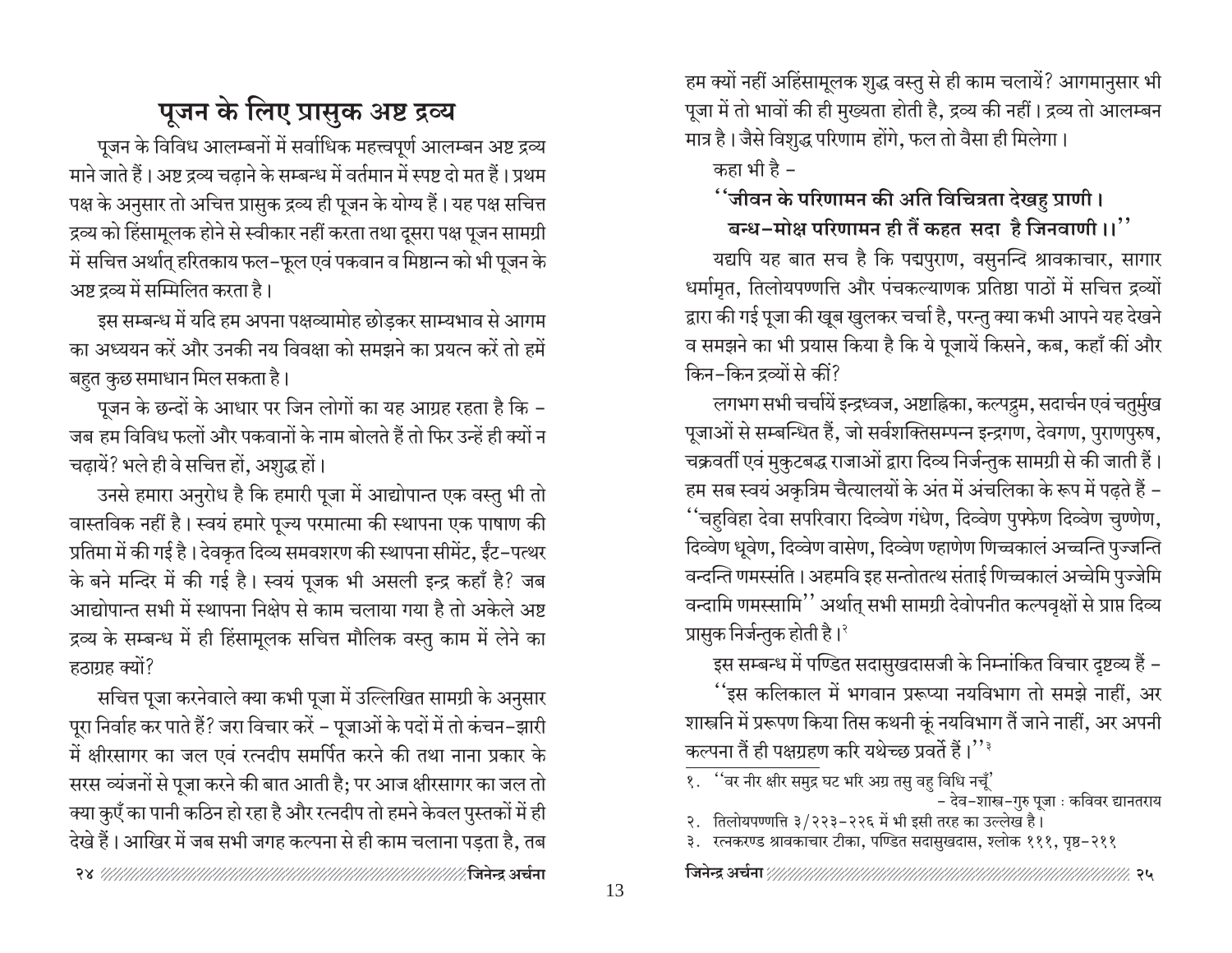# पूजन के लिए प्रासुक अष्ट द्रव्य

पूजन के विविध आलम्बनों में सर्वाधिक महत्त्वपूर्ण आलम्बन अष्ट द्रव्य माने जाते हैं। अष्ट द्रव्य चढ़ाने के सम्बन्ध में वर्तमान में स्पष्ट दो मत हैं। प्रथम पक्ष के अनुसार तो अचित्त प्रासुक द्रव्य ही पूजन के योग्य हैं। यह पक्ष सचित्त द्रव्य को हिंसामूलक होने से स्वीकार नहीं करता तथा दूसरा पक्ष पूजन सामग्री में सचित्त अर्थात् हरितकाय फल-फूल एवं पकवान व मिष्ठान्न को भी पूजन के अष्ट द्रव्य में सम्मिलित करता है।

इस सम्बन्ध में यदि हम अपना पक्षव्यामोह छोड़कर साम्यभाव से आगम का अध्ययन करें और उनकी नय विवक्षा को समझने का प्रयत्न करें तो हमें बहुत कुछ समाधान मिल सकता है।

पूजन के छन्दों के आधार पर जिन लोगों का यह आग्रह रहता है कि - जब हम विविध फलों और पकवानों के नाम बोलते हैं तो फिर उन्हें ही क्यों न चढ़ायें? भले ही वे सचित्त हों, अशुद्ध हों।

उनसे हमारा अनुरोध है कि हमारी पूजा में आद्योपान्त एक वस्तु भी तो वास्तविक नहीं है। स्वयं हमारे पूज्य परमात्मा की स्थापना एक पाषाण की प्रतिमा में की गई है। देवकृत दिव्य समवशरण की स्थापना सीमेंट, ईंट-पत्थर के बने मन्दिर में की गई है। स्वयं पूजक भी असली इन्द्र कहाँ है? जब आद्योपान्त सभी में स्थापना निक्षेप से काम चलाया गया है तो अकेले अष्ट द्रव्य के सम्बन्ध में ही हिंसामूलक सचित्त मौलिक वस्तु काम में लेने का हठाग्रह क्यों?

सचित्त पूजा करनेवाले क्या कभी पूजा में उल्लिखित सामग्री के अनुसार पूरा निर्वाह कर पाते हैं? जरा विचार करें - पूजाओं के पदों में तो कंचन-झारी में क्षीरसागर का जल एवं रत्नदीप समर्पित करने की तथा नाना प्रकार के सरस व्यंजनों से पूजा करने की बात आती है; पर आज क्षीरसागर का जल तो क्या कुएँ का पानी कठिन हो रहा है और रत्नदीप तो हमने केवल पुस्तकों में ही देखे हैं। आखिर में जब सभी जगह कल्पना से ही काम चलाना पड़ता है, तब हम क्यों नहीं अहिंसामूलक शुद्ध वस्तु से ही काम चलायें? आगमानुसार भी पूजा में तो भावों की ही मुख्यता होती है, द्रव्य की नहीं। द्रव्य तो आलम्बन मात्र है। जैसे विशुद्ध परिणाम होंगे, फल तो वैसा ही मिलेगा।

कहा भी है -

**"जीवन के परिणामन की अति विचित्रता देखहु प्राणी।**
**बन्ध-मोक्ष परिणामन ही तैं कहत सदा है जिनवाणी।।"**

यद्यपि यह बात सच है कि पद्मपुराण, वसुनन्दि श्रावकाचार, सागार धर्मामृत, तिलोयपण्णत्ति और पंचकल्याणक प्रतिष्ठा पाठों में सचित्त द्रव्यों द्वारा की गई पूजा की खूब खुलकर चर्चा है, परन्तु क्या कभी आपने यह देखने व समझने का भी प्रयास किया है कि ये पूजायें किसने, कब, कहाँ कीं और किन-किन द्रव्यों से कीं?

लगभग सभी चर्चायें इन्द्रध्वज, अष्टाह्निका, कल्पद्रुम, सदार्चन एवं चतुर्मुख पूजाओं से सम्बन्धित हैं, जो सर्वशक्तिसम्पन्न इन्द्रगण, देवगण, पुराणपुरुष, चक्रवर्ती एवं मुकुटबद्ध राजाओं द्वारा दिव्य निर्जन्तुक सामग्री से की जाती हैं। हम सब स्वयं अकृत्रिम चैत्यालयों के अंत में अंचलिका के रूप में पढ़ते हैं - "चहुविहा देवा सपरिवारा दिव्वेण गंधेण, दिव्वेण पुप्फेण दिव्वेण चुण्णेण, दिव्वेण धूवेण, दिव्वेण वासेण, दिव्वेण ण्हाणेण णिच्चकालं अच्चन्ति पुज्जन्ति वन्दन्ति णमस्संति। अहमवि इह सन्तोतत्थ संताई णिच्चकालं अच्चेमि पुज्जेमि वन्दामि णमस्सामि" अर्थात् सभी सामग्री देवोपनीत कल्पवृक्षों से प्राप्त दिव्य प्रासुक निर्जन्तुक होती है।[२]

इस सम्बन्ध में पण्डित सदासुखदासजी के निम्नांकित विचार दृष्टव्य हैं -

"इस कलिकाल में भगवान प्ररूप्या नयविभाग तो समझे नाहीं, अर शास्त्रनि में प्ररूपण किया तिस कथनी कूं नयविभाग तैं जाने नाहीं, अर अपनी कल्पना तैं ही पक्षग्रहण करि यथेच्छ प्रवर्ते हैं।"[३]

---

१. "वर नीर क्षीर समुद्र घट भरि अग्र तसु वहु विधि नचूँ" - देव-शास्त्र-गुरु पूजा : कविवर द्यानतराय

२. तिलोयपण्णत्ति ३/२२३-२२६ में भी इसी तरह का उल्लेख है।

३. रत्नकरण्ड श्रावकाचार टीका, पण्डित सदासुखदास, श्लोक १११, पृष्ठ-२११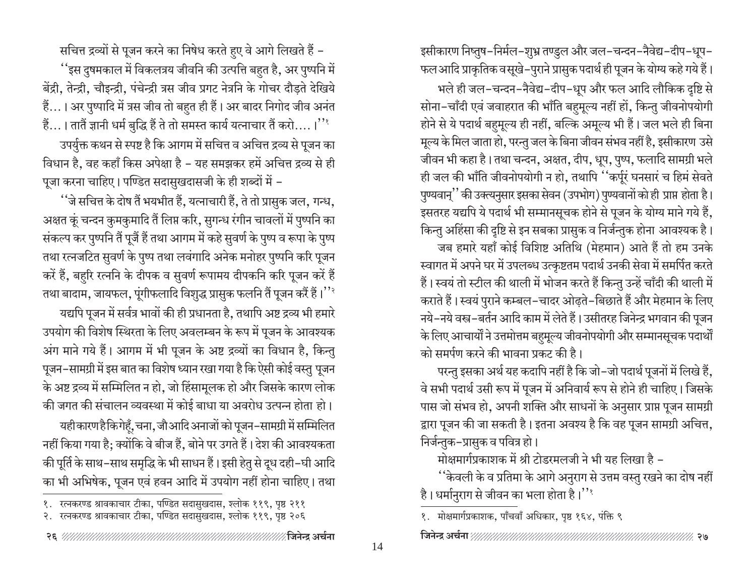सचित्त द्रव्यों से पूजन करने का निषेध करते हुए वे आगे लिखते हैं –

''इस दुषमकाल में विकलत्रय जीवनि की उत्पत्ति बहुत है, अर पुष्पनि में बेंद्री, तेन्द्री, चौइन्द्री, पंचेन्द्री त्रस जीव प्रगट नेत्रनि के गोचर दौड़ते देखिये हैं... । अर पुष्पादि में त्रस जीव तो बहुत ही हैं। अर बादर निगोद जीव अनंत हैं... । तातैं ज्ञानी धर्म बुद्धि हैं ते तो समस्त कार्य यत्नाचार तैं करो.... ।''[१]

उपर्युक्त कथन से स्पष्ट है कि आगम में सचित्त व अचित्त द्रव्य से पूजन का विधान है, वह कहाँ किस अपेक्षा है – यह समझकर हमें अचित्त द्रव्य से ही पूजा करना चाहिए। पण्डित सदासुखदासजी के ही शब्दों में –

''जे सचित्त के दोष तैं भयभीत हैं, यत्नाचारी हैं, ते तो प्रासुक जल, गन्ध, अक्षत कूं चन्दन कुमकुमादि तैं लिप्त करि, सुगन्ध रंगीन चावलों में पुष्पनि का संकल्प कर पुष्पनि तैं पूजैं हैं तथा आगम में कहे सुवर्ण के पुष्प व रूपा के पुष्प तथा रत्नजटित सुवर्ण के पुष्प तथा लवंगादि अनेक मनोहर पुष्पनि करि पूजन करें हैं, बहुरि रत्ननि के दीपक व सुवर्ण रूपामय दीपकनि करि पूजन करें हैं तथा बादाम, जायफल, पूंगीफलादि विशुद्ध प्रासुक फलनि तैं पूजन करैं हैं।''[२]

यद्यपि पूजन में सर्वत्र भावों की ही प्रधानता है, तथापि अष्ट द्रव्य भी हमारे उपयोग की विशेष स्थिरता के लिए अवलम्बन के रूप में पूजन के आवश्यक अंग माने गये हैं। आगम में भी पूजन के अष्ट द्रव्यों का विधान है, किन्तु पूजन-सामग्री में इस बात का विशेष ध्यान रखा गया है कि ऐसी कोई वस्तु पूजन के अष्ट द्रव्य में सम्मिलित न हो, जो हिंसामूलक हो और जिसके कारण लोक की जगत की संचालन व्यवस्था में कोई बाधा या अवरोध उत्पन्न होता हो।

यही कारण है कि गेहूँ, चना, जौ आदि अनाजों को पूजन-सामग्री में सम्मिलित नहीं किया गया है; क्योंकि वे बीज हैं, बोने पर उगते हैं। देश की आवश्यकता की पूर्ति के साथ-साथ समृद्धि के भी साधन हैं। इसी हेतु से दूध दही-घी आदि का भी अभिषेक, पूजन एवं हवन आदि में उपयोग नहीं होना चाहिए। तथा

१. रत्नकरण्ड श्रावकाचार टीका, पण्डित सदासुखदास, श्लोक ११९, पृष्ठ २११

२. रत्नकरण्ड श्रावकाचार टीका, पण्डित सदासुखदास, श्लोक ११९, पृष्ठ २०६

इसीकारण निष्तुष-निर्मल-शुभ्र तण्डुल और जल-चन्दन-नैवेद्य-दीप-धूप-फल आदि प्राकृतिक व सूखे-पुराने प्रासुक पदार्थ ही पूजन के योग्य कहे गये हैं।

भले ही जल-चन्दन-नैवेद्य-दीप-धूप और फल आदि लौकिक दृष्टि से सोना-चाँदी एवं जवाहरात की भाँति बहुमूल्य नहीं हों, किन्तु जीवनोपयोगी होने से ये पदार्थ बहुमूल्य ही नहीं, बल्कि अमूल्य भी हैं। जल भले ही बिना मूल्य के मिल जाता हो, परन्तु जल के बिना जीवन संभव नहीं है, इसीकारण उसे जीवन भी कहा है। तथा चन्दन, अक्षत, दीप, धूप, पुष्प, फलादि सामग्री भले ही जल की भाँति जीवनोपयोगी न हो, तथापि ''कर्पूरं घनसारं च हिमं सेवते पुण्यवान्'' की उक्त्यनुसार इसका सेवन (उपभोग) पुण्यवानों को ही प्राप्त होता है। इसतरह यद्यपि ये पदार्थ भी सम्मानसूचक होने से पूजन के योग्य माने गये हैं, किन्तु अहिंसा की दृष्टि से इन सबका प्रासुक व निर्जन्तुक होना आवश्यक है।

जब हमारे यहाँ कोई विशिष्ट अतिथि (मेहमान) आते हैं तो हम उनके स्वागत में अपने घर में उपलब्ध उत्कृष्टतम पदार्थ उनकी सेवा में समर्पित करते हैं। स्वयं तो स्टील की थाली में भोजन करते हैं किन्तु उन्हें चाँदी की थाली में कराते हैं। स्वयं पुराने कम्बल-चादर ओढ़ते-बिछाते हैं और मेहमान के लिए नये-नये वस्त्र-बर्तन आदि काम में लेते हैं। उसीतरह जिनेन्द्र भगवान की पूजन के लिए आचार्यों ने उत्तमोत्तम बहुमूल्य जीवनोपयोगी और सम्मानसूचक पदार्थों को समर्पण करने की भावना प्रकट की है।

परन्तु इसका अर्थ यह कदापि नहीं है कि जो-जो पदार्थ पूजनों में लिखे हैं, वे सभी पदार्थ उसी रूप में पूजन में अनिवार्य रूप से होने ही चाहिए। जिसके पास जो संभव हो, अपनी शक्ति और साधनों के अनुसार प्राप्त पूजन सामग्री द्वारा पूजन की जा सकती है। इतना अवश्य है कि वह पूजन सामग्री अचित्त, निर्जन्तुक-प्रासुक व पवित्र हो।

मोक्षमार्गप्रकाशक में श्री टोडरमलजी ने भी यह लिखा है –

''केवली के व प्रतिमा के आगे अनुराग से उत्तम वस्तु रखने का दोष नहीं है। धर्मानुराग से जीवन का भला होता है।''[१]

१. मोक्षमार्गप्रकाशक, पाँचवाँ अधिकार, पृष्ठ १६४, पंक्ति ९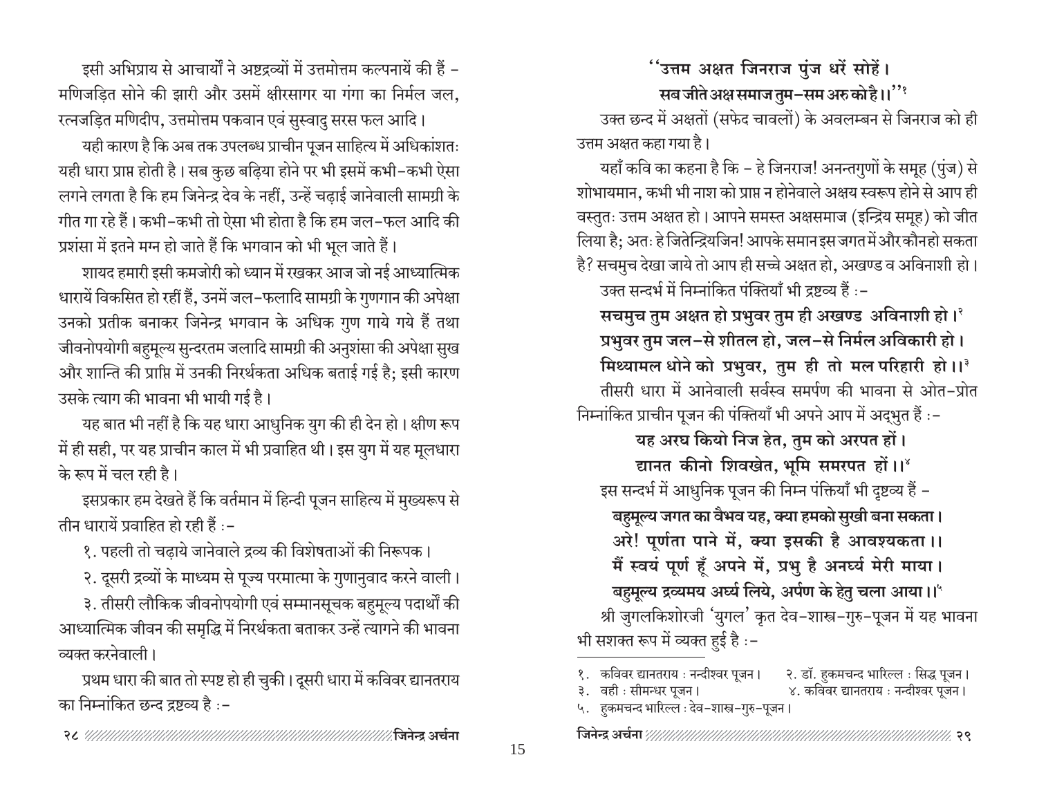इसी अभिप्राय से आचार्यों ने अष्टद्रव्यों में उत्तमोत्तम कल्पनायें की हैं – मणिजड़ित सोने की झारी और उसमें क्षीरसागर या गंगा का निर्मल जल, रत्नजड़ित मणिदीप, उत्तमोत्तम पकवान एवं सुस्वादु सरस फल आदि।

यही कारण है कि अब तक उपलब्ध प्राचीन पूजन साहित्य में अधिकांशतः यही धारा प्राप्त होती है। सब कुछ बढ़िया होने पर भी इसमें कभी-कभी ऐसा लगने लगता है कि हम जिनेन्द्र देव के नहीं, उन्हें चढ़ाई जानेवाली सामग्री के गीत गा रहे हैं। कभी-कभी तो ऐसा भी होता है कि हम जल-फल आदि की प्रशंसा में इतने मग्न हो जाते हैं कि भगवान को भी भूल जाते हैं।

शायद हमारी इसी कमजोरी को ध्यान में रखकर आज जो नई आध्यात्मिक धारायें विकसित हो रहीं हैं, उनमें जल-फलादि सामग्री के गुणगान की अपेक्षा उनको प्रतीक बनाकर जिनेन्द्र भगवान के अधिक गुण गाये गये हैं तथा जीवनोपयोगी बहुमूल्य सुन्दरतम जलादि सामग्री की अनुशंसा की अपेक्षा सुख और शान्ति की प्राप्ति में उनकी निरर्थकता अधिक बताई गई है; इसी कारण उसके त्याग की भावना भी भायी गई है।

यह बात भी नहीं है कि यह धारा आधुनिक युग की ही देन हो। क्षीण रूप में ही सही, पर यह प्राचीन काल में भी प्रवाहित थी। इस युग में यह मूलधारा के रूप में चल रही है।

इसप्रकार हम देखते हैं कि वर्तमान में हिन्दी पूजन साहित्य में मुख्यरूप से तीन धारायें प्रवाहित हो रही हैं :-

१. पहली तो चढ़ाये जानेवाले द्रव्य की विशेषताओं की निरूपक।

२. दूसरी द्रव्यों के माध्यम से पूज्य परमात्मा के गुणानुवाद करने वाली।

३. तीसरी लौकिक जीवनोपयोगी एवं सम्मानसूचक बहुमूल्य पदार्थों की आध्यात्मिक जीवन की समृद्धि में निरर्थकता बताकर उन्हें त्यागने की भावना व्यक्त करनेवाली।

प्रथम धारा की बात तो स्पष्ट हो ही चुकी। दूसरी धारा में कविवर द्यानतराय का निम्नांकित छन्द द्रष्टव्य है :-

**''उत्तम अक्षत जिनराज पुंज धरें सोहें।**
**सब जीते अक्ष समाज तुम-सम अरु को है।।''[१]**

उक्त छन्द में अक्षतों (सफेद चावलों) के अवलम्बन से जिनराज को ही उत्तम अक्षत कहा गया है।

यहाँ कवि का कहना है कि – हे जिनराज! अनन्तगुणों के समूह (पुंज) से शोभायमान, कभी भी नाश को प्राप्त न होनेवाले अक्षय स्वरूप होने से आप ही वस्तुतः उत्तम अक्षत हो। आपने समस्त अक्षसमाज (इन्द्रिय समूह) को जीत लिया है; अतः हे जितेन्द्रियजिन! आपके समान इस जगत में और कौन हो सकता है? सचमुच देखा जाये तो आप ही सच्चे अक्षत हो, अखण्ड व अविनाशी हो।

उक्त सन्दर्भ में निम्नांकित पंक्तियाँ भी द्रष्टव्य हैं :-

**सचमुच तुम अक्षत हो प्रभुवर तुम ही अखण्ड अविनाशी हो।[२]**
**प्रभुवर तुम जल-से शीतल हो, जल-से निर्मल अविकारी हो।**
**मिथ्यामल धोने को प्रभुवर, तुम ही तो मल परिहारी हो।।[३]**

तीसरी धारा में आनेवाली सर्वस्व समर्पण की भावना से ओत-प्रोत निम्नांकित प्राचीन पूजन की पंक्तियाँ भी अपने आप में अद्भुत हैं :-

**यह अरघ कियो निज हेत, तुम को अरपत हों।**
**द्यानत कीनो शिवखेत, भूमि समरपत हों।।[४]**

इस सन्दर्भ में आधुनिक पूजन की निम्न पंक्तियाँ भी दृष्टव्य हैं –

**बहुमूल्य जगत का वैभव यह, क्या हमको सुखी बना सकता।**
**अरे! पूर्णता पाने में, क्या इसकी है आवश्यकता।।**
**मैं स्वयं पूर्ण हूँ अपने में, प्रभु है अनर्घ्य मेरी माया।**
**बहुमूल्य द्रव्यमय अर्घ्य लिये, अर्पण के हेतु चला आया।।[५]**

श्री जुगलकिशोरजी 'युगल' कृत देव-शास्त्र-गुरु-पूजन में यह भावना भी सशक्त रूप में व्यक्त हुई है :-

---

१. कविवर द्यानतराय : नन्दीश्वर पूजन।
२. डॉ. हुकमचन्द भारिल्ल : सिद्ध पूजन।
३. वही : सीमन्धर पूजन।
४. कविवर द्यानतराय : नन्दीश्वर पूजन।
५. हुकमचन्द भारिल्ल : देव-शास्त्र-गुरु-पूजन।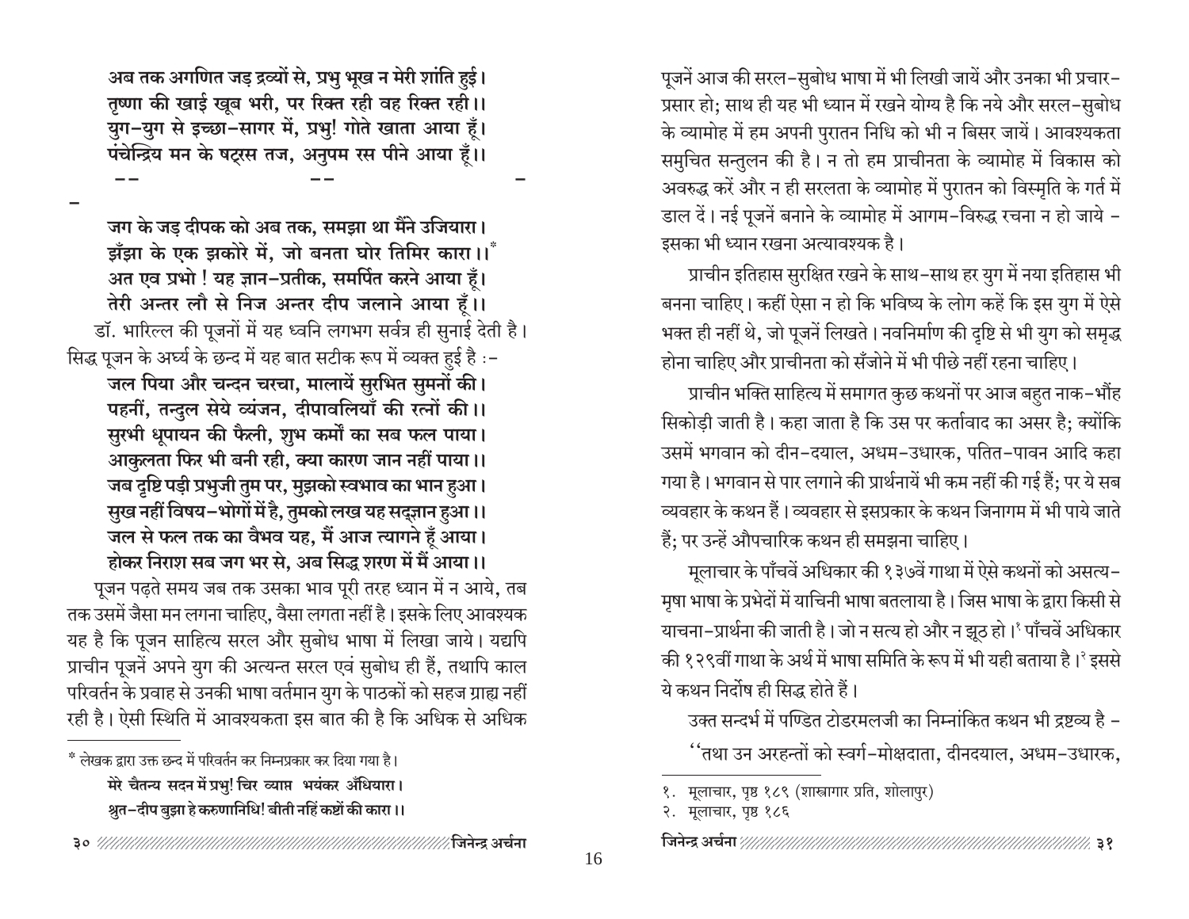**अब तक अगणित जड़ द्रव्यों से, प्रभु भूख न मेरी शांति हुई।**
**तृष्णा की खाई खूब भरी, पर रिक्त रही वह रिक्त रही।।**
**युग-युग से इच्छा-सागर में, प्रभु! गोते खाता आया हूँ।**
**पंचेन्द्रिय मन के षट्रस तज, अनुपम रस पीने आया हूँ।।**

-- -- --

**जग के जड़ दीपक को अब तक, समझा था मैंने उजियारा।**
**झँझा के एक झकोरे में, जो बनता घोर तिमिर कारा।।***
**अत एव प्रभो ! यह ज्ञान-प्रतीक, समर्पित करने आया हूँ।**
**तेरी अन्तर लौ से निज अन्तर दीप जलाने आया हूँ।।**

डॉ. भारिल्ल की पूजनों में यह ध्वनि लगभग सर्वत्र ही सुनाई देती है। सिद्ध पूजन के अर्घ्य के छन्द में यह बात सटीक रूप में व्यक्त हुई है :-

**जल पिया और चन्दन चरचा, मालायें सुरभित सुमनों की।**
**पहनीं, तन्दुल सेये व्यंजन, दीपावलियाँ की रत्नों की।।**
**सुरभी धूपायन की फैली, शुभ कर्मों का सब फल पाया।**
**आकुलता फिर भी बनी रही, क्या कारण जान नहीं पाया।।**
**जब दृष्टि पड़ी प्रभुजी तुम पर, मुझको स्वभाव का भान हुआ।**
**सुख नहीं विषय-भोगों में है, तुमको लख यह सद्ज्ञान हुआ।।**
**जल से फल तक का वैभव यह, मैं आज त्यागने हूँ आया।**
**होकर निराश सब जग भर से, अब सिद्ध शरण में मैं आया।।**

पूजन पढ़ते समय जब तक उसका भाव पूरी तरह ध्यान में न आये, तब तक उसमें जैसा मन लगना चाहिए, वैसा लगता नहीं है। इसके लिए आवश्यक यह है कि पूजन साहित्य सरल और सुबोध भाषा में लिखा जाये। यद्यपि प्राचीन पूजनें अपने युग की अत्यन्त सरल एवं सुबोध ही हैं, तथापि काल परिवर्तन के प्रवाह से उनकी भाषा वर्तमान युग के पाठकों को सहज ग्राह्य नहीं रही है। ऐसी स्थिति में आवश्यकता इस बात की है कि अधिक से अधिक

---

\* लेखक द्वारा उक्त छन्द में परिवर्तन कर निम्नप्रकार कर दिया गया है।

**मेरे चैतन्य सदन में प्रभु! चिर व्याप्त भयंकर अँधियारा।**
**श्रुत-दीप बुझा हे करुणानिधि! बीती नहिं कष्टों की कारा।।**

पूजनें आज की सरल-सुबोध भाषा में भी लिखी जायें और उनका भी प्रचार-प्रसार हो; साथ ही यह भी ध्यान में रखने योग्य है कि नये और सरल-सुबोध के व्यामोह में हम अपनी पुरातन निधि को भी न बिसर जायें। आवश्यकता समुचित सन्तुलन की है। न तो हम प्राचीनता के व्यामोह में विकास को अवरुद्ध करें और न ही सरलता के व्यामोह में पुरातन को विस्मृति के गर्त में डाल दें। नई पूजनें बनाने के व्यामोह में आगम-विरुद्ध रचना न हो जाये - इसका भी ध्यान रखना अत्यावश्यक है।

प्राचीन इतिहास सुरक्षित रखने के साथ-साथ हर युग में नया इतिहास भी बनना चाहिए। कहीं ऐसा न हो कि भविष्य के लोग कहें कि इस युग में ऐसे भक्त ही नहीं थे, जो पूजनें लिखते। नवनिर्माण की दृष्टि से भी युग को समृद्ध होना चाहिए और प्राचीनता को सँजोने में भी पीछे नहीं रहना चाहिए।

प्राचीन भक्ति साहित्य में समागत कुछ कथनों पर आज बहुत नाक-भौंह सिकोड़ी जाती है। कहा जाता है कि उस पर कर्तावाद का असर है; क्योंकि उसमें भगवान को दीन-दयाल, अधम-उधारक, पतित-पावन आदि कहा गया है। भगवान से पार लगाने की प्रार्थनायें भी कम नहीं की गई हैं; पर ये सब व्यवहार के कथन हैं। व्यवहार से इसप्रकार के कथन जिनागम में भी पाये जाते हैं; पर उन्हें औपचारिक कथन ही समझना चाहिए।

मूलाचार के पाँचवें अधिकार की १३७वें गाथा में ऐसे कथनों को असत्य-मृषा भाषा के प्रभेदों में याचिनी भाषा बतलाया है। जिस भाषा के द्वारा किसी से याचना-प्रार्थना की जाती है। जो न सत्य हो और न झूठ हो।[१] पाँचवें अधिकार की १२९वीं गाथा के अर्थ में भाषा समिति के रूप में भी यही बताया है।[२] इससे ये कथन निर्दोष ही सिद्ध होते हैं।

उक्त सन्दर्भ में पण्डित टोडरमलजी का निम्नांकित कथन भी द्रष्टव्य है -

''तथा उन अरहन्तों को स्वर्ग-मोक्षदाता, दीनदयाल, अधम-उधारक,

---

१. मूलाचार, पृष्ठ १८९ (शास्त्रागार प्रति, शोलापुर)
२. मूलाचार, पृष्ठ १८६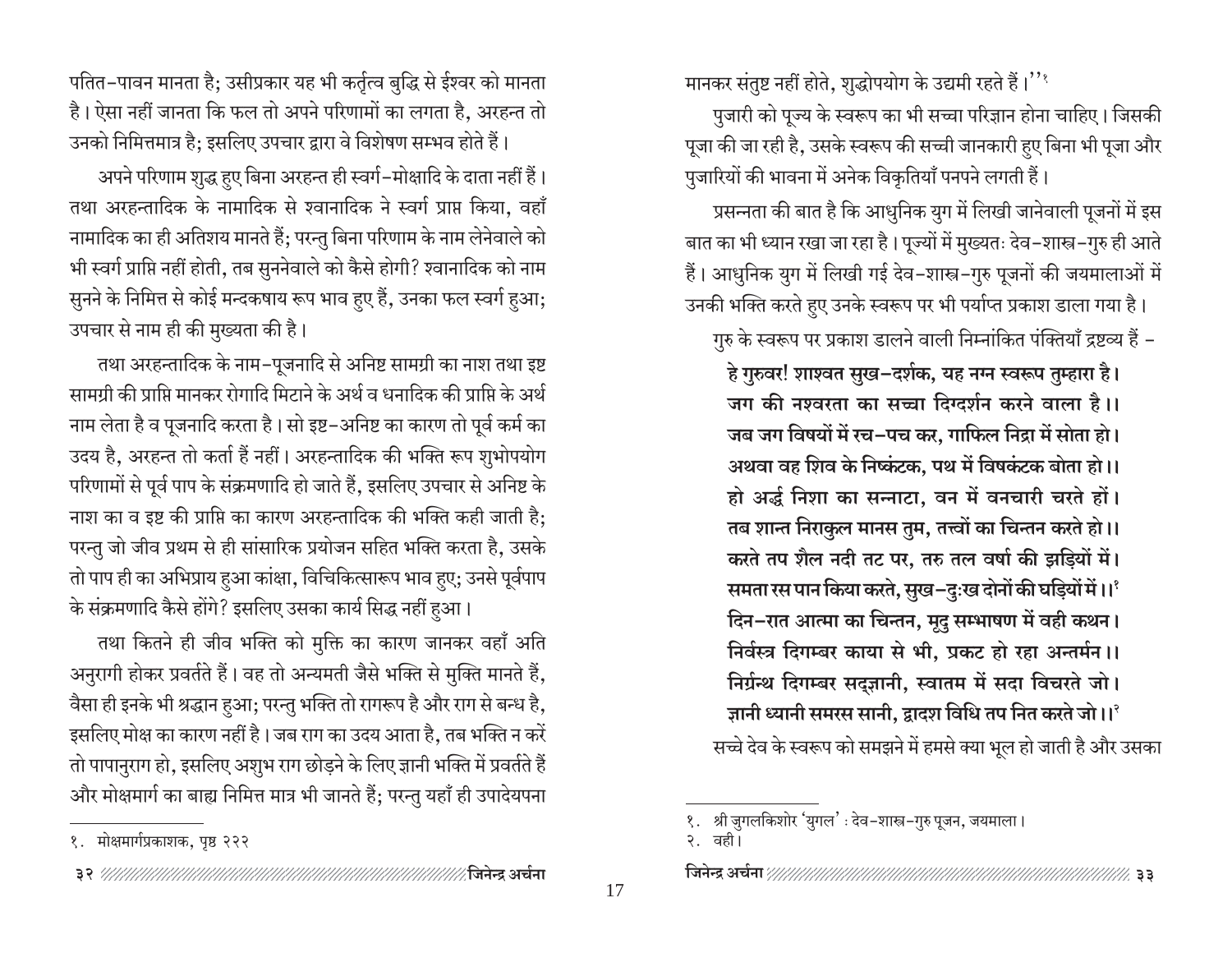पतित-पावन मानता है; उसीप्रकार यह भी कर्तृत्व बुद्धि से ईश्वर को मानता है। ऐसा नहीं जानता कि फल तो अपने परिणामों का लगता है, अरहन्त तो उनको निमित्तमात्र है; इसलिए उपचार द्वारा वे विशेषण सम्भव होते हैं।

अपने परिणाम शुद्ध हुए बिना अरहन्त ही स्वर्ग-मोक्षादि के दाता नहीं हैं। तथा अरहन्तादिक के नामादिक से श्वानादिक ने स्वर्ग प्राप्त किया, वहाँ नामादिक का ही अतिशय मानते हैं; परन्तु बिना परिणाम के नाम लेनेवाले को भी स्वर्ग प्राप्ति नहीं होती, तब सुननेवाले को कैसे होगी? श्वानादिक को नाम सुनने के निमित्त से कोई मन्दकषाय रूप भाव हुए हैं, उनका फल स्वर्ग हुआ; उपचार से नाम ही की मुख्यता की है।

तथा अरहन्तादिक के नाम-पूजनादि से अनिष्ट सामग्री का नाश तथा इष्ट सामग्री की प्राप्ति मानकर रोगादि मिटाने के अर्थ व धनादिक की प्राप्ति के अर्थ नाम लेता है व पूजनादि करता है। सो इष्ट-अनिष्ट का कारण तो पूर्व कर्म का उदय है, अरहन्त तो कर्ता हैं नहीं। अरहन्तादिक की भक्ति रूप शुभोपयोग परिणामों से पूर्व पाप के संक्रमणादि हो जाते हैं, इसलिए उपचार से अनिष्ट के नाश का व इष्ट की प्राप्ति का कारण अरहन्तादिक की भक्ति कही जाती है; परन्तु जो जीव प्रथम से ही सांसारिक प्रयोजन सहित भक्ति करता है, उसके तो पाप ही का अभिप्राय हुआ कांक्षा, विचिकित्सारूप भाव हुए; उनसे पूर्वपाप के संक्रमणादि कैसे होंगे? इसलिए उसका कार्य सिद्ध नहीं हुआ।

तथा कितने ही जीव भक्ति को मुक्ति का कारण जानकर वहाँ अति अनुरागी होकर प्रवर्तते हैं। वह तो अन्यमती जैसे भक्ति से मुक्ति मानते हैं, वैसा ही इनके भी श्रद्धान हुआ; परन्तु भक्ति तो रागरूप है और राग से बन्ध है, इसलिए मोक्ष का कारण नहीं है। जब राग का उदय आता है, तब भक्ति न करें तो पापानुराग हो, इसलिए अशुभ राग छोड़ने के लिए ज्ञानी भक्ति में प्रवर्तते हैं और मोक्षमार्ग का बाह्य निमित्त मात्र भी जानते हैं; परन्तु यहाँ ही उपादेयपना मानकर संतुष्ट नहीं होते, शुद्धोपयोग के उद्यमी रहते हैं।''[१]

---

१. मोक्षमार्गप्रकाशक, पृष्ठ २२२

---

पुजारी को पूज्य के स्वरूप का भी सच्चा परिज्ञान होना चाहिए। जिसकी पूजा की जा रही है, उसके स्वरूप की सच्ची जानकारी हुए बिना भी पूजा और पुजारियों की भावना में अनेक विकृतियाँ पनपने लगती हैं।

प्रसन्नता की बात है कि आधुनिक युग में लिखी जानेवाली पूजनों में इस बात का भी ध्यान रखा जा रहा है। पूज्यों में मुख्यतः देव-शास्त्र-गुरु ही आते हैं। आधुनिक युग में लिखी गई देव-शास्त्र-गुरु पूजनों की जयमालाओं में उनकी भक्ति करते हुए उनके स्वरूप पर भी पर्याप्त प्रकाश डाला गया है।

गुरु के स्वरूप पर प्रकाश डालने वाली निम्नांकित पंक्तियाँ द्रष्टव्य हैं -

**हे गुरुवर! शाश्वत सुख-दर्शक, यह नग्न स्वरूप तुम्हारा है।**
**जग की नश्वरता का सच्चा दिग्दर्शन करने वाला है।।**
**जब जग विषयों में रच-पच कर, गाफिल निद्रा में सोता हो।**
**अथवा वह शिव के निष्कंटक, पथ में विषकंटक बोता हो।।**
**हो अर्द्ध निशा का सन्नाटा, वन में वनचारी चरते हों।**
**तब शान्त निराकुल मानस तुम, तत्त्वों का चिन्तन करते हो।।**
**करते तप शैल नदी तट पर, तरु तल वर्षा की झड़ियों में।**
**समता रस पान किया करते, सुख-दुःख दोनों की घड़ियों में।।**[१]
**दिन-रात आत्मा का चिन्तन, मृदु सम्भाषण में वही कथन।**
**निर्वस्त्र दिगम्बर काया से भी, प्रकट हो रहा अन्तर्मन।।**
**निर्ग्रन्थ दिगम्बर सद्ज्ञानी, स्वातम में सदा विचरते जो।**
**ज्ञानी ध्यानी समरस सानी, द्वादश विधि तप नित करते जो।।**[२]

सच्चे देव के स्वरूप को समझने में हमसे क्या भूल हो जाती है और उसका

---

१. श्री जुगलकिशोर 'युगल' : देव-शास्त्र-गुरु पूजन, जयमाला।
२. वही।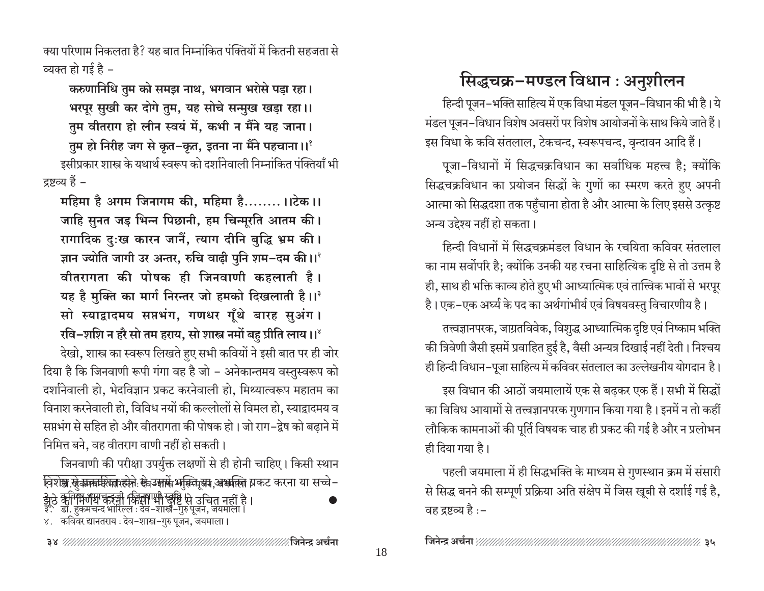क्या परिणाम निकलता है? यह बात निम्नांकित पंक्तियों में कितनी सहजता से व्यक्त हो गई है –

**करुणानिधि तुम को समझ नाथ, भगवान भरोसे पड़ा रहा।**
**भरपूर सुखी कर दोगे तुम, यह सोचे सन्मुख खड़ा रहा।।**
**तुम वीतराग हो लीन स्वयं में, कभी न मैंने यह जाना।**
**तुम हो निरीह जग से कृत-कृत, इतना ना मैंने पहचाना।।**[1]

इसीप्रकार शास्त्र के यथार्थ स्वरूप को दर्शानेवाली निम्नांकित पंक्तियाँ भी द्रष्टव्य हैं –

**महिमा है अगम जिनागम की, महिमा है........।।टेक।।**
**जाहि सुनत जड़ भिन्न पिछानी, हम चिन्मूरति आतम की।**
**रागादिक दुःख कारन जानैं, त्याग दीनि बुद्धि भ्रम की।**
**ज्ञान ज्योति जागी उर अन्तर, रुचि वाढ़ी पुनि शम-दम की।।**[2]
**वीतरागता की पोषक ही जिनवाणी कहलाती है।**
**यह है मुक्ति का मार्ग निरन्तर जो हमको दिखलाती है।।**[3]
**सो स्याद्वादमय सप्तभंग, गणधर गूँथे बारह सुअंग।**
**रवि-शशि न हरै सो तम हराय, सो शास्त्र नमों बहु प्रीति लाय।।**[4]

देखो, शास्त्र का स्वरूप लिखते हुए सभी कवियों ने इसी बात पर ही जोर दिया है कि जिनवाणी रूपी गंगा वह है जो – अनेकान्तमय वस्तुस्वरूप को दर्शानेवाली हो, भेदविज्ञान प्रकट करनेवाली हो, मिथ्यात्वरूप महातम का विनाश करनेवाली हो, विविध नयों की कल्लोलों से विमल हो, स्याद्वादमय व सप्तभंग से सहित हो और वीतरागता की पोषक हो। जो राग-द्वेष को बढ़ाने में निमित्त बने, वह वीतराग वाणी नहीं हो सकती।

जिनवाणी की परीक्षा उपर्युक्त लक्षणों से ही होनी चाहिए। किसी स्थान विशेष से प्रकाशित होने से उसमें भक्ति या अभक्ति प्रकट करना या सच्चे-झूठे का निर्णय करना किसी भी दृष्टि से उचित नहीं है। ●

१. डॉ. हुकमचन्द भारिल्ल : देव-शास्त्र-गुरु पूजन, जयमाला।
२. कविवर भागचन्दजी : जिनवाणी स्तुति।
३. डॉ. हुकमचन्द भारिल्ल : देव-शास्त्र-गुरु पूजन, जयमाला।
४. कविवर द्यानतराय : देव-शास्त्र-गुरु पूजन, जयमाला।

# सिद्धचक्र-मण्डल विधान : अनुशीलन

हिन्दी पूजन-भक्ति साहित्य में एक विधा मंडल पूजन-विधान की भी है। ये मंडल पूजन-विधान विशेष अवसरों पर विशेष आयोजनों के साथ किये जाते हैं। इस विधा के कवि संतलाल, टेकचन्द, स्वरूपचन्द, वृन्दावन आदि हैं।

पूजा-विधानों में सिद्धचक्रविधान का सर्वाधिक महत्त्व है; क्योंकि सिद्धचक्रविधान का प्रयोजन सिद्धों के गुणों का स्मरण करते हुए अपनी आत्मा को सिद्धदशा तक पहुँचाना होता है और आत्मा के लिए इससे उत्कृष्ट अन्य उद्देश्य नहीं हो सकता।

हिन्दी विधानों में सिद्धचक्रमंडल विधान के रचयिता कविवर संतलाल का नाम सर्वोपरि है; क्योंकि उनकी यह रचना साहित्यिक दृष्टि से तो उत्तम है ही, साथ ही भक्ति काव्य होते हुए भी आध्यात्मिक एवं तात्त्विक भावों से भरपूर है। एक-एक अर्घ्य के पद का अर्थगांभीर्य एवं विषयवस्तु विचारणीय है।

तत्त्वज्ञानपरक, जाग्रतविवेक, विशुद्ध आध्यात्मिक दृष्टि एवं निष्काम भक्ति की त्रिवेणी जैसी इसमें प्रवाहित हुई है, वैसी अन्यत्र दिखाई नहीं देती। निश्चय ही हिन्दी विधान-पूजा साहित्य में कविवर संतलाल का उल्लेखनीय योगदान है।

इस विधान की आठों जयमालायें एक से बढ़कर एक हैं। सभी में सिद्धों का विविध आयामों से तत्त्वज्ञानपरक गुणगान किया गया है। इनमें न तो कहीं लौकिक कामनाओं की पूर्ति विषयक चाह ही प्रकट की गई है और न प्रलोभन ही दिया गया है।

पहली जयमाला में ही सिद्धभक्ति के माध्यम से गुणस्थान क्रम में संसारी से सिद्ध बनने की सम्पूर्ण प्रक्रिया अति संक्षेप में जिस खूबी से दर्शाई गई है, वह द्रष्टव्य है :–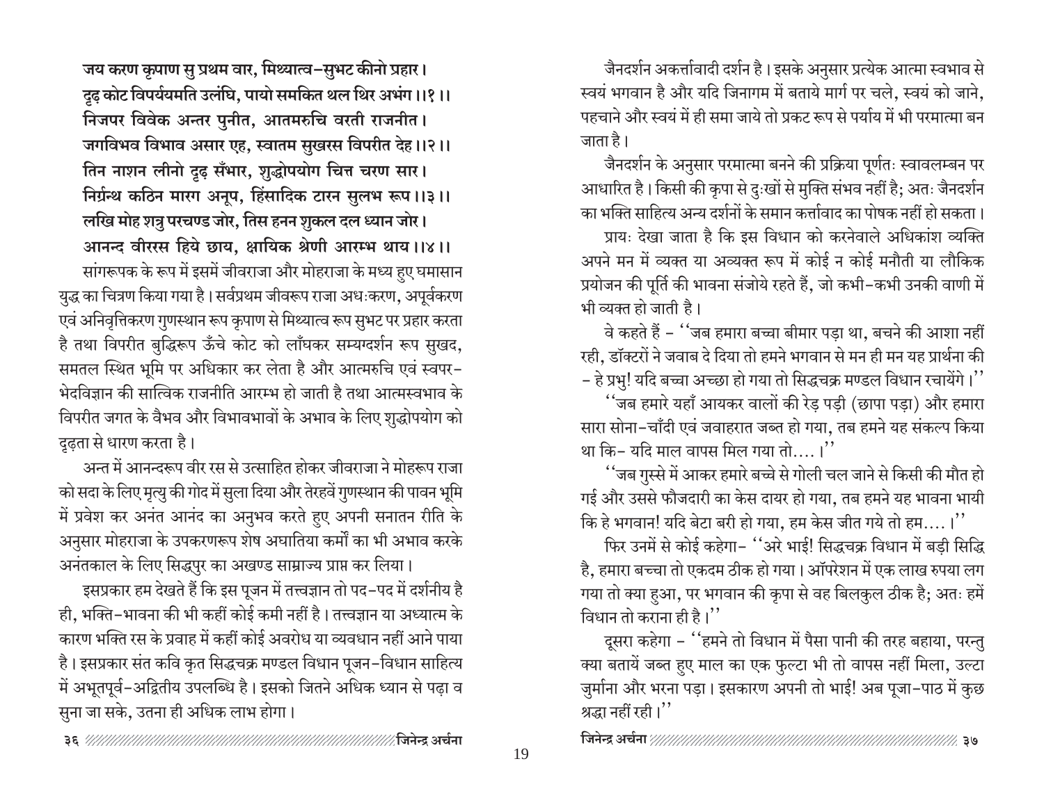**जय करण कृपाण सु प्रथम वार, मिथ्यात्व-सुभट कीनो प्रहार।**
**दृढ़ कोट विपर्ययमति उलंघि, पायो समकित थल थिर अभंग ।।१।।**
**निजपर विवेक अन्तर पुनीत, आतमरुचि वरती राजनीत।**
**जगविभव विभाव असार एह, स्वातम सुखरस विपरीत देह ।।२।।**
**तिन नाशन लीनो दृढ़ सँभार, शुद्धोपयोग चित्त चरण सार।**
**निर्ग्रन्थ कठिन मारग अनूप, हिंसादिक टारन सुलभ रूप ।।३।।**
**लखि मोह शत्रु परचण्ड जोर, तिस हनन शुकल दल ध्यान जोर।**
**आनन्द वीररस हिये छाय, क्षायिक श्रेणी आरम्भ थाय ।।४।।**

सांगरूपक के रूप में इसमें जीवराजा और मोहराजा के मध्य हुए घमासान युद्ध का चित्रण किया गया है। सर्वप्रथम जीवरूप राजा अधःकरण, अपूर्वकरण एवं अनिवृत्तिकरण गुणस्थान रूप कृपाण से मिथ्यात्व रूप सुभट पर प्रहार करता है तथा विपरीत बुद्धिरूप ऊँचे कोट को लाँघकर सम्यग्दर्शन रूप सुखद, समतल स्थित भूमि पर अधिकार कर लेता है और आत्मरुचि एवं स्वपर-भेदविज्ञान की सात्विक राजनीति आरम्भ हो जाती है तथा आत्मस्वभाव के विपरीत जगत के वैभव और विभावभावों के अभाव के लिए शुद्धोपयोग को दृढ़ता से धारण करता है।

अन्त में आनन्दरूप वीर रस से उत्साहित होकर जीवराजा ने मोहरूप राजा को सदा के लिए मृत्यु की गोद में सुला दिया और तेरहवें गुणस्थान की पावन भूमि में प्रवेश कर अनंत आनंद का अनुभव करते हुए अपनी सनातन रीति के अनुसार मोहराजा के उपकरणरूप शेष अघातिया कर्मों का भी अभाव करके अनंतकाल के लिए सिद्धपुर का अखण्ड साम्राज्य प्राप्त कर लिया।

इसप्रकार हम देखते हैं कि इस पूजन में तत्त्वज्ञान तो पद-पद में दर्शनीय है ही, भक्ति-भावना की भी कहीं कोई कमी नहीं है। तत्त्वज्ञान या अध्यात्म के कारण भक्ति रस के प्रवाह में कहीं कोई अवरोध या व्यवधान नहीं आने पाया है। इसप्रकार संत कवि कृत सिद्धचक्र मण्डल विधान पूजन-विधान साहित्य में अभूतपूर्व-अद्वितीय उपलब्धि है। इसको जितने अधिक ध्यान से पढ़ा व सुना जा सके, उतना ही अधिक लाभ होगा।

जैनदर्शन अकर्त्तावादी दर्शन है। इसके अनुसार प्रत्येक आत्मा स्वभाव से स्वयं भगवान है और यदि जिनागम में बताये मार्ग पर चले, स्वयं को जाने, पहचाने और स्वयं में ही समा जाये तो प्रकट रूप से पर्याय में भी परमात्मा बन जाता है।

जैनदर्शन के अनुसार परमात्मा बनने की प्रक्रिया पूर्णतः स्वावलम्बन पर आधारित है। किसी की कृपा से दुःखों से मुक्ति संभव नहीं है; अतः जैनदर्शन का भक्ति साहित्य अन्य दर्शनों के समान कर्त्तावाद का पोषक नहीं हो सकता।

प्रायः देखा जाता है कि इस विधान को करनेवाले अधिकांश व्यक्ति अपने मन में व्यक्त या अव्यक्त रूप में कोई न कोई मनौती या लौकिक प्रयोजन की पूर्ति की भावना संजोये रहते हैं, जो कभी-कभी उनकी वाणी में भी व्यक्त हो जाती है।

वे कहते हैं – ''जब हमारा बच्चा बीमार पड़ा था, बचने की आशा नहीं रही, डॉक्टरों ने जवाब दे दिया तो हमने भगवान से मन ही मन यह प्रार्थना की – हे प्रभु! यदि बच्चा अच्छा हो गया तो सिद्धचक्र मण्डल विधान रचायेंगे।''

''जब हमारे यहाँ आयकर वालों की रेड़ पड़ी (छापा पड़ा) और हमारा सारा सोना-चाँदी एवं जवाहरात जब्त हो गया, तब हमने यह संकल्प किया था कि- यदि माल वापस मिल गया तो.... ।''

''जब गुस्से में आकर हमारे बच्चे से गोली चल जाने से किसी की मौत हो गई और उससे फौजदारी का केस दायर हो गया, तब हमने यह भावना भायी कि हे भगवान! यदि बेटा बरी हो गया, हम केस जीत गये तो हम.... ।''

फिर उनमें से कोई कहेगा- ''अरे भाई! सिद्धचक्र विधान में बड़ी सिद्धि है, हमारा बच्चा तो एकदम ठीक हो गया। ऑपरेशन में एक लाख रुपया लग गया तो क्या हुआ, पर भगवान की कृपा से वह बिलकुल ठीक है; अतः हमें विधान तो कराना ही है।''

दूसरा कहेगा – ''हमने तो विधान में पैसा पानी की तरह बहाया, परन्तु क्या बतायें जब्त हुए माल का एक फुल्टा भी तो वापस नहीं मिला, उल्टा जुर्माना और भरना पड़ा। इसकारण अपनी तो भाई! अब पूजा-पाठ में कुछ श्रद्धा नहीं रही।''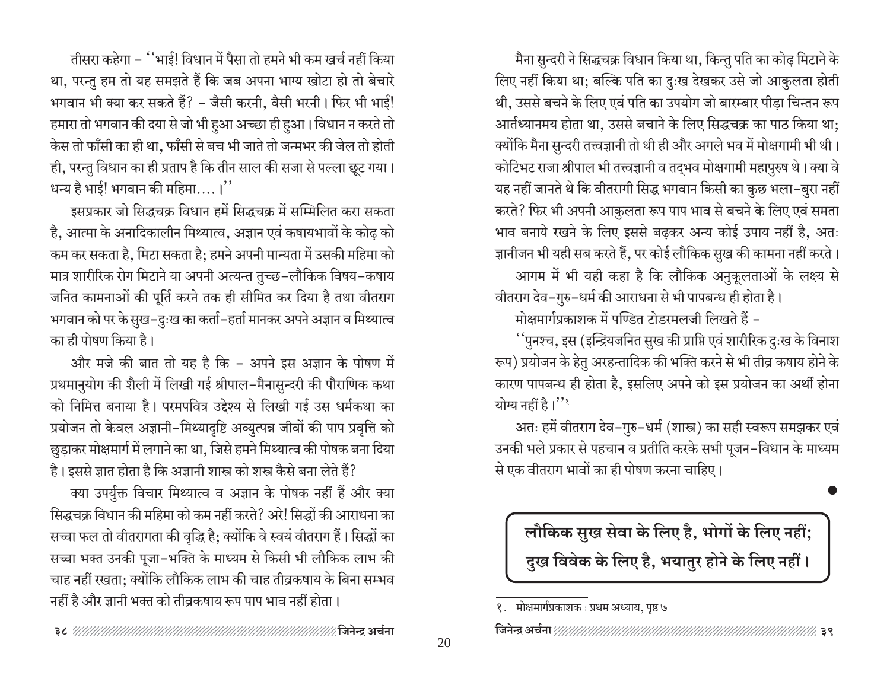तीसरा कहेगा – ''भाई! विधान में पैसा तो हमने भी कम खर्च नहीं किया था, परन्तु हम तो यह समझते हैं कि जब अपना भाग्य खोटा हो तो बेचारे भगवान भी क्या कर सकते हैं? – जैसी करनी, वैसी भरनी। फिर भी भाई! हमारा तो भगवान की दया से जो भी हुआ अच्छा ही हुआ। विधान न करते तो केस तो फाँसी का ही था, फाँसी से बच भी जाते तो जन्मभर की जेल तो होती ही, परन्तु विधान का ही प्रताप है कि तीन साल की सजा से पल्ला छूट गया। धन्य है भाई! भगवान की महिमा....।''

इसप्रकार जो सिद्धचक्र विधान हमें सिद्धचक्र में सम्मिलित करा सकता है, आत्मा के अनादिकालीन मिथ्यात्व, अज्ञान एवं कषायभावों के कोढ़ को कम कर सकता है, मिटा सकता है; हमने अपनी मान्यता में उसकी महिमा को मात्र शारीरिक रोग मिटाने या अपनी अत्यन्त तुच्छ-लौकिक विषय-कषाय जनित कामनाओं की पूर्ति करने तक ही सीमित कर दिया है तथा वीतराग भगवान को पर के सुख-दुःख का कर्ता-हर्ता मानकर अपने अज्ञान व मिथ्यात्व का ही पोषण किया है।

और मजे की बात तो यह है कि – अपने इस अज्ञान के पोषण में प्रथमानुयोग की शैली में लिखी गई श्रीपाल-मैनासुन्दरी की पौराणिक कथा को निमित्त बनाया है। परमपवित्र उद्देश्य से लिखी गई उस धर्मकथा का प्रयोजन तो केवल अज्ञानी-मिथ्यादृष्टि अव्युत्पन्न जीवों की पाप प्रवृत्ति को छुड़ाकर मोक्षमार्ग में लगाने का था, जिसे हमने मिथ्यात्व की पोषक बना दिया है। इससे ज्ञात होता है कि अज्ञानी शास्त्र को शस्त्र कैसे बना लेते हैं?

क्या उपर्युक्त विचार मिथ्यात्व व अज्ञान के पोषक नहीं हैं और क्या सिद्धचक्र विधान की महिमा को कम नहीं करते? अरे! सिद्धों की आराधना का सच्चा फल तो वीतरागता की वृद्धि है; क्योंकि वे स्वयं वीतराग हैं। सिद्धों का सच्चा भक्त उनकी पूजा-भक्ति के माध्यम से किसी भी लौकिक लाभ की चाह नहीं रखता; क्योंकि लौकिक लाभ की चाह तीव्रकषाय के बिना सम्भव नहीं है और ज्ञानी भक्त को तीव्रकषाय रूप पाप भाव नहीं होता।

मैना सुन्दरी ने सिद्धचक्र विधान किया था, किन्तु पति का कोढ़ मिटाने के लिए नहीं किया था; बल्कि पति का दुःख देखकर उसे जो आकुलता होती थी, उससे बचने के लिए एवं पति का उपयोग जो बारम्बार पीड़ा चिन्तन रूप आर्तध्यानमय होता था, उससे बचाने के लिए सिद्धचक्र का पाठ किया था; क्योंकि मैना सुन्दरी तत्त्वज्ञानी तो थी ही और अगले भव में मोक्षगामी भी थी। कोटिभट राजा श्रीपाल भी तत्त्वज्ञानी व तद्भव मोक्षगामी महापुरुष थे। क्या वे यह नहीं जानते थे कि वीतरागी सिद्ध भगवान किसी का कुछ भला-बुरा नहीं करते? फिर भी अपनी आकुलता रूप पाप भाव से बचने के लिए एवं समता भाव बनाये रखने के लिए इससे बढ़कर अन्य कोई उपाय नहीं है, अतः ज्ञानीजन भी यही सब करते हैं, पर कोई लौकिक सुख की कामना नहीं करते।

आगम में भी यही कहा है कि लौकिक अनुकूलताओं के लक्ष्य से वीतराग देव-गुरु-धर्म की आराधना से भी पापबन्ध ही होता है।

मोक्षमार्गप्रकाशक में पण्डित टोडरमलजी लिखते हैं –

''पुनश्च, इस (इन्द्रियजनित सुख की प्राप्ति एवं शारीरिक दुःख के विनाश रूप) प्रयोजन के हेतु अरहन्तादिक की भक्ति करने से भी तीव्र कषाय होने के कारण पापबन्ध ही होता है, इसलिए अपने को इस प्रयोजन का अर्थी होना योग्य नहीं है।''[1]

अतः हमें वीतराग देव-गुरु-धर्म (शास्त्र) का सही स्वरूप समझकर एवं उनकी भले प्रकार से पहचान व प्रतीति करके सभी पूजन-विधान के माध्यम से एक वीतराग भावों का ही पोषण करना चाहिए।

●

**लौकिक सुख सेवा के लिए है, भोगों के लिए नहीं;**
**दुख विवेक के लिए है, भयातुर होने के लिए नहीं।**

---

१. मोक्षमार्गप्रकाशक : प्रथम अध्याय, पृष्ठ ७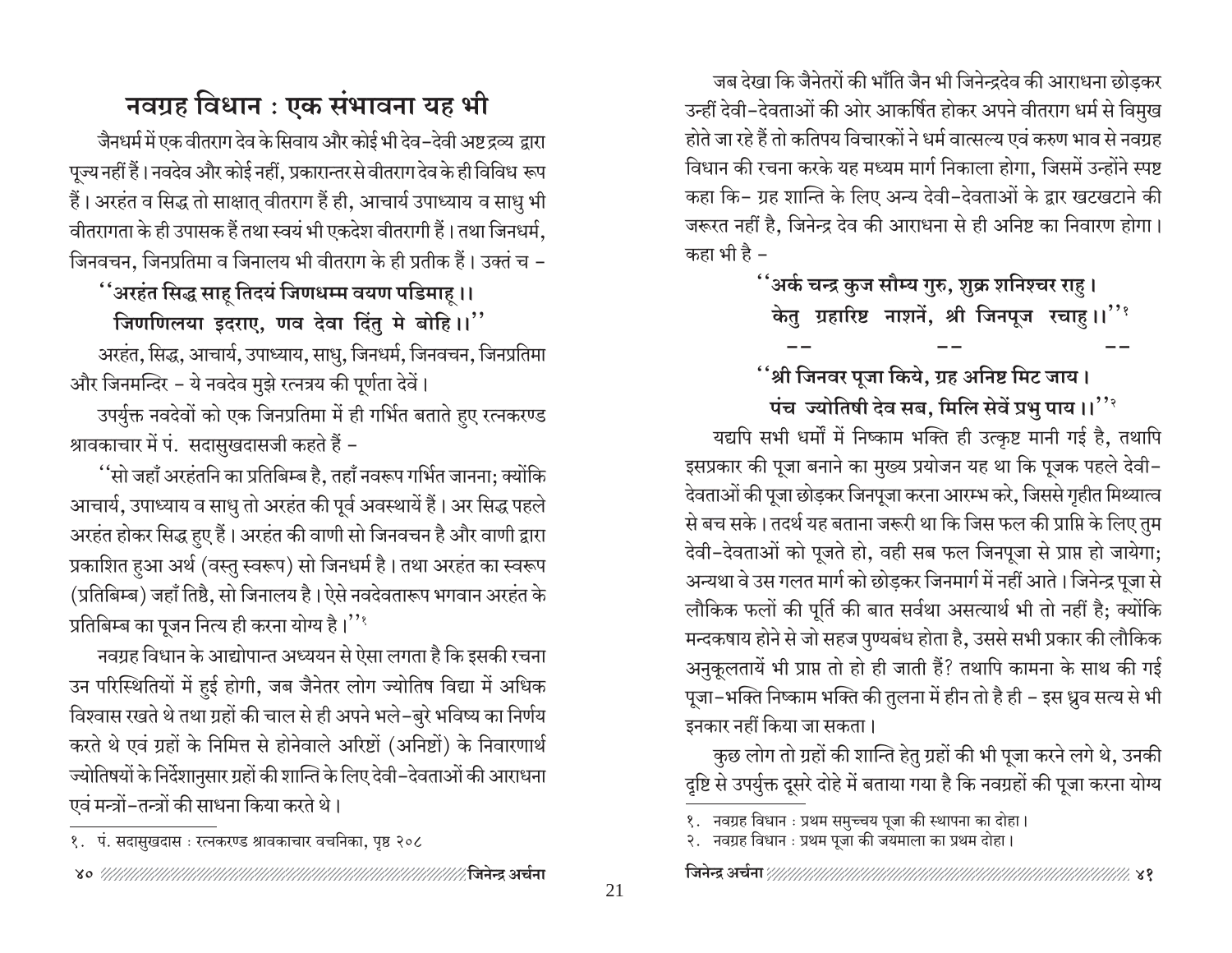# नवग्रह विधान : एक संभावना यह भी

जैनधर्म में एक वीतराग देव के सिवाय और कोई भी देव-देवी अष्ट द्रव्य द्वारा पूज्य नहीं हैं। नवदेव और कोई नहीं, प्रकारान्तर से वीतराग देव के ही विविध रूप हैं। अरहंत व सिद्ध तो साक्षात् वीतराग हैं ही, आचार्य उपाध्याय व साधु भी वीतरागता के ही उपासक हैं तथा स्वयं भी एकदेश वीतरागी हैं। तथा जिनधर्म, जिनवचन, जिनप्रतिमा व जिनालय भी वीतराग के ही प्रतीक हैं। उक्तं च –

**''अरहंत सिद्ध साहू तिदयं जिणधम्म वयण पडिमाहू।।**
**जिणणिलया इदराए, णव देवा दिंतु मे बोहि।।''**

अरहंत, सिद्ध, आचार्य, उपाध्याय, साधु, जिनधर्म, जिनवचन, जिनप्रतिमा और जिनमन्दिर – ये नवदेव मुझे रत्नत्रय की पूर्णता देवें।

उपर्युक्त नवदेवों को एक जिनप्रतिमा में ही गर्भित बताते हुए रत्नकरण्ड श्रावकाचार में पं. सदासुखदासजी कहते हैं –

''सो जहाँ अरहंतनि का प्रतिबिम्ब है, तहाँ नवरूप गर्भित जानना; क्योंकि आचार्य, उपाध्याय व साधु तो अरहंत की पूर्व अवस्थायें हैं। अर सिद्ध पहले अरहंत होकर सिद्ध हुए हैं। अरहंत की वाणी सो जिनवचन है और वाणी द्वारा प्रकाशित हुआ अर्थ (वस्तु स्वरूप) सो जिनधर्म है। तथा अरहंत का स्वरूप (प्रतिबिम्ब) जहाँ तिष्ठै, सो जिनालय है। ऐसे नवदेवतारूप भगवान अरहंत के प्रतिबिम्ब का पूजन नित्य ही करना योग्य है।''[1]

नवग्रह विधान के आद्योपान्त अध्ययन से ऐसा लगता है कि इसकी रचना उन परिस्थितियों में हुई होगी, जब जैनेतर लोग ज्योतिष विद्या में अधिक विश्वास रखते थे तथा ग्रहों की चाल से ही अपने भले-बुरे भविष्य का निर्णय करते थे एवं ग्रहों के निमित्त से होनेवाले अरिष्टों (अनिष्टों) के निवारणार्थ ज्योतिषियों के निर्देशानुसार ग्रहों की शान्ति के लिए देवी-देवताओं की आराधना एवं मन्त्रों-तन्त्रों की साधना किया करते थे।

१. पं. सदासुखदास : रत्नकरण्ड श्रावकाचार वचनिका, पृष्ठ २०८

जब देखा कि जैनेतरों की भाँति जैन भी जिनेन्द्रदेव की आराधना छोड़कर उन्हीं देवी-देवताओं की ओर आकर्षित होकर अपने वीतराग धर्म से विमुख होते जा रहे हैं तो कतिपय विचारकों ने धर्म वात्सल्य एवं करुण भाव से नवग्रह विधान की रचना करके यह मध्यम मार्ग निकाला होगा, जिसमें उन्होंने स्पष्ट कहा कि- ग्रह शान्ति के लिए अन्य देवी-देवताओं के द्वार खटखटाने की जरूरत नहीं है, जिनेन्द्र देव की आराधना से ही अनिष्ट का निवारण होगा। कहा भी है –

**''अर्क चन्द्र कुज सौम्य गुरु, शुक्र शनिश्चर राहु।**
**केतु ग्रहारिष्ट नाशनें, श्री जिनपूज रचाहु।।''[1]**

-- -- --

**''श्री जिनवर पूजा किये, ग्रह अनिष्ट मिट जाय।**
**पंच ज्योतिषी देव सब, मिलि सेवें प्रभु पाय।।''[2]**

यद्यपि सभी धर्मों में निष्काम भक्ति ही उत्कृष्ट मानी गई है, तथापि इसप्रकार की पूजा बनाने का मुख्य प्रयोजन यह था कि पूजक पहले देवी-देवताओं की पूजा छोड़कर जिनपूजा करना आरम्भ करे, जिससे गृहीत मिथ्यात्व से बच सके। तदर्थ यह बताना जरूरी था कि जिस फल की प्राप्ति के लिए तुम देवी-देवताओं को पूजते हो, वही सब फल जिनपूजा से प्राप्त हो जायेगा; अन्यथा वे उस गलत मार्ग को छोड़कर जिनमार्ग में नहीं आते। जिनेन्द्र पूजा से लौकिक फलों की पूर्ति की बात सर्वथा असत्यार्थ भी तो नहीं है; क्योंकि मन्दकषाय होने से जो सहज पुण्यबंध होता है, उससे सभी प्रकार की लौकिक अनुकूलतायें भी प्राप्त तो हो ही जाती हैं? तथापि कामना के साथ की गई पूजा-भक्ति निष्काम भक्ति की तुलना में हीन तो है ही – इस ध्रुव सत्य से भी इनकार नहीं किया जा सकता।

कुछ लोग तो ग्रहों की शान्ति हेतु ग्रहों की भी पूजा करने लगे थे, उनकी दृष्टि से उपर्युक्त दूसरे दोहे में बताया गया है कि नवग्रहों की पूजा करना योग्य

१. नवग्रह विधान : प्रथम समुच्चय पूजा की स्थापना का दोहा।
२. नवग्रह विधान : प्रथम पूजा की जयमाला का प्रथम दोहा।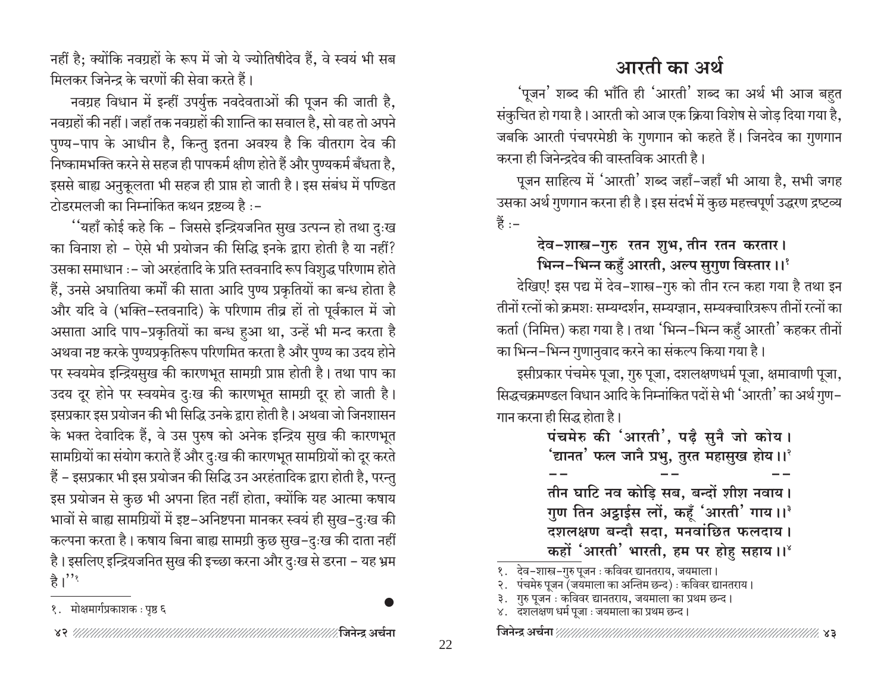नहीं है; क्योंकि नवग्रहों के रूप में जो ये ज्योतिषीदेव हैं, वे स्वयं भी सब मिलकर जिनेन्द्र के चरणों की सेवा करते हैं।

नवग्रह विधान में इन्हीं उपर्युक्त नवदेवताओं की पूजन की जाती है, नवग्रहों की नहीं। जहाँ तक नवग्रहों की शान्ति का सवाल है, सो वह तो अपने पुण्य-पाप के आधीन है, किन्तु इतना अवश्य है कि वीतराग देव की निष्कामभक्ति करने से सहज ही पापकर्म क्षीण होते हैं और पुण्यकर्म बँधता है, इससे बाह्य अनुकूलता भी सहज ही प्राप्त हो जाती है। इस संबंध में पण्डित टोडरमलजी का निम्नांकित कथन द्रष्टव्य है :-

''यहाँ कोई कहे कि - जिससे इन्द्रियजनित सुख उत्पन्न हो तथा दुःख का विनाश हो - ऐसे भी प्रयोजन की सिद्धि इनके द्वारा होती है या नहीं? उसका समाधान :- जो अरहंतादि के प्रति स्तवनादि रूप विशुद्ध परिणाम होते हैं, उनसे अघातिया कर्मों की साता आदि पुण्य प्रकृतियों का बन्ध होता है और यदि वे (भक्ति-स्तवनादि) के परिणाम तीव्र हों तो पूर्वकाल में जो असाता आदि पाप-प्रकृतियों का बन्ध हुआ था, उन्हें भी मन्द करता है अथवा नष्ट करके पुण्यप्रकृतिरूप परिणमित करता है और पुण्य का उदय होने पर स्वयमेव इन्द्रियसुख की कारणभूत सामग्री प्राप्त होती है। तथा पाप का उदय दूर होने पर स्वयमेव दुःख की कारणभूत सामग्री दूर हो जाती है। इसप्रकार इस प्रयोजन की भी सिद्धि उनके द्वारा होती है। अथवा जो जिनशासन के भक्त देवादिक हैं, वे उस पुरुष को अनेक इन्द्रिय सुख की कारणभूत सामग्रियों का संयोग कराते हैं और दुःख की कारणभूत सामग्रियों को दूर करते हैं - इसप्रकार भी इस प्रयोजन की सिद्धि उन अरहंतादिक द्वारा होती है, परन्तु इस प्रयोजन से कुछ भी अपना हित नहीं होता, क्योंकि यह आत्मा कषाय भावों से बाह्य सामग्रियों में इष्ट-अनिष्टपना मानकर स्वयं ही सुख-दुःख की कल्पना करता है। कषाय बिना बाह्य सामग्री कुछ सुख-दुःख की दाता नहीं है। इसलिए इन्द्रियजनित सुख की इच्छा करना और दुःख से डरना - यह भ्रम है।''[१]

१. मोक्षमार्गप्रकाशक : पृष्ठ ६

# आरती का अर्थ

'पूजन' शब्द की भाँति ही 'आरती' शब्द का अर्थ भी आज बहुत संकुचित हो गया है। आरती को आज एक क्रिया विशेष से जोड़ दिया गया है, जबकि आरती पंचपरमेष्ठी के गुणगान को कहते हैं। जिनदेव का गुणगान करना ही जिनेन्द्रदेव की वास्तविक आरती है।

पूजन साहित्य में 'आरती' शब्द जहाँ-जहाँ भी आया है, सभी जगह उसका अर्थ गुणगान करना ही है। इस संदर्भ में कुछ महत्त्वपूर्ण उद्धरण द्रष्टव्य हैं :-

**देव-शास्त्र-गुरु रतन शुभ, तीन रतन करतार।**
**भिन्न-भिन्न कहुँ आरती, अल्प सुगुण विस्तार।।**[१]

देखिए! इस पद्य में देव-शास्त्र-गुरु को तीन रत्न कहा गया है तथा इन तीनों रत्नों को क्रमशः सम्यग्दर्शन, सम्यग्ज्ञान, सम्यक्चारित्ररूप तीनों रत्नों का कर्ता (निमित्त) कहा गया है। तथा 'भिन्न-भिन्न कहुँ आरती' कहकर तीनों का भिन्न-भिन्न गुणानुवाद करने का संकल्प किया गया है।

इसीप्रकार पंचमेरु पूजा, गुरु पूजा, दशलक्षणधर्म पूजा, क्षमावाणी पूजा, सिद्धचक्रमण्डल विधान आदि के निम्नांकित पदों से भी 'आरती' का अर्थ गुण-गान करना ही सिद्ध होता है।

**पंचमेरु की 'आरती', पढ़ै सुनै जो कोय।**
**'द्यानत' फल जानै प्रभु, तुरत महासुख होय।।**[२]

-- -- --

**तीन घाटि नव कोड़ि सब, बन्दों शीश नवाय।**
**गुण तिन अट्ठाईस लों, कहूँ 'आरती' गाय।।**[३]

**दशलक्षण बन्दौ सदा, मनवांछित फलदाय।**
**कहों 'आरती' भारती, हम पर होहु सहाय।।**[४]

१. देव-शास्त्र-गुरु पूजन : कविवर द्यानतराय, जयमाला।
२. पंचमेरु पूजन (जयमाला का अन्तिम छन्द) : कविवर द्यानतराय।
३. गुरु पूजन : कविवर द्यानतराय, जयमाला का प्रथम छन्द।
४. दशलक्षण धर्म पूजा : जयमाला का प्रथम छन्द।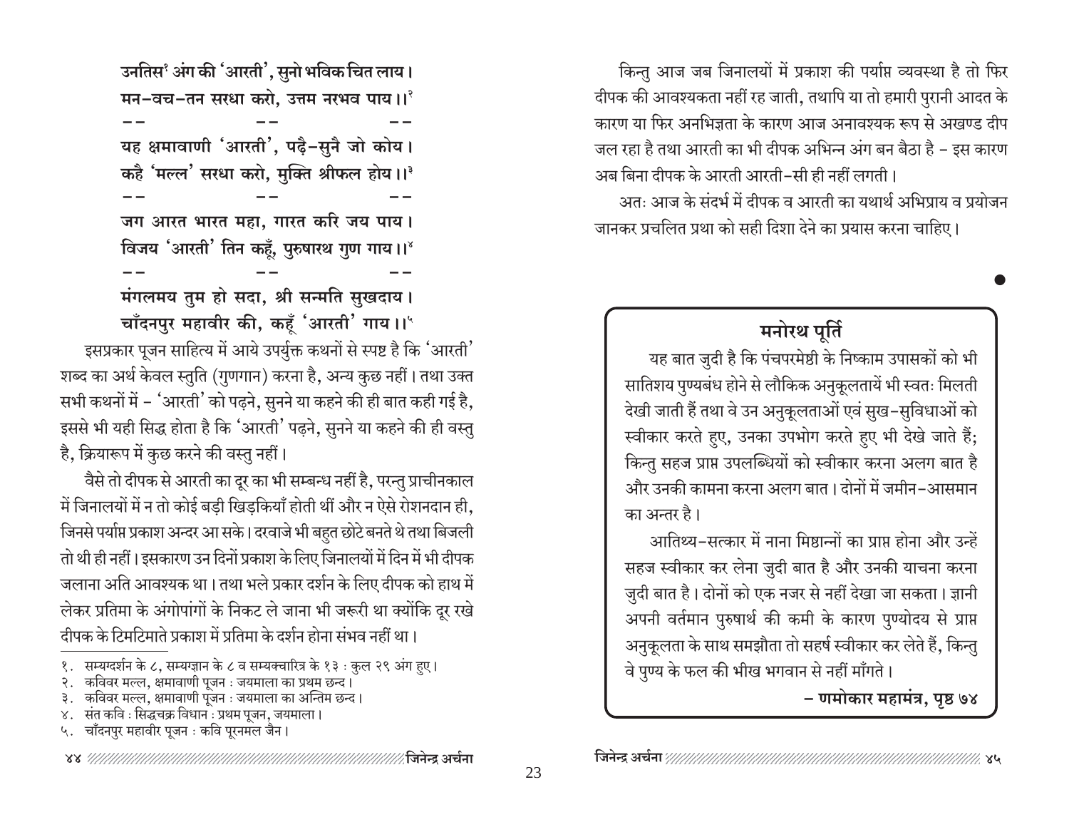**उनतिस[1] अंग की 'आरती', सुनो भविक चित लाय।**
**मन-वच-तन सरधा करो, उत्तम नरभव पाय।।[2]**

-- -- --

**यह क्षमावाणी 'आरती', पढ़ै-सुनै जो कोय।**
**कहै 'मल्ल' सरधा करो, मुक्ति श्रीफल होय।।[3]**

-- -- --

**जग आरत भारत महा, गारत करि जय पाय।**
**विजय 'आरती' तिन कहूँ, पुरुषारथ गुण गाय।।[4]**

-- -- --

**मंगलमय तुम हो सदा, श्री सन्मति सुखदाय।**
**चाँदनपुर महावीर की, कहूँ 'आरती' गाय।।[5]**

इसप्रकार पूजन साहित्य में आये उपर्युक्त कथनों से स्पष्ट है कि 'आरती' शब्द का अर्थ केवल स्तुति (गुणगान) करना है, अन्य कुछ नहीं। तथा उक्त सभी कथनों में - 'आरती' को पढ़ने, सुनने या कहने की ही बात कही गई है, इससे भी यही सिद्ध होता है कि 'आरती' पढ़ने, सुनने या कहने की ही वस्तु है, क्रियारूप में कुछ करने की वस्तु नहीं।

वैसे तो दीपक से आरती का दूर का भी सम्बन्ध नहीं है, परन्तु प्राचीनकाल में जिनालयों में न तो कोई बड़ी खिड़कियाँ होती थीं और न ऐसे रोशनदान ही, जिनसे पर्याप्त प्रकाश अन्दर आ सके। दरवाजे भी बहुत छोटे बनते थे तथा बिजली तो थी ही नहीं। इसकारण उन दिनों प्रकाश के लिए जिनालयों में दिन में भी दीपक जलाना अति आवश्यक था। तथा भले प्रकार दर्शन के लिए दीपक को हाथ में लेकर प्रतिमा के अंगोपांगों के निकट ले जाना भी जरूरी था क्योंकि दूर रखे दीपक के टिमटिमाते प्रकाश में प्रतिमा के दर्शन होना संभव नहीं था।

किन्तु आज जब जिनालयों में प्रकाश की पर्याप्त व्यवस्था है तो फिर दीपक की आवश्यकता नहीं रह जाती, तथापि या तो हमारी पुरानी आदत के कारण या फिर अनभिज्ञता के कारण आज अनावश्यक रूप से अखण्ड दीप जल रहा है तथा आरती का भी दीपक अभिन्न अंग बन बैठा है - इस कारण अब बिना दीपक के आरती आरती-सी ही नहीं लगती।

अतः आज के संदर्भ में दीपक व आरती का यथार्थ अभिप्राय व प्रयोजन जानकर प्रचलित प्रथा को सही दिशा देने का प्रयास करना चाहिए।

●

## मनोरथ पूर्ति

यह बात जुदी है कि पंचपरमेष्ठी के निष्काम उपासकों को भी सातिशय पुण्यबंध होने से लौकिक अनुकूलतायें भी स्वतः मिलती देखी जाती हैं तथा वे उन अनुकूलताओं एवं सुख-सुविधाओं को स्वीकार करते हुए, उनका उपभोग करते हुए भी देखे जाते हैं; किन्तु सहज प्राप्त उपलब्धियों को स्वीकार करना अलग बात है और उनकी कामना करना अलग बात। दोनों में जमीन-आसमान का अन्तर है।

आतिथ्य-सत्कार में नाना मिष्ठान्नों का प्राप्त होना और उन्हें सहज स्वीकार कर लेना जुदी बात है और उनकी याचना करना जुदी बात है। दोनों को एक नजर से नहीं देखा जा सकता। ज्ञानी अपनी वर्तमान पुरुषार्थ की कमी के कारण पुण्योदय से प्राप्त अनुकूलता के साथ समझौता तो सहर्ष स्वीकार कर लेते हैं, किन्तु वे पुण्य के फल की भीख भगवान से नहीं माँगते।

**– णमोकार महामंत्र, पृष्ठ ७४**

---

१. सम्यग्दर्शन के ८, सम्यग्ज्ञान के ८ व सम्यक्चारित्र के १३ : कुल २९ अंग हुए।
२. कविवर मल्ल, क्षमावाणी पूजन : जयमाला का प्रथम छन्द।
३. कविवर मल्ल, क्षमावाणी पूजन : जयमाला का अन्तिम छन्द।
४. संत कवि : सिद्धचक्र विधान : प्रथम पूजन, जयमाला।
५. चाँदनपुर महावीर पूजन : कवि पूरनमल जैन।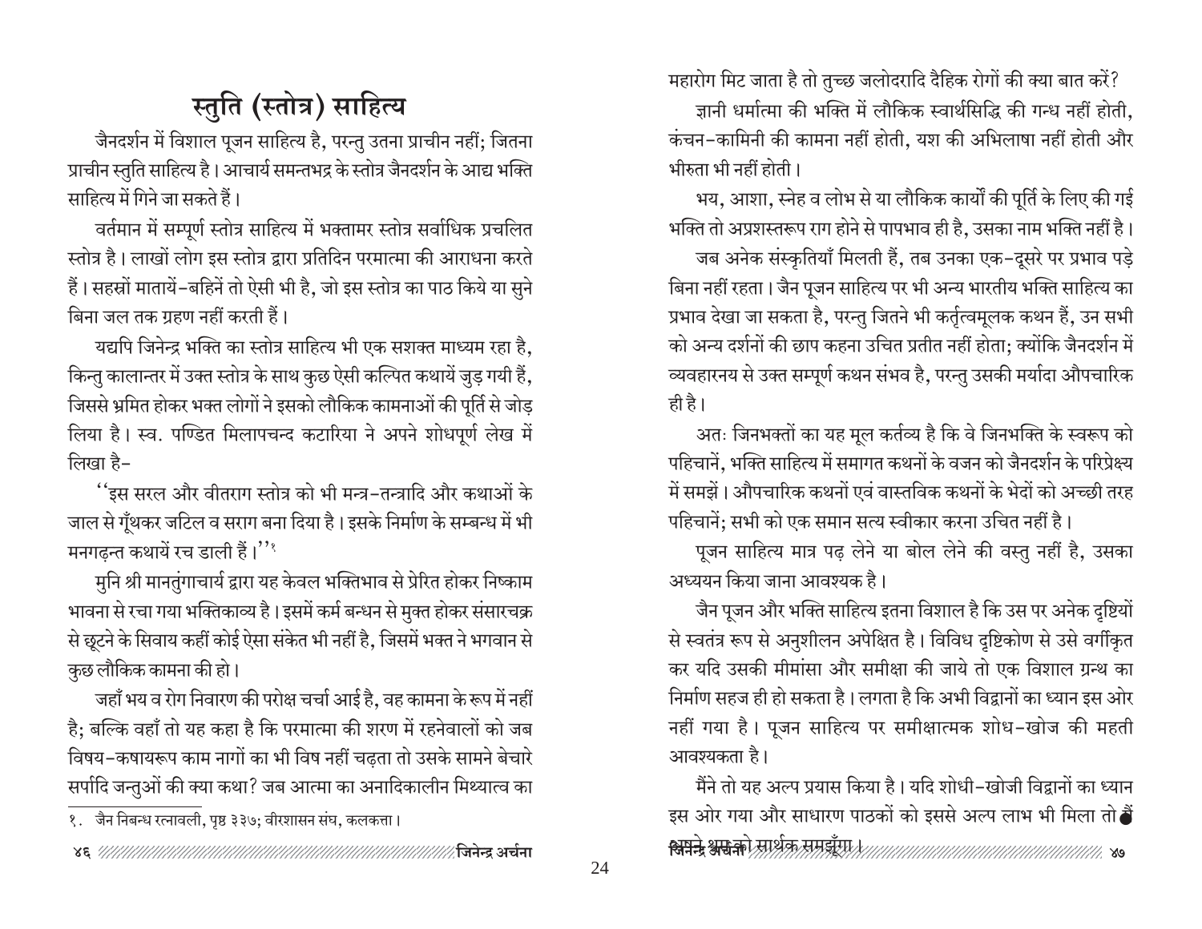# स्तुति (स्तोत्र) साहित्य

जैनदर्शन में विशाल पूजन साहित्य है, परन्तु उतना प्राचीन नहीं; जितना प्राचीन स्तुति साहित्य है। आचार्य समन्तभद्र के स्तोत्र जैनदर्शन के आद्य भक्ति साहित्य में गिने जा सकते हैं।

वर्तमान में सम्पूर्ण स्तोत्र साहित्य में भक्तामर स्तोत्र सर्वाधिक प्रचलित स्तोत्र है। लाखों लोग इस स्तोत्र द्वारा प्रतिदिन परमात्मा की आराधना करते हैं। सहस्रों मातायें-बहिनें तो ऐसी भी है, जो इस स्तोत्र का पाठ किये या सुने बिना जल तक ग्रहण नहीं करती हैं।

यद्यपि जिनेन्द्र भक्ति का स्तोत्र साहित्य भी एक सशक्त माध्यम रहा है, किन्तु कालान्तर में उक्त स्तोत्र के साथ कुछ ऐसी कल्पित कथायें जुड़ गयी हैं, जिससे भ्रमित होकर भक्त लोगों ने इसको लौकिक कामनाओं की पूर्ति से जोड़ लिया है। स्व. पण्डित मिलापचन्द कटारिया ने अपने शोधपूर्ण लेख में लिखा है–

''इस सरल और वीतराग स्तोत्र को भी मन्त्र-तन्त्रादि और कथाओं के जाल से गूँथकर जटिल व सराग बना दिया है। इसके निर्माण के सम्बन्ध में भी मनगढ़न्त कथायें रच डाली हैं।''[१]

मुनि श्री मानतुंगाचार्य द्वारा यह केवल भक्तिभाव से प्रेरित होकर निष्काम भावना से रचा गया भक्तिकाव्य है। इसमें कर्म बन्धन से मुक्त होकर संसारचक्र से छूटने के सिवाय कहीं कोई ऐसा संकेत भी नहीं है, जिसमें भक्त ने भगवान से कुछ लौकिक कामना की हो।

जहाँ भय व रोग निवारण की परोक्ष चर्चा आई है, वह कामना के रूप में नहीं है; बल्कि वहाँ तो यह कहा है कि परमात्मा की शरण में रहनेवालों को जब विषय-कषायरूप काम नागों का भी विष नहीं चढ़ता तो उसके सामने बेचारे सर्पादि जन्तुओं की क्या कथा? जब आत्मा का अनादिकालीन मिथ्यात्व का महारोग मिट जाता है तो तुच्छ जलोदरादि दैहिक रोगों की क्या बात करें?

ज्ञानी धर्मात्मा की भक्ति में लौकिक स्वार्थसिद्धि की गन्ध नहीं होती, कंचन-कामिनी की कामना नहीं होती, यश की अभिलाषा नहीं होती और भीरुता भी नहीं होती।

भय, आशा, स्नेह व लोभ से या लौकिक कार्यों की पूर्ति के लिए की गई भक्ति तो अप्रशस्तरूप राग होने से पापभाव ही है, उसका नाम भक्ति नहीं है।

जब अनेक संस्कृतियाँ मिलती हैं, तब उनका एक-दूसरे पर प्रभाव पड़े बिना नहीं रहता। जैन पूजन साहित्य पर भी अन्य भारतीय भक्ति साहित्य का प्रभाव देखा जा सकता है, परन्तु जितने भी कर्तृत्वमूलक कथन हैं, उन सभी को अन्य दर्शनों की छाप कहना उचित प्रतीत नहीं होता; क्योंकि जैनदर्शन में व्यवहारनय से उक्त सम्पूर्ण कथन संभव है, परन्तु उसकी मर्यादा औपचारिक ही है।

अतः जिनभक्तों का यह मूल कर्तव्य है कि वे जिनभक्ति के स्वरूप को पहिचानें, भक्ति साहित्य में समागत कथनों के वजन को जैनदर्शन के परिप्रेक्ष्य में समझें। औपचारिक कथनों एवं वास्तविक कथनों के भेदों को अच्छी तरह पहिचानें; सभी को एक समान सत्य स्वीकार करना उचित नहीं है।

पूजन साहित्य मात्र पढ़ लेने या बोल लेने की वस्तु नहीं है, उसका अध्ययन किया जाना आवश्यक है।

जैन पूजन और भक्ति साहित्य इतना विशाल है कि उस पर अनेक दृष्टियों से स्वतंत्र रूप से अनुशीलन अपेक्षित है। विविध दृष्टिकोण से उसे वर्गीकृत कर यदि उसकी मीमांसा और समीक्षा की जाये तो एक विशाल ग्रन्थ का निर्माण सहज ही हो सकता है। लगता है कि अभी विद्वानों का ध्यान इस ओर नहीं गया है। पूजन साहित्य पर समीक्षात्मक शोध-खोज की महती आवश्यकता है।

मैंने तो यह अल्प प्रयास किया है। यदि शोधी-खोजी विद्वानों का ध्यान इस ओर गया और साधारण पाठकों को इससे अल्प लाभ भी मिला तो मैं अपने श्रम को सार्थक समझूँगा।

---

१. जैन निबन्ध रत्नावली, पृष्ठ ३३७; वीरशासन संघ, कलकत्ता।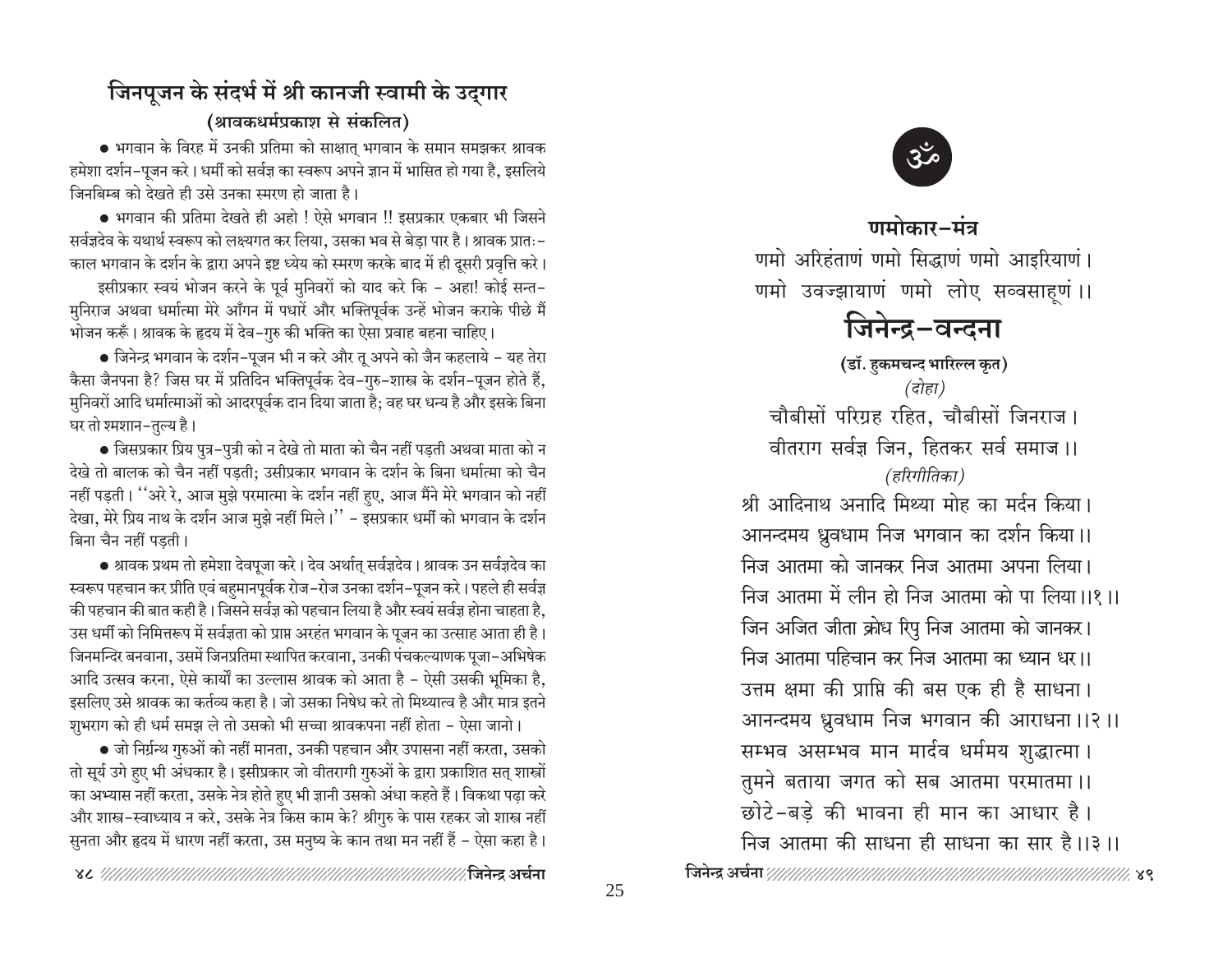## जिनपूजन के संदर्भ में श्री कानजी स्वामी के उद्‌गार

**(श्रावकधर्मप्रकाश से संकलित)**

● भगवान के विरह में उनकी प्रतिमा को साक्षात् भगवान के समान समझकर श्रावक हमेशा दर्शन-पूजन करे। धर्मी को सर्वज्ञ का स्वरूप अपने ज्ञान में भासित हो गया है, इसलिये जिनबिम्ब को देखते ही उसे उनका स्मरण हो जाता है।

● भगवान की प्रतिमा देखते ही अहो ! ऐसे भगवान !! इसप्रकार एकबार भी जिसने सर्वज्ञदेव के यथार्थ स्वरूप को लक्ष्यगत कर लिया, उसका भव से बेड़ा पार है। श्रावक प्रातः-काल भगवान के दर्शन के द्वारा अपने इष्ट ध्येय को स्मरण करके बाद में ही दूसरी प्रवृत्ति करे।

इसीप्रकार स्वयं भोजन करने के पूर्व मुनिवरों को याद करे कि - अहा! कोई सन्त-मुनिराज अथवा धर्मात्मा मेरे आँगन में पधारें और भक्तिपूर्वक उन्हें भोजन कराके पीछे मैं भोजन करूँ। श्रावक के हृदय में देव-गुरु की भक्ति का ऐसा प्रवाह बहना चाहिए।

● जिनेन्द्र भगवान के दर्शन-पूजन भी न करे और तू अपने को जैन कहलाये - यह तेरा कैसा जैनपना है? जिस घर में प्रतिदिन भक्तिपूर्वक देव-गुरु-शास्त्र के दर्शन-पूजन होते हैं, मुनिवरों आदि धर्मात्माओं को आदरपूर्वक दान दिया जाता है; वह घर धन्य है और इसके बिना घर तो श्मशान-तुल्य है।

● जिसप्रकार प्रिय पुत्र-पुत्री को न देखे तो माता को चैन नहीं पड़ती अथवा माता को न देखे तो बालक को चैन नहीं पड़ती; उसीप्रकार भगवान के दर्शन के बिना धर्मात्मा को चैन नहीं पड़ती। ''अरे रे, आज मुझे परमात्मा के दर्शन नहीं हुए, आज मैंने मेरे भगवान को नहीं देखा, मेरे प्रिय नाथ के दर्शन आज मुझे नहीं मिले।'' - इसप्रकार धर्मी को भगवान के दर्शन बिना चैन नहीं पड़ती।

● श्रावक प्रथम तो हमेशा देवपूजा करे। देव अर्थात् सर्वज्ञदेव। श्रावक उन सर्वज्ञदेव का स्वरूप पहचान कर प्रीति एवं बहुमानपूर्वक रोज-रोज उनका दर्शन-पूजन करे। पहले ही सर्वज्ञ की पहचान की बात कही है। जिसने सर्वज्ञ को पहचान लिया है और स्वयं सर्वज्ञ होना चाहता है, उस धर्मी को निमित्तरूप में सर्वज्ञता को प्राप्त अरहंत भगवान के पूजन का उत्साह आता ही है। जिनमन्दिर बनवाना, उसमें जिनप्रतिमा स्थापित करवाना, उनकी पंचकल्याणक पूजा-अभिषेक आदि उत्सव करना, ऐसे कार्यों का उल्लास श्रावक को आता है - ऐसी उसकी भूमिका है, इसलिए उसे श्रावक का कर्तव्य कहा है। जो उसका निषेध करे तो मिथ्यात्व है और मात्र इतने शुभराग को ही धर्म समझ ले तो उसको भी सच्चा श्रावकपना नहीं होता - ऐसा जानो।

● जो निर्ग्रन्थ गुरुओं को नहीं मानता, उनकी पहचान और उपासना नहीं करता, उसको तो सूर्य उगे हुए भी अंधकार है। इसीप्रकार जो वीतरागी गुरुओं के द्वारा प्रकाशित सत् शास्त्रों का अभ्यास नहीं करता, उसके नेत्र होते हुए भी ज्ञानी उसको अंधा कहते हैं। विकथा पढ़ा करे और शास्त्र-स्वाध्याय न करे, उसके नेत्र किस काम के? श्रीगुरु के पास रहकर जो शास्त्र नहीं सुनता और हृदय में धारण नहीं करता, उस मनुष्य के कान तथा मन नहीं हैं - ऐसा कहा है।

ॐ

**णमोकार-मंत्र**

णमो अरिहंताणं णमो सिद्धाणं णमो आइरियाणं।
णमो उवज्झायाणं णमो लोए सव्वसाहूणं।।

## जिनेन्द्र-वन्दना

**(डॉ. हुकमचन्द भारिल्ल कृत)**

*(दोहा)*

चौबीसों परिग्रह रहित, चौबीसों जिनराज।
वीतराग सर्वज्ञ जिन, हितकर सर्व समाज।।

*(हरिगीतिका)*

श्री आदिनाथ अनादि मिथ्या मोह का मर्दन किया।
आनन्दमय ध्रुवधाम निज भगवान का दर्शन किया।।
निज आतमा को जानकर निज आतमा अपना लिया।
निज आतमा में लीन हो निज आतमा को पा लिया।।१।।

जिन अजित जीता क्रोध रिपु निज आतमा को जानकर।
निज आतमा पहिचान कर निज आतमा का ध्यान धर।।
उत्तम क्षमा की प्राप्ति की बस एक ही है साधना।
आनन्दमय ध्रुवधाम निज भगवान की आराधना।।२।।

सम्भव असम्भव मान मार्दव धर्ममय शुद्धात्मा।
तुमने बताया जगत को सब आतमा परमातमा।।
छोटे-बड़े की भावना ही मान का आधार है।
निज आतमा की साधना ही साधना का सार है।।३।।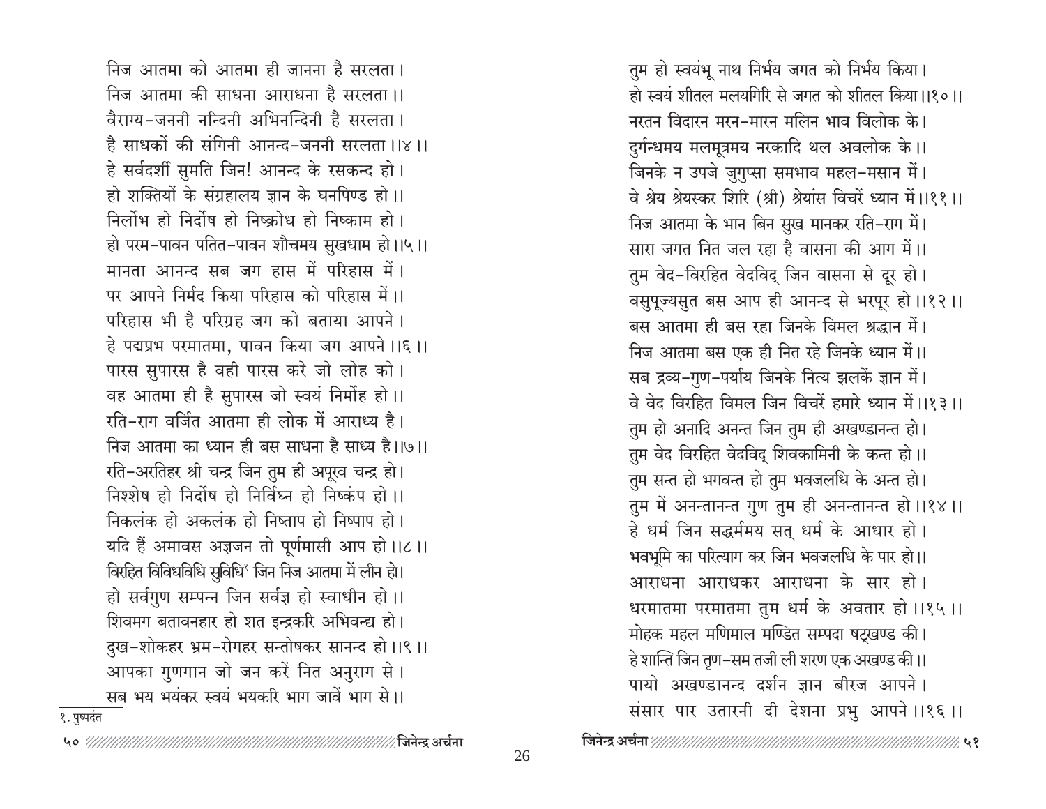निज आतमा को आतमा ही जानना है सरलता।
निज आतमा की साधना आराधना है सरलता।।
वैराग्य-जननी नन्दिनी अभिनन्दिनी है सरलता।
है साधकों की संगिनी आनन्द-जननी सरलता।।४।।
हे सर्वदर्शी सुमति जिन! आनन्द के रसकन्द हो।
हो शक्तियों के संग्रहालय ज्ञान के घनपिण्ड हो।।
निर्लोभ हो निर्दोष हो निष्क्रोध हो निष्काम हो।
हो परम-पावन पतित-पावन शौचमय सुखधाम हो।।५।।
मानता आनन्द सब जग हास में परिहास में।
पर आपने निर्मद किया परिहास को परिहास में।।
परिहास भी है परिग्रह जग को बताया आपने।
हे पद्मप्रभ परमातमा, पावन किया जग आपने।।६।।
पारस सुपारस है वही पारस करे जो लोह को।
वह आतमा ही है सुपारस जो स्वयं निर्मोह हो।।
रति-राग वर्जित आतमा ही लोक में आराध्य है।
निज आतमा का ध्यान ही बस साधना है साध्य है।।७।।
रति-अरतिहर श्री चन्द्र जिन तुम ही अपूरव चन्द्र हो।
निश्शेष हो निर्दोष हो निर्विघ्न हो निष्कंप हो।।
निकलंक हो अकलंक हो निष्ताप हो निष्पाप हो।
यदि हैं अमावस अज्ञजन तो पूर्णमासी आप हो।।८।।
विरहित विविधविधि सुविधि[१] जिन निज आतमा में लीन हो।
हो सर्वगुण सम्पन्न जिन सर्वज्ञ हो स्वाधीन हो।।
शिवमग बतावनहार हो शत इन्द्रकरि अभिवन्द्य हो।
दुख-शोकहर भ्रम-रोगहर सन्तोषकर सानन्द हो।।९।।
आपका गुणगान जो जन करें नित अनुराग से।
सब भय भयंकर स्वयं भयकरि भाग जावें भाग से।।

१. पुष्पदंत

तुम हो स्वयंभू नाथ निर्भय जगत को निर्भय किया।
हो स्वयं शीतल मलयगिरि से जगत को शीतल किया।।१०।।
नरतन विदारन मरन-मारन मलिन भाव विलोक के।
दुर्गन्धमय मलमूत्रमय नरकादि थल अवलोक के।।
जिनके न उपजे जुगुप्सा समभाव महल-मसान में।
वे श्रेय श्रेयस्कर शिरि (श्री) श्रेयांस विचरें ध्यान में।।११।।
निज आतमा के भान बिन सुख मानकर रति-राग में।
सारा जगत नित जल रहा है वासना की आग में।।
तुम वेद-विरहित वेदविद् जिन वासना से दूर हो।
वसुपूज्यसुत बस आप ही आनन्द से भरपूर हो।।१२।।
बस आतमा ही बस रहा जिनके विमल श्रद्धान में।
निज आतमा बस एक ही नित रहे जिनके ध्यान में।।
सब द्रव्य-गुण-पर्याय जिनके नित्य झलकें ज्ञान में।
वे वेद विरहित विमल जिन विचरें हमारे ध्यान में।।१३।।
तुम हो अनादि अनन्त जिन तुम ही अखण्डानन्त हो।
तुम वेद विरहित वेदविद् शिवकामिनी के कन्त हो।।
तुम सन्त हो भगवन्त हो तुम भवजलधि के अन्त हो।
तुम में अनन्तानन्त गुण तुम ही अनन्तानन्त हो।।१४।।
हे धर्म जिन सद्धर्ममय सत् धर्म के आधार हो।
भवभूमि का परित्याग कर जिन भवजलधि के पार हो।।
आराधना आराधकर आराधना के सार हो।
धरमातमा परमातमा तुम धर्म के अवतार हो।।१५।।
मोहक महल मणिमाल मण्डित सम्पदा षट्खण्ड की।
हे शान्ति जिन तृण-सम तजी ली शरण एक अखण्ड की।।
पायो अखण्डानन्द दर्शन ज्ञान बीरज आपने।
संसार पार उतारनी दी देशना प्रभु आपने।।१६।।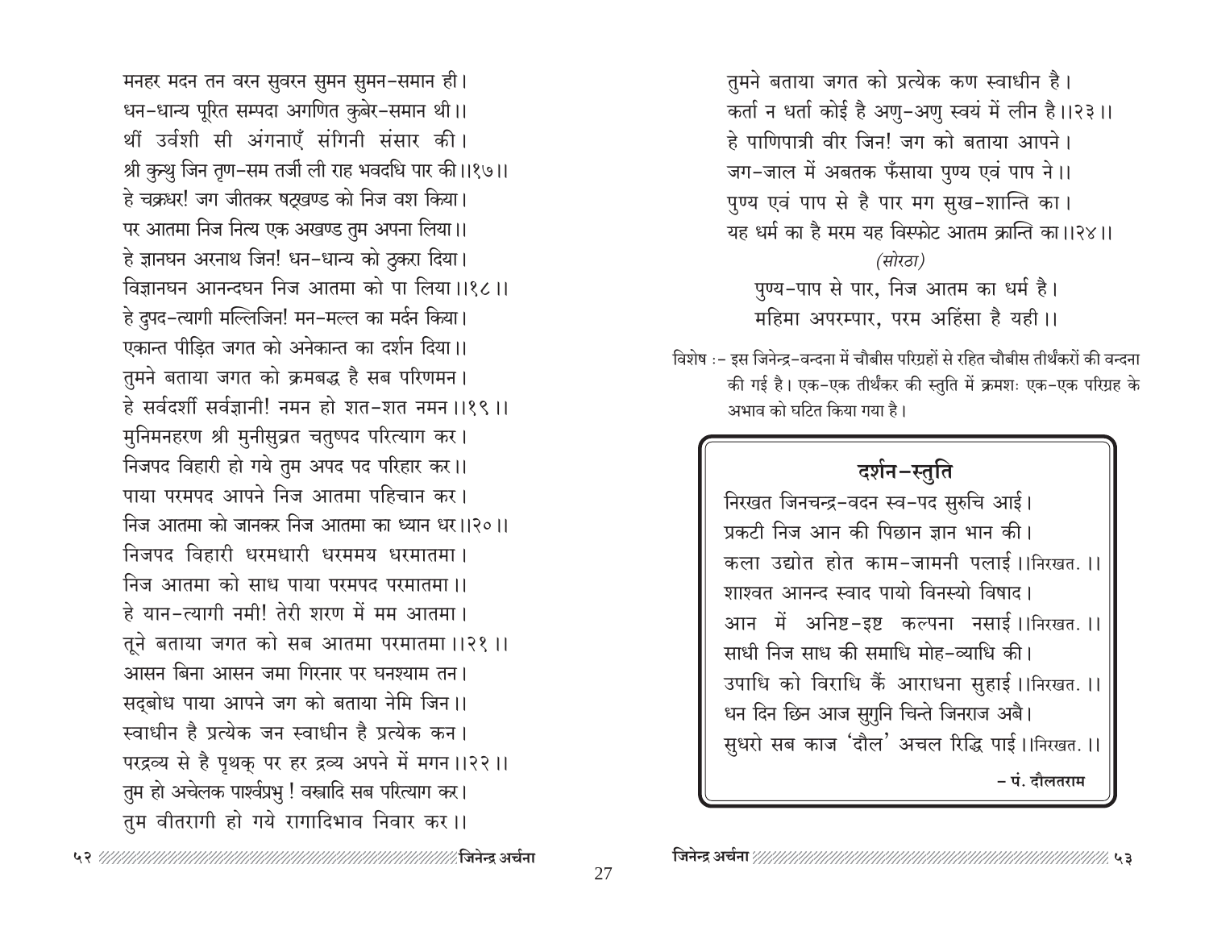मनहर मदन तन वरन सुवरन सुमन सुमन-समान ही।
धन-धान्य पूरित सम्पदा अगणित कुबेर-समान थी।।
थीं उर्वशी सी अंगनाएँ संगिनी संसार की।
श्री कुन्थु जिन तृण-सम तजी ली राह भवदधि पार की।।१७।।
हे चक्रधर! जग जीतकर षट्खण्ड को निज वश किया।
पर आतमा निज नित्य एक अखण्ड तुम अपना लिया।।
हे ज्ञानघन अरनाथ जिन! धन-धान्य को ठुकरा दिया।
विज्ञानघन आनन्दघन निज आतमा को पा लिया।।१८।।
हे दुपद-त्यागी मल्लिजिन! मन-मल्ल का मर्दन किया।
एकान्त पीड़ित जगत को अनेकान्त का दर्शन दिया।।
तुमने बताया जगत को क्रमबद्ध है सब परिणमन।
हे सर्वदर्शी सर्वज्ञानी! नमन हो शत-शत नमन।।१९।।
मुनिमनहरण श्री मुनीसुव्रत चतुष्पद परित्याग कर।
निजपद विहारी हो गये तुम अपद पद परिहार कर।।
पाया परमपद आपने निज आतमा पहिचान कर।
निज आतमा को जानकर निज आतमा का ध्यान धर।।२०।।
निजपद विहारी धरमधारी धरममय धरमातमा।
निज आतमा को साध पाया परमपद परमातमा।।
हे यान-त्यागी नमी! तेरी शरण में मम आतमा।
तूने बताया जगत को सब आतमा परमातमा।।२१।।
आसन बिना आसन जमा गिरनार पर घनश्याम तन।
सद्बोध पाया आपने जग को बताया नेमि जिन।।
स्वाधीन है प्रत्येक जन स्वाधीन है प्रत्येक कन।
परद्रव्य से है पृथक् पर हर द्रव्य अपने में मगन।।२२।।
तुम हो अचेलक पार्श्वप्रभु ! वस्त्रादि सब परित्याग कर।
तुम वीतरागी हो गये रागादिभाव निवार कर।।
तुमने बताया जगत को प्रत्येक कण स्वाधीन है।
कर्ता न धर्ता कोई है अणु-अणु स्वयं में लीन है।।२३।।
हे पाणिपात्री वीर जिन! जग को बताया आपने।
जग-जाल में अबतक फँसाया पुण्य एवं पाप ने।।
पुण्य एवं पाप से है पार मग सुख-शान्ति का।
यह धर्म का है मरम यह विस्फोट आतम क्रान्ति का।।२४।।

*(सोरठा)*

पुण्य-पाप से पार, निज आतम का धर्म है।
महिमा अपरम्पार, परम अहिंसा है यही।।

विशेष :- इस जिनेन्द्र-वन्दना में चौबीस परिग्रहों से रहित चौबीस तीर्थंकरों की वन्दना की गई है। एक-एक तीर्थंकर की स्तुति में क्रमशः एक-एक परिग्रह के अभाव को घटित किया गया है।

## दर्शन-स्तुति

निरखत जिनचन्द्र-वदन स्व-पद सुरुचि आई।
प्रकटी निज आन की पिछान ज्ञान भान की।
कला उद्योत होत काम-जामनी पलाई।।निरखत.।।
शाश्वत आनन्द स्वाद पायो विनस्यो विषाद।
आन में अनिष्ट-इष्ट कल्पना नसाई।।निरखत.।।
साधी निज साध की समाधि मोह-व्याधि की।
उपाधि को विराधि कैं आराधना सुहाई।।निरखत.।।
धन दिन छिन आज सुगुनि चिन्ते जिनराज अबै।
सुधरो सब काज 'दौल' अचल रिद्धि पाई।।निरखत.।।

– पं. दौलतराम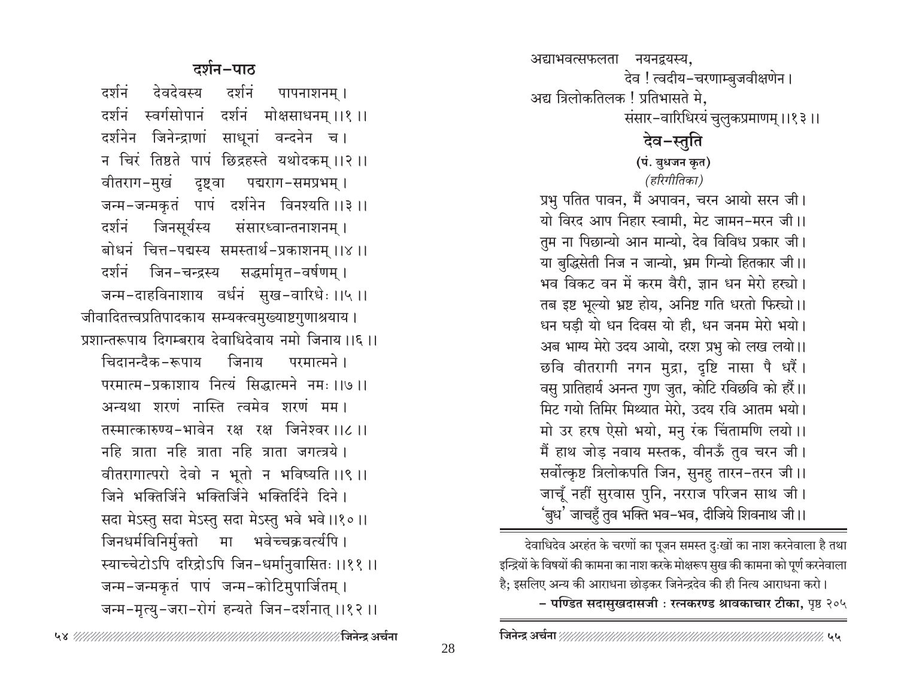## दर्शन-पाठ

दर्शनं देवदेवस्य दर्शनं पापनाशनम्।
दर्शनं स्वर्गसोपानं दर्शनं मोक्षसाधनम्।।१।।
दर्शनेन जिनेन्द्राणां साधूनां वन्दनेन च।
न चिरं तिष्ठते पापं छिद्रहस्ते यथोदकम्।।२।।
वीतराग-मुखं दृष्ट्वा पद्मराग-समप्रभम्।
जन्म-जन्मकृतं पापं दर्शनेन विनश्यति।।३।।
दर्शनं जिनसूर्यस्य संसारध्वान्तनाशनम्।
बोधनं चित्त-पद्मस्य समस्तार्थ-प्रकाशनम्।।४।।
दर्शनं जिन-चन्द्रस्य सद्धर्मामृत-वर्षणम्।
जन्म-दाहविनाशाय वर्धनं सुख-वारिधेः।।५।।
जीवादितत्त्वप्रतिपादकाय सम्यक्त्वमुख्याष्टगुणाश्रयाय।
प्रशान्तरूपाय दिगम्बराय देवाधिदेवाय नमो जिनाय।।६।।
चिदानन्दैक-रूपाय जिनाय परमात्मने।
परमात्म-प्रकाशाय नित्यं सिद्धात्मने नमः।।७।।
अन्यथा शरणं नास्ति त्वमेव शरणं मम।
तस्मात्कारुण्य-भावेन रक्ष रक्ष जिनेश्वर।।८।।
नहि त्राता नहि त्राता नहि त्राता जगत्त्रये।
वीतरागात्परो देवो न भूतो न भविष्यति।।९।।
जिने भक्तिर्जिने भक्तिर्जिने भक्तिर्दिने दिने।
सदा मेऽस्तु सदा मेऽस्तु सदा मेऽस्तु भवे भवे।।१०।।
जिनधर्मविनिर्मुक्तो मा भवेच्चक्रवर्त्यपि।
स्याच्चेटोऽपि दरिद्रोऽपि जिन-धर्मानुवासितः।।११।।
जन्म-जन्मकृतं पापं जन्म-कोटिमुपार्जितम्।
जन्म-मृत्यु-जरा-रोगं हन्यते जिन-दर्शनात्।।१२।।
अद्याभवत्सफलता नयनद्वयस्य,
देव ! त्वदीय-चरणाम्बुजवीक्षणेन।
अद्य त्रिलोकतिलक ! प्रतिभासते मे,
संसार-वारिधिरयं चुलुकप्रमाणम्।।१३।।

## देव-स्तुति

**(पं. बुधजन कृत)**

*(हरिगीतिका)*

प्रभु पतित पावन, मैं अपावन, चरन आयो सरन जी।
यो विरद आप निहार स्वामी, मेट जामन-मरन जी।।
तुम ना पिछान्यो आन मान्यो, देव विविध प्रकार जी।
या बुद्धिसेती निज न जान्यो, भ्रम गिन्यो हितकार जी।।
भव विकट वन में करम वैरी, ज्ञान धन मेरो हर्‌यो।
तब इष्ट भूल्यो भ्रष्ट होय, अनिष्ट गति धरतो फिर्‌यो।।
धन घड़ी यो धन दिवस यो ही, धन जनम मेरो भयो।
अब भाग्य मेरो उदय आयो, दरश प्रभु को लख लयो।।
छवि वीतरागी नगन मुद्रा, दृष्टि नासा पै धरैं।
वसु प्रातिहार्य अनन्त गुण जुत, कोटि रविछवि को हरैं।।
मिट गयो तिमिर मिथ्यात मेरो, उदय रवि आतम भयो।
मो उर हरष ऐसो भयो, मनु रंक चिंतामणि लयो।।
मैं हाथ जोड़ नवाय मस्तक, वीनऊँ तुव चरन जी।
सर्वोत्कृष्ट त्रिलोकपति जिन, सुनहु तारन-तरन जी।।
जाचूँ नहीं सुरवास पुनि, नरराज परिजन साथ जी।
'बुध' जाचहुँ तुव भक्ति भव-भव, दीजिये शिवनाथ जी।।

---

देवाधिदेव अरहंत के चरणों का पूजन समस्त दुःखों का नाश करनेवाला है तथा इन्द्रियों के विषयों की कामना का नाश करके मोक्षरूप सुख की कामना को पूर्ण करनेवाला है; इसलिए अन्य की आराधना छोड़कर जिनेन्द्रदेव की ही नित्य आराधना करो।

**– पण्डित सदासुखदासजी : रत्नकरण्ड श्रावकाचार टीका,** पृष्ठ २०५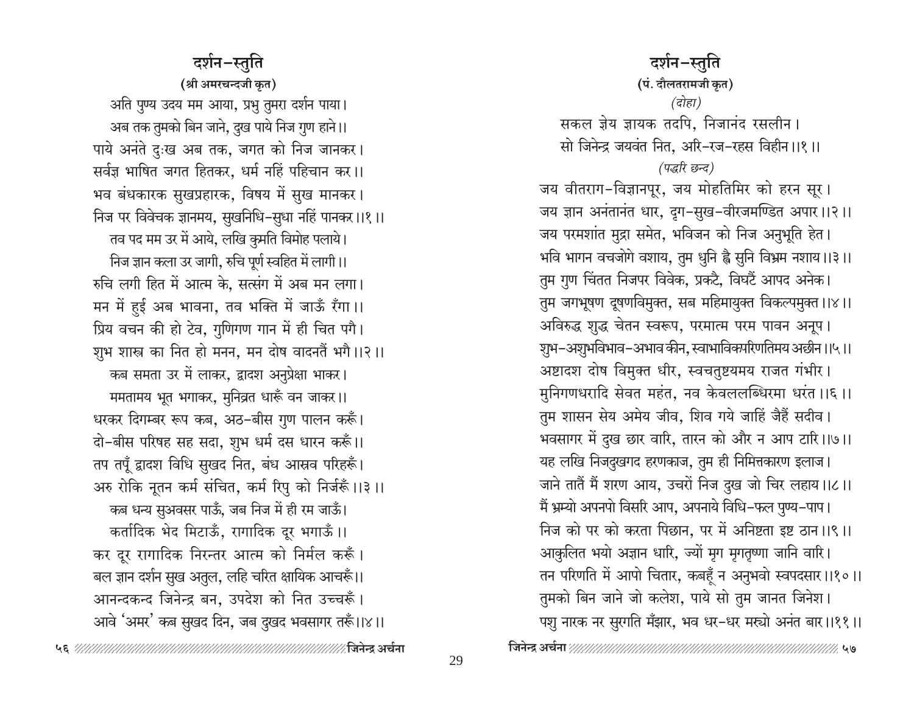## दर्शन-स्तुति

**(श्री अमरचन्दजी कृत)**

अति पुण्य उदय मम आया, प्रभु तुमरा दर्शन पाया।
अब तक तुमको बिन जाने, दुख पाये निज गुण हाने।।
पाये अनंते दुःख अब तक, जगत को निज जानकर।
सर्वज्ञ भाषित जगत हितकर, धर्म नहिं पहिचान कर।।
भव बंधकारक सुखप्रहारक, विषय में सुख मानकर।
निज पर विवेचक ज्ञानमय, सुखनिधि-सुधा नहिं पानकर।।१।।

तव पद मम उर में आये, लखि कुमति विमोह पलाये।
निज ज्ञान कला उर जागी, रुचि पूर्ण स्वहित में लागी।।
रुचि लगी हित में आत्म के, सत्संग में अब मन लगा।
मन में हुई अब भावना, तव भक्ति में जाऊँ रँगा।।
प्रिय वचन की हो टेव, गुणिगण गान में ही चित पगै।
शुभ शास्त्र का नित हो मनन, मन दोष वादनतैं भगै।।२।।

कब समता उर में लाकर, द्वादश अनुप्रेक्षा भाकर।
ममतामय भूत भगाकर, मुनिव्रत धारूँ वन जाकर।।
धरकर दिगम्बर रूप कब, अठ-बीस गुण पालन करूँ।
दो-बीस परिषह सह सदा, शुभ धर्म दस धारन करूँ।।
तप तपूँ द्वादश विधि सुखद नित, बंध आस्रव परिहरूँ।
अरु रोकि नूतन कर्म संचित, कर्म रिपु को निर्जरूँ।।३।।

कब धन्य सुअवसर पाऊँ, जब निज में ही रम जाऊँ।
कर्तादिक भेद मिटाऊँ, रागादिक दूर भगाऊँ।।
कर दूर रागादिक निरन्तर आत्म को निर्मल करूँ।
बल ज्ञान दर्शन सुख अतुल, लहि चरित क्षायिक आचरूँ।।
आनन्दकन्द जिनेन्द्र बन, उपदेश को नित उच्चरूँ।
आवे 'अमर' कब सुखद दिन, जब दुखद भवसागर तरूँ।।४।।

## दर्शन-स्तुति

**(पं. दौलतरामजी कृत)**

*(दोहा)*

सकल ज्ञेय ज्ञायक तदपि, निजानंद रसलीन।
सो जिनेन्द्र जयवंत नित, अरि-रज-रहस विहीन।।१।।

*(पद्धरि छन्द)*

जय वीतराग-विज्ञानपूर, जय मोहतिमिर को हरन सूर।
जय ज्ञान अनंतानंत धार, दृग-सुख-वीरजमण्डित अपार।।२।।
जय परमशांत मुद्रा समेत, भविजन को निज अनुभूति हेत।
भवि भागन वचजोगे वशाय, तुम धुनि ह्वै सुनि विभ्रम नशाय।।३।।
तुम गुण चिंतत निजपर विवेक, प्रकटै, विघटैं आपद अनेक।
तुम जगभूषण दूषणविमुक्त, सब महिमायुक्त विकल्पमुक्त।।४।।
अविरुद्ध शुद्ध चेतन स्वरूप, परमात्म परम पावन अनूप।
शुभ-अशुभविभाव-अभाव कीन, स्वाभाविकपरिणतिमय अछीन।।५।।
अष्टादश दोष विमुक्त धीर, स्वचतुष्टयमय राजत गंभीर।
मुनिगणधरादि सेवत महंत, नव केवललब्धिरमा धरंत।।६।।
तुम शासन सेय अमेय जीव, शिव गये जाहिं जैहैं सदीव।
भवसागर में दुख छार वारि, तारन को और न आप टारि।।७।।
यह लखि निजदुखगद हरणकाज, तुम ही निमित्तकारण इलाज।
जाने तातैं मैं शरण आय, उचरों निज दुख जो चिर लहाय।।८।।
मैं भ्रम्यो अपनपो विसरि आप, अपनाये विधि-फल पुण्य-पाप।
निज को पर को करता पिछान, पर में अनिष्टता इष्ट ठान।।९।।
आकुलित भयो अज्ञान धारि, ज्यों मृग मृगतृष्णा जानि वारि।
तन परिणति में आपो चितार, कबहूँ न अनुभवो स्वपदसार।।१०।।
तुमको बिन जाने जो कलेश, पाये सो तुम जानत जिनेश।
पशु नारक नर सुरगति मँझार, भव धर-धर मर्‌यो अनंत बार।।११।।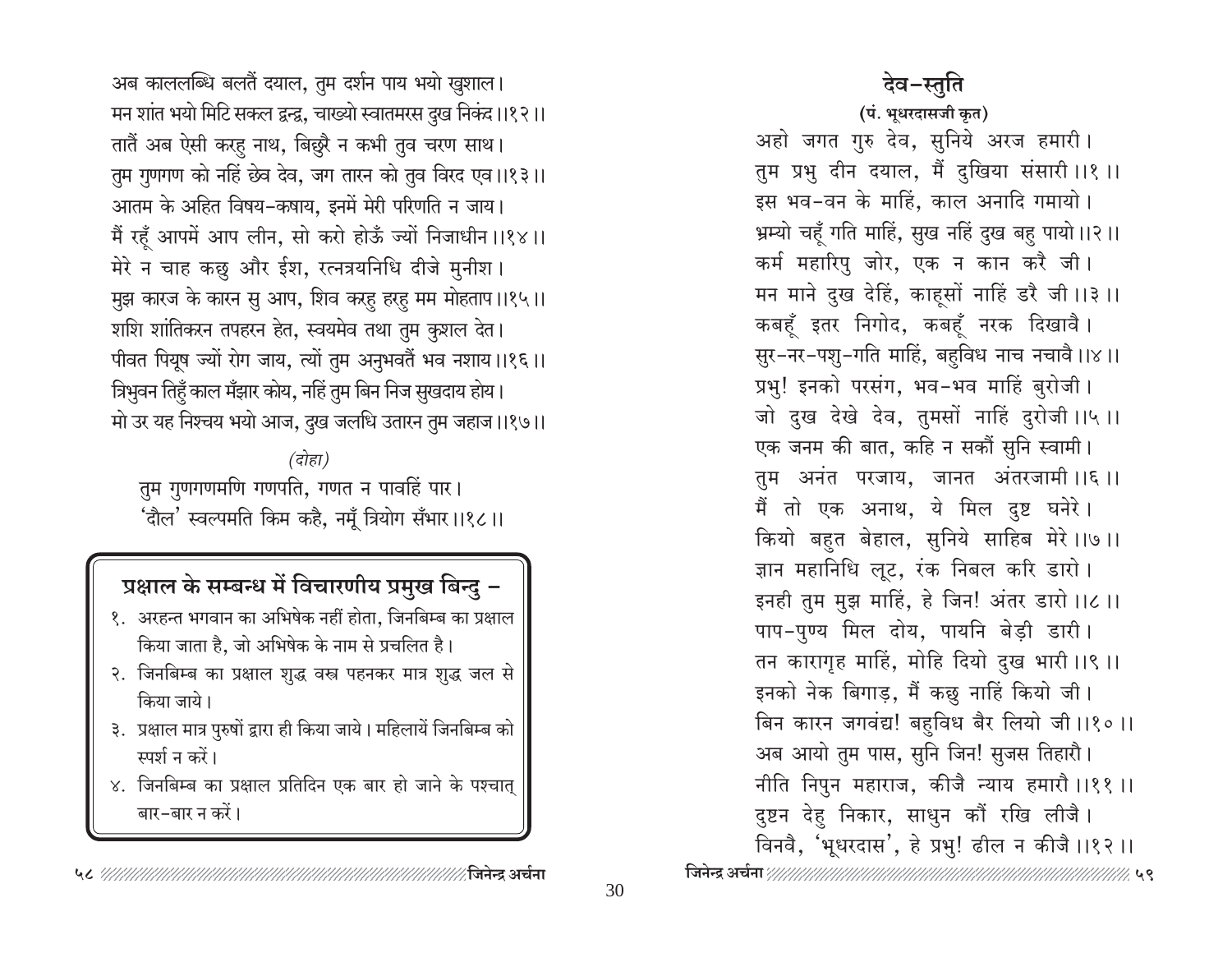अब काललब्धि बलतैं दयाल, तुम दर्शन पाय भयो खुशाल।
मन शांत भयो मिटि सकल द्वन्द्व, चाख्यो स्वातमरस दुख निकंद ।।१२।।
तातैं अब ऐसी करहु नाथ, बिछुरै न कभी तुव चरण साथ।
तुम गुणगण को नहिं छेव देव, जग तारन को तुव विरद एव ।।१३।।
आतम के अहित विषय-कषाय, इनमें मेरी परिणति न जाय।
मैं रहूँ आपमें आप लीन, सो करो होऊँ ज्यों निजाधीन ।।१४।।
मेरे न चाह कछु और ईश, रत्नत्रयनिधि दीजे मुनीश।
मुझ कारज के कारन सु आप, शिव करहु हरहु मम मोहताप ।।१५।।
शशि शांतिकरन तपहरन हेत, स्वयमेव तथा तुम कुशल देत।
पीवत पियूष ज्यों रोग जाय, त्यों तुम अनुभवतैं भव नशाय ।।१६।।
त्रिभुवन तिहुँ काल मँझार कोय, नहिं तुम बिन निज सुखदाय होय।
मो उर यह निश्चय भयो आज, दुख जलधि उतारन तुम जहाज ।।१७।।

*(दोहा)*

तुम गुणगणमणि गणपति, गणत न पावहिं पार।
'दौल' स्वल्पमति किम कहै, नमूँ त्रियोग सँभार ।।१८।।

**प्रक्षाल के सम्बन्ध में विचारणीय प्रमुख बिन्दु –**

१. अरहन्त भगवान का अभिषेक नहीं होता, जिनबिम्ब का प्रक्षाल किया जाता है, जो अभिषेक के नाम से प्रचलित है।
२. जिनबिम्ब का प्रक्षाल शुद्ध वस्त्र पहनकर मात्र शुद्ध जल से किया जाये।
३. प्रक्षाल मात्र पुरुषों द्वारा ही किया जाये। महिलायें जिनबिम्ब को स्पर्श न करें।
४. जिनबिम्ब का प्रक्षाल प्रतिदिन एक बार हो जाने के पश्चात् बार-बार न करें।

## देव-स्तुति

**(पं. भूधरदासजी कृत)**

अहो जगत गुरु देव, सुनिये अरज हमारी।
तुम प्रभु दीन दयाल, मैं दुखिया संसारी ।।१।।
इस भव-वन के माहिं, काल अनादि गमायो।
भ्रम्यो चहूँ गति माहिं, सुख नहिं दुख बहु पायो ।।२।।
कर्म महारिपु जोर, एक न कान करै जी।
मन माने दुख देहिं, काहूसों नाहिं डरै जी ।।३।।
कबहूँ इतर निगोद, कबहूँ नरक दिखावै।
सुर-नर-पशु-गति माहिं, बहुविध नाच नचावै ।।४।।
प्रभु! इनको परसंग, भव-भव माहिं बुरोजी।
जो दुख देखे देव, तुमसों नाहिं दुरोजी ।।५।।
एक जनम की बात, कहि न सकौं सुनि स्वामी।
तुम अनंत परजाय, जानत अंतरजामी ।।६।।
मैं तो एक अनाथ, ये मिल दुष्ट घनेरे।
कियो बहुत बेहाल, सुनिये साहिब मेरे ।।७।।
ज्ञान महानिधि लूट, रंक निबल करि डारो।
इनही तुम मुझ माहिं, हे जिन! अंतर डारो ।।८।।
पाप-पुण्य मिल दोय, पायनि बेड़ी डारी।
तन कारागृह माहिं, मोहि दियो दुख भारी ।।९।।
इनको नेक बिगाड़, मैं कछु नाहिं कियो जी।
बिन कारन जगवंद्य! बहुविध बैर लियो जी ।।१०।।
अब आयो तुम पास, सुनि जिन! सुजस तिहारौ।
नीति निपुन महाराज, कीजै न्याय हमारौ ।।११।।
दुष्टन देहु निकार, साधुन कौं रखि लीजै।
विनवै, 'भूधरदास', हे प्रभु! ढील न कीजै ।।१२।।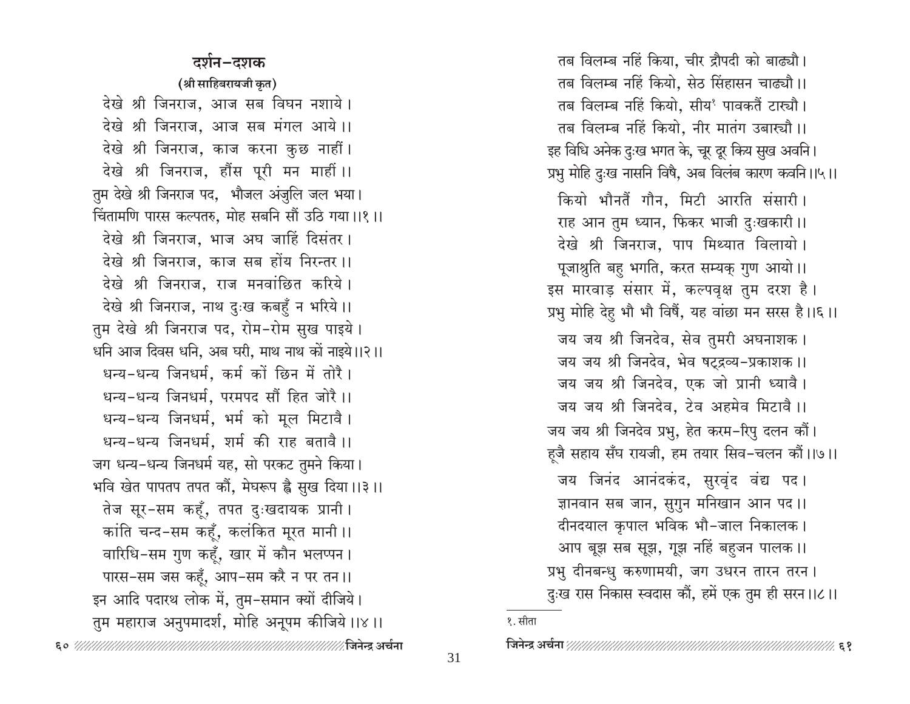## दर्शन–दशक

**(श्री साहिबरायजी कृत)**

देखे श्री जिनराज, आज सब विघन नशाये।
देखे श्री जिनराज, आज सब मंगल आये।।
देखे श्री जिनराज, काज करना कुछ नाहीं।
देखे श्री जिनराज, हौंस पूरी मन माहीं।।
तुम देखे श्री जिनराज पद, भौजल अंजुलि जल भया।
चिंतामणि पारस कल्पतरु, मोह सबनि सौं उठि गया।।१।।

देखे श्री जिनराज, भाज अघ जाहिं दिसंतर।
देखे श्री जिनराज, काज सब होंय निरन्तर।।
देखे श्री जिनराज, राज मनवांछित करिये।
देखे श्री जिनराज, नाथ दुःख कबहुँ न भरिये।।
तुम देखे श्री जिनराज पद, रोम-रोम सुख पाइये।
धनि आज दिवस धनि, अब घरी, माथ नाथ कों नाइये।।२।।

धन्य-धन्य जिनधर्म, कर्म कों छिन में तोरै।
धन्य-धन्य जिनधर्म, परमपद सौं हित जोरै।।
धन्य-धन्य जिनधर्म, भर्म को मूल मिटावै।
धन्य-धन्य जिनधर्म, शर्म की राह बतावै।।
जग धन्य-धन्य जिनधर्म यह, सो परकट तुमने किया।
भवि खेत पापतप तपत कौं, मेघरूप ह्वै सुख दिया।।३।।

तेज सूर-सम कहूँ, तपत दुःखदायक प्रानी।
कांति चन्द-सम कहूँ, कलंकित मूरत मानी।।
वारिधि-सम गुण कहूँ, खार में कौन भलप्पन।
पारस-सम जस कहूँ, आप-सम करै न पर तन।।
इन आदि पदारथ लोक में, तुम-समान क्यों दीजिये।
तुम महाराज अनुपमादर्श, मोहि अनूपम कीजिये।।४।।

तब विलम्ब नहिं किया, चीर द्रौपदी को बाढ्यौ।
तब विलम्ब नहिं कियो, सेठ सिंहासन चाढ्यौ।।
तब विलम्ब नहिं कियो, सीय[1] पावकतैं टार्यौ।
तब विलम्ब नहिं कियो, नीर मातंग उबार्यौ।।
इह विधि अनेक दुःख भगत के, चूर दूर किय सुख अवनि।
प्रभु मोहि दुःख नासनि विषै, अब विलंब कारण कवनि।।५।।

कियो भौनतैं गौन, मिटी आरति संसारी।
राह आन तुम ध्यान, फिकर भाजी दुःखकारी।।
देखे श्री जिनराज, पाप मिथ्यात विलायो।
पूजाश्रुति बहु भगति, करत सम्यक् गुण आयो।।
इस मारवाड़ संसार में, कल्पवृक्ष तुम दरश है।
प्रभु मोहि देहु भौ भौ विषैं, यह वांछा मन सरस है।।६।।

जय जय श्री जिनदेव, सेव तुमरी अघनाशक।
जय जय श्री जिनदेव, भेव षट्द्रव्य-प्रकाशक।।
जय जय श्री जिनदेव, एक जो प्रानी ध्यावै।
जय जय श्री जिनदेव, टेव अहमेव मिटावै।।
जय जय श्री जिनदेव प्रभु, हेत करम-रिपु दलन कौं।
हूजै सहाय सँघ रायजी, हम तयार सिव-चलन कौं।।७।।

जय जिनंद आनंदकंद, सुरवृंद वंद्य पद।
ज्ञानवान सब जान, सुगुन मनिखान आन पद।।
दीनदयाल कृपाल भविक भौ-जाल निकालक।
आप बूझ सब सूझ, गूझ नहिं बहुजन पालक।।
प्रभु दीनबन्धु करुणामयी, जग उधरन तारन तरन।
दुःख रास निकास स्वदास कौं, हमें एक तुम ही सरन।।८।।

---

१. सीता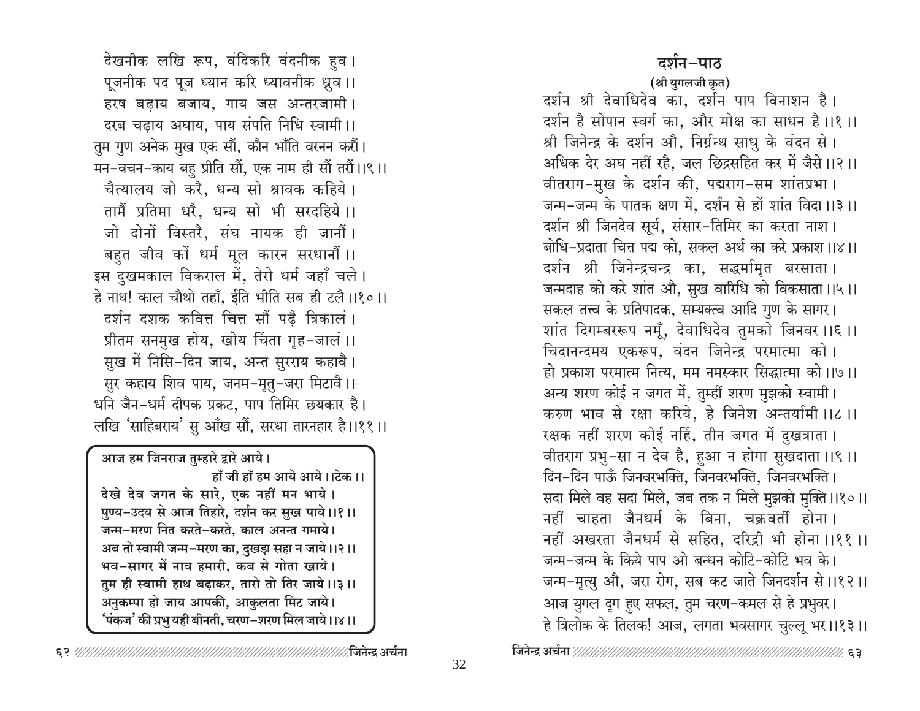देखनीक लखि रूप, वंदिकरि वंदनीक हुव।
पूजनीक पद पूज ध्यान करि ध्यावनीक ध्रुव।।
हरष बढ़ाय बजाय, गाय जस अन्तरजामी।
दरब चढ़ाय अघाय, पाय संपति निधि स्वामी।।
तुम गुण अनेक मुख एक सौं, कौन भाँति वरनन करौं।
मन-वचन-काय बहु प्रीति सौं, एक नाम ही सौं तरौं।।९।।
चैत्यालय जो करै, धन्य सो श्रावक कहिये।
तामैं प्रतिमा धरै, धन्य सो भी सरदहिये।।
जो दोनों विस्तरै, संघ नायक ही जानौं।
बहुत जीव कों धर्म मूल कारन सरधानौं।।
इस दुखमकाल विकराल में, तेरो धर्म जहाँ चले।
हे नाथ! काल चौथो तहाँ, ईति भीति सब ही टलै।।१०।।
दर्शन दशक कवित्त चित्त सौं पढ़ै त्रिकालं।
प्रीतम सनमुख होय, खोय चिंता गृह-जालं।।
सुख में निसि-दिन जाय, अन्त सुरराय कहावै।
सुर कहाय शिव पाय, जनम-मृतु-जरा मिटावै।।
धनि जैन-धर्म दीपक प्रकट, पाप तिमिर छयकार है।
लखि 'साहिबराय' सु आँख सौं, सरधा तारनहार है।।११।।

**आज हम जिनराज तुम्हारे द्वारे आये।**
**हाँ जी हाँ हम आये आये।।टेक।।**
**देखे देव जगत के सारे, एक नहीं मन भाये।**
**पुण्य-उदय से आज तिहारे, दर्शन कर सुख पाये।।१।।**
**जन्म-मरण नित करते-करते, काल अनन्त गमाये।**
**अब तो स्वामी जन्म-मरण का, दुखड़ा सहा न जाये।।२।।**
**भव-सागर में नाव हमारी, कब से गोता खाये।**
**तुम ही स्वामी हाथ बढ़ाकर, तारो तो तिर जाये।।३।।**
**अनुकम्पा हो जाय आपकी, आकुलता मिट जाये।**
**'पंकज' की प्रभु यही बीनती, चरण-शरण मिल जाये।।४।।**

## दर्शन-पाठ

**(श्री युगलजी कृत)**

दर्शन श्री देवाधिदेव का, दर्शन पाप विनाशन है।
दर्शन है सोपान स्वर्ग का, और मोक्ष का साधन है।।१।।
श्री जिनेन्द्र के दर्शन औ, निर्ग्रन्थ साधु के वंदन से।
अधिक देर अघ नहीं रहै, जल छिद्रसहित कर में जैसे।।२।।
वीतराग-मुख के दर्शन की, पद्मराग-सम शांतप्रभा।
जन्म-जन्म के पातक क्षण में, दर्शन से हों शांत विदा।।३।।
दर्शन श्री जिनदेव सूर्य, संसार-तिमिर का करता नाश।
बोधि-प्रदाता चित्त पद्म को, सकल अर्थ का करे प्रकाश।।४।।
दर्शन श्री जिनेन्द्रचन्द्र का, सद्धर्मामृत बरसाता।
जन्मदाह को करे शांत औ, सुख वारिधि को विकसाता।।५।।
सकल तत्त्व के प्रतिपादक, सम्यक्त्व आदि गुण के सागर।
शांत दिगम्बररूप नमूँ, देवाधिदेव तुमको जिनवर।।६।।
चिदानन्दमय एकरूप, वंदन जिनेन्द्र परमात्मा को।
हो प्रकाश परमात्म नित्य, मम नमस्कार सिद्धात्मा को।।७।।
अन्य शरण कोई न जगत में, तुम्हीं शरण मुझको स्वामी।
करुण भाव से रक्षा करिये, हे जिनेश अन्तर्यामी।।८।।
रक्षक नहीं शरण कोई नहिं, तीन जगत में दुखत्राता।
वीतराग प्रभु-सा न देव है, हुआ न होगा सुखदाता।।९।।
दिन-दिन पाऊँ जिनवरभक्ति, जिनवरभक्ति, जिनवरभक्ति।
सदा मिले वह सदा मिले, जब तक न मिले मुझको मुक्ति।।१०।।
नहीं चाहता जैनधर्म के बिना, चक्रवर्ती होना।
नहीं अखरता जैनधर्म से सहित, दरिद्री भी होना।।११।।
जन्म-जन्म के किये पाप ओ बन्धन कोटि-कोटि भव के।
जन्म-मृत्यु औ, जरा रोग, सब कट जाते जिनदर्शन से।।१२।।
आज युगल दृग हुए सफल, तुम चरण-कमल से हे प्रभुवर।
हे त्रिलोक के तिलक! आज, लगता भवसागर चुल्लू भर।।१३।।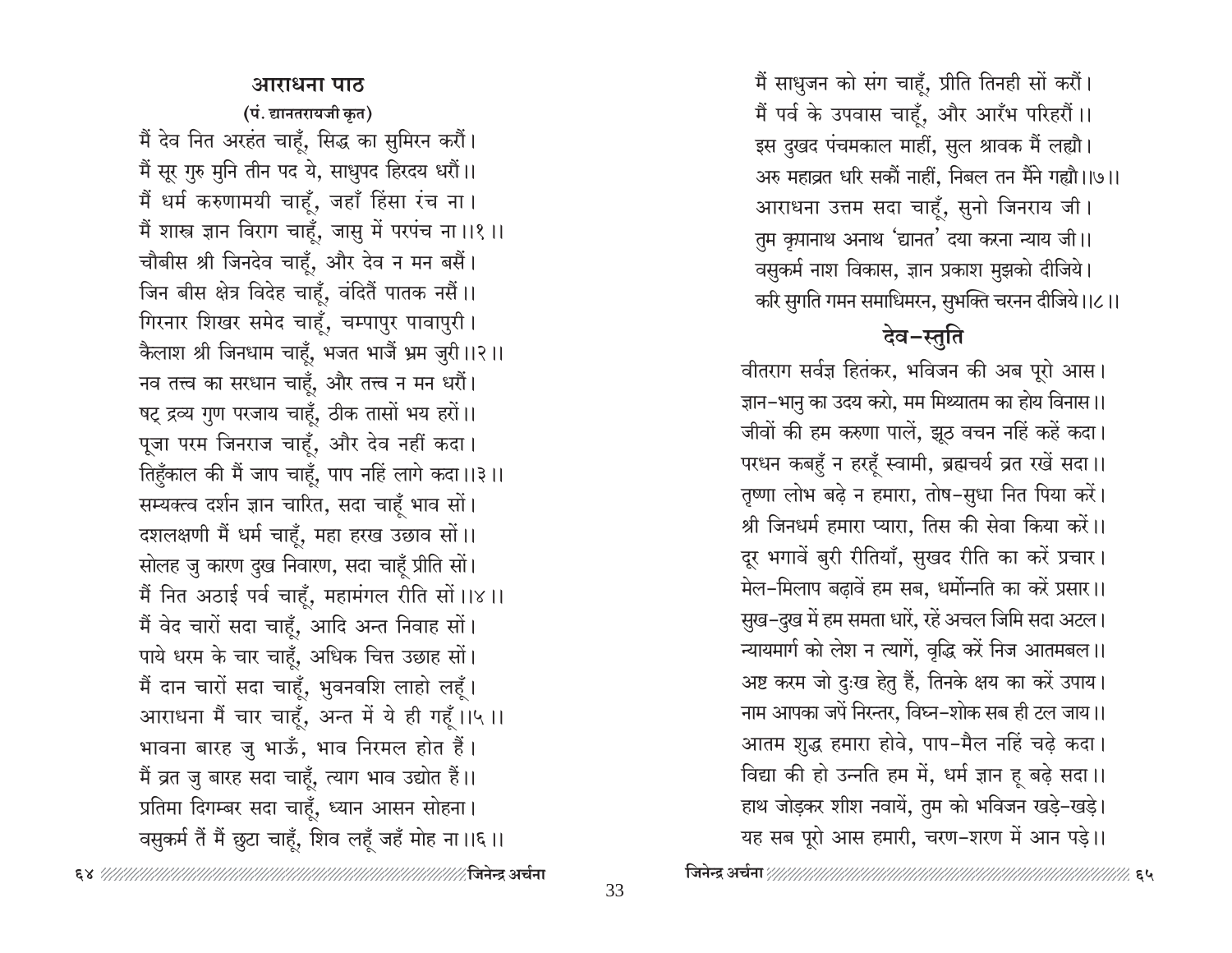## आराधना पाठ

(पं. द्यानतरायजी कृत)

मैं देव नित अरहंत चाहूँ, सिद्ध का सुमिरन करौं।
मैं सूर गुरु मुनि तीन पद ये, साधुपद हिरदय धरौं।।
मैं धर्म करुणामयी चाहूँ, जहाँ हिंसा रंच ना।
मैं शास्त्र ज्ञान विराग चाहूँ, जासु में परपंच ना।।१।।
चौबीस श्री जिनदेव चाहूँ, और देव न मन बसैं।
जिन बीस क्षेत्र विदेह चाहूँ, वंदितैं पातक नसैं।।
गिरनार शिखर समेद चाहूँ, चम्पापुर पावापुरी।
कैलाश श्री जिनधाम चाहूँ, भजत भाजैं भ्रम जुरी।।२।।
नव तत्त्व का सरधान चाहूँ, और तत्त्व न मन धरौं।
षट् द्रव्य गुण परजाय चाहूँ, ठीक तासों भय हरों।।
पूजा परम जिनराज चाहूँ, और देव नहीं कदा।
तिहुँकाल की मैं जाप चाहूँ, पाप नहिं लागे कदा।।३।।
सम्यक्त्व दर्शन ज्ञान चारित, सदा चाहूँ भाव सों।
दशलक्षणी मैं धर्म चाहूँ, महा हरख उछाव सों।।
सोलह जु कारण दुख निवारण, सदा चाहूँ प्रीति सों।
मैं नित अठाई पर्व चाहूँ, महामंगल रीति सों।।४।।
मैं वेद चारों सदा चाहूँ, आदि अन्त निवाह सों।
पाये धरम के चार चाहूँ, अधिक चित्त उछाह सों।
मैं दान चारों सदा चाहूँ, भुवनवशि लाहो लहूँ।
आराधना मैं चार चाहूँ, अन्त में ये ही गहूँ।।५।।
भावना बारह जु भाऊँ, भाव निरमल होत हैं।
मैं व्रत जु बारह सदा चाहूँ, त्याग भाव उद्योत हैं।।
प्रतिमा दिगम्बर सदा चाहूँ, ध्यान आसन सोहना।
वसुकर्म तैं मैं छुटा चाहूँ, शिव लहूँ जहँ मोह ना।।६।।
मैं साधुजन को संग चाहूँ, प्रीति तिनही सों करौं।
मैं पर्व के उपवास चाहूँ, और आरँभ परिहरौं।।
इस दुखद पंचमकाल माहीं, सुल श्रावक मैं लह्यौ।
अरु महाव्रत धरि सकौं नाहीं, निबल तन मैंने गह्यौ।।७।।
आराधना उत्तम सदा चाहूँ, सुनो जिनराय जी।
तुम कृपानाथ अनाथ 'द्यानत' दया करना न्याय जी।।
वसुकर्म नाश विकास, ज्ञान प्रकाश मुझको दीजिये।
करि सुगति गमन समाधिमरन, सुभक्ति चरनन दीजिये।।८।।

## देव-स्तुति

वीतराग सर्वज्ञ हितंकर, भविजन की अब पूरो आस।
ज्ञान-भानु का उदय करो, मम मिथ्यातम का होय विनास।।
जीवों की हम करुणा पालें, झूठ वचन नहिं कहें कदा।
परधन कबहुँ न हरहूँ स्वामी, ब्रह्मचर्य व्रत रखें सदा।।
तृष्णा लोभ बढ़े न हमारा, तोष-सुधा नित पिया करें।
श्री जिनधर्म हमारा प्यारा, तिस की सेवा किया करें।।
दूर भगावें बुरी रीतियाँ, सुखद रीति का करें प्रचार।
मेल-मिलाप बढ़ावें हम सब, धर्मोन्नति का करें प्रसार।।
सुख-दुख में हम समता धारें, रहें अचल जिमि सदा अटल।
न्यायमार्ग को लेश न त्यागें, वृद्धि करें निज आतमबल।।
अष्ट करम जो दुःख हेतु हैं, तिनके क्षय का करें उपाय।
नाम आपका जपें निरन्तर, विघ्न-शोक सब ही टल जाय।।
आतम शुद्ध हमारा होवे, पाप-मैल नहिं चढ़े कदा।
विद्या की हो उन्नति हम में, धर्म ज्ञान हू बढ़े सदा।।
हाथ जोड़कर शीश नवायें, तुम को भविजन खड़े-खड़े।
यह सब पूरो आस हमारी, चरण-शरण में आन पड़े।।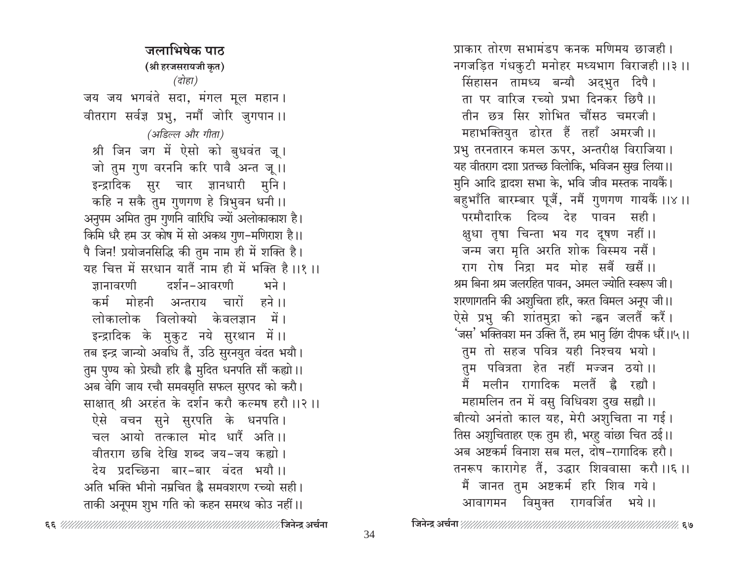## जलाभिषेक पाठ

**(श्री हरजसरायजी कृत)**

*(दोहा)*

जय जय भगवंते सदा, मंगल मूल महान।
वीतराग सर्वज्ञ प्रभु, नमौं जोरि जुगपान।।

*(अडिल्ल और गीता)*

श्री जिन जग में ऐसो को बुधवंत जू।
जो तुम गुण वरननि करि पावै अन्त जू।।
इन्द्रादिक सुर चार ज्ञानधारी मुनि।
कहि न सकै तुम गुणगण हे त्रिभुवन धनी।।
अनुपम अमित तुम गुणनि वारिधि ज्यों अलोकाकाश है।
किमि धरै हम उर कोष में सो अकथ गुण-मणिराश है।।
पै जिन! प्रयोजनसिद्धि की तुम नाम ही में शक्ति है।
यह चित्त में सरधान यातैं नाम ही में भक्ति है।।१।।

ज्ञानावरणी दर्शन-आवरणी भने।
कर्म मोहनी अन्तराय चारों हने।।
लोकालोक विलोक्यो केवलज्ञान में।
इन्द्रादिक के मुकुट नये सुरथान में।।
तब इन्द्र जान्यो अवधि तैं, उठि सुरनयुत वंदत भयौ।
तुम पुण्य को प्रेर्‌यौ हरि ह्वै मुदित धनपति सौं कह्यो।।
अब वेगि जाय रचौ समवसृति सफल सुरपद को करौ।
साक्षात् श्री अरहंत के दर्शन करौ कल्मष हरौ।।२।।

ऐसे वचन सुने सुरपति के धनपति।
चल आयो तत्काल मोद धारैं अति।।
वीतराग छबि देखि शब्द जय-जय कह्यो।
देय प्रदच्छिना बार-बार वंदत भयौ।।
अति भक्ति भीनो नम्रचित ह्वै समवशरण रच्यो सही।
ताकी अनूपम शुभ गति को कहन समरथ कोउ नहीं।।
प्राकार तोरण सभामंडप कनक मणिमय छाजही।
नगजड़ित गंधकुटी मनोहर मध्यभाग विराजही।।३।।

सिंहासन तामध्य बन्यौ अद्भुत दिपै।
ता पर वारिज रच्यो प्रभा दिनकर छिपै।।
तीन छत्र सिर शोभित चौंसठ चमरजी।
महाभक्तियुत ढोरत हैं तहाँ अमरजी।।
प्रभु तरनतारन कमल ऊपर, अन्तरीक्ष विराजिया।
यह वीतराग दशा प्रतच्छ विलोकि, भविजन सुख लिया।।
मुनि आदि द्वादश सभा के, भवि जीव मस्तक नायकैं।
बहुभाँति बारम्बार पूजैं, नमैं गुणगण गायकैं।।४।।

परमौदारिक दिव्य देह पावन सही।
क्षुधा तृषा चिन्ता भय गद दूषण नहीं।।
जन्म जरा मृति अरति शोक विस्मय नसैं।
राग रोष निद्रा मद मोह सबैं खसैं।।
श्रम बिना श्रम जलरहित पावन, अमल ज्योति स्वरूप जी।
शरणागतनि की अशुचिता हरि, करत विमल अनूप जी।।
ऐसे प्रभु की शांतमुद्रा को न्हवन जलतैं करैं।
'जस' भक्तिवश मन उक्ति तैं, हम भानु ढिंग दीपक धरैं।।५।।

तुम तो सहज पवित्र यही निश्चय भयो।
तुम पवित्रता हेत नहीं मज्जन ठयो।।
मैं मलीन रागादिक मलतैं ह्वै रह्यौ।
महामलिन तन में वसु विधिवश दुख सह्यौ।।
बीत्यो अनंतो काल यह, मेरी अशुचिता ना गई।
तिस अशुचिताहर एक तुम ही, भरहु वांछा चित ठई।।
अब अष्टकर्म विनाश सब मल, दोष-रागादिक हरौ।
तनरूप कारागेह तैं, उद्धार शिववासा करौ।।६।।

मैं जानत तुम अष्टकर्म हरि शिव गये।
आवागमन विमुक्त रागवर्जित भये।।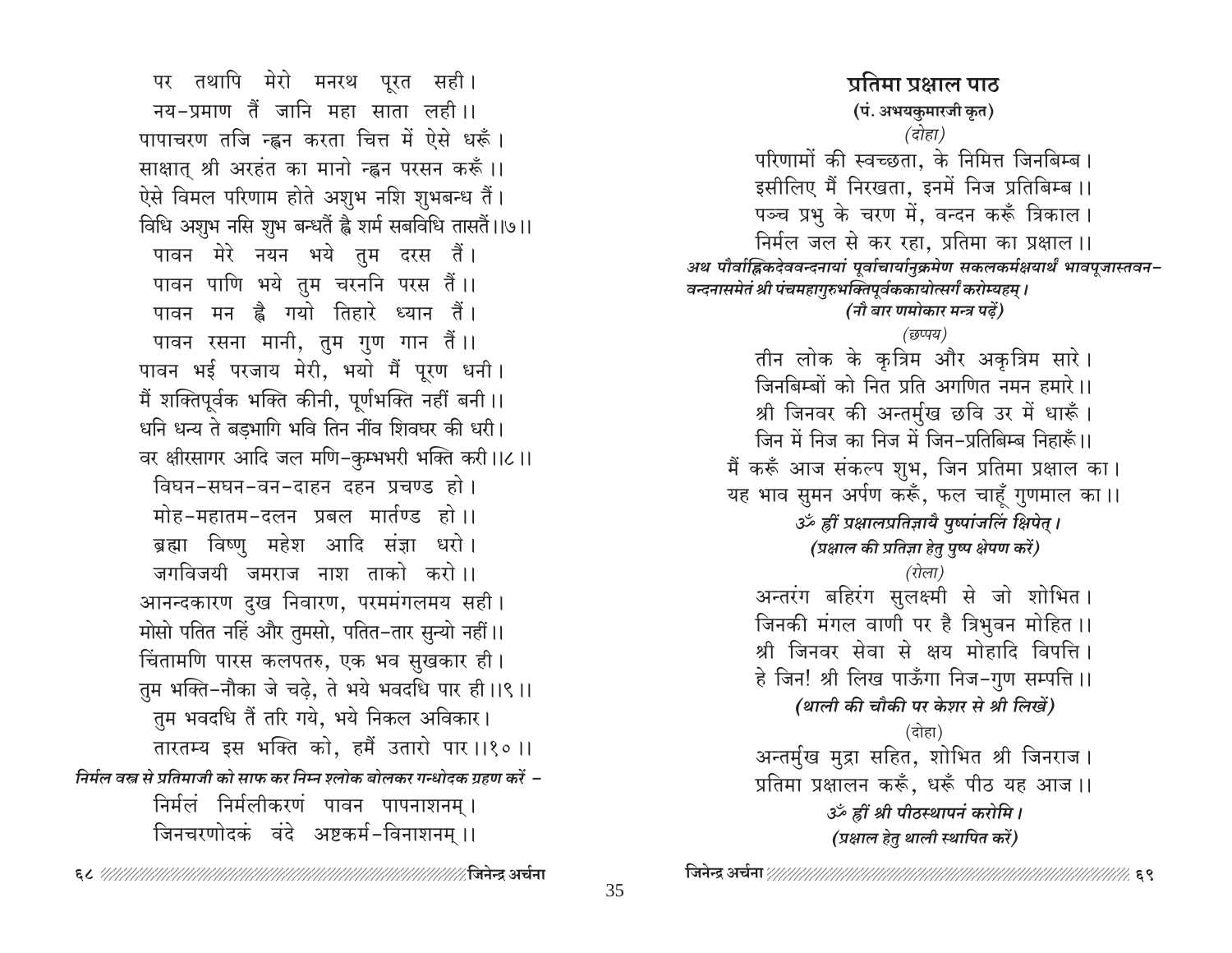पर तथापि मेरो मनरथ पूरत सही।
नय-प्रमाण तैं जानि महा साता लही।।
पापाचरण तजि न्ह्वन करता चित्त में ऐसे धरूँ।
साक्षात् श्री अरहंत का मानो न्ह्वन परसन करूँ।।
ऐसे विमल परिणाम होते अशुभ नशि शुभबन्ध तैं।
विधि अशुभ नसि शुभ बन्धतैं ह्वै शर्म सबविधि तासतैं।।७।।

पावन मेरे नयन भये तुम दरस तैं।
पावन पाणि भये तुम चरननि परस तैं।।
पावन मन ह्वै गयो तिहारे ध्यान तैं।
पावन रसना मानी, तुम गुण गान तैं।।
पावन भई परजाय मेरी, भयो मैं पूरण धनी।
मैं शक्तिपूर्वक भक्ति कीनी, पूर्णभक्ति नहीं बनी।।
धनि धन्य ते बड़भागि भवि तिन नींव शिवघर की धरी।
वर क्षीरसागर आदि जल मणि-कुम्भभरी भक्ति करी।।८।।

विघन-सघन-वन-दाहन दहन प्रचण्ड हो।
मोह-महातम-दलन प्रबल मार्तण्ड हो।।
ब्रह्मा विष्णु महेश आदि संज्ञा धरो।
जगविजयी जमराज नाश ताको करो।।
आनन्दकारण दुख निवारण, परममंगलमय सही।
मोसो पतित नहिं और तुमसो, पतित-तार सुन्यो नहीं।।
चिंतामणि पारस कलपतरु, एक भव सुखकार ही।
तुम भक्ति-नौका जे चढ़े, ते भये भवदधि पार ही।।९।।

तुम भवदधि तैं तरि गये, भये निकल अविकार।
तारतम्य इस भक्ति को, हमैं उतारो पार।।१०।।

***निर्मल वस्त्र से प्रतिमाजी को साफ कर निम्न श्लोक बोलकर गन्धोदक ग्रहण करें –***

निर्मलं निर्मलीकरणं पावन पापनाशनम्।
जिनचरणोदकं वंदे अष्टकर्म-विनाशनम्।।

## प्रतिमा प्रक्षाल पाठ

**(पं. अभयकुमारजी कृत)**

*(दोहा)*

परिणामों की स्वच्छता, के निमित्त जिनबिम्ब।
इसीलिए मैं निरखता, इनमें निज प्रतिबिम्ब।।
पञ्च प्रभु के चरण में, वन्दन करूँ त्रिकाल।
निर्मल जल से कर रहा, प्रतिमा का प्रक्षाल।।

***अथ पौर्वाह्णिकदेववन्दनायां पूर्वाचार्यानुक्रमेण सकलकर्मक्षयार्थं भावपूजास्तवन-वन्दनासमेतं श्री पंचमहागुरुभक्तिपूर्वककायोत्सर्गं करोम्यहम्।***

***(नौ बार णमोकार मन्त्र पढ़ें)***

*(छप्पय)*

तीन लोक के कृत्रिम और अकृत्रिम सारे।
जिनबिम्बों को नित प्रति अगणित नमन हमारे।।
श्री जिनवर की अन्तर्मुख छवि उर में धारूँ।
जिन में निज का निज में जिन-प्रतिबिम्ब निहारूँ।।
मैं करूँ आज संकल्प शुभ, जिन प्रतिमा प्रक्षाल का।
यह भाव सुमन अर्पण करूँ, फल चाहूँ गुणमाल का।।

***ॐ ह्रीं प्रक्षालप्रतिज्ञायै पुष्पांजलिं क्षिपेत्।***

***(प्रक्षाल की प्रतिज्ञा हेतु पुष्प क्षेपण करें)***

*(रोला)*

अन्तरंग बहिरंग सुलक्ष्मी से जो शोभित।
जिनकी मंगल वाणी पर है त्रिभुवन मोहित।।
श्री जिनवर सेवा से क्षय मोहादि विपत्ति।
हे जिन! श्री लिख पाऊँगा निज-गुण सम्पत्ति।।

***(थाली की चौकी पर केशर से श्री लिखें)***

(दोहा)

अन्तर्मुख मुद्रा सहित, शोभित श्री जिनराज।
प्रतिमा प्रक्षालन करूँ, धरूँ पीठ यह आज।।

***ॐ ह्रीं श्री पीठस्थापनं करोमि।***

***(प्रक्षाल हेतु थाली स्थापित करें)***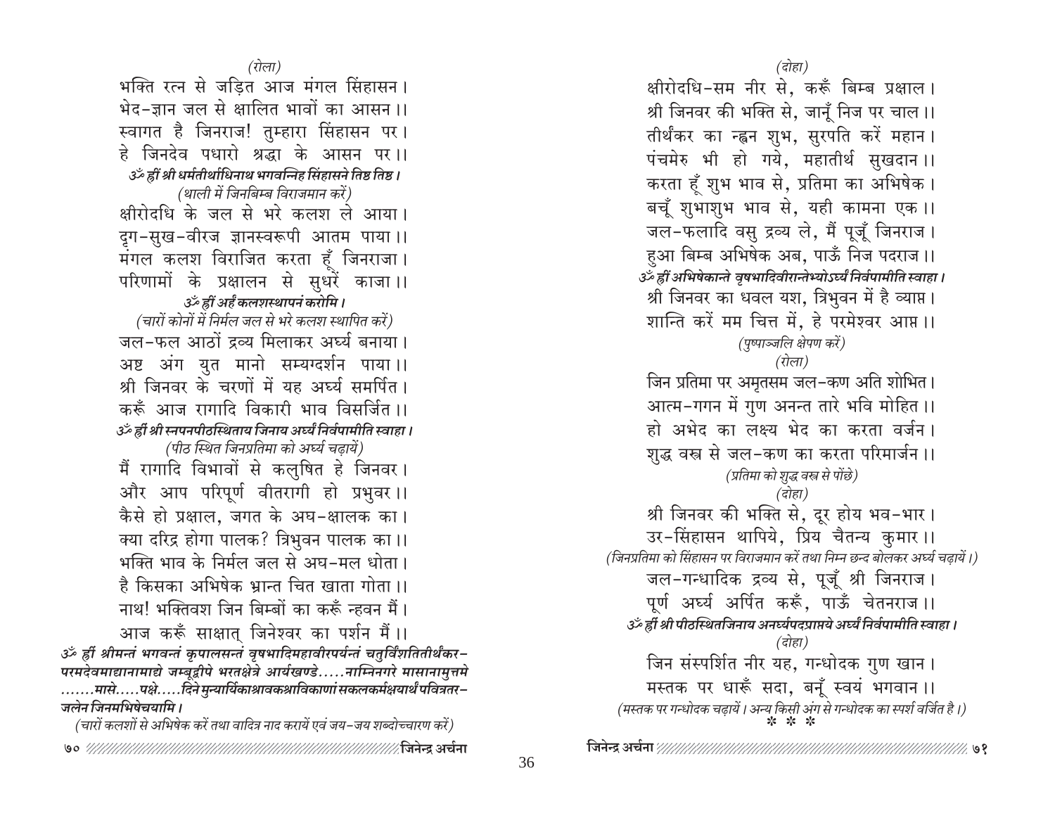*(रोला)*

भक्ति रत्न से जड़ित आज मंगल सिंहासन।
भेद-ज्ञान जल से क्षालित भावों का आसन।।
स्वागत है जिनराज! तुम्हारा सिंहासन पर।
हे जिनदेव पधारो श्रद्धा के आसन पर।।

***ॐ ह्रीं श्री धर्मतीर्थाधिनाथ भगवन्निह सिंहासने तिष्ठ तिष्ठ।***

*(थाली में जिनबिम्ब विराजमान करें)*

क्षीरोदधि के जल से भरे कलश ले आया।
दृग-सुख-वीरज ज्ञानस्वरूपी आतम पाया।।
मंगल कलश विराजित करता हूँ जिनराजा।
परिणामों के प्रक्षालन से सुधरें काजा।।

***ॐ ह्रीं अर्हं कलशस्थापनं करोमि।***

*(चारों कोनों में निर्मल जल से भरे कलश स्थापित करें)*

जल-फल आठों द्रव्य मिलाकर अर्घ्य बनाया।
अष्ट अंग युत मानो सम्यग्दर्शन पाया।।
श्री जिनवर के चरणों में यह अर्घ्य समर्पित।
करूँ आज रागादि विकारी भाव विसर्जित।।

***ॐ ह्रीं श्री स्नपनपीठस्थिताय जिनाय अर्घ्यं निर्वपामीति स्वाहा।***

*(पीठ स्थित जिनप्रतिमा को अर्घ्य चढ़ायें)*

मैं रागादि विभावों से कलुषित हे जिनवर।
और आप परिपूर्ण वीतरागी हो प्रभुवर।।
कैसे हो प्रक्षाल, जगत के अघ-क्षालक का।
क्या दरिद्र होगा पालक? त्रिभुवन पालक का।।
भक्ति भाव के निर्मल जल से अघ-मल धोता।
है किसका अभिषेक भ्रान्त चित खाता गोता।।
नाथ! भक्तिवश जिन बिम्बों का करूँ न्हवन मैं।
आज करूँ साक्षात् जिनेश्वर का पर्शन मैं।।

***ॐ ह्रीं श्रीमन्तं भगवन्तं कृपालसन्तं वृषभादिमहावीरपर्यन्तं चतुर्विंशतितीर्थंकर-परमदेवमाद्यानामाद्ये जम्बूद्वीपे भरतक्षेत्रे आर्यखण्डे.....नाम्निनगरे मासानामुत्तमे .......मासे.....पक्षे.....दिने मुन्यार्यिकाश्रावकश्राविकाणां सकलकर्मक्षयार्थं पवित्रतर-जलेन जिनमभिषेचयामि।***

*(चारों कलशों से अभिषेक करें तथा वादित्र नाद करायें एवं जय-जय शब्दोच्चारण करें)*

*(दोहा)*

क्षीरोदधि-सम नीर से, करूँ बिम्ब प्रक्षाल।
श्री जिनवर की भक्ति से, जानूँ निज पर चाल।।
तीर्थंकर का न्हवन शुभ, सुरपति करें महान।
पंचमेरु भी हो गये, महातीर्थ सुखदान।।
करता हूँ शुभ भाव से, प्रतिमा का अभिषेक।
बचूँ शुभाशुभ भाव से, यही कामना एक।।
जल-फलादि वसु द्रव्य ले, मैं पूजूँ जिनराज।
हुआ बिम्ब अभिषेक अब, पाऊँ निज पदराज।।

***ॐ ह्रीं अभिषेकान्ते वृषभादिवीरान्तेभ्योऽर्घ्यं निर्वपामीति स्वाहा।***

श्री जिनवर का धवल यश, त्रिभुवन में है व्याप्त।
शान्ति करें मम चित्त में, हे परमेश्वर आप्त।।

*(पुष्पाञ्जलि क्षेपण करें)*

*(रोला)*

जिन प्रतिमा पर अमृतसम जल-कण अति शोभित।
आत्म-गगन में गुण अनन्त तारे भवि मोहित।।
हो अभेद का लक्ष्य भेद का करता वर्जन।
शुद्ध वस्त्र से जल-कण का करता परिमार्जन।।

*(प्रतिमा को शुद्ध वस्त्र से पोंछे)*

*(दोहा)*

श्री जिनवर की भक्ति से, दूर होय भव-भार।
उर-सिंहासन थापिये, प्रिय चैतन्य कुमार।।

*(जिनप्रतिमा को सिंहासन पर विराजमान करें तथा निम्न छन्द बोलकर अर्घ्य चढ़ायें।)*

जल-गन्धादिक द्रव्य से, पूजूँ श्री जिनराज।
पूर्ण अर्घ्य अर्पित करूँ, पाऊँ चेतनराज।।

***ॐ ह्रीं श्री पीठस्थितजिनाय अनर्घ्यपदप्राप्तये अर्घ्यं निर्वपामीति स्वाहा।***

*(दोहा)*

जिन संस्पर्शित नीर यह, गन्धोदक गुण खान।
मस्तक पर धारूँ सदा, बनूँ स्वयं भगवान।।

*(मस्तक पर गन्धोदक चढ़ायें। अन्य किसी अंग से गन्धोदक का स्पर्श वर्जित है।)*

* * *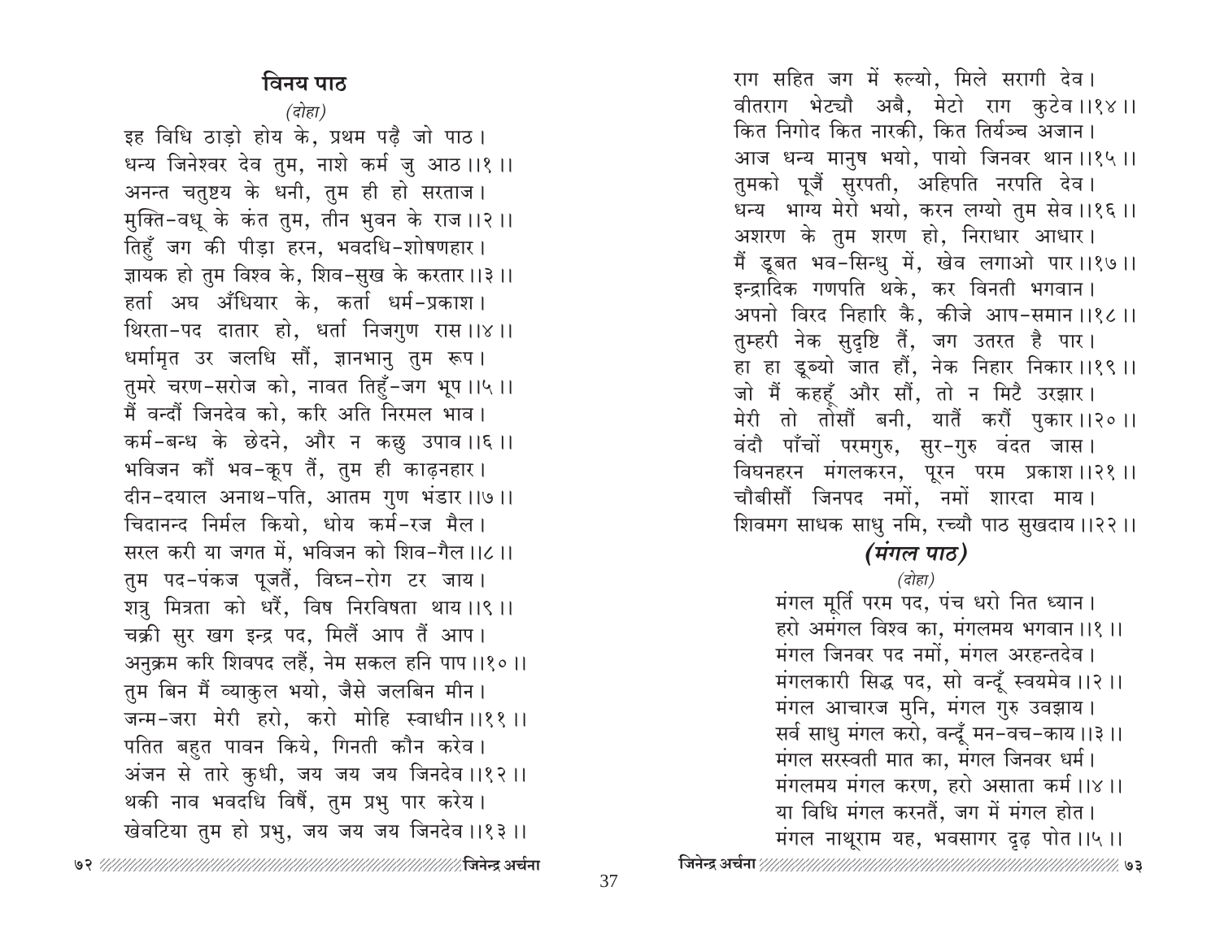## विनय पाठ

*(दोहा)*

इह विधि ठाड़ो होय के, प्रथम पढ़ै जो पाठ।
धन्य जिनेश्वर देव तुम, नाशे कर्म जु आठ।।१।।
अनन्त चतुष्टय के धनी, तुम ही हो सरताज।
मुक्ति-वधू के कंत तुम, तीन भुवन के राज।।२।।
तिहुँ जग की पीड़ा हरन, भवदधि-शोषणहार।
ज्ञायक हो तुम विश्व के, शिव-सुख के करतार।।३।।
हर्ता अघ अँधियार के, कर्ता धर्म-प्रकाश।
थिरता-पद दातार हो, धर्ता निजगुण रास।।४।।
धर्मामृत उर जलधि सौं, ज्ञानभानु तुम रूप।
तुमरे चरण-सरोज को, नावत तिहुँ-जग भूप।।५।।
मैं वन्दौं जिनदेव को, करि अति निरमल भाव।
कर्म-बन्ध के छेदने, और न कछु उपाव।।६।।
भविजन कौं भव-कूप तैं, तुम ही काढ़नहार।
दीन-दयाल अनाथ-पति, आतम गुण भंडार।।७।।
चिदानन्द निर्मल कियो, धोय कर्म-रज मैल।
सरल करी या जगत में, भविजन को शिव-गैल।।८।।
तुम पद-पंकज पूजतैं, विघ्न-रोग टर जाय।
शत्रु मित्रता को धरैं, विष निरविषता थाय।।९।।
चक्री सुर खग इन्द्र पद, मिलैं आप तैं आप।
अनुक्रम करि शिवपद लहैं, नेम सकल हनि पाप।।१०।।
तुम बिन मैं व्याकुल भयो, जैसे जलबिन मीन।
जन्म-जरा मेरी हरो, करो मोहि स्वाधीन।।११।।
पतित बहुत पावन किये, गिनती कौन करेव।
अंजन से तारे कुधी, जय जय जय जिनदेव।।१२।।
थकी नाव भवदधि विषैं, तुम प्रभु पार करेय।
खेवटिया तुम हो प्रभु, जय जय जय जिनदेव।।१३।।
राग सहित जग में रुल्यो, मिले सरागी देव।
वीतराग भेट्यौ अबै, मेटो राग कुटेव।।१४।।
कित निगोद कित नारकी, कित तिर्यञ्च अजान।
आज धन्य मानुष भयो, पायो जिनवर थान।।१५।।
तुमको पूजैं सुरपती, अहिपति नरपति देव।
धन्य भाग्य मेरो भयो, करन लग्यो तुम सेव।।१६।।
अशरण के तुम शरण हो, निराधार आधार।
मैं डूबत भव-सिन्धु में, खेव लगाओ पार।।१७।।
इन्द्रादिक गणपति थके, कर विनती भगवान।
अपनो विरद निहारि कै, कीजे आप-समान।।१८।।
तुम्हरी नेक सुदृष्टि तैं, जग उतरत है पार।
हा हा डूब्यो जात हौं, नेक निहार निकार।।१९।।
जो मैं कहहूँ और सौं, तो न मिटै उरझार।
मेरी तो तोसौं बनी, यातैं करौं पुकार।।२०।।
वंदौ पाँचों परमगुरु, सुर-गुरु वंदत जास।
विघनहरन मंगलकरन, पूरन परम प्रकाश।।२१।।
चौबीसौं जिनपद नमों, नमों शारदा माय।
शिवमग साधक साधु नमि, रच्यौ पाठ सुखदाय।।२२।।

## *(मंगल पाठ)*

*(दोहा)*

मंगल मूर्ति परम पद, पंच धरो नित ध्यान।
हरो अमंगल विश्व का, मंगलमय भगवान।।१।।
मंगल जिनवर पद नमों, मंगल अरहन्तदेव।
मंगलकारी सिद्ध पद, सो वन्दूँ स्वयमेव।।२।।
मंगल आचारज मुनि, मंगल गुरु उवझाय।
सर्व साधु मंगल करो, वन्दूँ मन-वच-काय।।३।।
मंगल सरस्वती मात का, मंगल जिनवर धर्म।
मंगलमय मंगल करण, हरो असाता कर्म।।४।।
या विधि मंगल करनतैं, जग में मंगल होत।
मंगल नाथूराम यह, भवसागर दृढ़ पोत।।५।।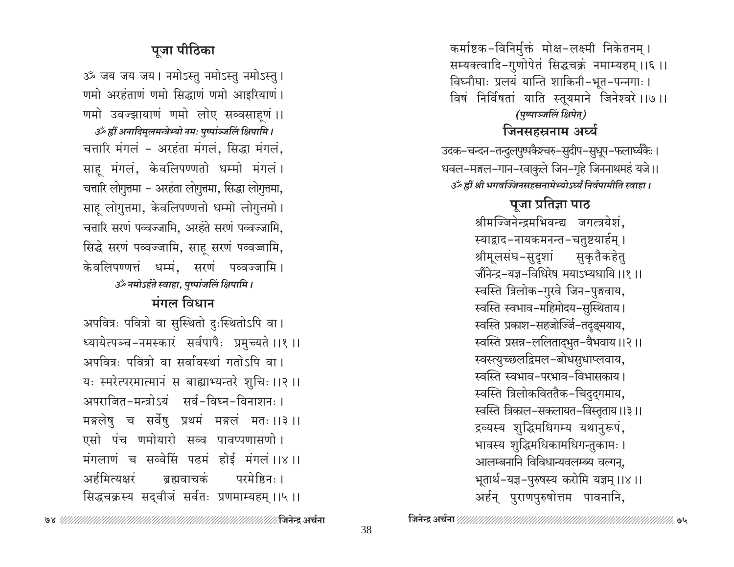## पूजा पीठिका

ॐ जय जय जय। नमोऽस्तु नमोऽस्तु नमोऽस्तु।
णमो अरहंताणं णमो सिद्धाणं णमो आइरियाणं।
णमो उवज्झायाणं णमो लोए सव्वसाहूणं ।।

*ॐ ह्रीं अनादिमूलमन्त्रेभ्यो नमः पुष्पांज्जलिं क्षिपामि ।*

चत्तारि मंगलं - अरहंता मंगलं, सिद्धा मंगलं,
साहू मंगलं, केवलिपण्णत्तो धम्मो मंगलं।
चत्तारि लोगुत्तमा - अरहंता लोगुत्तमा, सिद्धा लोगुत्तमा,
साहू लोगुत्तमा, केवलिपण्णत्तो धम्मो लोगुत्तमो।
चत्तारि सरणं पव्वज्जामि, अरहंते सरणं पव्वज्जामि,
सिद्धे सरणं पव्वज्जामि, साहू सरणं पव्वज्जामि,
केवलिपण्णत्तं धम्मं, सरणं पव्वज्जामि।

*ॐ नमोऽर्हते स्वाहा, पुष्पांजलिं क्षिपामि ।*

## मंगल विधान

अपवित्रः पवित्रो वा सुस्थितो दुःस्थितोऽपि वा।
ध्यायेत्पञ्च-नमस्कारं सर्वपापैः प्रमुच्यते ।।१ ।।
अपवित्रः पवित्रो वा सर्वावस्थां गतोऽपि वा।
यः स्मरेत्परमात्मानं स बाह्याभ्यन्तरे शुचिः ।।२ ।।
अपराजित-मन्त्रोऽयं सर्व-विघ्न-विनाशनः।
मङ्गलेषु च सर्वेषु प्रथमं मङ्गलं मतः ।।३ ।।
एसो पंच णमोयारो सव्व पावप्पणासणो।
मंगलाणं च सव्वेसिं पढमं होई मंगलं ।।४ ।।
अर्हमित्यक्षरं ब्रह्मवाचकं परमेष्ठिनः।
सिद्धचक्रस्य सद्बीजं सर्वतः प्रणमाम्यहम् ।।५ ।।
कर्माष्टक-विनिर्मुक्तं मोक्ष-लक्ष्मी निकेतनम्।
सम्यक्त्वादि-गुणोपेतं सिद्धचक्रं नमाम्यहम् ।।६ ।।
विघ्नौघाः प्रलयं यान्ति शाकिनी-भूत-पन्नगाः।
विषं निर्विषतां याति स्तूयमाने जिनेश्वरे ।।७ ।।

*(पुष्पाञ्जलिं क्षिपेत्)*

## जिनसहस्रनाम अर्घ्य

उदक-चन्दन-तन्दुलपुष्पकैश्चरु-सुदीप-सुधूप-फलार्घ्यकैः।
धवल-मङ्गल-गान-रवाकुले जिन-गृहे जिननाथमहं यजे।।

*ॐ ह्रीं श्री भगवज्जिनसहस्रनामेभ्योऽर्घ्यं निर्वपामीति स्वाहा ।*

## पूजा प्रतिज्ञा पाठ

श्रीमज्जिनेन्द्रमभिवन्द्य जगत्त्रयेशं,
स्याद्वाद-नायकमनन्त-चतुष्टयार्हम्।
श्रीमूलसंघ-सुदृशां सुकृतैकहेतु
जैनेन्द्र-यज्ञ-विधिरेष मयाऽभ्यधायि ।।१ ।।
स्वस्ति त्रिलोक-गुरवे जिन-पुङ्गवाय,
स्वस्ति स्वभाव-महिमोदय-सुस्थिताय।
स्वस्ति प्रकाश-सहजोर्ज्जि-तदृङ्मयाय,
स्वस्ति प्रसन्न-ललिताद्भुत-वैभवाय ।।२ ।।
स्वस्त्युच्छलद्विमल-बोधसुधाप्लवाय,
स्वस्ति स्वभाव-परभाव-विभासकाय।
स्वस्ति त्रिलोकविततैक-चिदुद्गमाय,
स्वस्ति त्रिकाल-सकलायत-विस्तृताय ।।३ ।।
द्रव्यस्य शुद्धिमधिगम्य यथानुरूपं,
भावस्य शुद्धिमधिकामधिगन्तुकामः।
आलम्बनानि विविधान्यवलम्ब्य वल्गन्,
भूतार्थ-यज्ञ-पुरुषस्य करोमि यज्ञम् ।।४ ।।
अर्हन् पुराणपुरुषोत्तम पावनानि,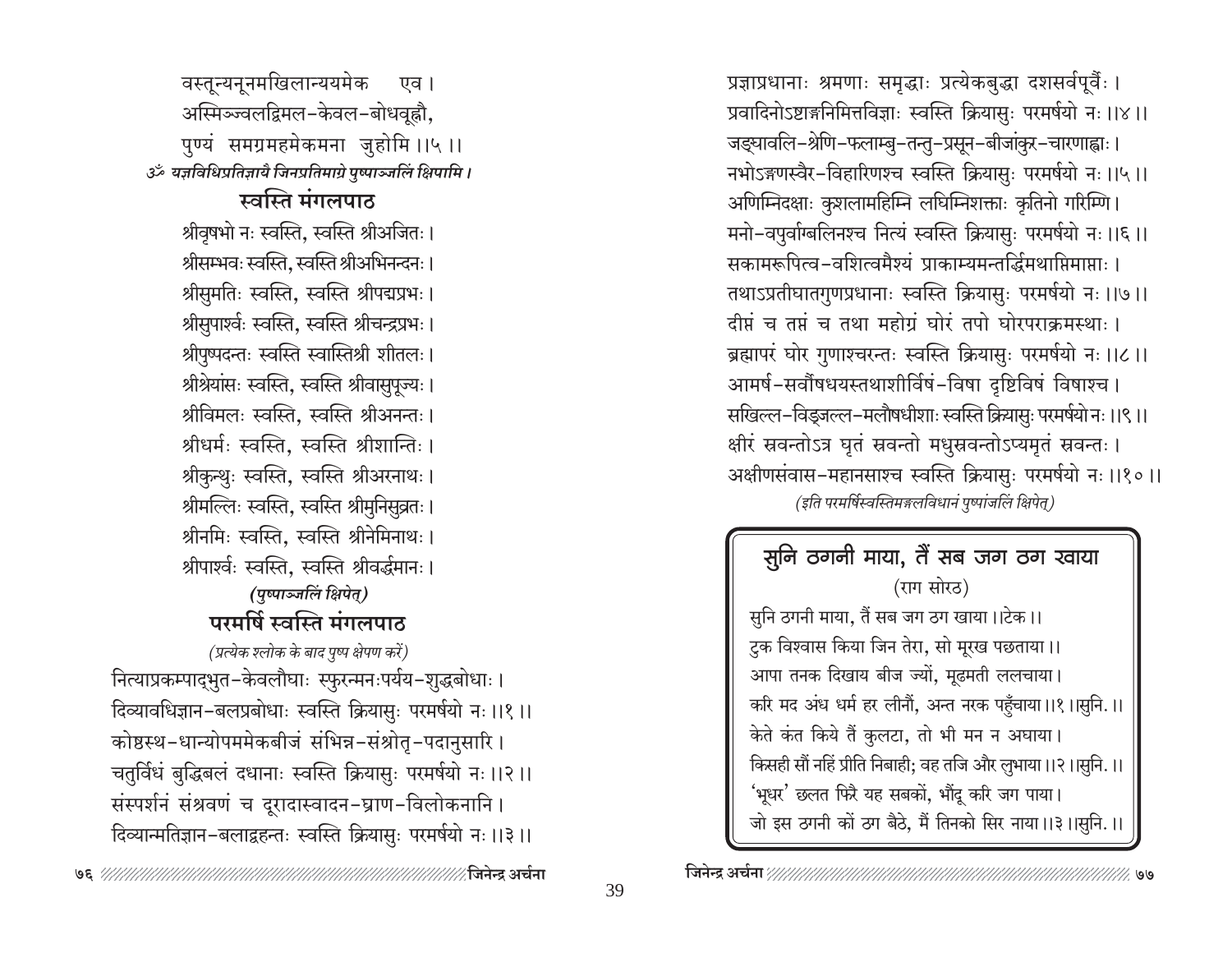वस्तून्यनूनमखिलान्ययमेक एव।
अस्मिञ्ज्वलद्विमल-केवल-बोधवह्नौ,
पुण्यं समग्रमहमेकमना जुहोमि ।।५ ।।

*ॐ यज्ञविधिप्रतिज्ञायै जिनप्रतिमाग्रे पुष्पाञ्जलिं क्षिपामि।*

## स्वस्ति मंगलपाठ

श्रीवृषभो नः स्वस्ति, स्वस्ति श्रीअजितः।
श्रीसम्भवः स्वस्ति, स्वस्ति श्रीअभिनन्दनः।
श्रीसुमतिः स्वस्ति, स्वस्ति श्रीपद्मप्रभः।
श्रीसुपार्श्वः स्वस्ति, स्वस्ति श्रीचन्द्रप्रभः।
श्रीपुष्पदन्तः स्वस्ति स्वास्तिश्री शीतलः।
श्रीश्रेयांसः स्वस्ति, स्वस्ति श्रीवासुपूज्यः।
श्रीविमलः स्वस्ति, स्वस्ति श्रीअनन्तः।
श्रीधर्मः स्वस्ति, स्वस्ति श्रीशान्तिः।
श्रीकुन्थुः स्वस्ति, स्वस्ति श्रीअरनाथः।
श्रीमल्लिः स्वस्ति, स्वस्ति श्रीमुनिसुव्रतः।
श्रीनमिः स्वस्ति, स्वस्ति श्रीनेमिनाथः।
श्रीपार्श्वः स्वस्ति, स्वस्ति श्रीवर्द्धमानः।

***(पुष्पाञ्जलिं क्षिपेत्)***

## परमर्षि स्वस्ति मंगलपाठ

*(प्रत्येक श्लोक के बाद पुष्प क्षेपण करें)*

नित्याप्रकम्पाद्भुत-केवलौघाः स्फुरन्मनःपर्यय-शुद्धबोधाः।
दिव्यावधिज्ञान-बलप्रबोधाः स्वस्ति क्रियासुः परमर्षयो नः।।१।।
कोष्ठस्थ-धान्योपममेकबीजं संभिन्न-संश्रोतृ-पदानुसारि।
चतुर्विधं बुद्धिबलं दधानाः स्वस्ति क्रियासुः परमर्षयो नः।।२।।
संस्पर्शनं संश्रवणं च दूरादास्वादन-घ्राण-विलोकनानि।
दिव्यान्मतिज्ञान-बलाद्वहन्तः स्वस्ति क्रियासुः परमर्षयो नः।।३।।
प्रज्ञाप्रधानाः श्रमणाः समृद्धाः प्रत्येकबुद्धा दशसर्वपूर्वैः।
प्रवादिनोऽष्टाङ्गनिमित्तविज्ञाः स्वस्ति क्रियासुः परमर्षयो नः।।४।।
जङ्घावलि-श्रेणि-फलाम्बु-तन्तु-प्रसून-बीजांकुर-चारणाह्वाः।
नभोऽङ्गणस्वैर-विहारिणश्च स्वस्ति क्रियासुः परमर्षयो नः।।५।।
अणिम्निदक्षाः कुशलामहिम्नि लघिम्निशक्ताः कृतिनो गरिम्णि।
मनो-वपुर्वाग्बलिनश्च नित्यं स्वस्ति क्रियासुः परमर्षयो नः।।६।।
सकामरूपित्व-वशित्वमैश्यं प्राकाम्यमन्तर्द्धिमथाप्तिमाप्ताः।
तथाऽप्रतीघातगुणप्रधानाः स्वस्ति क्रियासुः परमर्षयो नः।।७।।
दीप्तं च तप्तं च तथा महोग्रं घोरं तपो घोरपराक्रमस्थाः।
ब्रह्मापरं घोर गुणाश्चरन्तः स्वस्ति क्रियासुः परमर्षयो नः।।८।।
आमर्ष-सर्वौषधयस्तथाशीर्विषं-विषा दृष्टिविषं विषाश्च।
सखिल्ल-विड्जल्ल-मलौषधीशाः स्वस्ति क्रियासुः परमर्षयो नः।।९।।
क्षीरं स्रवन्तोऽत्र घृतं स्रवन्तो मधुस्रवन्तोऽप्यमृतं स्रवन्तः।
अक्षीणसंवास-महानसाश्च स्वस्ति क्रियासुः परमर्षयो नः।।१०।।

*(इति परमर्षिस्वस्तिमङ्गलविधानं पुष्पांजलिं क्षिपेत्)*

## सुनि ठगनी माया, तैं सब जग ठग खाया

(राग सोरठ)

सुनि ठगनी माया, तैं सब जग ठग खाया।।टेक।।
टुक विश्वास किया जिन तेरा, सो मूरख पछताया।।
आपा तनक दिखाय बीज ज्यों, मूढमती ललचाया।
करि मद अंध धर्म हर लीनौं, अन्त नरक पहुँचाया।।१।।सुनि.।।
केते कंत किये तैं कुलटा, तो भी मन न अघाया।
किसही सौं नहिं प्रीति निबाही; वह तजि और लुभाया।।२।।सुनि.।।
'भूधर' छलत फिरै यह सबकों, भौंदू करि जग पाया।
जो इस ठगनी कों ठग बैठे, मैं तिनको सिर नाया।।३।।सुनि.।।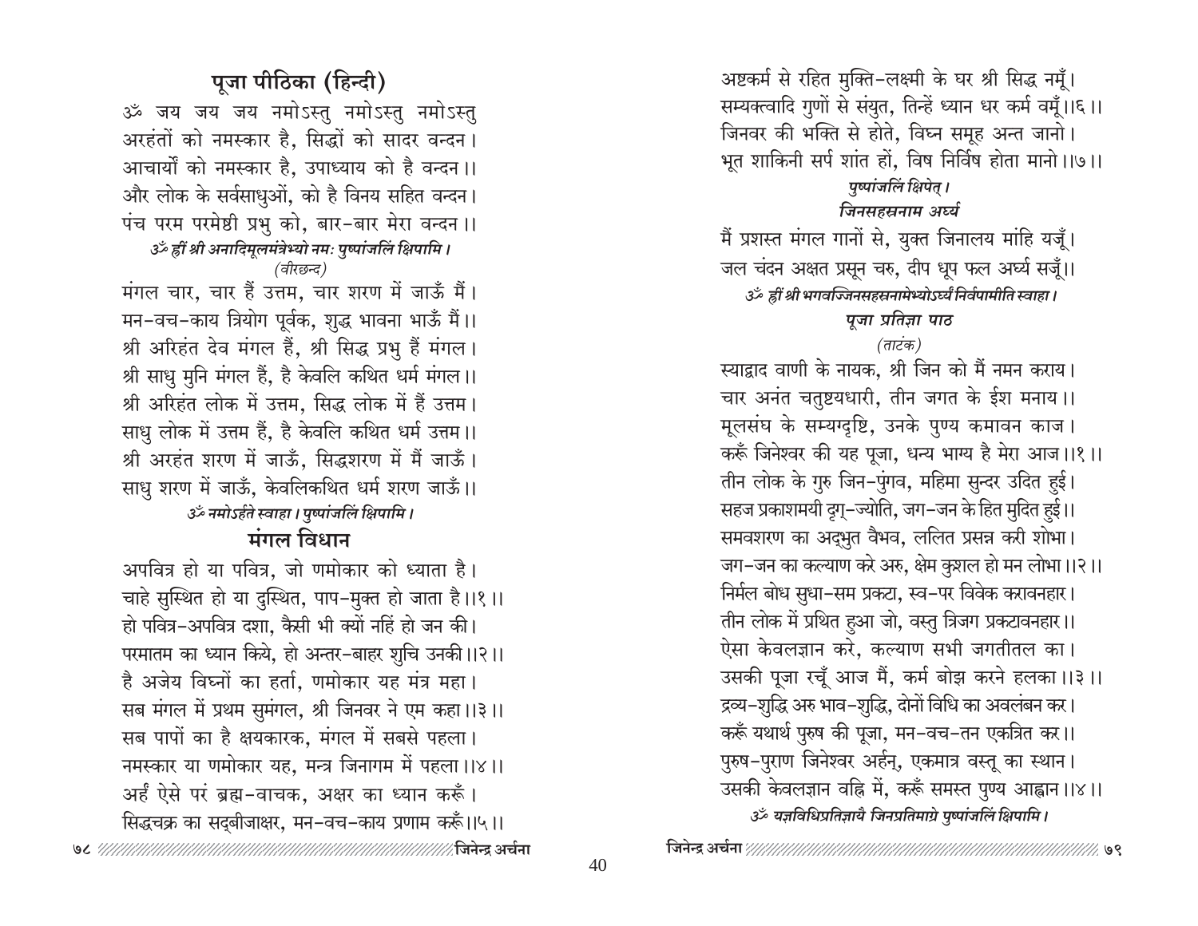## पूजा पीठिका (हिन्दी)

ॐ जय जय जय नमोऽस्तु नमोऽस्तु नमोऽस्तु
अरहंतों को नमस्कार है, सिद्धों को सादर वन्दन।
आचार्यों को नमस्कार है, उपाध्याय को है वन्दन।।
और लोक के सर्वसाधुओं, को है विनय सहित वन्दन।
पंच परम परमेष्ठी प्रभु को, बार-बार मेरा वन्दन।।

*ॐ ह्रीं श्री अनादिमूलमंत्रेभ्यो नमः पुष्पांजलिं क्षिपामि।*

*(वीरछन्द)*

मंगल चार, चार हैं उत्तम, चार शरण में जाऊँ मैं।
मन-वच-काय त्रियोग पूर्वक, शुद्ध भावना भाऊँ मैं।।
श्री अरिहंत देव मंगल हैं, श्री सिद्ध प्रभु हैं मंगल।
श्री साधु मुनि मंगल हैं, है केवलि कथित धर्म मंगल।।
श्री अरिहंत लोक में उत्तम, सिद्ध लोक में हैं उत्तम।
साधु लोक में उत्तम हैं, है केवलि कथित धर्म उत्तम।।
श्री अरहंत शरण में जाऊँ, सिद्धशरण में मैं जाऊँ।
साधु शरण में जाऊँ, केवलिकथित धर्म शरण जाऊँ।।

*ॐ नमोऽर्हते स्वाहा। पुष्पांजलिं क्षिपामि।*

## मंगल विधान

अपवित्र हो या पवित्र, जो णमोकार को ध्याता है।
चाहे सुस्थित हो या दुस्थित, पाप-मुक्त हो जाता है।।१।।
हो पवित्र-अपवित्र दशा, कैसी भी क्यों नहिं हो जन की।
परमातम का ध्यान किये, हो अन्तर-बाहर शुचि उनकी।।२।।
है अजेय विघ्नों का हर्ता, णमोकार यह मंत्र महा।
सब मंगल में प्रथम सुमंगल, श्री जिनवर ने एम कहा।।३।।
सब पापों का है क्षयकारक, मंगल में सबसे पहला।
नमस्कार या णमोकार यह, मन्त्र जिनागम में पहला।।४।।
अर्हं ऐसे परं ब्रह्म-वाचक, अक्षर का ध्यान करूँ।
सिद्धचक्र का सद्बीजाक्षर, मन-वच-काय प्रणाम करूँ।।५।।
अष्टकर्म से रहित मुक्ति-लक्ष्मी के घर श्री सिद्ध नमूँ।
सम्यक्त्वादि गुणों से संयुत, तिन्हें ध्यान धर कर्म वमूँ।।६।।
जिनवर की भक्ति से होते, विघ्न समूह अन्त जानो।
भूत शाकिनी सर्प शांत हों, विष निर्विष होता मानो।।७।।

*पुष्पांजलिं क्षिपेत्।*

### जिनसहस्रनाम अर्घ्य

मैं प्रशस्त मंगल गानों से, युक्त जिनालय मांहि यजूँ।
जल चंदन अक्षत प्रसून चरु, दीप धूप फल अर्घ्य सजूँ।।

*ॐ ह्रीं श्री भगवज्जिनसहस्रनामेभ्योऽर्घ्यं निर्वपामीति स्वाहा।*

### पूजा प्रतिज्ञा पाठ

*(ताटंक)*

स्याद्वाद वाणी के नायक, श्री जिन को मैं नमन कराय।
चार अनंत चतुष्टयधारी, तीन जगत के ईश मनाय।।
मूलसंघ के सम्यग्दृष्टि, उनके पुण्य कमावन काज।
करूँ जिनेश्वर की यह पूजा, धन्य भाग्य है मेरा आज।।१।।
तीन लोक के गुरु जिन-पुंगव, महिमा सुन्दर उदित हुई।
सहज प्रकाशमयी दृग्-ज्योति, जग-जन के हित मुदित हुई।।
समवशरण का अद्भुत वैभव, ललित प्रसन्न करी शोभा।
जग-जन का कल्याण करे अरु, क्षेम कुशल हो मन लोभा।।२।।
निर्मल बोध सुधा-सम प्रकटा, स्व-पर विवेक करावनहार।
तीन लोक में प्रथित हुआ जो, वस्तु त्रिजग प्रकटावनहार।।
ऐसा केवलज्ञान करे, कल्याण सभी जगतीतल का।
उसकी पूजा रचूँ आज मैं, कर्म बोझ करने हलका।।३।।
द्रव्य-शुद्धि अरु भाव-शुद्धि, दोनों विधि का अवलंबन कर।
करूँ यथार्थ पुरुष की पूजा, मन-वच-तन एकत्रित कर।।
पुरुष-पुराण जिनेश्वर अर्हन्, एकमात्र वस्तू का स्थान।
उसकी केवलज्ञान वह्नि में, करूँ समस्त पुण्य आह्वान।।४।।

*ॐ यज्ञविधिप्रतिज्ञायै जिनप्रतिमाग्रे पुष्पांजलिं क्षिपामि।*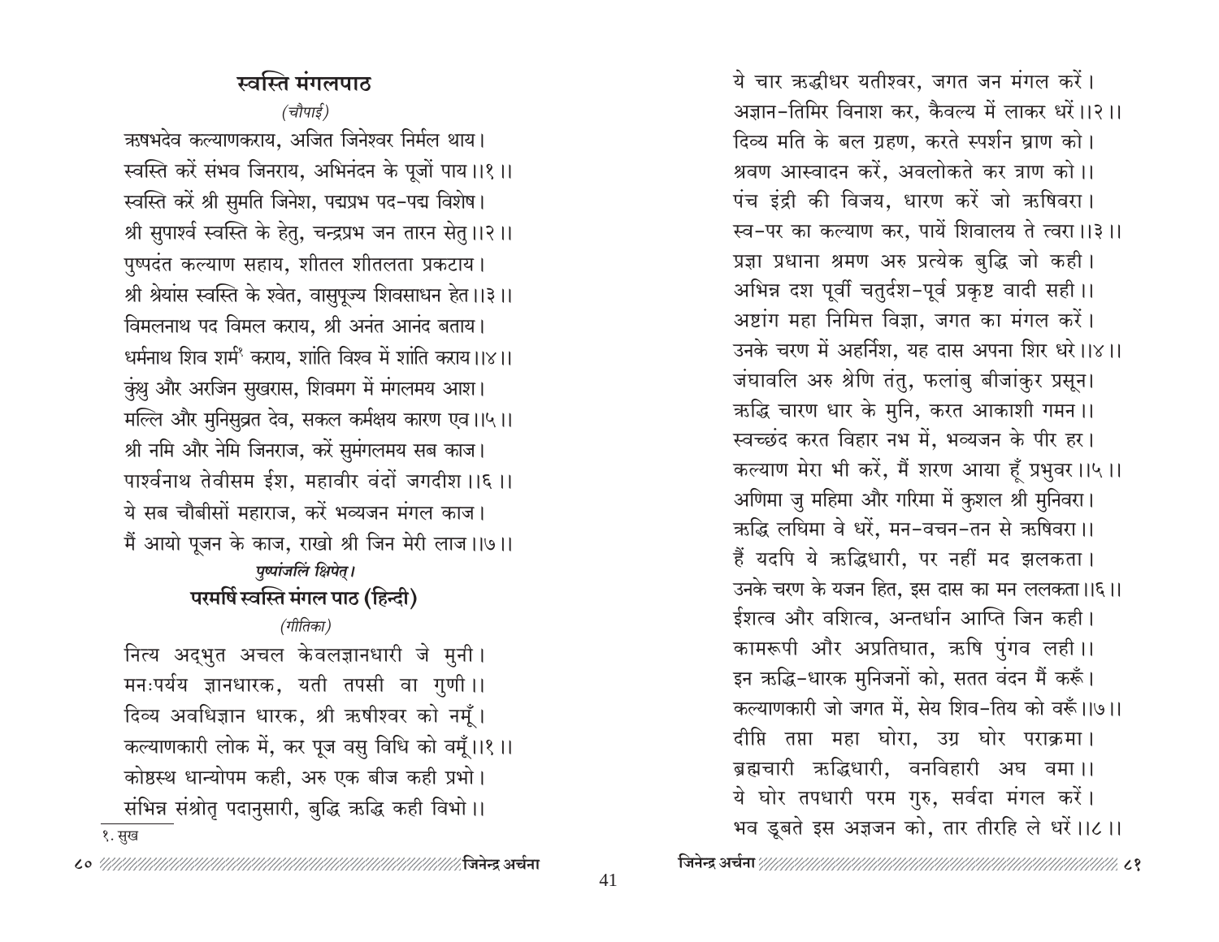## स्वस्ति मंगलपाठ

*(चौपाई)*

ऋषभदेव कल्याणकराय, अजित जिनेश्वर निर्मल थाय।
स्वस्ति करें संभव जिनराय, अभिनंदन के पूजों पाय।।१।।
स्वस्ति करें श्री सुमति जिनेश, पद्मप्रभ पद-पद्म विशेष।
श्री सुपार्श्व स्वस्ति के हेतु, चन्द्रप्रभ जन तारन सेतु।।२।।
पुष्पदंत कल्याण सहाय, शीतल शीतलता प्रकटाय।
श्री श्रेयांस स्वस्ति के श्वेत, वासुपूज्य शिवसाधन हेत।।३।।
विमलनाथ पद विमल कराय, श्री अनंत आनंद बताय।
धर्मनाथ शिव शर्म[१] कराय, शांति विश्व में शांति कराय।।४।।
कुंथु और अरजिन सुखरास, शिवमग में मंगलमय आश।
मल्लि और मुनिसुव्रत देव, सकल कर्मक्षय कारण एव।।५।।
श्री नमि और नेमि जिनराज, करें सुमंगलमय सब काज।
पार्श्वनाथ तेवीसम ईश, महावीर वंदों जगदीश।।६।।
ये सब चौबीसों महाराज, करें भव्यजन मंगल काज।
मैं आयो पूजन के काज, राखो श्री जिन मेरी लाज।।७।।

*पुष्पांजलिं क्षिपेत्।*

## परमर्षि स्वस्ति मंगल पाठ (हिन्दी)

*(गीतिका)*

नित्य अद्भुत अचल केवलज्ञानधारी जे मुनी।
मनःपर्यय ज्ञानधारक, यती तपसी वा गुणी।।
दिव्य अवधिज्ञान धारक, श्री ऋषीश्वर को नमूँ।
कल्याणकारी लोक में, कर पूज वसु विधि को वमूँ।।१।।
कोष्ठस्थ धान्योपम कही, अरु एक बीज कही प्रभो।
संभिन्न संश्रोतृ पदानुसारी, बुद्धि ऋद्धि कही विभो।।

१. सुख

ये चार ऋद्धीधर यतीश्वर, जगत जन मंगल करें।
अज्ञान-तिमिर विनाश कर, कैवल्य में लाकर धरें।।२।।
दिव्य मति के बल ग्रहण, करते स्पर्शन घ्राण को।
श्रवण आस्वादन करें, अवलोकते कर त्राण को।।
पंच इंद्री की विजय, धारण करें जो ऋषिवरा।
स्व-पर का कल्याण कर, पायें शिवालय ते त्वरा।।३।।
प्रज्ञा प्रधाना श्रमण अरु प्रत्येक बुद्धि जो कही।
अभिन्न दश पूर्वी चतुर्दश-पूर्व प्रकृष्ट वादी सही।।
अष्टांग महा निमित्त विज्ञा, जगत का मंगल करें।
उनके चरण में अहर्निश, यह दास अपना शिर धरे।।४।।
जंघावलि अरु श्रेणि तंतु, फलांबु बीजांकुर प्रसून।
ऋद्धि चारण धार के मुनि, करत आकाशी गमन।।
स्वच्छंद करत विहार नभ में, भव्यजन के पीर हर।
कल्याण मेरा भी करें, मैं शरण आया हूँ प्रभुवर।।५।।
अणिमा जु महिमा और गरिमा में कुशल श्री मुनिवरा।
ऋद्धि लघिमा वे धरें, मन-वचन-तन से ऋषिवरा।।
हैं यदपि ये ऋद्धिधारी, पर नहीं मद झलकता।
उनके चरण के यजन हित, इस दास का मन ललकता।।६।।
ईशत्व और वशित्व, अन्तर्धान आप्ति जिन कही।
कामरूपी और अप्रतिघात, ऋषि पुंगव लही।।
इन ऋद्धि-धारक मुनिजनों को, सतत वंदन मैं करूँ।
कल्याणकारी जो जगत में, सेय शिव-तिय को वरूँ।।७।।
दीप्ति तप्ता महा घोरा, उग्र घोर पराक्रमा।
ब्रह्मचारी ऋद्धिधारी, वनविहारी अघ वमा।।
ये घोर तपधारी परम गुरु, सर्वदा मंगल करें।
भव डूबते इस अज्ञजन को, तार तीरहि ले धरें।।८।।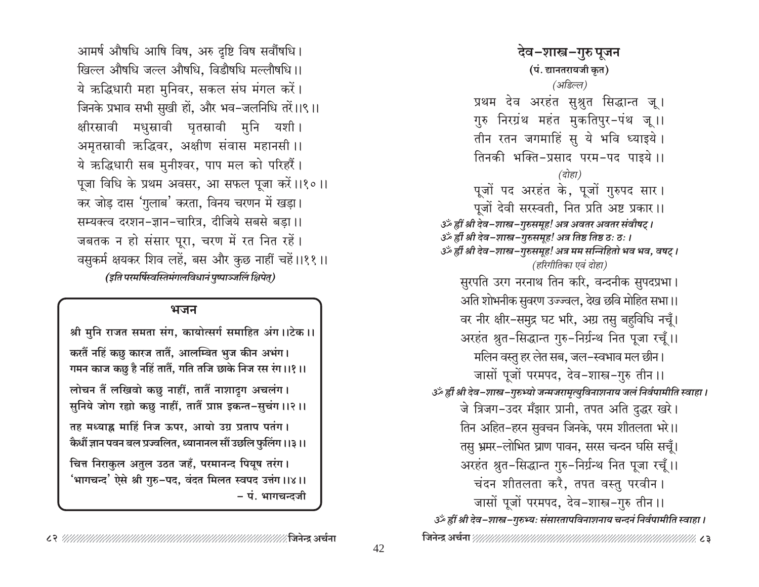आमर्ष औषधि आषि विष, अरु दृष्टि विष सर्वौषधि।
खिल्ल औषधि जल्ल औषधि, विडौषधि मल्लौषधि।।
ये ऋद्धिधारी महा मुनिवर, सकल संघ मंगल करें।
जिनके प्रभाव सभी सुखी हों, और भव-जलनिधि तरें।।९।।
क्षीरस्रावी मधुस्रावी घृतस्रावी मुनि यशी।
अमृतस्रावी ऋद्धिवर, अक्षीण संवास महानसी।।
ये ऋद्धिधारी सब मुनीश्वर, पाप मल को परिहरैं।
पूजा विधि के प्रथम अवसर, आ सफल पूजा करें।।१०।।
कर जोड़ दास 'गुलाब' करता, विनय चरणन में खड़ा।
सम्यक्त्व दरशन-ज्ञान-चारित्र, दीजिये सबसे बड़ा।।
जबतक न हो संसार पूरा, चरण में रत नित रहें।
वसुकर्म क्षयकर शिव लहें, बस और कुछ नाहीं चहें।।११।।

*(इति परमर्षिस्वस्तिमंगलविधानं पुष्पाञ्जलिं क्षिपेत्)*

### भजन

**श्री मुनि राजत समता संग, कायोत्सर्ग समाहित अंग।।टेक।।**

**करतैं नहिं कछु कारज तातैं, आलम्बित भुज कीन अभंग।**
**गमन काज कछु है नहिं तातैं, गति तजि छाके निज रस रंग।।१।।**

**लोचन तैं लखिवो कछु नाहीं, तातैं नाशादृग अचलंग।**
**सुनिये जोग रह्यो कछु नाहीं, तातैं प्राप्त इकन्त-सुचंग।।२।।**

**तह मध्याह्न माहिं निज ऊपर, आयो उग्र प्रताप पतंग।**
**कैधौं ज्ञान पवन बल प्रज्वलित, ध्यानानल सौं उछलि फुलिंग।।३।।**

**चित्त निराकुल अतुल उठत जहँ, परमानन्द पियूष तरंग।**
**'भागचन्द' ऐसे श्री गुरु-पद, वंदत मिलत स्वपद उत्तंग।।४।।**

**– पं. भागचन्दजी**

## देव-शास्त्र-गुरु पूजन

**(पं. द्यानतरायजी कृत)**

*(अडिल्ल)*

प्रथम देव अरहंत सुश्रुत सिद्धान्त जू।
गुरु निरग्रंथ महंत मुकतिपुर-पंथ जू।।
तीन रतन जगमाहिं सु ये भवि ध्याइये।
तिनकी भक्ति-प्रसाद परम-पद पाइये।।

*(दोहा)*

पूजों पद अरहंत के, पूजों गुरुपद सार।
पूजों देवी सरस्वती, नित प्रति अष्ट प्रकार।।

*ॐ ह्रीं श्री देव-शास्त्र-गुरुसमूह! अत्र अवतर अवतर संवौषट्।*
*ॐ ह्रीं श्री देव-शास्त्र-गुरुसमूह! अत्र तिष्ठ तिष्ठ ठः ठः।*
*ॐ ह्रीं श्री देव-शास्त्र-गुरुसमूह! अत्र मम सन्निहितो भव भव, वषट्।*

*(हरिगीतिका एवं दोहा)*

सुरपति उरग नरनाथ तिन करि, वन्दनीक सुपदप्रभा।
अति शोभनीक सुवरण उज्ज्वल, देख छवि मोहित सभा।।
वर नीर क्षीर-समुद्र घट भरि, अग्र तसु बहुविधि नचूँ।
अरहंत श्रुत-सिद्धान्त गुरु-निर्ग्रन्थ नित पूजा रचूँ।।
मलिन वस्तु हर लेत सब, जल-स्वभाव मल छीन।
जासों पूजों परमपद, देव-शास्त्र-गुरु तीन।।

*ॐ ह्रीं श्री देव-शास्त्र-गुरुभ्यो जन्मजरामृत्युविनाशनाय जलं निर्वपामीति स्वाहा।*

जे त्रिजग-उदर मँझार प्रानी, तपत अति दुद्धर खरे।
तिन अहित-हरन सुवचन जिनके, परम शीतलता भरे।।
तसु भ्रमर-लोभित घ्राण पावन, सरस चन्दन घसि सचूँ।
अरहंत श्रुत-सिद्धान्त गुरु-निर्ग्रन्थ नित पूजा रचूँ।।
चंदन शीतलता करै, तपत वस्तु परवीन।
जासों पूजों परमपद, देव-शास्त्र-गुरु तीन।।

*ॐ ह्रीं श्री देव-शास्त्र-गुरुभ्यः संसारतापविनाशनाय चन्दनं निर्वपामीति स्वाहा।*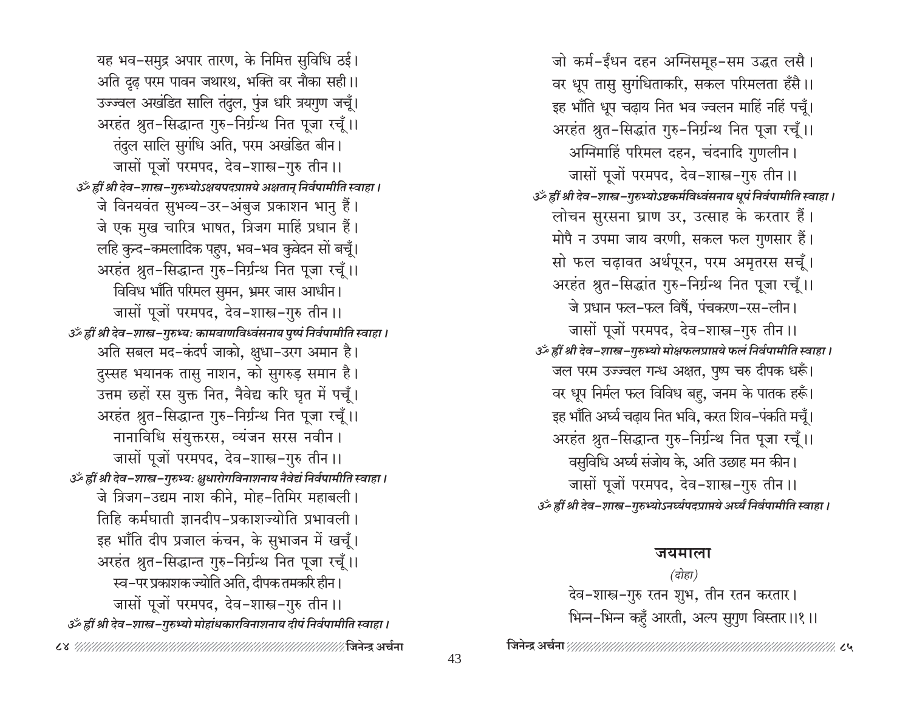यह भव-समुद्र अपार तारण, के निमित्त सुविधि ठई।
अति दृढ़ परम पावन जथारथ, भक्ति वर नौका सही।।
उज्ज्वल अखंडित सालि तंदुल, पुंज धरि त्रयगुण जचूँ।
अरहंत श्रुत-सिद्धान्त गुरु-निर्ग्रन्थ नित पूजा रचूँ।।
तंदुल सालि सुगंधि अति, परम अखंडित बीन।
जासों पूजों परमपद, देव-शास्त्र-गुरु तीन।।

*ॐ ह्रीं श्री देव-शास्त्र-गुरुभ्योऽक्षयपदप्राप्तये अक्षतान् निर्वपामीति स्वाहा।*

जे विनयवंत सुभव्य-उर-अंबुज प्रकाशन भानु हैं।
जे एक मुख चारित्र भाषत, त्रिजग माहिं प्रधान हैं।
लहि कुन्द-कमलादिक पहुप, भव-भव कुवेदन सों बचूँ।
अरहंत श्रुत-सिद्धान्त गुरु-निर्ग्रन्थ नित पूजा रचूँ।।
विविध भाँति परिमल सुमन, भ्रमर जास आधीन।
जासों पूजों परमपद, देव-शास्त्र-गुरु तीन।।

*ॐ ह्रीं श्री देव-शास्त्र-गुरुभ्यः कामबाणविध्वंसनाय पुष्पं निर्वपामीति स्वाहा।*

अति सबल मद-कंदर्प जाको, क्षुधा-उरग अमान है।
दुस्सह भयानक तासु नाशन, को सुगरुड़ समान है।
उत्तम छहों रस युक्त नित, नैवेद्य करि घृत में पचूँ।
अरहंत श्रुत-सिद्धान्त गुरु-निर्ग्रन्थ नित पूजा रचूँ।।
नानाविधि संयुक्तरस, व्यंजन सरस नवीन।
जासों पूजों परमपद, देव-शास्त्र-गुरु तीन।।

*ॐ ह्रीं श्री देव-शास्त्र-गुरुभ्यः क्षुधारोगविनाशनाय नैवेद्यं निर्वपामीति स्वाहा।*

जे त्रिजग-उद्यम नाश कीने, मोह-तिमिर महाबली।
तिहि कर्मघाती ज्ञानदीप-प्रकाशज्योति प्रभावली।
इह भाँति दीप प्रजाल कंचन, के सुभाजन में खचूँ।
अरहंत श्रुत-सिद्धान्त गुरु-निर्ग्रन्थ नित पूजा रचूँ।।
स्व-पर प्रकाशक ज्योति अति, दीपक तमकरि हीन।
जासों पूजों परमपद, देव-शास्त्र-गुरु तीन।।

*ॐ ह्रीं श्री देव-शास्त्र-गुरुभ्यो मोहांधकारविनाशनाय दीपं निर्वपामीति स्वाहा।*

जो कर्म-ईंधन दहन अग्निसमूह-सम उद्धत लसै।
वर धूप तासु सुगंधिताकरि, सकल परिमलता हँसै।।
इह भाँति धूप चढ़ाय नित भव ज्वलन माहिं नहिं पचूँ।
अरहंत श्रुत-सिद्धांत गुरु-निर्ग्रन्थ नित पूजा रचूँ।।
अग्निमाहिं परिमल दहन, चंदनादि गुणलीन।
जासों पूजों परमपद, देव-शास्त्र-गुरु तीन।।

*ॐ ह्रीं श्री देव-शास्त्र-गुरुभ्योऽष्टकर्मविध्वंसनाय धूपं निर्वपामीति स्वाहा।*

लोचन सुरसना घ्राण उर, उत्साह के करतार हैं।
मोपै न उपमा जाय वरणी, सकल फल गुणसार हैं।
सो फल चढ़ावत अर्थपूरन, परम अमृतरस सचूँ।
अरहंत श्रुत-सिद्धांत गुरु-निर्ग्रन्थ नित पूजा रचूँ।।
जे प्रधान फल-फल विषैं, पंचकरण-रस-लीन।
जासों पूजों परमपद, देव-शास्त्र-गुरु तीन।।

*ॐ ह्रीं श्री देव-शास्त्र-गुरुभ्यो मोक्षफलप्राप्तये फलं निर्वपामीति स्वाहा।*

जल परम उज्ज्वल गन्ध अक्षत, पुष्प चरु दीपक धरूँ।
वर धूप निर्मल फल विविध बहु, जनम के पातक हरूँ।
इह भाँति अर्घ्य चढ़ाय नित भवि, करत शिव-पंकति मचूँ।
अरहंत श्रुत-सिद्धान्त गुरु-निर्ग्रन्थ नित पूजा रचूँ।।
वसुविधि अर्घ्य संजोय के, अति उछाह मन कीन।
जासों पूजों परमपद, देव-शास्त्र-गुरु तीन।।

*ॐ ह्रीं श्री देव-शास्त्र-गुरुभ्योऽनर्घ्यपदप्राप्तये अर्घ्यं निर्वपामीति स्वाहा।*

## जयमाला

*(दोहा)*

देव-शास्त्र-गुरु रतन शुभ, तीन रतन करतार।
भिन्न-भिन्न कहुँ आरती, अल्प सुगुण विस्तार।।१।।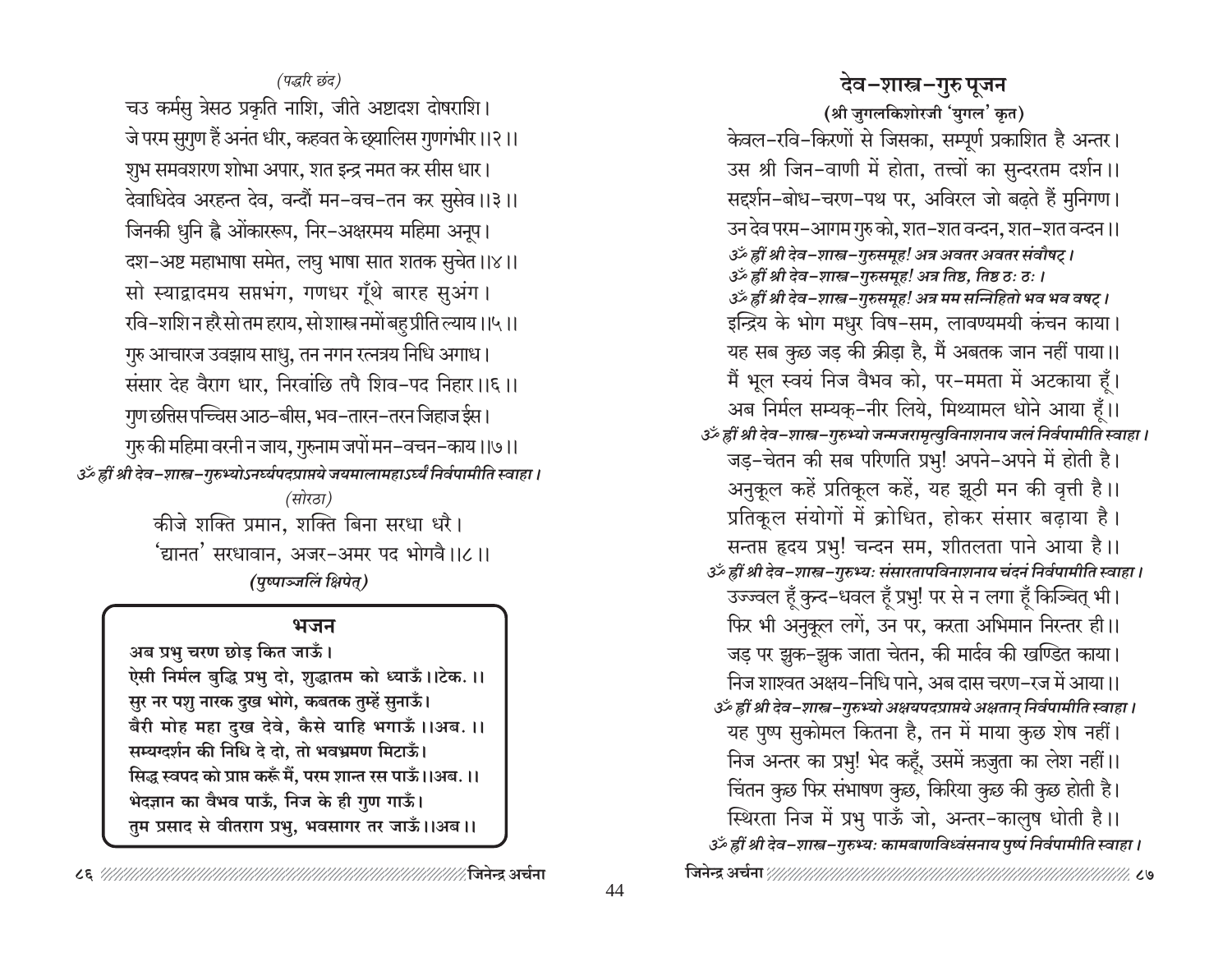*(पद्धरि छंद)*

चउ कर्मसु त्रेसठ प्रकृति नाशि, जीते अष्टादश दोषराशि।
जे परम सुगुण हैं अनंत धीर, कहवत के छ्यालिस गुणगंभीर।।२।।
शुभ समवशरण शोभा अपार, शत इन्द्र नमत कर सीस धार।
देवाधिदेव अरहन्त देव, वन्दौं मन-वच-तन कर सुसेव।।३।।
जिनकी धुनि ह्वै ओंकाररूप, निर-अक्षरमय महिमा अनूप।
दश-अष्ट महाभाषा समेत, लघु भाषा सात शतक सुचेत।।४।।
सो स्याद्वादमय सप्तभंग, गणधर गूँथे बारह सुअंग।
रवि-शशि न हरै सो तम हराय, सो शास्त्र नमों बहु प्रीति ल्याय।।५।।
गुरु आचारज उवझाय साधु, तन नगन रत्नत्रय निधि अगाध।
संसार देह वैराग धार, निरवांछि तपै शिव-पद निहार।।६।।
गुण छत्तिस पच्चिस आठ-बीस, भव-तारन-तरन जिहाज ईस।
गुरु की महिमा वरनी न जाय, गुरुनाम जपों मन-वचन-काय।।७।।

*ॐ ह्रीं श्री देव-शास्त्र-गुरुभ्योऽनर्घ्यपदप्राप्तये जयमालामहाऽर्घ्यं निर्वपामीति स्वाहा।*

*(सोरठा)*

कीजे शक्ति प्रमान, शक्ति बिना सरधा धरै।
'द्यानत' सरधावान, अजर-अमर पद भोगवै।।८।।

***(पुष्पाञ्जलिं क्षिपेत्)***

### भजन

**अब प्रभु चरण छोड़ कित जाऊँ।**
**ऐसी निर्मल बुद्धि प्रभु दो, शुद्धातम को ध्याऊँ।।टेक.।।**
**सुर नर पशु नारक दुख भोगे, कबतक तुम्हें सुनाऊँ।**
**बैरी मोह महा दुख देवे, कैसे याहि भगाऊँ।।अब.।।**
**सम्यग्दर्शन की निधि दे दो, तो भवभ्रमण मिटाऊँ।**
**सिद्ध स्वपद को प्राप्त करूँ मैं, परम शान्त रस पाऊँ।।अब.।।**
**भेदज्ञान का वैभव पाऊँ, निज के ही गुण गाऊँ।**
**तुम प्रसाद से वीतराग प्रभु, भवसागर तर जाऊँ।।अब।।**

## देव-शास्त्र-गुरु पूजन

**(श्री जुगलकिशोरजी 'युगल' कृत)**

केवल-रवि-किरणों से जिसका, सम्पूर्ण प्रकाशित है अन्तर।
उस श्री जिन-वाणी में होता, तत्त्वों का सुन्दरतम दर्शन।।
सद्दर्शन-बोध-चरण-पथ पर, अविरल जो बढ़ते हैं मुनिगण।
उन देव परम-आगम गुरु को, शत-शत वन्दन, शत-शत वन्दन।।

*ॐ ह्रीं श्री देव-शास्त्र-गुरुसमूह! अत्र अवतर अवतर संवौषट्।*
*ॐ ह्रीं श्री देव-शास्त्र-गुरुसमूह! अत्र तिष्ठ, तिष्ठ ठः ठः।*
*ॐ ह्रीं श्री देव-शास्त्र-गुरुसमूह! अत्र मम सन्निहितो भव भव वषट्।*

इन्द्रिय के भोग मधुर विष-सम, लावण्यमयी कंचन काया।
यह सब कुछ जड़ की क्रीड़ा है, मैं अबतक जान नहीं पाया।।
मैं भूल स्वयं निज वैभव को, पर-ममता में अटकाया हूँ।
अब निर्मल सम्यक्-नीर लिये, मिथ्यामल धोने आया हूँ।।

*ॐ ह्रीं श्री देव-शास्त्र-गुरुभ्यो जन्मजरामृत्युविनाशनाय जलं निर्वपामीति स्वाहा।*

जड़-चेतन की सब परिणति प्रभु! अपने-अपने में होती है।
अनुकूल कहें प्रतिकूल कहें, यह झूठी मन की वृत्ती है।।
प्रतिकूल संयोगों में क्रोधित, होकर संसार बढ़ाया है।
सन्तप्त हृदय प्रभु! चन्दन सम, शीतलता पाने आया है।।

*ॐ ह्रीं श्री देव-शास्त्र-गुरुभ्यः संसारतापविनाशनाय चंदनं निर्वपामीति स्वाहा।*

उज्ज्वल हूँ कुन्द-धवल हूँ प्रभु! पर से न लगा हूँ किञ्चित् भी।
फिर भी अनुकूल लगें, उन पर, करता अभिमान निरन्तर ही।।
जड़ पर झुक-झुक जाता चेतन, की मार्दव की खण्डित काया।
निज शाश्वत अक्षय-निधि पाने, अब दास चरण-रज में आया।।

*ॐ ह्रीं श्री देव-शास्त्र-गुरुभ्यो अक्षयपदप्राप्तये अक्षतान् निर्वपामीति स्वाहा।*

यह पुष्प सुकोमल कितना है, तन में माया कुछ शेष नहीं।
निज अन्तर का प्रभु! भेद कहूँ, उसमें ऋजुता का लेश नहीं।।
चिंतन कुछ फिर संभाषण कुछ, किरिया कुछ की कुछ होती है।
स्थिरता निज में प्रभु पाऊँ जो, अन्तर-कालुष धोती है।।

*ॐ ह्रीं श्री देव-शास्त्र-गुरुभ्यः कामबाणविध्वंसनाय पुष्पं निर्वपामीति स्वाहा।*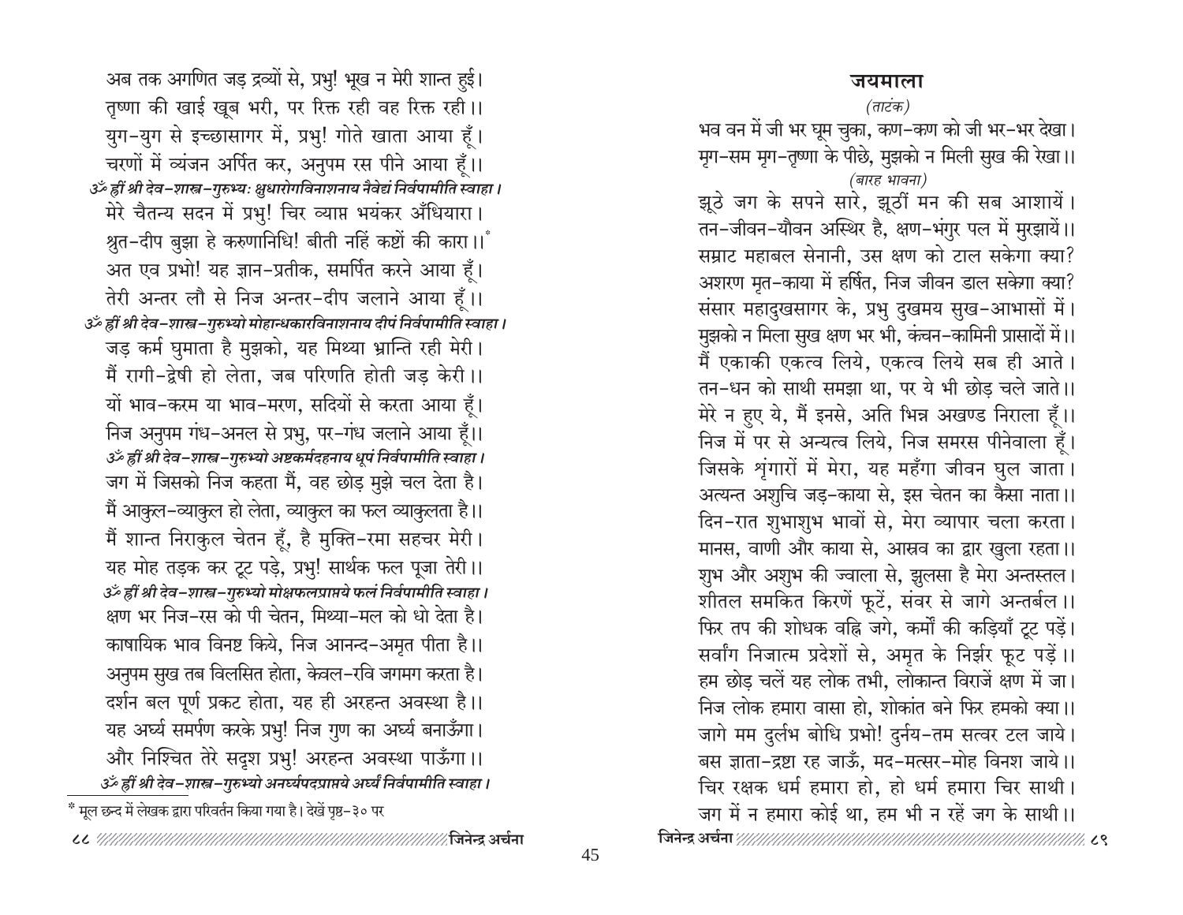अब तक अगणित जड़ द्रव्यों से, प्रभु! भूख न मेरी शान्त हुई।
तृष्णा की खाई खूब भरी, पर रिक्त रही वह रिक्त रही।।
युग-युग से इच्छासागर में, प्रभु! गोते खाता आया हूँ।
चरणों में व्यंजन अर्पित कर, अनुपम रस पीने आया हूँ।।

*ॐ ह्रीं श्री देव-शास्त्र-गुरुभ्यः क्षुधारोगविनाशनाय नैवेद्यं निर्वपामीति स्वाहा।*

मेरे चैतन्य सदन में प्रभु! चिर व्याप्त भयंकर अँधियारा।
श्रुत-दीप बुझा हे करुणानिधि! बीती नहिं कष्टों की कारा।।*
अत एव प्रभो! यह ज्ञान-प्रतीक, समर्पित करने आया हूँ।
तेरी अन्तर लौ से निज अन्तर-दीप जलाने आया हूँ।।

*ॐ ह्रीं श्री देव-शास्त्र-गुरुभ्यो मोहान्धकारविनाशनाय दीपं निर्वपामीति स्वाहा।*

जड़ कर्म घुमाता है मुझको, यह मिथ्या भ्रान्ति रही मेरी।
मैं रागी-द्वेषी हो लेता, जब परिणति होती जड़ केरी।।
यों भाव-करम या भाव-मरण, सदियों से करता आया हूँ।
निज अनुपम गंध-अनल से प्रभु, पर-गंध जलाने आया हूँ।।

*ॐ ह्रीं श्री देव-शास्त्र-गुरुभ्यो अष्टकर्मदहनाय धूपं निर्वपामीति स्वाहा।*

जग में जिसको निज कहता मैं, वह छोड़ मुझे चल देता है।
मैं आकुल-व्याकुल हो लेता, व्याकुल का फल व्याकुलता है।।
मैं शान्त निराकुल चेतन हूँ, है मुक्ति-रमा सहचर मेरी।
यह मोह तड़क कर टूट पड़े, प्रभु! सार्थक फल पूजा तेरी।।

*ॐ ह्रीं श्री देव-शास्त्र-गुरुभ्यो मोक्षफलप्राप्तये फलं निर्वपामीति स्वाहा।*

क्षण भर निज-रस को पी चेतन, मिथ्या-मल को धो देता है।
काषायिक भाव विनष्ट किये, निज आनन्द-अमृत पीता है।।
अनुपम सुख तब विलसित होता, केवल-रवि जगमग करता है।
दर्शन बल पूर्ण प्रकट होता, यह ही अरहन्त अवस्था है।।
यह अर्घ्य समर्पण करके प्रभु! निज गुण का अर्घ्य बनाऊँगा।
और निश्चित तेरे सदृश प्रभु! अरहन्त अवस्था पाऊँगा।।

*ॐ ह्रीं श्री देव-शास्त्र-गुरुभ्यो अनर्घ्यपदप्राप्तये अर्घ्यं निर्वपामीति स्वाहा।*

* मूल छन्द में लेखक द्वारा परिवर्तन किया गया है। देखें पृष्ठ-३० पर

## जयमाला

*(ताटंक)*

भव वन में जी भर घूम चुका, कण-कण को जी भर-भर देखा।
मृग-सम मृग-तृष्णा के पीछे, मुझको न मिली सुख की रेखा।।

*(बारह भावना)*

झूठे जग के सपने सारे, झूठीं मन की सब आशायें।
तन-जीवन-यौवन अस्थिर है, क्षण-भंगुर पल में मुरझायें।।
सम्राट महाबल सेनानी, उस क्षण को टाल सकेगा क्या?
अशरण मृत-काया में हर्षित, निज जीवन डाल सकेगा क्या?
संसार महादुखसागर के, प्रभु दुखमय सुख-आभासों में।
मुझको न मिला सुख क्षण भर भी, कंचन-कामिनि प्रासादों में।।
मैं एकाकी एकत्व लिये, एकत्व लिये सब ही आते।
तन-धन को साथी समझा था, पर ये भी छोड़ चले जाते।।
मेरे न हुए ये, मैं इनसे, अति भिन्न अखण्ड निराला हूँ।।
निज में पर से अन्यत्व लिये, निज समरस पीनेवाला हूँ।
जिसके शृंगारों में मेरा, यह महँगा जीवन घुल जाता।
अत्यन्त अशुचि जड़-काया से, इस चेतन का कैसा नाता।।
दिन-रात शुभाशुभ भावों से, मेरा व्यापार चला करता।
मानस, वाणी और काया से, आस्रव का द्वार खुला रहता।।
शुभ और अशुभ की ज्वाला से, झुलसा है मेरा अन्तस्तल।
शीतल समकित किरणें फूटें, संवर से जागे अन्तर्बल।।
फिर तप की शोधक वह्नि जगे, कर्मों की कड़ियाँ टूट पड़ें।
सर्वांग निजात्म प्रदेशों से, अमृत के निर्झर फूट पड़ें।।
हम छोड़ चलें यह लोक तभी, लोकान्त विराजें क्षण में जा।
निज लोक हमारा वासा हो, शोकांत बने फिर हमको क्या।।
जागे मम दुर्लभ बोधि प्रभो! दुर्नय-तम सत्वर टल जाये।
बस ज्ञाता-द्रष्टा रह जाऊँ, मद-मत्सर-मोह विनश जाये।।
चिर रक्षक धर्म हमारा हो, हो धर्म हमारा चिर साथी।
जग में न हमारा कोई था, हम भी न रहें जग के साथी।।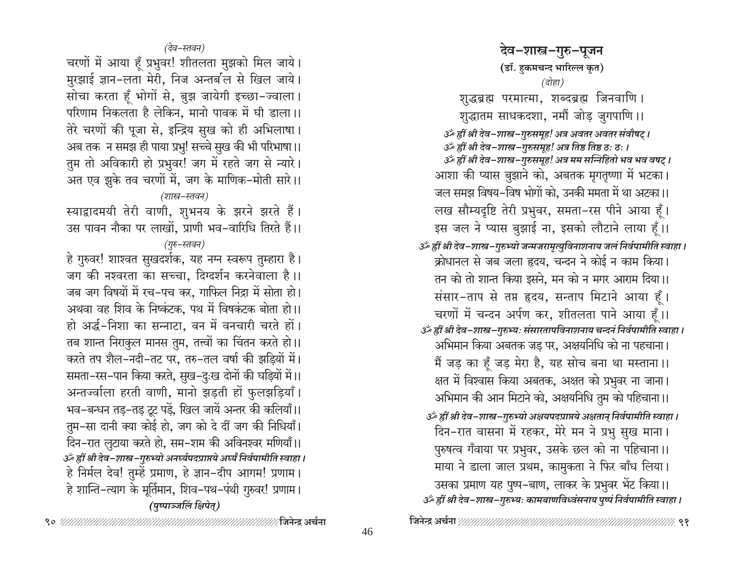*(देव-स्तवन)*

चरणों में आया हूँ प्रभुवर! शीतलता मुझको मिल जाये।
मुरझाई ज्ञान-लता मेरी, निज अन्तर्बल से खिल जाये।
सोचा करता हूँ भोगों से, बुझ जायेगी इच्छा-ज्वाला।
परिणाम निकलता है लेकिन, मानो पावक में घी डाला।।
तेरे चरणों की पूजा से, इन्द्रिय सुख को ही अभिलाषा।
अब तक न समझ ही पाया प्रभु! सच्चे सुख की भी परिभाषा।।
तुम तो अविकारी हो प्रभुवर! जग में रहते जग से न्यारे।
अत एव झुके तव चरणों में, जग के माणिक-मोती सारे।।

*(शास्त्र-स्तवन)*

स्याद्वादमयी तेरी वाणी, शुभनय के झरने झरते हैं।
उस पावन नौका पर लाखों, प्राणी भव-वारिधि तिरते हैं।।

*(गुरु-स्तवन)*

हे गुरुवर! शाश्वत सुखदर्शक, यह नग्न स्वरूप तुम्हारा है।
जग की नश्वरता का सच्चा, दिग्दर्शन करनेवाला है।।
जब जग विषयों में रच-पच कर, गाफिल निद्रा में सोता हो।
अथवा वह शिव के निष्कंटक, पथ में विषकंटक बोता हो।।
हो अर्द्ध-निशा का सन्नाटा, वन में वनचारी चरते हों।
तब शान्त निराकुल मानस तुम, तत्त्वों का चिंतन करते हो।।
करते तप शैल-नदी-तट पर, तरु-तल वर्षा की झड़ियों में।
समता-रस-पान किया करते, सुख-दुःख दोनों की घड़ियों में।।
अन्तर्ज्वाला हरती वाणी, मानो झड़ती हों फुलझड़ियाँ।
भव-बन्धन तड़-तड़ टूट पड़ें, खिल जायें अन्तर की कलियाँ।।
तुम-सा दानी क्या कोई हो, जग को दे दीं जग की निधियाँ।
दिन-रात लुटाया करते हो, सम-शम की अविनश्वर मणियाँ।।

*ॐ ह्रीं श्री देव-शास्त्र-गुरुभ्यो अनर्घ्यपदप्राप्तये अर्घ्यं निर्वपामीति स्वाहा।*

हे निर्मल देव! तुम्हें प्रमाण, हे ज्ञान-दीप आगम! प्रणाम।
हे शान्ति-त्याग के मूर्तिमान, शिव-पथ-पंथी गुरुवर! प्रणाम।

***(पुष्पाञ्जलिं क्षिपेत्)***

# देव-शास्त्र-गुरु-पूजन

**(डॉ. हुकमचन्द भारिल्ल कृत)**

*(दोहा)*

शुद्धब्रह्म परमात्मा, शब्दब्रह्म जिनवाणि।
शुद्धातम साधकदशा, नमौं जोड़ जुगपाणि।।

*ॐ ह्रीं श्री देव-शास्त्र-गुरुसमूह! अत्र अवतर अवतर संवौषट्।*
*ॐ ह्रीं श्री देव-शास्त्र-गुरुसमूह! अत्र तिष्ठ तिष्ठ ठः ठः।*
*ॐ ह्रीं श्री देव-शास्त्र-गुरुसमूह! अत्र मम सन्निहितो भव भव वषट्।*

आशा की प्यास बुझाने को, अबतक मृगतृष्णा में भटका।
जल समझ विषय-विष भोगों को, उनकी ममता में था अटका।।
लख सौम्यदृष्टि तेरी प्रभुवर, समता-रस पीने आया हूँ।
इस जल ने प्यास बुझाई ना, इसको लौटाने लाया हूँ।।

*ॐ ह्रीं श्री देव-शास्त्र-गुरुभ्यो जन्मजरामृत्युविनाशनाय जलं निर्वपामीति स्वाहा।*

क्रोधानल से जब जला हृदय, चन्दन ने कोई न काम किया।
तन को तो शान्त किया इसने, मन को न मगर आराम दिया।।
संसार-ताप से तप्त हृदय, सन्ताप मिटाने आया हूँ।
चरणों में चन्दन अर्पण कर, शीतलता पाने आया हूँ।।

*ॐ ह्रीं श्री देव-शास्त्र-गुरुभ्यः संसारतापविनाशनाय चन्दनं निर्वपामीति स्वाहा।*

अभिमान किया अबतक जड़ पर, अक्षयनिधि को ना पहचाना।
मैं जड़ का हूँ जड़ मेरा है, यह सोच बना था मस्ताना।।
क्षत में विश्वास किया अबतक, अक्षत को प्रभुवर ना जाना।
अभिमान की आन मिटाने को, अक्षयनिधि तुम को पहिचाना।।

*ॐ ह्रीं श्री देव-शास्त्र-गुरुभ्यो अक्षयपदप्राप्तये अक्षतान् निर्वपामीति स्वाहा।*

दिन-रात वासना में रहकर, मेरे मन ने प्रभु सुख माना।
पुरुषत्व गँवाया पर प्रभुवर, उसके छल को ना पहिचाना।।
माया ने डाला जाल प्रथम, कामुकता ने फिर बाँध लिया।
उसका प्रमाण यह पुष्प-बाण, लाकर के प्रभुवर भेंट किया।।

*ॐ ह्रीं श्री देव-शास्त्र-गुरुभ्यः कामबाणविध्वंसनाय पुष्पं निर्वपामीति स्वाहा।*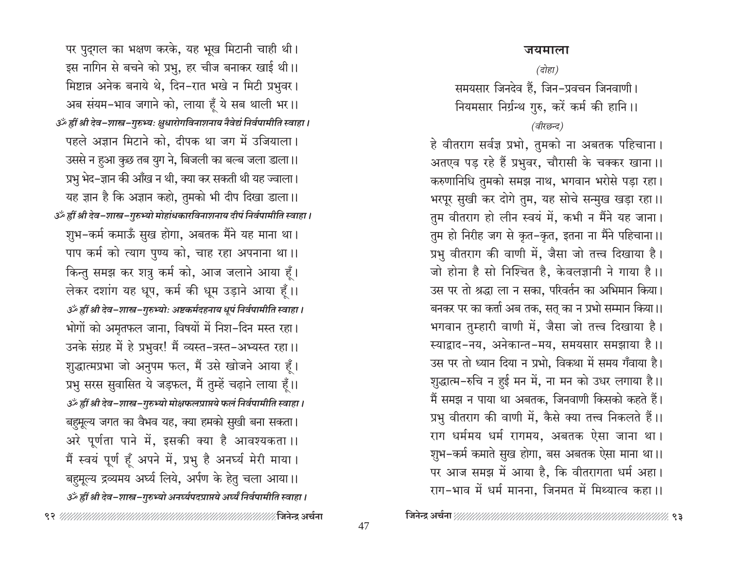पर पुद्गल का भक्षण करके, यह भूख मिटानी चाही थी।
इस नागिन से बचने को प्रभु, हर चीज बनाकर खाई थी।।
मिष्टान्न अनेक बनाये थे, दिन-रात भखे न मिटी प्रभुवर।
अब संयम-भाव जगाने को, लाया हूँ ये सब थाली भर।।

*ॐ ह्रीं श्री देव-शास्त्र-गुरुभ्यः क्षुधारोगविनाशनाय नैवेद्यं निर्वपामीति स्वाहा।*

पहले अज्ञान मिटाने को, दीपक था जग में उजियाला।
उससे न हुआ कुछ तब युग ने, बिजली का बल्ब जला डाला।।
प्रभु भेद-ज्ञान की आँख न थी, क्या कर सकती थी यह ज्वाला।
यह ज्ञान है कि अज्ञान कहो, तुमको भी दीप दिखा डाला।।

*ॐ ह्रीं श्री देव-शास्त्र-गुरुभ्यो मोहांधकारविनाशनाय दीपं निर्वपामीति स्वाहा।*

शुभ-कर्म कमाऊँ सुख होगा, अबतक मैंने यह माना था।
पाप कर्म को त्याग पुण्य को, चाह रहा अपनाना था।।
किन्तु समझ कर शत्रु कर्म को, आज जलाने आया हूँ।
लेकर दशांग यह धूप, कर्म की धूम उड़ाने आया हूँ।।

*ॐ ह्रीं श्री देव-शास्त्र-गुरुभ्योः अष्टकर्मदहनाय धूपं निर्वपामीति स्वाहा।*

भोगों को अमृतफल जाना, विषयों में निश-दिन मस्त रहा।
उनके संग्रह में हे प्रभुवर! मैं व्यस्त-त्रस्त-अभ्यस्त रहा।।
शुद्धात्मप्रभा जो अनुपम फल, मैं उसे खोजने आया हूँ।
प्रभु सरस सुवासित ये जड़फल, मैं तुम्हें चढ़ाने लाया हूँ।।

*ॐ ह्रीं श्री देव-शास्त्र-गुरुभ्यो मोक्षफलप्राप्तये फलं निर्वपामीति स्वाहा।*

बहुमूल्य जगत का वैभव यह, क्या हमको सुखी बना सकता।
अरे पूर्णता पाने में, इसकी क्या है आवश्यकता।।
मैं स्वयं पूर्ण हूँ अपने में, प्रभु है अनर्घ्य मेरी माया।
बहुमूल्य द्रव्यमय अर्घ्य लिये, अर्पण के हेतु चला आया।।

*ॐ ह्रीं श्री देव-शास्त्र-गुरुभ्यो अनर्घ्यपदप्राप्तये अर्घ्यं निर्वपामीति स्वाहा।*

## जयमाला

*(दोहा)*

समयसार जिनदेव हैं, जिन-प्रवचन जिनवाणी।
नियमसार निर्ग्रन्थ गुरु, करें कर्म की हानि।।

*(वीरछन्द)*

हे वीतराग सर्वज्ञ प्रभो, तुमको ना अबतक पहिचाना।
अतएव पड़ रहे हैं प्रभुवर, चौरासी के चक्कर खाना।।
करुणानिधि तुमको समझ नाथ, भगवान भरोसे पड़ा रहा।
भरपूर सुखी कर दोगे तुम, यह सोचे सन्मुख खड़ा रहा।।
तुम वीतराग हो लीन स्वयं में, कभी न मैंने यह जाना।
तुम हो निरीह जग से कृत-कृत, इतना ना मैंने पहिचाना।।
प्रभु वीतराग की वाणी में, जैसा जो तत्त्व दिखाया है।
जो होना है सो निश्चित है, केवलज्ञानी ने गाया है।।
उस पर तो श्रद्धा ला न सका, परिवर्तन का अभिमान किया।
बनकर पर का कर्त्ता अब तक, सत् का न प्रभो सम्मान किया।।
भगवान तुम्हारी वाणी में, जैसा जो तत्त्व दिखाया है।
स्याद्वाद-नय, अनेकान्त-मय, समयसार समझाया है।।
उस पर तो ध्यान दिया न प्रभो, विकथा में समय गँवाया है।
शुद्धात्म-रुचि न हुई मन में, ना मन को उधर लगाया है।।
मैं समझ न पाया था अबतक, जिनवाणी किसको कहते हैं।
प्रभु वीतराग की वाणी में, कैसे क्या तत्त्व निकलते हैं।।
राग धर्ममय धर्म रागमय, अबतक ऐसा जाना था।
शुभ-कर्म कमाते सुख होगा, बस अबतक ऐसा माना था।।
पर आज समझ में आया है, कि वीतरागता धर्म अहा।
राग-भाव में धर्म मानना, जिनमत में मिथ्यात्व कहा।।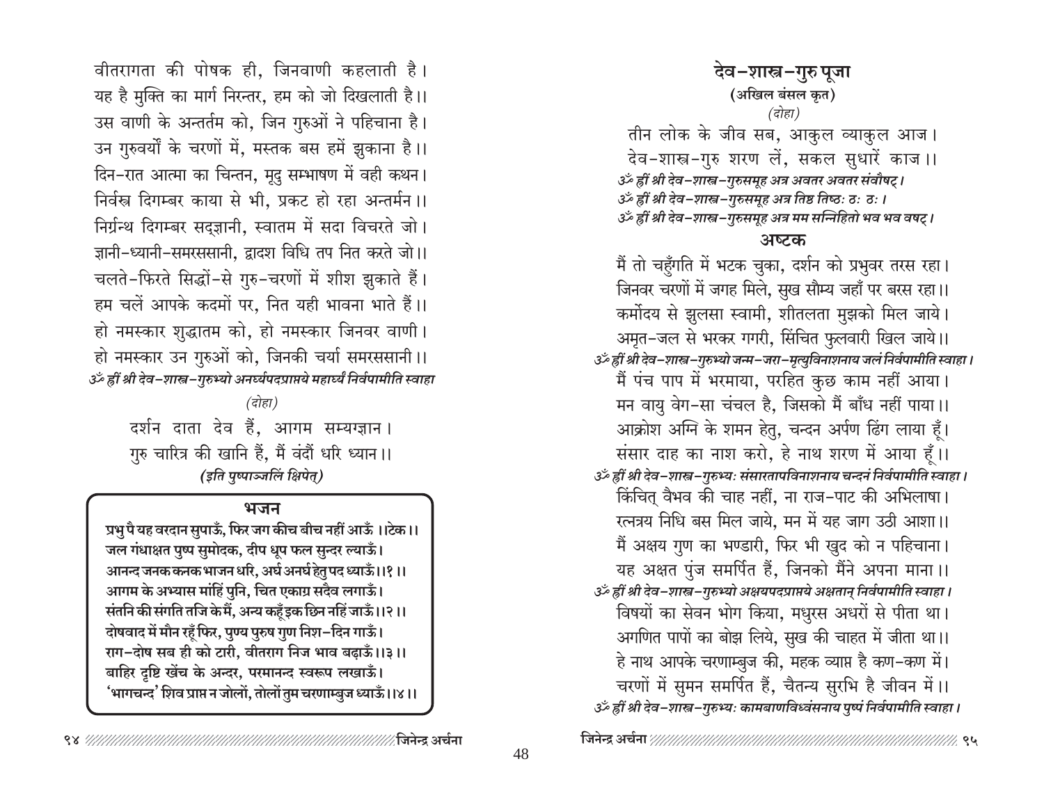वीतरागता की पोषक ही, जिनवाणी कहलाती है।
यह है मुक्ति का मार्ग निरन्तर, हम को जो दिखलाती है।।
उस वाणी के अन्तर्तम को, जिन गुरुओं ने पहिचाना है।
उन गुरुवर्यों के चरणों में, मस्तक बस हमें झुकाना है।।
दिन-रात आत्मा का चिन्तन, मृदु सम्भाषण में वही कथन।
निर्वस्त्र दिगम्बर काया से भी, प्रकट हो रहा अन्तर्मन।।
निर्ग्रन्थ दिगम्बर सद्ज्ञानी, स्वातम में सदा विचरते जो।
ज्ञानी-ध्यानी-समरससानी, द्वादश विधि तप नित करते जो।।
चलते-फिरते सिद्धों-से गुरु-चरणों में शीश झुकाते हैं।
हम चलें आपके कदमों पर, नित यही भावना भाते हैं।।
हो नमस्कार शुद्धातम को, हो नमस्कार जिनवर वाणी।
हो नमस्कार उन गुरुओं को, जिनकी चर्या समरससानी।।

*ॐ ह्रीं श्री देव-शास्त्र-गुरुभ्यो अनर्घ्यपदप्राप्तये महार्घ्यं निर्वपामीति स्वाहा*

*(दोहा)*

दर्शन दाता देव हैं, आगम सम्यग्ज्ञान।
गुरु चारित्र की खानि हैं, मैं वंदौं धरि ध्यान।।

***(इति पुष्पाञ्जलिं क्षिपेत्)***

## भजन

**प्रभु पै यह वरदान सुपाऊँ, फिर जग कीच बीच नहीं आऊँ ।।टेक।।**
**जल गंधाक्षत पुष्प सुमोदक, दीप धूप फल सुन्दर ल्याऊँ।**
**आनन्द जनक कनक भाजन धरि, अर्घ अनर्घ हेतु पद ध्याऊँ।।१।।**
**आगम के अभ्यास मांहिं पुनि, चित एकाग्र सदैव लगाऊँ।**
**संतनि की संगति तजि के मैं, अन्य कहूँ इक छिन नहिं जाऊँ।।२।।**
**दोषवाद में मौन रहूँ फिर, पुण्य पुरुष गुण निश-दिन गाऊँ।**
**राग-दोष सब ही को टारी, वीतराग निज भाव बढ़ाऊँ।।३।।**
**बाहिर दृष्टि खेंच के अन्दर, परमानन्द स्वरूप लखाऊँ।**
**'भागचन्द' शिव प्राप्त न जोलों, तोलों तुम चरणाम्बुज ध्याऊँ।।४।।**

# देव-शास्त्र-गुरु पूजा

**(अखिल बंसल कृत)**

*(दोहा)*

तीन लोक के जीव सब, आकुल व्याकुल आज।
देव-शास्त्र-गुरु शरण लें, सकल सुधारें काज।।

*ॐ ह्रीं श्री देव-शास्त्र-गुरुसमूह अत्र अवतर अवतर संवौषट्।*
*ॐ ह्रीं श्री देव-शास्त्र-गुरुसमूह अत्र तिष्ठ तिष्ठः ठः ठः।*
*ॐ ह्रीं श्री देव-शास्त्र-गुरुसमूह अत्र मम सन्निहितो भव भव वषट्।*

## अष्टक

मैं तो चहुँगति में भटक चुका, दर्शन को प्रभुवर तरस रहा।
जिनवर चरणों में जगह मिले, सुख सौम्य जहाँ पर बरस रहा।।
कर्मोदय से झुलसा स्वामी, शीतलता मुझको मिल जाये।
अमृत-जल से भरकर गगरी, सिंचित फुलवारी खिल जाये।।

*ॐ ह्रीं श्री देव-शास्त्र-गुरुभ्यो जन्म-जरा-मृत्युविनाशनाय जलं निर्वपामीति स्वाहा।*

मैं पंच पाप में भरमाया, परहित कुछ काम नहीं आया।
मन वायु वेग-सा चंचल है, जिसको मैं बाँध नहीं पाया।।
आक्रोश अग्नि के शमन हेतु, चन्दन अर्पण ढिंग लाया हूँ।
संसार दाह का नाश करो, हे नाथ शरण में आया हूँ।।

*ॐ ह्रीं श्री देव-शास्त्र-गुरुभ्यः संसारतापविनाशनाय चन्दनं निर्वपामीति स्वाहा।*

किंचित् वैभव की चाह नहीं, ना राज-पाट की अभिलाषा।
रत्नत्रय निधि बस मिल जाये, मन में यह जाग उठी आशा।।
मैं अक्षय गुण का भण्डारी, फिर भी खुद को न पहिचाना।
यह अक्षत पुंज समर्पित हैं, जिनको मैंने अपना माना।।

*ॐ ह्रीं श्री देव-शास्त्र-गुरुभ्यो अक्षयपदप्राप्तये अक्षतान् निर्वपामीति स्वाहा।*

विषयों का सेवन भोग किया, मधुरस अधरों से पीता था।
अगणित पापों का बोझ लिये, सुख की चाहत में जीता था।।
हे नाथ आपके चरणाम्बुज की, महक व्याप्त है कण-कण में।
चरणों में सुमन समर्पित हैं, चैतन्य सुरभि है जीवन में।।

*ॐ ह्रीं श्री देव-शास्त्र-गुरुभ्यः कामबाणविध्वंसनाय पुष्पं निर्वपामीति स्वाहा।*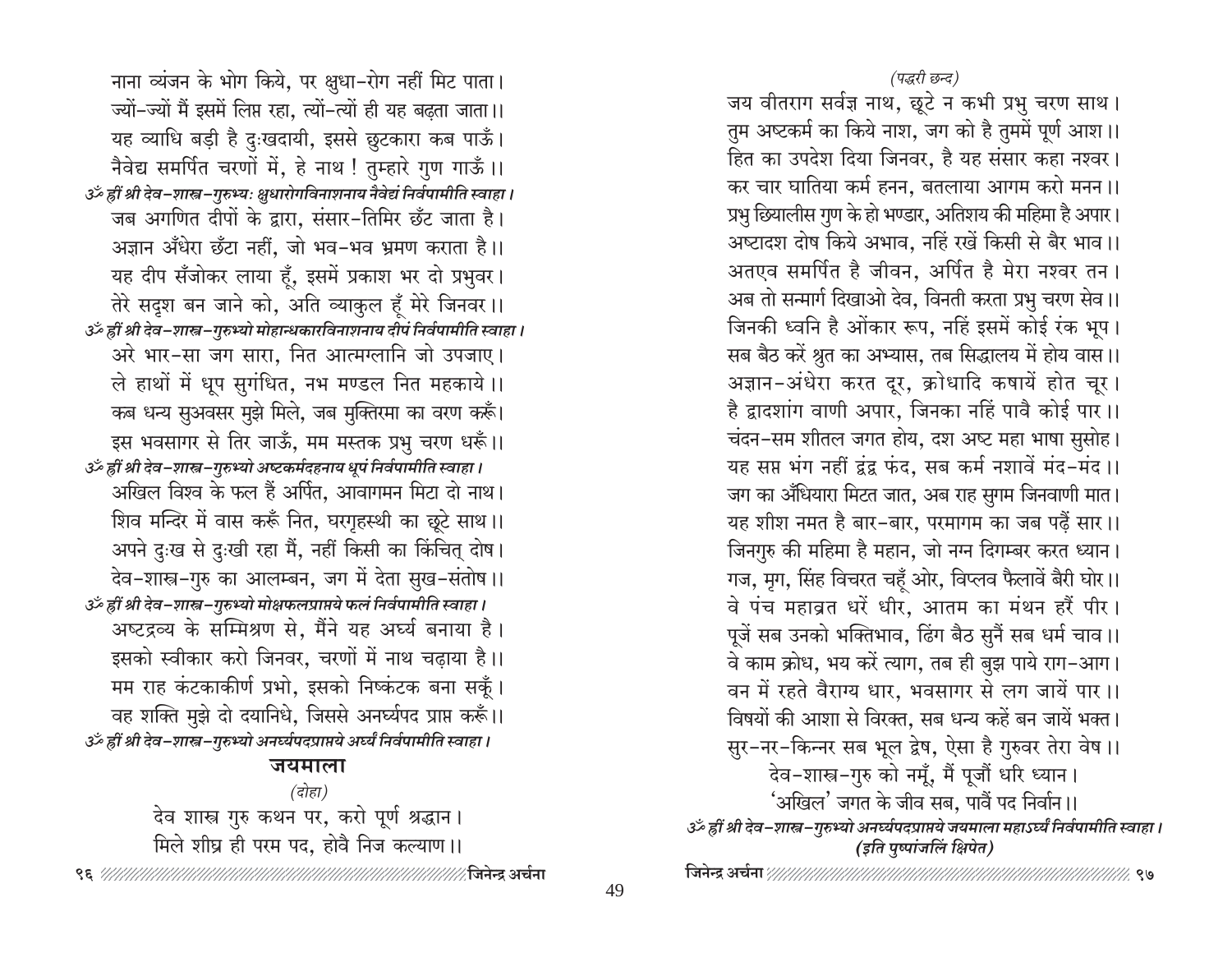नाना व्यंजन के भोग किये, पर क्षुधा-रोग नहीं मिट पाता।
ज्यों-ज्यों मैं इसमें लिप्त रहा, त्यों-त्यों ही यह बढ़ता जाता।।
यह व्याधि बड़ी है दुःखदायी, इससे छुटकारा कब पाऊँ।
नैवेद्य समर्पित चरणों में, हे नाथ ! तुम्हारे गुण गाऊँ।।

*ॐ ह्रीं श्री देव-शास्त्र-गुरुभ्यः क्षुधारोगविनाशनाय नैवेद्यं निर्वपामीति स्वाहा।*

जब अगणित दीपों के द्वारा, संसार-तिमिर छँट जाता है।
अज्ञान अँधेरा छँटा नहीं, जो भव-भव भ्रमण कराता है।।
यह दीप सँजोकर लाया हूँ, इसमें प्रकाश भर दो प्रभुवर।
तेरे सदृश बन जाने को, अति व्याकुल हूँ मेरे जिनवर।।

*ॐ ह्रीं श्री देव-शास्त्र-गुरुभ्यो मोहान्धकारविनाशनाय दीपं निर्वपामीति स्वाहा।*

अरे भार-सा जग सारा, नित आत्मग्लानि जो उपजाए।
ले हाथों में धूप सुगंधित, नभ मण्डल नित महकाये।।
कब धन्य सुअवसर मुझे मिले, जब मुक्तिरमा का वरण करूँ।
इस भवसागर से तिर जाऊँ, मम मस्तक प्रभु चरण धरूँ।।

*ॐ ह्रीं श्री देव-शास्त्र-गुरुभ्यो अष्टकर्मदहनाय धूपं निर्वपामीति स्वाहा।*

अखिल विश्व के फल हैं अर्पित, आवागमन मिटा दो नाथ।
शिव मन्दिर में वास करूँ नित, घरगृहस्थी का छूटे साथ।।
अपने दुःख से दुःखी रहा मैं, नहीं किसी का किंचित् दोष।
देव-शास्त्र-गुरु का आलम्बन, जग में देता सुख-संतोष।।

*ॐ ह्रीं श्री देव-शास्त्र-गुरुभ्यो मोक्षफलप्राप्तये फलं निर्वपामीति स्वाहा।*

अष्टद्रव्य के सम्मिश्रण से, मैंने यह अर्घ्य बनाया है।
इसको स्वीकार करो जिनवर, चरणों में नाथ चढ़ाया है।।
मम राह कंटकाकीर्ण प्रभो, इसको निष्कंटक बना सकूँ।
वह शक्ति मुझे दो दयानिधे, जिससे अनर्घ्यपद प्राप्त करूँ।।

*ॐ ह्रीं श्री देव-शास्त्र-गुरुभ्यो अनर्घ्यपदप्राप्तये अर्घ्यं निर्वपामीति स्वाहा।*

## जयमाला

*(दोहा)*

देव शास्त्र गुरु कथन पर, करो पूर्ण श्रद्धान।
मिले शीघ्र ही परम पद, होवै निज कल्याण।।

*(पद्धरी छन्द)*

जय वीतराग सर्वज्ञ नाथ, छूटे न कभी प्रभु चरण साथ।
तुम अष्टकर्म का किये नाश, जग को है तुममें पूर्ण आश।।
हित का उपदेश दिया जिनवर, है यह संसार कहा नश्वर।
कर चार घातिया कर्म हनन, बतलाया आगम करो मनन।।
प्रभु छियालीस गुण के हो भण्डार, अतिशय की महिमा है अपार।
अष्टादश दोष किये अभाव, नहिं रखें किसी से बैर भाव।।
अतएव समर्पित है जीवन, अर्पित है मेरा नश्वर तन।
अब तो सन्मार्ग दिखाओ देव, विनती करता प्रभु चरण सेव।।
जिनकी ध्वनि है ओंकार रूप, नहिं इसमें कोई रंक भूप।
सब बैठ करें श्रुत का अभ्यास, तब सिद्धालय में होय वास।।
अज्ञान-अंधेरा करत दूर, क्रोधादि कषायें होत चूर।
है द्वादशांग वाणी अपार, जिनका नहिं पावै कोई पार।।
चंदन-सम शीतल जगत होय, दश अष्ट महा भाषा सुसोह।
यह सप्त भंग नहीं द्वंद्व फंद, सब कर्म नशावें मंद-मंद।।
जग का अँधियारा मिटत जात, अब राह सुगम जिनवाणी मात।
यह शीश नमत है बार-बार, परमागम का जब पढ़ें सार।।
जिनगुरु की महिमा है महान, जो नग्न दिगम्बर करत ध्यान।
गज, मृग, सिंह विचरत चहूँ ओर, विप्लव फैलावें बैरी घोर।।
वे पंच महाव्रत धरें धीर, आतम का मंथन हरैं पीर।
पूजें सब उनको भक्तिभाव, ढिंग बैठ सुनैं सब धर्म चाव।।
वे काम क्रोध, भय करें त्याग, तब ही बुझ पाये राग-आग।
वन में रहते वैराग्य धार, भवसागर से लग जायें पार।।
विषयों की आशा से विरक्त, सब धन्य कहें बन जायें भक्त।
सुर-नर-किन्नर सब भूल द्वेष, ऐसा है गुरुवर तेरा वेष।।

देव-शास्त्र-गुरु को नमूँ, मैं पूजौं धरि ध्यान।
'अखिल' जगत के जीव सब, पावैं पद निर्वान।।

*ॐ ह्रीं श्री देव-शास्त्र-गुरुभ्यो अनर्घ्यपदप्राप्तये जयमाला महाऽर्घ्यं निर्वपामीति स्वाहा।*
***(इति पुष्पांजलिं क्षिपेत)***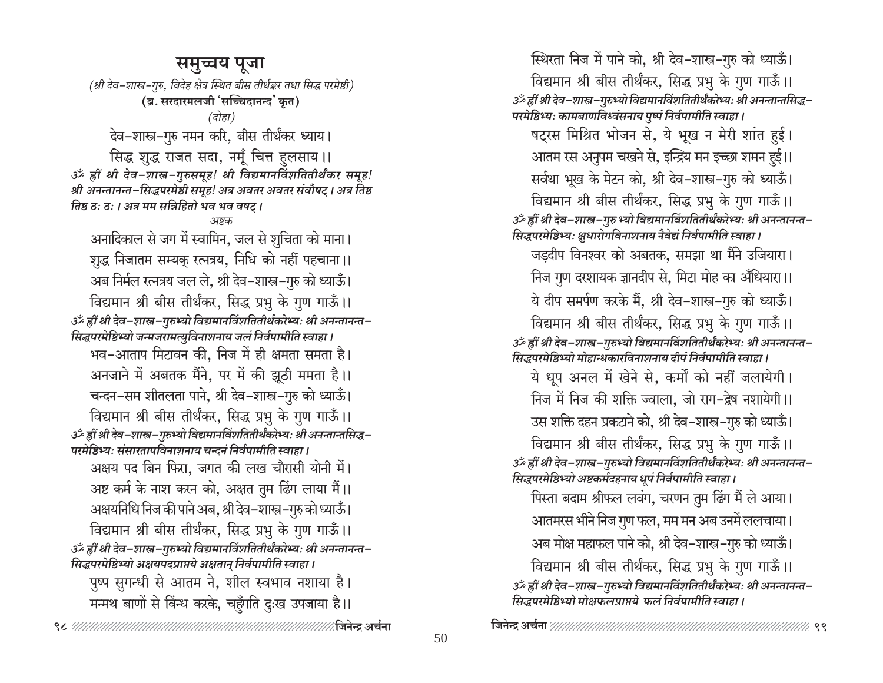# समुच्चय पूजा

*(श्री देव-शास्त्र-गुरु, विदेह क्षेत्र स्थित बीस तीर्थङ्कर तथा सिद्ध परमेष्ठी)*

**(ब्र. सरदारमलजी 'सच्चिदानन्द' कृत)**

*(दोहा)*

देव-शास्त्र-गुरु नमन करि, बीस तीर्थंकर ध्याय।
सिद्ध शुद्ध राजत सदा, नमूँ चित्त हुलसाय।।

***ॐ ह्रीं श्री देव-शास्त्र-गुरुसमूह! श्री विद्यमानविंशतितीर्थंकर समूह! श्री अनन्तानन्त-सिद्धपरमेष्ठी समूह! अत्र अवतर अवतर संवौषट्। अत्र तिष्ठ तिष्ठ ठः ठः। अत्र मम सन्निहितो भव भव वषट्।***

*अष्टक*

अनादिकाल से जग में स्वामिन, जल से शुचिता को माना।
शुद्ध निजातम सम्यक् रत्नत्रय, निधि को नहीं पहचाना।।
अब निर्मल रत्नत्रय जल ले, श्री देव-शास्त्र-गुरु को ध्याऊँ।
विद्यमान श्री बीस तीर्थंकर, सिद्ध प्रभु के गुण गाऊँ।।

***ॐ ह्रीं श्री देव-शास्त्र-गुरुभ्यो विद्यमानविंशतितीर्थंकरेभ्यः श्री अनन्तानन्त-सिद्धपरमेष्ठिभ्यो जन्मजरामृत्युविनाशनाय जलं निर्वपामीति स्वाहा।***

भव-आताप मिटावन की, निज में ही क्षमता समता है।
अनजाने में अबतक मैंने, पर में की झूठी ममता है।।
चन्दन-सम शीतलता पाने, श्री देव-शास्त्र-गुरु को ध्याऊँ।
विद्यमान श्री बीस तीर्थंकर, सिद्ध प्रभु के गुण गाऊँ।।

***ॐ ह्रीं श्री देव-शास्त्र-गुरुभ्यो विद्यमानविंशतितीर्थंकरेभ्यः श्री अनन्तान्तसिद्ध-परमेष्ठिभ्यः संसारतापविनाशनाय चन्दनं निर्वपामीति स्वाहा।***

अक्षय पद बिन फिरा, जगत की लख चौरासी योनी में।
अष्ट कर्म के नाश करन को, अक्षत तुम ढिंग लाया मैं।।
अक्षयनिधि निज की पाने अब, श्री देव-शास्त्र-गुरु को ध्याऊँ।
विद्यमान श्री बीस तीर्थंकर, सिद्ध प्रभु के गुण गाऊँ।।

***ॐ ह्रीं श्री देव-शास्त्र-गुरुभ्यो विद्यमानविंशतितीर्थंकरेभ्यः श्री अनन्तानन्त-सिद्धपरमेष्ठिभ्यो अक्षयपदप्राप्तये अक्षतान् निर्वपामीति स्वाहा।***

पुष्प सुगन्धी से आतम ने, शील स्वभाव नशाया है।
मन्मथ बाणों से विन्ध करके, चहुँगति दुःख उपजाया है।।
स्थिरता निज में पाने को, श्री देव-शास्त्र-गुरु को ध्याऊँ।
विद्यमान श्री बीस तीर्थंकर, सिद्ध प्रभु के गुण गाऊँ।।

***ॐ ह्रीं श्री देव-शास्त्र-गुरुभ्यो विद्यमानविंशतितीर्थंकरेभ्यः श्री अनन्तान्तसिद्ध-परमेष्ठिभ्यः कामबाणविध्वंसनाय पुष्पं निर्वपामीति स्वाहा।***

षट्रस मिश्रित भोजन से, ये भूख न मेरी शांत हुई।
आतम रस अनुपम चखने से, इन्द्रिय मन इच्छा शमन हुई।।
सर्वथा भूख के मेटन को, श्री देव-शास्त्र-गुरु को ध्याऊँ।
विद्यमान श्री बीस तीर्थंकर, सिद्ध प्रभु के गुण गाऊँ।।

***ॐ ह्रीं श्री देव-शास्त्र-गुरु भ्यो विद्यमानविंशतितीर्थंकरेभ्यः श्री अनन्तानन्त-सिद्धपरमेष्ठिभ्यः क्षुधारोगविनाशनाय नैवेद्यं निर्वपामीति स्वाहा।***

जड़दीप विनश्वर को अबतक, समझा था मैंने उजियारा।
निज गुण दरशायक ज्ञानदीप से, मिटा मोह का अँधियारा।।
ये दीप समर्पण करके मैं, श्री देव-शास्त्र-गुरु को ध्याऊँ।
विद्यमान श्री बीस तीर्थंकर, सिद्ध प्रभु के गुण गाऊँ।।

***ॐ ह्रीं श्री देव-शास्त्र-गुरुभ्यो विद्यमानविंशतितीर्थंकरेभ्यः श्री अनन्तानन्त-सिद्धपरमेष्ठिभ्यो मोहान्धकारविनाशनाय दीपं निर्वपामीति स्वाहा।***

ये धूप अनल में खेने से, कर्मों को नहीं जलायेगी।
निज में निज की शक्ति ज्वाला, जो राग-द्वेष नशायेगी।।
उस शक्ति दहन प्रकटाने को, श्री देव-शास्त्र-गुरु को ध्याऊँ।
विद्यमान श्री बीस तीर्थंकर, सिद्ध प्रभु के गुण गाऊँ।।

***ॐ ह्रीं श्री देव-शास्त्र-गुरुभ्यो विद्यमानविंशतितीर्थंकरेभ्यः श्री अनन्तानन्त-सिद्धपरमेष्ठिभ्यो अष्टकर्मदहनाय धूपं निर्वपामीति स्वाहा।***

पिस्ता बदाम श्रीफल लवंग, चरणन तुम ढिंग मैं ले आया।
आतमरस भीने निज गुण फल, मम मन अब उनमें ललचाया।
अब मोक्ष महाफल पाने को, श्री देव-शास्त्र-गुरु को ध्याऊँ।
विद्यमान श्री बीस तीर्थंकर, सिद्ध प्रभु के गुण गाऊँ।।

***ॐ ह्रीं श्री देव-शास्त्र-गुरुभ्यो विद्यमानविंशतितीर्थंकरेभ्यः श्री अनन्तानन्त-सिद्धपरमेष्ठिभ्यो मोक्षफलप्राप्तये फलं निर्वपामीति स्वाहा।***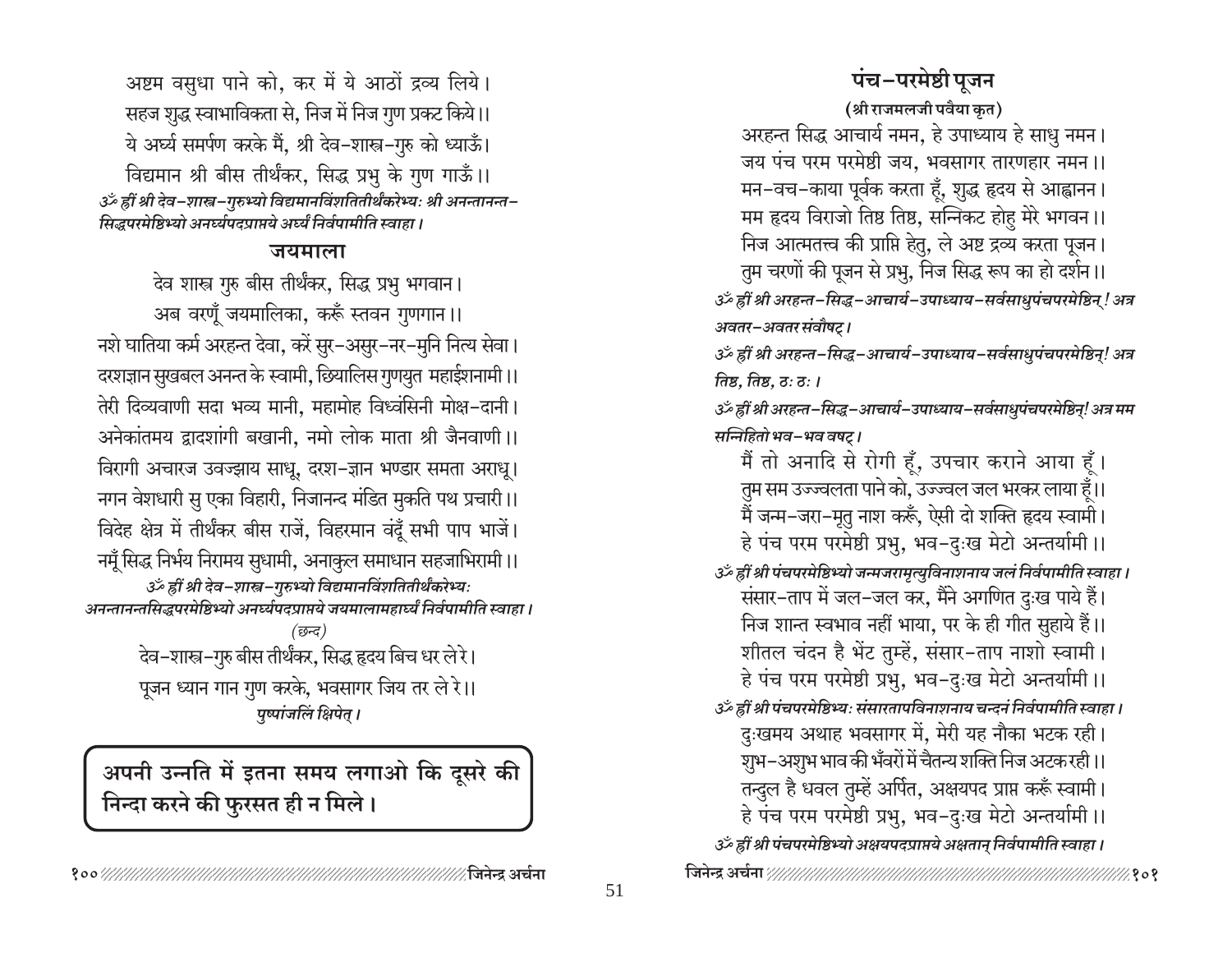अष्टम वसुधा पाने को, कर में ये आठों द्रव्य लिये।
सहज शुद्ध स्वाभाविकता से, निज में निज गुण प्रकट किये।।
ये अर्घ्य समर्पण करके मैं, श्री देव-शास्त्र-गुरु को ध्याऊँ।
विद्यमान श्री बीस तीर्थंकर, सिद्ध प्रभु के गुण गाऊँ।।

*ॐ ह्रीं श्री देव-शास्त्र-गुरुभ्यो विद्यमानविंशतितीर्थंकरेभ्यः श्री अनन्तानन्त-सिद्धपरमेष्ठिभ्यो अनर्घ्यपदप्राप्तये अर्घ्यं निर्वपामीति स्वाहा।*

## जयमाला

देव शास्त्र गुरु बीस तीर्थंकर, सिद्ध प्रभु भगवान।
अब वरणूँ जयमालिका, करूँ स्तवन गुणगान।।

नशे घातिया कर्म अरहन्त देवा, करें सुर-असुर-नर-मुनि नित्य सेवा।
दरशज्ञान सुखबल अनन्त के स्वामी, छियालिस गुणयुत महाईशनामी।।
तेरी दिव्यवाणी सदा भव्य मानी, महामोह विध्वंसिनी मोक्ष-दानी।
अनेकांतमय द्वादशांगी बखानी, नमो लोक माता श्री जैनवाणी।।
विरागी अचारज उवज्झाय साधू, दरश-ज्ञान भण्डार समता अराधू।
नगन वेशधारी सु एका विहारी, निजानन्द मंडित मुकति पथ प्रचारी।।
विदेह क्षेत्र में तीर्थंकर बीस राजें, विहरमान वंदूँ सभी पाप भाजें।
नमूँ सिद्ध निर्भय निरामय सुधामी, अनाकुल समाधान सहजाभिरामी।।

*ॐ ह्रीं श्री देव-शास्त्र-गुरुभ्यो विद्यमानविंशतितीर्थंकरेभ्यः अनन्तानन्तसिद्धपरमेष्ठिभ्यो अनर्घ्यपदप्राप्तये जयमालामहार्घ्यं निर्वपामीति स्वाहा।*

*(छन्द)*

देव-शास्त्र-गुरु बीस तीर्थंकर, सिद्ध हृदय बिच धर ले रे।
पूजन ध्यान गान गुण करके, भवसागर जिय तर ले रे।।

*पुष्पांजलिं क्षिपेत्।*

**अपनी उन्नति में इतना समय लगाओ कि दूसरे की निन्दा करने की फुरसत ही न मिले।**

## पंच-परमेष्ठी पूजन

**(श्री राजमलजी पवैया कृत)**

अरहन्त सिद्ध आचार्य नमन, हे उपाध्याय हे साधु नमन।
जय पंच परम परमेष्ठी जय, भवसागर तारणहार नमन।।
मन-वच-काया पूर्वक करता हूँ, शुद्ध हृदय से आह्वानन।
मम हृदय विराजो तिष्ठ तिष्ठ, सन्निकट होहु मेरे भगवन।।
निज आत्मतत्त्व की प्राप्ति हेतु, ले अष्ट द्रव्य करता पूजन।
तुम चरणों की पूजन से प्रभु, निज सिद्ध रूप का हो दर्शन।।

*ॐ ह्रीं श्री अरहन्त-सिद्ध-आचार्य-उपाध्याय-सर्वसाधुपंचपरमेष्ठिन् ! अत्र अवतर-अवतर संवौषट्।*

*ॐ ह्रीं श्री अरहन्त-सिद्ध-आचार्य-उपाध्याय-सर्वसाधुपंचपरमेष्ठिन्! अत्र तिष्ठ, तिष्ठ, ठः ठः।*

*ॐ ह्रीं श्री अरहन्त-सिद्ध-आचार्य-उपाध्याय-सर्वसाधुपंचपरमेष्ठिन्! अत्र मम सन्निहितो भव-भव वषट्।*

मैं तो अनादि से रोगी हूँ, उपचार कराने आया हूँ।
तुम सम उज्ज्वलता पाने को, उज्ज्वल जल भरकर लाया हूँ।।
मैं जन्म-जरा-मृतु नाश करूँ, ऐसी दो शक्ति हृदय स्वामी।
हे पंच परम परमेष्ठी प्रभु, भव-दुःख मेटो अन्तर्यामी।।

*ॐ ह्रीं श्री पंचपरमेष्ठिभ्यो जन्मजरामृत्युविनाशनाय जलं निर्वपामीति स्वाहा।*

संसार-ताप में जल-जल कर, मैंने अगणित दुःख पाये हैं।
निज शान्त स्वभाव नहीं भाया, पर के ही गीत सुहाये हैं।।
शीतल चंदन है भेंट तुम्हें, संसार-ताप नाशो स्वामी।
हे पंच परम परमेष्ठी प्रभु, भव-दुःख मेटो अन्तर्यामी।।

*ॐ ह्रीं श्री पंचपरमेष्ठिभ्यः संसारतापविनाशनाय चन्दनं निर्वपामीति स्वाहा।*

दुःखमय अथाह भवसागर में, मेरी यह नौका भटक रही।
शुभ-अशुभ भाव की भँवरों में चैतन्य शक्ति निज अटक रही।।
तन्दुल है धवल तुम्हें अर्पित, अक्षयपद प्राप्त करूँ स्वामी।
हे पंच परम परमेष्ठी प्रभु, भव-दुःख मेटो अन्तर्यामी।।

*ॐ ह्रीं श्री पंचपरमेष्ठिभ्यो अक्षयपदप्राप्तये अक्षतान् निर्वपामीति स्वाहा।*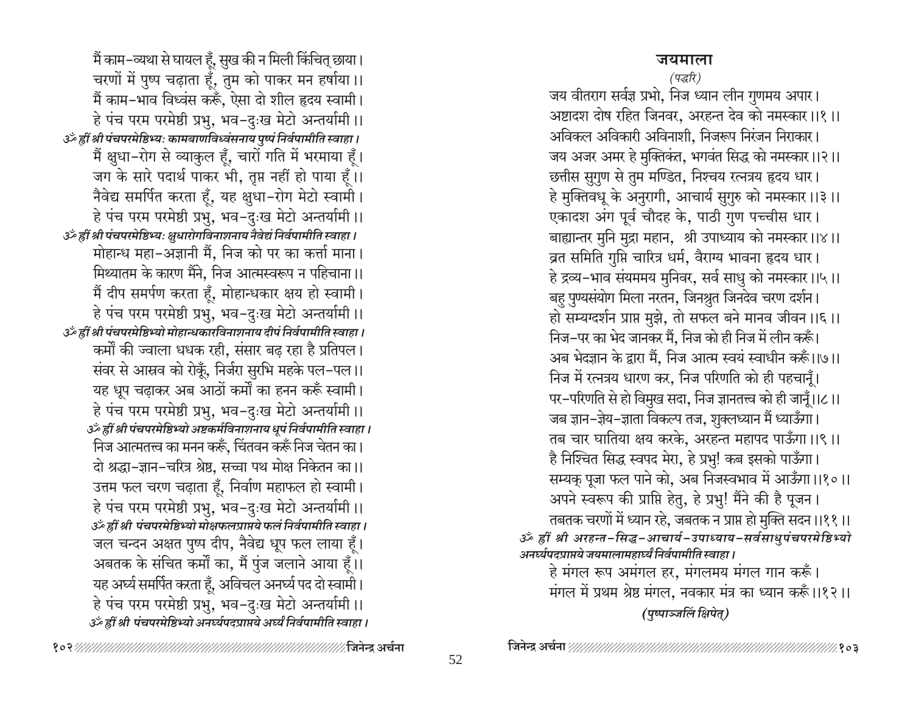मैं काम-व्यथा से घायल हूँ, सुख की न मिली किंचित् छाया।
चरणों में पुष्प चढ़ाता हूँ, तुम को पाकर मन हर्षाया।।
मैं काम-भाव विध्वंस करूँ, ऐसा दो शील हृदय स्वामी।
हे पंच परम परमेष्ठी प्रभु, भव-दुःख मेटो अन्तर्यामी।।

*ॐ ह्रीं श्री पंचपरमेष्ठिभ्यः कामबाणविध्वंसनाय पुष्पं निर्वपामीति स्वाहा।*

मैं क्षुधा-रोग से व्याकुल हूँ, चारों गति में भरमाया हूँ।
जग के सारे पदार्थ पाकर भी, तृप्त नहीं हो पाया हूँ।।
नैवेद्य समर्पित करता हूँ, यह क्षुधा-रोग मेटो स्वामी।
हे पंच परम परमेष्ठी प्रभु, भव-दुःख मेटो अन्तर्यामी।।

*ॐ ह्रीं श्री पंचपरमेष्ठिभ्यः क्षुधारोगविनाशनाय नैवेद्यं निर्वपामीति स्वाहा।*

मोहान्ध महा-अज्ञानी मैं, निज को पर का कर्त्ता माना।
मिथ्यातम के कारण मैंने, निज आत्मस्वरूप न पहिचाना।।
मैं दीप समर्पण करता हूँ, मोहान्धकार क्षय हो स्वामी।
हे पंच परम परमेष्ठी प्रभु, भव-दुःख मेटो अन्तर्यामी।।

*ॐ ह्रीं श्री पंचपरमेष्ठिभ्यो मोहान्धकारविनाशनाय दीपं निर्वपामीति स्वाहा।*

कर्मों की ज्वाला धधक रही, संसार बढ़ रहा है प्रतिपल।
संवर से आस्रव को रोकूँ, निर्जरा सुरभि महके पल-पल।।
यह धूप चढ़ाकर अब आठों कर्मों का हनन करूँ स्वामी।
हे पंच परम परमेष्ठी प्रभु, भव-दुःख मेटो अन्तर्यामी।।

*ॐ ह्रीं श्री पंचपरमेष्ठिभ्यो अष्टकर्मविनाशनाय धूपं निर्वपामीति स्वाहा।*

निज आत्मतत्त्व का मनन करूँ, चिंतवन करूँ निज चेतन का।
दो श्रद्धा-ज्ञान-चरित्र श्रेष्ठ, सच्चा पथ मोक्ष निकेतन का।।
उत्तम फल चरण चढ़ाता हूँ, निर्वाण महाफल हो स्वामी।
हे पंच परम परमेष्ठी प्रभु, भव-दुःख मेटो अन्तर्यामी।।

*ॐ ह्रीं श्री पंचपरमेष्ठिभ्यो मोक्षफलप्राप्तये फलं निर्वपामीति स्वाहा।*

जल चन्दन अक्षत पुष्प दीप, नैवेद्य धूप फल लाया हूँ।
अबतक के संचित कर्मों का, मैं पुंज जलाने आया हूँ।।
यह अर्घ्य समर्पित करता हूँ, अविचल अनर्घ्य पद दो स्वामी।
हे पंच परम परमेष्ठी प्रभु, भव-दुःख मेटो अन्तर्यामी।।

*ॐ ह्रीं श्री पंचपरमेष्ठिभ्यो अनर्घ्यपदप्राप्तये अर्घ्यं निर्वपामीति स्वाहा।*

## जयमाला

*(पद्धरि)*

जय वीतराग सर्वज्ञ प्रभो, निज ध्यान लीन गुणमय अपार।
अष्टादश दोष रहित जिनवर, अरहन्त देव को नमस्कार।।१।।
अविकल अविकारी अविनाशी, निजरूप निरंजन निराकार।
जय अजर अमर हे मुक्तिकंत, भगवंत सिद्ध को नमस्कार।।२।।
छत्तीस सुगुण से तुम मण्डित, निश्चय रत्नत्रय हृदय धार।
हे मुक्तिवधू के अनुरागी, आचार्य सुगुरु को नमस्कार।।३।।
एकादश अंग पूर्व चौदह के, पाठी गुण पच्चीस धार।
बाह्यान्तर मुनि मुद्रा महान, श्री उपाध्याय को नमस्कार।।४।।
व्रत समिति गुप्ति चारित्र धर्म, वैराग्य भावना हृदय धार।
हे द्रव्य-भाव संयममय मुनिवर, सर्व साधु को नमस्कार।।५।।
बहु पुण्यसंयोग मिला नरतन, जिनश्रुत जिनदेव चरण दर्शन।
हो सम्यग्दर्शन प्राप्त मुझे, तो सफल बने मानव जीवन।।६।।
निज-पर का भेद जानकर मैं, निज को ही निज में लीन करूँ।
अब भेदज्ञान के द्वारा मैं, निज आत्म स्वयं स्वाधीन करूँ।।७।।
निज में रत्नत्रय धारण कर, निज परिणति को ही पहचानूँ।
पर-परिणति से हो विमुख सदा, निज ज्ञानतत्त्व को ही जानूँ।।८।।
जब ज्ञान-ज्ञेय-ज्ञाता विकल्प तज, शुक्लध्यान मैं ध्याऊँगा।
तब चार घातिया क्षय करके, अरहन्त महापद पाऊँगा।।९।।
है निश्चित सिद्ध स्वपद मेरा, हे प्रभु! कब इसको पाऊँगा।
सम्यक् पूजा फल पाने को, अब निजस्वभाव में आऊँगा।।१०।।
अपने स्वरूप की प्राप्ति हेतु, हे प्रभु! मैंने की है पूजन।
तबतक चरणों में ध्यान रहे, जबतक न प्राप्त हो मुक्ति सदन।।११।।

*ॐ ह्रीं श्री अरहन्त-सिद्ध-आचार्य-उपाध्याय-सर्वसाधुपंचपरमेष्ठिभ्यो अनर्घ्यपदप्राप्तये जयमालामहार्घ्यं निर्वपामीति स्वाहा।*

हे मंगल रूप अमंगल हर, मंगलमय मंगल गान करूँ।
मंगल में प्रथम श्रेष्ठ मंगल, नवकार मंत्र का ध्यान करूँ।।१२।।

***(पुष्पाञ्जलिं क्षिपेत्)***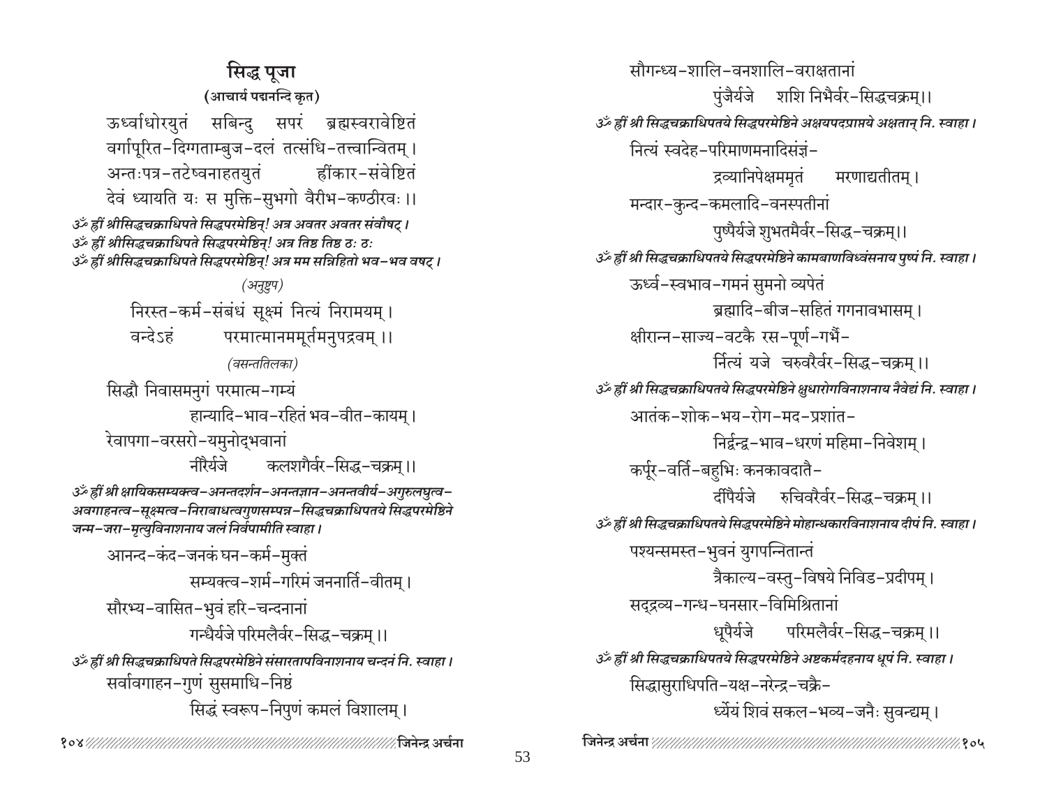# सिद्ध पूजा

**(आचार्य पद्मनन्दि कृत)**

ऊर्ध्वाधोरयुतं सबिन्दु सपरं ब्रह्मस्वरावेष्टितं
वर्गापूरित-दिग्गताम्बुज-दलं तत्संधि-तत्त्वान्वितम्।
अन्तःपत्र-तटेष्वनाहतयुतं ह्रींकार-संवेष्टितं
देवं ध्यायति यः स मुक्ति-सुभगो वैरीभ-कण्ठीरवः।।

*ॐ ह्रीं श्रीसिद्धचक्राधिपते सिद्धपरमेष्ठिन्! अत्र अवतर अवतर संवौषट्।*
*ॐ ह्रीं श्रीसिद्धचक्राधिपते सिद्धपरमेष्ठिन्! अत्र तिष्ठ तिष्ठ ठः ठः*
*ॐ ह्रीं श्रीसिद्धचक्राधिपते सिद्धपरमेष्ठिन्! अत्र मम सन्निहितो भव-भव वषट्।*

*(अनुष्टुप)*

निरस्त-कर्म-संबंधं सूक्ष्मं नित्यं निरामयम्।
वन्देऽहं परमात्मानममूर्तमनुपद्रवम्।।

*(वसन्ततिलका)*

सिद्धौ निवासमनुगं परमात्म-गम्यं
हान्यादि-भाव-रहितं भव-वीत-कायम्।
रेवापगा-वरसरो-यमुनोद्भवानां
नीरैर्यजे कलशगैर्वर-सिद्ध-चक्रम्।।

*ॐ ह्रीं श्री क्षायिकसम्यक्त्व-अनन्तदर्शन-अनन्तज्ञान-अनन्तवीर्य-अगुरुलघुत्व-अवगाहनत्व-सूक्ष्मत्व-निराबाधत्वगुणसम्पन्न-सिद्धचक्राधिपतये सिद्धपरमेष्ठिने जन्म-जरा-मृत्युविनाशनाय जलं निर्वपामीति स्वाहा।*

आनन्द-कंद-जनकं घन-कर्म-मुक्तं
सम्यक्त्व-शर्म-गरिमं जननार्ति-वीतम्।
सौरभ्य-वासित-भुवं हरि-चन्दनानां
गन्धैर्यजे परिमलैर्वर-सिद्ध-चक्रम्।।

*ॐ ह्रीं श्री सिद्धचक्राधिपतये सिद्धपरमेष्ठिने संसारतापविनाशनाय चन्दनं नि. स्वाहा।*

सर्वावगाहन-गुणं सुसमाधि-निष्ठं
सिद्धं स्वरूप-निपुणं कमलं विशालम्।
सौगन्ध्य-शालि-वनशालि-वराक्षतानां
पुंजैर्यजे शशि निभैर्वर-सिद्धचक्रम्।।

*ॐ ह्रीं श्री सिद्धचक्राधिपतये सिद्धपरमेष्ठिने अक्षयपदप्राप्तये अक्षतान् नि. स्वाहा।*

नित्यं स्वदेह-परिमाणमनादिसंज्ञं-
द्रव्यानिपेक्षममृतं मरणाद्यतीतम्।
मन्दार-कुन्द-कमलादि-वनस्पतीनां
पुष्पैर्यजे शुभतमैर्वर-सिद्ध-चक्रम्।।

*ॐ ह्रीं श्री सिद्धचक्राधिपतये सिद्धपरमेष्ठिने कामबाणविध्वंसनाय पुष्पं नि. स्वाहा।*

ऊर्ध्व-स्वभाव-गमनं सुमनो व्यपेतं
ब्रह्मादि-बीज-सहितं गगनावभासम्।
क्षीरान्न-साज्य-वटकै रस-पूर्ण-गर्भै-
र्नित्यं यजे चरुवरैर्वर-सिद्ध-चक्रम्।।

*ॐ ह्रीं श्री सिद्धचक्राधिपतये सिद्धपरमेष्ठिने क्षुधारोगविनाशनाय नैवेद्यं नि. स्वाहा।*

आतंक-शोक-भय-रोग-मद-प्रशांत-
निर्द्वन्द्व-भाव-धरणं महिमा-निवेशम्।
कर्पूर-वर्ति-बहुभिः कनकावदातै-
र्दीपैर्यजे रुचिवरैर्वर-सिद्ध-चक्रम्।।

*ॐ ह्रीं श्री सिद्धचक्राधिपतये सिद्धपरमेष्ठिने मोहान्धकारविनाशनाय दीपं नि. स्वाहा।*

पश्यन्समस्त-भुवनं युगपन्नितान्तं
त्रैकाल्य-वस्तु-विषये निविड-प्रदीपम्।
सद्द्रव्य-गन्ध-घनसार-विमिश्रितानां
धूपैर्यजे परिमलैर्वर-सिद्ध-चक्रम्।।

*ॐ ह्रीं श्री सिद्धचक्राधिपतये सिद्धपरमेष्ठिने अष्टकर्मदहनाय धूपं नि. स्वाहा।*

सिद्धासुराधिपति-यक्ष-नरेन्द्र-चक्रै-
र्ध्येयं शिवं सकल-भव्य-जनैः सुवन्द्यम्।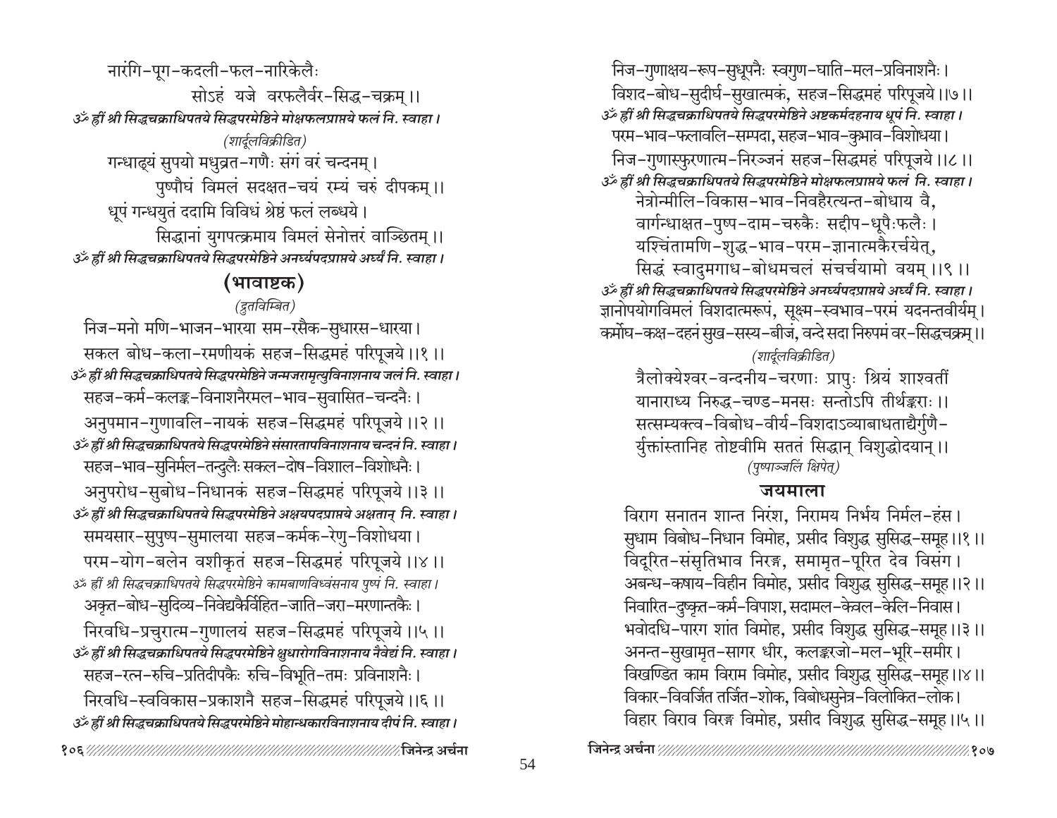नारंगि-पूग-कदली-फल-नारिकेलैः

सोऽहं यजे वरफलैर्वर-सिद्ध-चक्रम् ।।

*ॐ ह्रीं श्री सिद्धचक्राधिपतये सिद्धपरमेष्ठिने मोक्षफलप्राप्तये फलं नि. स्वाहा ।*

*(शार्दूलविक्रीडित)*

गन्धाढ्यं सुपयो मधुव्रत-गणैः संगं वरं चन्दनम् ।

पुष्पौघं विमलं सदक्षत-चयं रम्यं चरुं दीपकम् ।।

धूपं गन्धयुतं ददामि विविधं श्रेष्ठं फलं लब्धये ।

सिद्धानां युगपत्क्रमाय विमलं सेनोत्तरं वाञ्छितम् ।।

*ॐ ह्रीं श्री सिद्धचक्राधिपतये सिद्धपरमेष्ठिने अनर्घ्यपदप्राप्तये अर्घ्यं नि. स्वाहा ।*

## (भावाष्टक)

*(द्रुतविलम्बित)*

निज-मनो मणि-भाजन-भारया सम-रसैक-सुधारस-धारया ।

सकल बोध-कला-रमणीयकं सहज-सिद्धमहं परिपूजये ।।१ ।।

*ॐ ह्रीं श्री सिद्धचक्राधिपतये सिद्धपरमेष्ठिने जन्मजरामृत्युविनाशनाय जलं नि. स्वाहा ।*

सहज-कर्म-कलङ्क-विनाशनैरमल-भाव-सुवासित-चन्दनैः ।

अनुपमान-गुणावलि-नायकं सहज-सिद्धमहं परिपूजये ।।२ ।।

*ॐ ह्रीं श्री सिद्धचक्राधिपतये सिद्धपरमेष्ठिने संसारतापविनाशनाय चन्दनं नि. स्वाहा ।*

सहज-भाव-सुनिर्मल-तन्दुलैः सकल-दोष-विशाल-विशोधनैः ।

अनुपरोध-सुबोध-निधानकं सहज-सिद्धमहं परिपूजये ।।३ ।।

*ॐ ह्रीं श्री सिद्धचक्राधिपतये सिद्धपरमेष्ठिने अक्षयपदप्राप्तये अक्षतान् नि. स्वाहा ।*

समयसार-सुपुष्प-सुमालया सहज-कर्मक-रेणु-विशोधया ।

परम-योग-बलेन वशीकृतं सहज-सिद्धमहं परिपूजये ।।४ ।।

*ॐ ह्रीं श्री सिद्धचक्राधिपतये सिद्धपरमेष्ठिने कामबाणविध्वंसनाय पुष्पं नि. स्वाहा ।*

अकृत-बोध-सुदिव्य-निवेद्यकैर्विहित-जाति-जरा-मरणान्तकैः ।

निरवधि-प्रचुरात्म-गुणालयं सहज-सिद्धमहं परिपूजये ।।५ ।।

*ॐ ह्रीं श्री सिद्धचक्राधिपतये सिद्धपरमेष्ठिने क्षुधारोगविनाशनाय नैवेद्यं नि. स्वाहा ।*

सहज-रत्न-रुचि-प्रतिदीपकैः रुचि-विभूति-तमः प्रविनाशनैः ।

निरवधि-स्वविकास-प्रकाशनै सहज-सिद्धमहं परिपूजये ।।६ ।।

*ॐ ह्रीं श्री सिद्धचक्राधिपतये सिद्धपरमेष्ठिने मोहान्धकारविनाशनाय दीपं नि. स्वाहा ।*

निज-गुणाक्षय-रूप-सुधूपनैः स्वगुण-घाति-मल-प्रविनाशनैः ।

विशद-बोध-सुदीर्घ-सुखात्मकं, सहज-सिद्धमहं परिपूजये ।।७ ।।

*ॐ ह्रीं श्री सिद्धचक्राधिपतये सिद्धपरमेष्ठिने अष्टकर्मदहनाय धूपं नि. स्वाहा ।*

परम-भाव-फलावलि-सम्पदा, सहज-भाव-कुभाव-विशोधया ।

निज-गुणास्फुरणात्म-निरञ्जनं सहज-सिद्धमहं परिपूजये ।।८ ।।

*ॐ ह्रीं श्री सिद्धचक्राधिपतये सिद्धपरमेष्ठिने मोक्षफलप्राप्तये फलं नि. स्वाहा ।*

नेत्रोन्मीलि-विकास-भाव-निवहैरत्यन्त-बोधाय वै,

वार्गन्धाक्षत-पुष्प-दाम-चरुकैः सद्दीप-धूपैःफलैः ।

यश्चिंतामणि-शुद्ध-भाव-परम-ज्ञानात्मकैरर्चयेत्,

सिद्धं स्वादुमगाध-बोधमचलं संचर्चयामो वयम् ।।९ ।।

*ॐ ह्रीं श्री सिद्धचक्राधिपतये सिद्धपरमेष्ठिने अनर्घ्यपदप्राप्तये अर्घ्यं नि. स्वाहा ।*

ज्ञानोपयोगविमलं विशदात्मरूपं, सूक्ष्म-स्वभाव-परमं यदनन्तवीर्यम् ।

कर्मौघ-कक्ष-दहनं सुख-सस्य-बीजं, वन्दे सदा निरुपमं वर-सिद्धचक्रम् ।।

*(शार्दूलविक्रीडित)*

त्रैलोक्येश्वर-वन्दनीय-चरणाः प्रापुः श्रियं शाश्वतीं

यानाराध्य निरुद्ध-चण्ड-मनसः सन्तोऽपि तीर्थङ्कराः ।।

सत्सम्यक्त्व-विबोध-वीर्य-विशदाऽव्याबाधताद्यैर्गुणै-

र्युक्तांस्तानिह तोष्टवीमि सततं सिद्धान् विशुद्धोदयान् ।।

*(पुष्पाञ्जलिं क्षिपेत्)*

## जयमाला

विराग सनातन शान्त निरंश, निरामय निर्भय निर्मल-हंस ।

सुधाम विबोध-निधान विमोह, प्रसीद विशुद्ध सुसिद्ध-समूह ।।१ ।।

विदूरित-संसृतिभाव निरङ्ग, समामृत-पूरित देव विसंग ।

अबन्ध-कषाय-विहीन विमोह, प्रसीद विशुद्ध सुसिद्ध-समूह ।।२ ।।

निवारित-दुष्कृत-कर्म-विपाश, सदामल-केवल-केलि-निवास ।

भवोदधि-पारग शांत विमोह, प्रसीद विशुद्ध सुसिद्ध-समूह ।।३ ।।

अनन्त-सुखामृत-सागर धीर, कलङ्करजो-मल-भूरि-समीर ।

विखण्डित काम विराम विमोह, प्रसीद विशुद्ध सुसिद्ध-समूह ।।४ ।।

विकार-विवर्जित तर्जित-शोक, विबोधसुनेत्र-विलोकित-लोक ।

विहार विराव विरङ्ग विमोह, प्रसीद विशुद्ध सुसिद्ध-समूह ।।५ ।।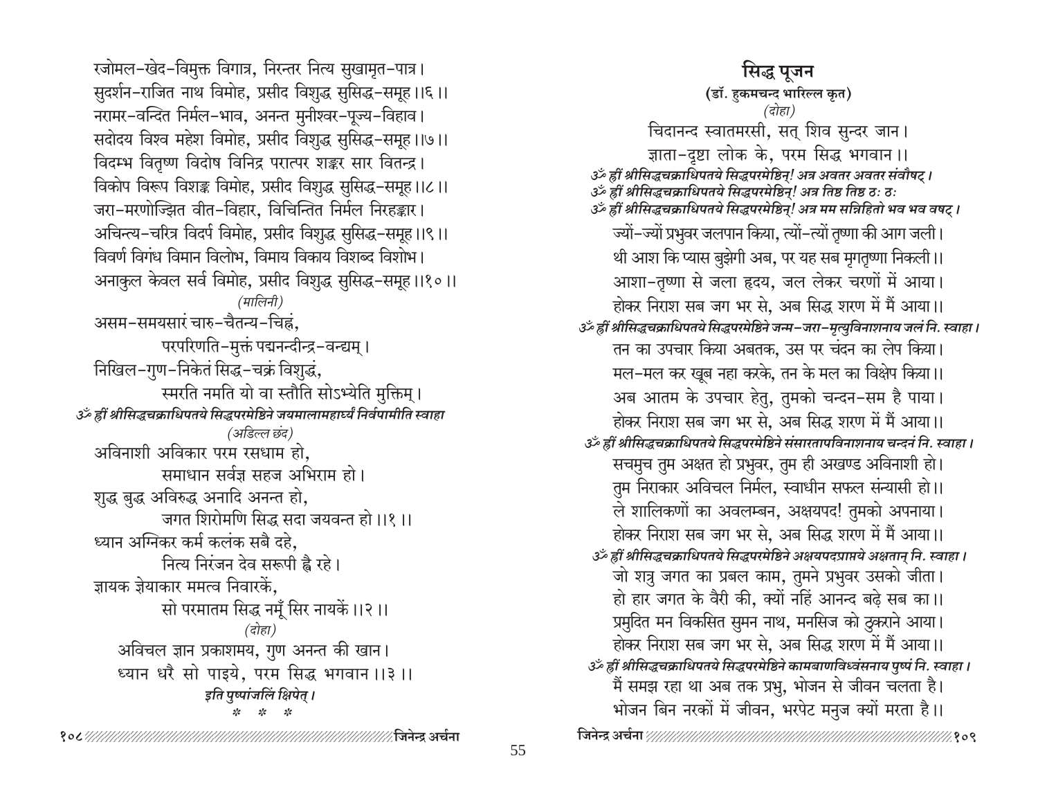रजोमल-खेद-विमुक्त विगात्र, निरन्तर नित्य सुखामृत-पात्र।
सुदर्शन-राजित नाथ विमोह, प्रसीद विशुद्ध सुसिद्ध-समूह ।।६।।
नरामर-वन्दित निर्मल-भाव, अनन्त मुनीश्वर-पूज्य-विहाव।
सदोदय विश्व महेश विमोह, प्रसीद विशुद्ध सुसिद्ध-समूह ।।७।।
विदम्भ वितृष्ण विदोष विनिद्र परात्पर शङ्कर सार वितन्द्र।
विकोप विरूप विशङ्क विमोह, प्रसीद विशुद्ध सुसिद्ध-समूह ।।८।।
जरा-मरणोज्झित वीत-विहार, विचिन्तित निर्मल निरहङ्कार।
अचिन्त्य-चरित्र विदर्प विमोह, प्रसीद विशुद्ध सुसिद्ध-समूह ।।९।।
विवर्ण विगंध विमान विलोभ, विमाय विकाय विशब्द विशोभ।
अनाकुल केवल सर्व विमोह, प्रसीद विशुद्ध सुसिद्ध-समूह ।।१०।।

*(मालिनी)*

असम-समयसारं चारु-चैतन्य-चिह्नं,
परपरिणति-मुक्तं पद्मनन्दीन्द्र-वन्द्यम्।
निखिल-गुण-निकेतं सिद्ध-चक्रं विशुद्धं,
स्मरति नमति यो वा स्तौति सोऽभ्येति मुक्तिम्।

***ॐ ह्रीं श्रीसिद्धचक्राधिपतये सिद्धपरमेष्ठिने जयमालामहार्घ्यं निर्वपामीति स्वाहा***

*(अडिल्ल छंद)*

अविनाशी अविकार परम रसधाम हो,
समाधान सर्वज्ञ सहज अभिराम हो।
शुद्ध बुद्ध अविरुद्ध अनादि अनन्त हो,
जगत शिरोमणि सिद्ध सदा जयवन्त हो ।।१।।
ध्यान अग्निकर कर्म कलंक सबै दहे,
नित्य निरंजन देव सरूपी ह्वै रहे।
ज्ञायक ज्ञेयाकार ममत्व निवारकें,
सो परमातम सिद्ध नमूँ सिर नायकें ।।२।।

*(दोहा)*

अविचल ज्ञान प्रकाशमय, गुण अनन्त की खान।
ध्यान धरै सो पाइये, परम सिद्ध भगवान ।।३।।

***इति पुष्पांजलिं क्षिपेत्।***

\* \* \*

## सिद्ध पूजन

**(डॉ. हुकमचन्द भारिल्ल कृत)**

*(दोहा)*

चिदानन्द स्वातमरसी, सत् शिव सुन्दर जान।
ज्ञाता-दृष्टा लोक के, परम सिद्ध भगवान।।

***ॐ ह्रीं श्रीसिद्धचक्राधिपतये सिद्धपरमेष्ठिन्! अत्र अवतर अवतर संवौषट्।***
***ॐ ह्रीं श्रीसिद्धचक्राधिपतये सिद्धपरमेष्ठिन्! अत्र तिष्ठ तिष्ठ ठः ठः***
***ॐ ह्रीं श्रीसिद्धचक्राधिपतये सिद्धपरमेष्ठिन्! अत्र मम सन्निहितो भव भव वषट्।***

ज्यों-ज्यों प्रभुवर जलपान किया, त्यों-त्यों तृष्णा की आग जली।
थी आश कि प्यास बुझेगी अब, पर यह सब मृगतृष्णा निकली।।
आशा-तृष्णा से जला हृदय, जल लेकर चरणों में आया।
होकर निराश सब जग भर से, अब सिद्ध शरण में मैं आया।।

***ॐ ह्रीं श्रीसिद्धचक्राधिपतये सिद्धपरमेष्ठिने जन्म-जरा-मृत्युविनाशनाय जलं नि. स्वाहा।***

तन का उपचार किया अबतक, उस पर चंदन का लेप किया।
मल-मल कर खूब नहा करके, तन के मल का विक्षेप किया।।
अब आतम के उपचार हेतु, तुमको चन्दन-सम है पाया।
होकर निराश सब जग भर से, अब सिद्ध शरण में मैं आया।।

***ॐ ह्रीं श्रीसिद्धचक्राधिपतये सिद्धपरमेष्ठिने संसारतापविनाशनाय चन्दनं नि. स्वाहा।***

सचमुच तुम अक्षत हो प्रभुवर, तुम ही अखण्ड अविनाशी हो।
तुम निराकार अविचल निर्मल, स्वाधीन सफल संन्यासी हो।।
ले शालिकणों का अवलम्बन, अक्षयपद! तुमको अपनाया।
होकर निराश सब जग भर से, अब सिद्ध शरण में मैं आया।।

***ॐ ह्रीं श्रीसिद्धचक्राधिपतये सिद्धपरमेष्ठिने अक्षयपदप्राप्तये अक्षतान् नि. स्वाहा।***

जो शत्रु जगत का प्रबल काम, तुमने प्रभुवर उसको जीता।
हो हार जगत के वैरी की, क्यों नहिं आनन्द बढ़े सब का।।
प्रमुदित मन विकसित सुमन नाथ, मनसिज को ठुकराने आया।
होकर निराश सब जग भर से, अब सिद्ध शरण में मैं आया।।

***ॐ ह्रीं श्रीसिद्धचक्राधिपतये सिद्धपरमेष्ठिने कामबाणविध्वंसनाय पुष्पं नि. स्वाहा।***

मैं समझ रहा था अब तक प्रभु, भोजन से जीवन चलता है।
भोजन बिन नरकों में जीवन, भरपेट मनुज क्यों मरता है।।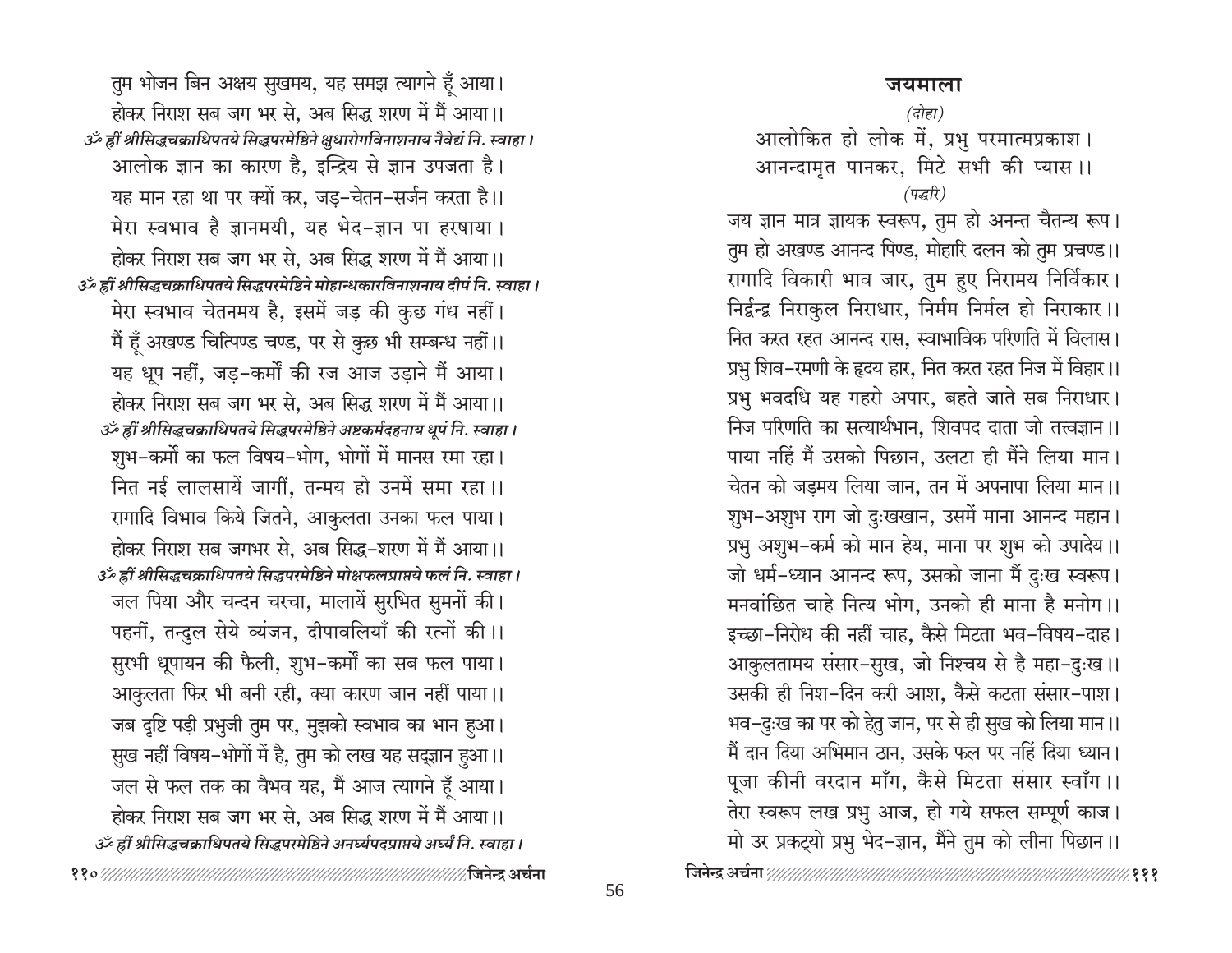तुम भोजन बिन अक्षय सुखमय, यह समझ त्यागने हूँ आया।
होकर निराश सब जग भर से, अब सिद्ध शरण में मैं आया।।

*ॐ ह्रीं श्रीसिद्धचक्राधिपतये सिद्धपरमेष्ठिने क्षुधारोगविनाशनाय नैवेद्यं नि. स्वाहा।*

आलोक ज्ञान का कारण है, इन्द्रिय से ज्ञान उपजता है।
यह मान रहा था पर क्यों कर, जड़-चेतन-सर्जन करता है।।
मेरा स्वभाव है ज्ञानमयी, यह भेद-ज्ञान पा हरषाया।
होकर निराश सब जग भर से, अब सिद्ध शरण में मैं आया।।

*ॐ ह्रीं श्रीसिद्धचक्राधिपतये सिद्धपरमेष्ठिने मोहान्धकारविनाशनाय दीपं नि. स्वाहा।*

मेरा स्वभाव चेतनमय है, इसमें जड़ की कुछ गंध नहीं।
मैं हूँ अखण्ड चित्पिण्ड चण्ड, पर से कुछ भी सम्बन्ध नहीं।।
यह धूप नहीं, जड़-कर्मों की रज आज उड़ाने मैं आया।
होकर निराश सब जग भर से, अब सिद्ध शरण में मैं आया।।

*ॐ ह्रीं श्रीसिद्धचक्राधिपतये सिद्धपरमेष्ठिने अष्टकर्मदहनाय धूपं नि. स्वाहा।*

शुभ-कर्मों का फल विषय-भोग, भोगों में मानस रमा रहा।
नित नई लालसायें जागीं, तन्मय हो उनमें समा रहा।।
रागादि विभाव किये जितने, आकुलता उनका फल पाया।
होकर निराश सब जगभर से, अब सिद्ध-शरण में मैं आया।।

*ॐ ह्रीं श्रीसिद्धचक्राधिपतये सिद्धपरमेष्ठिने मोक्षफलप्राप्तये फलं नि. स्वाहा।*

जल पिया और चन्दन चरचा, मालायें सुरभित सुमनों की।
पहनीं, तन्दुल सेये व्यंजन, दीपावलियाँ की रत्नों की।।
सुरभी धूपायन की फैली, शुभ-कर्मों का सब फल पाया।
आकुलता फिर भी बनी रही, क्या कारण जान नहीं पाया।।
जब दृष्टि पड़ी प्रभुजी तुम पर, मुझको स्वभाव का भान हुआ।
सुख नहीं विषय-भोगों में है, तुम को लख यह सद्ज्ञान हुआ।।
जल से फल तक का वैभव यह, मैं आज त्यागने हूँ आया।
होकर निराश सब जग भर से, अब सिद्ध शरण में मैं आया।।

*ॐ ह्रीं श्रीसिद्धचक्राधिपतये सिद्धपरमेष्ठिने अनर्घ्यपदप्राप्तये अर्घ्यं नि. स्वाहा।*

## जयमाला

*(दोहा)*

आलोकित हो लोक में, प्रभु परमात्मप्रकाश।
आनन्दामृत पानकर, मिटे सभी की प्यास।।

*(पद्धरि)*

जय ज्ञान मात्र ज्ञायक स्वरूप, तुम हो अनन्त चैतन्य रूप।
तुम हो अखण्ड आनन्द पिण्ड, मोहारि दलन को तुम प्रचण्ड।।
रागादि विकारी भाव जार, तुम हुए निरामय निर्विकार।
निर्द्वन्द्व निराकुल निराधार, निर्मम निर्मल हो निराकार।।
नित करत रहत आनन्द रास, स्वाभाविक परिणति में विलास।
प्रभु शिव-रमणी के हृदय हार, नित करत रहत निज में विहार।।
प्रभु भवदधि यह गहरो अपार, बहते जाते सब निराधार।
निज परिणति का सत्यार्थभान, शिवपद दाता जो तत्त्वज्ञान।।
पाया नहिं मैं उसको पिछान, उलटा ही मैंने लिया मान।
चेतन को जड़मय लिया जान, तन में अपनापा लिया मान।।
शुभ-अशुभ राग जो दुःखखान, उसमें माना आनन्द महान।
प्रभु अशुभ-कर्म को मान हेय, माना पर शुभ को उपादेय।।
जो धर्म-ध्यान आनन्द रूप, उसको जाना मैं दुःख स्वरूप।
मनवांछित चाहे नित्य भोग, उनको ही माना है मनोग।।
इच्छा-निरोध की नहीं चाह, कैसे मिटता भव-विषय-दाह।
आकुलतामय संसार-सुख, जो निश्चय से है महा-दुःख।।
उसकी ही निश-दिन करी आश, कैसे कटता संसार-पाश।
भव-दुःख का पर को हेतु जान, पर से ही सुख को लिया मान।।
मैं दान दिया अभिमान ठान, उसके फल पर नहिं दिया ध्यान।
पूजा कीनी वरदान माँग, कैसे मिटता संसार स्वाँग।।
तेरा स्वरूप लख प्रभु आज, हो गये सफल सम्पूर्ण काज।
मो उर प्रकट्यो प्रभु भेद-ज्ञान, मैंने तुम को लीना पिछान।।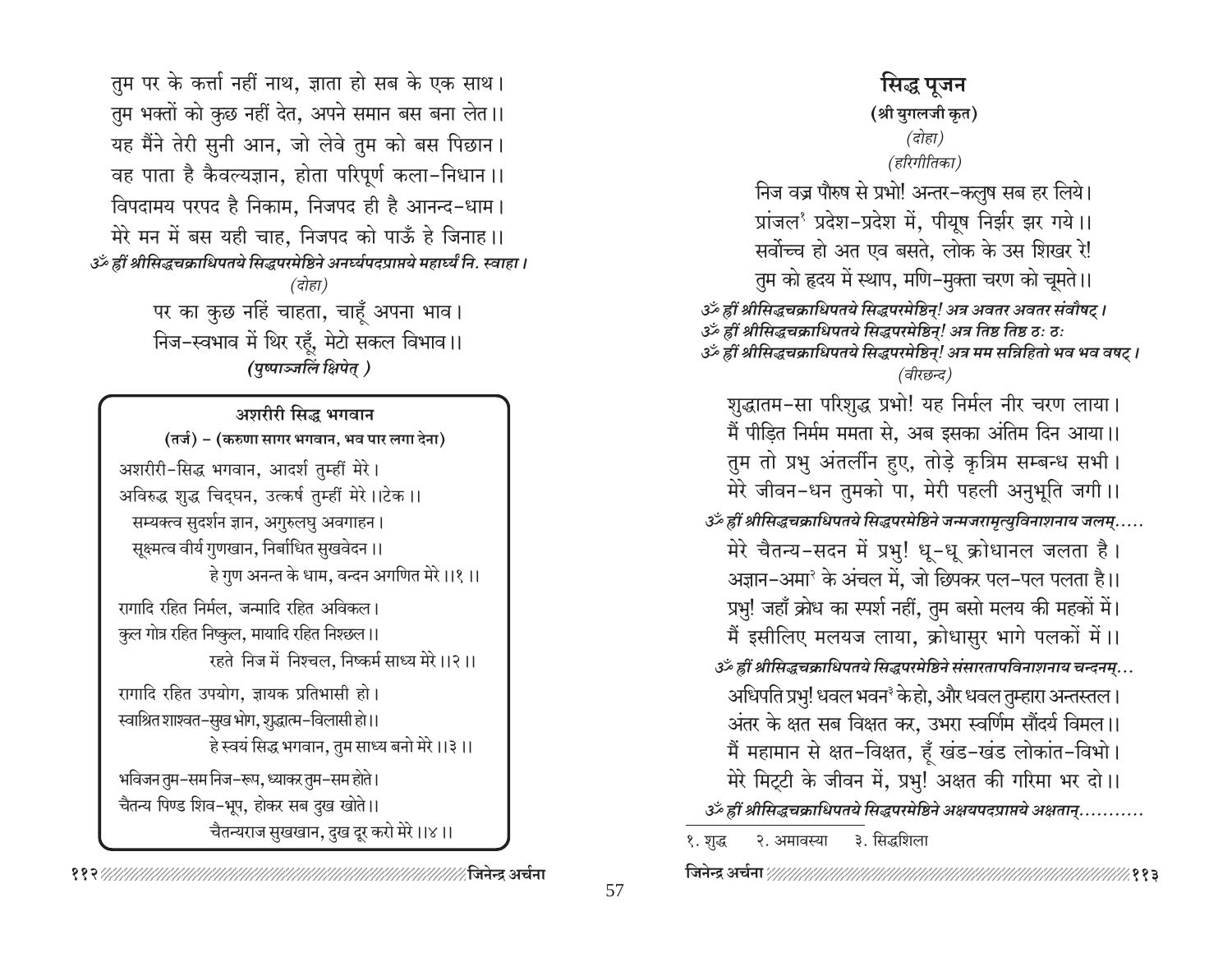तुम पर के कर्त्ता नहीं नाथ, ज्ञाता हो सब के एक साथ।
तुम भक्तों को कुछ नहीं देत, अपने समान बस बना लेत।।
यह मैंने तेरी सुनी आन, जो लेवे तुम को बस पिछान।
वह पाता है कैवल्यज्ञान, होता परिपूर्ण कला-निधान।।
विपदामय परपद है निकाम, निजपद ही है आनन्द-धाम।
मेरे मन में बस यही चाह, निजपद को पाऊँ हे जिनाह।।

*ॐ ह्रीं श्रीसिद्धचक्राधिपतये सिद्धपरमेष्ठिने अनर्घ्यपदप्राप्तये महार्घ्यं नि. स्वाहा।*

*(दोहा)*

पर का कुछ नहिं चाहता, चाहूँ अपना भाव।
निज-स्वभाव में थिर रहूँ, मेटो सकल विभाव।।

***(पुष्पाञ्जलिं क्षिपेत् )***

**अशरीरी सिद्ध भगवान**

**(तर्ज) – (करुणा सागर भगवान, भव पार लगा देना)**

अशरीरी-सिद्ध भगवान, आदर्श तुम्हीं मेरे।
अविरुद्ध शुद्ध चिद्घन, उत्कर्ष तुम्हीं मेरे।।टेक।।

सम्यक्त्व सुदर्शन ज्ञान, अगुरुलघु अवगाहन।
सूक्ष्मत्व वीर्य गुणखान, निर्बाधित सुखवेदन।।
हे गुण अनन्त के धाम, वन्दन अगणित मेरे।।१।।

रागादि रहित निर्मल, जन्मादि रहित अविकल।
कुल गोत्र रहित निष्कुल, मायादि रहित निश्छल।।
रहते निज में निश्चल, निष्कर्म साध्य मेरे।।२।।

रागादि रहित उपयोग, ज्ञायक प्रतिभासी हो।
स्वाश्रित शाश्वत-सुख भोग, शुद्धात्म-विलासी हो।।
हे स्वयं सिद्ध भगवान, तुम साध्य बनो मेरे।।३।।

भविजन तुम-सम निज-रूप, ध्याकर तुम-सम होते।
चैतन्य पिण्ड शिव-भूप, होकर सब दुख खोते।।
चैतन्यराज सुखखान, दुख दूर करो मेरे।।४।।

# सिद्ध पूजन

**(श्री युगलजी कृत)**

*(दोहा)*

*(हरिगीतिका)*

निज वज्र पौरुष से प्रभो! अन्तर-कलुष सब हर लिये।
प्रांजल[१] प्रदेश-प्रदेश में, पीयूष निर्झर झर गये।।
सर्वोच्च हो अत एव बसते, लोक के उस शिखर रे!
तुम को हृदय में स्थाप, मणि-मुक्ता चरण को चूमते।।

*ॐ ह्रीं श्रीसिद्धचक्राधिपतये सिद्धपरमेष्ठिन्! अत्र अवतर अवतर संवौषट्।*
*ॐ ह्रीं श्रीसिद्धचक्राधिपतये सिद्धपरमेष्ठिन्! अत्र तिष्ठ तिष्ठ ठः ठः*
*ॐ ह्रीं श्रीसिद्धचक्राधिपतये सिद्धपरमेष्ठिन्! अत्र मम सन्निहितो भव भव वषट्।*

*(वीरछन्द)*

शुद्धातम-सा परिशुद्ध प्रभो! यह निर्मल नीर चरण लाया।
मैं पीड़ित निर्मम ममता से, अब इसका अंतिम दिन आया।।
तुम तो प्रभु अंतर्लीन हुए, तोड़े कृत्रिम सम्बन्ध सभी।
मेरे जीवन-धन तुमको पा, मेरी पहली अनुभूति जगी।।

*ॐ ह्रीं श्रीसिद्धचक्राधिपतये सिद्धपरमेष्ठिने जन्मजरामृत्युविनाशनाय जलम्.....*

मेरे चैतन्य-सदन में प्रभु! धू-धू क्रोधानल जलता है।
अज्ञान-अमा[२] के अंचल में, जो छिपकर पल-पल पलता है।।
प्रभु! जहाँ क्रोध का स्पर्श नहीं, तुम बसो मलय की महकों में।
मैं इसीलिए मलयज लाया, क्रोधासुर भागे पलकों में।।

*ॐ ह्रीं श्रीसिद्धचक्राधिपतये सिद्धपरमेष्ठिने संसारतापविनाशनाय चन्दनम्...*

अधिपति प्रभु! धवल भवन[३] के हो, और धवल तुम्हारा अन्तस्तल।
अंतर के क्षत सब विक्षत कर, उभरा स्वर्णिम सौंदर्य विमल।।
मैं महामान से क्षत-विक्षत, हूँ खंड-खंड लोकांत-विभो।
मेरे मिट्टी के जीवन में, प्रभु! अक्षत की गरिमा भर दो।।

*ॐ ह्रीं श्रीसिद्धचक्राधिपतये सिद्धपरमेष्ठिने अक्षयपदप्राप्तये अक्षतान्...........*

---

१. शुद्ध २. अमावस्या ३. सिद्धशिला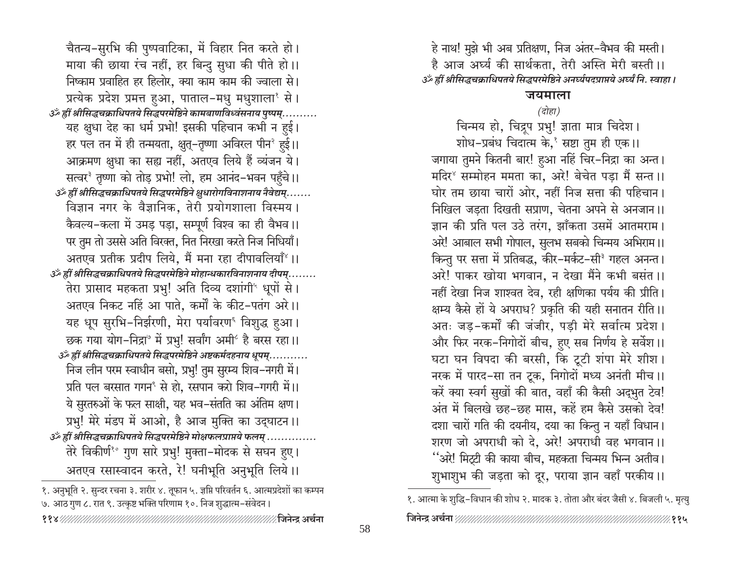चैतन्य-सुरभि की पुष्पवाटिका, में विहार नित करते हो।
माया की छाया रंच नहीं, हर बिन्दु सुधा की पीते हो।।
निष्काम प्रवाहित हर हिलोर, क्या काम काम की ज्वाला से।
प्रत्येक प्रदेश प्रमत्त हुआ, पाताल-मधु मधुशाला[1] से।

*ॐ ह्रीं श्रीसिद्धचक्राधिपतये सिद्धपरमेष्ठिने कामबाणविध्वंसनाय पुष्पम्..........*

यह क्षुधा देह का धर्म प्रभो! इसकी पहिचान कभी न हुई।
हर पल तन में ही तन्मयता, क्षुत्-तृष्णा अविरल पीन[2] हुई।।
आक्रमण क्षुधा का सह्य नहीं, अतएव लिये हैं व्यंजन ये।
सत्वर[3] तृष्णा को तोड़ प्रभो! लो, हम आनंद-भवन पहुँचे।।

*ॐ ह्रीं श्रीसिद्धचक्राधिपतये सिद्धपरमेष्ठिने क्षुधारोगविनाशनाय नैवेद्यम्.......*

विज्ञान नगर के वैज्ञानिक, तेरी प्रयोगशाला विस्मय।
कैवल्य-कला में उमड़ पड़ा, सम्पूर्ण विश्व का ही वैभव।।
पर तुम तो उससे अति विरक्त, नित निरखा करते निज निधियाँ।
अतएव प्रतीक प्रदीप लिये, मैं मना रहा दीपावलियाँ[4]।।

*ॐ ह्रीं श्रीसिद्धचक्राधिपतये सिद्धपरमेष्ठिने मोहान्धकारविनाशनाय दीपम्........*

तेरा प्रासाद महकता प्रभु! अति दिव्य दशांगी[5] धूपों से।
अतएव निकट नहिं आ पाते, कर्मों के कीट-पतंग अरे।।
यह धूप सुरभि-निर्झरणी, मेरा पर्यावरण[6] विशुद्ध हुआ।
छक गया योग-निद्रा[7] में प्रभु! सर्वांग अमी[8] है बरस रहा।।

*ॐ ह्रीं श्रीसिद्धचक्राधिपतये सिद्धपरमेष्ठिने अष्टकर्मदहनाय धूपम्...........*

निज लीन परम स्वाधीन बसो, प्रभु! तुम सुरम्य शिव-नगरी में।
प्रति पल बरसात गगन[9] से हो, रसपान करो शिव-गगरी में।।
ये सुरतरुओं के फल साक्षी, यह भव-संतति का अंतिम क्षण।
प्रभु! मेरे मंडप में आओ, है आज मुक्ति का उद्घाटन।।

*ॐ ह्रीं श्रीसिद्धचक्राधिपतये सिद्धपरमेष्ठिने मोक्षफलप्राप्तये फलम्..............*

तेरे विकीर्ण[10] गुण सारे प्रभु! मुक्ता-मोदक से सघन हुए।
अतएव रसास्वादन करते, रे! घनीभूति अनुभूति लिये।।

---

१. अनुभूति २. सुन्दर रचना ३. शरीर ४. तूफान ५. ज्ञप्ति परिवर्तन ६. आत्मप्रदेशों का कम्पन ७. आठ गुण ८. रात ९. उत्कृष्ट भक्ति परिणाम १०. निज शुद्धात्म-संवेदन।

---

हे नाथ! मुझे भी अब प्रतिक्षण, निज अंतर-वैभव की मस्ती।
है आज अर्घ्य की सार्थकता, तेरी अस्ति मेरी बस्ती।।

*ॐ ह्रीं श्रीसिद्धचक्राधिपतये सिद्धपरमेष्ठिने अनर्घ्यपदप्राप्तये अर्घ्यं नि. स्वाहा।*

## जयमाला

*(दोहा)*

चिन्मय हो, चिद्रूप प्रभु! ज्ञाता मात्र चिदेश।
शोध-प्रबंध चिदात्म के,[1] स्रष्टा तुम ही एक।।

जगाया तुमने कितनी बार! हुआ नहिं चिर-निद्रा का अन्त।
मदिर[2] सम्मोहन ममता का, अरे! बेचेत पड़ा मैं सन्त।।
घोर तम छाया चारों ओर, नहीं निज सत्ता की पहिचान।
निखिल जड़ता दिखती सप्राण, चेतना अपने से अनजान।।
ज्ञान की प्रति पल उठे तरंग, झाँकता उसमें आतमराम।
अरे! आबाल सभी गोपाल, सुलभ सबको चिन्मय अभिराम।।
किन्तु पर सत्ता में प्रतिबद्ध, कीर-मर्कट-सी[3] गहल अनन्त।
अरे! पाकर खोया भगवान, न देखा मैंने कभी बसंत।।
नहीं देखा निज शाश्वत देव, रही क्षणिका पर्यय की प्रीति।
क्षम्य कैसे हों ये अपराध? प्रकृति की यही सनातन रीति।।
अतः जड़-कर्मों की जंजीर, पड़ी मेरे सर्वात्म प्रदेश।
और फिर नरक-निगोदों बीच, हुए सब निर्णय हे सर्वेश।।
घटा घन विपदा की बरसी, कि टूटी शंपा मेरे शीश।
नरक में पारद-सा तन टूक, निगोदों मध्य अनंती मीच।।
करें क्या स्वर्ग सुखों की बात, वहाँ की कैसी अद्भुत टेव!
अंत में बिलखे छह-छह मास, कहें हम कैसे उसको देव!
दशा चारों गति की दयनीय, दया का किन्तु न यहाँ विधान।
शरण जो अपराधी को दे, अरे! अपराधी वह भगवान।।
''अरे! मिट्टी की काया बीच, महकता चिन्मय भिन्न अतीव।
शुभाशुभ की जड़ता को दूर, पराया ज्ञान वहाँ परकीय।।

---

१. आत्मा के शुद्धि-विधान की शोध २. मादक ३. तोता और बंदर जैसी ४. बिजली ५. मृत्यु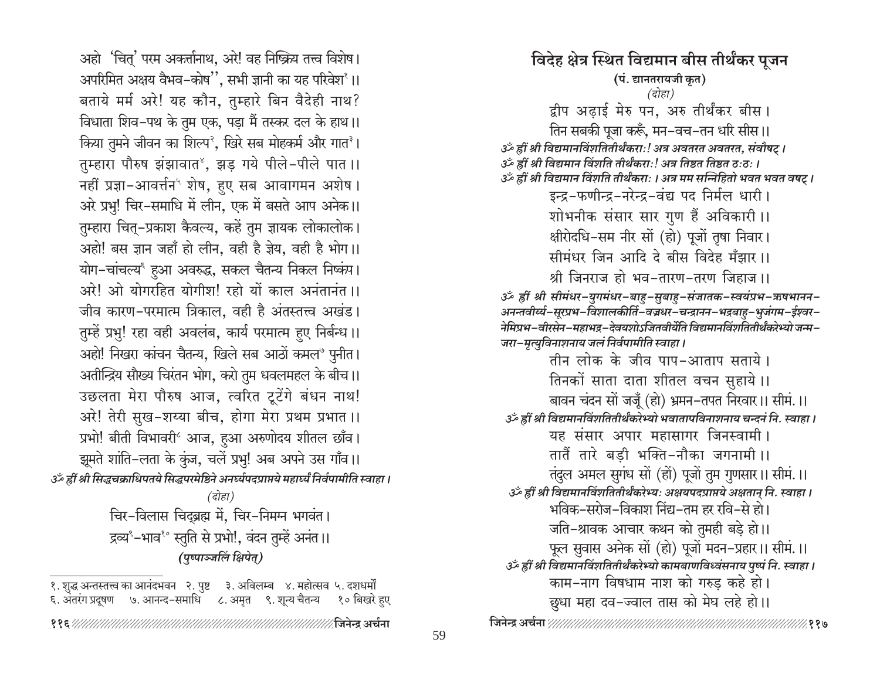अहो 'चित्' परम अकर्त्तानाथ, अरे! वह निष्क्रिय तत्त्व विशेष।
अपरिमित अक्षय वैभव-कोष", सभी ज्ञानी का यह परिवेश[१]।।
बताये मर्म अरे! यह कौन, तुम्हारे बिन वैदेही नाथ?
विधाता शिव-पथ के तुम एक, पड़ा मैं तस्कर दल के हाथ।।
किया तुमने जीवन का शिल्प[२], खिरे सब मोहकर्म और गात[३]।
तुम्हारा पौरुष झंझावात[४], झड़ गये पीले-पीले पात।।
नहीं प्रज्ञा-आवर्त्तन[५] शेष, हुए सब आवागमन अशेष।
अरे प्रभु! चिर-समाधि में लीन, एक में बसते आप अनेक।।
तुम्हारा चित्-प्रकाश कैवल्य, कहें तुम ज्ञायक लोकालोक।
अहो! बस ज्ञान जहाँ हो लीन, वही है ज्ञेय, वही है भोग।।
योग-चांचल्य[६] हुआ अवरुद्ध, सकल चैतन्य निकल निष्कंप।
अरे! ओ योगरहित योगीश! रहो यों काल अनंतानंत।।
जीव कारण-परमात्म त्रिकाल, वही है अंतस्तत्त्व अखंड।
तुम्हें प्रभु! रहा वही अवलंब, कार्य परमात्म हुए निर्बन्ध।।
अहो! निखरा कांचन चैतन्य, खिले सब आठों कमल[७] पुनीत।
अतीन्द्रिय सौख्य चिरंतन भोग, करो तुम धवलमहल के बीच।।
उछलता मेरा पौरुष आज, त्वरित टूटेंगे बंधन नाथ!
अरे! तेरी सुख-शय्या बीच, होगा मेरा प्रथम प्रभात।।
प्रभो! बीती विभावरी[८] आज, हुआ अरुणोदय शीतल छाँव।
झूमते शांति-लता के कुंज, चलें प्रभु! अब अपने उस गाँव।।

*ॐ ह्रीं श्री सिद्धचक्राधिपतये सिद्धपरमेष्ठिने अनर्घ्यपदप्राप्तये महार्घ्यं निर्वपामीति स्वाहा।*

*(दोहा)*

चिर-विलास चिद्ब्रह्म में, चिर-निमग्न भगवंत।
द्रव्य[९]-भाव[१०] स्तुति से प्रभो!, वंदन तुम्हें अनंत।।

***(पुष्पाञ्जलिं क्षिपेत्)***

१. शुद्ध अन्तस्तत्त्व का आनंदभवन २. पुष्ट ३. अविलम्ब ४. महोत्सव ५. दशधर्मों ६. अंतरंग प्रदूषण ७. आनन्द-समाधि ८. अमृत ९. शून्य चैतन्य १० बिखरे हुए

## विदेह क्षेत्र स्थित विद्यमान बीस तीर्थंकर पूजन

**(पं. द्यानतरायजी कृत)**

*(दोहा)*

द्वीप अढ़ाई मेरु पन, अरु तीर्थंकर बीस।
तिन सबकी पूजा करूँ, मन-वच-तन धरि सीस।।

*ॐ ह्रीं श्री विद्यमानविंशतितीर्थंकराः! अत्र अवतरत अवतरत, संवौषट्।*
*ॐ ह्रीं श्री विद्यमान विंशति तीर्थंकराः! अत्र तिष्ठत तिष्ठत ठः ठः।*
*ॐ ह्रीं श्री विद्यमान विंशति तीर्थंकराः। अत्र मम सन्निहितो भवत भवत वषट्।*

इन्द्र-फणीन्द्र-नरेन्द्र-वंद्य पद निर्मल धारी।
शोभनीक संसार सार गुण हैं अविकारी।।
क्षीरोदधि-सम नीर सों (हो) पूजों तृषा निवार।
सीमंधर जिन आदि दे बीस विदेह मँझार।।
श्री जिनराज हो भव-तारण-तरण जिहाज।।

*ॐ ह्रीं श्री सीमंधर-युगमंधर-बाहु-सुबाहु-संजातक-स्वयंप्रभ-ऋषभानन-अनन्तवीर्य-सूरप्रभ-विशालकीर्ति-वज्रधर-चन्द्रानन-भद्रबाहु-भुजंगम-ईश्वर-नेमिप्रभ-वीरसेन-महाभद्र-देवयशोऽजितवीर्येति विद्यमानविंशतितीर्थंकरेभ्यो जन्म-जरा-मृत्युविनाशनाय जलं निर्वपामीति स्वाहा।*

तीन लोक के जीव पाप-आताप सताये।
तिनकों साता दाता शीतल वचन सुहाये।।
बावन चंदन सों जजूँ (हो) भ्रमन-तपत निरवार।। सीमं.।।

*ॐ ह्रीं श्री विद्यमानविंशतितीर्थंकरेभ्यो भवातापविनाशनाय चन्दनं नि. स्वाहा।*

यह संसार अपार महासागर जिनस्वामी।
तातैं तारे बड़ी भक्ति-नौका जगनामी।।
तंदुल अमल सुगंध सों (हों) पूजों तुम गुणसार।। सीमं.।।

*ॐ ह्रीं श्री विद्यमानविंशतितीर्थंकरेभ्यः अक्षयपदप्राप्तये अक्षतान् नि. स्वाहा।*

भविक-सरोज-विकाश निंद्य-तम हर रवि-से हो।
जति-श्रावक आचार कथन को तुमही बड़े हो।।
फूल सुवास अनेक सों (हो) पूजों मदन-प्रहार।। सीमं.।।

*ॐ ह्रीं श्री विद्यमानविंशतितीर्थंकरेभ्यो कामबाणविध्वंसनाय पुष्पं नि. स्वाहा।*

काम-नाग विषधाम नाश को गरुड़ कहे हो।
छुधा महा दव-ज्वाल तास को मेघ लहे हो।।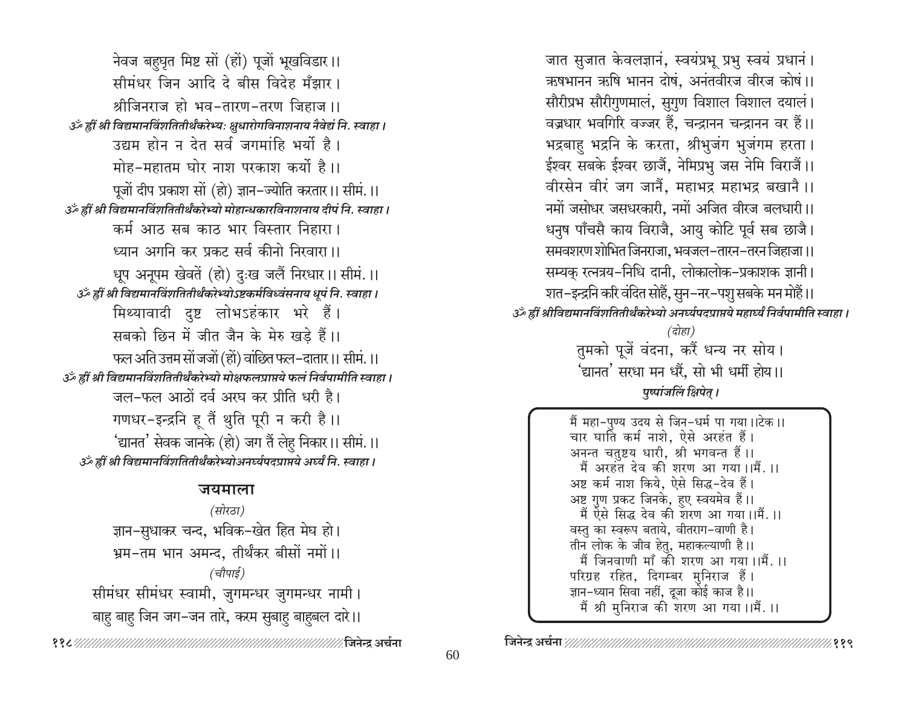नेवज बहुघृत मिष्ट सों (हों) पूजों भूखविडार ।।
सीमंधर जिन आदि दे बीस विदेह मँझार ।
श्रीजिनराज हो भव-तारण-तरण जिहाज ।।

*ॐ ह्रीं श्री विद्यमानविंशतितीर्थंकरेभ्यः क्षुधारोगविनाशनाय नैवेद्यं नि. स्वाहा ।*

उद्यम होन न देत सर्व जगमांहि भर्यो है ।
मोह-महातम घोर नाश परकाश कर्यो है ।।
पूजों दीप प्रकाश सों (हो) ज्ञान-ज्योति करतार ।। सीमं. ।।

*ॐ ह्रीं श्री विद्यमानविंशतितीर्थंकरेभ्यो मोहान्धकारविनाशनाय दीपं नि. स्वाहा ।*

कर्म आठ सब काठ भार विस्तार निहारा ।
ध्यान अगनि कर प्रकट सर्व कीनो निरवारा ।।
धूप अनूपम खेवतें (हो) दुःख जलैं निरधार ।। सीमं. ।।

*ॐ ह्रीं श्री विद्यमानविंशतितीर्थंकरेभ्योऽष्टकर्मविध्वंसनाय धूपं नि. स्वाहा ।*

मिथ्यावादी दुष्ट लोभऽहंकार भरे हैं ।
सबको छिन में जीत जैन के मेरु खड़े हैं ।।
फल अति उत्तम सों जजों (हों) वांछित फल-दातार ।। सीमं. ।।

*ॐ ह्रीं श्री विद्यमानविंशतितीर्थंकरेभ्यो मोक्षफलप्राप्तये फलं निर्वपामीति स्वाहा ।*

जल-फल आठों दर्व अरघ कर प्रीति धरी है ।
गणधर-इन्द्रनि हू तैं थुति पूरी न करी है ।।
'द्यानत' सेवक जानके (हो) जग तैं लेहु निकार ।। सीमं. ।।

*ॐ ह्रीं श्री विद्यमानविंशतितीर्थंकरेभ्योअनर्घ्यपदप्राप्तये अर्घ्यं नि. स्वाहा ।*

## जयमाला

*(सोरठा)*

ज्ञान-सुधाकर चन्द, भविक-खेत हित मेघ हो ।
भ्रम-तम भान अमन्द, तीर्थंकर बीसों नमों ।।

*(चौपाई)*

सीमंधर सीमंधर स्वामी, जुगमन्धर जुगमन्धर नामी ।
बाहु बाहु जिन जग-जन तारे, करम सुबाहु बाहुबल दारे ।।
जात सुजात केवलज्ञानं, स्वयंप्रभू प्रभु स्वयं प्रधानं ।
ऋषभानन ऋषि भानन दोषं, अनंतवीरज वीरज कोषं ।।
सौरीप्रभ सौरीगुणमालं, सुगुण विशाल विशाल दयालं ।
वज्रधार भवगिरि वज्जर हैं, चन्द्रानन चन्द्रानन वर हैं ।।
भद्रबाहु भद्रनि के करता, श्रीभुजंग भुजंगम हरता ।
ईश्वर सबके ईश्वर छाजैं, नेमिप्रभु जस नेमि विराजैं ।।
वीरसेन वीरं जग जानैं, महाभद्र महाभद्र बखानै ।।
नमों जसोधर जसधरकारी, नमों अजित वीरज बलधारी ।।
धनुष पाँचसै काय विराजै, आयु कोटि पूर्व सब छाजै ।
समवशरण शोभित जिनराजा, भवजल-तारन-तरन जिहाजा ।।
सम्यक् रत्नत्रय-निधि दानी, लोकालोक-प्रकाशक ज्ञानी ।
शत-इन्द्रनि करि वंदित सोहैं, सुन-नर-पशु सबके मन मोहैं ।।

*ॐ ह्रीं श्रीविद्यमानविंशतितीर्थंकरेभ्यो अनर्घ्यपदप्राप्तये महार्घ्यं निर्वपामीति स्वाहा ।*

*(दोहा)*

तुमको पूजें वंदना, करैं धन्य नर सोय ।
'द्यानत' सरधा मन धरैं, सो भी धर्मी होय ।।

***पुष्पांजलिं क्षिपेत् ।***

मैं महा-पुण्य उदय से जिन-धर्म पा गया ।।टेक ।।
चार घाति कर्म नाशे, ऐसे अरहंत हैं ।
अनन्त चतुष्टय धारी, श्री भगवन्त हैं ।।
मैं अरहंत देव की शरण आ गया ।।मैं. ।।
अष्ट कर्म नाश किये, ऐसे सिद्ध-देव हैं ।
अष्ट गुण प्रकट जिनके, हुए स्वयमेव हैं ।।
मैं ऐसे सिद्ध देव की शरण आ गया ।।मैं. ।।
वस्तु का स्वरूप बताये, वीतराग-वाणी है ।
तीन लोक के जीव हेतु, महाकल्याणी है ।।
मैं जिनवाणी माँ की शरण आ गया ।।मैं. ।।
परिग्रह रहित, दिगम्बर मुनिराज हैं ।
ज्ञान-ध्यान सिवा नहीं, दूजा कोई काज है ।।
मैं श्री मुनिराज की शरण आ गया ।।मैं. ।।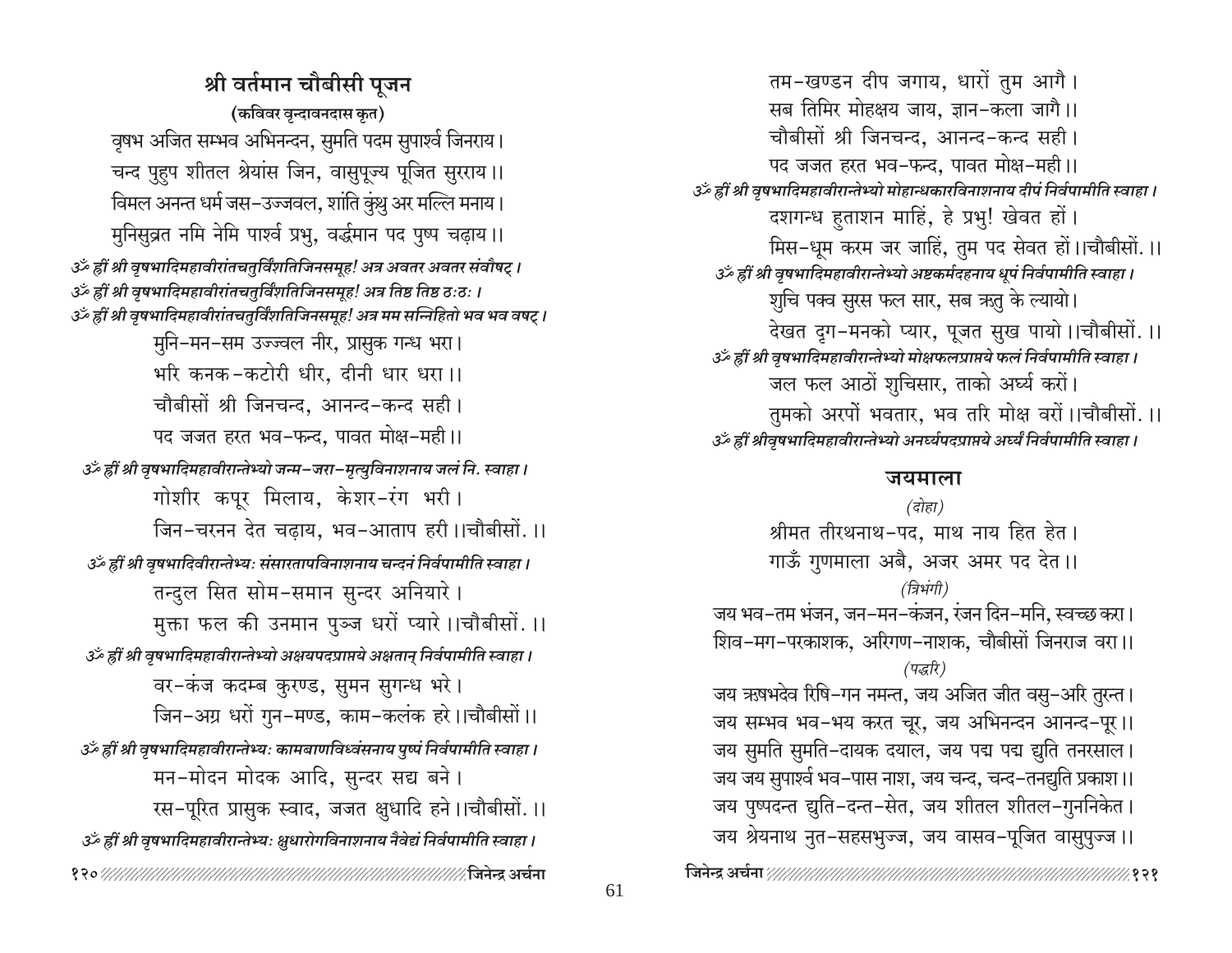## श्री वर्तमान चौबीसी पूजन

**(कविवर वृन्दावनदास कृत)**

वृषभ अजित सम्भव अभिनन्दन, सुमति पदम सुपार्श्व जिनराय।
चन्द पुहुप शीतल श्रेयांस जिन, वासुपूज्य पूजित सुरराय।।
विमल अनन्त धर्म जस-उज्जवल, शांति कुंथु अर मल्लि मनाय।
मुनिसुव्रत नमि नेमि पार्श्व प्रभु, वर्द्धमान पद पुष्प चढ़ाय।।

*ॐ ह्रीं श्री वृषभादिमहावीरांतचतुर्विंशतिजिनसमूह! अत्र अवतर अवतर संवौषट्।*
*ॐ ह्रीं श्री वृषभादिमहावीरांतचतुर्विंशतिजिनसमूह! अत्र तिष्ठ तिष्ठ ठः ठः।*
*ॐ ह्रीं श्री वृषभादिमहावीरांतचतुर्विंशतिजिनसमूह! अत्र मम सन्निहितो भव भव वषट्।*

मुनि-मन-सम उज्ज्वल नीर, प्रासुक गन्ध भरा।
भरि कनक-कटोरी धीर, दीनी धार धरा।।
चौबीसों श्री जिनचन्द, आनन्द-कन्द सही।
पद जजत हरत भव-फन्द, पावत मोक्ष-मही।।

*ॐ ह्रीं श्री वृषभादिमहावीरान्तेभ्यो जन्म-जरा-मृत्युविनाशनाय जलं नि. स्वाहा।*

गोशीर कपूर मिलाय, केशर-रंग भरी।
जिन-चरनन देत चढ़ाय, भव-आताप हरी।।चौबीसों.।।

*ॐ ह्रीं श्री वृषभादिवीरान्तेभ्यः संसारतापविनाशनाय चन्दनं निर्वपामीति स्वाहा।*

तन्दुल सित सोम-समान सुन्दर अनियारे।
मुक्ता फल की उनमान पुञ्ज धरों प्यारे।।चौबीसों.।।

*ॐ ह्रीं श्री वृषभादिमहावीरान्तेभ्यो अक्षयपदप्राप्तये अक्षतान् निर्वपामीति स्वाहा।*

वर-कंज कदम्ब कुरण्ड, सुमन सुगन्ध भरे।
जिन-अग्र धरों गुन-मण्ड, काम-कलंक हरे।।चौबीसों।।

*ॐ ह्रीं श्री वृषभादिमहावीरान्तेभ्यः कामबाणविध्वंसनाय पुष्पं निर्वपामीति स्वाहा।*

मन-मोदन मोदक आदि, सुन्दर सद्य बने।
रस-पूरित प्रासुक स्वाद, जजत क्षुधादि हने।।चौबीसों.।।

*ॐ ह्रीं श्री वृषभादिमहावीरान्तेभ्यः क्षुधारोगविनाशनाय नैवेद्यं निर्वपामीति स्वाहा।*

तम-खण्डन दीप जगाय, धारों तुम आगै।
सब तिमिर मोहक्षय जाय, ज्ञान-कला जागै।।
चौबीसों श्री जिनचन्द, आनन्द-कन्द सही।
पद जजत हरत भव-फन्द, पावत मोक्ष-मही।।

*ॐ ह्रीं श्री वृषभादिमहावीरान्तेभ्यो मोहान्धकारविनाशनाय दीपं निर्वपामीति स्वाहा।*

दशगन्ध हुताशन माहिं, हे प्रभु! खेवत हों।
मिस-धूम करम जर जाहिं, तुम पद सेवत हों।।चौबीसों.।।

*ॐ ह्रीं श्री वृषभादिमहावीरान्तेभ्यो अष्टकर्मदहनाय धूपं निर्वपामीति स्वाहा।*

शुचि पक्व सुरस फल सार, सब ऋतु के ल्यायो।
देखत दृग-मनको प्यार, पूजत सुख पायो।।चौबीसों.।।

*ॐ ह्रीं श्री वृषभादिमहावीरान्तेभ्यो मोक्षफलप्राप्तये फलं निर्वपामीति स्वाहा।*

जल फल आठों शुचिसार, ताको अर्घ्य करों।
तुमको अरपों भवतार, भव तरि मोक्ष वरों।।चौबीसों.।।

*ॐ ह्रीं श्रीवृषभादिमहावीरान्तेभ्यो अनर्घ्यपदप्राप्तये अर्घ्यं निर्वपामीति स्वाहा।*

### जयमाला

*(दोहा)*

श्रीमत तीरथनाथ-पद, माथ नाय हित हेत।
गाऊँ गुणमाला अबै, अजर अमर पद देत।।

*(त्रिभंगी)*

जय भव-तम भंजन, जन-मन-कंजन, रंजन दिन-मनि, स्वच्छ करा।
शिव-मग-परकाशक, अरिगण-नाशक, चौबीसों जिनराज वरा।।

*(पद्धरि)*

जय ऋषभदेव रिषि-गन नमन्त, जय अजित जीत वसु-अरि तुरन्त।
जय सम्भव भव-भय करत चूर, जय अभिनन्दन आनन्द-पूर।।
जय सुमति सुमति-दायक दयाल, जय पद्म पद्म द्युति तनरसाल।
जय जय सुपार्श्व भव-पास नाश, जय चन्द, चन्द-तनद्युति प्रकाश।।
जय पुष्पदन्त द्युति-दन्त-सेत, जय शीतल शीतल-गुननिकेत।
जय श्रेयनाथ नुत-सहसभुज्ज, जय वासव-पूजित वासुपुज्ज।।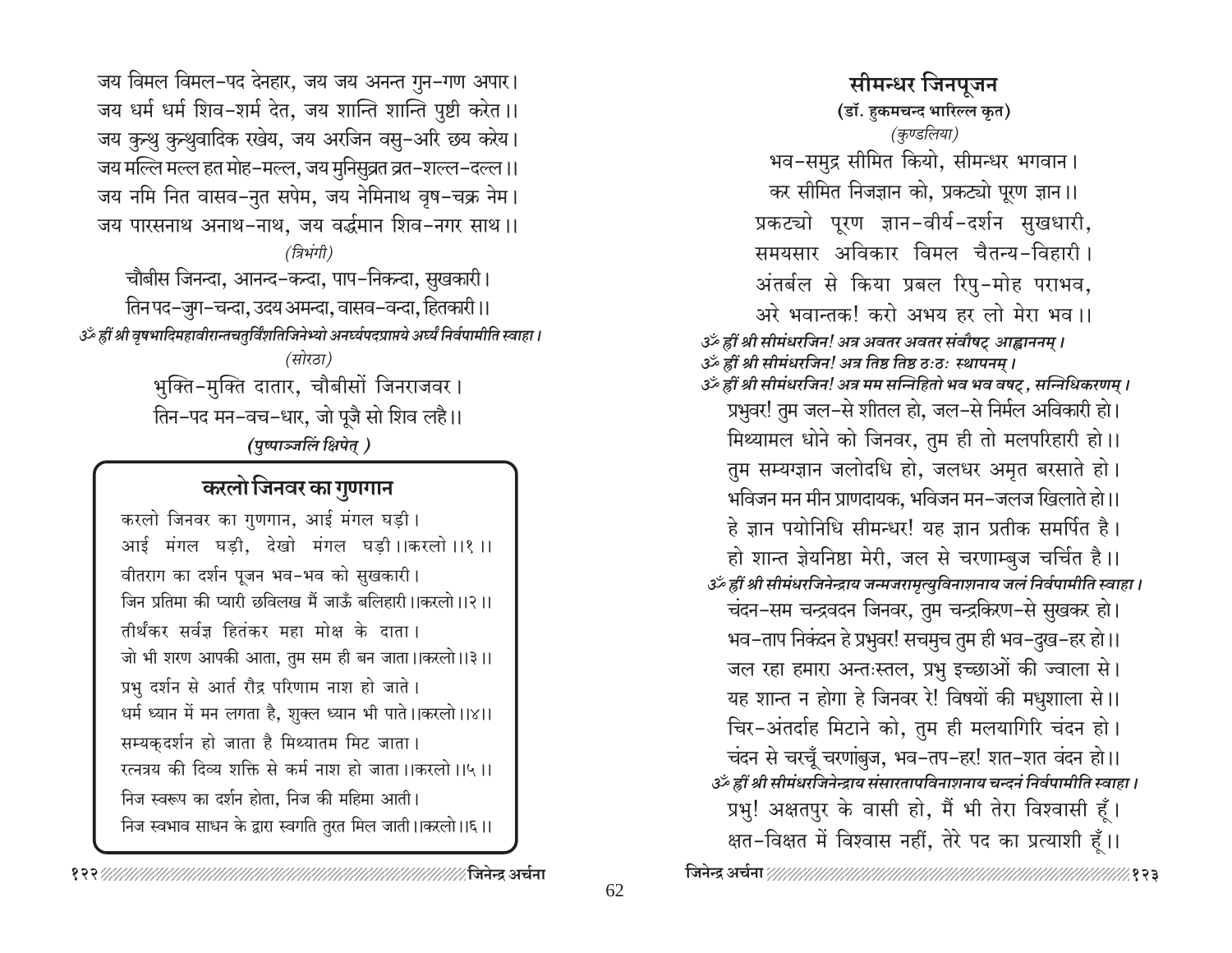जय विमल विमल-पद देनहार, जय जय अनन्त गुन-गण अपार।
जय धर्म धर्म शिव-शर्म देत, जय शान्ति शान्ति पुष्टी करेत।।
जय कुन्थु कुन्थुवादिक रखेय, जय अरजिन वसु-अरि छय करेय।
जय मल्लि मल्ल हत मोह-मल्ल, जय मुनिसुव्रत व्रत-शल्ल-दल्ल।।
जय नमि नित वासव-नुत सपेम, जय नेमिनाथ वृष-चक्र नेम।
जय पारसनाथ अनाथ-नाथ, जय वर्द्धमान शिव-नगर साथ।।

*(त्रिभंगी)*

चौबीस जिनन्दा, आनन्द-कन्दा, पाप-निकन्दा, सुखकारी।
तिन पद-जुग-चन्दा, उदय अमन्दा, वासव-वन्दा, हितकारी।।

*ॐ ह्रीं श्री वृषभादिमहावीरान्तचतुर्विंशतिजिनेभ्यो अनर्घ्यपदप्राप्तये अर्घ्यं निर्वपामीति स्वाहा।*

*(सोरठा)*

भुक्ति-मुक्ति दातार, चौबीसों जिनराजवर।
तिन-पद मन-वच-धार, जो पूजै सो शिव लहै।।

***(पुष्पाञ्जलिं क्षिपेत् )***

## करलो जिनवर का गुणगान

करलो जिनवर का गुणगान, आई मंगल घड़ी।
आई मंगल घड़ी, देखो मंगल घड़ी।।करलो।।१।।
वीतराग का दर्शन पूजन भव-भव को सुखकारी।
जिन प्रतिमा की प्यारी छविलख मैं जाऊँ बलिहारी।।करलो।।२।।
तीर्थंकर सर्वज्ञ हितंकर महा मोक्ष के दाता।
जो भी शरण आपकी आता, तुम सम ही बन जाता।।करलो।।३।।
प्रभु दर्शन से आर्त रौद्र परिणाम नाश हो जाते।
धर्म ध्यान में मन लगता है, शुक्ल ध्यान भी पाते।।करलो।।४।।
सम्यक्‌दर्शन हो जाता है मिथ्यातम मिट जाता।
रत्नत्रय की दिव्य शक्ति से कर्म नाश हो जाता।।करलो।।५।।
निज स्वरूप का दर्शन होता, निज की महिमा आती।
निज स्वभाव साधन के द्वारा स्वगति तुरत मिल जाती।।करलो।।६।।

## सीमन्धर जिनपूजन

**(डॉ. हुकमचन्द भारिल्ल कृत)**

*(कुण्डलिया)*

भव-समुद्र सीमित कियो, सीमन्धर भगवान।
कर सीमित निजज्ञान को, प्रकट्यो पूरण ज्ञान।।
प्रकट्यो पूरण ज्ञान-वीर्य-दर्शन सुखधारी,
समयसार अविकार विमल चैतन्य-विहारी।
अंतर्बल से किया प्रबल रिपु-मोह पराभव,
अरे भवान्तक! करो अभय हर लो मेरा भव।।

*ॐ ह्रीं श्री सीमंधरजिन! अत्र अवतर अवतर संवौषट् आह्वाननम्।*
*ॐ ह्रीं श्री सीमंधरजिन! अत्र तिष्ठ तिष्ठ ठः ठः स्थापनम्।*
*ॐ ह्रीं श्री सीमंधरजिन! अत्र मम सन्निहितो भव भव वषट्, सन्निधिकरणम्।*

प्रभुवर! तुम जल-से शीतल हो, जल-से निर्मल अविकारी हो।
मिथ्यामल धोने को जिनवर, तुम ही तो मलपरिहारी हो।।
तुम सम्यग्ज्ञान जलोदधि हो, जलधर अमृत बरसाते हो।
भविजन मन मीन प्राणदायक, भविजन मन-जलज खिलाते हो।।
हे ज्ञान पयोनिधि सीमन्धर! यह ज्ञान प्रतीक समर्पित है।
हो शान्त ज्ञेयनिष्ठा मेरी, जल से चरणाम्बुज चर्चित है।।

*ॐ ह्रीं श्री सीमंधरजिनेन्द्राय जन्मजरामृत्युविनाशनाय जलं निर्वपामीति स्वाहा।*

चंदन-सम चन्द्रवदन जिनवर, तुम चन्द्रकिरण-से सुखकर हो।
भव-ताप निकंदन हे प्रभुवर! सचमुच तुम ही भव-दुख-हर हो।।
जल रहा हमारा अन्तःस्तल, प्रभु इच्छाओं की ज्वाला से।
यह शान्त न होगा हे जिनवर रे! विषयों की मधुशाला से।।
चिर-अंतर्दाह मिटाने को, तुम ही मलयागिरि चंदन हो।
चंदन से चरचूँ चरणांबुज, भव-तप-हर! शत-शत वंदन हो।।

*ॐ ह्रीं श्री सीमंधरजिनेन्द्राय संसारतापविनाशनाय चन्दनं निर्वपामीति स्वाहा।*

प्रभु! अक्षतपुर के वासी हो, मैं भी तेरा विश्वासी हूँ।
क्षत-विक्षत में विश्वास नहीं, तेरे पद का प्रत्याशी हूँ।।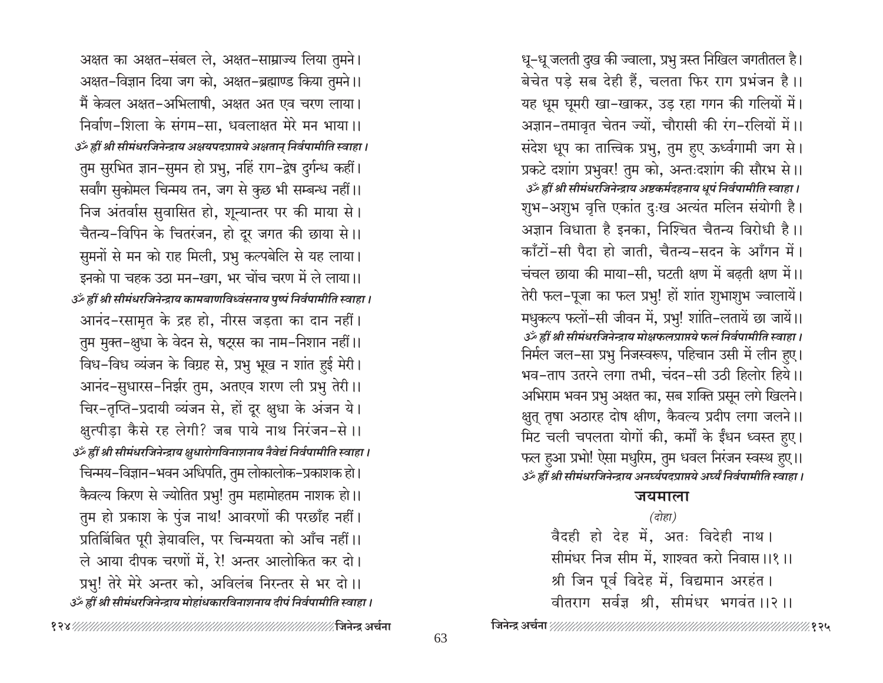अक्षत का अक्षत-संबल ले, अक्षत-साम्राज्य लिया तुमने।
अक्षत-विज्ञान दिया जग को, अक्षत-ब्रह्माण्ड किया तुमने।।
मैं केवल अक्षत-अभिलाषी, अक्षत अत एव चरण लाया।
निर्वाण-शिला के संगम-सा, धवलाक्षत मेरे मन भाया।।

*ॐ ह्रीं श्री सीमंधरजिनेन्द्राय अक्षयपदप्राप्तये अक्षतान् निर्वपामीति स्वाहा।*

तुम सुरभित ज्ञान-सुमन हो प्रभु, नहिं राग-द्वेष दुर्गन्ध कहीं।
सर्वांग सुकोमल चिन्मय तन, जग से कुछ भी सम्बन्ध नहीं।।
निज अंतर्वास सुवासित हो, शून्यान्तर पर की माया से।
चैतन्य-विपिन के चितरंजन, हो दूर जगत की छाया से।।
सुमनों से मन को राह मिली, प्रभु कल्पबेलि से यह लाया।
इनको पा चहक उठा मन-खग, भर चोंच चरण में ले लाया।।

*ॐ ह्रीं श्री सीमंधरजिनेन्द्राय कामबाणविध्वंसनाय पुष्पं निर्वपामीति स्वाहा।*

आनंद-रसामृत के द्रह हो, नीरस जड़ता का दान नहीं।
तुम मुक्त-क्षुधा के वेदन से, षट्रस का नाम-निशान नहीं।।
विध-विध व्यंजन के विग्रह से, प्रभु भूख न शांत हुई मेरी।
आनंद-सुधारस-निर्झर तुम, अतएव शरण ली प्रभु तेरी।।
चिर-तृप्ति-प्रदायी व्यंजन से, हों दूर क्षुधा के अंजन ये।
क्षुत्पीड़ा कैसे रह लेगी? जब पाये नाथ निरंजन-से।।

*ॐ ह्रीं श्री सीमंधरजिनेन्द्राय क्षुधारोगविनाशनाय नैवेद्यं निर्वपामीति स्वाहा।*

चिन्मय-विज्ञान-भवन अधिपति, तुम लोकालोक-प्रकाशक हो।
कैवल्य किरण से ज्योतित प्रभु! तुम महामोहतम नाशक हो।।
तुम हो प्रकाश के पुंज नाथ! आवरणों की परछाँह नहीं।
प्रतिबिंबित पूरी ज्ञेयावलि, पर चिन्मयता को आँच नहीं।।
ले आया दीपक चरणों में, रे! अन्तर आलोकित कर दो।
प्रभु! तेरे मेरे अन्तर को, अविलंब निरन्तर से भर दो।।

*ॐ ह्रीं श्री सीमंधरजिनेन्द्राय मोहांधकारविनाशनाय दीपं निर्वपामीति स्वाहा।*

धू-धू जलती दुख की ज्वाला, प्रभु त्रस्त निखिल जगतीतल है।
बेचेत पड़े सब देही हैं, चलता फिर राग प्रभंजन है।।
यह धूम घूमरी खा-खाकर, उड़ रहा गगन की गलियों में।
अज्ञान-तमावृत चेतन ज्यों, चौरासी की रंग-रलियों में।।
संदेश धूप का तात्त्विक प्रभु, तुम हुए ऊर्ध्वगामी जग से।
प्रकटे दशांग प्रभुवर! तुम को, अन्तःदशांग की सौरभ से।।

*ॐ ह्रीं श्री सीमंधरजिनेन्द्राय अष्टकर्मदहनाय धूपं निर्वपामीति स्वाहा।*

शुभ-अशुभ वृत्ति एकांत दुःख अत्यंत मलिन संयोगी है।
अज्ञान विधाता है इनका, निश्चित चैतन्य विरोधी है।।
काँटों-सी पैदा हो जाती, चैतन्य-सदन के आँगन में।
चंचल छाया की माया-सी, घटती क्षण में बढ़ती क्षण में।।
तेरी फल-पूजा का फल प्रभु! हों शांत शुभाशुभ ज्वालायें।
मधुकल्प फलों-सी जीवन में, प्रभु! शांति-लतायें छा जायें।।

*ॐ ह्रीं श्री सीमंधरजिनेन्द्राय मोक्षफलप्राप्तये फलं निर्वपामीति स्वाहा।*

निर्मल जल-सा प्रभु निजस्वरूप, पहिचान उसी में लीन हुए।
भव-ताप उतरने लगा तभी, चंदन-सी उठी हिलोर हिये।।
अभिराम भवन प्रभु अक्षत का, सब शक्ति प्रसून लगे खिलने।
क्षुत् तृषा अठारह दोष क्षीण, कैवल्य प्रदीप लगा जलने।।
मिट चली चपलता योगों की, कर्मों के ईंधन ध्वस्त हुए।
फल हुआ प्रभो! ऐसा मधुरिम, तुम धवल निरंजन स्वस्थ हुए।।

*ॐ ह्रीं श्री सीमंधरजिनेन्द्राय अनर्घ्यपदप्राप्तये अर्घ्यं निर्वपामीति स्वाहा।*

## जयमाला

*(दोहा)*

वैदही हो देह में, अतः विदेही नाथ।
सीमंधर निज सीम में, शाश्वत करो निवास।।१।।
श्री जिन पूर्व विदेह में, विद्यमान अरहंत।
वीतराग सर्वज्ञ श्री, सीमंधर भगवंत।।२।।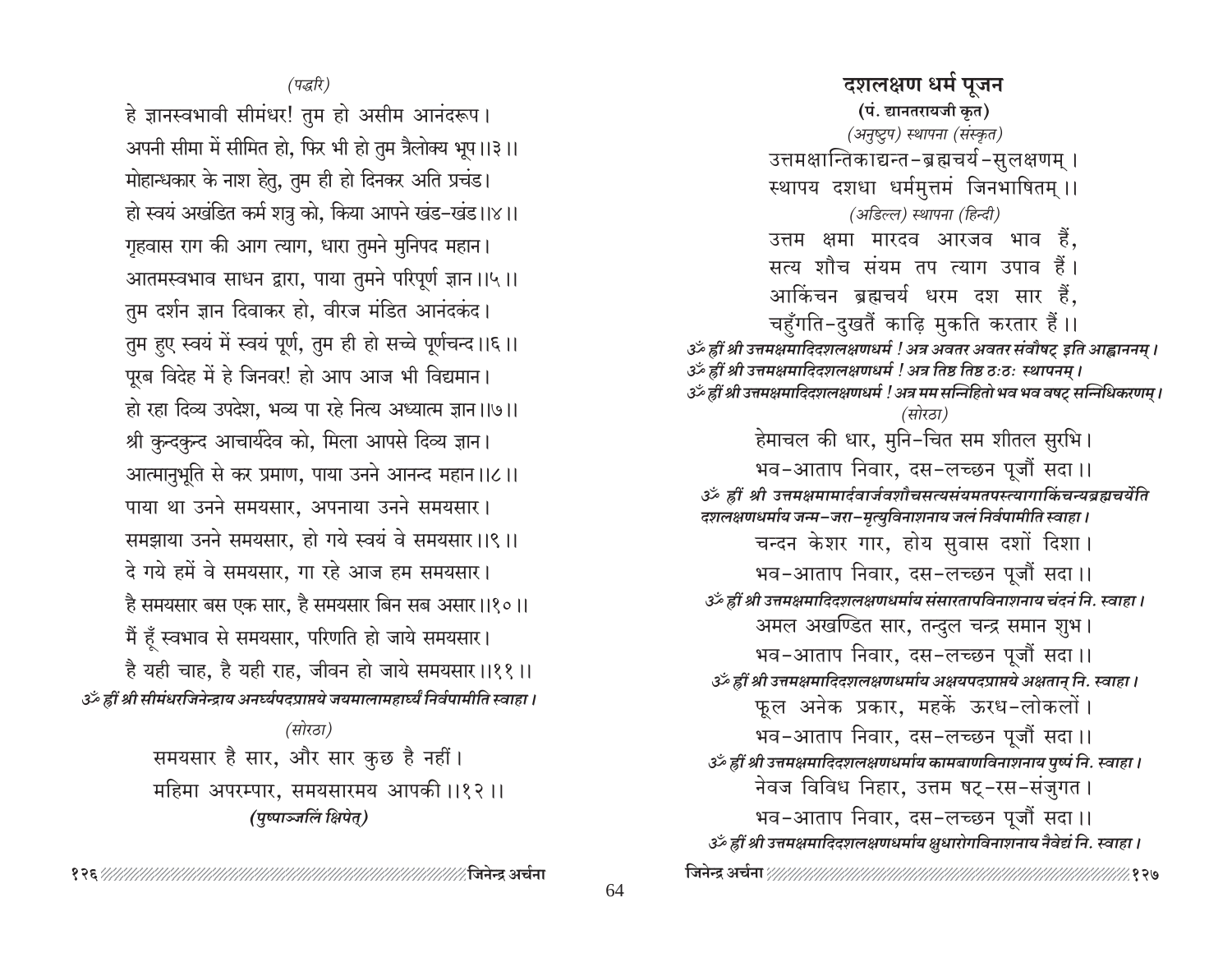*(पद्धरि)*

हे ज्ञानस्वभावी सीमंधर! तुम हो असीम आनंदरूप।
अपनी सीमा में सीमित हो, फिर भी हो तुम त्रैलोक्य भूप।।३।।
मोहान्धकार के नाश हेतु, तुम ही हो दिनकर अति प्रचंड।
हो स्वयं अखंडित कर्म शत्रु को, किया आपने खंड-खंड।।४।।
गृहवास राग की आग त्याग, धारा तुमने मुनिपद महान।
आतमस्वभाव साधन द्वारा, पाया तुमने परिपूर्ण ज्ञान।।५।।
तुम दर्शन ज्ञान दिवाकर हो, वीरज मंडित आनंदकंद।
तुम हुए स्वयं में स्वयं पूर्ण, तुम ही हो सच्चे पूर्णचन्द।।६।।
पूरब विदेह में हे जिनवर! हो आप आज भी विद्यमान।
हो रहा दिव्य उपदेश, भव्य पा रहे नित्य अध्यात्म ज्ञान।।७।।
श्री कुन्दकुन्द आचार्यदेव को, मिला आपसे दिव्य ज्ञान।
आत्मानुभूति से कर प्रमाण, पाया उनने आनन्द महान।।८।।
पाया था उनने समयसार, अपनाया उनने समयसार।
समझाया उनने समयसार, हो गये स्वयं वे समयसार।।९।।
दे गये हमें वे समयसार, गा रहे आज हम समयसार।
है समयसार बस एक सार, है समयसार बिन सब असार।।१०।।
मैं हूँ स्वभाव से समयसार, परिणति हो जाये समयसार।
है यही चाह, है यही राह, जीवन हो जाये समयसार।।११।।

*ॐ ह्रीं श्री सीमंधरजिनेन्द्राय अनर्घ्यपदप्राप्तये जयमालामहार्घ्यं निर्वपामीति स्वाहा।*

*(सोरठा)*

समयसार है सार, और सार कुछ है नहीं।
महिमा अपरम्पार, समयसारमय आपकी।।१२।।

***(पुष्पाञ्जलिं क्षिपेत्)***

# दशलक्षण धर्म पूजन

**(पं. द्यानतरायजी कृत)**

*(अनुष्टुप) स्थापना (संस्कृत)*

उत्तमक्षान्तिकाद्यन्त-ब्रह्मचर्य-सुलक्षणम्।
स्थापय दशधा धर्ममुत्तमं जिनभाषितम्।।

*(अडिल्ल) स्थापना (हिन्दी)*

उत्तम क्षमा मारदव आरजव भाव हैं,
सत्य शौच संयम तप त्याग उपाव हैं।
आकिंचन ब्रह्मचर्य धरम दश सार हैं,
चहुँगति-दुखतैं काढ़ि मुकति करतार हैं।।

*ॐ ह्रीं श्री उत्तमक्षमादिदशलक्षणधर्म ! अत्र अवतर अवतर संवौषट् इति आह्वाननम्।*
*ॐ ह्रीं श्री उत्तमक्षमादिदशलक्षणधर्म ! अत्र तिष्ठ तिष्ठ ठः ठः स्थापनम्।*
*ॐ ह्रीं श्री उत्तमक्षमादिदशलक्षणधर्म ! अत्र मम सन्निहितो भव भव वषट् सन्निधिकरणम्।*

*(सोरठा)*

हेमाचल की धार, मुनि-चित सम शीतल सुरभि।
भव-आताप निवार, दस-लच्छन पूजौं सदा।।

*ॐ ह्रीं श्री उत्तमक्षमामार्दवार्जवशौचसत्यसंयमतपस्त्यागाकिंचन्यब्रह्मचर्येति दशलक्षणधर्माय जन्म-जरा-मृत्युविनाशनाय जलं निर्वपामीति स्वाहा।*

चन्दन केशर गार, होय सुवास दशों दिशा।
भव-आताप निवार, दस-लच्छन पूजौं सदा।।

*ॐ ह्रीं श्री उत्तमक्षमादिदशलक्षणधर्माय संसारतापविनाशनाय चंदनं नि. स्वाहा।*

अमल अखण्डित सार, तन्दुल चन्द्र समान शुभ।
भव-आताप निवार, दस-लच्छन पूजौं सदा।।

*ॐ ह्रीं श्री उत्तमक्षमादिदशलक्षणधर्माय अक्षयपदप्राप्तये अक्षतान् नि. स्वाहा।*

फूल अनेक प्रकार, महकें ऊरध-लोकलों।
भव-आताप निवार, दस-लच्छन पूजौं सदा।।

*ॐ ह्रीं श्री उत्तमक्षमादिदशलक्षणधर्माय कामबाणविनाशनाय पुष्पं नि. स्वाहा।*

नेवज विविध निहार, उत्तम षट्-रस-संजुगत।
भव-आताप निवार, दस-लच्छन पूजौं सदा।।

*ॐ ह्रीं श्री उत्तमक्षमादिदशलक्षणधर्माय क्षुधारोगविनाशनाय नैवेद्यं नि. स्वाहा।*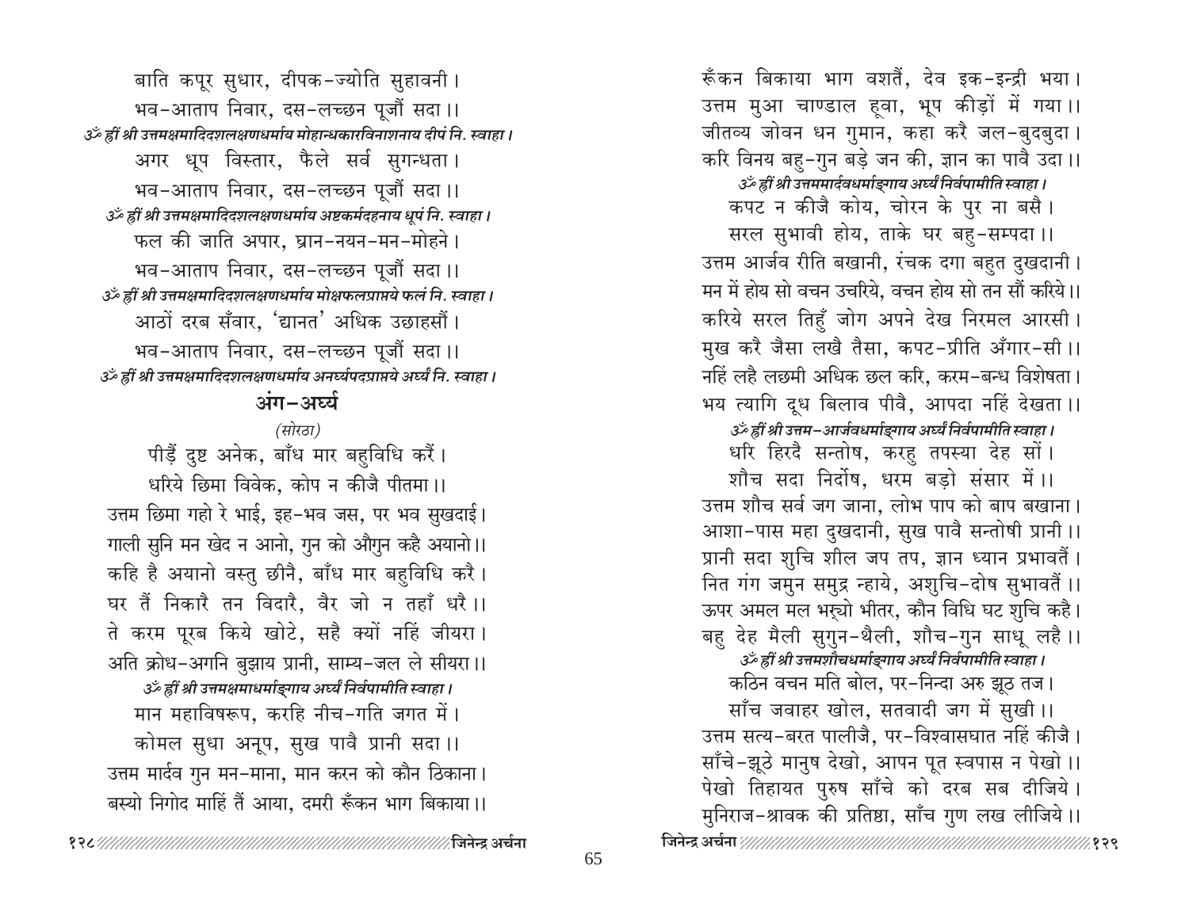बाति कपूर सुधार, दीपक-ज्योति सुहावनी।
भव-आताप निवार, दस-लच्छन पूजौं सदा।।

*ॐ ह्रीं श्री उत्तमक्षमादिदशलक्षणधर्माय मोहान्धकारविनाशनाय दीपं नि. स्वाहा।*

अगर धूप विस्तार, फैले सर्व सुगन्धता।
भव-आताप निवार, दस-लच्छन पूजौं सदा।।

*ॐ ह्रीं श्री उत्तमक्षमादिदशलक्षणधर्माय अष्टकर्मदहनाय धूपं नि. स्वाहा।*

फल की जाति अपार, घ्रान-नयन-मन-मोहने।
भव-आताप निवार, दस-लच्छन पूजौं सदा।।

*ॐ ह्रीं श्री उत्तमक्षमादिदशलक्षणधर्माय मोक्षफलप्राप्तये फलं नि. स्वाहा।*

आठों दरब सँवार, 'द्यानत' अधिक उछाहसौं।
भव-आताप निवार, दस-लच्छन पूजौं सदा।।

*ॐ ह्रीं श्री उत्तमक्षमादिदशलक्षणधर्माय अनर्घ्यपदप्राप्तये अर्घ्यं नि. स्वाहा।*

## अंग-अर्घ्य

*(सोरठा)*

पीड़ैं दुष्ट अनेक, बाँध मार बहुविधि करैं।
धरिये छिमा विवेक, कोप न कीजै पीतमा।।

उत्तम छिमा गहो रे भाई, इह-भव जस, पर भव सुखदाई।
गाली सुनि मन खेद न आनो, गुन को औगुन कहै अयानो।।
कहि है अयानो वस्तु छीनै, बाँध मार बहुविधि करै।
घर तैं निकारै तन विदारै, वैर जो न तहाँ धरै।।
ते करम पूरब किये खोटे, सहै क्यों नहिं जीयरा।
अति क्रोध-अगनि बुझाय प्रानी, साम्य-जल ले सीयरा।।

*ॐ ह्रीं श्री उत्तमक्षमाधर्माङ्गाय अर्घ्यं निर्वपामीति स्वाहा।*

मान महाविषरूप, करहि नीच-गति जगत में।
कोमल सुधा अनूप, सुख पावै प्रानी सदा।।

उत्तम मार्दव गुन मन-माना, मान करन को कौन ठिकाना।
बस्यो निगोद माहिं तैं आया, दमरी रूँकन भाग बिकाया।।
रूँकन बिकाया भाग वशतैं, देव इक-इन्द्री भया।
उत्तम मुआ चाण्डाल हूवा, भूप कीड़ों में गया।।
जीतव्य जोवन धन गुमान, कहा करै जल-बुदबुदा।
करि विनय बहु-गुन बड़े जन की, ज्ञान का पावै उदा।।

*ॐ ह्रीं श्री उत्तममार्दवधर्माङ्गाय अर्घ्यं निर्वपामीति स्वाहा।*

कपट न कीजै कोय, चोरन के पुर ना बसै।
सरल सुभावी होय, ताके घर बहु-सम्पदा।।

उत्तम आर्जव रीति बखानी, रंचक दगा बहुत दुखदानी।
मन में होय सो वचन उचरिये, वचन होय सो तन सौं करिये।।
करिये सरल तिहुँ जोग अपने देख निरमल आरसी।
मुख करै जैसा लखै तैसा, कपट-प्रीति अँगार-सी।।
नहिं लहै लछमी अधिक छल करि, करम-बन्ध विशेषता।
भय त्यागि दूध बिलाव पीवै, आपदा नहिं देखता।।

*ॐ ह्रीं श्री उत्तम-आर्जवधर्माङ्गाय अर्घ्यं निर्वपामीति स्वाहा।*

धरि हिरदै सन्तोष, करहु तपस्या देह सों।
शौच सदा निर्दोष, धरम बड़ो संसार में।।

उत्तम शौच सर्व जग जाना, लोभ पाप को बाप बखाना।
आशा-पास महा दुखदानी, सुख पावै सन्तोषी प्रानी।।
प्रानी सदा शुचि शील जप तप, ज्ञान ध्यान प्रभावतैं।
नित गंग जमुन समुद्र न्हाये, अशुचि-दोष सुभावतैं।।
ऊपर अमल मल भर्यो भीतर, कौन विधि घट शुचि कहै।
बहु देह मैली सुगुन-थैली, शौच-गुन साधू लहै।।

*ॐ ह्रीं श्री उत्तमशौचधर्माङ्गाय अर्घ्यं निर्वपामीति स्वाहा।*

कठिन वचन मति बोल, पर-निन्दा अरु झूठ तज।
साँच जवाहर खोल, सतवादी जग में सुखी।।

उत्तम सत्य-बरत पालीजै, पर-विश्वासघात नहिं कीजै।
साँचे-झूठे मानुष देखो, आपन पूत स्वपास न पेखो।।
पेखो तिहायत पुरुष साँचे को दरब सब दीजिये।
मुनिराज-श्रावक की प्रतिष्ठा, साँच गुण लख लीजिये।।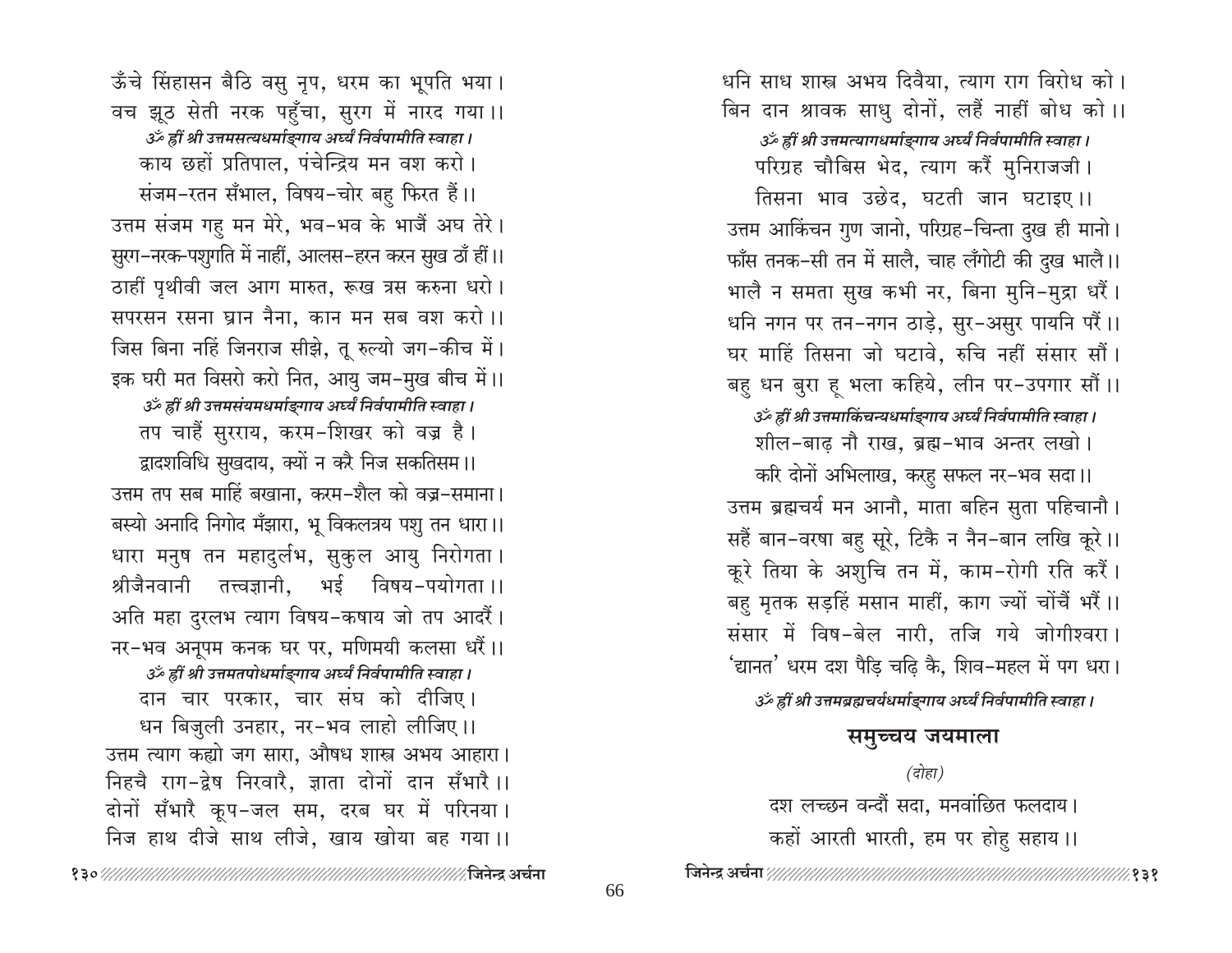ऊँचे सिंहासन बैठि वसु नृप, धरम का भूपति भया।
वच झूठ सेती नरक पहुँचा, सुरग में नारद गया।।

*ॐ ह्रीं श्री उत्तमसत्यधर्माङ्गाय अर्घ्यं निर्वपामीति स्वाहा।*

काय छहों प्रतिपाल, पंचेन्द्रिय मन वश करो।
संजम-रतन सँभाल, विषय-चोर बहु फिरत हैं।।
उत्तम संजम गहु मन मेरे, भव-भव के भाजैं अघ तेरे।
सुरग-नरक-पशुगति में नाहीं, आलस-हरन करन सुख ठाँ हीं।।
ठाहीं पृथीवी जल आग मारुत, रूख त्रस करुना धरो।
सपरसन रसना घ्रान नैना, कान मन सब वश करो।।
जिस बिना नहिं जिनराज सीझे, तू रुल्यो जग-कीच में।
इक घरी मत विसरो करो नित, आयु जम-मुख बीच में।।

*ॐ ह्रीं श्री उत्तमसंयमधर्माङ्गाय अर्घ्यं निर्वपामीति स्वाहा।*

तप चाहें सुरराय, करम-शिखर को वज्र है।
द्वादशविधि सुखदाय, क्यों न करै निज सकतिसम।।
उत्तम तप सब माहिं बखाना, करम-शैल को वज्र-समाना।
बस्यो अनादि निगोद मँझारा, भू विकलत्रय पशु तन धारा।।
धारा मनुष तन महादुर्लभ, सुकुल आयु निरोगता।
श्रीजैनवानी तत्त्वज्ञानी, भई विषय-पयोगता।।
अति महा दुरलभ त्याग विषय-कषाय जो तप आदरैं।
नर-भव अनूपम कनक घर पर, मणिमयी कलसा धरैं।।

*ॐ ह्रीं श्री उत्तमतपोधर्माङ्गाय अर्घ्यं निर्वपामीति स्वाहा।*

दान चार परकार, चार संघ को दीजिए।
धन बिजुली उनहार, नर-भव लाहो लीजिए।।
उत्तम त्याग कह्यो जग सारा, औषध शास्त्र अभय आहारा।
निहचै राग-द्वेष निरवारै, ज्ञाता दोनों दान सँभारै।।
दोनों सँभारै कूप-जल सम, दरब घर में परिनया।
निज हाथ दीजे साथ लीजे, खाय खोया बह गया।।
धनि साध शास्त्र अभय दिवैया, त्याग राग विरोध को।
बिन दान श्रावक साधु दोनों, लहैं नाहीं बोध को।।

*ॐ ह्रीं श्री उत्तमत्यागधर्माङ्गाय अर्घ्यं निर्वपामीति स्वाहा।*

परिग्रह चौबिस भेद, त्याग करैं मुनिराजजी।
तिसना भाव उछेद, घटती जान घटाइए।।
उत्तम आकिंचन गुण जानो, परिग्रह-चिन्ता दुख ही मानो।
फाँस तनक-सी तन में सालै, चाह लँगोटी की दुख भालै।।
भालै न समता सुख कभी नर, बिना मुनि-मुद्रा धरैं।
धनि नगन पर तन-नगन ठाड़े, सुर-असुर पायनि परैं।।
घर माहिं तिसना जो घटावे, रुचि नहीं संसार सौं।
बहु धन बुरा हू भला कहिये, लीन पर-उपगार सौं।।

*ॐ ह्रीं श्री उत्तमाकिंचन्यधर्माङ्गाय अर्घ्यं निर्वपामीति स्वाहा।*

शील-बाढ़ नौ राख, ब्रह्म-भाव अन्तर लखो।
करि दोनों अभिलाख, करहु सफल नर-भव सदा।।
उत्तम ब्रह्मचर्य मन आनौ, माता बहिन सुता पहिचानौ।
सहैं बान-वरषा बहु सूरे, टिकै न नैन-बान लखि कूरे।।
कूरे तिया के अशुचि तन में, काम-रोगी रति करैं।
बहु मृतक सड़हिं मसान माहीं, काग ज्यों चोंचैं भरैं।।
संसार में विष-बेल नारी, तजि गये जोगीश्वरा।
'द्यानत' धरम दश पैड़ि चढ़ि कै, शिव-महल में पग धरा।

*ॐ ह्रीं श्री उत्तमब्रह्मचर्यधर्माङ्गाय अर्घ्यं निर्वपामीति स्वाहा।*

## समुच्चय जयमाला

*(दोहा)*

दश लच्छन वन्दौं सदा, मनवांछित फलदाय।
कहों आरती भारती, हम पर होहु सहाय।।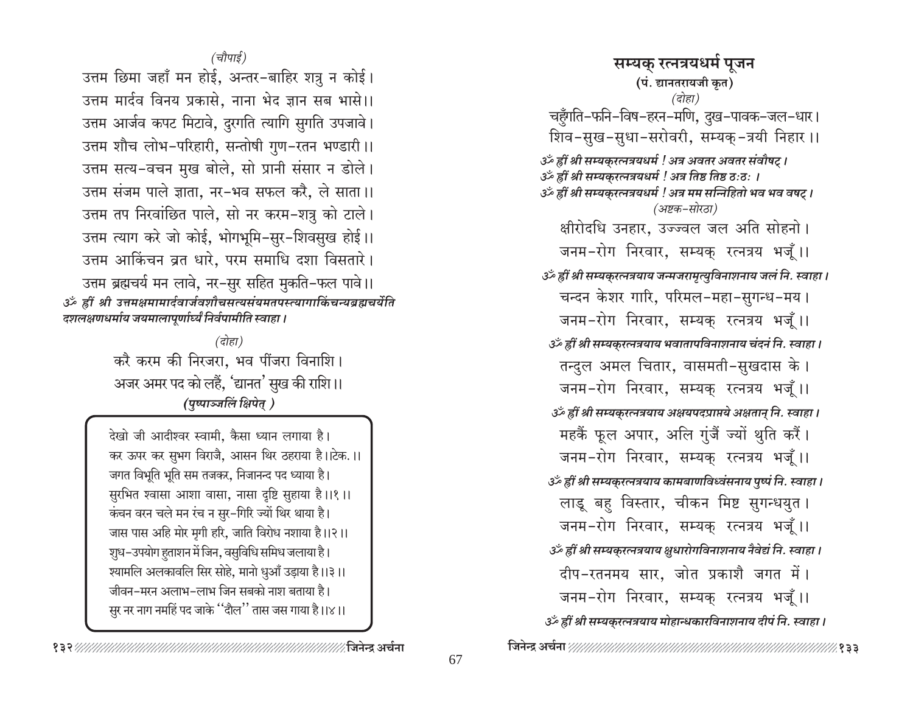*(चौपाई)*

उत्तम छिमा जहाँ मन होई, अन्तर-बाहिर शत्रु न कोई।
उत्तम मार्दव विनय प्रकासे, नाना भेद ज्ञान सब भासे।।
उत्तम आर्जव कपट मिटावे, दुरगति त्यागि सुगति उपजावे।
उत्तम शौच लोभ-परिहारी, सन्तोषी गुण-रतन भण्डारी।।
उत्तम सत्य-वचन मुख बोले, सो प्रानी संसार न डोले।
उत्तम संजम पाले ज्ञाता, नर-भव सफल करै, ले साता।।
उत्तम तप निरवांछित पाले, सो नर करम-शत्रु को टाले।
उत्तम त्याग करे जो कोई, भोगभूमि-सुर-शिवसुख होई।।
उत्तम आकिंचन व्रत धारे, परम समाधि दशा विसतारे।
उत्तम ब्रह्मचर्य मन लावे, नर-सुर सहित मुकति-फल पावे।।

*ॐ ह्रीं श्री उत्तमक्षमामार्दवार्जवशौचसत्यसंयमतपस्त्यागाकिंचन्यब्रह्मचर्येति दशलक्षणधर्माय जयमालापूर्णार्घ्यं निर्वपामीति स्वाहा।*

*(दोहा)*

करै करम की निरजरा, भव पींजरा विनाशि।
अजर अमर पद को लहैं, 'द्यानत' सुख की राशि।।

***(पुष्पाञ्जलिं क्षिपेत्)***

देखो जी आदीश्वर स्वामी, कैसा ध्यान लगाया है।
कर ऊपर कर सुभग विराजै, आसन थिर ठहराया है।।टेक.।।
जगत विभूति भूति सम तजकर, निजानन्द पद ध्याया है।
सुरभित श्वासा आशा वासा, नासा दृष्टि सुहाया है।।१।।
कंचन वरन चले मन रंच न सुर-गिरि ज्यों थिर थाया है।
जास पास अहि मोर मृगी हरि, जाति विरोध नशाया है।।२।।
शुध-उपयोग हुताशन में जिन, वसुविधि समिध जलाया है।
श्यामलि अलकावलि सिर सोहे, मानो धुआँ उड़ाया है।।३।।
जीवन-मरन अलाभ-लाभ जिन सबको नाश बताया है।
सुर नर नाग नमहिं पद जाके "दौल" तास जस गाया है।।४।।

## सम्यक् रत्नत्रयधर्म पूजन

**(पं. द्यानतरायजी कृत)**

*(दोहा)*

चहुँगति-फनि-विष-हरन-मणि, दुख-पावक-जल-धार।
शिव-सुख-सुधा-सरोवरी, सम्यक्-त्रयी निहार।।

*ॐ ह्रीं श्री सम्यक्रत्नत्रयधर्म ! अत्र अवतर अवतर संवौषट्।*
*ॐ ह्रीं श्री सम्यक्रत्नत्रयधर्म ! अत्र तिष्ठ तिष्ठ ठः ठः ।*
*ॐ ह्रीं श्री सम्यक्रत्नत्रयधर्म ! अत्र मम सन्निहितो भव भव वषट्।*

*(अष्टक-सोरठा)*

क्षीरोदधि उनहार, उज्ज्वल जल अति सोहनो।
जनम-रोग निरवार, सम्यक् रत्नत्रय भजूँ।।

*ॐ ह्रीं श्री सम्यक्रत्नत्रयाय जन्मजरामृत्युविनाशनाय जलं नि. स्वाहा।*

चन्दन केशर गारि, परिमल-महा-सुगन्ध-मय।
जनम-रोग निरवार, सम्यक् रत्नत्रय भजूँ।।

*ॐ ह्रीं श्री सम्यक्रत्नत्रयाय भवातापविनाशनाय चंदनं नि. स्वाहा।*

तन्दुल अमल चितार, वासमती-सुखदास के।
जनम-रोग निरवार, सम्यक् रत्नत्रय भजूँ।।

*ॐ ह्रीं श्री सम्यक्रत्नत्रयाय अक्षयपदप्राप्तये अक्षतान् नि. स्वाहा।*

महकैं फूल अपार, अलि गुंजैं ज्यों थुति करैं।
जनम-रोग निरवार, सम्यक् रत्नत्रय भजूँ।।

*ॐ ह्रीं श्री सम्यक्रत्नत्रयाय कामबाणविध्वंसनाय पुष्पं नि. स्वाहा।*

लाडू बहु विस्तार, चीकन मिष्ट सुगन्धयुत।
जनम-रोग निरवार, सम्यक् रत्नत्रय भजूँ।।

*ॐ ह्रीं श्री सम्यक्रत्नत्रयाय क्षुधारोगविनाशनाय नैवेद्यं नि. स्वाहा।*

दीप-रतनमय सार, जोत प्रकाशै जगत में।
जनम-रोग निरवार, सम्यक् रत्नत्रय भजूँ।।

*ॐ ह्रीं श्री सम्यक्रत्नत्रयाय मोहान्धकारविनाशनाय दीपं नि. स्वाहा।*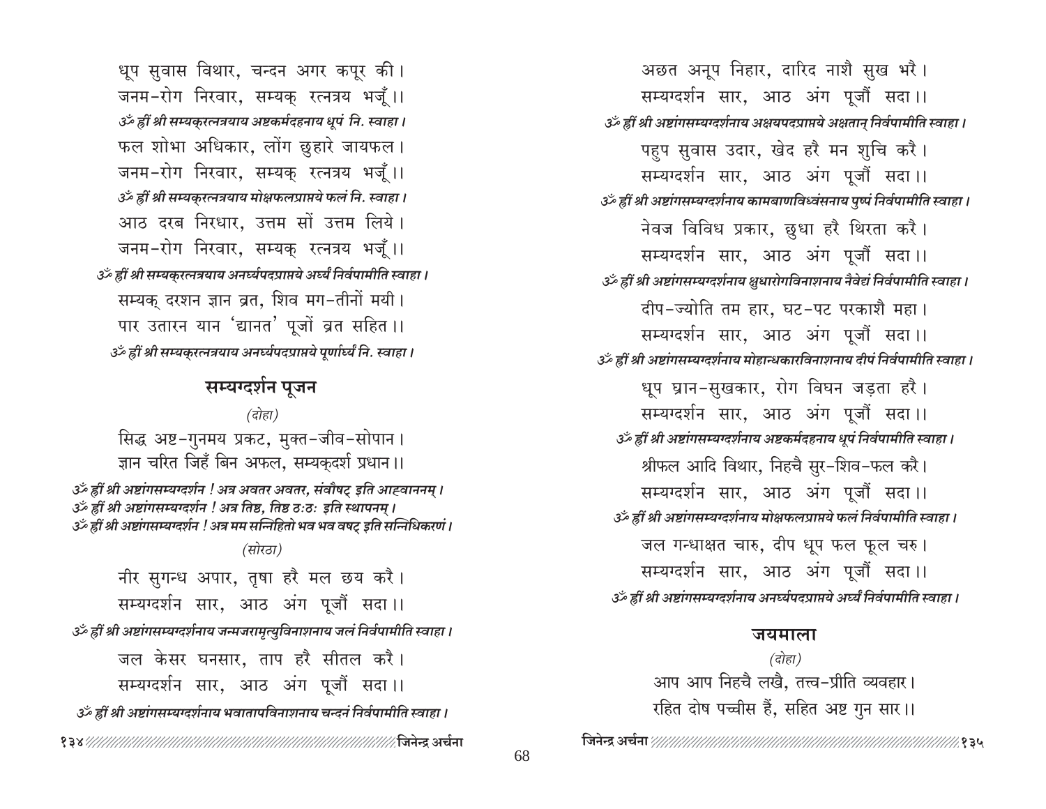धूप सुवास विथार, चन्दन अगर कपूर की।
जनम-रोग निरवार, सम्यक् रत्नत्रय भजूँ।।

*ॐ ह्रीं श्री सम्यक्रत्नत्रयाय अष्टकर्मदहनाय धूपं नि. स्वाहा।*

फल शोभा अधिकार, लोंग छुहारे जायफल।
जनम-रोग निरवार, सम्यक् रत्नत्रय भजूँ।।

*ॐ ह्रीं श्री सम्यक्रत्नत्रयाय मोक्षफलप्राप्तये फलं नि. स्वाहा।*

आठ दरब निरधार, उत्तम सों उत्तम लिये।
जनम-रोग निरवार, सम्यक् रत्नत्रय भजूँ।।

*ॐ ह्रीं श्री सम्यक्रत्नत्रयाय अनर्घ्यपदप्राप्तये अर्घ्यं निर्वपामीति स्वाहा।*

सम्यक् दरशन ज्ञान व्रत, शिव मग-तीनों मयी।
पार उतारन यान 'द्यानत' पूजों व्रत सहित।।

*ॐ ह्रीं श्री सम्यक्रत्नत्रयाय अनर्घ्यपदप्राप्तये पूर्णार्घ्यं नि. स्वाहा।*

## सम्यग्दर्शन पूजन

*(दोहा)*

सिद्ध अष्ट-गुनमय प्रकट, मुक्त-जीव-सोपान।
ज्ञान चरित जिहँ बिन अफल, सम्यक्दर्श प्रधान।।

*ॐ ह्रीं श्री अष्टांगसम्यग्दर्शन ! अत्र अवतर अवतर, संवौषट् इति आह्वाननम्।*
*ॐ ह्रीं श्री अष्टांगसम्यग्दर्शन ! अत्र तिष्ठ, तिष्ठ ठः ठः इति स्थापनम्।*
*ॐ ह्रीं श्री अष्टांगसम्यग्दर्शन ! अत्र मम सन्निहितो भव भव वषट् इति सन्निधिकरणं।*

*(सोरठा)*

नीर सुगन्ध अपार, तृषा हरै मल छय करै।
सम्यग्दर्शन सार, आठ अंग पूजौं सदा।।

*ॐ ह्रीं श्री अष्टांगसम्यग्दर्शनाय जन्मजरामृत्युविनाशनाय जलं निर्वपामीति स्वाहा।*

जल केसर घनसार, ताप हरै सीतल करै।
सम्यग्दर्शन सार, आठ अंग पूजौं सदा।।

*ॐ ह्रीं श्री अष्टांगसम्यग्दर्शनाय भवातापविनाशनाय चन्दनं निर्वपामीति स्वाहा।*

अछत अनूप निहार, दारिद नाशै सुख भरै।
सम्यग्दर्शन सार, आठ अंग पूजौं सदा।।

*ॐ ह्रीं श्री अष्टांगसम्यग्दर्शनाय अक्षयपदप्राप्तये अक्षतान् निर्वपामीति स्वाहा।*

पहुप सुवास उदार, खेद हरै मन शुचि करै।
सम्यग्दर्शन सार, आठ अंग पूजौं सदा।।

*ॐ ह्रीं श्री अष्टांगसम्यग्दर्शनाय कामबाणविध्वंसनाय पुष्पं निर्वपामीति स्वाहा।*

नेवज विविध प्रकार, छुधा हरै थिरता करै।
सम्यग्दर्शन सार, आठ अंग पूजौं सदा।।

*ॐ ह्रीं श्री अष्टांगसम्यग्दर्शनाय क्षुधारोगविनाशनाय नैवेद्यं निर्वपामीति स्वाहा।*

दीप-ज्योति तम हार, घट-पट परकाशै महा।
सम्यग्दर्शन सार, आठ अंग पूजौं सदा।।

*ॐ ह्रीं श्री अष्टांगसम्यग्दर्शनाय मोहान्धकारविनाशनाय दीपं निर्वपामीति स्वाहा।*

धूप घ्रान-सुखकार, रोग विघन जड़ता हरै।
सम्यग्दर्शन सार, आठ अंग पूजौं सदा।।

*ॐ ह्रीं श्री अष्टांगसम्यग्दर्शनाय अष्टकर्मदहनाय धूपं निर्वपामीति स्वाहा।*

श्रीफल आदि विथार, निहचै सुर-शिव-फल करै।
सम्यग्दर्शन सार, आठ अंग पूजौं सदा।।

*ॐ ह्रीं श्री अष्टांगसम्यग्दर्शनाय मोक्षफलप्राप्तये फलं निर्वपामीति स्वाहा।*

जल गन्धाक्षत चारु, दीप धूप फल फूल चरु।
सम्यग्दर्शन सार, आठ अंग पूजौं सदा।।

*ॐ ह्रीं श्री अष्टांगसम्यग्दर्शनाय अनर्घ्यपदप्राप्तये अर्घ्यं निर्वपामीति स्वाहा।*

## जयमाला

*(दोहा)*

आप आप निहचै लखै, तत्त्व-प्रीति व्यवहार।
रहित दोष पच्चीस हैं, सहित अष्ट गुन सार।।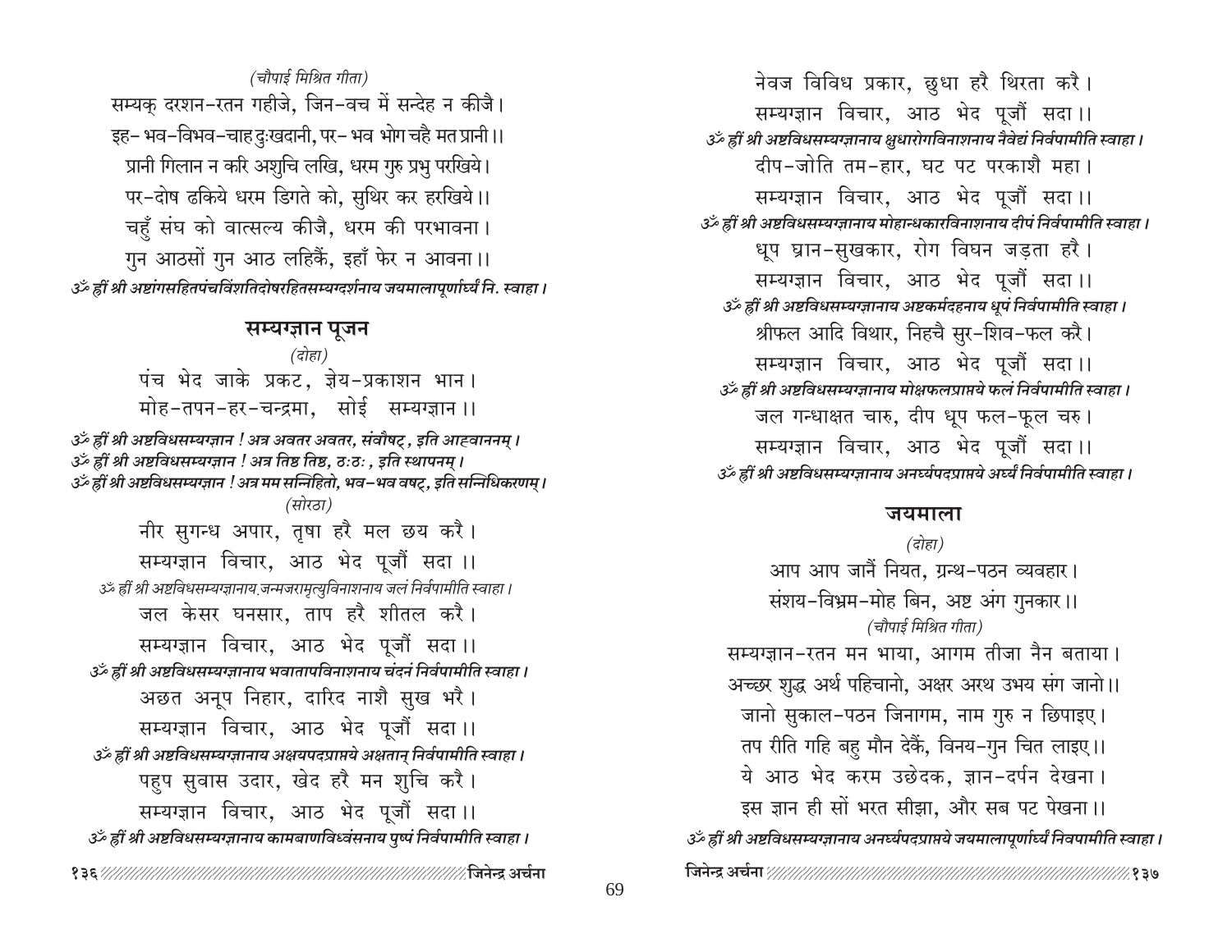*(चौपाई मिश्रित गीता)*

सम्यक् दरशन-रतन गहीजे, जिन-वच में सन्देह न कीजै।
इह- भव-विभव-चाह दुःखदानी, पर- भव भोग चहै मत प्रानी।।
प्रानी गिलान न करि अशुचि लखि, धरम गुरु प्रभु परखिये।
पर-दोष ढकिये धरम डिगते को, सुथिर कर हरखिये।।
चहुँ संघ को वात्सल्य कीजै, धरम की परभावना।
गुन आठसों गुन आठ लहिकैं, इहाँ फेर न आवना।।

***ॐ ह्रीं श्री अष्टांगसहितपंचविंशतिदोषरहितसम्यग्दर्शनाय जयमालापूर्णार्घ्यं नि. स्वाहा।***

## सम्यग्ज्ञान पूजन

*(दोहा)*

पंच भेद जाके प्रकट, ज्ञेय-प्रकाशन भान।
मोह-तपन-हर-चन्द्रमा, सोई सम्यग्ज्ञान।।

***ॐ ह्रीं श्री अष्टविधसम्यग्ज्ञान ! अत्र अवतर अवतर, संवौषट्, इति आह्वाननम्।***
***ॐ ह्रीं श्री अष्टविधसम्यग्ज्ञान ! अत्र तिष्ठ तिष्ठ, ठः ठः, इति स्थापनम्।***
***ॐ ह्रीं श्री अष्टविधसम्यग्ज्ञान ! अत्र मम सन्निहितो, भव-भव वषट्, इति सन्निधिकरणम्।***

*(सोरठा)*

नीर सुगन्ध अपार, तृषा हरै मल छय करै।
सम्यग्ज्ञान विचार, आठ भेद पूजौं सदा।।

*ॐ ह्रीं श्री अष्टविधसम्यग्ज्ञानाय जन्मजरामृत्युविनाशनाय जलं निर्वपामीति स्वाहा।*

जल केसर घनसार, ताप हरै शीतल करै।
सम्यग्ज्ञान विचार, आठ भेद पूजौं सदा।।

***ॐ ह्रीं श्री अष्टविधसम्यग्ज्ञानाय भवातापविनाशनाय चंदनं निर्वपामीति स्वाहा।***

अछत अनूप निहार, दारिद नाशै सुख भरै।
सम्यग्ज्ञान विचार, आठ भेद पूजौं सदा।।

***ॐ ह्रीं श्री अष्टविधसम्यग्ज्ञानाय अक्षयपदप्राप्तये अक्षतान् निर्वपामीति स्वाहा।***

पहुप सुवास उदार, खेद हरै मन शुचि करै।
सम्यग्ज्ञान विचार, आठ भेद पूजौं सदा।।

***ॐ ह्रीं श्री अष्टविधसम्यग्ज्ञानाय कामबाणविध्वंसनाय पुष्पं निर्वपामीति स्वाहा।***

नेवज विविध प्रकार, छुधा हरै थिरता करै।
सम्यग्ज्ञान विचार, आठ भेद पूजौं सदा।।

***ॐ ह्रीं श्री अष्टविधसम्यग्ज्ञानाय क्षुधारोगविनाशनाय नैवेद्यं निर्वपामीति स्वाहा।***

दीप-जोति तम-हार, घट पट परकाशै महा।
सम्यग्ज्ञान विचार, आठ भेद पूजौं सदा।।

***ॐ ह्रीं श्री अष्टविधसम्यग्ज्ञानाय मोहान्धकारविनाशनाय दीपं निर्वपामीति स्वाहा।***

धूप घ्रान-सुखकार, रोग विघन जड़ता हरै।
सम्यग्ज्ञान विचार, आठ भेद पूजौं सदा।।

***ॐ ह्रीं श्री अष्टविधसम्यग्ज्ञानाय अष्टकर्मदहनाय धूपं निर्वपामीति स्वाहा।***

श्रीफल आदि विथार, निहचै सुर-शिव-फल करै।
सम्यग्ज्ञान विचार, आठ भेद पूजौं सदा।।

***ॐ ह्रीं श्री अष्टविधसम्यग्ज्ञानाय मोक्षफलप्राप्तये फलं निर्वपामीति स्वाहा।***

जल गन्धाक्षत चारु, दीप धूप फल-फूल चरु।
सम्यग्ज्ञान विचार, आठ भेद पूजौं सदा।।

***ॐ ह्रीं श्री अष्टविधसम्यग्ज्ञानाय अनर्घ्यपदप्राप्तये अर्घ्यं निर्वपामीति स्वाहा।***

## जयमाला

*(दोहा)*

आप आप जानैं नियत, ग्रन्थ-पठन व्यवहार।
संशय-विभ्रम-मोह बिन, अष्ट अंग गुनकार।।

*(चौपाई मिश्रित गीता)*

सम्यग्ज्ञान-रतन मन भाया, आगम तीजा नैन बताया।
अच्छर शुद्ध अर्थ पहिचानो, अक्षर अरथ उभय संग जानो।।
जानो सुकाल-पठन जिनागम, नाम गुरु न छिपाइए।
तप रीति गहि बहु मौन देकैं, विनय-गुन चित लाइए।।
ये आठ भेद करम उछेदक, ज्ञान-दर्पन देखना।
इस ज्ञान ही सों भरत सीझा, और सब पट पेखना।।

***ॐ ह्रीं श्री अष्टविधसम्यग्ज्ञानाय अनर्घ्यपदप्राप्तये जयमालापूर्णार्घ्यं निवपामीति स्वाहा।***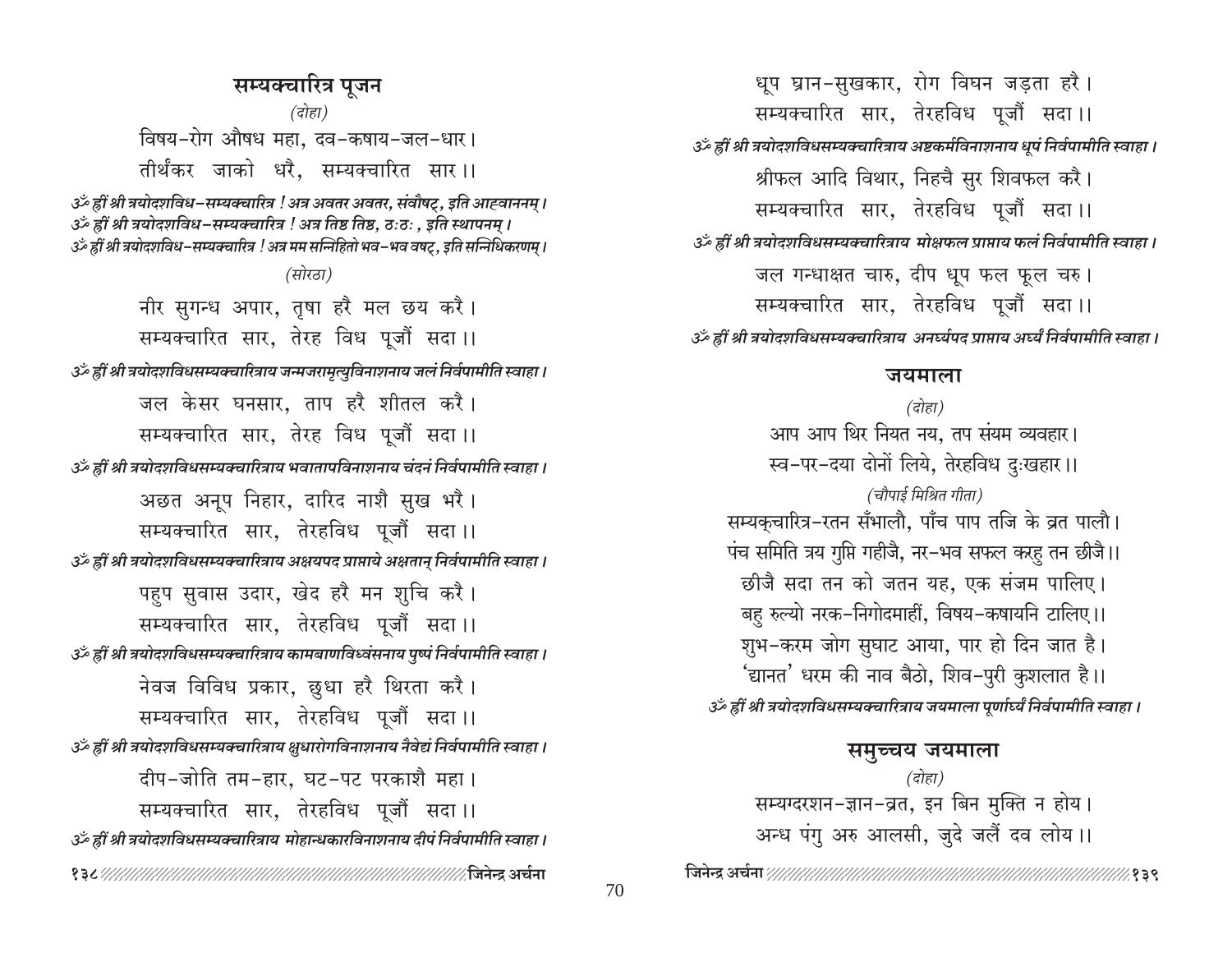## सम्यक्चारित्र पूजन

*(दोहा)*

विषय-रोग औषध महा, दव-कषाय-जल-धार।
तीर्थंकर जाको धरै, सम्यक्चारित सार।।

*ॐ ह्रीं श्री त्रयोदशविध-सम्यक्चारित्र ! अत्र अवतर अवतर, संवौषट्, इति आह्वाननम्।*
*ॐ ह्रीं श्री त्रयोदशविध-सम्यक्चारित्र ! अत्र तिष्ठ तिष्ठ, ठः ठः, इति स्थापनम्।*
*ॐ ह्रीं श्री त्रयोदशविध-सम्यक्चारित्र ! अत्र मम सन्निहितो भव-भव वषट्, इति सन्निधिकरणम्।*

*(सोरठा)*

नीर सुगन्ध अपार, तृषा हरै मल छय करै।
सम्यक्चारित सार, तेरह विध पूजौं सदा।।

*ॐ ह्रीं श्री त्रयोदशविधसम्यक्चारित्राय जन्मजरामृत्युविनाशनाय जलं निर्वपामीति स्वाहा।*

जल केसर घनसार, ताप हरै शीतल करै।
सम्यक्चारित सार, तेरह विध पूजौं सदा।।

*ॐ ह्रीं श्री त्रयोदशविधसम्यक्चारित्राय भवातापविनाशनाय चंदनं निर्वपामीति स्वाहा।*

अछत अनूप निहार, दारिद नाशै सुख भरै।
सम्यक्चारित सार, तेरहविध पूजौं सदा।।

*ॐ ह्रीं श्री त्रयोदशविधसम्यक्चारित्राय अक्षयपद प्राप्ताये अक्षतान् निर्वपामीति स्वाहा।*

पहुप सुवास उदार, खेद हरै मन शुचि करै।
सम्यक्चारित सार, तेरहविध पूजौं सदा।।

*ॐ ह्रीं श्री त्रयोदशविधसम्यक्चारित्राय कामबाणविध्वंसनाय पुष्पं निर्वपामीति स्वाहा।*

नेवज विविध प्रकार, छुधा हरै थिरता करै।
सम्यक्चारित सार, तेरहविध पूजौं सदा।।

*ॐ ह्रीं श्री त्रयोदशविधसम्यक्चारित्राय क्षुधारोगविनाशनाय नैवेद्यं निर्वपामीति स्वाहा।*

दीप-जोति तम-हार, घट-पट परकाशै महा।
सम्यक्चारित सार, तेरहविध पूजौं सदा।।

*ॐ ह्रीं श्री त्रयोदशविधसम्यक्चारित्राय मोहान्धकारविनाशनाय दीपं निर्वपामीति स्वाहा।*

धूप घ्रान-सुखकार, रोग विघन जड़ता हरै।
सम्यक्चारित सार, तेरहविध पूजौं सदा।।

*ॐ ह्रीं श्री त्रयोदशविधसम्यक्चारित्राय अष्टकर्मविनाशनाय धूपं निर्वपामीति स्वाहा।*

श्रीफल आदि विथार, निहचै सुर शिवफल करै।
सम्यक्चारित सार, तेरहविध पूजौं सदा।।

*ॐ ह्रीं श्री त्रयोदशविधसम्यक्चारित्राय मोक्षफल प्राप्ताय फलं निर्वपामीति स्वाहा।*

जल गन्धाक्षत चारु, दीप धूप फल फूल चरु।
सम्यक्चारित सार, तेरहविध पूजौं सदा।।

*ॐ ह्रीं श्री त्रयोदशविधसम्यक्चारित्राय अनर्घ्यपद प्राप्ताय अर्घ्यं निर्वपामीति स्वाहा।*

### जयमाला

*(दोहा)*

आप आप थिर नियत नय, तप संयम व्यवहार।
स्व-पर-दया दोनों लिये, तेरहविध दुःखहार।।

*(चौपाई मिश्रित गीता)*

सम्यक्चारित्र-रतन सँभालौ, पाँच पाप तजि के व्रत पालौ।
पंच समिति त्रय गुप्ति गहीजै, नर-भव सफल करहु तन छीजै।।
छीजै सदा तन को जतन यह, एक संजम पालिए।
बहु रुल्यो नरक-निगोदमाहीं, विषय-कषायनि टालिए।।
शुभ-करम जोग सुघाट आया, पार हो दिन जात है।
'द्यानत' धरम की नाव बैठो, शिव-पुरी कुशलात है।।

*ॐ ह्रीं श्री त्रयोदशविधसम्यक्चारित्राय जयमाला पूर्णार्घ्यं निर्वपामीति स्वाहा।*

### समुच्चय जयमाला

*(दोहा)*

सम्यग्दरशन-ज्ञान-व्रत, इन बिन मुक्ति न होय।
अन्ध पंगु अरु आलसी, जुदे जलैं दव लोय।।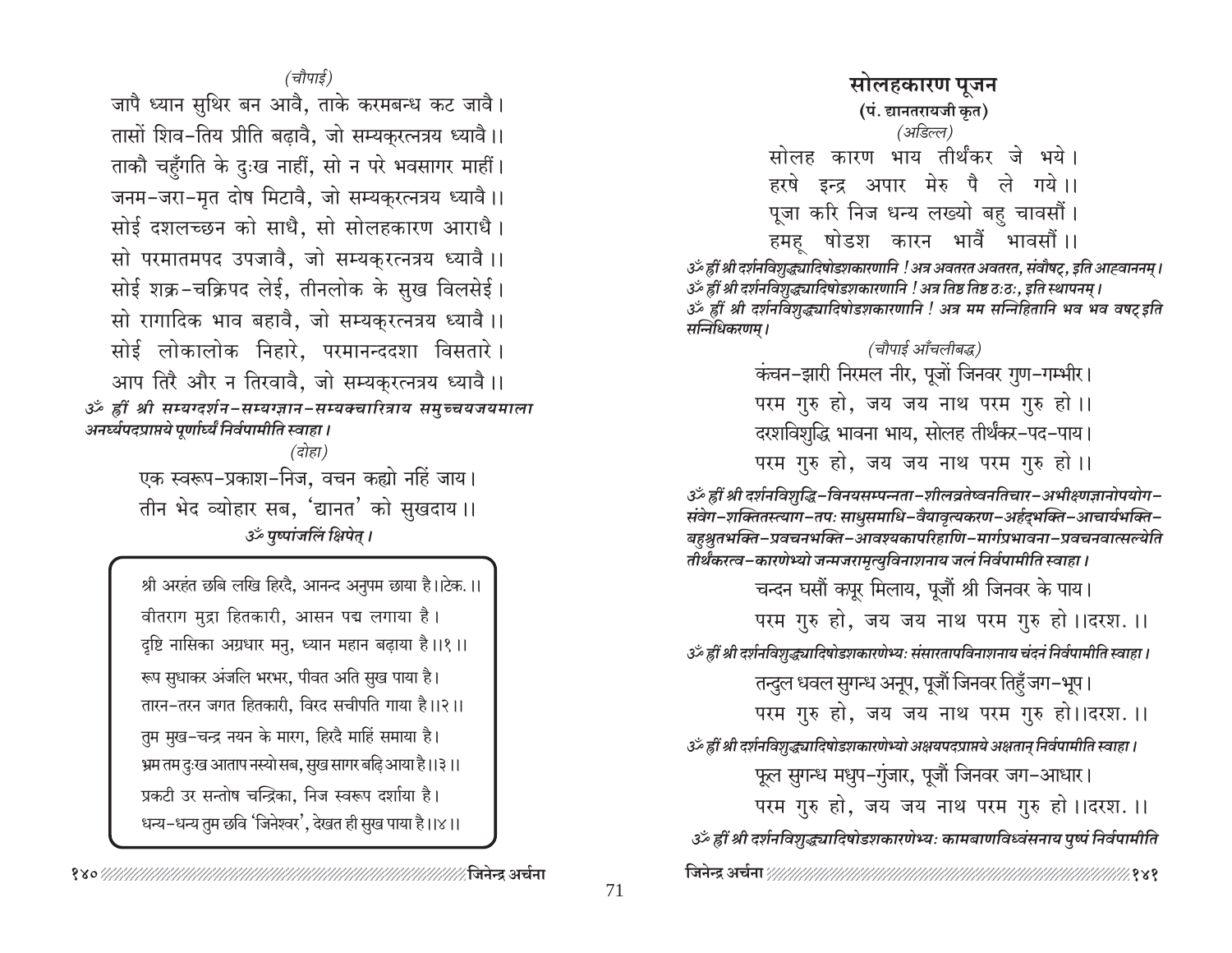*(चौपाई)*

जापै ध्यान सुथिर बन आवै, ताके करमबन्ध कट जावै।
तासों शिव-तिय प्रीति बढ़ावै, जो सम्यक्‌रत्नत्रय ध्यावै।।
ताकौ चहुँगति के दुःख नाहीं, सो न परे भवसागर माहीं।
जनम-जरा-मृत दोष मिटावै, जो सम्यक्‌रत्नत्रय ध्यावै।।
सोई दशलच्छन को साधै, सो सोलहकारण आराधै।
सो परमातमपद उपजावै, जो सम्यक्‌रत्नत्रय ध्यावै।।
सोई शक्र-चक्रिपद लेई, तीनलोक के सुख विलसेई।
सो रागादिक भाव बहावै, जो सम्यक्‌रत्नत्रय ध्यावै।।
सोई लोकालोक निहारे, परमानन्ददशा विसतारे।
आप तिरै और न तिरवावै, जो सम्यक्‌रत्नत्रय ध्यावै।।

*ॐ ह्रीं श्री सम्यग्दर्शन-सम्यग्ज्ञान-सम्यक्चारित्राय समुच्चयजयमाला अनर्घ्यपदप्राप्तये पूर्णार्घ्यं निर्वपामीति स्वाहा।*

*(दोहा)*

एक स्वरूप-प्रकाश-निज, वचन कह्यो नहिं जाय।
तीन भेद व्योहार सब, 'द्यानत' को सुखदाय।।

*ॐ पुष्पांजलिं क्षिपेत्।*

श्री अरहंत छबि लखि हिरदै, आनन्द अनुपम छाया है।।टेक.।।
वीतराग मुद्रा हितकारी, आसन पद्म लगाया है।
दृष्टि नासिका अग्रधार मनु, ध्यान महान बढ़ाया है।।१।।
रूप सुधाकर अंजलि भरभर, पीवत अति सुख पाया है।
तारन-तरन जगत हितकारी, विरद सचीपति गाया है।।२।।
तुम मुख-चन्द्र नयन के मारग, हिरदै माहिं समाया है।
भ्रम तम दुःख आताप नस्यो सब, सुख सागर बढ़ि आया है।।३।।
प्रकटी उर सन्तोष चन्द्रिका, निज स्वरूप दर्शाया है।
धन्य-धन्य तुम छवि 'जिनेश्वर', देखत ही सुख पाया है।।४।।

## सोलहकारण पूजन

**(पं. द्यानतरायजी कृत)**

*(अडिल्ल)*

सोलह कारण भाय तीर्थंकर जे भये।
हरषे इन्द्र अपार मेरु पै ले गये।।
पूजा करि निज धन्य लख्यो बहु चावसौं।
हमहू षोडश कारन भावैं भावसौं।।

*ॐ ह्रीं श्री दर्शनविशुद्ध्यादिषोडशकारणानि ! अत्र अवतरत अवतरत, संवौषट्, इति आह्वाननम्।*
*ॐ ह्रीं श्री दर्शनविशुद्ध्यादिषोडशकारणानि ! अत्र तिष्ठ तिष्ठ ठः ठः, इति स्थापनम्।*
*ॐ ह्रीं श्री दर्शनविशुद्ध्यादिषोडशकारणानि ! अत्र मम सन्निहितानि भव भव वषट् इति सन्निधिकरणम्।*

*(चौपाई आँचलीबद्ध)*

कंचन-झारी निरमल नीर, पूजों जिनवर गुण-गम्भीर।
परम गुरु हो, जय जय नाथ परम गुरु हो।।
दरशविशुद्धि भावना भाय, सोलह तीर्थंकर-पद-पाय।
परम गुरु हो, जय जय नाथ परम गुरु हो।।

*ॐ ह्रीं श्री दर्शनविशुद्धि-विनयसम्पन्नता-शीलव्रतेष्वनतिचार-अभीक्ष्णज्ञानोपयोग-संवेग-शक्तितस्त्याग-तपः साधुसमाधि-वैयावृत्यकरण-अर्हद्‌भक्ति-आचार्यभक्ति-बहुश्रुतभक्ति-प्रवचनभक्ति-आवश्यकापरिहाणि-मार्गप्रभावना-प्रवचनवात्सल्येति तीर्थंकरत्व-कारणेभ्यो जन्मजरामृत्युविनाशनाय जलं निर्वपामीति स्वाहा।*

चन्दन घसौं कपूर मिलाय, पूजौं श्री जिनवर के पाय।
परम गुरु हो, जय जय नाथ परम गुरु हो।।दरश.।।

*ॐ ह्रीं श्री दर्शनविशुद्ध्यादिषोडशकारणेभ्यः संसारतापविनाशनाय चंदनं निर्वपामीति स्वाहा।*

तन्दुल धवल सुगन्ध अनूप, पूजौं जिनवर तिहुँ जग-भूप।
परम गुरु हो, जय जय नाथ परम गुरु हो।।दरश.।।

*ॐ ह्रीं श्री दर्शनविशुद्ध्यादिषोडशकारणेभ्यो अक्षयपदप्राप्तये अक्षतान् निर्वपामीति स्वाहा।*

फूल सुगन्ध मधुप-गुंजार, पूजौं जिनवर जग-आधार।
परम गुरु हो, जय जय नाथ परम गुरु हो।।दरश.।।

*ॐ ह्रीं श्री दर्शनविशुद्ध्यादिषोडशकारणेभ्यः कामबाणविध्वंसनाय पुष्पं निर्वपामीति*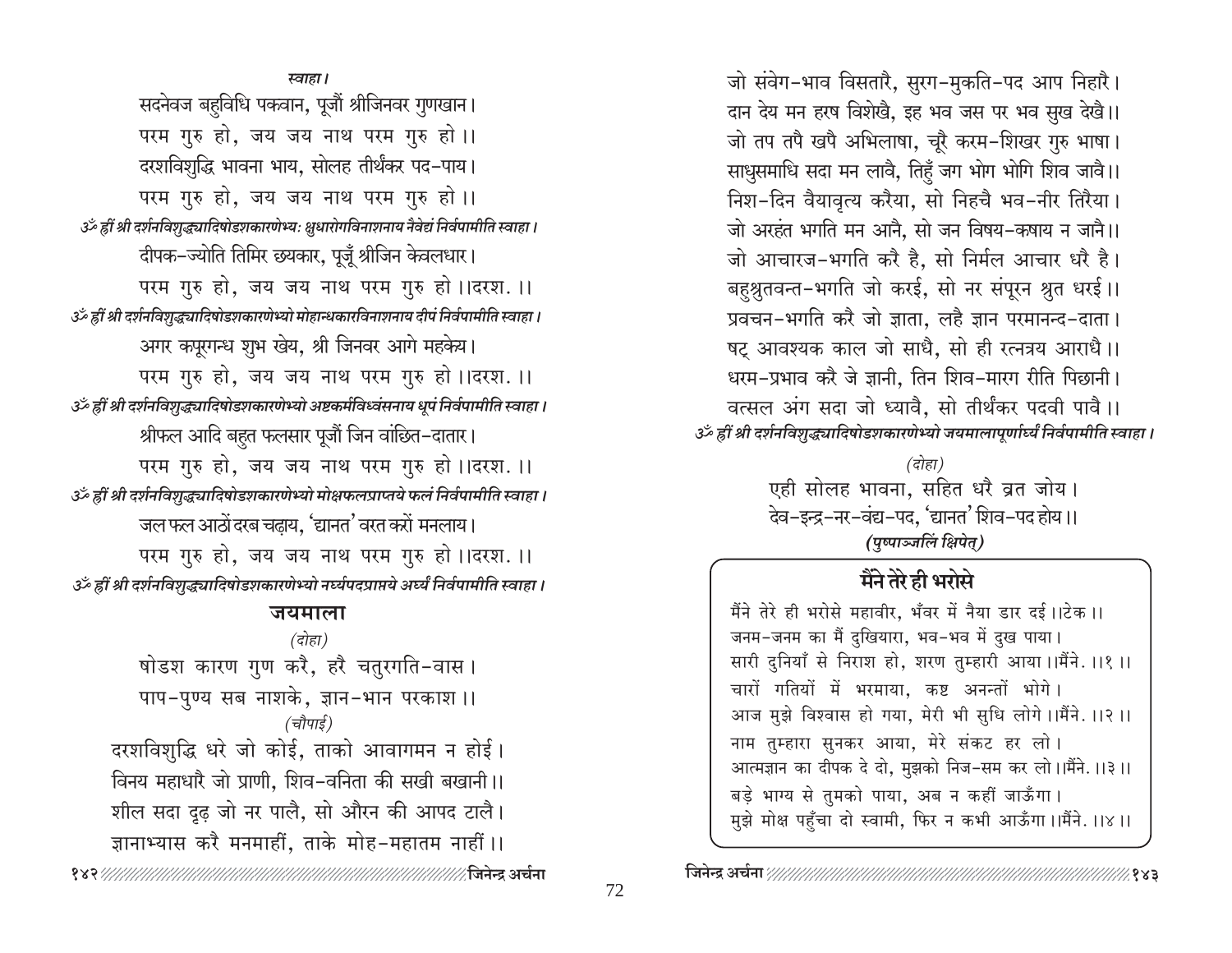*स्वाहा।*

सदनेवज बहुविधि पकवान, पूजौं श्रीजिनवर गुणखान।
परम गुरु हो, जय जय नाथ परम गुरु हो ।।
दरशविशुद्धि भावना भाय, सोलह तीर्थंकर पद-पाय।
परम गुरु हो, जय जय नाथ परम गुरु हो ।।

*ॐ ह्रीं श्री दर्शनविशुद्ध्यादिषोडशकारणेभ्यः क्षुधारोगविनाशनाय नैवेद्यं निर्वपामीति स्वाहा।*

दीपक-ज्योति तिमिर छयकार, पूजूँ श्रीजिन केवलधार।
परम गुरु हो, जय जय नाथ परम गुरु हो ।।दरश. ।।

*ॐ ह्रीं श्री दर्शनविशुद्ध्यादिषोडशकारणेभ्यो मोहान्धकारविनाशनाय दीपं निर्वपामीति स्वाहा।*

अगर कपूरगन्ध शुभ खेय, श्री जिनवर आगे महकेय।
परम गुरु हो, जय जय नाथ परम गुरु हो ।।दरश. ।।

*ॐ ह्रीं श्री दर्शनविशुद्ध्यादिषोडशकारणेभ्यो अष्टकर्मविध्वंसनाय धूपं निर्वपामीति स्वाहा।*

श्रीफल आदि बहुत फलसार पूजौं जिन वांछित-दातार।
परम गुरु हो, जय जय नाथ परम गुरु हो ।।दरश. ।।

*ॐ ह्रीं श्री दर्शनविशुद्ध्यादिषोडशकारणेभ्यो मोक्षफलप्राप्तये फलं निर्वपामीति स्वाहा।*

जल फल आठों दरब चढ़ाय, 'द्यानत' वरत करों मनलाय।
परम गुरु हो, जय जय नाथ परम गुरु हो ।।दरश. ।।

*ॐ ह्रीं श्री दर्शनविशुद्ध्यादिषोडशकारणेभ्यो नर्घ्यपदप्राप्तये अर्घ्यं निर्वपामीति स्वाहा।*

## जयमाला

*(दोहा)*

षोडश कारण गुण करै, हरै चतुरगति-वास।
पाप-पुण्य सब नाशके, ज्ञान-भान परकाश ।।

*(चौपाई)*

दरशविशुद्धि धरे जो कोई, ताको आवागमन न होई।
विनय महाधारै जो प्राणी, शिव-वनिता की सखी बखानी।।
शील सदा दृढ़ जो नर पालै, सो औरन की आपद टालै।
ज्ञानाभ्यास करै मनमाहीं, ताके मोह-महातम नाहीं ।।
जो संवेग-भाव विसतारै, सुरग-मुकति-पद आप निहारै।
दान देय मन हरष विशेखै, इह भव जस पर भव सुख देखै।।
जो तप तपै खपै अभिलाषा, चूरै करम-शिखर गुरु भाषा।
साधुसमाधि सदा मन लावै, तिहुँ जग भोग भोगि शिव जावै।।
निश-दिन वैयावृत्य करैया, सो निहचै भव-नीर तिरैया।
जो अरहंत भगति मन आनै, सो जन विषय-कषाय न जानै।।
जो आचारज-भगति करै है, सो निर्मल आचार धरै है।
बहुश्रुतवन्त-भगति जो करई, सो नर संपूरन श्रुत धरई।।
प्रवचन-भगति करै जो ज्ञाता, लहै ज्ञान परमानन्द-दाता।
षट् आवश्यक काल जो साधै, सो ही रत्नत्रय आराधै।।
धरम-प्रभाव करै जे ज्ञानी, तिन शिव-मारग रीति पिछानी।
वत्सल अंग सदा जो ध्यावै, सो तीर्थंकर पदवी पावै ।।

*ॐ ह्रीं श्री दर्शनविशुद्ध्यादिषोडशकारणेभ्यो जयमालापूर्णार्घ्यं निर्वपामीति स्वाहा।*

*(दोहा)*

एही सोलह भावना, सहित धरै व्रत जोय।
देव-इन्द्र-नर-वंद्य-पद, 'द्यानत' शिव-पद होय।।

***(पुष्पाञ्जलिं क्षिपेत्)***

## मैंने तेरे ही भरोसे

मैंने तेरे ही भरोसे महावीर, भँवर में नैया डार दई।।टेक।।
जनम-जनम का मैं दुखियारा, भव-भव में दुख पाया।
सारी दुनियाँ से निराश हो, शरण तुम्हारी आया।।मैंने. ।।१।।
चारों गतियों में भरमाया, कष्ट अनन्तों भोगे।
आज मुझे विश्वास हो गया, मेरी भी सुधि लोगे।।मैंने. ।।२।।
नाम तुम्हारा सुनकर आया, मेरे संकट हर लो।
आत्मज्ञान का दीपक दे दो, मुझको निज-सम कर लो।।मैंने. ।।३।।
बड़े भाग्य से तुमको पाया, अब न कहीं जाऊँगा।
मुझे मोक्ष पहुँचा दो स्वामी, फिर न कभी आऊँगा।।मैंने. ।।४।।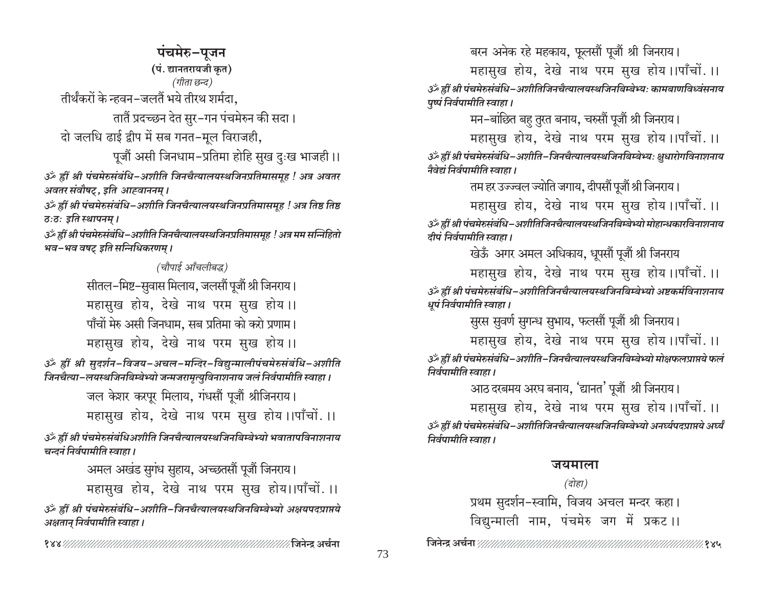## पंचमेरु-पूजन

**(पं. द्यानतरायजी कृत)**

*(गीता छन्द)*

तीर्थंकरों के न्हवन-जलतैं भये तीरथ शर्मदा,
तातैं प्रदच्छन देत सुर-गन पंचमेरुन की सदा।
दो जलधि ढाई द्वीप में सब गनत-मूल विराजही,
पूजौं असी जिनधाम-प्रतिमा होहि सुख दुःख भाजही।।

*ॐ ह्रीं श्री पंचमेरुसंबंधि-अशीति जिनचैत्यालयस्थजिनप्रतिमासमूह ! अत्र अवतर अवतर संवौषट्, इति आह्वाननम्।*

*ॐ ह्रीं श्री पंचमेरुसंबंधि-अशीति जिनचैत्यालयस्थजिनप्रतिमासमूह ! अत्र तिष्ठ तिष्ठ ठःठः इति स्थापनम्।*

*ॐ ह्रीं श्री पंचमेरुसंबंधि-अशीति जिनचैत्यालयस्थजिनप्रतिमासमूह ! अत्र मम सन्निहितो भव-भव वषट् इति सन्निधिकरणम्।*

*(चौपाई आँचलीबद्ध)*

सीतल-मिष्ट-सुवास मिलाय, जलसौं पूजौं श्री जिनराय।
महासुख होय, देखे नाथ परम सुख होय।।
पाँचों मेरु असी जिनधाम, सब प्रतिमा को करो प्रणाम।
महासुख होय, देखे नाथ परम सुख होय।।

*ॐ ह्रीं श्री सुदर्शन-विजय-अचल-मन्दिर-विद्युन्मालीपंचमेरुसंबंधि-अशीति जिनचैत्या-लयस्थजिनबिम्बेभ्यो जन्मजरामृत्युविनाशनाय जलं निर्वपामीति स्वाहा।*

जल केशर करपूर मिलाय, गंधसौं पूजौं श्रीजिनराय।
महासुख होय, देखे नाथ परम सुख होय।।पाँचों.।।

*ॐ ह्रीं श्री पंचमेरुसंबंधिअशीति जिनचैत्यालयस्थजिनबिम्बेभ्यो भवातापविनाशनाय चन्दनं निर्वपामीति स्वाहा।*

अमल अखंड सुगंध सुहाय, अच्छतसौं पूजौं जिनराय।
महासुख होय, देखे नाथ परम सुख होय।।पाँचों.।।

*ॐ ह्रीं श्री पंचमेरुसंबंधि-अशीति-जिनचैत्यालयस्थजिनबिम्बेभ्यो अक्षयपदप्राप्तये अक्षतान् निर्वपामीति स्वाहा।*

बरन अनेक रहे महकाय, फूलसौं पूजौं श्री जिनराय।
महासुख होय, देखे नाथ परम सुख होय।।पाँचों.।।

*ॐ ह्रीं श्री पंचमेरुसंबंधि-अशीतिजिनचैत्यालयस्थजिनबिम्बेभ्यः कामबाणविध्वंसनाय पुष्पं निर्वपामीति स्वाहा।*

मन-बांछित बहु तुरत बनाय, चरुसौं पूजौं श्री जिनराय।
महासुख होय, देखे नाथ परम सुख होय।।पाँचों.।।

*ॐ ह्रीं श्री पंचमेरुसंबंधि-अशीति-जिनचैत्यालयस्थजिनबिम्बेभ्यः क्षुधारोगविनाशनाय नैवेद्यं निर्वपामीति स्वाहा।*

तम हर उज्ज्वल ज्योति जगाय, दीपसौं पूजौं श्री जिनराय।
महासुख होय, देखे नाथ परम सुख होय।।पाँचों.।।

*ॐ ह्रीं श्री पंचमेरुसंबंधि-अशीतिजिनचैत्यालयस्थजिनबिम्बेभ्यो मोहान्धकारविनाशनाय दीपं निर्वपामीति स्वाहा।*

खेऊँ अगर अमल अधिकाय, धूपसौं पूजौं श्री जिनराय
महासुख होय, देखे नाथ परम सुख होय।।पाँचों.।।

*ॐ ह्रीं श्री पंचमेरुसंबंधि-अशीतिजिनचैत्यालयस्थजिनबिम्बेभ्यो अष्टकर्मविनाशनाय धूपं निर्वपामीति स्वाहा।*

सुरस सुवर्ण सुगन्ध सुभाय, फलसौं पूजौं श्री जिनराय।
महासुख होय, देखे नाथ परम सुख होय।।पाँचों.।।

*ॐ ह्रीं श्री पंचमेरुसंबंधि-अशीति-जिनचैत्यालयस्थजिनबिम्बेभ्यो मोक्षफलप्राप्तये फलं निर्वपामीति स्वाहा।*

आठ दरबमय अरघ बनाय, 'द्यानत' पूजौं श्री जिनराय।
महासुख होय, देखे नाथ परम सुख होय।।पाँचों.।।

*ॐ ह्रीं श्री पंचमेरुसंबंधि-अशीतिजिनचैत्यालयस्थजिनबिम्बेभ्यो अनर्घ्यपदप्राप्तये अर्घ्यं निर्वपामीति स्वाहा।*

### जयमाला

*(दोहा)*

प्रथम सुदर्शन-स्वामि, विजय अचल मन्दर कहा।
विद्युन्माली नाम, पंचमेरु जग में प्रकट।।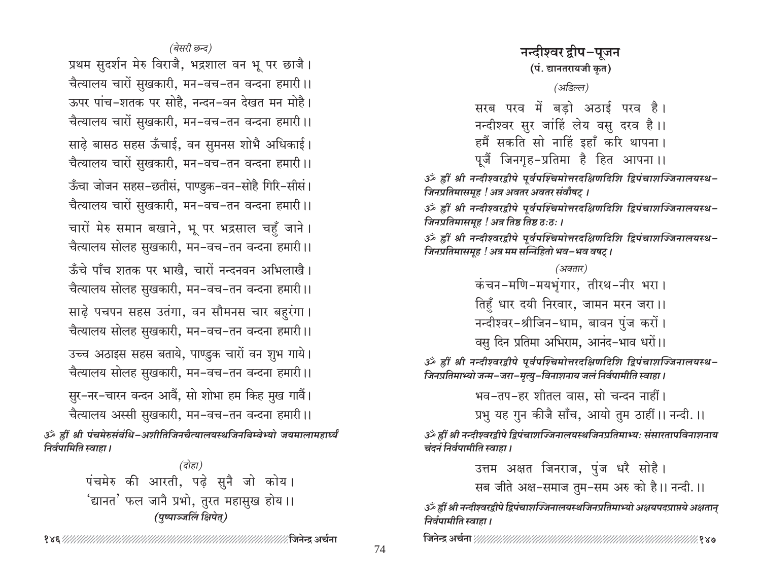(बेसरी छन्द)

प्रथम सुदर्शन मेरु विराजै, भद्रशाल वन भू पर छाजै।
चैत्यालय चारों सुखकारी, मन-वच-तन वन्दना हमारी।।

ऊपर पांच-शतक पर सोहै, नन्दन-वन देखत मन मोहै।
चैत्यालय चारों सुखकारी, मन-वच-तन वन्दना हमारी।।

साढ़े बासठ सहस ऊँचाई, वन सुमनस शोभै अधिकाई।
चैत्यालय चारों सुखकारी, मन-वच-तन वन्दना हमारी।।

ऊँचा जोजन सहस-छतीसं, पाण्डुक-वन-सोहै गिरि-सीसं।
चैत्यालय चारों सुखकारी, मन-वच-तन वन्दना हमारी।।

चारों मेरु समान बखाने, भू पर भद्रसाल चहुँ जाने।
चैत्यालय सोलह सुखकारी, मन-वच-तन वन्दना हमारी।।

ऊँचे पाँच शतक पर भाखै, चारों नन्दनवन अभिलाखै।
चैत्यालय सोलह सुखकारी, मन-वच-तन वन्दना हमारी।।

साढ़े पचपन सहस उतंगा, वन सौमनस चार बहुरंगा।
चैत्यालय सोलह सुखकारी, मन-वच-तन वन्दना हमारी।।

उच्च अठाइस सहस बताये, पाण्डुक चारों वन शुभ गाये।
चैत्यालय सोलह सुखकारी, मन-वच-तन वन्दना हमारी।।

सुर-नर-चारन वन्दन आवैं, सो शोभा हम किह मुख गावैं।
चैत्यालय अस्सी सुखकारी, मन-वच-तन वन्दना हमारी।।

*ॐ ह्रीं श्री पंचमेरुसंबंधि-अशीतिजिनचैत्यालयस्थजिनबिम्बेभ्यो जयमालामहार्घ्यं निर्वपामिति स्वाहा।*

(दोहा)

पंचमेरु की आरती, पढ़े सुनै जो कोय।
'द्यानत' फल जानै प्रभो, तुरत महासुख होय।।

***(पुष्पाञ्जलिं क्षिपेत्)***

## नन्दीश्वर द्वीप-पूजन

**(पं. द्यानतरायजी कृत)**

(अडिल्ल)

सरब परव में बड़ो अठाई परव है।
नन्दीश्वर सुर जांहिं लेय वसु दरव है।।
हमैं सकति सो नाहिं इहाँ करि थापना।
पूजैं जिनगृह-प्रतिमा है हित आपना।।

*ॐ ह्रीं श्री नन्दीश्वरद्वीपे पूर्वपश्चिमोत्तरदक्षिणदिशि द्विपंचाशज्जिनालयस्थ-जिनप्रतिमासमूह ! अत्र अवतर अवतर संवौषट्।*

*ॐ ह्रीं श्री नन्दीश्वरद्वीपे पूर्वपश्चिमोत्तरदक्षिणदिशि द्विपंचाशज्जिनालयस्थ-जिनप्रतिमासमूह ! अत्र तिष्ठ तिष्ठ ठः ठः।*

*ॐ ह्रीं श्री नन्दीश्वरद्वीपे पूर्वपश्चिमोत्तरदक्षिणदिशि द्विपंचाशज्जिनालयस्थ-जिनप्रतिमासमूह ! अत्र मम सन्निहितो भव-भव वषट्।*

(अवतार)

कंचन-मणि-मयभृंगार, तीरथ-नीर भरा।
तिहुँ धार दयी निरवार, जामन मरन जरा।।
नन्दीश्वर-श्रीजिन-धाम, बावन पुंज करों।
वसु दिन प्रतिमा अभिराम, आनंद-भाव धरों।।

*ॐ ह्रीं श्री नन्दीश्वरद्वीपे पूर्वपश्चिमोत्तरदक्षिणदिशि द्विपंचाशज्जिनालयस्थ-जिनप्रतिमाभ्यो जन्म-जरा-मृत्यु-विनाशनाय जलं निर्वपामीति स्वाहा।*

भव-तप-हर शीतल वास, सो चन्दन नाहीं।
प्रभु यह गुन कीजै साँच, आयो तुम ठाहीं।। नन्दी.।।

*ॐ ह्रीं श्री नन्दीश्वरद्वीपे द्विपंचाशज्जिनालयस्थजिनप्रतिमाभ्यः संसारतापविनाशनाय चंदनं निर्वपामीति स्वाहा।*

उत्तम अक्षत जिनराज, पुंज धरै सोहै।
सब जीते अक्ष-समाज तुम-सम अरु को है।। नन्दी.।।

*ॐ ह्रीं श्री नन्दीश्वरद्वीपे द्विपंचाशज्जिनालयस्थजिनप्रतिमाभ्यो अक्षयपदप्राप्तये अक्षतान् निर्वपामीति स्वाहा।*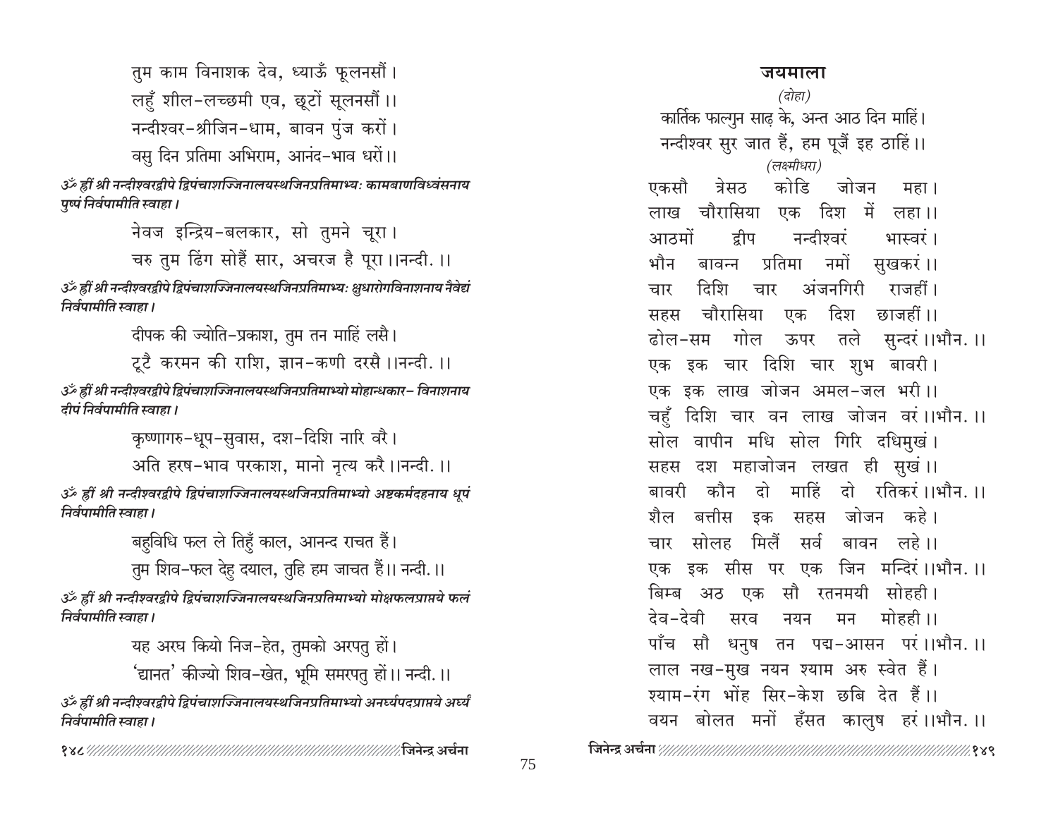तुम काम विनाशक देव, ध्याऊँ फूलनसौं।
लहुँ शील-लच्छमी एव, छूटों सूलनसौं।।
नन्दीश्वर-श्रीजिन-धाम, बावन पुंज करों।
वसु दिन प्रतिमा अभिराम, आनंद-भाव धरों।।

*ॐ ह्रीं श्री नन्दीश्वरद्वीपे द्विपंचाशज्जिनालयस्थजिनप्रतिमाभ्यः कामबाणविध्वंसनाय पुष्पं निर्वपामीति स्वाहा।*

नेवज इन्द्रिय-बलकार, सो तुमने चूरा।
चरु तुम ढिंग सोहैं सार, अचरज है पूरा।।नन्दी.।।

*ॐ ह्रीं श्री नन्दीश्वरद्वीपे द्विपंचाशज्जिनालयस्थजिनप्रतिमाभ्यः क्षुधारोगविनाशनाय नैवेद्यं निर्वपामीति स्वाहा।*

दीपक की ज्योति-प्रकाश, तुम तन माहिं लसै।
टूटै करमन की राशि, ज्ञान-कणी दरसै।।नन्दी.।।

*ॐ ह्रीं श्री नन्दीश्वरद्वीपे द्विपंचाशज्जिनालयस्थजिनप्रतिमाभ्यो मोहान्धकार- विनाशनाय दीपं निर्वपामीति स्वाहा।*

कृष्णागरु-धूप-सुवास, दश-दिशि नारि वरै।
अति हरष-भाव परकाश, मानो नृत्य करै।।नन्दी.।।

*ॐ ह्रीं श्री नन्दीश्वरद्वीपे द्विपंचाशज्जिनालयस्थजिनप्रतिमाभ्यो अष्टकर्मदहनाय धूपं निर्वपामीति स्वाहा।*

बहुविधि फल ले तिहुँ काल, आनन्द राचत हैं।
तुम शिव-फल देहु दयाल, तुहि हम जाचत हैं।। नन्दी.।।

*ॐ ह्रीं श्री नन्दीश्वरद्वीपे द्विपंचाशज्जिनालयस्थजिनप्रतिमाभ्यो मोक्षफलप्राप्तये फलं निर्वपामीति स्वाहा।*

यह अरघ कियो निज-हेत, तुमको अरपतु हों।
'द्यानत' कीज्यो शिव-खेत, भूमि समरपतु हों।। नन्दी.।।

*ॐ ह्रीं श्री नन्दीश्वरद्वीपे द्विपंचाशज्जिनालयस्थजिनप्रतिमाभ्यो अनर्घ्यपदप्राप्तये अर्घ्यं निर्वपामीति स्वाहा।*

## जयमाला

*(दोहा)*

कार्तिक फाल्गुन साढ़ के, अन्त आठ दिन माहिं।
नन्दीश्वर सुर जात हैं, हम पूजें इह ठाहिं।।

*(लक्ष्मीधरा)*

एकसौ त्रेसठ कोडि जोजन महा।
लाख चौरासिया एक दिश में लहा।।
आठमों द्वीप नन्दीश्वरं भास्वरं।
भौन बावन्न प्रतिमा नमों सुखकरं।।
चार दिशि चार अंजनगिरी राजहीं।
सहस चौरासिया एक दिश छाजहीं।।
ढोल-सम गोल ऊपर तले सुन्दरं।।भौन.।।
एक इक चार दिशि चार शुभ बावरी।
एक इक लाख जोजन अमल-जल भरी।।
चहुँ दिशि चार वन लाख जोजन वरं।।भौन.।।
सोल वापीन मधि सोल गिरि दधिमुखं।
सहस दश महाजोजन लखत ही सुखं।।
बावरी कौन दो माहिं दो रतिकरं।।भौन.।।
शैल बत्तीस इक सहस जोजन कहे।
चार सोलह मिलैं सर्व बावन लहे।।
एक इक सीस पर एक जिन मन्दिरं।।भौन.।।
बिम्ब अठ एक सौ रतनमयी सोहही।
देव-देवी सरव नयन मन मोहही।।
पाँच सौ धनुष तन पद्म-आसन परं।।भौन.।।
लाल नख-मुख नयन श्याम अरु स्वेत हैं।
श्याम-रंग भोंह सिर-केश छबि देत हैं।।
वयन बोलत मनों हँसत कालुष हरं।।भौन.।।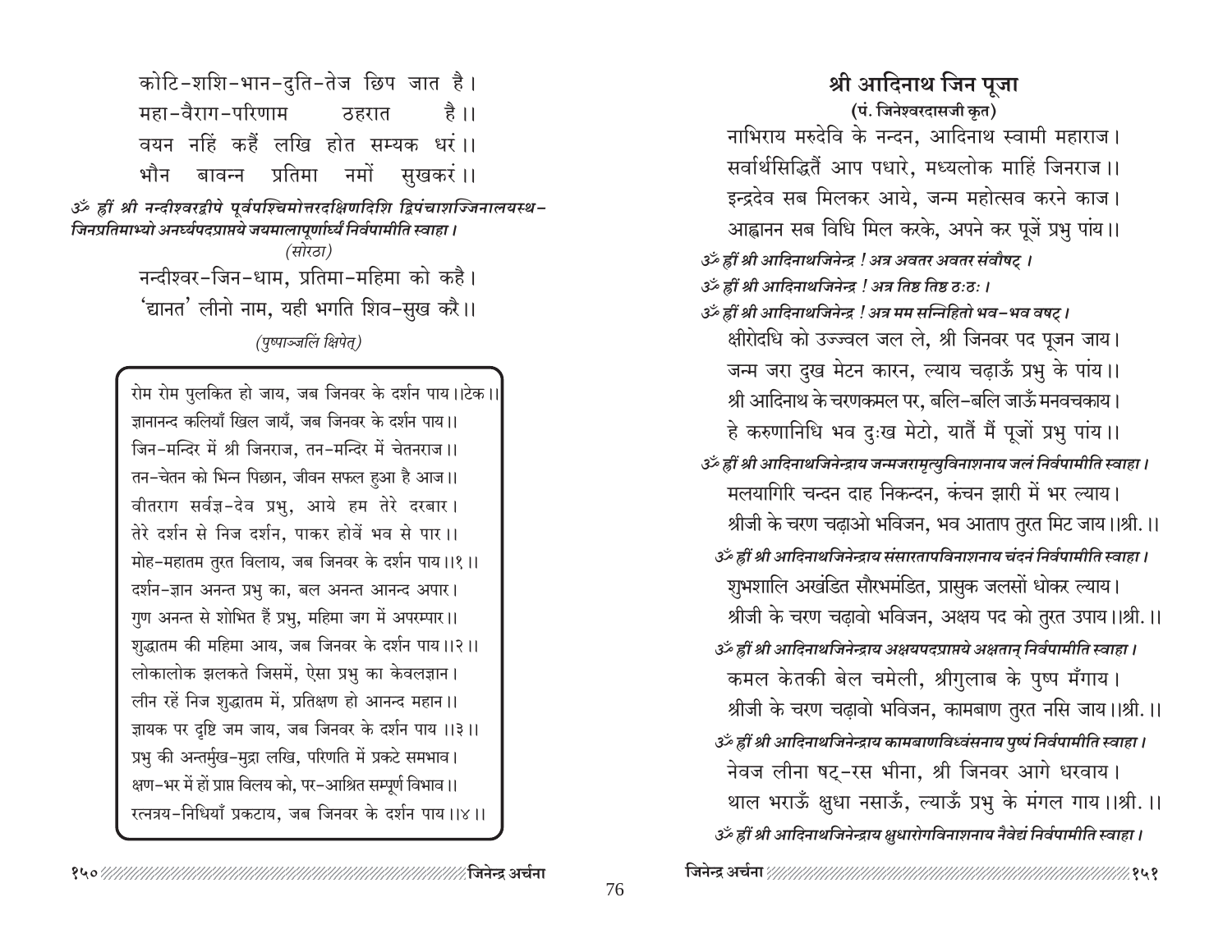कोटि-शशि-भान-दुति-तेज छिप जात है।
महा-वैराग-परिणाम ठहरात है।।
वयन नहिं कहैं लखि होत सम्यक धरं।।
भौन बावन्न प्रतिमा नमों सुखकरं।।

*ॐ ह्रीं श्री नन्दीश्वरद्वीपे पूर्वपश्चिमोत्तरदक्षिणदिशि द्विपंचाशज्जिनालयस्थ-जिनप्रतिमाभ्यो अनर्घ्यपदप्राप्तये जयमालापूर्णार्घ्यं निर्वपामीति स्वाहा।*

*(सोरठा)*

नन्दीश्वर-जिन-धाम, प्रतिमा-महिमा को कहै।
'द्यानत' लीनो नाम, यही भगति शिव-सुख करै।।

*(पुष्पाञ्जलिं क्षिपेत्)*

रोम रोम पुलकित हो जाय, जब जिनवर के दर्शन पाय।।टेक।।
ज्ञानानन्द कलियाँ खिल जायँ, जब जिनवर के दर्शन पाय।।
जिन-मन्दिर में श्री जिनराज, तन-मन्दिर में चेतनराज।।
तन-चेतन को भिन्न पिछान, जीवन सफल हुआ है आज।।
वीतराग सर्वज्ञ-देव प्रभु, आये हम तेरे दरबार।
तेरे दर्शन से निज दर्शन, पाकर होवें भव से पार।।
मोह-महातम तुरत विलाय, जब जिनवर के दर्शन पाय।।१।।
दर्शन-ज्ञान अनन्त प्रभु का, बल अनन्त आनन्द अपार।
गुण अनन्त से शोभित हैं प्रभु, महिमा जग में अपरम्पार।।
शुद्धातम की महिमा आय, जब जिनवर के दर्शन पाय।।२।।
लोकालोक झलकते जिसमें, ऐसा प्रभु का केवलज्ञान।
लीन रहें निज शुद्धातम में, प्रतिक्षण हो आनन्द महान।।
ज्ञायक पर दृष्टि जम जाय, जब जिनवर के दर्शन पाय।।३।।
प्रभु की अन्तर्मुख-मुद्रा लखि, परिणति में प्रकटे समभाव।
क्षण-भर में हों प्राप्त विलय को, पर-आश्रित सम्पूर्ण विभाव।।
रत्नत्रय-निधियाँ प्रकटाय, जब जिनवर के दर्शन पाय।।४।।

## श्री आदिनाथ जिन पूजा

**(पं. जिनेश्वरदासजी कृत)**

नाभिराय मरुदेवि के नन्दन, आदिनाथ स्वामी महाराज।
सर्वार्थसिद्धितैं आप पधारे, मध्यलोक माहिं जिनराज।।
इन्द्रदेव सब मिलकर आये, जन्म महोत्सव करने काज।
आह्वानन सब विधि मिल करके, अपने कर पूजें प्रभु पांय।।

*ॐ ह्रीं श्री आदिनाथजिनेन्द्र ! अत्र अवतर अवतर संवौषट्।*
*ॐ ह्रीं श्री आदिनाथजिनेन्द्र ! अत्र तिष्ठ तिष्ठ ठः ठः।*
*ॐ ह्रीं श्री आदिनाथजिनेन्द्र ! अत्र मम सन्निहितो भव-भव वषट्।*

क्षीरोदधि को उज्ज्वल जल ले, श्री जिनवर पद पूजन जाय।
जन्म जरा दुख मेटन कारन, ल्याय चढ़ाऊँ प्रभु के पांय।।
श्री आदिनाथ के चरणकमल पर, बलि-बलि जाऊँ मनवचकाय।
हे करुणानिधि भव दुःख मेटो, यातैं मैं पूजों प्रभु पांय।।

*ॐ ह्रीं श्री आदिनाथजिनेन्द्राय जन्मजरामृत्युविनाशनाय जलं निर्वपामीति स्वाहा।*

मलयागिरि चन्दन दाह निकन्दन, कंचन झारी में भर ल्याय।
श्रीजी के चरण चढ़ाओ भविजन, भव आताप तुरत मिट जाय।।श्री.।।

*ॐ ह्रीं श्री आदिनाथजिनेन्द्राय संसारतापविनाशनाय चंदनं निर्वपामीति स्वाहा।*

शुभशालि अखंडित सौरभमंडित, प्रासुक जलसों धोकर ल्याय।
श्रीजी के चरण चढ़ावो भविजन, अक्षय पद को तुरत उपाय।।श्री.।।

*ॐ ह्रीं श्री आदिनाथजिनेन्द्राय अक्षयपदप्राप्तये अक्षतान् निर्वपामीति स्वाहा।*

कमल केतकी बेल चमेली, श्रीगुलाब के पुष्प मँगाय।
श्रीजी के चरण चढ़ावो भविजन, कामबाण तुरत नसि जाय।।श्री.।।

*ॐ ह्रीं श्री आदिनाथजिनेन्द्राय कामबाणविध्वंसनाय पुष्पं निर्वपामीति स्वाहा।*

नेवज लीना षट्-रस भीना, श्री जिनवर आगे धरवाय।
थाल भराऊँ क्षुधा नसाऊँ, ल्याऊँ प्रभु के मंगल गाय।।श्री.।।

*ॐ ह्रीं श्री आदिनाथजिनेन्द्राय क्षुधारोगविनाशनाय नैवेद्यं निर्वपामीति स्वाहा।*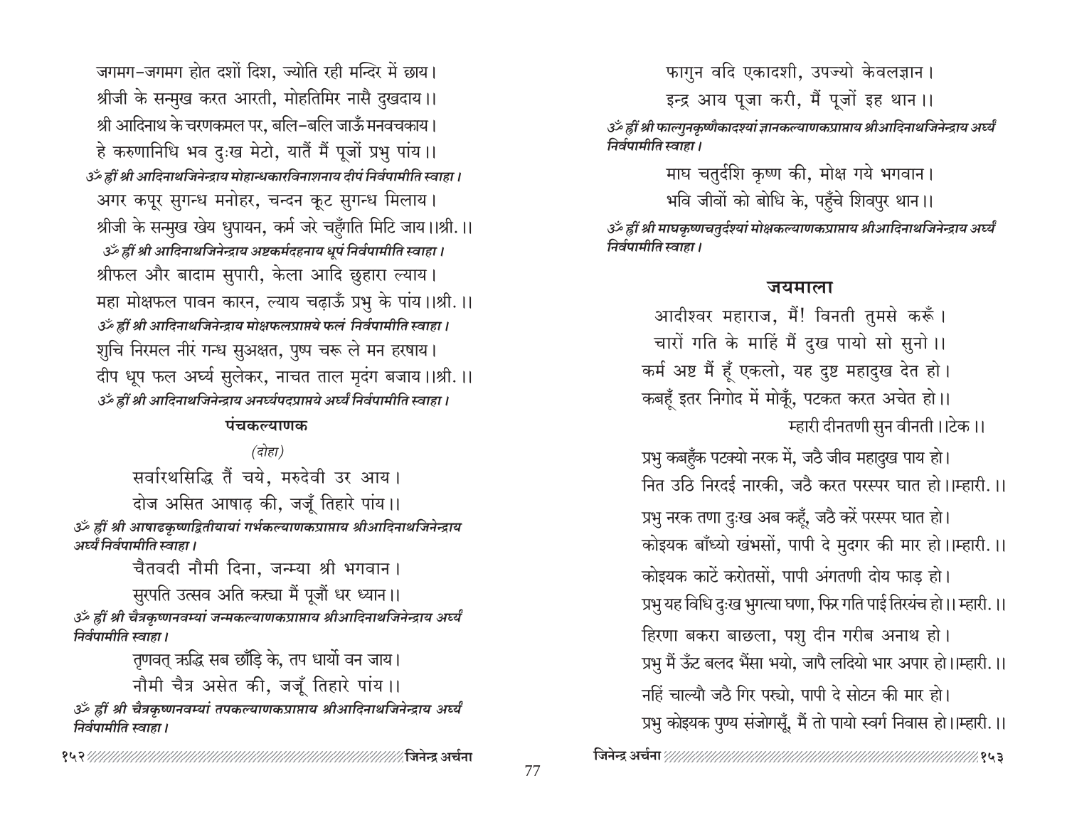जगमग-जगमग होत दशों दिश, ज्योति रही मन्दिर में छाय।
श्रीजी के सन्मुख करत आरती, मोहतिमिर नासै दुखदाय।।
श्री आदिनाथ के चरणकमल पर, बलि-बलि जाऊँ मनवचकाय।
हे करुणानिधि भव दुःख मेटो, यातैं मैं पूजों प्रभु पांय।।

*ॐ ह्रीं श्री आदिनाथजिनेन्द्राय मोहान्धकारविनाशनाय दीपं निर्वपामीति स्वाहा।*

अगर कपूर सुगन्ध मनोहर, चन्दन कूट सुगन्ध मिलाय।
श्रीजी के सन्मुख खेय धुपायन, कर्म जरे चहुँगति मिटि जाय।।श्री.।।

*ॐ ह्रीं श्री आदिनाथजिनेन्द्राय अष्टकर्मदहनाय धूपं निर्वपामीति स्वाहा।*

श्रीफल और बादाम सुपारी, केला आदि छुहारा ल्याय।
महा मोक्षफल पावन कारन, ल्याय चढ़ाऊँ प्रभु के पांय।।श्री.।।

*ॐ ह्रीं श्री आदिनाथजिनेन्द्राय मोक्षफलप्राप्तये फलं निर्वपामीति स्वाहा।*

शुचि निरमल नीरं गन्ध सुअक्षत, पुष्प चरू ले मन हरषाय।
दीप धूप फल अर्घ्य सुलेकर, नाचत ताल मृदंग बजाय।।श्री.।।

*ॐ ह्रीं श्री आदिनाथजिनेन्द्राय अनर्घ्यपदप्राप्तये अर्घ्यं निर्वपामीति स्वाहा।*

## पंचकल्याणक

*(दोहा)*

सर्वारथसिद्धि तैं चये, मरुदेवी उर आय।
दोज असित आषाढ़ की, जजूँ तिहारे पांय।।

*ॐ ह्रीं श्री आषाढकृष्णद्वितीयायां गर्भकल्याणकप्राप्ताय श्रीआदिनाथजिनेन्द्राय अर्घ्यं निर्वपामीति स्वाहा।*

चैतवदी नौमी दिना, जन्म्या श्री भगवान।
सुरपति उत्सव अति करृया मैं पूजौं धर ध्यान।।

*ॐ ह्रीं श्री चैत्रकृष्णनवम्यां जन्मकल्याणकप्राप्ताय श्रीआदिनाथजिनेन्द्राय अर्घ्यं निर्वपामीति स्वाहा।*

तृणवत् ऋद्धि सब छाँड़ि के, तप धार्यो वन जाय।
नौमी चैत्र असेत की, जजूँ तिहारे पांय।।

*ॐ ह्रीं श्री चैत्रकृष्णनवम्यां तपकल्याणकप्राप्ताय श्रीआदिनाथजिनेन्द्राय अर्घ्यं निर्वपामीति स्वाहा।*

फागुन वदि एकादशी, उपज्यो केवलज्ञान।
इन्द्र आय पूजा करी, मैं पूजों इह थान।।

*ॐ ह्रीं श्री फाल्गुनकृष्णैकादश्यां ज्ञानकल्याणकप्राप्ताय श्रीआदिनाथजिनेन्द्राय अर्घ्यं निर्वपामीति स्वाहा।*

माघ चतुर्दशि कृष्ण की, मोक्ष गये भगवान।
भवि जीवों को बोधि के, पहुँचे शिवपुर थान।।

*ॐ ह्रीं श्री माघकृष्णचतुर्दश्यां मोक्षकल्याणकप्राप्ताय श्रीआदिनाथजिनेन्द्राय अर्घ्यं निर्वपामीति स्वाहा।*

## जयमाला

आदीश्वर महाराज, मैं! विनती तुमसे करूँ।
चारों गति के माहिं मैं दुख पायो सो सुनो।।
कर्म अष्ट मैं हूँ एकलो, यह दुष्ट महादुख देत हो।
कबहूँ इतर निगोद में मोकूँ, पटकत करत अचेत हो।।
म्हारी दीनतणी सुन वीनती।।टेक।।

प्रभु कबहुँक पटक्यो नरक में, जठै जीव महादुख पाय हो।
नित उठि निरदई नारकी, जठै करत परस्पर घात हो।।म्हारी.।।

प्रभु नरक तणा दुःख अब कहूँ, जठै करें परस्पर घात हो।
कोइयक बाँध्यो खंभसों, पापी दे मुदगर की मार हो।।म्हारी.।।

कोइयक काटें करोतसों, पापी अंगतणी दोय फाड़ हो।
प्रभु यह विधि दुःख भुगत्या घणा, फिर गति पाई तिरयंच हो।।म्हारी.।।

हिरणा बकरा बाछला, पशु दीन गरीब अनाथ हो।
प्रभु मैं ऊँट बलद भैंसा भयो, जापै लदियो भार अपार हो।।म्हारी.।।

नहिं चाल्यौ जठै गिर पर्यो, पापी दे सोटन की मार हो।
प्रभु कोइयक पुण्य संजोगसूँ, मैं तो पायो स्वर्ग निवास हो।।म्हारी.।।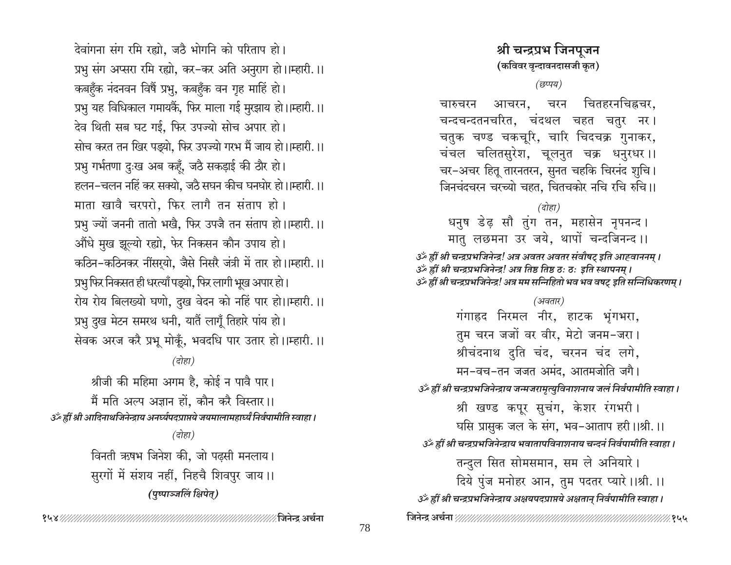देवांगना संग रमि रह्यो, जठै भोगनि को परिताप हो।
प्रभु संग अप्सरा रमि रह्यो, कर-कर अति अनुराग हो।।म्हारी.।।
कबहुँक नंदनवन विषैं प्रभु, कबहुँक वन गृह माहिं हो।
प्रभु यह विधिकाल गमायकैं, फिर माला गई मुरझाय हो।।म्हारी.।।
देव थिती सब घट गई, फिर उपज्यो सोच अपार हो।
सोच करत तन खिर पड्यो, फिर उपज्यो गरभ मैं जाय हो।।म्हारी.।।
प्रभु गर्भतणा दुःख अब कहूँ, जठै सकड़ाई की ठौर हो।
हलन-चलन नहिं कर सक्यो, जठै सघन कीच घनघोर हो।।म्हारी.।।
माता खावै चरपरो, फिर लागै तन संताप हो।
प्रभु ज्यों जननी तातो भखै, फिर उपजै तन संताप हो।।म्हारी.।।
औंधे मुख झूल्यो रह्यो, फेर निकसन कौन उपाय हो।
कठिन-कठिनकर नींसर्‌यो, जैसे निसरै जंत्री में तार हो।।म्हारी.।।
प्रभु फिर निकसत ही धरत्याँ पड्यो, फिर लागी भूख अपार हो।
रोय रोय बिलख्यो घणो, दुख वेदन को नहिं पार हो।।म्हारी.।।
प्रभु दुख मेटन समरथ धनी, यातैं लागूँ तिहारे पांय हो।
सेवक अरज करै प्रभू मोकूँ, भवदधि पार उतार हो।।म्हारी.।।

*(दोहा)*

श्रीजी की महिमा अगम है, कोई न पावै पार।
मैं मति अल्प अज्ञान हों, कौन करै विस्तार।।

***ॐ ह्रीं श्री आदिनाथजिनेन्द्राय अनर्घ्यपदप्राप्तये जयमालामहार्घ्यं निर्वपामीति स्वाहा।***

*(दोहा)*

विनती ऋषभ जिनेश की, जो पढ़सी मनलाय।
सुरगों में संशय नहीं, निहचै शिवपुर जाय।।

***(पुष्पाञ्जलिं क्षिपेत्)***

## श्री चन्द्रप्रभ जिनपूजन

**(कविवर वृन्दावनदासजी कृत)**

*(छप्पय)*

चारुचरन आचरन, चरन चितहरनचिह्नचर,
चन्दचन्दतनचरित, चंदथल चहत चतुर नर।
चतुक चण्ड चकचूरि, चारि चिदचक्र गुनाकर,
चंचल चलितसुरेश, चूलनुत चक्र धनुरधर।।
चर-अचर हितू तारनतरन, सुनत चहकि चिरनंद शुचि।
जिनचंदचरन चरच्यो चहत, चितचकोर नचि रचि रुचि।।

*(दोहा)*

धनुष डेढ़ सौ तुंग तन, महासेन नृपनन्द।
मातु लछमना उर जये, थापों चन्दजिनन्द।।

***ॐ ह्रीं श्री चन्द्रप्रभजिनेन्द्र! अत्र अवतर अवतर संवौषट् इति आह्वाननम्।***
***ॐ ह्रीं श्री चन्द्रप्रभजिनेन्द्र! अत्र तिष्ठ तिष्ठ ठः ठः इति स्थापनम्।***
***ॐ ह्रीं श्री चन्द्रप्रभजिनेन्द्र! अत्र मम सन्निहितो भव भव वषट् इति सन्निधिकरणम्।***

*(अवतार)*

गंगाहृद निरमल नीर, हाटक भृंगभरा,
तुम चरन जजों वर वीर, मेटो जनम-जरा।
श्रीचंदनाथ दुति चंद, चरनन चंद लगे,
मन-वच-तन जजत अमंद, आतमजोति जगै।

***ॐ ह्रीं श्री चन्द्रप्रभजिनेन्द्राय जन्मजरामृत्युविनाशनाय जलं निर्वपामीति स्वाहा।***

श्री खण्ड कपूर सुचंग, केशर रंगभरी।
घसि प्रासुक जल के संग, भव-आताप हरी।।श्री.।।

***ॐ ह्रीं श्री चन्द्रप्रभजिनेन्द्राय भवातापविनाशनाय चन्दनं निर्वपामीति स्वाहा।***

तन्दुल सित सोमसमान, सम ले अनियारे।
दिये पुंज मनोहर आन, तुम पदतर प्यारे।।श्री.।।

***ॐ ह्रीं श्री चन्द्रप्रभजिनेन्द्राय अक्षयपदप्राप्तये अक्षतान् निर्वपामीति स्वाहा।***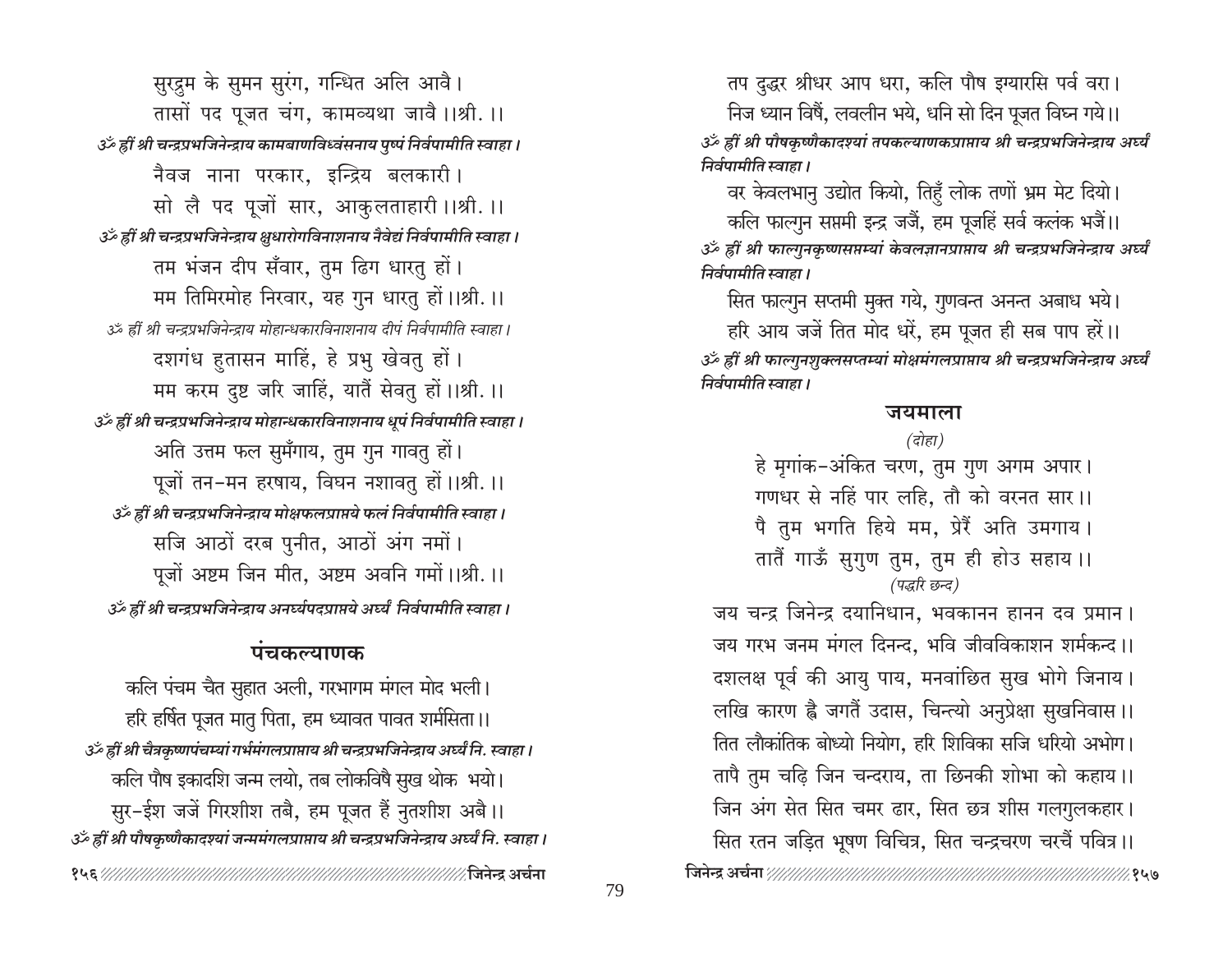सुरद्रुम के सुमन सुरंग, गन्धित अलि आवै।
तासों पद पूजत चंग, कामव्यथा जावै ।।श्री. ।।

*ॐ ह्रीं श्री चन्द्रप्रभजिनेन्द्राय कामबाणविध्वंसनाय पुष्पं निर्वपामीति स्वाहा।*

नैवज नाना परकार, इन्द्रिय बलकारी।
सो लै पद पूजों सार, आकुलताहारी ।।श्री. ।।

*ॐ ह्रीं श्री चन्द्रप्रभजिनेन्द्राय क्षुधारोगविनाशनाय नैवेद्यं निर्वपामीति स्वाहा।*

तम भंजन दीप सँवार, तुम ढिग धारतु हों।
मम तिमिरमोह निरवार, यह गुन धारतु हों ।।श्री. ।।

*ॐ ह्रीं श्री चन्द्रप्रभजिनेन्द्राय मोहान्धकारविनाशनाय दीपं निर्वपामीति स्वाहा।*

दशगंध हुतासन माहिं, हे प्रभु खेवतु हों।
मम करम दुष्ट जरि जाहिं, यातैं सेवतु हों ।।श्री. ।।

*ॐ ह्रीं श्री चन्द्रप्रभजिनेन्द्राय मोहान्धकारविनाशनाय धूपं निर्वपामीति स्वाहा।*

अति उत्तम फल सुमँगाय, तुम गुन गावतु हों।
पूजों तन-मन हरषाय, विघन नशावतु हों ।।श्री. ।।

*ॐ ह्रीं श्री चन्द्रप्रभजिनेन्द्राय मोक्षफलप्राप्तये फलं निर्वपामीति स्वाहा।*

सजि आठों दरब पुनीत, आठों अंग नमों।
पूजों अष्टम जिन मीत, अष्टम अवनि गमों ।।श्री. ।।

*ॐ ह्रीं श्री चन्द्रप्रभजिनेन्द्राय अनर्घ्यपदप्राप्तये अर्घ्यं निर्वपामीति स्वाहा।*

## पंचकल्याणक

कलि पंचम चैत सुहात अली, गरभागम मंगल मोद भली।
हरि हर्षित पूजत मातु पिता, हम ध्यावत पावत शर्मसिता।।

*ॐ ह्रीं श्री चैत्रकृष्णपंचम्यां गर्भमंगलप्राप्ताय श्री चन्द्रप्रभजिनेन्द्राय अर्घ्यं नि. स्वाहा।*

कलि पौष इकादशि जन्म लयो, तब लोकविषै सुख थोक भयो।
सुर-ईश जजें गिरशीश तबै, हम पूजत हैं नुतशीश अबै।।

*ॐ ह्रीं श्री पौषकृष्णैकादश्यां जन्ममंगलप्राप्ताय श्री चन्द्रप्रभजिनेन्द्राय अर्घ्यं नि. स्वाहा।*

तप दुद्धर श्रीधर आप धरा, कलि पौष इग्यारसि पर्व वरा।
निज ध्यान विषैं, लवलीन भये, धनि सो दिन पूजत विघ्न गये।।

*ॐ ह्रीं श्री पौषकृष्णैकादश्यां तपकल्याणकप्राप्ताय श्री चन्द्रप्रभजिनेन्द्राय अर्घ्यं निर्वपामीति स्वाहा।*

वर केवलभानु उद्योत कियो, तिहुँ लोक तणों भ्रम मेट दियो।
कलि फाल्गुन सप्तमी इन्द्र जजैं, हम पूजहिं सर्व कलंक भजैं।।

*ॐ ह्रीं श्री फाल्गुनकृष्णसप्तम्यां केवलज्ञानप्राप्ताय श्री चन्द्रप्रभजिनेन्द्राय अर्घ्यं निर्वपामीति स्वाहा।*

सित फाल्गुन सप्तमी मुक्त गये, गुणवन्त अनन्त अबाध भये।
हरि आय जजें तित मोद धरें, हम पूजत ही सब पाप हरें।।

*ॐ ह्रीं श्री फाल्गुनशुक्लसप्तम्यां मोक्षमंगलप्राप्ताय श्री चन्द्रप्रभजिनेन्द्राय अर्घ्यं निर्वपामीति स्वाहा।*

## जयमाला

*(दोहा)*

हे मृगांक-अंकित चरण, तुम गुण अगम अपार।
गणधर से नहिं पार लहि, तौ को वरनत सार।।
पै तुम भगति हिये मम, प्रेरैं अति उमगाय।
तातैं गाऊँ सुगुण तुम, तुम ही होउ सहाय।।

*(पद्धरि छन्द)*

जय चन्द्र जिनेन्द्र दयानिधान, भवकानन हानन दव प्रमान।
जय गरभ जनम मंगल दिनन्द, भवि जीवविकाशन शर्मकन्द।।
दशलक्ष पूर्व की आयु पाय, मनवांछित सुख भोगे जिनाय।
लखि कारण ह्वै जगतैं उदास, चिन्त्यो अनुप्रेक्षा सुखनिवास।।
तित लौकांतिक बोध्यो नियोग, हरि शिविका सजि धरियो अभोग।
तापै तुम चढ़ि जिन चन्दराय, ता छिनकी शोभा को कहाय।।
जिन अंग सेत सित चमर ढार, सित छत्र शीस गलगुलकहार।
सित रतन जड़ित भूषण विचित्र, सित चन्द्रचरण चरचैं पवित्र।।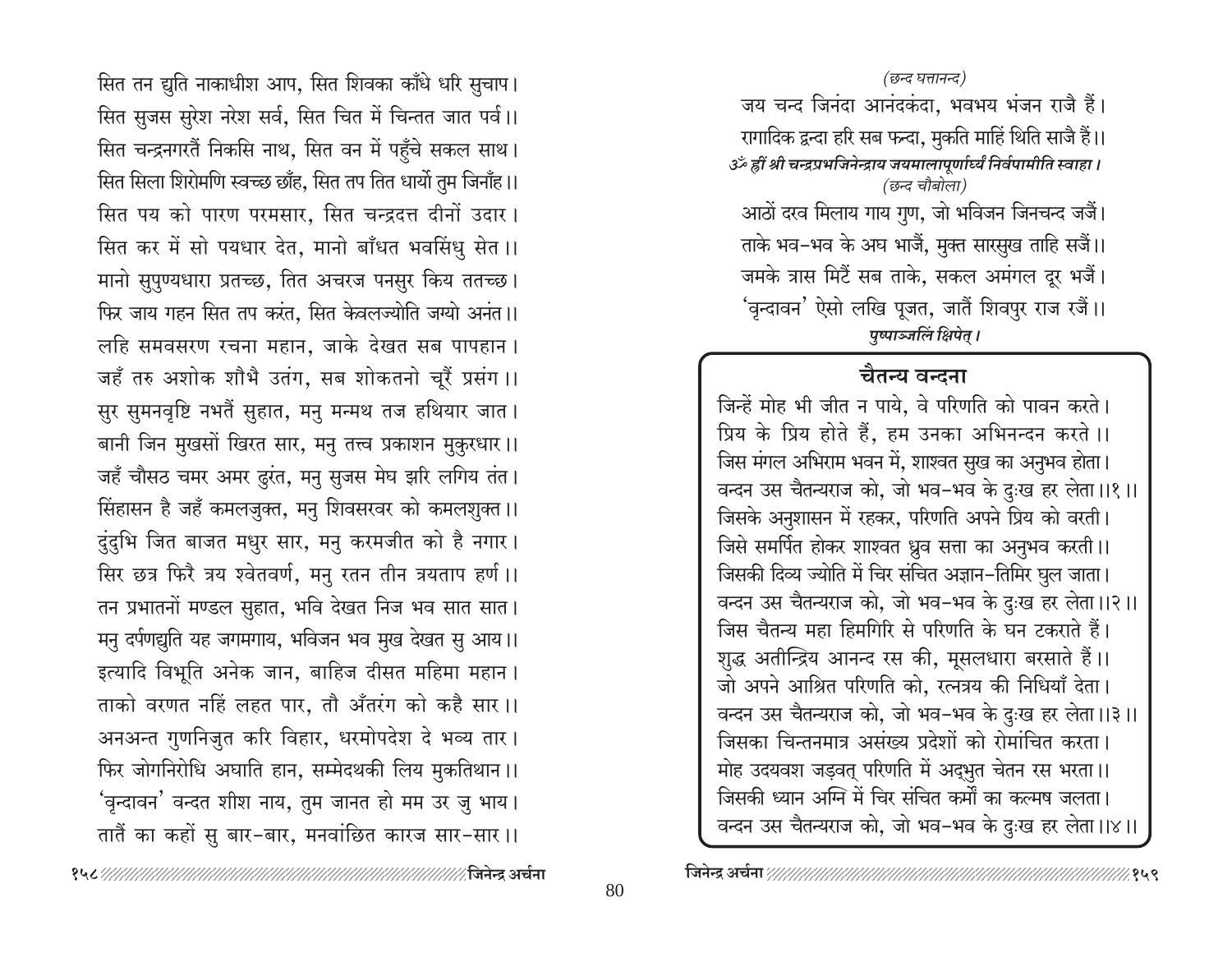सित तन द्युति नाकाधीश आप, सित शिवका काँधे धरि सुचाप।
सित सुजस सुरेश नरेश सर्व, सित चित में चिन्तत जात पर्व ।।
सित चन्द्रनगरतैं निकसि नाथ, सित वन में पहुँचे सकल साथ।
सित सिला शिरोमणि स्वच्छ छाँह, सित तप तित धार्यो तुम जिनाँह ।।
सित पय को पारण परमसार, सित चन्द्रदत्त दीनों उदार।
सित कर में सो पयधार देत, मानो बाँधत भवसिंधु सेत ।।
मानो सुपुण्यधारा प्रतच्छ, तित अचरज पनसुर किय ततच्छ।
फिर जाय गहन सित तप करंत, सित केवलज्योति जग्यो अनंत ।।
लहि समवसरण रचना महान, जाके देखत सब पापहान।
जहँ तरु अशोक शौभै उतंग, सब शोकतनो चूरैं प्रसंग ।।
सुर सुमनवृष्टि नभतैं सुहात, मनु मन्मथ तज हथियार जात।
बानी जिन मुखसों खिरत सार, मनु तत्त्व प्रकाशन मुकुरधार ।।
जहँ चौसठ चमर अमर ढुरंत, मनु सुजस मेघ झरि लगिय तंत।
सिंहासन है जहँ कमलजुक्त, मनु शिवसरवर को कमलशुक्त ।।
दुंदुभि जित बाजत मधुर सार, मनु करमजीत को है नगार।
सिर छत्र फिरै त्रय श्वेतवर्ण, मनु रतन तीन त्रयताप हर्ण ।।
तन प्रभातनों मण्डल सुहात, भवि देखत निज भव सात सात।
मनु दर्पणद्युति यह जगमगाय, भविजन भव मुख देखत सु आय ।।
इत्यादि विभूति अनेक जान, बाहिज दीसत महिमा महान।
ताको वरणत नहिं लहत पार, तौ अँतरंग को कहै सार ।।
अनअन्त गुणनिजुत करि विहार, धरमोपदेश दे भव्य तार।
फिर जोगनिरोधि अघाति हान, सम्मेदथकी लिय मुकतिथान ।।
'वृन्दावन' वन्दत शीश नाय, तुम जानत हो मम उर जु भाय।
तातैं का कहों सु बार-बार, मनवांछित कारज सार-सार ।।

*(छन्द घत्तानन्द)*

जय चन्द जिनंदा आनंदकंदा, भवभय भंजन राजै हैं।
रागादिक द्वन्दा हरि सब फन्दा, मुकति माहिं थिति साजै हैं ।।

***ॐ ह्रीं श्री चन्द्रप्रभजिनेन्द्राय जयमालापूर्णार्घ्यं निर्वपामीति स्वाहा।***

*(छन्द चौबोला)*

आठों दरव मिलाय गाय गुण, जो भविजन जिनचन्द जजैं।
ताके भव-भव के अघ भाजैं, मुक्त सारसुख ताहि सजैं ।।
जमके त्रास मिटैं सब ताके, सकल अमंगल दूर भजैं।
'वृन्दावन' ऐसो लखि पूजत, जातैं शिवपुर राज रजैं ।।

***पुष्पाञ्जलिं क्षिपेत्।***

## चैतन्य वन्दना

जिन्हें मोह भी जीत न पाये, वे परिणति को पावन करते।
प्रिय के प्रिय होते हैं, हम उनका अभिनन्दन करते ।।
जिस मंगल अभिराम भवन में, शाश्वत सुख का अनुभव होता।
वन्दन उस चैतन्यराज को, जो भव-भव के दुःख हर लेता ।।१ ।।
जिसके अनुशासन में रहकर, परिणति अपने प्रिय को वरती।
जिसे समर्पित होकर शाश्वत ध्रुव सत्ता का अनुभव करती ।।
जिसकी दिव्य ज्योति में चिर संचित अज्ञान-तिमिर घुल जाता।
वन्दन उस चैतन्यराज को, जो भव-भव के दुःख हर लेता ।।२ ।।
जिस चैतन्य महा हिमगिरि से परिणति के घन टकराते हैं।
शुद्ध अतीन्द्रिय आनन्द रस की, मूसलधारा बरसाते हैं ।।
जो अपने आश्रित परिणति को, रत्नत्रय की निधियाँ देता।
वन्दन उस चैतन्यराज को, जो भव-भव के दुःख हर लेता ।।३ ।।
जिसका चिन्तनमात्र असंख्य प्रदेशों को रोमांचित करता।
मोह उदयवश जड़वत् परिणति में अद्भुत चेतन रस भरता ।।
जिसकी ध्यान अग्नि में चिर संचित कर्मों का कल्मष जलता।
वन्दन उस चैतन्यराज को, जो भव-भव के दुःख हर लेता ।।४ ।।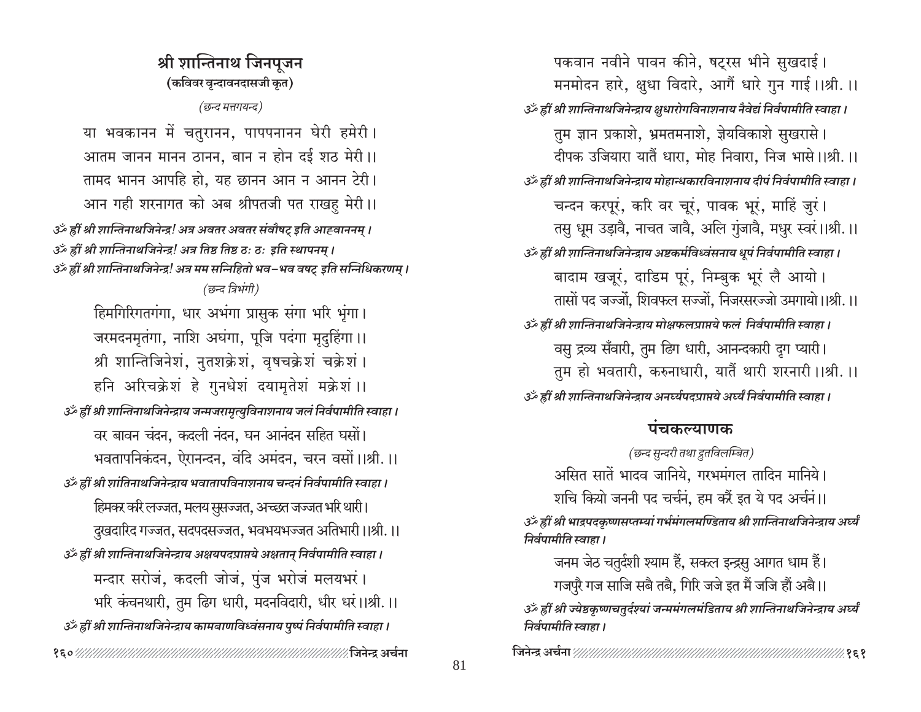## श्री शान्तिनाथ जिनपूजन

**(कविवर वृन्दावनदासजी कृत)**

*(छन्द मत्तगयन्द)*

या भवकानन में चतुरानन, पापपनानन घेरी हमेरी।
आतम जानन मानन ठानन, बान न होन दई शठ मेरी।।
तामद भानन आपहि हो, यह छानन आन न आनन टेरी।
आन गही शरनागत को अब श्रीपतजी पत राखहु मेरी।।

*ॐ ह्रीं श्री शान्तिनाथजिनेन्द्र! अत्र अवतर अवतर संवौषट् इति आह्वाननम्।*
*ॐ ह्रीं श्री शान्तिनाथजिनेन्द्र! अत्र तिष्ठ तिष्ठ ठः ठः इति स्थापनम्।*
*ॐ ह्रीं श्री शान्तिनाथजिनेन्द्र! अत्र मम सन्निहितो भव-भव वषट् इति सन्निधिकरणम्।*

*(छन्द त्रिभंगी)*

हिमगिरिगतगंगा, धार अभंगा प्रासुक संगा भरि भृंगा।
जरमदनमृतंगा, नाशि अघंगा, पूजि पदंगा मृदुहिंगा।।
श्री शान्तिजिनेशं, नुतशक्रेशं, वृषचक्रेशं चक्रेशं।
हनि अरिचक्रेशं हे गुनधेशं दयामृतेशं मक्रेशं।।

*ॐ ह्रीं श्री शान्तिनाथजिनेन्द्राय जन्मजरामृत्युविनाशनाय जलं निर्वपामीति स्वाहा।*

वर बावन चंदन, कदली नंदन, घन आनंदन सहित घसों।
भवतापनिकंदन, ऐरानन्दन, वंदि अमंदन, चरन वसों।।श्री.।।

*ॐ ह्रीं श्री शांतिनाथजिनेन्द्राय भवातापविनाशनाय चन्दनं निर्वपामीति स्वाहा।*

हिमकर करि लज्जत, मलय सुसज्जत, अच्छत जज्जत भरि थारी।
दुखदारिद गज्जत, सदपदसज्जत, भवभयभज्जत अतिभारी।।श्री.।।

*ॐ ह्रीं श्री शान्तिनाथजिनेन्द्राय अक्षयपदप्राप्तये अक्षतान् निर्वपामीति स्वाहा।*

मन्दार सरोजं, कदली जोजं, पुंज भरोजं मलयभरं।
भरि कंचनथारी, तुम ढिग धारी, मदनविदारी, धीर धरं।।श्री.।।

*ॐ ह्रीं श्री शान्तिनाथजिनेन्द्राय कामबाणविध्वंसनाय पुष्पं निर्वपामीति स्वाहा।*

पकवान नवीने पावन कीने, षट्रस भीने सुखदाई।
मनमोदन हारे, क्षुधा विदारे, आगैं धारे गुन गाई।।श्री.।।

*ॐ ह्रीं श्री शान्तिनाथजिनेन्द्राय क्षुधारोगविनाशनाय नैवेद्यं निर्वपामीति स्वाहा।*

तुम ज्ञान प्रकाशे, भ्रमतमनाशे, ज्ञेयविकाशे सुखरासे।
दीपक उजियारा यातैं धारा, मोह निवारा, निज भासे।।श्री.।।

*ॐ ह्रीं श्री शान्तिनाथजिनेन्द्राय मोहान्धकारविनाशनाय दीपं निर्वपामीति स्वाहा।*

चन्दन करपूरं, करि वर चूरं, पावक भूरं, माहिं जुरं।
तसु धूम उड़ावै, नाचत जावै, अलि गुंजावै, मधुर स्वरं।।श्री.।।

*ॐ ह्रीं श्री शान्तिनाथजिनेन्द्राय अष्टकर्मविध्वंसनाय धूपं निर्वपामीति स्वाहा।*

बादाम खजूरं, दाडिम पूरं, निम्बुक भूरं लै आयो।
तासों पद जज्जों, शिवफल सज्जों, निजरसरज्जो उमगायो।।श्री.।।

*ॐ ह्रीं श्री शान्तिनाथजिनेन्द्राय मोक्षफलप्राप्तये फलं निर्वपामीति स्वाहा।*

वसु द्रव्य सँवारी, तुम ढिग धारी, आनन्दकारी दृग प्यारी।
तुम हो भवतारी, करुनाधारी, यातैं थारी शरनारी।।श्री.।।

*ॐ ह्रीं श्री शान्तिनाथजिनेन्द्राय अनर्घ्यपदप्राप्तये अर्घ्यं निर्वपामीति स्वाहा।*

## पंचकल्याणक

*(छन्द सुन्दरी तथा द्रुतविलम्बित)*

असित सातें भादव जानिये, गरभमंगल तादिन मानिये।
शचि कियो जननी पद चर्चनं, हम करैं इत ये पद अर्चनं।।

*ॐ ह्रीं श्री भाद्रपदकृष्णसप्तम्यां गर्भमंगलमण्डिताय श्री शान्तिनाथजिनेन्द्राय अर्घ्यं निर्वपामीति स्वाहा।*

जनम जेठ चतुर्दशी श्याम हैं, सकल इन्द्रसु आगत धाम हैं।
गजपुरै गज साजि सबै तबै, गिरि जजे इत मैं जजि हौं अबै।।

*ॐ ह्रीं श्री ज्येष्ठकृष्णचतुर्दश्यां जन्ममंगलमंडिताय श्री शान्तिनाथजिनेन्द्राय अर्घ्यं निर्वपामीति स्वाहा।*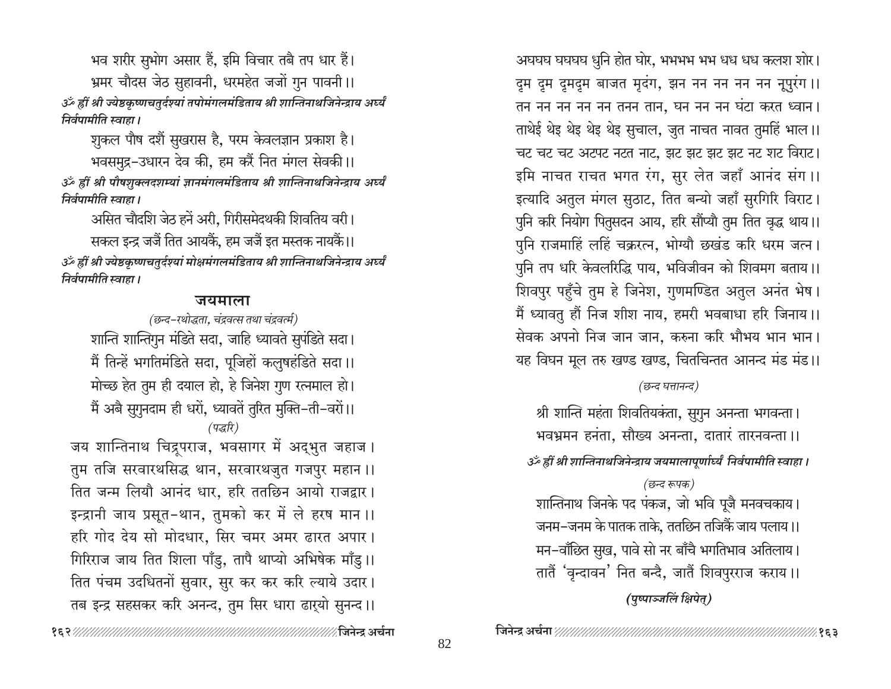भव शरीर सुभोग असार हैं, इमि विचार तबै तप धार हैं।
भ्रमर चौदस जेठ सुहावनी, धरमहेत जजों गुन पावनी।।

*ॐ ह्रीं श्री ज्येष्ठकृष्णचतुर्दश्यां तपोमंगलमंडिताय श्री शान्तिनाथजिनेन्द्राय अर्घ्यं निर्वपामीति स्वाहा।*

शुकल पौष दशैं सुखरास है, परम केवलज्ञान प्रकाश है।
भवसमुद्र-उधारन देव की, हम करैं नित मंगल सेवकी।।

*ॐ ह्रीं श्री पौषशुक्लदशम्यां ज्ञानमंगलमंडिताय श्री शान्तिनाथजिनेन्द्राय अर्घ्यं निर्वपामीति स्वाहा।*

असित चौदशि जेठ हनें अरी, गिरीसमेदथकी शिवतिय वरी।
सकल इन्द्र जजैं तित आयकैं, हम जजैं इत मस्तक नायकैं।।

*ॐ ह्रीं श्री ज्येष्ठकृष्णचतुर्दश्यां मोक्षमंगलमंडिताय श्री शान्तिनाथजिनेन्द्राय अर्घ्यं निर्वपामीति स्वाहा।*

## जयमाला

*(छन्द-रथोद्धता, चंद्रवत्स तथा चंद्रवर्त्म)*

शान्ति शान्तिगुन मंडिते सदा, जाहि ध्यावते सुपंडिते सदा।
मैं तिन्हें भगतिमंडिते सदा, पूजिहों कलुषहंडिते सदा।।
मोच्छ हेत तुम ही दयाल हो, हे जिनेश गुण रत्नमाल हो।
मैं अबै सुगुनदाम ही धरों, ध्यावतें तुरित मुक्ति-ती-वरों।।

*(पद्धरि)*

जय शान्तिनाथ चिद्रूपराज, भवसागर में अद्भुत जहाज।
तुम तजि सरवारथसिद्ध थान, सरवारथजुत गजपुर महान।।
तित जन्म लियौ आनंद धार, हरि ततछिन आयो राजद्वार।
इन्द्रानी जाय प्रसूत-थान, तुमको कर में ले हरष मान।।
हरि गोद देय सो मोदधार, सिर चमर अमर ढारत अपार।
गिरिराज जाय तित शिला पाँडु, तापै थाप्यो अभिषेक माँडु।।
तित पंचम उदधितनों सुवार, सुर कर कर करि ल्याये उदार।
तब इन्द्र सहसकर करि अनन्द, तुम सिर धारा ढार्‌यो सुनन्द।।
अघघघ घघघघ धुनि होत घोर, भभभभ भभ धध धध कलश शोर।
दृम दृम दृमदृम बाजत मृदंग, झन नन नन नन नन नूपुरंग।।
तन नन नन नन नन तनन तान, घन नन नन घंटा करत ध्वान।
ताथेई थेइ थेइ थेइ थेइ सुचाल, जुत नाचत नावत तुमहिं भाल।।
चट चट चट अटपट नटत नाट, झट झट झट झट नट शट विराट।
इमि नाचत राचत भगत रंग, सुर लेत जहाँ आनंद संग।।
इत्यादि अतुल मंगल सुठाट, तित बन्यो जहाँ सुरगिरि विराट।
पुनि करि नियोग पितुसदन आय, हरि सौंप्यौ तुम तित वृद्ध थाय।।
पुनि राजमाहिं लहिं चक्ररत्न, भोग्यौ छखंड करि धरम जत्न।
पुनि तप धरि केवलरिद्धि पाय, भविजीवन को शिवमग बताय।।
शिवपुर पहुँचे तुम हे जिनेश, गुणमण्डित अतुल अनंत भेष।
मैं ध्यावतु हौं निज शीश नाय, हमरी भवबाधा हरि जिनाय।।
सेवक अपनो निज जान जान, करुना करि भौभय भान भान।
यह विघन मूल तरु खण्ड खण्ड, चितचिन्तत आनन्द मंड मंड।।

*(छन्द घत्तानन्द)*

श्री शान्ति महंता शिवतियकंता, सुगुन अनन्ता भगवन्ता।
भवभ्रमन हनंता, सौख्य अनन्ता, दातारं तारनवन्ता।।

*ॐ ह्रीं श्री शान्तिनाथजिनेन्द्राय जयमालापूर्णार्घ्यं निर्वपामीति स्वाहा।*

*(छन्द रूपक)*

शान्तिनाथ जिनके पद पंकज, जो भवि पूजै मनवचकाय।
जनम-जनम के पातक ताके, ततछिन तजिकैं जाय पलाय।।
मन-वाँछित सुख, पावे सो नर बाँचै भगतिभाव अतिलाय।
तातैं 'वृन्दावन' नित बन्दै, जातैं शिवपुरराज कराय।।

***(पुष्पाञ्जलिं क्षिपेत्)***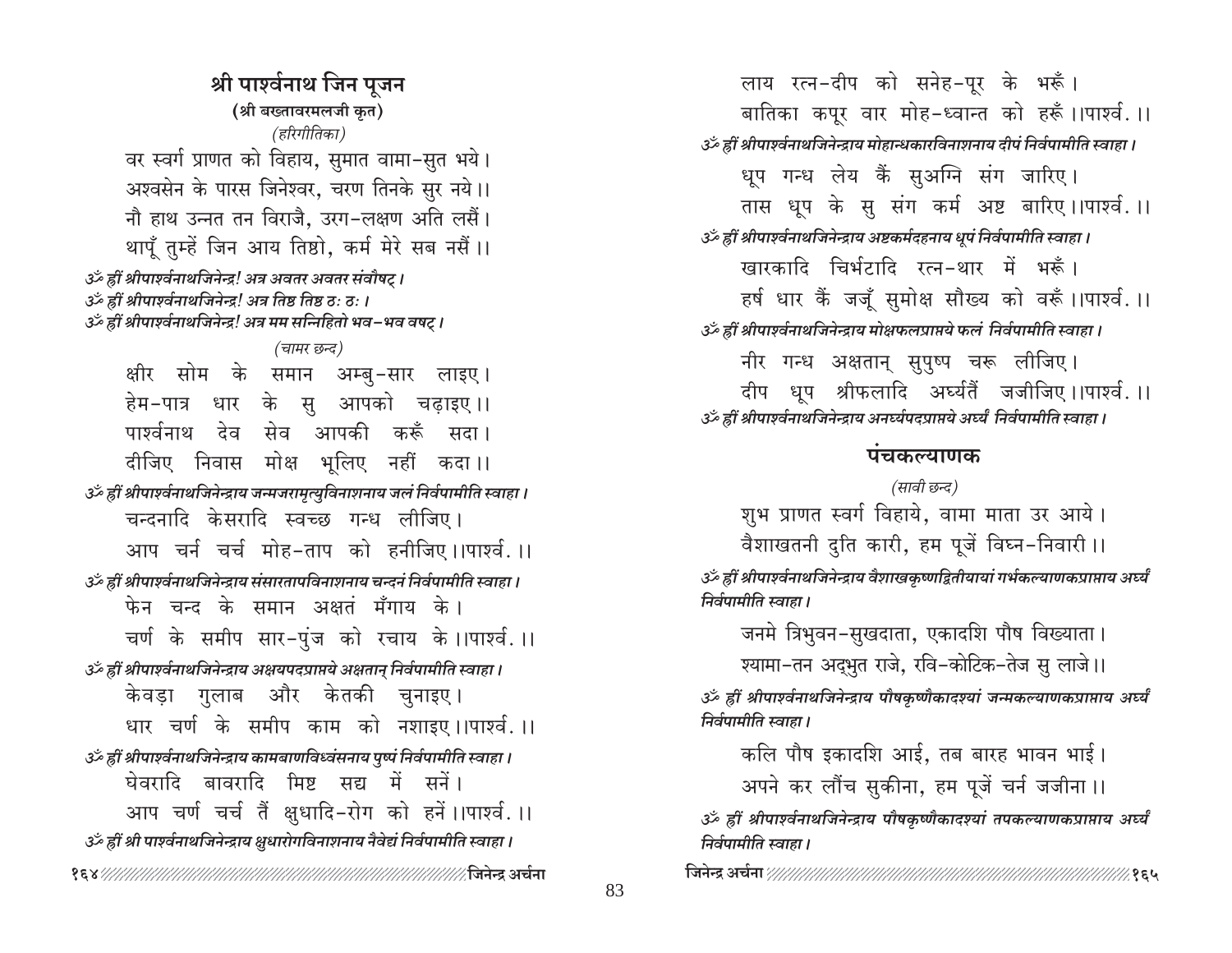## श्री पार्श्वनाथ जिन पूजन

**(श्री बख्तावरमलजी कृत)**

*(हरिगीतिका)*

वर स्वर्ग प्राणत को विहाय, सुमात वामा-सुत भये।
अश्वसेन के पारस जिनेश्वर, चरण तिनके सुर नये।।
नौ हाथ उन्नत तन विराजै, उरग-लक्षण अति लसैं।
थापूँ तुम्हें जिन आय तिष्ठो, कर्म मेरे सब नसैं।।

*ॐ ह्रीं श्रीपार्श्वनाथजिनेन्द्र! अत्र अवतर अवतर संवौषट्।*
*ॐ ह्रीं श्रीपार्श्वनाथजिनेन्द्र! अत्र तिष्ठ तिष्ठ ठः ठः।*
*ॐ ह्रीं श्रीपार्श्वनाथजिनेन्द्र! अत्र मम सन्निहितो भव-भव वषट्।*

*(चामर छन्द)*

क्षीर सोम के समान अम्बु-सार लाइए।
हेम-पात्र धार के सु आपको चढ़ाइए।।
पार्श्वनाथ देव सेव आपकी करूँ सदा।
दीजिए निवास मोक्ष भूलिए नहीं कदा।।

*ॐ ह्रीं श्रीपार्श्वनाथजिनेन्द्राय जन्मजरामृत्युविनाशनाय जलं निर्वपामीति स्वाहा।*

चन्दनादि केसरादि स्वच्छ गन्ध लीजिए।
आप चर्न चर्च मोह-ताप को हनीजिए।।पार्श्व.।।

*ॐ ह्रीं श्रीपार्श्वनाथजिनेन्द्राय संसारतापविनाशनाय चन्दनं निर्वपामीति स्वाहा।*

फेन चन्द के समान अक्षतं मँगाय के।
चर्ण के समीप सार-पुंज को रचाय के।।पार्श्व.।।

*ॐ ह्रीं श्रीपार्श्वनाथजिनेन्द्राय अक्षयपदप्राप्तये अक्षतान् निर्वपामीति स्वाहा।*

केवड़ा गुलाब और केतकी चुनाइए।
धार चर्ण के समीप काम को नशाइए।।पार्श्व.।।

*ॐ ह्रीं श्रीपार्श्वनाथजिनेन्द्राय कामबाणविध्वंसनाय पुष्पं निर्वपामीति स्वाहा।*

घेवरादि बावरादि मिष्ट सद्य में सनें।
आप चर्ण चर्च तैं क्षुधादि-रोग को हनें।।पार्श्व.।।

*ॐ ह्रीं श्री पार्श्वनाथजिनेन्द्राय क्षुधारोगविनाशनाय नैवेद्यं निर्वपामीति स्वाहा।*

लाय रत्न-दीप को सनेह-पूर के भरूँ।
बातिका कपूर वार मोह-ध्वान्त को हरूँ।।पार्श्व.।।

*ॐ ह्रीं श्रीपार्श्वनाथजिनेन्द्राय मोहान्धकारविनाशनाय दीपं निर्वपामीति स्वाहा।*

धूप गन्ध लेय कैं सुअग्नि संग जारिए।
तास धूप के सु संग कर्म अष्ट बारिए।।पार्श्व.।।

*ॐ ह्रीं श्रीपार्श्वनाथजिनेन्द्राय अष्टकर्मदहनाय धूपं निर्वपामीति स्वाहा।*

खारकादि चिर्भटादि रत्न-थार में भरूँ।
हर्ष धार कैं जजूँ सुमोक्ष सौख्य को वरूँ।।पार्श्व.।।

*ॐ ह्रीं श्रीपार्श्वनाथजिनेन्द्राय मोक्षफलप्राप्तये फलं निर्वपामीति स्वाहा।*

नीर गन्ध अक्षतान् सुपुष्प चरू लीजिए।
दीप धूप श्रीफलादि अर्घ्यतैं जजीजिए।।पार्श्व.।।

*ॐ ह्रीं श्रीपार्श्वनाथजिनेन्द्राय अनर्घ्यपदप्राप्तये अर्घ्यं निर्वपामीति स्वाहा।*

## पंचकल्याणक

*(सावी छन्द)*

शुभ प्राणत स्वर्ग विहाये, वामा माता उर आये।
वैशाखतनी दुति कारी, हम पूजें विघ्न-निवारी।।

*ॐ ह्रीं श्रीपार्श्वनाथजिनेन्द्राय वैशाखकृष्णद्वितीयायां गर्भकल्याणकप्राप्ताय अर्घ्यं निर्वपामीति स्वाहा।*

जनमे त्रिभुवन-सुखदाता, एकादशि पौष विख्याता।
श्यामा-तन अद्भुत राजे, रवि-कोटिक-तेज सु लाजे।।

*ॐ ह्रीं श्रीपार्श्वनाथजिनेन्द्राय पौषकृष्णैकादश्यां जन्मकल्याणकप्राप्ताय अर्घ्यं निर्वपामीति स्वाहा।*

कलि पौष इकादशि आई, तब बारह भावन भाई।
अपने कर लौंच सुकीना, हम पूजें चर्न जजीना।।

*ॐ ह्रीं श्रीपार्श्वनाथजिनेन्द्राय पौषकृष्णैकादश्यां तपकल्याणकप्राप्ताय अर्घ्यं निर्वपामीति स्वाहा।*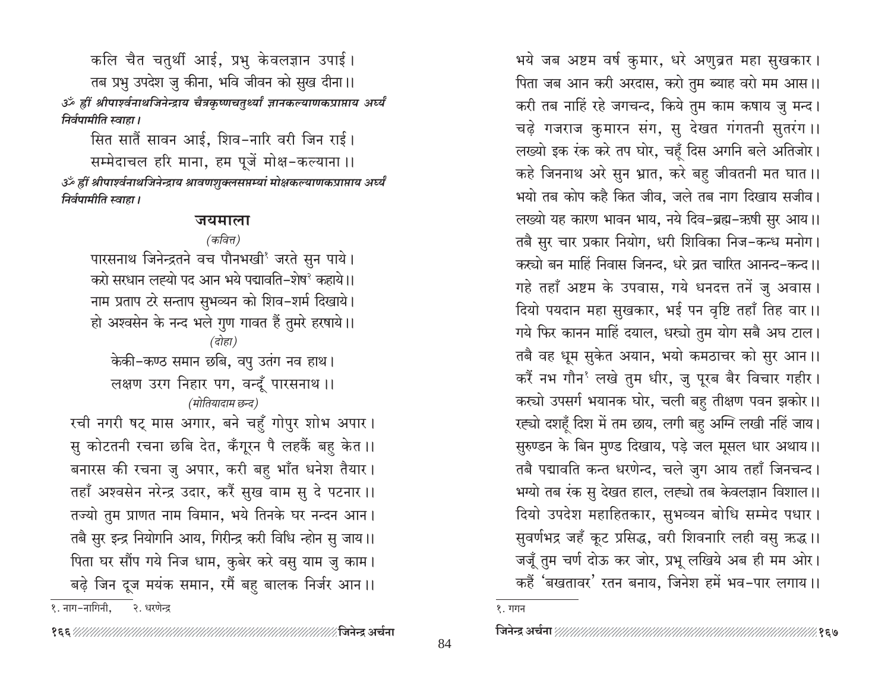कलि चैत चतुर्थी आई, प्रभु केवलज्ञान उपाई।
तब प्रभु उपदेश जु कीना, भवि जीवन को सुख दीना।।

*ॐ ह्रीं श्रीपार्श्वनाथजिनेन्द्राय चैत्रकृष्णचतुर्थ्यां ज्ञानकल्याणकप्राप्ताय अर्घ्यं निर्वपामीति स्वाहा।*

सित सातैं सावन आई, शिव-नारि वरी जिन राई।
सम्मेदाचल हरि माना, हम पूजें मोक्ष-कल्याना।।

*ॐ ह्रीं श्रीपार्श्वनाथजिनेन्द्राय श्रावणशुक्लसप्तम्यां मोक्षकल्याणकप्राप्ताय अर्घ्यं निर्वपामीति स्वाहा।*

## जयमाला

*(कवित्त)*

पारसनाथ जिनेन्द्रतने वच पौनभखी[1] जरते सुन पाये।
करो सरधान लह्यो पद आन भये पद्मावति-शेष[2] कहाये।।
नाम प्रताप टरे सन्ताप सुभव्यन को शिव-शर्म दिखाये।
हो अश्वसेन के नन्द भले गुण गावत हैं तुमरे हरषाये।।

*(दोहा)*

केकी-कण्ठ समान छबि, वपु उतंग नव हाथ।
लक्षण उरग निहार पग, वन्दूँ पारसनाथ।।

*(मोतियादाम छन्द)*

रची नगरी षट् मास अगार, बने चहुँ गोपुर शोभ अपार।
सु कोटतनी रचना छबि देत, कँगूरन पै लहकैं बहु केत।।
बनारस की रचना जु अपार, करी बहु भाँत धनेश तैयार।
तहाँ अश्वसेन नरेन्द्र उदार, करैं सुख वाम सु दे पटनार।।
तज्यो तुम प्राणत नाम विमान, भये तिनके घर नन्दन आन।
तबै सुर इन्द्र नियोगनि आय, गिरीन्द्र करी विधि न्होन सु जाय।।
पिता घर सौंप गये निज धाम, कुबेर करे वसु याम जु काम।
बढ़े जिन दूज मयंक समान, रमैं बहु बालक निर्जर आन।।

[1] नाग-नागिनी, [2] धरणेन्द्र

भये जब अष्टम वर्ष कुमार, धरे अणुव्रत महा सुखकार।
पिता जब आन करी अरदास, करो तुम ब्याह वरो मम आस।।
करी तब नाहिं रहे जगचन्द, किये तुम काम कषाय जु मन्द।
चढ़े गजराज कुमारन संग, सु देखत गंगतनी सुतरंग।।
लख्यो इक रंक करे तप घोर, चहूँ दिस अगनि बले अतिजोर।
कहे जिननाथ अरे सुन भ्रात, करे बहु जीवतनी मत घात।।
भयो तब कोप कहै कित जीव, जले तब नाग दिखाय सजीव।
लख्यो यह कारण भावन भाय, नये दिव-ब्रह्म-ऋषी सुर आय।।
तबै सुर चार प्रकार नियोग, धरी शिविका निज-कन्ध मनोग।
कर्‍यो बन माहिं निवास जिनन्द, धरे व्रत चारित आनन्द-कन्द।।
गहे तहाँ अष्टम के उपवास, गये धनदत्त तनें जु अवास।
दियो पयदान महा सुखकार, भई पन वृष्टि तहाँ तिह वार।।
गये फिर कानन माहिं दयाल, धर्‍यो तुम योग सबै अघ टाल।
तबै वह धूम सुकेत अयान, भयो कमठाचर को सुर आन।।
करैं नभ गौन[1] लखे तुम धीर, जु पूरब बैर विचार गहीर।
कर्‍यो उपसर्ग भयानक घोर, चली बहु तीक्षण पवन झकोर।।
रह्यो दशहूँ दिश में तम छाय, लगी बहु अग्नि लखी नहिं जाय।
सुरुण्डन के बिन मुण्ड दिखाय, पड़े जल मूसल धार अथाय।।
तबै पद्मावति कन्त धरणेन्द, चले जुग आय तहाँ जिनचन्द।
भग्यो तब रंक सु देखत हाल, लह्यो तब केवलज्ञान विशाल।।
दियो उपदेश महाहितकार, सुभव्यन बोधि सम्मेद पधार।
सुवर्णभद्र जहँ कूट प्रसिद्ध, वरी शिवनारि लही वसु ऋद्ध।।
जजूँ तुम चर्ण दोऊ कर जोर, प्रभू लखिये अब ही मम ओर।
कहैं 'बखतावर' रतन बनाय, जिनेश हमें भव-पार लगाय।।

[1] गगन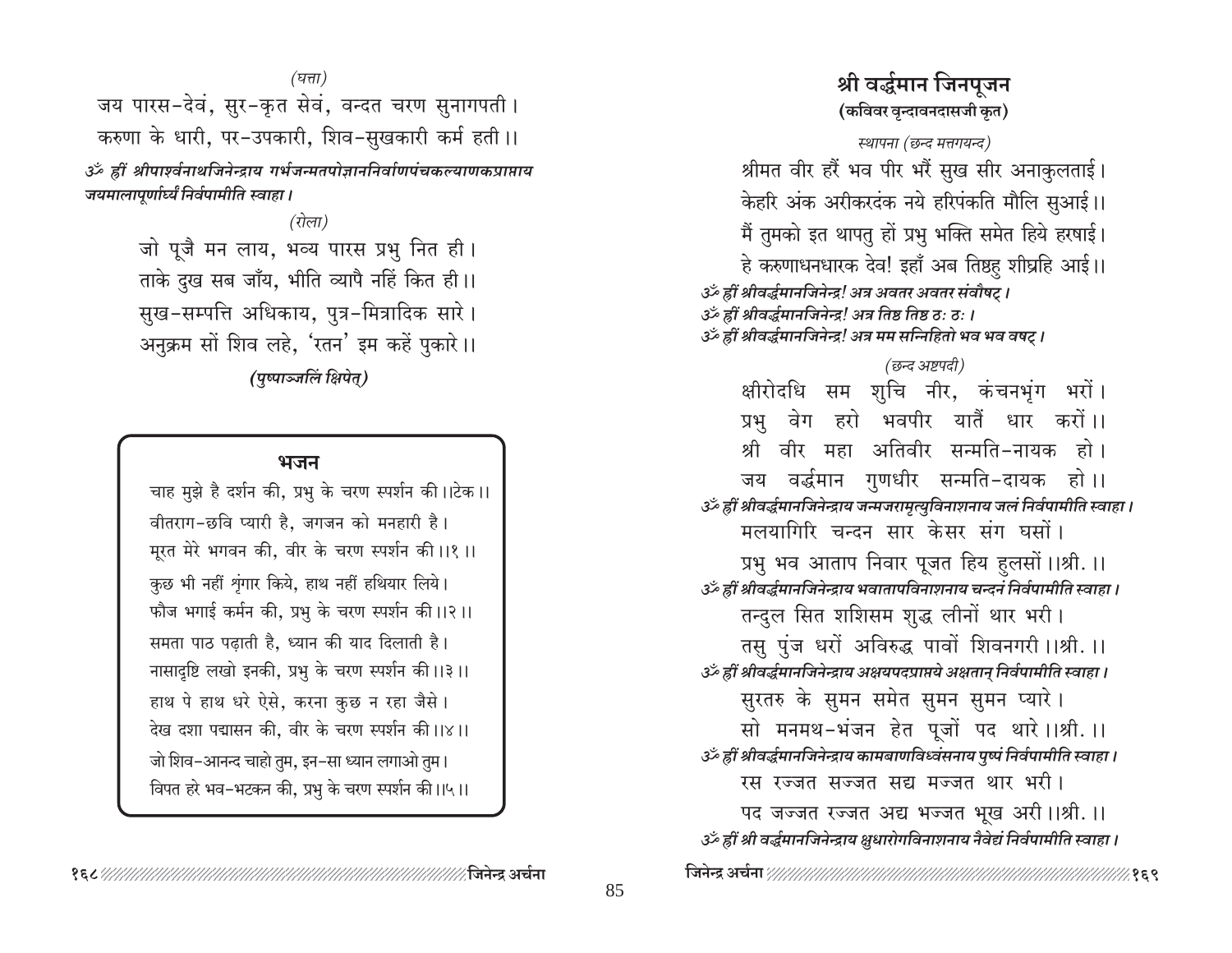*(घत्ता)*

जय पारस-देवं, सुर-कृत सेवं, वन्दत चरण सुनागपती।
करुणा के धारी, पर-उपकारी, शिव-सुखकारी कर्म हती।।

***ॐ ह्रीं श्रीपार्श्वनाथजिनेन्द्राय गर्भजन्मतपोज्ञाननिर्वाणपंचकल्याणकप्राप्ताय जयमालापूर्णार्घ्यं निर्वपामीति स्वाहा।***

*(रोला)*

जो पूजै मन लाय, भव्य पारस प्रभु नित ही।
ताके दुख सब जाँय, भीति व्यापै नहिं कित ही।।
सुख-सम्पत्ति अधिकाय, पुत्र-मित्रादिक सारे।
अनुक्रम सों शिव लहे, 'रतन' इम कहें पुकारे।।

***(पुष्पाञ्जलिं क्षिपेत्)***

### भजन

चाह मुझे है दर्शन की, प्रभु के चरण स्पर्शन की।।टेक।।
वीतराग-छवि प्यारी है, जगजन को मनहारी है।
मूरत मेरे भगवन की, वीर के चरण स्पर्शन की।।१।।
कुछ भी नहीं शृंगार किये, हाथ नहीं हथियार लिये।
फौज भगाई कर्मन की, प्रभु के चरण स्पर्शन की।।२।।
समता पाठ पढ़ाती है, ध्यान की याद दिलाती है।
नासादृष्टि लखो इनकी, प्रभु के चरण स्पर्शन की।।३।।
हाथ पे हाथ धरे ऐसे, करना कुछ न रहा जैसे।
देख दशा पद्मासन की, वीर के चरण स्पर्शन की।।४।।
जो शिव-आनन्द चाहो तुम, इन-सा ध्यान लगाओ तुम।
विपत हरे भव-भटकन की, प्रभु के चरण स्पर्शन की।।५।।

## श्री वर्द्धमान जिनपूजन

**(कविवर वृन्दावनदासजी कृत)**

*स्थापना (छन्द मत्तगयन्द)*

श्रीमत वीर हरैं भव पीर भरैं सुख सीर अनाकुलताई।
केहरि अंक अरीकरदंक नये हरिपंकति मौलि सुआई।।
मैं तुमको इत थापतु हों प्रभु भक्ति समेत हिये हरषाई।
हे करुणाधनधारक देव! इहाँ अब तिष्ठहु शीघ्रहि आई।।

***ॐ ह्रीं श्रीवर्द्धमानजिनेन्द्र! अत्र अवतर अवतर संवौषट्।***
***ॐ ह्रीं श्रीवर्द्धमानजिनेन्द्र! अत्र तिष्ठ तिष्ठ ठः ठः।***
***ॐ ह्रीं श्रीवर्द्धमानजिनेन्द्र! अत्र मम सन्निहितो भव भव वषट्।***

*(छन्द अष्टपदी)*

क्षीरोदधि सम शुचि नीर, कंचनभृंग भरों।
प्रभु वेग हरो भवपीर यातैं धार करों।।
श्री वीर महा अतिवीर सन्मति-नायक हो।
जय वर्द्धमान गुणधीर सन्मति-दायक हो।।

***ॐ ह्रीं श्रीवर्द्धमानजिनेन्द्राय जन्मजरामृत्युविनाशनाय जलं निर्वपामीति स्वाहा।***

मलयागिरि चन्दन सार केसर संग घसों।
प्रभु भव आताप निवार पूजत हिय हुलसों।।श्री.।।

***ॐ ह्रीं श्रीवर्द्धमानजिनेन्द्राय भवातापविनाशनाय चन्दनं निर्वपामीति स्वाहा।***

तन्दुल सित शशिसम शुद्ध लीनों थार भरी।
तसु पुंज धरों अविरुद्ध पावों शिवनगरी।।श्री.।।

***ॐ ह्रीं श्रीवर्द्धमानजिनेन्द्राय अक्षयपदप्राप्तये अक्षतान् निर्वपामीति स्वाहा।***

सुरतरु के सुमन समेत सुमन सुमन प्यारे।
सो मनमथ-भंजन हेत पूजों पद थारे।।श्री.।।

***ॐ ह्रीं श्रीवर्द्धमानजिनेन्द्राय कामबाणविध्वंसनाय पुष्पं निर्वपामीति स्वाहा।***

रस रज्जत सज्जत सद्य मज्जत थार भरी।
पद जज्जत रज्जत अद्य भज्जत भूख अरी।।श्री.।।

***ॐ ह्रीं श्री वर्द्धमानजिनेन्द्राय क्षुधारोगविनाशनाय नैवेद्यं निर्वपामीति स्वाहा।***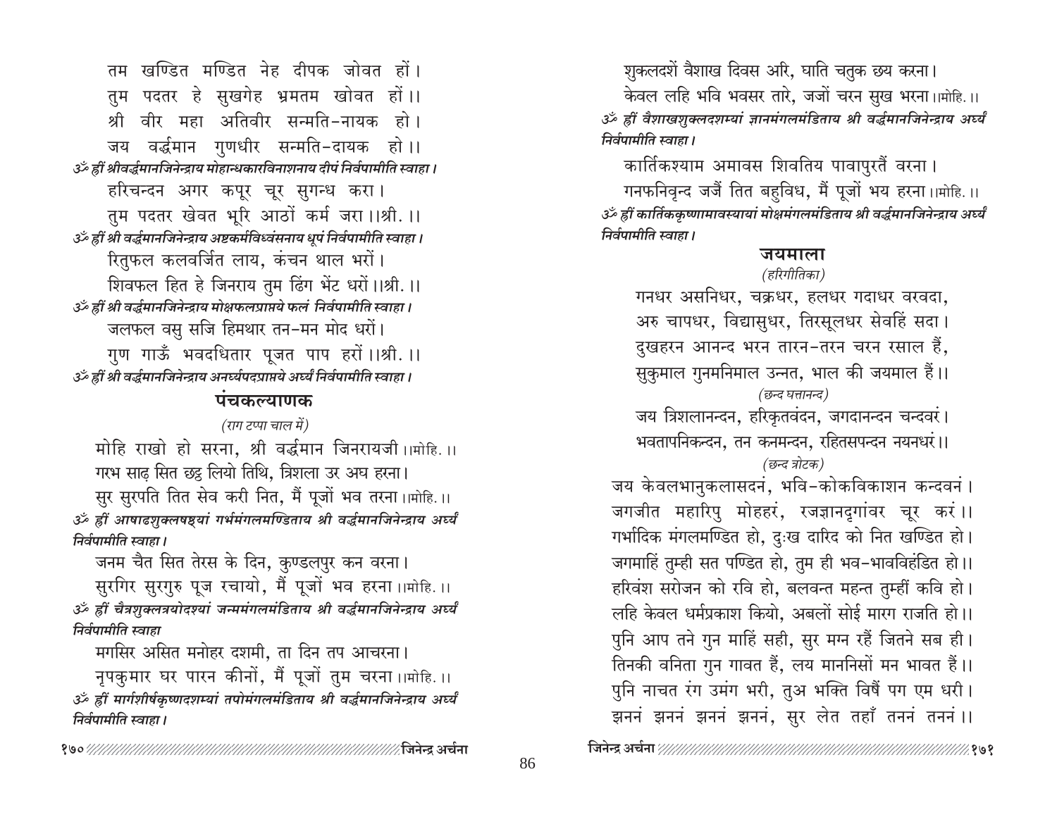तम खण्डित मण्डित नेह दीपक जोवत हों।
तुम पदतर हे सुखगेह भ्रमतम खोवत हों।।
श्री वीर महा अतिवीर सन्मति-नायक हो।
जय वर्द्धमान गुणधीर सन्मति-दायक हो।।

*ॐ ह्रीं श्रीवर्द्धमानजिनेन्द्राय मोहान्धकारविनाशनाय दीपं निर्वपामीति स्वाहा।*

हरिचन्दन अगर कपूर चूर सुगन्ध करा।
तुम पदतर खेवत भूरि आठों कर्म जरा।।श्री.।।

*ॐ ह्रीं श्री वर्द्धमानजिनेन्द्राय अष्टकर्मविध्वंसनाय धूपं निर्वपामीति स्वाहा।*

रितुफल कलवर्जित लाय, कंचन थाल भरों।
शिवफल हित हे जिनराय तुम ढिंग भेंट धरों।।श्री.।।

*ॐ ह्रीं श्री वर्द्धमानजिनेन्द्राय मोक्षफलप्राप्तये फलं निर्वपामीति स्वाहा।*

जलफल वसु सजि हिमथार तन-मन मोद धरों।
गुण गाऊँ भवदधितार पूजत पाप हरों।।श्री.।।

*ॐ ह्रीं श्री वर्द्धमानजिनेन्द्राय अनर्घ्यपदप्राप्तये अर्घ्यं निर्वपामीति स्वाहा।*

## पंचकल्याणक

*(राग टप्पा चाल में)*

मोहि राखो हो सरना, श्री वर्द्धमान जिनरायजी।।मोहि.।।
गरभ साढ़ सित छट्ठ लियो तिथि, त्रिशला उर अघ हरना।
सुर सुरपति तित सेव करी नित, मैं पूजों भव तरना।।मोहि.।।

*ॐ ह्रीं आषाढशुक्लषष्ठ्यां गर्भमंगलमण्डिताय श्री वर्द्धमानजिनेन्द्राय अर्घ्यं निर्वपामीति स्वाहा।*

जनम चैत सित तेरस के दिन, कुण्डलपुर कन वरना।
सुरगिर सुरगुरु पूज रचायो, मैं पूजों भव हरना।।मोहि.।।

*ॐ ह्रीं चैत्रशुक्लत्रयोदश्यां जन्ममंगलमंडिताय श्री वर्द्धमानजिनेन्द्राय अर्घ्यं निर्वपामीति स्वाहा*

मगसिर असित मनोहर दशमी, ता दिन तप आचरना।
नृपकुमार घर पारन कीनों, मैं पूजों तुम चरना।।मोहि.।।

*ॐ ह्रीं मार्गशीर्षकृष्णदशम्यां तपोमंगलमंडिताय श्री वर्द्धमानजिनेन्द्राय अर्घ्यं निर्वपामीति स्वाहा।*

शुकलदशें वैशाख दिवस अरि, घाति चतुक छय करना।
केवल लहि भवि भवसर तारे, जजों चरन सुख भरना।।मोहि.।।

*ॐ ह्रीं वैशाखशुक्लदशम्यां ज्ञानमंगलमंडिताय श्री वर्द्धमानजिनेन्द्राय अर्घ्यं निर्वपामीति स्वाहा।*

कार्तिकश्याम अमावस शिवतिय पावापुरतैं वरना।
गनफनिवृन्द जजैं तित बहुविध, मैं पूजों भय हरना।।मोहि.।।

*ॐ ह्रीं कार्तिककृष्णामावस्यायां मोक्षमंगलमंडिताय श्री वर्द्धमानजिनेन्द्राय अर्घ्यं निर्वपामीति स्वाहा।*

## जयमाला

*(हरिगीतिका)*

गनधर असनिधर, चक्रधर, हलधर गदाधर वरवदा,
अरु चापधर, विद्यासुधर, तिरसूलधर सेवहिं सदा।
दुखहरन आनन्द भरन तारन-तरन चरन रसाल हैं,
सुकुमाल गुनमनिमाल उन्नत, भाल की जयमाल हैं।।

*(छन्द घत्तानन्द)*

जय त्रिशलानन्दन, हरिकृतवंदन, जगदानन्दन चन्दवरं।
भवतापनिकन्दन, तन कनमन्दन, रहितसपन्दन नयनधरं।।

*(छन्द त्रोटक)*

जय केवलभानुकलासदनं, भवि-कोकविकाशन कन्दवनं।
जगजीत महारिपु मोहहरं, रजज्ञानदृगांवर चूर करं।।
गर्भादिक मंगलमण्डित हो, दुःख दारिद को नित खण्डित हो।
जगमाहिं तुम्ही सत पण्डित हो, तुम ही भव-भावविहंडित हो।।
हरिवंश सरोजन को रवि हो, बलवन्त महन्त तुम्हीं कवि हो।
लहि केवल धर्मप्रकाश कियो, अबलों सोई मारग राजति हो।।
पुनि आप तने गुन माहिं सही, सुर मग्न रहैं जितने सब ही।
तिनकी वनिता गुन गावत हैं, लय माननिसों मन भावत हैं।।
पुनि नाचत रंग उमंग भरी, तुअ भक्ति विषैं पग एम धरी।
झननं झननं झननं झननं, सुर लेत तहाँ तननं तननं।।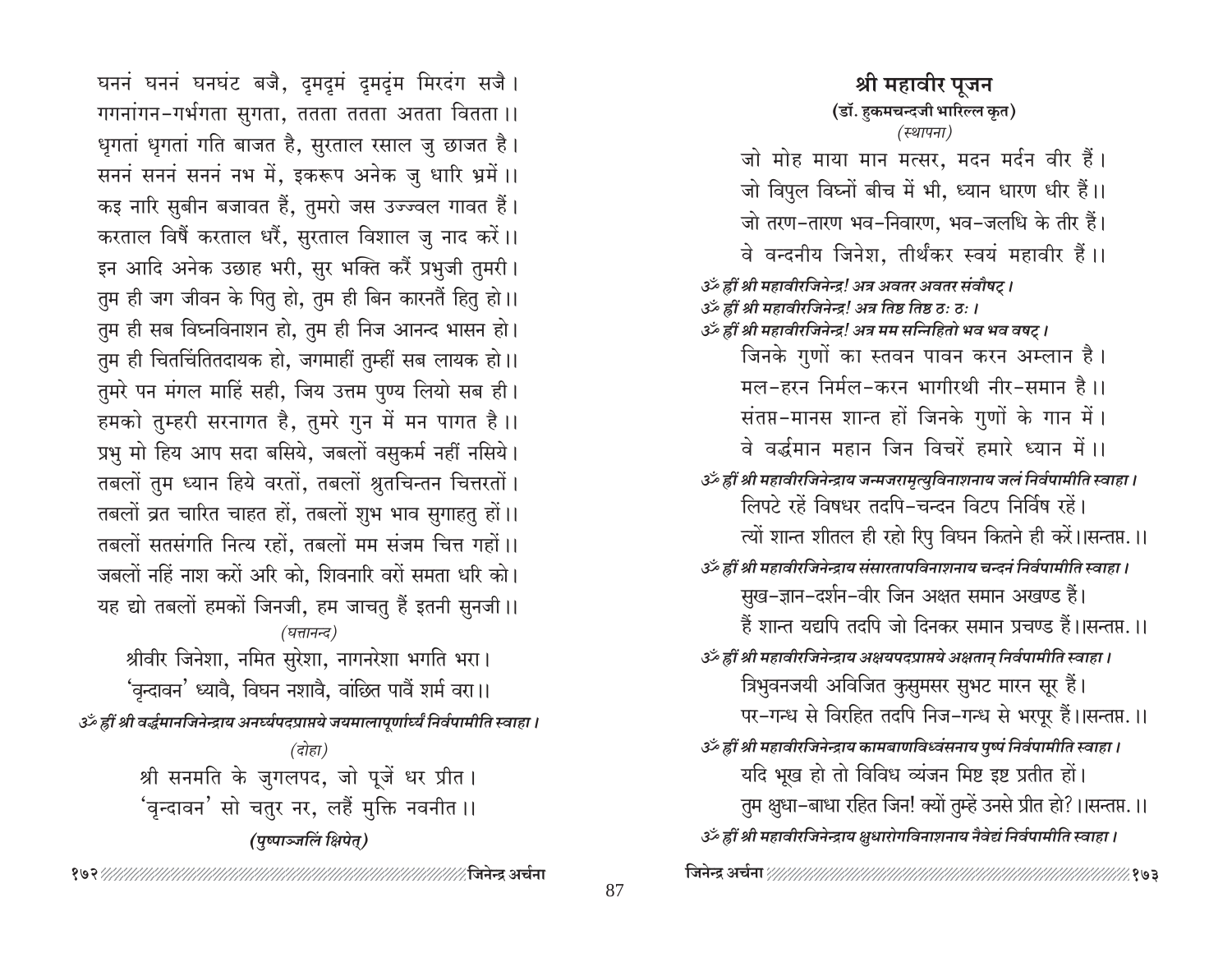घननं घननं घनघंट बजै, दृमदृमं दृमदृंम मिरदंग सजै।
गगनांगन-गर्भगता सुगता, ततता ततता अतता वितता ।।
धृगतां धृगतां गति बाजत है, सुरताल रसाल जु छाजत है।
सननं सननं सननं नभ में, इकरूप अनेक जु धारि भ्रमें ।।
कइ नारि सुबीन बजावत हैं, तुमरो जस उज्ज्वल गावत हैं।
करताल विषैं करताल धरैं, सुरताल विशाल जु नाद करें ।।
इन आदि अनेक उछाह भरी, सुर भक्ति करैं प्रभुजी तुमरी।
तुम ही जग जीवन के पितु हो, तुम ही बिन कारनतैं हितु हो ।।
तुम ही सब विघ्नविनाशन हो, तुम ही निज आनन्द भासन हो।
तुम ही चितचिंतितदायक हो, जगमाहीं तुम्हीं सब लायक हो ।।
तुमरे पन मंगल माहिं सही, जिय उत्तम पुण्य लियो सब ही।
हमको तुम्हरी सरनागत है, तुमरे गुन में मन पागत है ।।
प्रभु मो हिय आप सदा बसिये, जबलों वसुकर्म नहीं नसिये।
तबलों तुम ध्यान हिये वरतों, तबलों श्रुतचिन्तन चित्तरतों।
तबलों व्रत चारित चाहत हों, तबलों शुभ भाव सुगाहतु हों ।।
तबलों सतसंगति नित्य रहों, तबलों मम संजम चित्त गहों ।।
जबलों नहिं नाश करों अरि को, शिवनारि वरों समता धरि को।
यह द्यो तबलों हमकों जिनजी, हम जाचतु हैं इतनी सुनजी ।।

*(घत्तानन्द)*

श्रीवीर जिनेशा, नमित सुरेशा, नागनरेशा भगति भरा।
'वृन्दावन' ध्यावै, विघन नशावै, वांछित पावैं शर्म वरा ।।

*ॐ ह्रीं श्री वर्द्धमानजिनेन्द्राय अनर्घ्यपदप्राप्तये जयमालापूर्णार्घ्यं निर्वपामीति स्वाहा ।*

*(दोहा)*

श्री सनमति के जुगलपद, जो पूजें धर प्रीत।
'वृन्दावन' सो चतुर नर, लहैं मुक्ति नवनीत ।।

***(पुष्पाञ्जलिं क्षिपेत्)***

## श्री महावीर पूजन

**(डॉ. हुकमचन्दजी भारिल्ल कृत)**

*(स्थापना)*

जो मोह माया मान मत्सर, मदन मर्दन वीर हैं।
जो विपुल विघ्नों बीच में भी, ध्यान धारण धीर हैं ।।
जो तरण-तारण भव-निवारण, भव-जलधि के तीर हैं।
वे वन्दनीय जिनेश, तीर्थंकर स्वयं महावीर हैं ।।

*ॐ ह्रीं श्री महावीरजिनेन्द्र! अत्र अवतर अवतर संवौषट् ।*
*ॐ ह्रीं श्री महावीरजिनेन्द्र! अत्र तिष्ठ तिष्ठ ठः ठः ।*
*ॐ ह्रीं श्री महावीरजिनेन्द्र! अत्र मम सन्निहितो भव भव वषट् ।*

जिनके गुणों का स्तवन पावन करन अम्लान है।
मल-हरन निर्मल-करन भागीरथी नीर-समान है ।।
संतप्त-मानस शान्त हों जिनके गुणों के गान में।
वे वर्द्धमान महान जिन विचरें हमारे ध्यान में ।।

*ॐ ह्रीं श्री महावीरजिनेन्द्राय जन्मजरामृत्युविनाशनाय जलं निर्वपामीति स्वाहा ।*

लिपटे रहें विषधर तदपि-चन्दन विटप निर्विष रहें।
त्यों शान्त शीतल ही रहो रिपु विघन कितने ही करें।।सन्तप्त.।।

*ॐ ह्रीं श्री महावीरजिनेन्द्राय संसारतापविनाशनाय चन्दनं निर्वपामीति स्वाहा ।*

सुख-ज्ञान-दर्शन-वीर जिन अक्षत समान अखण्ड हैं।
हैं शान्त यद्यपि तदपि जो दिनकर समान प्रचण्ड हैं।।सन्तप्त.।।

*ॐ ह्रीं श्री महावीरजिनेन्द्राय अक्षयपदप्राप्तये अक्षतान् निर्वपामीति स्वाहा ।*

त्रिभुवनजयी अविजित कुसुमसर सुभट मारन सूर हैं।
पर-गन्ध से विरहित तदपि निज-गन्ध से भरपूर हैं।।सन्तप्त.।।

*ॐ ह्रीं श्री महावीरजिनेन्द्राय कामबाणविध्वंसनाय पुष्पं निर्वपामीति स्वाहा ।*

यदि भूख हो तो विविध व्यंजन मिष्ट इष्ट प्रतीत हों।
तुम क्षुधा-बाधा रहित जिन! क्यों तुम्हें उनसे प्रीत हो? ।।सन्तप्त.।।

*ॐ ह्रीं श्री महावीरजिनेन्द्राय क्षुधारोगविनाशनाय नैवेद्यं निर्वपामीति स्वाहा ।*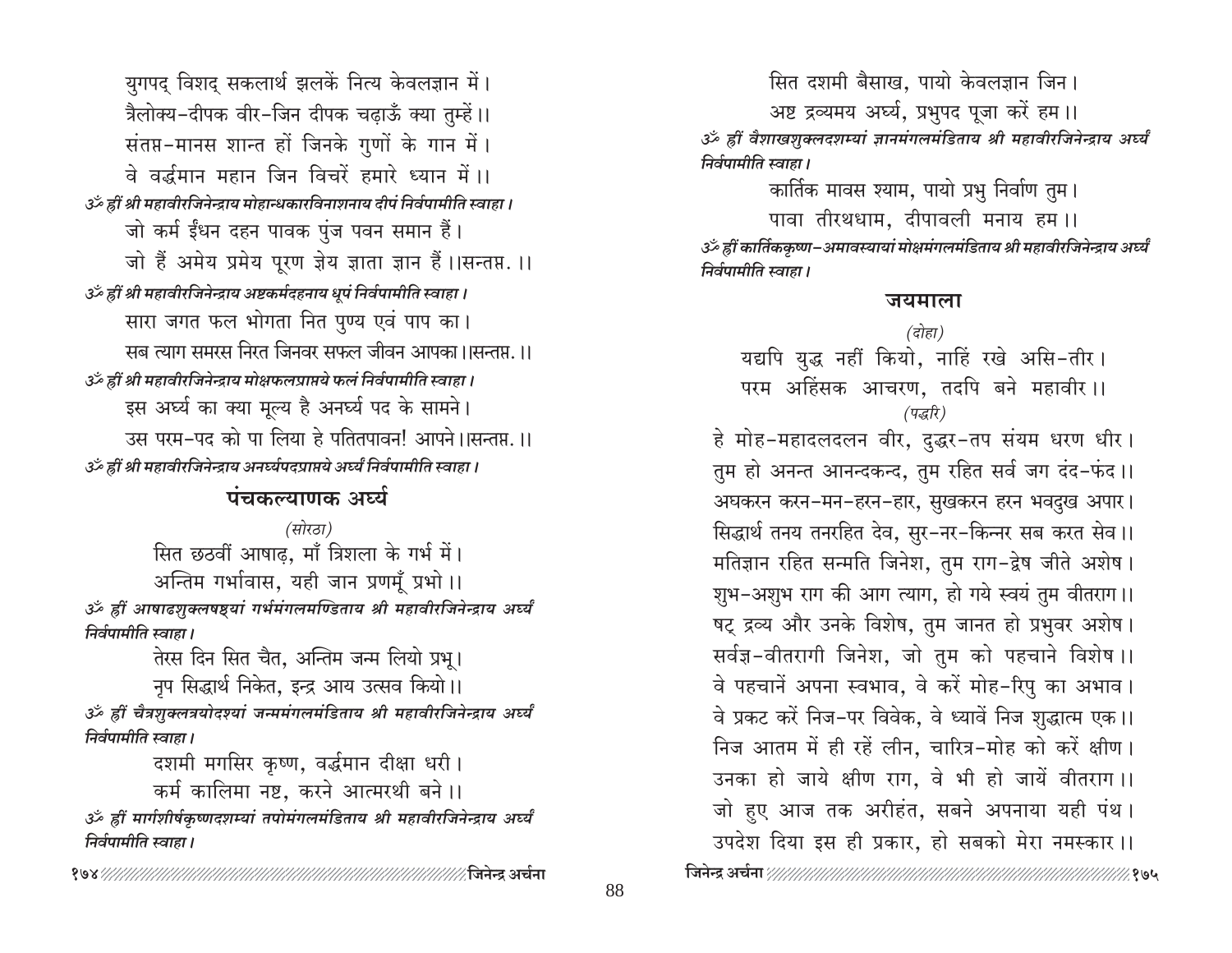युगपद् विशद् सकलार्थ झलकें नित्य केवलज्ञान में।
त्रैलोक्य-दीपक वीर-जिन दीपक चढ़ाऊँ क्या तुम्हें।।
संतप्त-मानस शान्त हों जिनके गुणों के गान में।
वे वर्द्धमान महान जिन विचरें हमारे ध्यान में।।

*ॐ ह्रीं श्री महावीरजिनेन्द्राय मोहान्धकारविनाशनाय दीपं निर्वपामीति स्वाहा।*

जो कर्म ईंधन दहन पावक पुंज पवन समान हैं।
जो हैं अमेय प्रमेय पूरण ज्ञेय ज्ञाता ज्ञान हैं।।सन्तप्त.।।

*ॐ ह्रीं श्री महावीरजिनेन्द्राय अष्टकर्मदहनाय धूपं निर्वपामीति स्वाहा।*

सारा जगत फल भोगता नित पुण्य एवं पाप का।
सब त्याग समरस निरत जिनवर सफल जीवन आपका।।सन्तप्त.।।

*ॐ ह्रीं श्री महावीरजिनेन्द्राय मोक्षफलप्राप्तये फलं निर्वपामीति स्वाहा।*

इस अर्घ्य का क्या मूल्य है अनर्घ्य पद के सामने।
उस परम-पद को पा लिया हे पतितपावन! आपने।।सन्तप्त.।।

*ॐ ह्रीं श्री महावीरजिनेन्द्राय अनर्घ्यपदप्राप्तये अर्घ्यं निर्वपामीति स्वाहा।*

## पंचकल्याणक अर्घ्य

*(सोरठा)*

सित छठवीं आषाढ़, माँ त्रिशला के गर्भ में।
अन्तिम गर्भावास, यही जान प्रणमूँ प्रभो।।

*ॐ ह्रीं आषाढशुक्लषष्ठ्यां गर्भमंगलमण्डिताय श्री महावीरजिनेन्द्राय अर्घ्यं निर्वपामीति स्वाहा।*

तेरस दिन सित चैत, अन्तिम जन्म लियो प्रभू।
नृप सिद्धार्थ निकेत, इन्द्र आय उत्सव कियो।।

*ॐ ह्रीं चैत्रशुक्लत्रयोदश्यां जन्ममंगलमंडिताय श्री महावीरजिनेन्द्राय अर्घ्यं निर्वपामीति स्वाहा।*

दशमी मगसिर कृष्ण, वर्द्धमान दीक्षा धरी।
कर्म कालिमा नष्ट, करने आत्मरथी बने।।

*ॐ ह्रीं मार्गशीर्षकृष्णदशम्यां तपोमंगलमंडिताय श्री महावीरजिनेन्द्राय अर्घ्यं निर्वपामीति स्वाहा।*

सित दशमी बैसाख, पायो केवलज्ञान जिन।
अष्ट द्रव्यमय अर्घ्य, प्रभुपद पूजा करें हम।।

*ॐ ह्रीं वैशाखशुक्लदशम्यां ज्ञानमंगलमंडिताय श्री महावीरजिनेन्द्राय अर्घ्यं निर्वपामीति स्वाहा।*

कार्तिक मावस श्याम, पायो प्रभु निर्वाण तुम।
पावा तीरथधाम, दीपावली मनाय हम।।

*ॐ ह्रीं कार्तिककृष्ण-अमावस्यायां मोक्षमंगलमंडिताय श्री महावीरजिनेन्द्राय अर्घ्यं निर्वपामीति स्वाहा।*

## जयमाला

*(दोहा)*

यद्यपि युद्ध नहीं कियो, नाहिं रखे असि-तीर।
परम अहिंसक आचरण, तदपि बने महावीर।।

*(पद्धरि)*

हे मोह-महादलदलन वीर, दुद्धर-तप संयम धरण धीर।
तुम हो अनन्त आनन्दकन्द, तुम रहित सर्व जग दंद-फंद।।
अघकरन करन-मन-हरन-हार, सुखकरन हरन भवदुख अपार।
सिद्धार्थ तनय तनरहित देव, सुर-नर-किन्नर सब करत सेव।।
मतिज्ञान रहित सन्मति जिनेश, तुम राग-द्वेष जीते अशेष।
शुभ-अशुभ राग की आग त्याग, हो गये स्वयं तुम वीतराग।।
षट् द्रव्य और उनके विशेष, तुम जानत हो प्रभुवर अशेष।
सर्वज्ञ-वीतरागी जिनेश, जो तुम को पहचाने विशेष।।
वे पहचानें अपना स्वभाव, वे करें मोह-रिपु का अभाव।
वे प्रकट करें निज-पर विवेक, वे ध्यावें निज शुद्धात्म एक।।
निज आतम में ही रहें लीन, चारित्र-मोह को करें क्षीण।
उनका हो जाये क्षीण राग, वे भी हो जायें वीतराग।।
जो हुए आज तक अरीहंत, सबने अपनाया यही पंथ।
उपदेश दिया इस ही प्रकार, हो सबको मेरा नमस्कार।।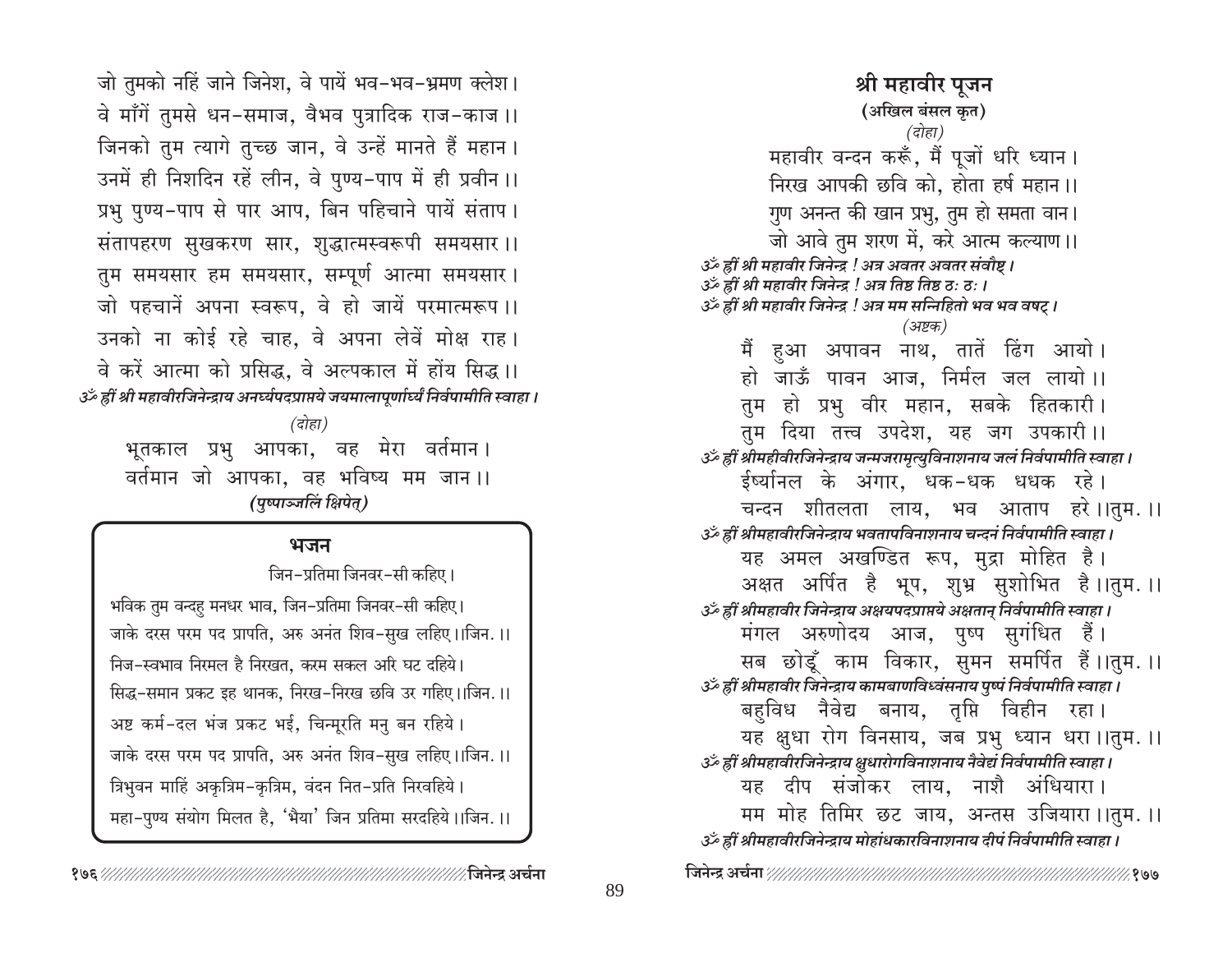जो तुमको नहिं जाने जिनेश, वे पायें भव-भव-भ्रमण क्लेश।
वे माँगें तुमसे धन-समाज, वैभव पुत्रादिक राज-काज।।
जिनको तुम त्यागे तुच्छ जान, वे उन्हें मानते हैं महान।
उनमें ही निशदिन रहें लीन, वे पुण्य-पाप में ही प्रवीन।।
प्रभु पुण्य-पाप से पार आप, बिन पहिचाने पायें संताप।
संतापहरण सुखकरण सार, शुद्धात्मस्वरूपी समयसार।।
तुम समयसार हम समयसार, सम्पूर्ण आत्मा समयसार।
जो पहचानें अपना स्वरूप, वे हो जायें परमात्मरूप।।
उनको ना कोई रहे चाह, वे अपना लेवें मोक्ष राह।
वे करें आत्मा को प्रसिद्ध, वे अल्पकाल में होंय सिद्ध।।

*ॐ ह्रीं श्री महावीरजिनेन्द्राय अनर्घ्यपदप्राप्तये जयमालापूर्णार्घ्यं निर्वपामीति स्वाहा।*

*(दोहा)*

भूतकाल प्रभु आपका, वह मेरा वर्तमान।
वर्तमान जो आपका, वह भविष्य मम जान।।

***(पुष्पाञ्जलिं क्षिपेत्)***

### भजन

जिन-प्रतिमा जिनवर-सी कहिए।

भविक तुम वन्दहु मनधर भाव, जिन-प्रतिमा जिनवर-सी कहिए।
जाके दरस परम पद प्रापति, अरु अनंत शिव-सुख लहिए।।जिन.।।
निज-स्वभाव निरमल है निरखत, करम सकल अरि घट दहिये।
सिद्ध-समान प्रकट इह थानक, निरख-निरख छवि उर गहिए।।जिन.।।
अष्ट कर्म-दल भंज प्रकट भई, चिन्मूरति मनु बन रहिये।
जाके दरस परम पद प्रापति, अरु अनंत शिव-सुख लहिए।।जिन.।।
त्रिभुवन माहिं अकृत्रिम-कृत्रिम, वंदन नित-प्रति निरवहिये।
महा-पुण्य संयोग मिलत है, 'भैया' जिन प्रतिमा सरदहिये।।जिन.।।

## श्री महावीर पूजन

**(अखिल बंसल कृत)**

*(दोहा)*

महावीर वन्दन करूँ, मैं पूजों धरि ध्यान।
निरख आपकी छवि को, होता हर्ष महान।।
गुण अनन्त की खान प्रभु, तुम हो समता वान।
जो आवे तुम शरण में, करे आत्म कल्याण।।

*ॐ ह्रीं श्री महावीर जिनेन्द्र ! अत्र अवतर अवतर संवौष्ट्।*
*ॐ ह्रीं श्री महावीर जिनेन्द्र ! अत्र तिष्ठ तिष्ठ ठः ठः।*
*ॐ ह्रीं श्री महावीर जिनेन्द्र ! अत्र मम सन्निहितो भव भव वषट्।*

*(अष्टक)*

मैं हुआ अपावन नाथ, तातें ढिंग आयो।
हो जाऊँ पावन आज, निर्मल जल लायो।।
तुम हो प्रभु वीर महान, सबके हितकारी।
तुम दिया तत्त्व उपदेश, यह जग उपकारी।।

*ॐ ह्रीं श्रीमहीवीरजिनेन्द्राय जन्मजरामृत्युविनाशनाय जलं निर्वपामीति स्वाहा।*

ईर्ष्यानल के अंगार, धक-धक धधक रहे।
चन्दन शीतलता लाय, भव आताप हरे।।तुम.।।

*ॐ ह्रीं श्रीमहावीरजिनेन्द्राय भवतापविनाशनाय चन्दनं निर्वपामीति स्वाहा।*

यह अमल अखण्डित रूप, मुद्रा मोहित है।
अक्षत अर्पित है भूप, शुभ्र सुशोभित है।।तुम.।।

*ॐ ह्रीं श्रीमहावीर जिनेन्द्राय अक्षयपदप्राप्तये अक्षतान् निर्वपामीति स्वाहा।*

मंगल अरुणोदय आज, पुष्प सुगंधित हैं।
सब छोडूँ काम विकार, सुमन समर्पित हैं।।तुम.।।

*ॐ ह्रीं श्रीमहावीर जिनेन्द्राय कामबाणविध्वंसनाय पुष्पं निर्वपामीति स्वाहा।*

बहुविध नैवेद्य बनाय, तृप्ति विहीन रहा।
यह क्षुधा रोग विनसाय, जब प्रभु ध्यान धरा।।तुम.।।

*ॐ ह्रीं श्रीमहावीरजिनेन्द्राय क्षुधारोगविनाशनाय नैवेद्यं निर्वपामीति स्वाहा।*

यह दीप संजोकर लाय, नाशै अंधियारा।
मम मोह तिमिर छट जाय, अन्तस उजियारा।।तुम.।।

*ॐ ह्रीं श्रीमहावीरजिनेन्द्राय मोहांधकारविनाशनाय दीपं निर्वपामीति स्वाहा।*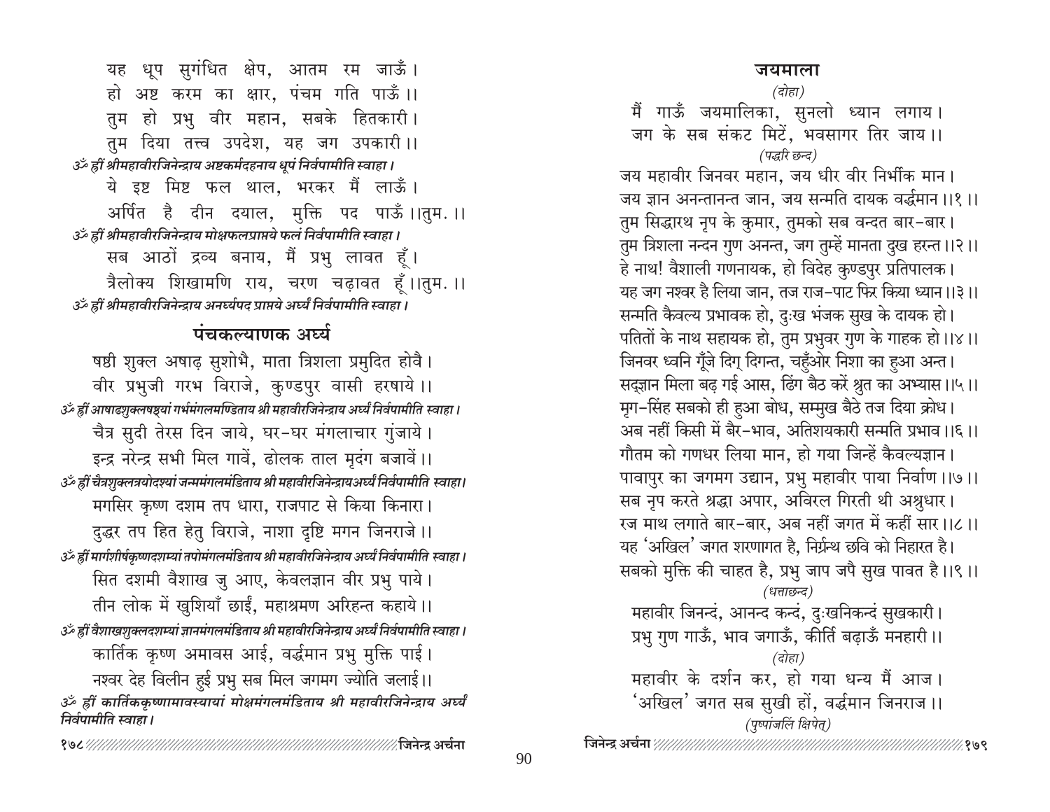यह धूप सुगंधित क्षेप, आतम रम जाऊँ।
हो अष्ट करम का क्षार, पंचम गति पाऊँ।।
तुम हो प्रभु वीर महान, सबके हितकारी।
तुम दिया तत्त्व उपदेश, यह जग उपकारी।।

*ॐ ह्रीं श्रीमहावीरजिनेन्द्राय अष्टकर्मदहनाय धूपं निर्वपामीति स्वाहा।*

ये इष्ट मिष्ट फल थाल, भरकर मैं लाऊँ।
अर्पित है दीन दयाल, मुक्ति पद पाऊँ।।तुम.।।

*ॐ ह्रीं श्रीमहावीरजिनेन्द्राय मोक्षफलप्राप्तये फलं निर्वपामीति स्वाहा।*

सब आठों द्रव्य बनाय, मैं प्रभु लावत हूँ।
त्रैलोक्य शिखामणि राय, चरण चढ़ावत हूँ।।तुम.।।

*ॐ ह्रीं श्रीमहावीरजिनेन्द्राय अनर्घ्यपद प्राप्तये अर्घ्यं निर्वपामीति स्वाहा।*

## पंचकल्याणक अर्घ्य

षष्ठी शुक्ल अषाढ़ सुशोभै, माता त्रिशला प्रमुदित होवै।
वीर प्रभुजी गरभ विराजे, कुण्डपुर वासी हरषाये।।

*ॐ ह्रीं आषाढशुक्लषष्ठ्यां गर्भमंगलमण्डिताय श्री महावीरजिनेन्द्राय अर्घ्यं निर्वपामीति स्वाहा।*

चैत्र सुदी तेरस दिन जाये, घर-घर मंगलाचार गुंजाये।
इन्द्र नरेन्द्र सभी मिल गावें, ढोलक ताल मृदंग बजावें।।

*ॐ ह्रीं चैत्रशुक्लत्रयोदश्यां जन्ममंगलमंडिताय श्री महावीरजिनेन्द्रायअर्घ्यं निर्वपामीति स्वाहा।*

मगसिर कृष्ण दशम तप धारा, राजपाट से किया किनारा।
दुद्धर तप हित हेतु विराजे, नाशा दृष्टि मगन जिनराजे।।

*ॐ ह्रीं मार्गशीर्षकृष्णदशम्यां तपोमंगलमंडिताय श्री महावीरजिनेन्द्राय अर्घ्यं निर्वपामीति स्वाहा।*

सित दशमी वैशाख जु आए, केवलज्ञान वीर प्रभु पाये।
तीन लोक में खुशियाँ छाईं, महाश्रमण अरिहन्त कहाये।।

*ॐ ह्रीं वैशाखशुक्लदशम्यां ज्ञानमंगलमंडिताय श्री महावीरजिनेन्द्राय अर्घ्यं निर्वपामीति स्वाहा।*

कार्तिक कृष्ण अमावस आई, वर्द्धमान प्रभु मुक्ति पाई।
नश्वर देह विलीन हुई प्रभु सब मिल जगमग ज्योति जलाई।।

*ॐ ह्रीं कार्तिककृष्णामावस्यायां मोक्षमंगलमंडिताय श्री महावीरजिनेन्द्राय अर्घ्यं निर्वपामीति स्वाहा।*

## जयमाला

*(दोहा)*

मैं गाऊँ जयमालिका, सुनलो ध्यान लगाय।
जग के सब संकट मिटें, भवसागर तिर जाय।।

*(पद्धरि छन्द)*

जय महावीर जिनवर महान, जय धीर वीर निर्भीक मान।
जय ज्ञान अनन्तानन्त जान, जय सन्मति दायक वर्द्धमान।।१।।
तुम सिद्धारथ नृप के कुमार, तुमको सब वन्दत बार-बार।
तुम त्रिशला नन्दन गुण अनन्त, जग तुम्हें मानता दुख हरन्त।।२।।
हे नाथ! वैशाली गणनायक, हो विदेह कुण्डपुर प्रतिपालक।
यह जग नश्वर है लिया जान, तज राज-पाट फिर किया ध्यान।।३।।
सन्मति कैवल्य प्रभावक हो, दुःख भंजक सुख के दायक हो।
पतितों के नाथ सहायक हो, तुम प्रभुवर गुण के गाहक हो।।४।।
जिनवर ध्वनि गूँजे दिग् दिगन्त, चहुँओर निशा का हुआ अन्त।
सद्ज्ञान मिला बढ़ गई आस, ढिंग बैठ करें श्रुत का अभ्यास।।५।।
मृग-सिंह सबको ही हुआ बोध, सम्मुख बैठे तज दिया क्रोध।
अब नहीं किसी में बैर-भाव, अतिशयकारी सन्मति प्रभाव।।६।।
गौतम को गणधर लिया मान, हो गया जिन्हें कैवल्यज्ञान।
पावापुर का जगमग उद्यान, प्रभु महावीर पाया निर्वाण।।७।।
सब नृप करते श्रद्धा अपार, अविरल गिरती थी अश्रुधार।
रज माथ लगाते बार-बार, अब नहीं जगत में कहीं सार।।८।।
यह 'अखिल' जगत शरणागत है, निर्ग्रन्थ छवि को निहारत है।
सबको मुक्ति की चाहत है, प्रभु जाप जपै सुख पावत है।।९।।

*(धत्ताछन्द)*

महावीर जिनन्दं, आनन्द कन्दं, दुःखनिकन्दं सुखकारी।
प्रभु गुण गाऊँ, भाव जगाऊँ, कीर्ति बढ़ाऊँ मनहारी।।

*(दोहा)*

महावीर के दर्शन कर, हो गया धन्य मैं आज।
'अखिल' जगत सब सुखी हों, वर्द्धमान जिनराज।।

*(पुष्पांजलिं क्षिपेत्)*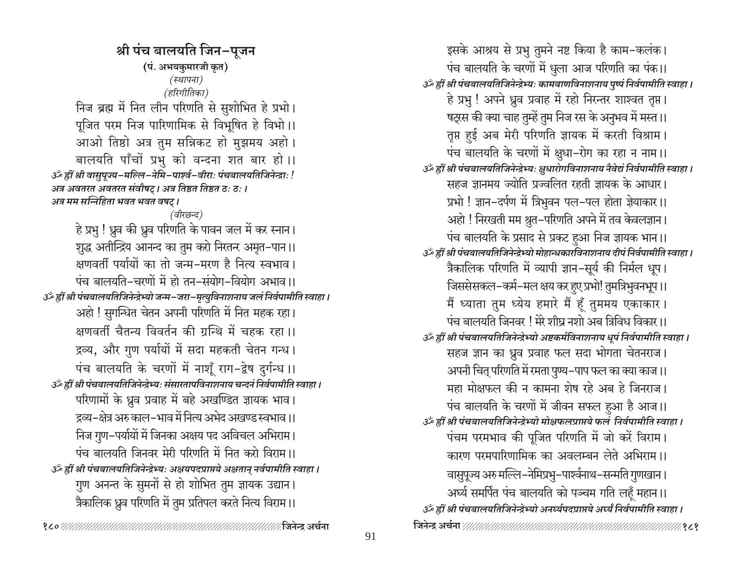## श्री पंच बालयति जिन-पूजन

**(पं. अभयकुमारजी कृत)**

*(स्थापना)*

*(हरिगीतिका)*

निज ब्रह्म में नित लीन परिणति से सुशोभित हे प्रभो।
पूजित परम निज पारिणामिक से विभूषित हे विभो।।
आओ तिष्ठो अत्र तुम सन्निकट हो मुझमय अहो।
बालयति पाँचों प्रभु को वन्दना शत बार हो।।

***ॐ ह्रीं श्री वासुपूज्य-मल्लि-नेमि-पार्श्व-वीराः पंचबालयतिजिनेन्द्राः! अत्र अवतरत अवतरत संवौषट्। अत्र तिष्ठत तिष्ठत ठः ठः। अत्र मम सन्निहिता भवत भवत वषट्।***

*(वीरछन्द)*

हे प्रभु! ध्रुव की ध्रुव परिणति के पावन जल में कर स्नान।
शुद्ध अतीन्द्रिय आनन्द का तुम करो निरतंर अमृत-पान।।
क्षणवर्ती पर्यायों का तो जन्म-मरण है नित्य स्वभाव।
पंच बालयति-चरणों में हो तन-संयोग-वियोग अभाव।।

***ॐ ह्रीं श्री पंचबालयतिजिनेन्द्रेभ्यो जन्म-जरा-मृत्युविनाशनाय जलं निर्वपामीति स्वाहा।***

अहो! सुगन्धित चेतन अपनी परिणति में नित महक रहा।
क्षणवर्ती चैतन्य विवर्तन की ग्रन्थि में चहक रहा।।
द्रव्य, और गुण पर्यायों में सदा महकती चेतन गन्ध।
पंच बालयति के चरणों में नाशूँ राग-द्वेष दुर्गन्ध।।

***ॐ ह्रीं श्री पंचबालयतिजिनेन्द्रेभ्यः संसारतापविनाशनाय चन्दनं निर्वपामीति स्वाहा।***

परिणामों के ध्रुव प्रवाह में बहे अखण्डित ज्ञायक भाव।
द्रव्य-क्षेत्र अरु काल-भाव में नित्य अभेद अखण्ड स्वभाव।।
निज गुण-पर्यायों में जिनका अक्षय पद अविचल अभिराम।
पंच बालयति जिनवर मेरी परिणति में नित करो विराम।।

***ॐ ह्रीं श्री पंचबालयतिजिनेन्द्रेभ्यः अक्षयपदप्राप्तये अक्षतान् नर्वपामीति स्वाहा।***

गुण अनन्त के सुमनों से हो शोभित तुम ज्ञायक उद्यान।
त्रैकालिक ध्रुव परिणति में तुम प्रतिपल करते नित्य विराम।।
इसके आश्रय से प्रभु तुमने नष्ट किया है काम-कलंक।
पंच बालयति के चरणों में धुला आज परिणति का पंक।।

***ॐ ह्रीं श्री पंचबालयतिजिनेन्द्रेभ्यः कामबाणविनाशनाय पुष्पं निर्वपामीति स्वाहा।***

हे प्रभु! अपने ध्रुव प्रवाह में रहो निरन्तर शाश्वत तृप्त।
षट्‌रस की क्या चाह तुम्हें तुम निज रस के अनुभव में मस्त।।
तृप्त हुई अब मेरी परिणति ज्ञायक में करती विश्राम।
पंच बालयति के चरणों में क्षुधा-रोग का रहा न नाम।।

***ॐ ह्रीं श्री पंचबालयतिजिनेन्द्रेभ्यः क्षुधारोगविनाशनाय नैवेद्यं निर्वपामीति स्वाहा।***

सहज ज्ञानमय ज्योति प्रज्वलित रहती ज्ञायक के आधार।
प्रभो! ज्ञान-दर्पण में त्रिभुवन पल-पल होता ज्ञेयाकार।।
अहो! निरखती मम श्रुत-परिणति अपने में तव केवलज्ञान।
पंच बालयति के प्रसाद से प्रकट हुआ निज ज्ञायक भान।।

***ॐ ह्रीं श्री पंचबालयतिजिनेन्द्रेभ्यो मोहान्धकारविनाशनाय दीपं निर्वपामीति स्वाहा।***

त्रैकालिक परिणति में व्यापी ज्ञान-सूर्य की निर्मल धूप।
जिससेसकल-कर्म-मल क्षय कर हुए प्रभो! तुमत्रिभुवनभूप।।
मैं ध्याता तुम ध्येय हमारे मैं हूँ तुममय एकाकार।
पंच बालयति जिनवर! मेरे शीघ्र नशो अब त्रिविध विकार।।

***ॐ ह्रीं श्री पंचबालयतिजिनेन्द्रेभ्यो अष्टकर्मविनाशनाय धूपं निर्वपामीति स्वाहा।***

सहज ज्ञान का ध्रुव प्रवाह फल सदा भोगता चेतनराज।
अपनी चित् परिणति में रमता पुण्य-पाप फल का क्या काज।।
महा मोक्षफल की न कामना शेष रहे अब हे जिनराज।
पंच बालयति के चरणों में जीवन सफल हुआ है आज।।

***ॐ ह्रीं श्री पंचबालयतिजिनेन्द्रेभ्यो मोक्षफलप्राप्तये फलं निर्वपामीति स्वाहा।***

पंचम परमभाव की पूजित परिणति में जो करें विराम।
कारण परमपारिणामिक का अवलम्बन लेते अभिराम।।
वासुपूज्य अरु मल्लि-नेमिप्रभु-पार्श्वनाथ-सन्मति गुणखान।
अर्घ्य समर्पित पंच बालयति को पञ्चम गति लहूँ महान।।

***ॐ ह्रीं श्री पंचबालयतिजिनेन्द्रेभ्यो अनर्घ्यपदप्राप्तये अर्घ्यं निर्वपामीति स्वाहा।***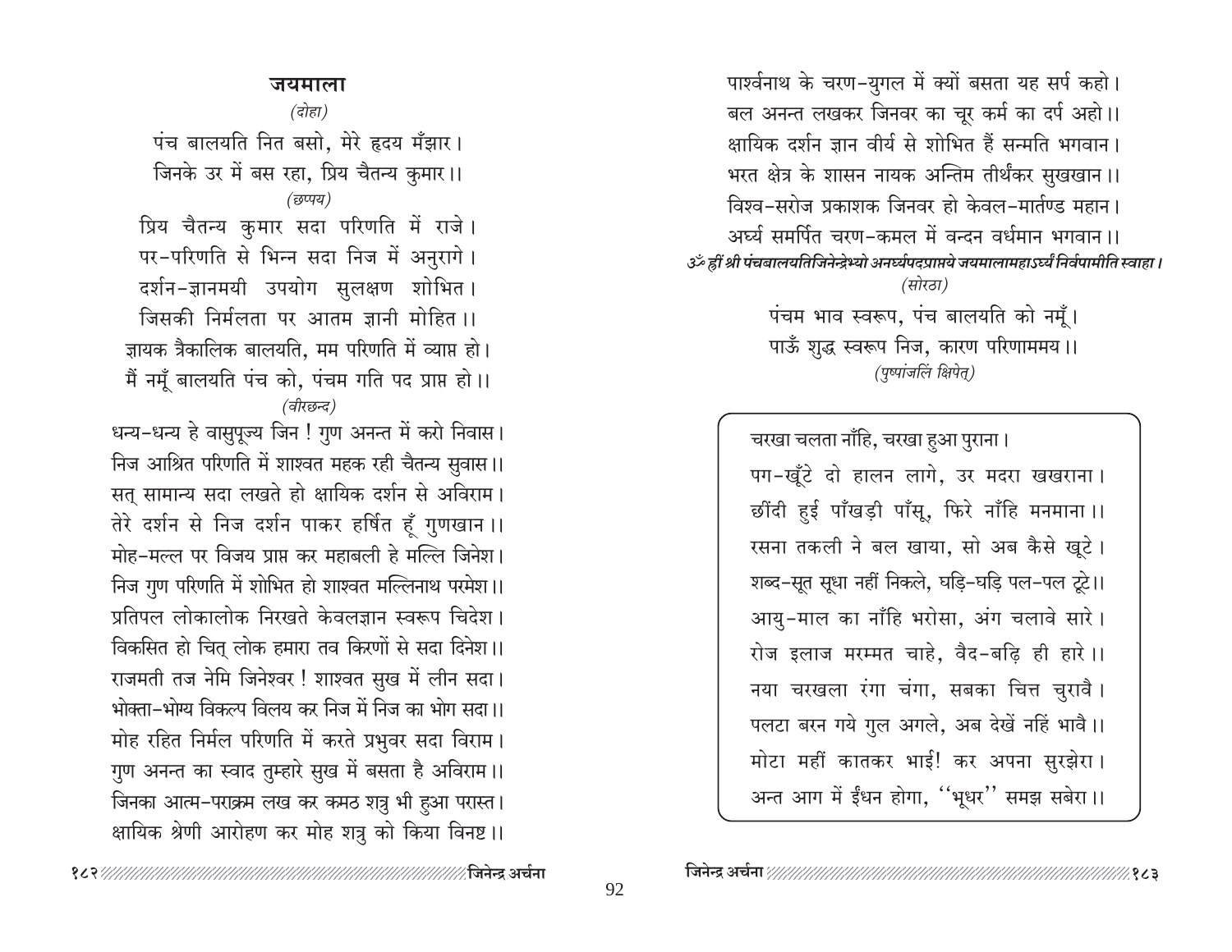## जयमाला

*(दोहा)*

पंच बालयति नित बसो, मेरे हृदय मँझार।
जिनके उर में बस रहा, प्रिय चैतन्य कुमार।।

*(छप्पय)*

प्रिय चैतन्य कुमार सदा परिणति में राजे।
पर-परिणति से भिन्न सदा निज में अनुरागे।
दर्शन-ज्ञानमयी उपयोग सुलक्षण शोभित।
जिसकी निर्मलता पर आतम ज्ञानी मोहित।।
ज्ञायक त्रैकालिक बालयति, मम परिणति में व्याप्त हो।
मैं नमूँ बालयति पंच को, पंचम गति पद प्राप्त हो।।

*(वीरछन्द)*

धन्य-धन्य हे वासुपूज्य जिन ! गुण अनन्त में करो निवास।
निज आश्रित परिणति में शाश्वत महक रही चैतन्य सुवास।।
सत् सामान्य सदा लखते हो क्षायिक दर्शन से अविराम।
तेरे दर्शन से निज दर्शन पाकर हर्षित हूँ गुणखान।।
मोह-मल्ल पर विजय प्राप्त कर महाबली हे मल्लि जिनेश।
निज गुण परिणति में शोभित हो शाश्वत मल्लिनाथ परमेश।।
प्रतिपल लोकालोक निरखते केवलज्ञान स्वरूप चिदेश।
विकसित हो चित् लोक हमारा तव किरणों से सदा दिनेश।।
राजमती तज नेमि जिनेश्वर ! शाश्वत सुख में लीन सदा।
भोक्ता-भोग्य विकल्प विलय कर निज में निज का भोग सदा।।
मोह रहित निर्मल परिणति में करते प्रभुवर सदा विराम।
गुण अनन्त का स्वाद तुम्हारे सुख में बसता है अविराम।।
जिनका आत्म-पराक्रम लख कर कमठ शत्रु भी हुआ परास्त।
क्षायिक श्रेणी आरोहण कर मोह शत्रु को किया विनष्ट।।
पार्श्वनाथ के चरण-युगल में क्यों बसता यह सर्प कहो।
बल अनन्त लखकर जिनवर का चूर कर्म का दर्प अहो।।
क्षायिक दर्शन ज्ञान वीर्य से शोभित हैं सन्मति भगवान।
भरत क्षेत्र के शासन नायक अन्तिम तीर्थंकर सुखखान।।
विश्व-सरोज प्रकाशक जिनवर हो केवल-मार्तण्ड महान।
अर्घ्य समर्पित चरण-कमल में वन्दन वर्धमान भगवान।।

***ॐ ह्रीं श्री पंचबालयतिजिनेन्द्रेभ्यो अनर्घ्यपदप्राप्तये जयमालामहाऽर्घ्यं निर्वपामीति स्वाहा।***

*(सोरठा)*

पंचम भाव स्वरूप, पंच बालयति को नमूँ।
पाऊँ शुद्ध स्वरूप निज, कारण परिणाममय।।

*(पुष्पांजलिं क्षिपेत्)*

---

चरखा चलता नाँहि, चरखा हुआ पुराना।
पग-खूँटे दो हालन लागे, उर मदरा खखराना।
छींदी हुई पाँखड़ी पाँसू, फिरे नाँहि मनमाना।।
रसना तकली ने बल खाया, सो अब कैसे खूटे।
शब्द-सूत सूधा नहीं निकले, घड़ि-घड़ि पल-पल टूटे।।
आयु-माल का नाँहि भरोसा, अंग चलावे सारे।
रोज इलाज मरम्मत चाहे, वैद-बढ़ि ही हारे।।
नया चरखला रंगा चंगा, सबका चित्त चुरावै।
पलटा बरन गये गुल अगले, अब देखें नहिं भावै।।
मोटा महीं कातकर भाई! कर अपना सुरझेरा।
अन्त आग में ईंधन होगा, ''भूधर'' समझ सबेरा।।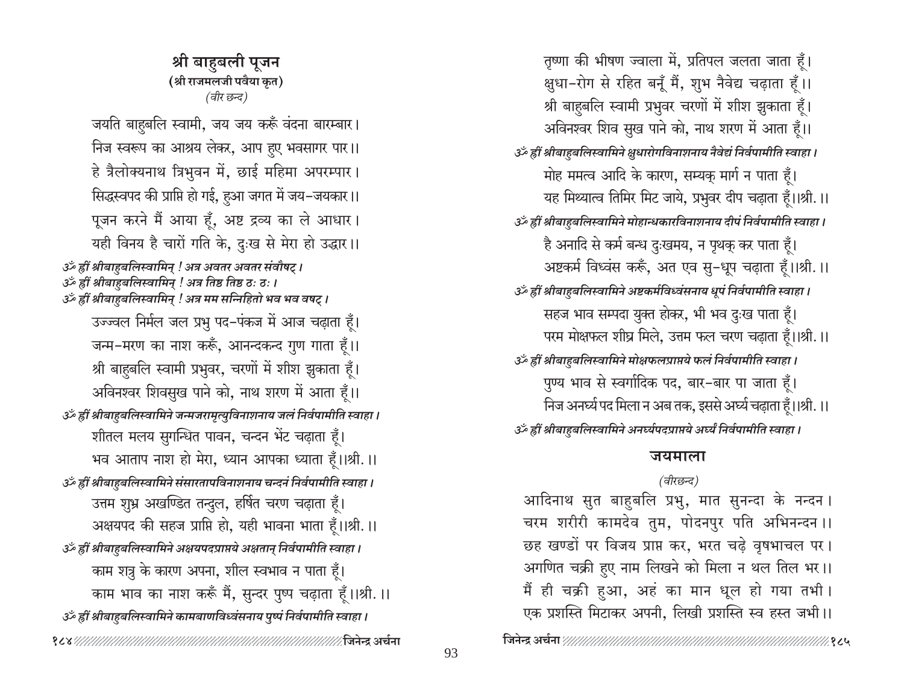## श्री बाहुबली पूजन

**(श्री राजमलजी पवैया कृत)**

*(वीर छन्द)*

जयति बाहुबलि स्वामी, जय जय करूँ वंदना बारम्बार।
निज स्वरूप का आश्रय लेकर, आप हुए भवसागर पार।।
हे त्रैलोक्यनाथ त्रिभुवन में, छाई महिमा अपरम्पार।
सिद्धस्वपद की प्राप्ति हो गई, हुआ जगत में जय-जयकार।।
पूजन करने मैं आया हूँ, अष्ट द्रव्य का ले आधार।
यही विनय है चारों गति के, दुःख से मेरा हो उद्धार।।

*ॐ ह्रीं श्रीबाहुबलिस्वामिन् ! अत्र अवतर अवतर संवौषट्।*
*ॐ ह्रीं श्रीबाहुबलिस्वामिन् ! अत्र तिष्ठ तिष्ठ ठः ठः।*
*ॐ ह्रीं श्रीबाहुबलिस्वामिन् ! अत्र मम सन्निहितो भव भव वषट्।*

उज्ज्वल निर्मल जल प्रभु पद-पंकज में आज चढ़ाता हूँ।
जन्म-मरण का नाश करूँ, आनन्दकन्द गुण गाता हूँ।।
श्री बाहुबलि स्वामी प्रभुवर, चरणों में शीश झुकाता हूँ।
अविनश्वर शिवसुख पाने को, नाथ शरण में आता हूँ।।

*ॐ ह्रीं श्रीबाहुबलिस्वामिने जन्मजरामृत्युविनाशनाय जलं निर्वपामीति स्वाहा।*

शीतल मलय सुगन्धित पावन, चन्दन भेंट चढ़ाता हूँ।
भव आताप नाश हो मेरा, ध्यान आपका ध्याता हूँ।।श्री.।।

*ॐ ह्रीं श्रीबाहुबलिस्वामिने संसारतापविनाशनाय चन्दनं निर्वपामीति स्वाहा।*

उत्तम शुभ्र अखण्डित तन्दुल, हर्षित चरण चढ़ाता हूँ।
अक्षयपद की सहज प्राप्ति हो, यही भावना भाता हूँ।।श्री.।।

*ॐ ह्रीं श्रीबाहुबलिस्वामिने अक्षयपदप्राप्तये अक्षतान् निर्वपामीति स्वाहा।*

काम शत्रु के कारण अपना, शील स्वभाव न पाता हूँ।
काम भाव का नाश करूँ मैं, सुन्दर पुष्प चढ़ाता हूँ।।श्री.।।

*ॐ ह्रीं श्रीबाहुबलिस्वामिने कामबाणविध्वंसनाय पुष्पं निर्वपामीति स्वाहा।*

तृष्णा की भीषण ज्वाला में, प्रतिपल जलता जाता हूँ।
क्षुधा-रोग से रहित बनूँ मैं, शुभ नैवेद्य चढ़ाता हूँ।।
श्री बाहुबलि स्वामी प्रभुवर चरणों में शीश झुकाता हूँ।
अविनश्वर शिव सुख पाने को, नाथ शरण में आता हूँ।।

*ॐ ह्रीं श्रीबाहुबलिस्वामिने क्षुधारोगविनाशनाय नैवेद्यं निर्वपामीति स्वाहा।*

मोह ममत्व आदि के कारण, सम्यक् मार्ग न पाता हूँ।
यह मिथ्यात्व तिमिर मिट जाये, प्रभुवर दीप चढ़ाता हूँ।।श्री.।।

*ॐ ह्रीं श्रीबाहुबलिस्वामिने मोहान्धकारविनाशनाय दीपं निर्वपामीति स्वाहा।*

है अनादि से कर्म बन्ध दुःखमय, न पृथक् कर पाता हूँ।
अष्टकर्म विध्वंस करूँ, अत एव सु-धूप चढ़ाता हूँ।।श्री.।।

*ॐ ह्रीं श्रीबाहुबलिस्वामिने अष्टकर्मविध्वंसनाय धूपं निर्वपामीति स्वाहा।*

सहज भाव सम्पदा युक्त होकर, भी भव दुःख पाता हूँ।
परम मोक्षफल शीघ्र मिले, उत्तम फल चरण चढ़ाता हूँ।।श्री.।।

*ॐ ह्रीं श्रीबाहुबलिस्वामिने मोक्षफलप्राप्तये फलं निर्वपामीति स्वाहा।*

पुण्य भाव से स्वर्गादिक पद, बार-बार पा जाता हूँ।
निज अनर्घ्य पद मिला न अब तक, इससे अर्घ्य चढ़ाता हूँ।।श्री.।।

*ॐ ह्रीं श्रीबाहुबलिस्वामिने अनर्घ्यपदप्राप्तये अर्घ्यं निर्वपामीति स्वाहा।*

### जयमाला

*(वीरछन्द)*

आदिनाथ सुत बाहुबलि प्रभु, मात सुनन्दा के नन्दन।
चरम शरीरी कामदेव तुम, पोदनपुर पति अभिनन्दन।।
छह खण्डों पर विजय प्राप्त कर, भरत चढ़े वृषभाचल पर।
अगणित चक्री हुए नाम लिखने को मिला न थल तिल भर।।
मैं ही चक्री हुआ, अहं का मान धूल हो गया तभी।
एक प्रशस्ति मिटाकर अपनी, लिखी प्रशस्ति स्व हस्त जभी।।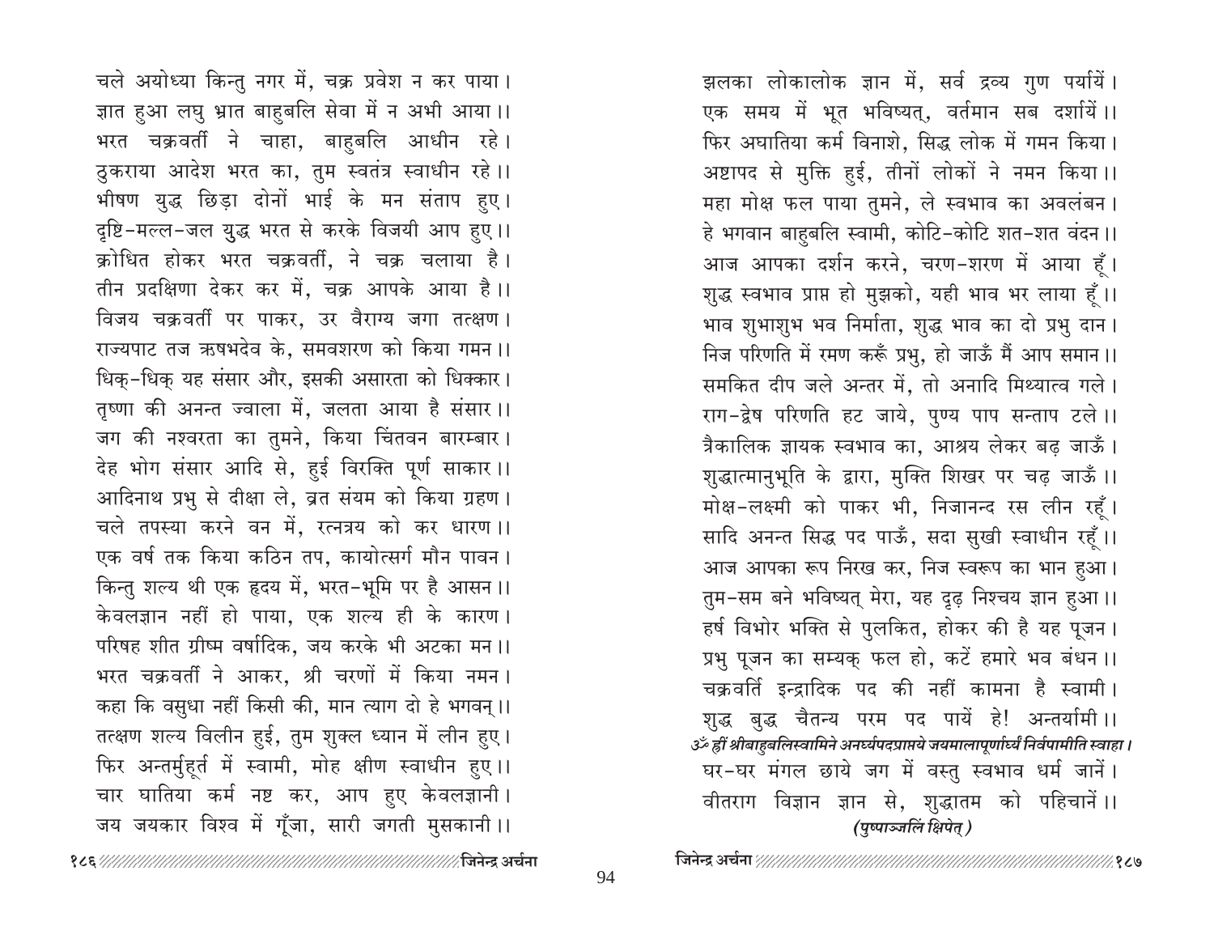चले अयोध्या किन्तु नगर में, चक्र प्रवेश न कर पाया।
ज्ञात हुआ लघु भ्रात बाहुबलि सेवा में न अभी आया।।
भरत चक्रवर्ती ने चाहा, बाहुबलि आधीन रहे।
ठुकराया आदेश भरत का, तुम स्वतंत्र स्वाधीन रहे।।
भीषण युद्ध छिड़ा दोनों भाई के मन संताप हुए।
दृष्टि-मल्ल-जल युद्ध भरत से करके विजयी आप हुए।।
क्रोधित होकर भरत चक्रवर्ती, ने चक्र चलाया है।
तीन प्रदक्षिणा देकर कर में, चक्र आपके आया है।।
विजय चक्रवर्ती पर पाकर, उर वैराग्य जगा तत्क्षण।
राज्यपाट तज ऋषभदेव के, समवशरण को किया गमन।।
धिक्-धिक् यह संसार और, इसकी असारता को धिक्कार।
तृष्णा की अनन्त ज्वाला में, जलता आया है संसार।।
जग की नश्वरता का तुमने, किया चिंतवन बारम्बार।
देह भोग संसार आदि से, हुई विरक्ति पूर्ण साकार।।
आदिनाथ प्रभु से दीक्षा ले, व्रत संयम को किया ग्रहण।
चले तपस्या करने वन में, रत्नत्रय को कर धारण।।
एक वर्ष तक किया कठिन तप, कायोत्सर्ग मौन पावन।
किन्तु शल्य थी एक हृदय में, भरत-भूमि पर है आसन।।
केवलज्ञान नहीं हो पाया, एक शल्य ही के कारण।
परिषह शीत ग्रीष्म वर्षादिक, जय करके भी अटका मन।।
भरत चक्रवर्ती ने आकर, श्री चरणों में किया नमन।
कहा कि वसुधा नहीं किसी की, मान त्याग दो हे भगवन्।।
तत्क्षण शल्य विलीन हुई, तुम शुक्ल ध्यान में लीन हुए।
फिर अन्तर्मुहूर्त में स्वामी, मोह क्षीण स्वाधीन हुए।।
चार घातिया कर्म नष्ट कर, आप हुए केवलज्ञानी।
जय जयकार विश्व में गूँजा, सारी जगती मुसकानी।।

झलका लोकालोक ज्ञान में, सर्व द्रव्य गुण पर्यायें।
एक समय में भूत भविष्यत्, वर्तमान सब दर्शायें।।
फिर अघातिया कर्म विनाशे, सिद्ध लोक में गमन किया।
अष्टापद से मुक्ति हुई, तीनों लोकों ने नमन किया।।
महा मोक्ष फल पाया तुमने, ले स्वभाव का अवलंबन।
हे भगवान बाहुबलि स्वामी, कोटि-कोटि शत-शत वंदन।।
आज आपका दर्शन करने, चरण-शरण में आया हूँ।
शुद्ध स्वभाव प्राप्त हो मुझको, यही भाव भर लाया हूँ।।
भाव शुभाशुभ भव निर्माता, शुद्ध भाव का दो प्रभु दान।
निज परिणति में रमण करूँ प्रभु, हो जाऊँ मैं आप समान।।
समकित दीप जले अन्तर में, तो अनादि मिथ्यात्व गले।
राग-द्वेष परिणति हट जाये, पुण्य पाप सन्ताप टले।।
त्रैकालिक ज्ञायक स्वभाव का, आश्रय लेकर बढ़ जाऊँ।
शुद्धात्मानुभूति के द्वारा, मुक्ति शिखर पर चढ़ जाऊँ।।
मोक्ष-लक्ष्मी को पाकर भी, निजानन्द रस लीन रहूँ।
सादि अनन्त सिद्ध पद पाऊँ, सदा सुखी स्वाधीन रहूँ।।
आज आपका रूप निरख कर, निज स्वरूप का भान हुआ।
तुम-सम बने भविष्यत् मेरा, यह दृढ़ निश्चय ज्ञान हुआ।।
हर्ष विभोर भक्ति से पुलकित, होकर की है यह पूजन।
प्रभु पूजन का सम्यक् फल हो, कटें हमारे भव बंधन।।
चक्रवर्ति इन्द्रादिक पद की नहीं कामना है स्वामी।
शुद्ध बुद्ध चैतन्य परम पद पायें हे! अन्तर्यामी।।

*ॐ ह्रीं श्रीबाहुबलिस्वामिने अनर्घ्यपदप्राप्तये जयमालापूर्णार्घ्यं निर्वपामीति स्वाहा।*

घर-घर मंगल छाये जग में वस्तु स्वभाव धर्म जानें।
वीतराग विज्ञान ज्ञान से, शुद्धातम को पहिचानें।।

*(पुष्पाञ्जलिं क्षिपेत्)*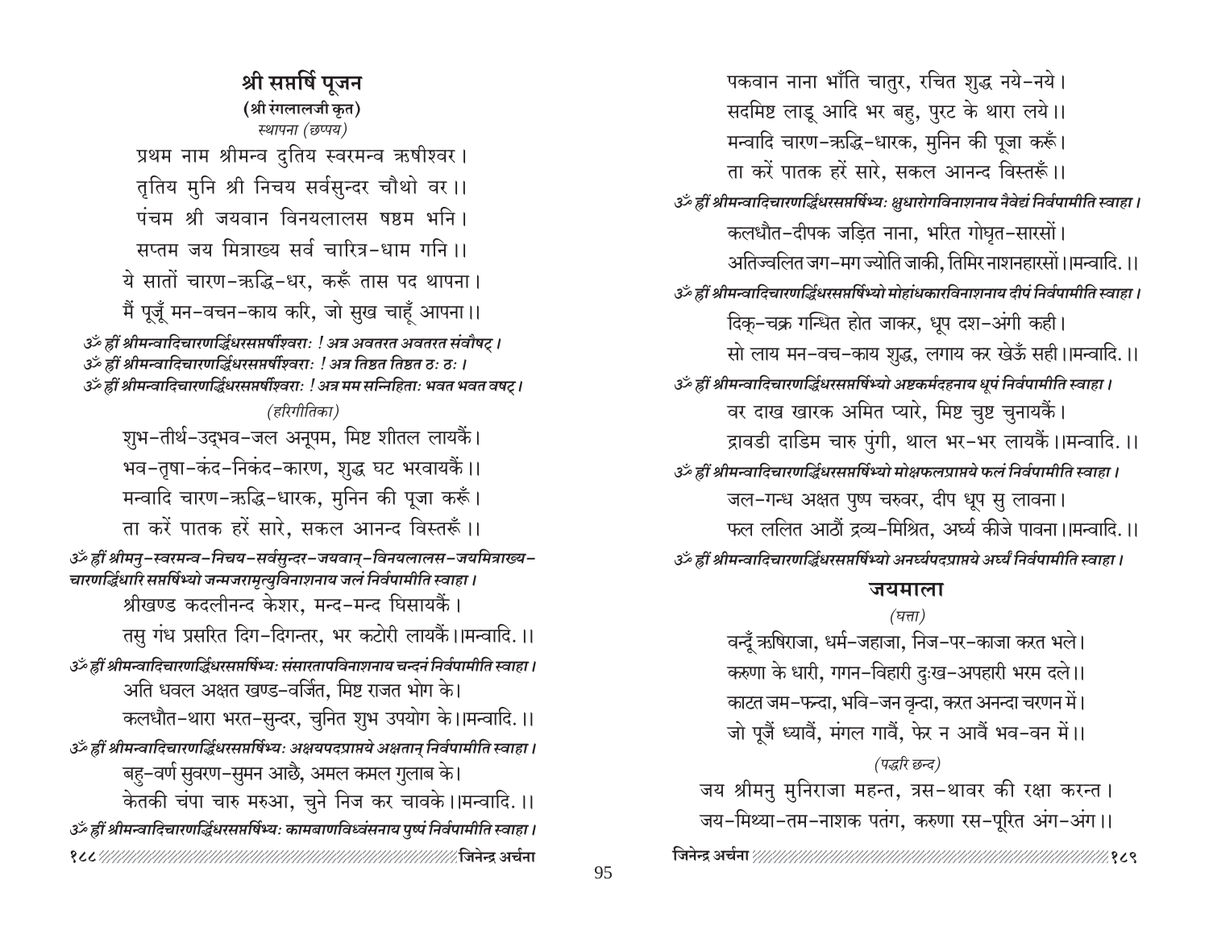## श्री सप्तर्षि पूजन

**(श्री रंगलालजी कृत)**

*स्थापना (छप्पय)*

प्रथम नाम श्रीमन्व दुतिय स्वरमन्व ऋषीश्वर।
तृतिय मुनि श्री निचय सर्वसुन्दर चौथो वर॥
पंचम श्री जयवान विनयलालस षष्ठम भनि।
सप्तम जय मित्राख्य सर्व चारित्र-धाम गनि॥
ये सातों चारण-ऋद्धि-धर, करूँ तास पद थापना।
मैं पूजूँ मन-वचन-काय करि, जो सुख चाहूँ आपना॥

*ॐ ह्रीं श्रीमन्वादिचारणर्द्धिधरसप्तर्षीश्वराः ! अत्र अवतरत अवतरत संवौषट्।*
*ॐ ह्रीं श्रीमन्वादिचारणर्द्धिधरसप्तर्षीश्वराः ! अत्र तिष्ठत तिष्ठत ठः ठः।*
*ॐ ह्रीं श्रीमन्वादिचारणर्द्धिधरसप्तर्षीश्वराः ! अत्र मम सन्निहिताः भवत भवत वषट्।*

*(हरिगीतिका)*

शुभ-तीर्थ-उद्भव-जल अनूपम, मिष्ट शीतल लायकैं।
भव-तृषा-कंद-निकंद-कारण, शुद्ध घट भरवायकैं॥
मन्वादि चारण-ऋद्धि-धारक, मुनिन की पूजा करूँ।
ता करें पातक हरें सारे, सकल आनन्द विस्तरूँ॥

*ॐ ह्रीं श्रीमनु-स्वरमन्व-निचय-सर्वसुन्दर-जयवान्-विनयलालस-जयमित्राख्य-चारणर्द्धिधारि सप्तर्षिभ्यो जन्मजरामृत्युविनाशनाय जलं निर्वपामीति स्वाहा।*

श्रीखण्ड कदलीनन्द केशर, मन्द-मन्द घिसायकैं।
तसु गंध प्रसरित दिग-दिगन्तर, भर कटोरी लायकैं॥मन्वादि.॥

*ॐ ह्रीं श्रीमन्वादिचारणर्द्धिधरसप्तर्षिभ्यः संसारतापविनाशनाय चन्दनं निर्वपामीति स्वाहा।*

अति धवल अक्षत खण्ड-वर्जित, मिष्ट राजत भोग के।
कलधौत-थारा भरत-सुन्दर, चुनित शुभ उपयोग के॥मन्वादि.॥

*ॐ ह्रीं श्रीमन्वादिचारणर्द्धिधरसप्तर्षिभ्यः अक्षयपदप्राप्तये अक्षतान् निर्वपामीति स्वाहा।*

बहु-वर्ण सुवरण-सुमन आछै, अमल कमल गुलाब के।
केतकी चंपा चारु मरुआ, चुने निज कर चावके॥मन्वादि.॥

*ॐ ह्रीं श्रीमन्वादिचारणर्द्धिधरसप्तर्षिभ्यः कामबाणविध्वंसनाय पुष्पं निर्वपामीति स्वाहा।*

पकवान नाना भाँति चातुर, रचित शुद्ध नये-नये।
सदमिष्ट लाडू आदि भर बहु, पुरट के थारा लये॥
मन्वादि चारण-ऋद्धि-धारक, मुनिन की पूजा करूँ।
ता करें पातक हरें सारे, सकल आनन्द विस्तरूँ॥

*ॐ ह्रीं श्रीमन्वादिचारणर्द्धिधरसप्तर्षिभ्यः क्षुधारोगविनाशनाय नैवेद्यं निर्वपामीति स्वाहा।*

कलधौत-दीपक जड़ित नाना, भरित गोघृत-सारसों।
अतिज्वलित जग-मग ज्योति जाकी, तिमिर नाशनहारसों॥मन्वादि.॥

*ॐ ह्रीं श्रीमन्वादिचारणर्द्धिधरसप्तर्षिभ्यो मोहांधकारविनाशनाय दीपं निर्वपामीति स्वाहा।*

दिक्-चक्र गन्धित होत जाकर, धूप दश-अंगी कही।
सो लाय मन-वच-काय शुद्ध, लगाय कर खेऊँ सही॥मन्वादि.॥

*ॐ ह्रीं श्रीमन्वादिचारणर्द्धिधरसप्तर्षिभ्यो अष्टकर्मदहनाय धूपं निर्वपामीति स्वाहा।*

वर दाख खारक अमित प्यारे, मिष्ट चुष्ट चुनायकैं।
द्रावडी दाडिम चारु पुंगी, थाल भर-भर लायकैं॥मन्वादि.॥

*ॐ ह्रीं श्रीमन्वादिचारणर्द्धिधरसप्तर्षिभ्यो मोक्षफलप्राप्तये फलं निर्वपामीति स्वाहा।*

जल-गन्ध अक्षत पुष्प चरुवर, दीप धूप सु लावना।
फल ललित आठौं द्रव्य-मिश्रित, अर्घ्य कीजे पावना॥मन्वादि.॥

*ॐ ह्रीं श्रीमन्वादिचारणर्द्धिधरसप्तर्षिभ्यो अनर्घ्यपदप्राप्तये अर्घ्यं निर्वपामीति स्वाहा।*

### जयमाला

*(घत्ता)*

वन्दूँ ऋषिराजा, धर्म-जहाजा, निज-पर-काजा करत भले।
करुणा के धारी, गगन-विहारी दुःख-अपहारी भरम दले॥
काटत जम-फन्दा, भवि-जन वृन्दा, करत अनन्दा चरणन में।
जो पूजैं ध्यावैं, मंगल गावैं, फेर न आवैं भव-वन में॥

*(पद्धरि छन्द)*

जय श्रीमनु मुनिराजा महन्त, त्रस-थावर की रक्षा करन्त।
जय-मिथ्या-तम-नाशक पतंग, करुणा रस-पूरित अंग-अंग॥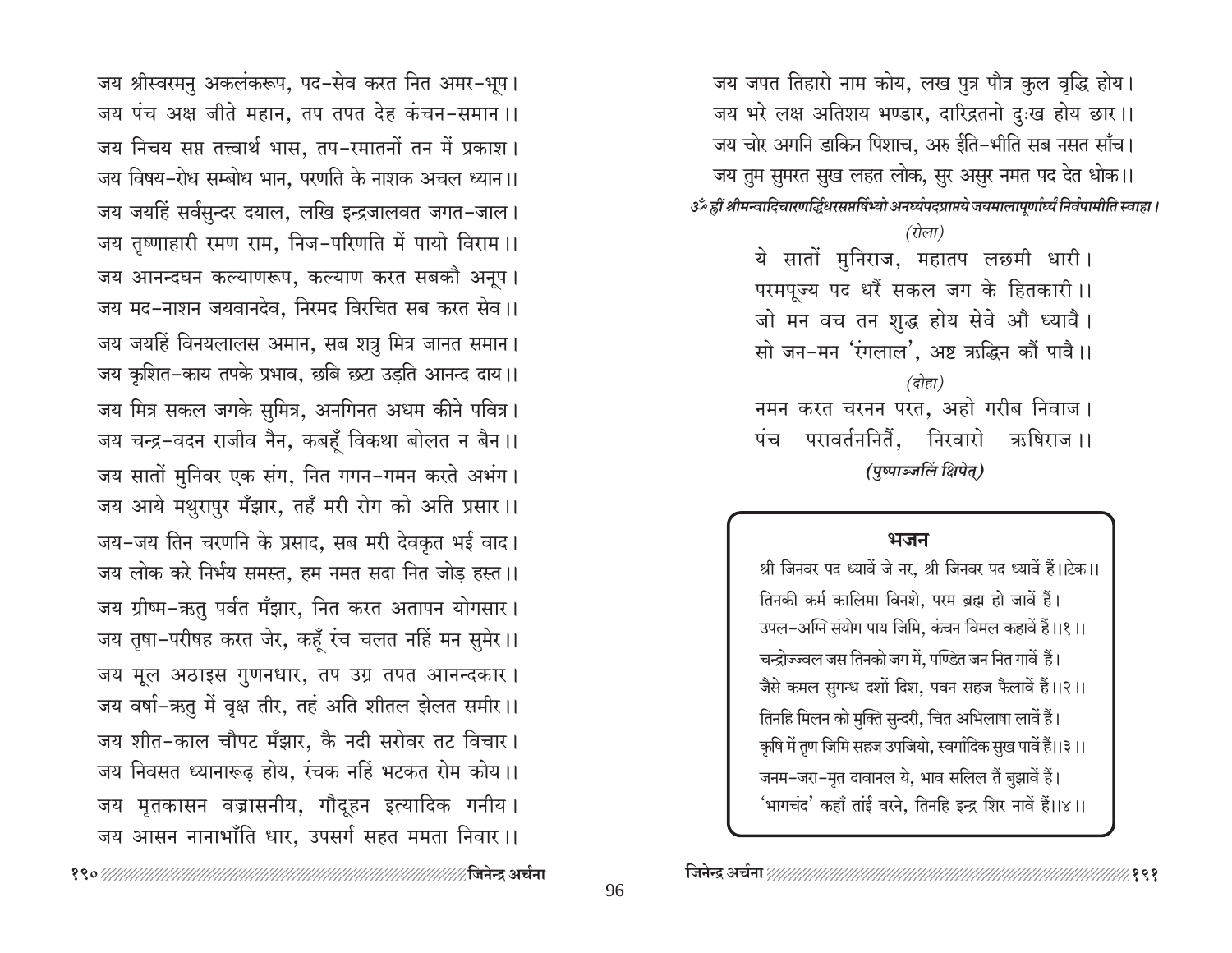जय श्रीस्वरमनु अकलंकरूप, पद-सेव करत नित अमर-भूप।
जय पंच अक्ष जीते महान, तप तपत देह कंचन-समान।।
जय निचय सप्त तत्त्वार्थ भास, तप-रमातनों तन में प्रकाश।
जय विषय-रोध सम्बोध भान, परणति के नाशक अचल ध्यान।।
जय जयहिं सर्वसुन्दर दयाल, लखि इन्द्रजालवत जगत-जाल।
जय तृष्णाहारी रमण राम, निज-परिणति में पायो विराम।।
जय आनन्दघन कल्याणरूप, कल्याण करत सबकौ अनूप।
जय मद-नाशन जयवानदेव, निरमद विरचित सब करत सेव।।
जय जयहिं विनयलालस अमान, सब शत्रु मित्र जानत समान।
जय कृशित-काय तपके प्रभाव, छबि छटा उड़ति आनन्द दाय।।
जय मित्र सकल जगके सुमित्र, अनगिनत अधम कीने पवित्र।
जय चन्द्र-वदन राजीव नैन, कबहूँ विकथा बोलत न बैन।।
जय सातों मुनिवर एक संग, नित गगन-गमन करते अभंग।
जय आये मथुरापुर मँझार, तहँ मरी रोग को अति प्रसार।।
जय-जय तिन चरणनि के प्रसाद, सब मरी देवकृत भई वाद।
जय लोक करे निर्भय समस्त, हम नमत सदा नित जोड़ हस्त।।
जय ग्रीष्म-ऋतु पर्वत मँझार, नित करत अतापन योगसार।
जय तृषा-परीषह करत जेर, कहूँ रंच चलत नहिं मन सुमेर।।
जय मूल अठाइस गुणनधार, तप उग्र तपत आनन्दकार।
जय वर्षा-ऋतु में वृक्ष तीर, तहं अति शीतल झेलत समीर।।
जय शीत-काल चौपट मँझार, कै नदी सरोवर तट विचार।
जय निवसत ध्यानारूढ़ होय, रंचक नहिं भटकत रोम कोय।।
जय मृतकासन वज्रासनीय, गौदूहन इत्यादिक गनीय।
जय आसन नानाभाँति धार, उपसर्ग सहत ममता निवार।।

जय जपत तिहारो नाम कोय, लख पुत्र पौत्र कुल वृद्धि होय।
जय भरे लक्ष अतिशय भण्डार, दारिद्रतनो दुःख होय छार।।
जय चोर अगनि डाकिन पिशाच, अरु ईति-भीति सब नसत साँच।
जय तुम सुमरत सुख लहत लोक, सुर असुर नमत पद देत धोक।।

*ॐ ह्रीं श्रीमन्वादिचारणर्द्धिधरसप्तर्षिभ्यो अनर्घ्यपदप्राप्तये जयमालापूर्णार्घ्यं निर्वपामीति स्वाहा।*

*(रोला)*

ये सातों मुनिराज, महातप लछमी धारी।
परमपूज्य पद धरैं सकल जग के हितकारी।।
जो मन वच तन शुद्ध होय सेवे औ ध्यावै।
सो जन-मन 'रंगलाल', अष्ट ऋद्धिन कौं पावै।।

*(दोहा)*

नमन करत चरनन परत, अहो गरीब निवाज।
पंच परावर्तननितैं, निरवारो ऋषिराज।।

***(पुष्पाञ्जलिं क्षिपेत्)***

## भजन

श्री जिनवर पद ध्यावें जे नर, श्री जिनवर पद ध्यावें हैं।।टेक।।
तिनकी कर्म कालिमा विनशे, परम ब्रह्म हो जावें हैं।
उपल-अग्नि संयोग पाय जिमि, कंचन विमल कहावें हैं।।१।।
चन्द्रोज्ज्वल जस तिनको जग में, पण्डित जन नित गावें हैं।
जैसे कमल सुगन्ध दशों दिश, पवन सहज फैलावें हैं।।२।।
तिनहि मिलन को मुक्ति सुन्दरी, चित अभिलाषा लावें हैं।
कृषि में तृण जिमि सहज उपजियो, स्वर्गादिक सुख पावें हैं।।३।।
जनम-जरा-मृत दावानल ये, भाव सलिल तैं बुझावें हैं।
'भागचंद' कहाँ तांई वरने, तिनहि इन्द्र शिर नावें हैं।।४।।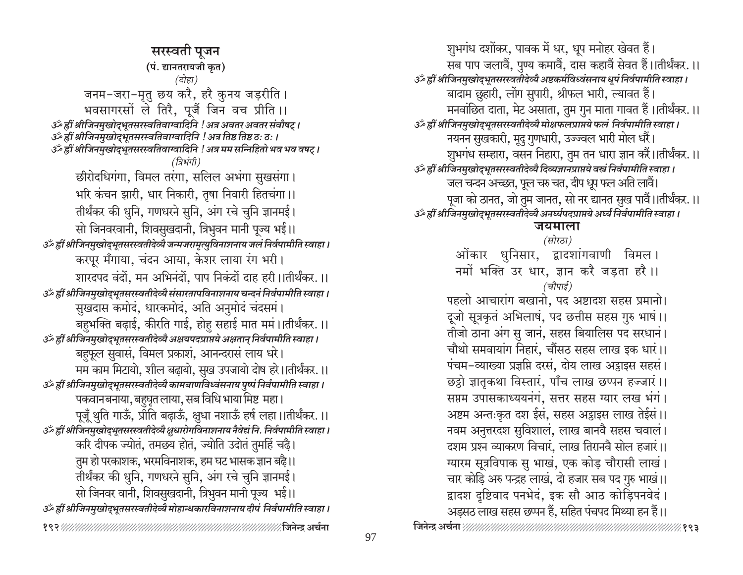## सरस्वती पूजन

**(पं. द्यानतरायजी कृत)**

*(दोहा)*

जनम-जरा-मृतु छय करै, हरै कुनय जड़रीति।
भवसागरसों ले तिरै, पूजैं जिन वच प्रीति।।

*ॐ ह्रीं श्रीजिनमुखोद्भूतसरस्वतिवाग्वादिनि ! अत्र अवतर अवतर संवौषट्।*
*ॐ ह्रीं श्रीजिनमुखोद्भूतसरस्वतिवाग्वादिनि ! अत्र तिष्ठ तिष्ठ ठः ठः।*
*ॐ ह्रीं श्रीजिनमुखोद्भूतसरस्वतिवाग्वादिनि ! अत्र मम सन्निहितो भव भव वषट्।*

*(त्रिभंगी)*

छीरोदधिगंगा, विमल तरंगा, सलिल अभंगा सुखसंगा।
भरि कंचन झारी, धार निकारी, तृषा निवारी हितचंगा।।
तीर्थंकर की धुनि, गणधरने सुनि, अंग रचे चुनि ज्ञानमई।
सो जिनवरवानी, शिवसुखदानी, त्रिभुवन मानी पूज्य भई।।

*ॐ ह्रीं श्रीजिनमुखोद्भूतसरस्वतीदेव्यै जन्मजरामृत्युविनाशनाय जलं निर्वपामीति स्वाहा।*

करपूर मँगाया, चंदन आया, केशर लाया रंग भरी।
शारदपद वंदों, मन अभिनंदों, पाप निकंदों दाह हरी।।तीर्थंकर.।।

*ॐ ह्रीं श्रीजिनमुखोद्भूतसरस्वतीदेव्यै संसारतापविनाशनाय चन्दनं निर्वपामीति स्वाहा।*

सुखदास कमोदं, धारकमोदं, अति अनुमोदं चंदसमं।
बहुभक्ति बढ़ाई, कीरति गाई, होहु सहाई मात ममं।।तीर्थंकर.।।

*ॐ ह्रीं श्रीजिनमुखोद्भूतसरस्वतीदेव्यै अक्षयपदप्राप्तये अक्षतान् निर्वपामीति स्वाहा।*

बहुफूल सुवासं, विमल प्रकाशं, आनन्दरासं लाय धरे।
मम काम मिटायो, शील बढ़ायो, सुख उपजायो दोष हरे।।तीर्थंकर.।।

*ॐ ह्रीं श्रीजिनमुखोद्भूतसरस्वतीदेव्यै कामबाणविध्वंसनाय पुष्पं निर्वपामीति स्वाहा।*

पकवानबनाया, बहुघृत लाया, सब विधि भाया मिष्ट महा।
पूजूँ थुति गाऊँ, प्रीति बढ़ाऊँ, क्षुधा नशाऊँ हर्ष लहा।।तीर्थंकर.।।

*ॐ ह्रीं श्रीजिनमुखोद्भूतसरस्वतीदेव्यै क्षुधारोगविनाशनाय नैवेद्यं नि. निर्वपामीति स्वाहा।*

करि दीपक ज्योतं, तमछय होतं, ज्योति उदोतं तुमहिं चढ़ै।
तुम हो परकाशक, भरमविनाशक, हम घट भासक ज्ञान बढ़ै।।
तीर्थंकर की धुनि, गणधरने सुनि, अंग रचे चुनि ज्ञानमई।
सो जिनवर वानी, शिवसुखदानी, त्रिभुवन मानी पूज्य भई।।

*ॐ ह्रीं श्रीजिनमुखोद्भूतसरस्वतीदेव्यै मोहान्धकारविनाशनाय दीपं निर्वपामीति स्वाहा।*

शुभगंध दशोंकर, पावक में धर, धूप मनोहर खेवत हैं।
सब पाप जलावैं, पुण्य कमावैं, दास कहावैं सेवत हैं।।तीर्थंकर.।।

*ॐ ह्रीं श्रीजिनमुखोद्भूतसरस्वतीदेव्यै अष्टकर्मविध्वंसनाय धूपं निर्वपामीति स्वाहा।*

बादाम छुहारी, लोंग सुपारी, श्रीफल भारी, ल्यावत हैं।
मनवांछित दाता, मेट असाता, तुम गुन माता गावत हैं।।तीर्थंकर.।।

*ॐ ह्रीं श्रीजिनमुखोद्भूतसरस्वतीदेव्यै मोक्षफलप्राप्तये फलं निर्वपामीति स्वाहा।*

नयनन सुखकारी, मृदु गुणधारी, उज्ज्वल भारी मोल धरैं।
शुभगंध सम्हारा, वसन निहारा, तुम तन धारा ज्ञान करैं।।तीर्थंकर.।।

*ॐ ह्रीं श्रीजिनमुखोद्भूतसरस्वतीदेव्यै दिव्यज्ञानप्राप्तये वस्त्रं निर्वपामीति स्वाहा।*

जल चन्दन अच्छत, फूल चरु चत, दीप धूप फल अति लावैं।
पूजा को ठानत, जो तुम जानत, सो नर द्यानत सुख पावैं।।तीर्थंकर.।।

*ॐ ह्रीं श्रीजिनमुखोद्भूतसरस्वतीदेव्यै अनर्घ्यपदप्राप्तये अर्घ्यं निर्वपामीति स्वाहा।*

### जयमाला

*(सोरठा)*

ओंकार धुनिसार, द्वादशांगवाणी विमल।
नमों भक्ति उर धार, ज्ञान करै जड़ता हरै।।

*(चौपाई)*

पहलो आचारांग बखानो, पद अष्टादश सहस प्रमानो।
दूजो सूत्रकृतं अभिलाषं, पद छत्तीस सहस गुरु भाषं।।
तीजो ठाना अंग सु जानं, सहस बियालिस पद सरधानं।
चौथो समवायांग निहारं, चौंसठ सहस लाख इक धारं।।
पंचम-व्याख्या प्रज्ञप्ति दरसं, दोय लाख अट्ठाइस सहसं।
छट्ठो ज्ञातृकथा विस्तारं, पाँच लाख छप्पन हज्जारं।।
सप्तम उपासकाध्ययनंगं, सत्तर सहस ग्यार लख भंगं।
अष्टम अन्तःकृत दश ईसं, सहस अट्ठाइस लाख तेईसं।।
नवम अनुत्तरदश सुविशालं, लाख बानवै सहस चवालं।
दशम प्रश्न व्याकरण विचारं, लाख तिरानवै सोल हजारं।।
ग्यारम सूत्रविपाक सु भाखं, एक कोड़ चौरासी लाखं।
चार कोड़ि अरु पन्द्रह लाखं, दो हजार सब पद गुरु भाखं।।
द्वादश दृष्टिवाद पनभेदं, इक सौ आठ कोड़िपनवेदं।
अड़सठ लाख सहस छप्पन हैं, सहित पंचपद मिथ्या हन हैं।।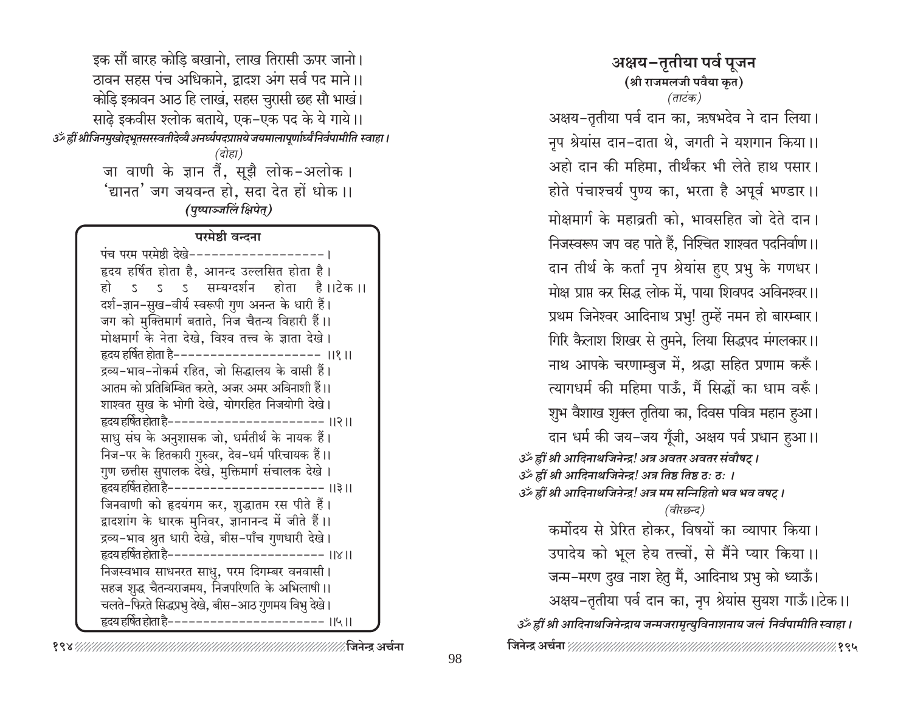इक सौं बारह कोड़ि बखानो, लाख तिरासी ऊपर जानो।
ठावन सहस पंच अधिकाने, द्वादश अंग सर्व पद माने।।
कोड़ि इक्कावन आठ हि लाखं, सहस चुरासी छह सौ भाखं।
साढ़े इक्वीस श्लोक बताये, एक-एक पद के ये गाये।।

*ॐ ह्रीं श्रीजिनमुखोद्भूतसरस्वतीदेव्यै अनर्घ्यपदप्राप्तये जयमालापूर्णार्घ्यं निर्वपामीति स्वाहा।*

(दोहा)

जा वाणी के ज्ञान तैं, सूझै लोक-अलोक।
'द्यानत' जग जयवन्त हो, सदा देत हों धोक।।

***(पुष्पाञ्जलिं क्षिपेत्)***

**परमेष्ठी वन्दना**

पंच परम परमेष्ठी देखे------------------।
हृदय हर्षित होता है, आनन्द उल्लसित होता है।
हो ऽ ऽ ऽ सम्यग्दर्शन होता है।।टेक।।
दर्श-ज्ञान-सुख-वीर्य स्वरूपी गुण अनन्त के धारी हैं।
जग को मुक्तिमार्ग बताते, निज चैतन्य विहारी हैं।।
मोक्षमार्ग के नेता देखे, विश्व तत्त्व के ज्ञाता देखे।
हृदय हर्षित होता है--------------------।।१।।
द्रव्य-भाव-नोकर्म रहित, जो सिद्धालय के वासी हैं।
आतम को प्रतिबिम्बित करते, अजर अमर अविनाशी हैं।।
शाश्वत सुख के भोगी देखे, योगरहित निजयोगी देखे।
हृदय हर्षित होता है--------------------।।२।।
साधु संघ के अनुशासक जो, धर्मतीर्थ के नायक हैं।
निज-पर के हितकारी गुरुवर, देव-धर्म परिचायक हैं।।
गुण छत्तीस सुपालक देखे, मुक्तिमार्ग संचालक देखे।
हृदय हर्षित होता है--------------------।।३।।
जिनवाणी को हृदयंगम कर, शुद्धातम रस पीते हैं।
द्वादशांग के धारक मुनिवर, ज्ञानानन्द में जीते हैं।।
द्रव्य-भाव श्रुत धारी देखे, बीस-पाँच गुणधारी देखे।
हृदय हर्षित होता है--------------------।।४।।
निजस्वभाव साधनरत साधु, परम दिगम्बर वनवासी।
सहज शुद्ध चैतन्यराजमय, निजपरिणति के अभिलाषी।।
चलते-फिरते सिद्धप्रभु देखे, बीस-आठ गुणमय विभु देखे।
हृदय हर्षित होता है--------------------।।५।।

## अक्षय-तृतीया पर्व पूजन

**(श्री राजमलजी पवैया कृत)**

(ताटंक)

अक्षय-तृतीया पर्व दान का, ऋषभदेव ने दान लिया।
नृप श्रेयांस दान-दाता थे, जगती ने यशगान किया।।
अहो दान की महिमा, तीर्थंकर भी लेते हाथ पसार।
होते पंचाश्चर्य पुण्य का, भरता है अपूर्व भण्डार।।
मोक्षमार्ग के महाव्रती को, भावसहित जो देते दान।
निजस्वरूप जप वह पाते हैं, निश्चित शाश्वत पदनिर्वाण।।
दान तीर्थ के कर्ता नृप श्रेयांस हुए प्रभु के गणधर।
मोक्ष प्राप्त कर सिद्ध लोक में, पाया शिवपद अविनश्वर।।
प्रथम जिनेश्वर आदिनाथ प्रभु! तुम्हें नमन हो बारम्बार।
गिरि कैलाश शिखर से तुमने, लिया सिद्धपद मंगलकार।।
नाथ आपके चरणाम्बुज में, श्रद्धा सहित प्रणाम करूँ।
त्यागधर्म की महिमा पाऊँ, मैं सिद्धों का धाम वरूँ।
शुभ वैशाख शुक्ल तृतिया का, दिवस पवित्र महान हुआ।
दान धर्म की जय-जय गूँजी, अक्षय पर्व प्रधान हुआ।।

*ॐ ह्रीं श्री आदिनाथजिनेन्द्र! अत्र अवतर अवतर संवौषट्।*
*ॐ ह्रीं श्री आदिनाथजिनेन्द्र! अत्र तिष्ठ तिष्ठ ठः ठः।*
*ॐ ह्रीं श्री आदिनाथजिनेन्द्र! अत्र मम सन्निहितो भव भव वषट्।*

(वीरछन्द)

कर्मोदय से प्रेरित होकर, विषयों का व्यापार किया।
उपादेय को भूल हेय तत्त्वों, से मैंने प्यार किया।।
जन्म-मरण दुख नाश हेतु मैं, आदिनाथ प्रभु को ध्याऊँ।
अक्षय-तृतीया पर्व दान का, नृप श्रेयांस सुयश गाऊँ।।टेक।।

*ॐ ह्रीं श्री आदिनाथजिनेन्द्राय जन्मजरामृत्युविनाशनाय जलं निर्वपामीति स्वाहा।*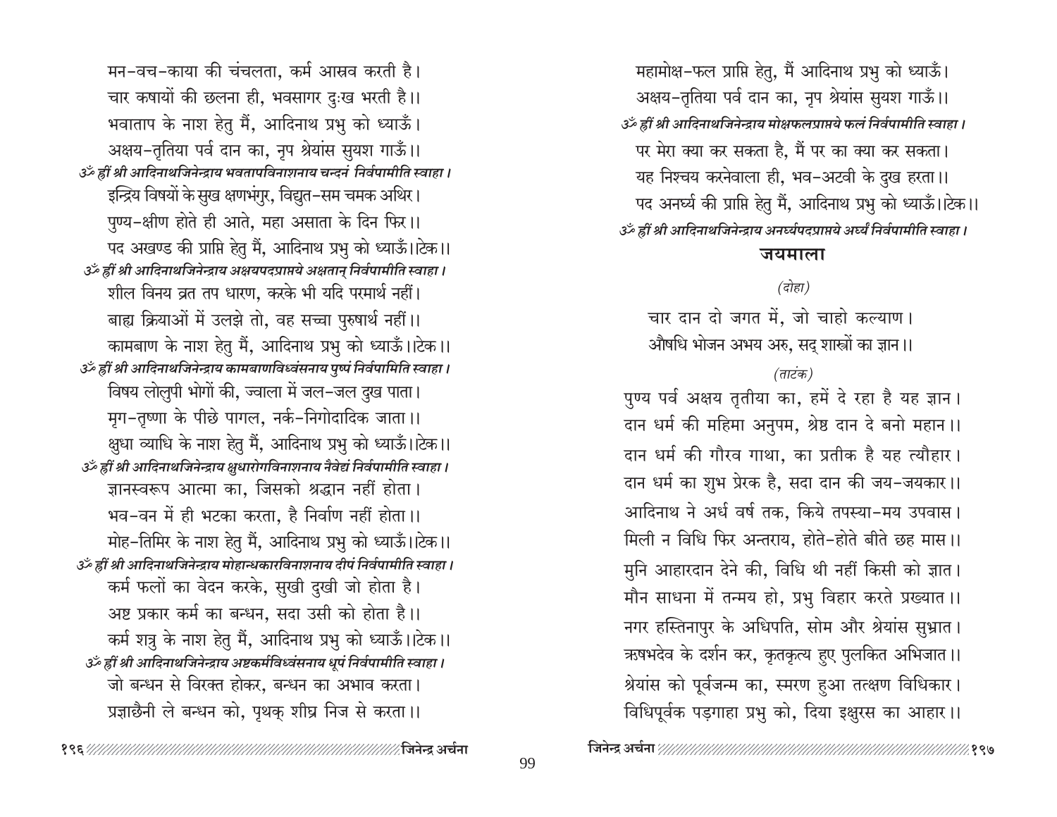मन-वच-काया की चंचलता, कर्म आस्रव करती है।
चार कषायों की छलना ही, भवसागर दुःख भरती है।।
भवाताप के नाश हेतु मैं, आदिनाथ प्रभु को ध्याऊँ।
अक्षय-तृतिया पर्व दान का, नृप श्रेयांस सुयश गाऊँ।।

*ॐ ह्रीं श्री आदिनाथजिनेन्द्राय भवतापविनाशनाय चन्दनं निर्वपामीति स्वाहा।*

इन्द्रिय विषयों के सुख क्षणभंगुर, विद्युत-सम चमक अथिर।
पुण्य-क्षीण होते ही आते, महा असाता के दिन फिर।।
पद अखण्ड की प्राप्ति हेतु मैं, आदिनाथ प्रभु को ध्याऊँ।।टेक।।

*ॐ ह्रीं श्री आदिनाथजिनेन्द्राय अक्षयपदप्राप्तये अक्षतान् निर्वपामीति स्वाहा।*

शील विनय व्रत तप धारण, करके भी यदि परमार्थ नहीं।
बाह्य क्रियाओं में उलझे तो, वह सच्चा पुरुषार्थ नहीं।।
कामबाण के नाश हेतु मैं, आदिनाथ प्रभु को ध्याऊँ।।टेक।।

*ॐ ह्रीं श्री आदिनाथजिनेन्द्राय कामबाणविध्वंसनाय पुष्पं निर्वपामिति स्वाहा।*

विषय लोलुपी भोगों की, ज्वाला में जल-जल दुख पाता।
मृग-तृष्णा के पीछे पागल, नर्क-निगोदादिक जाता।।
क्षुधा व्याधि के नाश हेतु मैं, आदिनाथ प्रभु को ध्याऊँ।।टेक।।

*ॐ ह्रीं श्री आदिनाथजिनेन्द्राय क्षुधारोगविनाशनाय नैवेद्यं निर्वपामीति स्वाहा।*

ज्ञानस्वरूप आत्मा का, जिसको श्रद्धान नहीं होता।
भव-वन में ही भटका करता, है निर्वाण नहीं होता।।
मोह-तिमिर के नाश हेतु मैं, आदिनाथ प्रभु को ध्याऊँ।।टेक।।

*ॐ ह्रीं श्री आदिनाथजिनेन्द्राय मोहान्धकारविनाशनाय दीपं निर्वपामीति स्वाहा।*

कर्म फलों का वेदन करके, सुखी दुखी जो होता है।
अष्ट प्रकार कर्म का बन्धन, सदा उसी को होता है।।
कर्म शत्रु के नाश हेतु मैं, आदिनाथ प्रभु को ध्याऊँ।।टेक।।

*ॐ ह्रीं श्री आदिनाथजिनेन्द्राय अष्टकर्मविध्वंसनाय धूपं निर्वपामीति स्वाहा।*

जो बन्धन से विरक्त होकर, बन्धन का अभाव करता।
प्रज्ञाछैनी ले बन्धन को, पृथक् शीघ्र निज से करता।।
महामोक्ष-फल प्राप्ति हेतु, मैं आदिनाथ प्रभु को ध्याऊँ।
अक्षय-तृतिया पर्व दान का, नृप श्रेयांस सुयश गाऊँ।।

*ॐ ह्रीं श्री आदिनाथजिनेन्द्राय मोक्षफलप्राप्तये फलं निर्वपामीति स्वाहा।*

पर मेरा क्या कर सकता है, मैं पर का क्या कर सकता।
यह निश्चय करनेवाला ही, भव-अटवी के दुख हरता।।
पद अनर्घ्य की प्राप्ति हेतु मैं, आदिनाथ प्रभु को ध्याऊँ।।टेक।।

*ॐ ह्रीं श्री आदिनाथजिनेन्द्राय अनर्घ्यपदप्राप्तये अर्घ्यं निर्वपामीति स्वाहा।*

## जयमाला

*(दोहा)*

चार दान दो जगत में, जो चाहो कल्याण।
औषधि भोजन अभय अरु, सद् शास्त्रों का ज्ञान।।

*(ताटंक)*

पुण्य पर्व अक्षय तृतीया का, हमें दे रहा है यह ज्ञान।
दान धर्म की महिमा अनुपम, श्रेष्ठ दान दे बनो महान।।
दान धर्म की गौरव गाथा, का प्रतीक है यह त्यौहार।
दान धर्म का शुभ प्रेरक है, सदा दान की जय-जयकार।।
आदिनाथ ने अर्ध वर्ष तक, किये तपस्या-मय उपवास।
मिली न विधि फिर अन्तराय, होते-होते बीते छह मास।।
मुनि आहारदान देने की, विधि थी नहीं किसी को ज्ञात।
मौन साधना में तन्मय हो, प्रभु विहार करते प्रख्यात।।
नगर हस्तिनापुर के अधिपति, सोम और श्रेयांस सुभ्रात।
ऋषभदेव के दर्शन कर, कृतकृत्य हुए पुलकित अभिजात।।
श्रेयांस को पूर्वजन्म का, स्मरण हुआ तत्क्षण विधिकार।
विधिपूर्वक पड़गाहा प्रभु को, दिया इक्षुरस का आहार।।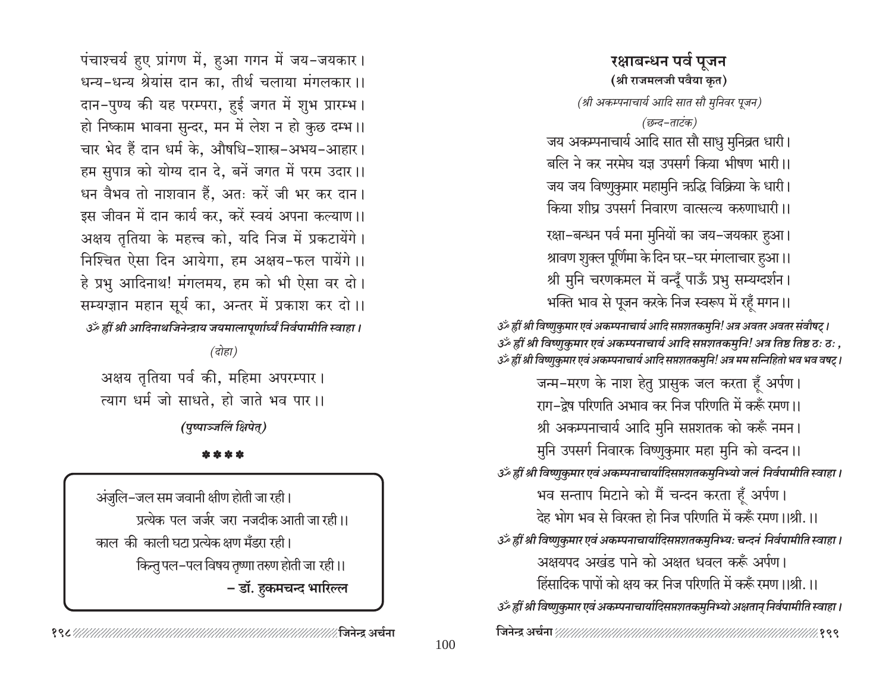पंचाश्चर्य हुए प्रांगण में, हुआ गगन में जय-जयकार।
धन्य-धन्य श्रेयांस दान का, तीर्थ चलाया मंगलकार।।
दान-पुण्य की यह परम्परा, हुई जगत में शुभ प्रारम्भ।
हो निष्काम भावना सुन्दर, मन में लेश न हो कुछ दम्भ।।
चार भेद हैं दान धर्म के, औषधि-शास्त्र-अभय-आहार।
हम सुपात्र को योग्य दान दे, बनें जगत में परम उदार।।
धन वैभव तो नाशवान हैं, अतः करें जी भर कर दान।
इस जीवन में दान कार्य कर, करें स्वयं अपना कल्याण।।
अक्षय तृतिया के महत्त्व को, यदि निज में प्रकटायेंगे।
निश्चित ऐसा दिन आयेगा, हम अक्षय-फल पायेंगे।।
हे प्रभु आदिनाथ! मंगलमय, हम को भी ऐसा वर दो।
सम्यग्ज्ञान महान सूर्य का, अन्तर में प्रकाश कर दो।।

*ॐ ह्रीं श्री आदिनाथजिनेन्द्राय जयमालापूर्णार्घ्यं निर्वपामीति स्वाहा।*

*(दोहा)*

अक्षय तृतिया पर्व की, महिमा अपरम्पार।
त्याग धर्म जो साधते, हो जाते भव पार।।

***(पुष्पाञ्जलिं क्षिपेत्)***

\* \* \* \*

> अंजुलि-जल सम जवानी क्षीण होती जा रही।
> प्रत्येक पल जर्जर जरा नजदीक आती जा रही।।
> काल की काली घटा प्रत्येक क्षण मँडरा रही।
> किन्तु पल-पल विषय तृष्णा तरुण होती जा रही।।
> **– डॉ. हुकमचन्द भारिल्ल**

## रक्षाबन्धन पर्व पूजन

**(श्री राजमलजी पवैया कृत)**

*(श्री अकम्पनाचार्य आदि सात सौ मुनिवर पूजन)*

*(छन्द-ताटंक)*

जय अकम्पनाचार्य आदि सात सौ साधु मुनिव्रत धारी।
बलि ने कर नरमेघ यज्ञ उपसर्ग किया भीषण भारी।।
जय जय विष्णुकुमार महामुनि ऋद्धि विक्रिया के धारी।
किया शीघ्र उपसर्ग निवारण वात्सल्य करुणाधारी।।
रक्षा-बन्धन पर्व मना मुनियों का जय-जयकार हुआ।
श्रावण शुक्ल पूर्णिमा के दिन घर-घर मंगलाचार हुआ।।
श्री मुनि चरणकमल में वन्दूँ पाऊँ प्रभु सम्यग्दर्शन।
भक्ति भाव से पूजन करके निज स्वरूप में रहूँ मगन।।

*ॐ ह्रीं श्री विष्णुकुमार एवं अकम्पनाचार्य आदि सप्तशतकमुनि! अत्र अवतर अवतर संवौषट्।*
*ॐ ह्रीं श्री विष्णुकुमार एवं अकम्पनाचार्य आदि सप्तशतकमुनि! अत्र तिष्ठ तिष्ठ ठः ठः,*
*ॐ ह्रीं श्री विष्णुकुमार एवं अकम्पनाचार्य आदि सप्तशतकमुनि! अत्र मम सन्निहितो भव भव वषट्।*

जन्म-मरण के नाश हेतु प्रासुक जल करता हूँ अर्पण।
राग-द्वेष परिणति अभाव कर निज परिणति में करूँ रमण।।
श्री अकम्पनाचार्य आदि मुनि सप्तशतक को करूँ नमन।
मुनि उपसर्ग निवारक विष्णुकुमार महा मुनि को वन्दन।।

*ॐ ह्रीं श्री विष्णुकुमार एवं अकम्पनाचार्यादिसप्तशतकमुनिभ्यो जलं निर्वपामीति स्वाहा।*

भव सन्ताप मिटाने को मैं चन्दन करता हूँ अर्पण।
देह भोग भव से विरक्त हो निज परिणति में करूँ रमण।।श्री.।।

*ॐ ह्रीं श्री विष्णुकुमार एवं अकम्पनाचार्यादिसप्तशतकमुनिभ्यः चन्दनं निर्वपामीति स्वाहा।*

अक्षयपद अखंड पाने को अक्षत धवल करूँ अर्पण।
हिंसादिक पापों को क्षय कर निज परिणति में करूँ रमण।।श्री.।।

*ॐ ह्रीं श्री विष्णुकुमार एवं अकम्पनाचार्यादिसप्तशतकमुनिभ्यो अक्षतान् निर्वपामीति स्वाहा।*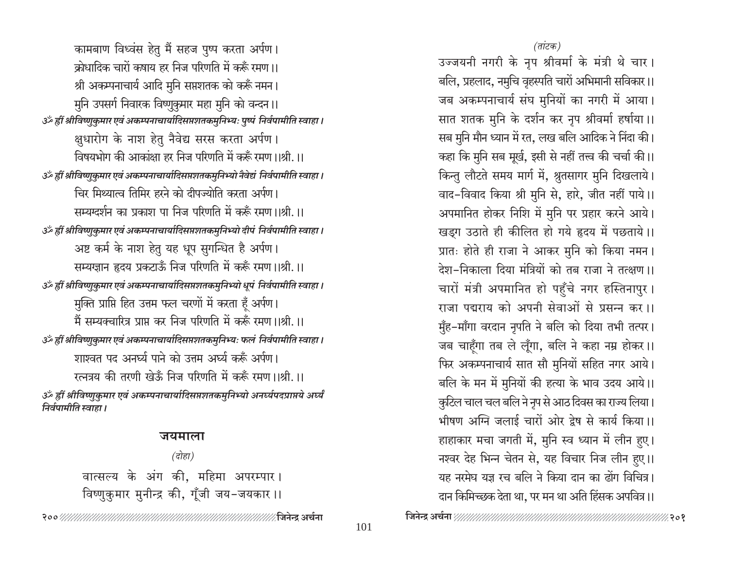कामबाण विध्वंस हेतु मैं सहज पुष्प करता अर्पण।
क्रोधादिक चारों कषाय हर निज परिणति में करूँ रमण।।
श्री अकम्पनाचार्य आदि मुनि सप्तशतक को करूँ नमन।
मुनि उपसर्ग निवारक विष्णुकुमार महा मुनि को वन्दन।।

*ॐ ह्रीं श्रीविष्णुकुमार एवं अकम्पनाचार्यादिसप्तशतकमुनिभ्यः पुष्पं निर्वपामीति स्वाहा।*

क्षुधारोग के नाश हेतु नैवेद्य सरस करता अर्पण।
विषयभोग की आकांक्षा हर निज परिणति में करूँ रमण।।श्री.।।

*ॐ ह्रीं श्रीविष्णुकुमार एवं अकम्पनाचार्यादिसप्तशतकमुनिभ्यो नैवेद्यं निर्वपामीति स्वाहा।*

चिर मिथ्यात्व तिमिर हरने को दीपज्योति करता अर्पण।
सम्यग्दर्शन का प्रकाश पा निज परिणति में करूँ रमण।।श्री.।।

*ॐ ह्रीं श्रीविष्णुकुमार एवं अकम्पनाचार्यादिसप्तशतकमुनिभ्यो दीपं निर्वपामीति स्वाहा।*

अष्ट कर्म के नाश हेतु यह धूप सुगन्धित है अर्पण।
सम्यग्ज्ञान हृदय प्रकटाऊँ निज परिणति में करूँ रमण।।श्री.।।

*ॐ ह्रीं श्रीविष्णुकुमार एवं अकम्पनाचार्यादिसप्तशतकमुनिभ्यो धूपं निर्वपामीति स्वाहा।*

मुक्ति प्राप्ति हित उत्तम फल चरणों में करता हूँ अर्पण।
मैं सम्यक्चारित्र प्राप्त कर निज परिणति में करूँ रमण।।श्री.।।

*ॐ ह्रीं श्रीविष्णुकुमार एवं अकम्पनाचार्यादिसप्तशतकमुनिभ्यः फलं निर्वपामीति स्वाहा।*

शाश्वत पद अनर्घ्य पाने को उत्तम अर्घ्य करूँ अर्पण।
रत्नत्रय की तरणी खेऊँ निज परिणति में करूँ रमण।।श्री.।।

*ॐ ह्रीं श्रीविष्णुकुमार एवं अकम्पनाचार्यादिसप्तशतकमुनिभ्यो अनर्घ्यपदप्राप्तये अर्घ्यं निर्वपामीति स्वाहा।*

## जयमाला

*(दोहा)*

वात्सल्य के अंग की, महिमा अपरम्पार।
विष्णुकुमार मुनीन्द्र की, गूँजी जय-जयकार।।

*(तांटक)*

उज्जयनी नगरी के नृप श्रीवर्मा के मंत्री थे चार।
बलि, प्रहलाद, नमुचि वृहस्पति चारों अभिमानी सविकार।।
जब अकम्पनाचार्य संघ मुनियों का नगरी में आया।
सात शतक मुनि के दर्शन कर नृप श्रीवर्मा हर्षाया।।
सब मुनि मौन ध्यान में रत, लख बलि आदिक ने निंदा की।
कहा कि मुनि सब मूर्ख, इसी से नहीं तत्त्व की चर्चा की।।
किन्तु लौटते समय मार्ग में, श्रुतसागर मुनि दिखलाये।
वाद-विवाद किया श्री मुनि से, हारे, जीत नहीं पाये।।
अपमानित होकर निशि में मुनि पर प्रहार करने आये।
खड्ग उठाते ही कीलित हो गये हृदय में पछताये।।
प्रातः होते ही राजा ने आकर मुनि को किया नमन।
देश-निकाला दिया मंत्रियों को तब राजा ने तत्क्षण।।
चारों मंत्री अपमानित हो पहुँचे नगर हस्तिनापुर।
राजा पद्मराय को अपनी सेवाओं से प्रसन्न कर।।
मुँह-माँगा वरदान नृपति ने बलि को दिया तभी तत्पर।
जब चाहूँगा तब ले लूँगा, बलि ने कहा नम्र होकर।।
फिर अकम्पनाचार्य सात सौ मुनियों सहित नगर आये।
बलि के मन में मुनियों की हत्या के भाव उदय आये।।
कुटिल चाल चल बलि ने नृप से आठ दिवस का राज्य लिया।
भीषण अग्नि जलाई चारों ओर द्वेष से कार्य किया।।
हाहाकार मचा जगती में, मुनि स्व ध्यान में लीन हुए।
नश्वर देह भिन्न चेतन से, यह विचार निज लीन हुए।।
यह नरमेघ यज्ञ रच बलि ने किया दान का ढोंग विचित्र।
दान किमिच्छक देता था, पर मन था अति हिंसक अपवित्र।।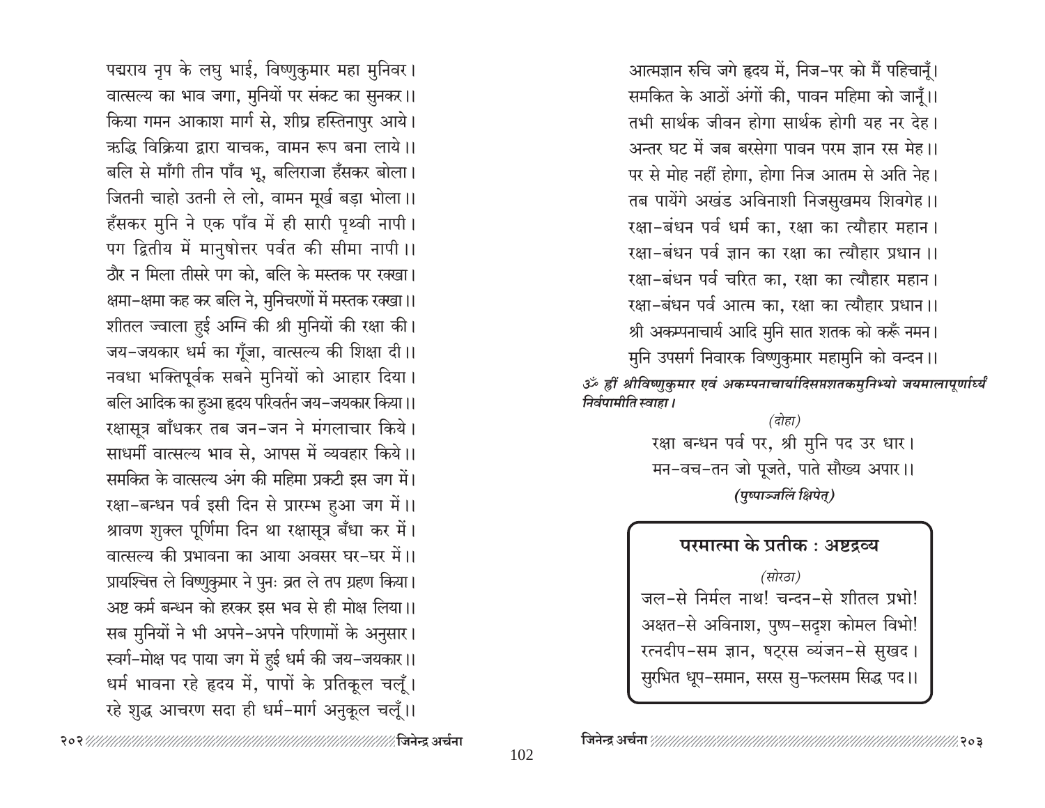पद्मराय नृप के लघु भाई, विष्णुकुमार महा मुनिवर।
वात्सल्य का भाव जगा, मुनियों पर संकट का सुनकर।।
किया गमन आकाश मार्ग से, शीघ्र हस्तिनापुर आये।
ऋद्धि विक्रिया द्वारा याचक, वामन रूप बना लाये।।
बलि से माँगी तीन पाँव भू, बलिराजा हँसकर बोला।
जितनी चाहो उतनी ले लो, वामन मूर्ख बड़ा भोला।।
हँसकर मुनि ने एक पाँव में ही सारी पृथ्वी नापी।
पग द्वितीय में मानुषोत्तर पर्वत की सीमा नापी।।
ठौर न मिला तीसरे पग को, बलि के मस्तक पर रक्खा।
क्षमा-क्षमा कह कर बलि ने, मुनिचरणों में मस्तक रक्खा।।
शीतल ज्वाला हुई अग्नि की श्री मुनियों की रक्षा की।
जय-जयकार धर्म का गूँजा, वात्सल्य की शिक्षा दी।।
नवधा भक्तिपूर्वक सबने मुनियों को आहार दिया।
बलि आदिक का हुआ हृदय परिवर्तन जय-जयकार किया।।
रक्षासूत्र बाँधकर तब जन-जन ने मंगलाचार किये।
साधर्मी वात्सल्य भाव से, आपस में व्यवहार किये।।
समकित के वात्सल्य अंग की महिमा प्रकटी इस जग में।
रक्षा-बन्धन पर्व इसी दिन से प्रारम्भ हुआ जग में।।
श्रावण शुक्ल पूर्णिमा दिन था रक्षासूत्र बँधा कर में।
वात्सल्य की प्रभावना का आया अवसर घर-घर में।।
प्रायश्चित्त ले विष्णुकुमार ने पुनः व्रत ले तप ग्रहण किया।
अष्ट कर्म बन्धन को हरकर इस भव से ही मोक्ष लिया।।
सब मुनियों ने भी अपने-अपने परिणामों के अनुसार।
स्वर्ग-मोक्ष पद पाया जग में हुई धर्म की जय-जयकार।।
धर्म भावना रहे हृदय में, पापों के प्रतिकूल चलूँ।
रहे शुद्ध आचरण सदा ही धर्म-मार्ग अनुकूल चलूँ।।
आत्मज्ञान रुचि जगे हृदय में, निज-पर को मैं पहिचानूँ।
समकित के आठों अंगों की, पावन महिमा को जानूँ।।
तभी सार्थक जीवन होगा सार्थक होगी यह नर देह।
अन्तर घट में जब बरसेगा पावन परम ज्ञान रस मेह।।
पर से मोह नहीं होगा, होगा निज आतम से अति नेह।
तब पायेंगे अखंड अविनाशी निजसुखमय शिवगेह।।
रक्षा-बंधन पर्व धर्म का, रक्षा का त्यौहार महान।
रक्षा-बंधन पर्व ज्ञान का रक्षा का त्यौहार प्रधान।।
रक्षा-बंधन पर्व चरित का, रक्षा का त्यौहार महान।
रक्षा-बंधन पर्व आत्म का, रक्षा का त्यौहार प्रधान।।
श्री अकम्पनाचार्य आदि मुनि सात शतक को करूँ नमन।
मुनि उपसर्ग निवारक विष्णुकुमार महामुनि को वन्दन।।

*ॐ ह्रीं श्रीविष्णुकुमार एवं अकम्पनाचार्यादिसप्तशतकमुनिभ्यो जयमालापूर्णार्घ्यं निर्वपामीति स्वाहा।*

*(दोहा)*

रक्षा बन्धन पर्व पर, श्री मुनि पद उर धार।
मन-वच-तन जो पूजते, पाते सौख्य अपार।।

***(पुष्पाञ्जलिं क्षिपेत्)***

## परमात्मा के प्रतीक : अष्टद्रव्य

*(सोरठा)*

जल-से निर्मल नाथ! चन्दन-से शीतल प्रभो!
अक्षत-से अविनाश, पुष्प-सदृश कोमल विभो!
रत्नदीप-सम ज्ञान, षट्रस व्यंजन-से सुखद।
सुरभित धूप-समान, सरस सु-फलसम सिद्ध पद।।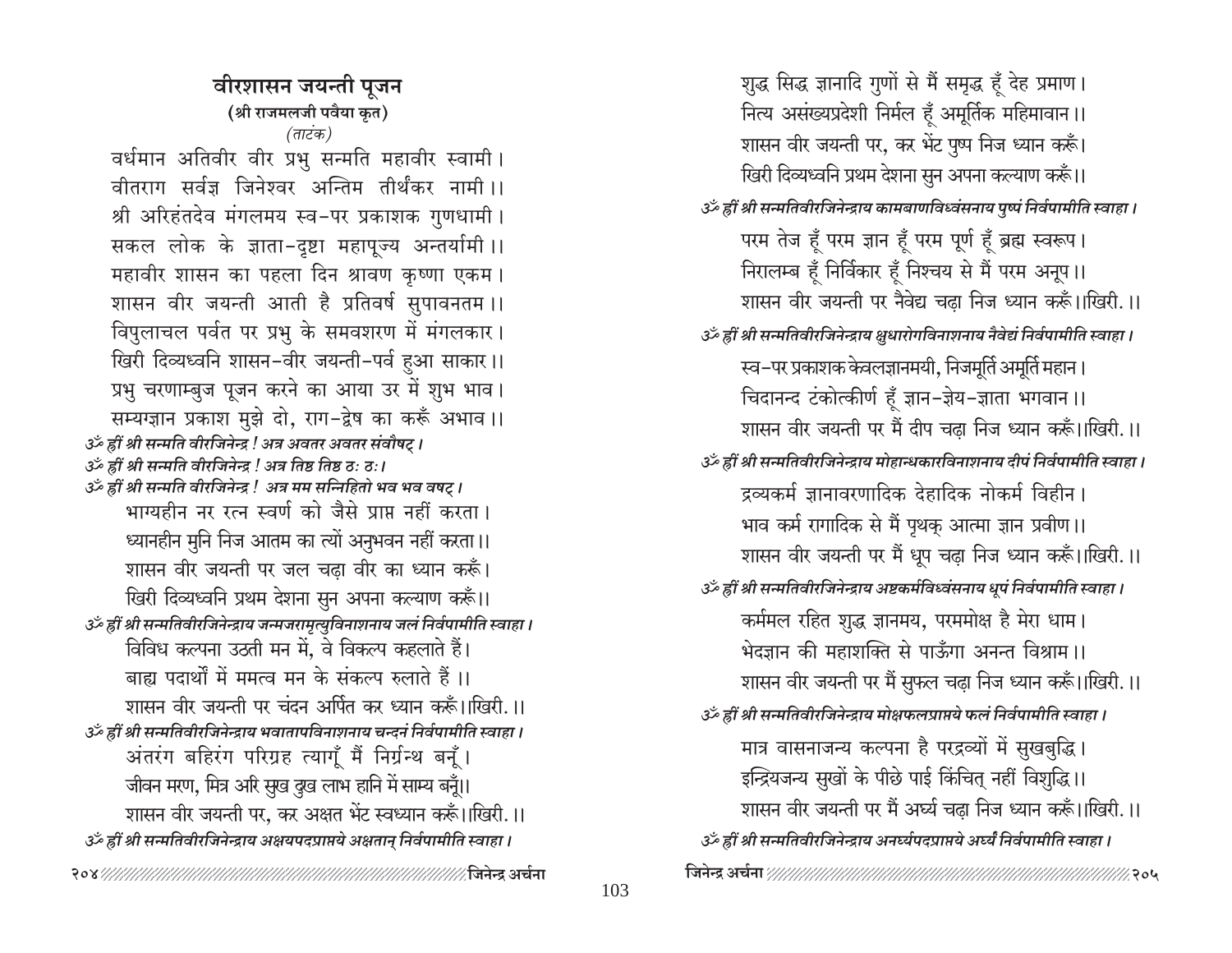## वीरशासन जयन्ती पूजन

**(श्री राजमलजी पवैया कृत)**

*(ताटंक)*

वर्धमान अतिवीर वीर प्रभु सन्मति महावीर स्वामी।
वीतराग सर्वज्ञ जिनेश्वर अन्तिम तीर्थंकर नामी।।
श्री अरिहंतदेव मंगलमय स्व-पर प्रकाशक गुणधामी।
सकल लोक के ज्ञाता-दृष्टा महापूज्य अन्तर्यामी।।
महावीर शासन का पहला दिन श्रावण कृष्णा एकम।
शासन वीर जयन्ती आती है प्रतिवर्ष सुपावनतम।।
विपुलाचल पर्वत पर प्रभु के समवशरण में मंगलकार।
खिरी दिव्यध्वनि शासन-वीर जयन्ती-पर्व हुआ साकार।।
प्रभु चरणाम्बुज पूजन करने का आया उर में शुभ भाव।
सम्यग्ज्ञान प्रकाश मुझे दो, राग-द्वेष का करूँ अभाव।।

*ॐ ह्रीं श्री सन्मति वीरजिनेन्द्र ! अत्र अवतर अवतर संवौषट्।*
*ॐ ह्रीं श्री सन्मति वीरजिनेन्द्र ! अत्र तिष्ठ तिष्ठ ठः ठः।*
*ॐ ह्रीं श्री सन्मति वीरजिनेन्द्र ! अत्र मम सन्निहितो भव भव वषट्।*

भाग्यहीन नर रत्न स्वर्ण को जैसे प्राप्त नहीं करता।
ध्यानहीन मुनि निज आतम का त्यों अनुभवन नहीं करता।।
शासन वीर जयन्ती पर जल चढ़ा वीर का ध्यान करूँ।
खिरी दिव्यध्वनि प्रथम देशना सुन अपना कल्याण करूँ।।

*ॐ ह्रीं श्री सन्मतिवीरजिनेन्द्राय जन्मजरामृत्युविनाशनाय जलं निर्वपामीति स्वाहा।*

विविध कल्पना उठती मन में, वे विकल्प कहलाते हैं।
बाह्य पदार्थों में ममत्व मन के संकल्प रुलाते हैं।।
शासन वीर जयन्ती पर चंदन अर्पित कर ध्यान करूँ।।खिरी.।।

*ॐ ह्रीं श्री सन्मतिवीरजिनेन्द्राय भवातापविनाशनाय चन्दनं निर्वपामीति स्वाहा।*

अंतरंग बहिरंग परिग्रह त्यागूँ मैं निर्ग्रन्थ बनूँ।
जीवन मरण, मित्र अरि सुख दुख लाभ हानि में साम्य बनूँ।।
शासन वीर जयन्ती पर, कर अक्षत भेंट स्वध्यान करूँ।।खिरी.।।

*ॐ ह्रीं श्री सन्मतिवीरजिनेन्द्राय अक्षयपदप्राप्तये अक्षतान् निर्वपामीति स्वाहा।*

शुद्ध सिद्ध ज्ञानादि गुणों से मैं समृद्ध हूँ देह प्रमाण।
नित्य असंख्यप्रदेशी निर्मल हूँ अमूर्तिक महिमावान।।
शासन वीर जयन्ती पर, कर भेंट पुष्प निज ध्यान करूँ।
खिरी दिव्यध्वनि प्रथम देशना सुन अपना कल्याण करूँ।।

*ॐ ह्रीं श्री सन्मतिवीरजिनेन्द्राय कामबाणविध्वंसनाय पुष्पं निर्वपामीति स्वाहा।*

परम तेज हूँ परम ज्ञान हूँ परम पूर्ण हूँ ब्रह्म स्वरूप।
निरालम्ब हूँ निर्विकार हूँ निश्चय से मैं परम अनूप।।
शासन वीर जयन्ती पर नैवेद्य चढ़ा निज ध्यान करूँ।।खिरी.।।

*ॐ ह्रीं श्री सन्मतिवीरजिनेन्द्राय क्षुधारोगविनाशनाय नैवेद्यं निर्वपामीति स्वाहा।*

स्व-पर प्रकाशक केवलज्ञानमयी, निजमूर्ति अमूर्ति महान।
चिदानन्द टंकोत्कीर्ण हूँ ज्ञान-ज्ञेय-ज्ञाता भगवान।।
शासन वीर जयन्ती पर मैं दीप चढ़ा निज ध्यान करूँ।।खिरी.।।

*ॐ ह्रीं श्री सन्मतिवीरजिनेन्द्राय मोहान्धकारविनाशनाय दीपं निर्वपामीति स्वाहा।*

द्रव्यकर्म ज्ञानावरणादिक देहादिक नोकर्म विहीन।
भाव कर्म रागादिक से मैं पृथक् आत्मा ज्ञान प्रवीण।।
शासन वीर जयन्ती पर मैं धूप चढ़ा निज ध्यान करूँ।।खिरी.।।

*ॐ ह्रीं श्री सन्मतिवीरजिनेन्द्राय अष्टकर्मविध्वंसनाय धूपं निर्वपामीति स्वाहा।*

कर्ममल रहित शुद्ध ज्ञानमय, परममोक्ष है मेरा धाम।
भेदज्ञान की महाशक्ति से पाऊँगा अनन्त विश्राम।।
शासन वीर जयन्ती पर मैं सुफल चढ़ा निज ध्यान करूँ।।खिरी.।।

*ॐ ह्रीं श्री सन्मतिवीरजिनेन्द्राय मोक्षफलप्राप्तये फलं निर्वपामीति स्वाहा।*

मात्र वासनाजन्य कल्पना है परद्रव्यों में सुखबुद्धि।
इन्द्रियजन्य सुखों के पीछे पाई किंचित् नहीं विशुद्धि।।
शासन वीर जयन्ती पर मैं अर्घ्य चढ़ा निज ध्यान करूँ।।खिरी.।।

*ॐ ह्रीं श्री सन्मतिवीरजिनेन्द्राय अनर्घ्यपदप्राप्तये अर्घ्यं निर्वपामीति स्वाहा।*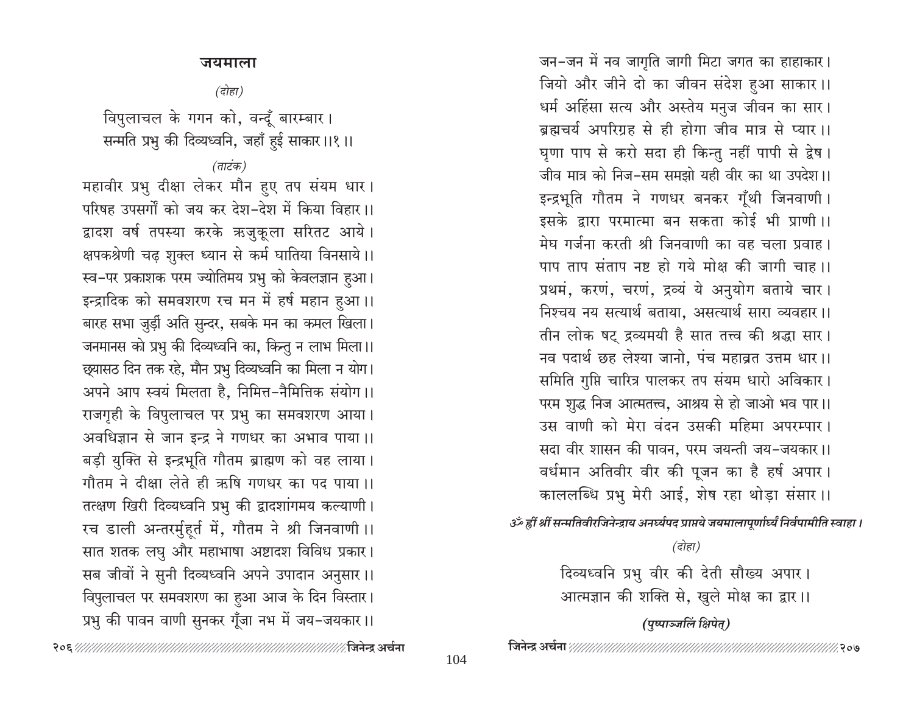## जयमाला

*(दोहा)*

विपुलाचल के गगन को, वन्दूँ बारम्बार।
सन्मति प्रभु की दिव्यध्वनि, जहाँ हुई साकार।।१।।

*(ताटंक)*

महावीर प्रभु दीक्षा लेकर मौन हुए तप संयम धार।
परिषह उपसर्गों को जय कर देश-देश में किया विहार।।
द्वादश वर्ष तपस्या करके ऋजुकूला सरितट आये।
क्षपकश्रेणी चढ़ शुक्ल ध्यान से कर्म घातिया विनसाये।।
स्व-पर प्रकाशक परम ज्योतिमय प्रभु को केवलज्ञान हुआ।
इन्द्रादिक को समवशरण रच मन में हर्ष महान हुआ।।
बारह सभा जुड़ी अति सुन्दर, सबके मन का कमल खिला।
जनमानस को प्रभु की दिव्यध्वनि का, किन्तु न लाभ मिला।।
छ्यासठ दिन तक रहे, मौन प्रभु दिव्यध्वनि का मिला न योग।
अपने आप स्वयं मिलता है, निमित्त-नैमित्तिक संयोग।।
राजगृही के विपुलाचल पर प्रभु का समवशरण आया।
अवधिज्ञान से जान इन्द्र ने गणधर का अभाव पाया।।
बड़ी युक्ति से इन्द्रभूति गौतम ब्राह्मण को वह लाया।
गौतम ने दीक्षा लेते ही ऋषि गणधर का पद पाया।।
तत्क्षण खिरी दिव्यध्वनि प्रभु की द्वादशांगमय कल्याणी।
रच डाली अन्तर्मुहूर्त में, गौतम ने श्री जिनवाणी।।
सात शतक लघु और महाभाषा अष्टादश विविध प्रकार।
सब जीवों ने सुनी दिव्यध्वनि अपने उपादान अनुसार।।
विपुलाचल पर समवशरण का हुआ आज के दिन विस्तार।
प्रभु की पावन वाणी सुनकर गूँजा नभ में जय-जयकार।।
जन-जन में नव जागृति जागी मिटा जगत का हाहाकार।
जियो और जीने दो का जीवन संदेश हुआ साकार।।
धर्म अहिंसा सत्य और अस्तेय मनुज जीवन का सार।
ब्रह्मचर्य अपरिग्रह से ही होगा जीव मात्र से प्यार।।
घृणा पाप से करो सदा ही किन्तु नहीं पापी से द्वेष।
जीव मात्र को निज-सम समझो यही वीर का था उपदेश।।
इन्द्रभूति गौतम ने गणधर बनकर गूँथी जिनवाणी।
इसके द्वारा परमात्मा बन सकता कोई भी प्राणी।।
मेघ गर्जना करती श्री जिनवाणी का वह चला प्रवाह।
पाप ताप संताप नष्ट हो गये मोक्ष की जागी चाह।।
प्रथमं, करणं, चरणं, द्रव्यं ये अनुयोग बताये चार।
निश्चय नय सत्यार्थ बताया, असत्यार्थ सारा व्यवहार।।
तीन लोक षट् द्रव्यमयी है सात तत्त्व की श्रद्धा सार।
नव पदार्थ छह लेश्या जानो, पंच महाव्रत उत्तम धार।।
समिति गुप्ति चारित्र पालकर तप संयम धारो अविकार।
परम शुद्ध निज आत्मतत्त्व, आश्रय से हो जाओ भव पार।।
उस वाणी को मेरा वंदन उसकी महिमा अपरम्पार।
सदा वीर शासन की पावन, परम जयन्ती जय-जयकार।।
वर्धमान अतिवीर वीर की पूजन का है हर्ष अपार।
काललब्धि प्रभु मेरी आई, शेष रहा थोड़ा संसार।।

***ॐ ह्रीं श्रीं सन्मतिवीरजिनेन्द्राय अनर्घ्यपद प्राप्तये जयमालापूर्णार्घ्यं निर्वपामीति स्वाहा।***

*(दोहा)*

दिव्यध्वनि प्रभु वीर की देती सौख्य अपार।
आत्मज्ञान की शक्ति से, खुले मोक्ष का द्वार।।

***(पुष्पाञ्जलिं क्षिपेत्)***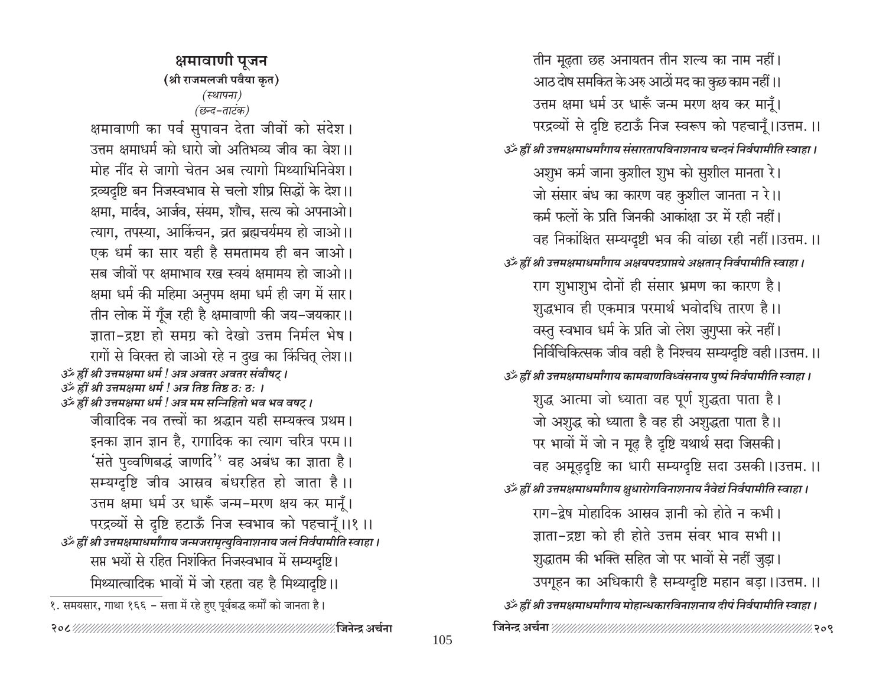## क्षमावाणी पूजन

**(श्री राजमलजी पवैया कृत)**

*(स्थापना)*

*(छन्द-ताटंक)*

क्षमावाणी का पर्व सुपावन देता जीवों को संदेश।
उत्तम क्षमाधर्म को धारो जो अतिभव्य जीव का वेश।।
मोह नींद से जागो चेतन अब त्यागो मिथ्याभिनिवेश।
द्रव्यदृष्टि बन निजस्वभाव से चलो शीघ्र सिद्धों के देश।।
क्षमा, मार्दव, आर्जव, संयम, शौच, सत्य को अपनाओ।
त्याग, तपस्या, आकिंचन, व्रत ब्रह्मचर्यमय हो जाओ।।
एक धर्म का सार यही है समतामय ही बन जाओ।
सब जीवों पर क्षमाभाव रख स्वयं क्षमामय हो जाओ।।
क्षमा धर्म की महिमा अनुपम क्षमा धर्म ही जग में सार।
तीन लोक में गूँज रही है क्षमावाणी की जय-जयकार।।
ज्ञाता-द्रष्टा हो समग्र को देखो उत्तम निर्मल भेष।
रागों से विरक्त हो जाओ रहे न दुख का किंचित् लेश।।

*ॐ ह्रीं श्री उत्तमक्षमा धर्म ! अत्र अवतर अवतर संवौषट्।*
*ॐ ह्रीं श्री उत्तमक्षमा धर्म ! अत्र तिष्ठ तिष्ठ ठः ठः ।*
*ॐ ह्रीं श्री उत्तमक्षमा धर्म ! अत्र मम सन्निहितो भव भव वषट्।*

जीवादिक नव तत्त्वों का श्रद्धान यही सम्यक्त्व प्रथम।
इनका ज्ञान ज्ञान है, रागादिक का त्याग चरित्र परम।।
'संते पुव्वणिबद्धं जाणदि'[1] वह अबंध का ज्ञाता है।
सम्यग्दृष्टि जीव आस्रव बंधरहित हो जाता है।।
उत्तम क्षमा धर्म उर धारूँ जन्म-मरण क्षय कर मानूँ।
परद्रव्यों से दृष्टि हटाऊँ निज स्वभाव को पहचानूँ।।१।।

*ॐ ह्रीं श्री उत्तमक्षमाधर्मांगाय जन्मजरामृत्युविनाशनाय जलं निर्वपामीति स्वाहा।*

सप्त भयों से रहित निशंकित निजस्वभाव में सम्यग्दृष्टि।
मिथ्यात्वादिक भावों में जो रहता वह है मिथ्यादृष्टि।।
तीन मूढ़ता छह अनायतन तीन शल्य का नाम नहीं।
आठ दोष समकित के अरु आठों मद का कुछ काम नहीं।।
उत्तम क्षमा धर्म उर धारूँ जन्म मरण क्षय कर मानूँ।
परद्रव्यों से दृष्टि हटाऊँ निज स्वरूप को पहचानूँ।।उत्तम.।।

*ॐ ह्रीं श्री उत्तमक्षमाधर्मांगाय संसारतापविनाशनाय चन्दनं निर्वपामीति स्वाहा।*

अशुभ कर्म जाना कुशील शुभ को सुशील मानता रे।
जो संसार बंध का कारण वह कुशील जानता न रे।।
कर्म फलों के प्रति जिनकी आकांक्षा उर में रही नहीं।
वह निकांक्षित सम्यग्दृष्टी भव की वांछा रही नहीं।।उत्तम.।।

*ॐ ह्रीं श्री उत्तमक्षमाधर्मांगाय अक्षयपदप्राप्तये अक्षतान् निर्वपामीति स्वाहा।*

राग शुभाशुभ दोनों ही संसार भ्रमण का कारण है।
शुद्धभाव ही एकमात्र परमार्थ भवोदधि तारण है।।
वस्तु स्वभाव धर्म के प्रति जो लेश जुगुप्सा करे नहीं।
निर्विचिकित्सक जीव वही है निश्चय सम्यग्दृष्टि वही।।उत्तम.।।

*ॐ ह्रीं श्री उत्तमक्षमाधर्मांगाय कामबाणविध्वंसनाय पुष्पं निर्वपामीति स्वाहा।*

शुद्ध आत्मा जो ध्याता वह पूर्ण शुद्धता पाता है।
जो अशुद्ध को ध्याता है वह ही अशुद्धता पाता है।।
पर भावों में जो न मूढ़ है दृष्टि यथार्थ सदा जिसकी।
वह अमूढ़दृष्टि का धारी सम्यग्दृष्टि सदा उसकी।।उत्तम.।।

*ॐ ह्रीं श्री उत्तमक्षमाधर्मांगाय क्षुधारोगविनाशनाय नैवेद्यं निर्वपामीति स्वाहा।*

राग-द्वेष मोहादिक आस्रव ज्ञानी को होते न कभी।
ज्ञाता-द्रष्टा को ही होते उत्तम संवर भाव सभी।।
शुद्धातम की भक्ति सहित जो पर भावों से नहीं जुड़ा।
उपगूहन का अधिकारी है सम्यग्दृष्टि महान बड़ा।।उत्तम.।।

*ॐ ह्रीं श्री उत्तमक्षमाधर्मांगाय मोहान्धकारविनाशनाय दीपं निर्वपामीति स्वाहा।*

---

[1] समयसार, गाथा १६६ – सत्ता में रहे हुए पूर्वबद्ध कर्मों को जानता है।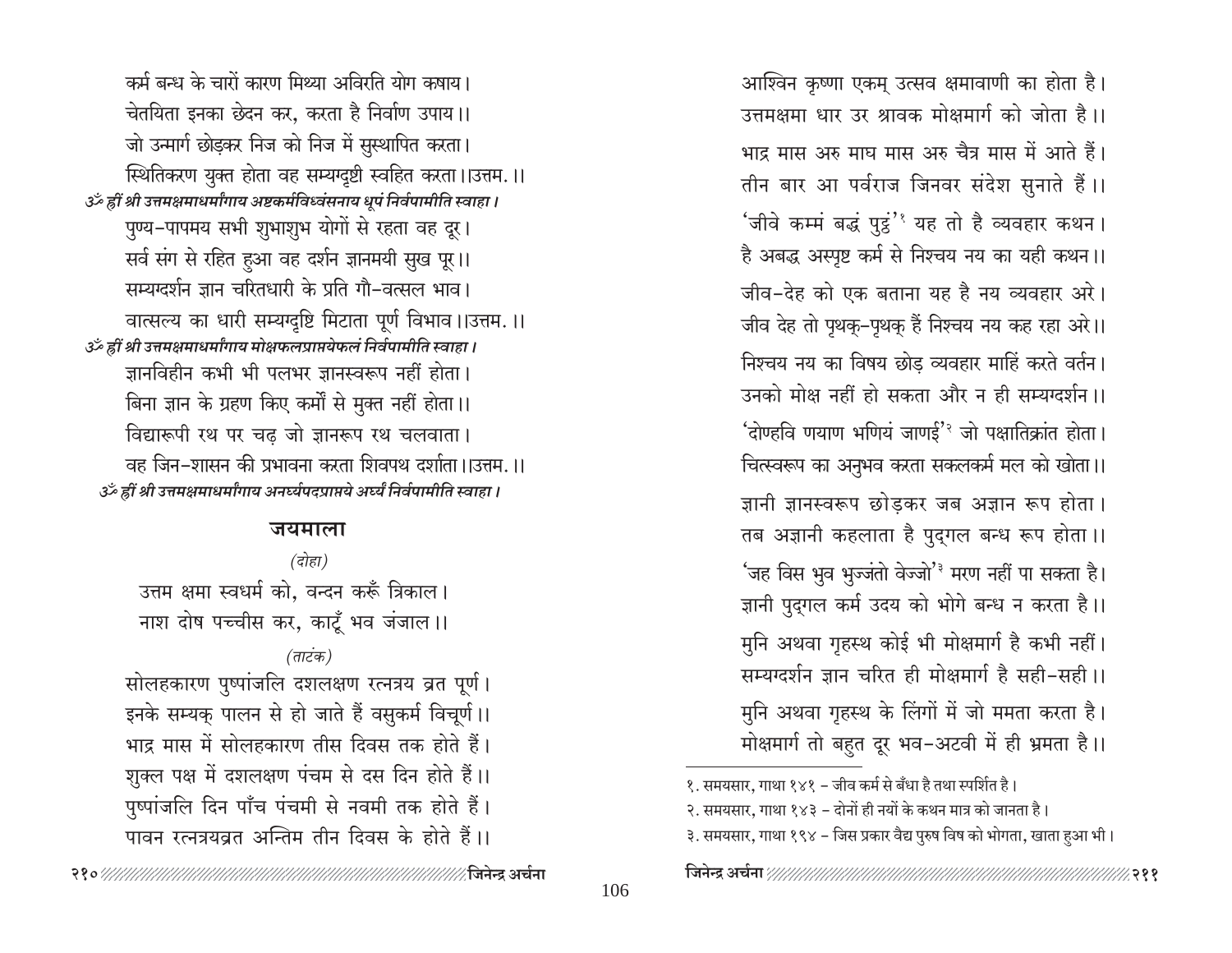कर्म बन्ध के चारों कारण मिथ्या अविरति योग कषाय।
चेतयिता इनका छेदन कर, करता है निर्वाण उपाय।।
जो उन्मार्ग छोड़कर निज को निज में सुस्थापित करता।
स्थितिकरण युक्त होता वह सम्यग्दृष्टी स्वहित करता।।उत्तम.।।

*ॐ ह्रीं श्री उत्तमक्षमाधर्मांगाय अष्टकर्मविध्वंसनाय धूपं निर्वपामीति स्वाहा।*

पुण्य-पापमय सभी शुभाशुभ योगों से रहता वह दूर।
सर्व संग से रहित हुआ वह दर्शन ज्ञानमयी सुख पूर।।
सम्यग्दर्शन ज्ञान चरितधारी के प्रति गौ-वत्सल भाव।
वात्सल्य का धारी सम्यग्दृष्टि मिटाता पूर्ण विभाव।।उत्तम.।।

*ॐ ह्रीं श्री उत्तमक्षमाधर्मांगाय मोक्षफलप्राप्तयेफलं निर्वपामीति स्वाहा।*

ज्ञानविहीन कभी भी पलभर ज्ञानस्वरूप नहीं होता।
बिना ज्ञान के ग्रहण किए कर्मों से मुक्त नहीं होता।।
विद्यारूपी रथ पर चढ़ जो ज्ञानरूप रथ चलवाता।
वह जिन-शासन की प्रभावना करता शिवपथ दर्शाता।।उत्तम.।।

*ॐ ह्रीं श्री उत्तमक्षमाधर्मांगाय अनर्घ्यपदप्राप्तये अर्घ्यं निर्वपामीति स्वाहा।*

## जयमाला

*(दोहा)*

उत्तम क्षमा स्वधर्म को, वन्दन करूँ त्रिकाल।
नाश दोष पच्चीस कर, काटूँ भव जंजाल।।

*(ताटंक)*

सोलहकारण पुष्पांजलि दशलक्षण रत्नत्रय व्रत पूर्ण।
इनके सम्यक् पालन से हो जाते हैं वसुकर्म विचूर्ण।।
भाद्र मास में सोलहकारण तीस दिवस तक होते हैं।
शुक्ल पक्ष में दशलक्षण पंचम से दस दिन होते हैं।।
पुष्पांजलि दिन पाँच पंचमी से नवमी तक होते हैं।
पावन रत्नत्रयव्रत अन्तिम तीन दिवस के होते हैं।।

आश्विन कृष्णा एकम् उत्सव क्षमावाणी का होता है।
उत्तमक्षमा धार उर श्रावक मोक्षमार्ग को जोता है।।
भाद्र मास अरु माघ मास अरु चैत्र मास में आते हैं।
तीन बार आ पर्वराज जिनवर संदेश सुनाते हैं।।
'जीवे कम्मं बद्धं पुट्ठं'[१] यह तो है व्यवहार कथन।
है अबद्ध अस्पृष्ट कर्म से निश्चय नय का यही कथन।।
जीव-देह को एक बताना यह है नय व्यवहार अरे।
जीव देह तो पृथक्-पृथक् हैं निश्चय नय कह रहा अरे।।
निश्चय नय का विषय छोड़ व्यवहार माहिं करते वर्तन।
उनको मोक्ष नहीं हो सकता और न ही सम्यग्दर्शन।।
'दोण्हवि णयाण भणियं जाणई'[२] जो पक्षातिक्रांत होता।
चित्स्वरूप का अनुभव करता सकलकर्म मल को खोता।।
ज्ञानी ज्ञानस्वरूप छोड़कर जब अज्ञान रूप होता।
तब अज्ञानी कहलाता है पुद्गल बन्ध रूप होता।।
'जह विस भुव भुज्जंतो वेज्जो'[३] मरण नहीं पा सकता है।
ज्ञानी पुद्गल कर्म उदय को भोगे बन्ध न करता है।।
मुनि अथवा गृहस्थ कोई भी मोक्षमार्ग है कभी नहीं।
सम्यग्दर्शन ज्ञान चरित ही मोक्षमार्ग है सही-सही।।
मुनि अथवा गृहस्थ के लिंगों में जो ममता करता है।
मोक्षमार्ग तो बहुत दूर भव-अटवी में ही भ्रमता है।।

---

१. समयसार, गाथा १४१ – जीव कर्म से बँधा है तथा स्पर्शित है।
२. समयसार, गाथा १४३ – दोनों ही नयों के कथन मात्र को जानता है।
३. समयसार, गाथा १९४ – जिस प्रकार वैद्य पुरुष विष को भोगता, खाता हुआ भी।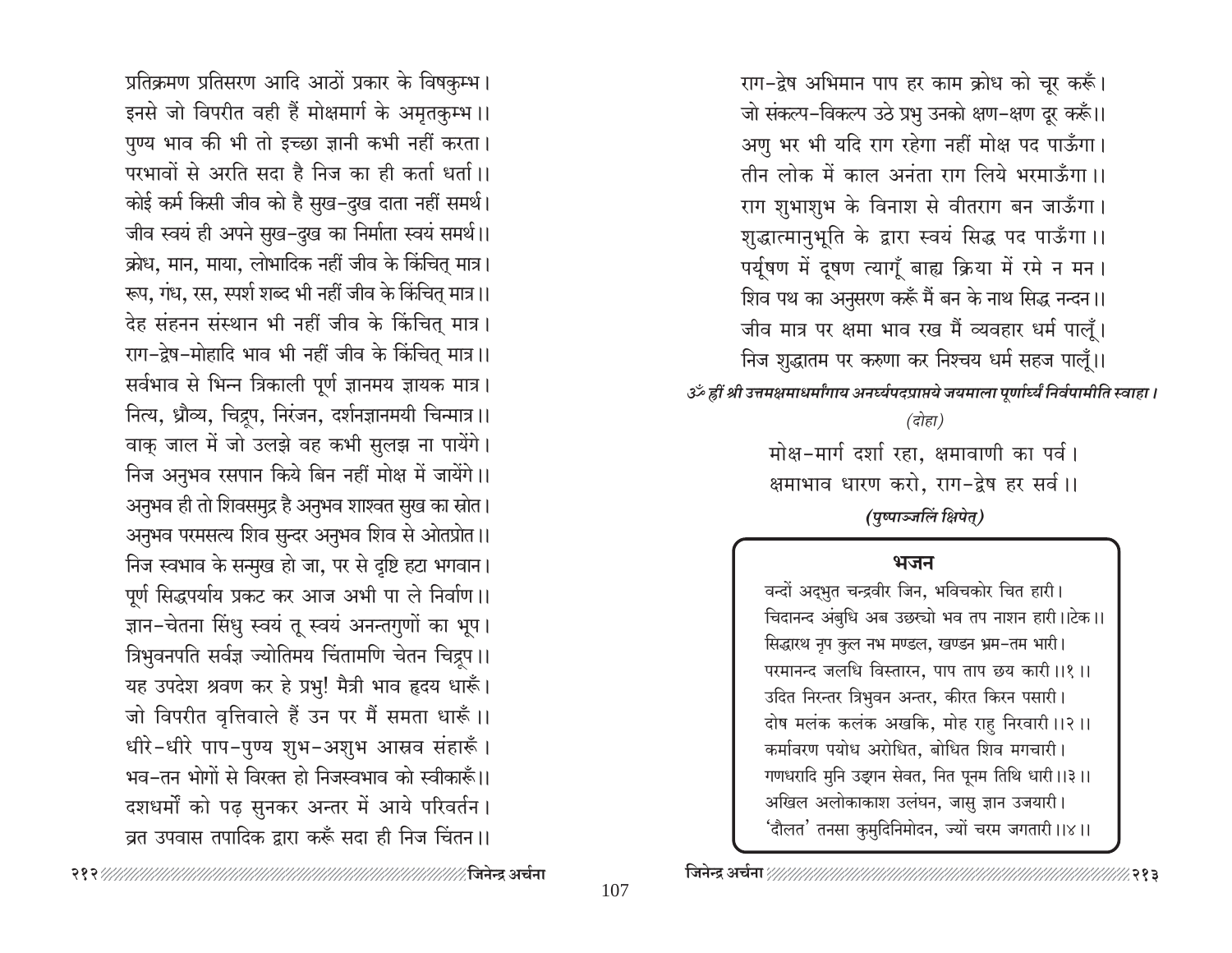प्रतिक्रमण प्रतिसरण आदि आठों प्रकार के विषकुम्भ।
इनसे जो विपरीत वही हैं मोक्षमार्ग के अमृतकुम्भ।।
पुण्य भाव की भी तो इच्छा ज्ञानी कभी नहीं करता।
परभावों से अरति सदा है निज का ही कर्ता धर्ता।।
कोई कर्म किसी जीव को है सुख-दुख दाता नहीं समर्थ।
जीव स्वयं ही अपने सुख-दुख का निर्माता स्वयं समर्थ।।
क्रोध, मान, माया, लोभादिक नहीं जीव के किंचित् मात्र।
रूप, गंध, रस, स्पर्श शब्द भी नहीं जीव के किंचित् मात्र।।
देह संहनन संस्थान भी नहीं जीव के किंचित् मात्र।
राग-द्वेष-मोहादि भाव भी नहीं जीव के किंचित् मात्र।।
सर्वभाव से भिन्न त्रिकाली पूर्ण ज्ञानमय ज्ञायक मात्र।
नित्य, ध्रौव्य, चिद्रूप, निरंजन, दर्शनज्ञानमयी चिन्मात्र।।
वाक् जाल में जो उलझे वह कभी सुलझ ना पायेंगे।
निज अनुभव रसपान किये बिन नहीं मोक्ष में जायेंगे।।
अनुभव ही तो शिवसमुद्र है अनुभव शाश्वत सुख का स्रोत।
अनुभव परमसत्य शिव सुन्दर अनुभव शिव से ओतप्रोत।।
निज स्वभाव के सन्मुख हो जा, पर से दृष्टि हटा भगवान।
पूर्ण सिद्धपर्याय प्रकट कर आज अभी पा ले निर्वाण।।
ज्ञान-चेतना सिंधु स्वयं तू स्वयं अनन्तगुणों का भूप।
त्रिभुवनपति सर्वज्ञ ज्योतिमय चिंतामणि चेतन चिद्रूप।।
यह उपदेश श्रवण कर हे प्रभु! मैत्री भाव हृदय धारूँ।
जो विपरीत वृत्तिवाले हैं उन पर मैं समता धारूँ।।
धीरे-धीरे पाप-पुण्य शुभ-अशुभ आस्रव संहारूँ।
भव-तन भोगों से विरक्त हो निजस्वभाव को स्वीकारूँ।।
दशधर्मों को पढ़ सुनकर अन्तर में आये परिवर्तन।
व्रत उपवास तपादिक द्वारा करूँ सदा ही निज चिंतन।।

राग-द्वेष अभिमान पाप हर काम क्रोध को चूर करूँ।
जो संकल्प-विकल्प उठे प्रभु उनको क्षण-क्षण दूर करूँ।।
अणु भर भी यदि राग रहेगा नहीं मोक्ष पद पाऊँगा।
तीन लोक में काल अनंता राग लिये भरमाऊँगा।।
राग शुभाशुभ के विनाश से वीतराग बन जाऊँगा।
शुद्धात्मानुभूति के द्वारा स्वयं सिद्ध पद पाऊँगा।।
पर्यूषण में दूषण त्यागूँ बाह्य क्रिया में रमे न मन।
शिव पथ का अनुसरण करूँ मैं बन के नाथ सिद्ध नन्दन।।
जीव मात्र पर क्षमा भाव रख मैं व्यवहार धर्म पालूँ।
निज शुद्धातम पर करुणा कर निश्चय धर्म सहज पालूँ।।

*ॐ ह्रीं श्री उत्तमक्षमाधर्मांगाय अनर्घ्यपदप्राप्तये जयमाला पूर्णार्घ्यं निर्वपामीति स्वाहा।*

*(दोहा)*

मोक्ष-मार्ग दर्शा रहा, क्षमावाणी का पर्व।
क्षमाभाव धारण करो, राग-द्वेष हर सर्व।।

***(पुष्पाञ्जलिं क्षिपेत्)***

## भजन

वन्दों अद्भुत चन्द्रवीर जिन, भविचकोर चित हारी।
चिदानन्द अंबुधि अब उछस्यो भव तप नाशन हारी।।टेक।।
सिद्धारथ नृप कुल नभ मण्डल, खण्डन भ्रम-तम भारी।
परमानन्द जलधि विस्तारन, पाप ताप छय कारी।।१।।
उदित निरन्तर त्रिभुवन अन्तर, कीरत किरन पसारी।
दोष मलंक कलंक अखकि, मोह राहु निरवारी।।२।।
कर्मावरण पयोध अरोधित, बोधित शिव मगचारी।
गणधरादि मुनि उड्गन सेवत, नित पूनम तिथि धारी।।३।।
अखिल अलोकाकाश उलंघन, जासु ज्ञान उजयारी।
'दौलत' तनसा कुमुदिनिमोदन, ज्यों चरम जगतारी।।४।।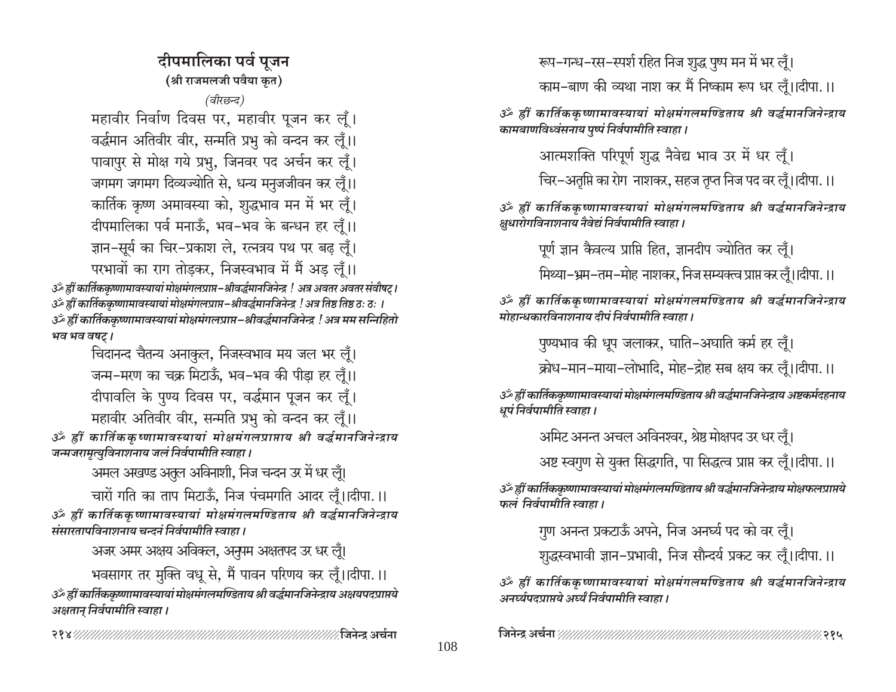## दीपमालिका पर्व पूजन

**(श्री राजमलजी पवैया कृत)**

*(वीरछन्द)*

महावीर निर्वाण दिवस पर, महावीर पूजन कर लूँ।
वर्द्धमान अतिवीर वीर, सन्मति प्रभु को वन्दन कर लूँ।।
पावापुर से मोक्ष गये प्रभु, जिनवर पद अर्चन कर लूँ।
जगमग जगमग दिव्यज्योति से, धन्य मनुजजीवन कर लूँ।।
कार्तिक कृष्ण अमावस्या को, शुद्धभाव मन में भर लूँ।
दीपमालिका पर्व मनाऊँ, भव-भव के बन्धन हर लूँ।।
ज्ञान-सूर्य का चिर-प्रकाश ले, रत्नत्रय पथ पर बढ़ लूँ।
परभावों का राग तोड़कर, निजस्वभाव में मैं अड़ लूँ।।

*ॐ ह्रीं कार्तिककृष्णामावस्यायां मोक्षमंगलप्राप्त-श्रीवर्द्धमानजिनेन्द्र ! अत्र अवतर अवतर संवौषट्।*
*ॐ ह्रीं कार्तिककृष्णामावस्यायां मोक्षमंगलप्राप्त-श्रीवर्द्धमानजिनेन्द्र ! अत्र तिष्ठ तिष्ठ ठः ठः ।*
*ॐ ह्रीं कार्तिककृष्णामावस्यायां मोक्षमंगलप्राप्त-श्रीवर्द्धमानजिनेन्द्र ! अत्र मम सन्निहितो भव भव वषट्।*

चिदानन्द चैतन्य अनाकुल, निजस्वभाव मय जल भर लूँ।
जन्म-मरण का चक्र मिटाऊँ, भव-भव की पीड़ा हर लूँ।।
दीपावलि के पुण्य दिवस पर, वर्द्धमान पूजन कर लूँ।
महावीर अतिवीर वीर, सन्मति प्रभु को वन्दन कर लूँ।।

*ॐ ह्रीं कार्तिककृष्णामावस्यायां मोक्षमंगलप्राप्ताय श्री वर्द्धमानजिनेन्द्राय जन्मजरामृत्युविनाशनाय जलं निर्वपामीति स्वाहा।*

अमल अखण्ड अतुल अविनाशी, निज चन्दन उर में धर लूँ।
चारों गति का ताप मिटाऊँ, निज पंचमगति आदर लूँ।।दीपा.।।

*ॐ ह्रीं कार्तिककृष्णामावस्यायां मोक्षमंगलमण्डिताय श्री वर्द्धमानजिनेन्द्राय संसारतापविनाशनाय चन्दनं निर्वपामीति स्वाहा।*

अजर अमर अक्षय अविकल, अनुपम अक्षतपद उर धर लूँ।
भवसागर तर मुक्ति वधू से, मैं पावन परिणय कर लूँ।।दीपा.।।

*ॐ ह्रीं कार्तिककृष्णामावस्यायां मोक्षमंगलमण्डिताय श्री वर्द्धमानजिनेन्द्राय अक्षयपदप्राप्तये अक्षतान् निर्वपामीति स्वाहा।*

रूप-गन्ध-रस-स्पर्श रहित निज शुद्ध पुष्प मन में भर लूँ।
काम-बाण की व्यथा नाश कर मैं निष्काम रूप धर लूँ।।दीपा.।।

*ॐ ह्रीं कार्तिककृष्णामावस्यायां मोक्षमंगलमण्डिताय श्री वर्द्धमानजिनेन्द्राय कामबाणविध्वंसनाय पुष्पं निर्वपामीति स्वाहा।*

आत्मशक्ति परिपूर्ण शुद्ध नैवेद्य भाव उर में धर लूँ।
चिर-अतृप्ति का रोग नाशकर, सहज तृप्त निज पद वर लूँ।।दीपा.।।

*ॐ ह्रीं कार्तिककृष्णामावस्यायां मोक्षमंगलमण्डिताय श्री वर्द्धमानजिनेन्द्राय क्षुधारोगविनाशनाय नैवेद्यं निर्वपामीति स्वाहा।*

पूर्ण ज्ञान कैवल्य प्राप्ति हित, ज्ञानदीप ज्योतित कर लूँ।
मिथ्या-भ्रम-तम-मोह नाशकर, निज सम्यक्त्व प्राप्त कर लूँ।।दीपा.।।

*ॐ ह्रीं कार्तिककृष्णामावस्यायां मोक्षमंगलमण्डिताय श्री वर्द्धमानजिनेन्द्राय मोहान्धकारविनाशनाय दीपं निर्वपामीति स्वाहा।*

पुण्यभाव की धूप जलाकर, घाति-अघाति कर्म हर लूँ।
क्रोध-मान-माया-लोभादि, मोह-द्रोह सब क्षय कर लूँ।।दीपा.।।

*ॐ ह्रीं कार्तिककृष्णामावस्यायां मोक्षमंगलमण्डिताय श्री वर्द्धमानजिनेन्द्राय अष्टकर्मदहनाय धूपं निर्वपामीति स्वाहा।*

अमिट अनन्त अचल अविनश्वर, श्रेष्ठ मोक्षपद उर धर लूँ।
अष्ट स्वगुण से युक्त सिद्धगति, पा सिद्धत्व प्राप्त कर लूँ।।दीपा.।।

*ॐ ह्रीं कार्तिककृष्णामावस्यायां मोक्षमंगलमण्डिताय श्री वर्द्धमानजिनेन्द्राय मोक्षफलप्राप्तये फलं निर्वपामीति स्वाहा।*

गुण अनन्त प्रकटाऊँ अपने, निज अनर्घ्य पद को वर लूँ।
शुद्धस्वभावी ज्ञान-प्रभावी, निज सौन्दर्य प्रकट कर लूँ।।दीपा.।।

*ॐ ह्रीं कार्तिककृष्णामावस्यायां मोक्षमंगलमण्डिताय श्री वर्द्धमानजिनेन्द्राय अनर्घ्यपदप्राप्तये अर्घ्यं निर्वपामीति स्वाहा।*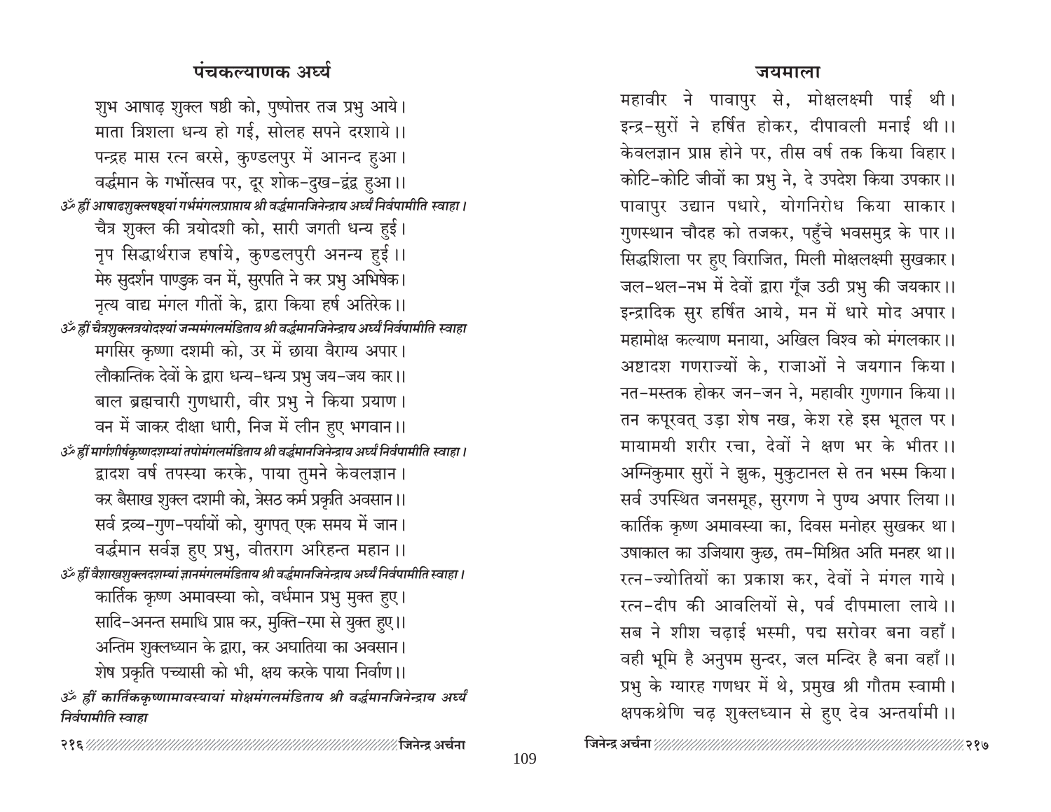## पंचकल्याणक अर्घ्य

शुभ आषाढ़ शुक्ल षष्ठी को, पुष्पोत्तर तज प्रभु आये।
माता त्रिशला धन्य हो गई, सोलह सपने दरशाये।।
पन्द्रह मास रत्न बरसे, कुण्डलपुर में आनन्द हुआ।
वर्द्धमान के गर्भोत्सव पर, दूर शोक-दुख-द्वंद्व हुआ।।

*ॐ ह्रीं आषाढशुक्लषष्ठ्यां गर्भमंगलप्राप्ताय श्री वर्द्धमानजिनेन्द्राय अर्घ्यं निर्वपामीति स्वाहा।*

चैत्र शुक्ल की त्रयोदशी को, सारी जगती धन्य हुई।
नृप सिद्धार्थराज हर्षाये, कुण्डलपुरी अनन्य हुई।।
मेरु सुदर्शन पाण्डुक वन में, सुरपति ने कर प्रभु अभिषेक।
नृत्य वाद्य मंगल गीतों के, द्वारा किया हर्ष अतिरेक।।

*ॐ ह्रीं चैत्रशुक्लत्रयोदश्यां जन्ममंगलमंडिताय श्री वर्द्धमानजिनेन्द्राय अर्घ्यं निर्वपामीति स्वाहा*

मगसिर कृष्णा दशमी को, उर में छाया वैराग्य अपार।
लौकान्तिक देवों के द्वारा धन्य-धन्य प्रभु जय-जय कार।।
बाल ब्रह्मचारी गुणधारी, वीर प्रभु ने किया प्रयाण।
वन में जाकर दीक्षा धारी, निज में लीन हुए भगवान।।

*ॐ ह्रीं मार्गशीर्षकृष्णदशम्यां तपोमंगलमंडिताय श्री वर्द्धमानजिनेन्द्राय अर्घ्यं निर्वपामीति स्वाहा।*

द्वादश वर्ष तपस्या करके, पाया तुमने केवलज्ञान।
कर बैसाख शुक्ल दशमी को, त्रेसठ कर्म प्रकृति अवसान।।
सर्व द्रव्य-गुण-पर्यायों को, युगपत् एक समय में जान।
वर्द्धमान सर्वज्ञ हुए प्रभु, वीतराग अरिहन्त महान।।

*ॐ ह्रीं वैशाखशुक्लदशम्यां ज्ञानमंगलमंडिताय श्री वर्द्धमानजिनेन्द्राय अर्घ्यं निर्वपामीति स्वाहा।*

कार्तिक कृष्ण अमावस्या को, वर्धमान प्रभु मुक्त हुए।
सादि-अनन्त समाधि प्राप्त कर, मुक्ति-रमा से युक्त हुए।।
अन्तिम शुक्लध्यान के द्वारा, कर अघातिया का अवसान।
शेष प्रकृति पच्यासी को भी, क्षय करके पाया निर्वाण।।

*ॐ ह्रीं कार्तिककृष्णामावस्यायां मोक्षमंगलमंडिताय श्री वर्द्धमानजिनेन्द्राय अर्घ्यं निर्वपामीति स्वाहा*

## जयमाला

महावीर ने पावापुर से, मोक्षलक्ष्मी पाई थी।
इन्द्र-सुरों ने हर्षित होकर, दीपावली मनाई थी।।
केवलज्ञान प्राप्त होने पर, तीस वर्ष तक किया विहार।
कोटि-कोटि जीवों का प्रभु ने, दे उपदेश किया उपकार।।
पावापुर उद्यान पधारे, योगनिरोध किया साकार।
गुणस्थान चौदह को तजकर, पहुँचे भवसमुद्र के पार।।
सिद्धशिला पर हुए विराजित, मिली मोक्षलक्ष्मी सुखकार।
जल-थल-नभ में देवों द्वारा गूँज उठी प्रभु की जयकार।।
इन्द्रादिक सुर हर्षित आये, मन में धारे मोद अपार।
महामोक्ष कल्याण मनाया, अखिल विश्व को मंगलकार।।
अष्टादश गणराज्यों के, राजाओं ने जयगान किया।
नत-मस्तक होकर जन-जन ने, महावीर गुणगान किया।।
तन कपूरवत् उड़ा शेष नख, केश रहे इस भूतल पर।
मायामयी शरीर रचा, देवों ने क्षण भर के भीतर।।
अग्निकुमार सुरों ने झुक, मुकुटानल से तन भस्म किया।
सर्व उपस्थित जनसमूह, सुरगण ने पुण्य अपार लिया।।
कार्तिक कृष्ण अमावस्या का, दिवस मनोहर सुखकर था।
उषाकाल का उजियारा कुछ, तम-मिश्रित अति मनहर था।।
रत्न-ज्योतियों का प्रकाश कर, देवों ने मंगल गाये।
रत्न-दीप की आवलियों से, पर्व दीपमाला लाये।।
सब ने शीश चढ़ाई भस्मी, पद्म सरोवर बना वहाँ।
वही भूमि है अनुपम सुन्दर, जल मन्दिर है बना वहाँ।।
प्रभु के ग्यारह गणधर में थे, प्रमुख श्री गौतम स्वामी।
क्षपकश्रेणि चढ़ शुक्लध्यान से हुए देव अन्तर्यामी।।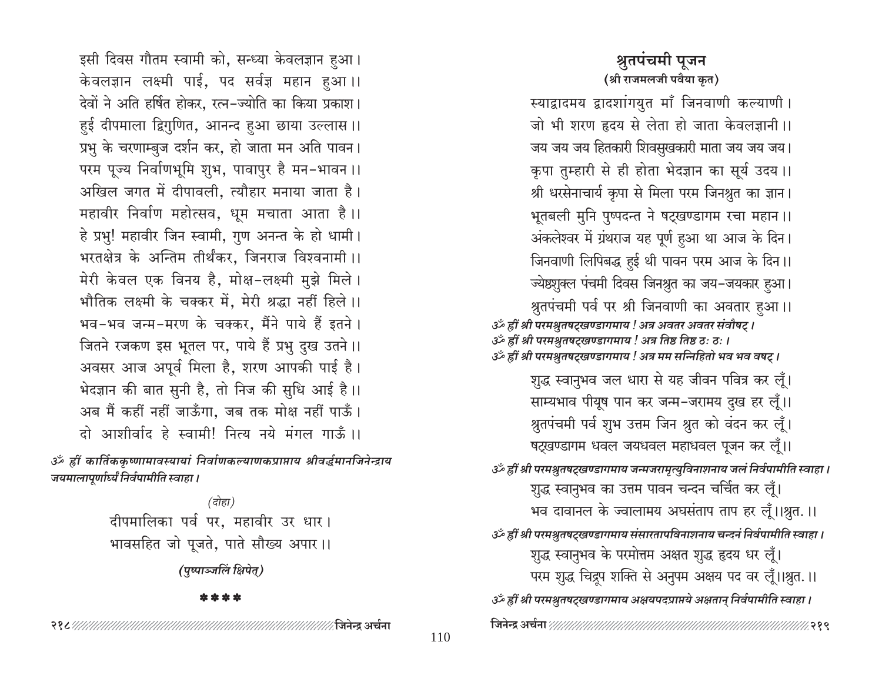इसी दिवस गौतम स्वामी को, सन्ध्या केवलज्ञान हुआ।
केवलज्ञान लक्ष्मी पाई, पद सर्वज्ञ महान हुआ।।
देवों ने अति हर्षित होकर, रत्न-ज्योति का किया प्रकाश।
हुई दीपमाला द्विगुणित, आनन्द हुआ छाया उल्लास।।
प्रभु के चरणाम्बुज दर्शन कर, हो जाता मन अति पावन।
परम पूज्य निर्वाणभूमि शुभ, पावापुर है मन-भावन।।
अखिल जगत में दीपावली, त्यौहार मनाया जाता है।
महावीर निर्वाण महोत्सव, धूम मचाता आता है।।
हे प्रभु! महावीर जिन स्वामी, गुण अनन्त के हो धामी।
भरतक्षेत्र के अन्तिम तीर्थंकर, जिनराज विश्वनामी।।
मेरी केवल एक विनय है, मोक्ष-लक्ष्मी मुझे मिले।
भौतिक लक्ष्मी के चक्कर में, मेरी श्रद्धा नहीं हिले।।
भव-भव जन्म-मरण के चक्कर, मैंने पाये हैं इतने।
जितने रजकण इस भूतल पर, पाये हैं प्रभु दुख उतने।।
अवसर आज अपूर्व मिला है, शरण आपकी पाई है।
भेदज्ञान की बात सुनी है, तो निज की सुधि आई है।।
अब मैं कहीं नहीं जाऊँगा, जब तक मोक्ष नहीं पाऊँ।
दो आशीर्वाद हे स्वामी! नित्य नये मंगल गाऊँ।।

*ॐ ह्रीं कार्तिककृष्णामावस्यायां निर्वाणकल्याणकप्राप्ताय श्रीवर्द्धमानजिनेन्द्राय जयमालापूर्णार्घ्यं निर्वपामीति स्वाहा।*

*(दोहा)*

दीपमालिका पर्व पर, महावीर उर धार।
भावसहित जो पूजते, पाते सौख्य अपार।।

***(पुष्पाञ्जलिं क्षिपेत्)***

\* \* \* \*

## श्रुतपंचमी पूजन

**(श्री राजमलजी पवैया कृत)**

स्याद्वादमय द्वादशांगयुत माँ जिनवाणी कल्याणी।
जो भी शरण हृदय से लेता हो जाता केवलज्ञानी।।
जय जय जय हितकारी शिवसुखकारी माता जय जय जय।
कृपा तुम्हारी से ही होता भेदज्ञान का सूर्य उदय।।
श्री धरसेनाचार्य कृपा से मिला परम जिनश्रुत का ज्ञान।
भूतबली मुनि पुष्पदन्त ने षट्खण्डागम रचा महान।।
अंकलेश्वर में ग्रंथराज यह पूर्ण हुआ था आज के दिन।
जिनवाणी लिपिबद्ध हुई थी पावन परम आज के दिन।।
ज्येष्ठशुक्ल पंचमी दिवस जिनश्रुत का जय-जयकार हुआ।
श्रुतपंचमी पर्व पर श्री जिनवाणी का अवतार हुआ।।

*ॐ ह्रीं श्री परमश्रुतषट्खण्डागमाय ! अत्र अवतर अवतर संवौषट्।*
*ॐ ह्रीं श्री परमश्रुतषट्खण्डागमाय ! अत्र तिष्ठ तिष्ठ ठः ठः।*
*ॐ ह्रीं श्री परमश्रुतषट्खण्डागमाय ! अत्र मम सन्निहितो भव भव वषट्।*

शुद्ध स्वानुभव जल धारा से यह जीवन पवित्र कर लूँ।
साम्यभाव पीयूष पान कर जन्म-जरामय दुख हर लूँ।।
श्रुतपंचमी पर्व शुभ उत्तम जिन श्रुत को वंदन कर लूँ।
षट्खण्डागम धवल जयधवल महाधवल पूजन कर लूँ।।

*ॐ ह्रीं श्री परमश्रुतषट्खण्डागमाय जन्मजरामृत्युविनाशनाय जलं निर्वपामीति स्वाहा।*

शुद्ध स्वानुभव का उत्तम पावन चन्दन चर्चित कर लूँ।
भव दावानल के ज्वालामय अघसंताप ताप हर लूँ।।श्रुत.।।

*ॐ ह्रीं श्री परमश्रुतषट्खण्डागमाय संसारतापविनाशनाय चन्दनं निर्वपामीति स्वाहा।*

शुद्ध स्वानुभव के परमोत्तम अक्षत शुद्ध हृदय धर लूँ।
परम शुद्ध चिद्रूप शक्ति से अनुपम अक्षय पद वर लूँ।।श्रुत.।।

*ॐ ह्रीं श्री परमश्रुतषट्खण्डागमाय अक्षयपदप्राप्तये अक्षतान् निर्वपामीति स्वाहा।*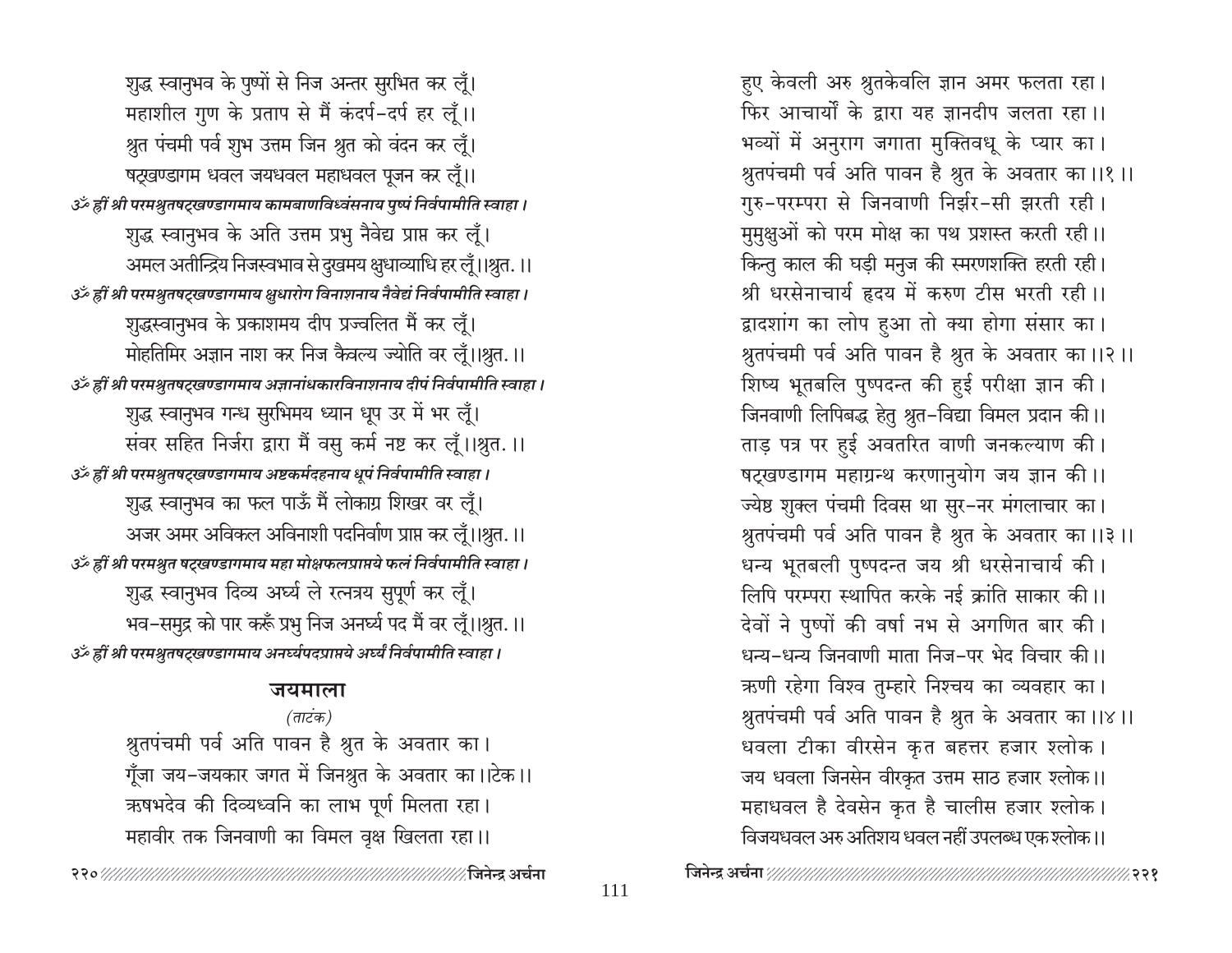शुद्ध स्वानुभव के पुष्पों से निज अन्तर सुरभित कर लूँ।
महाशील गुण के प्रताप से मैं कंदर्प-दर्प हर लूँ।।
श्रुत पंचमी पर्व शुभ उत्तम जिन श्रुत को वंदन कर लूँ।
षट्खण्डागम धवल जयधवल महाधवल पूजन कर लूँ।।

*ॐ ह्रीं श्री परमश्रुतषट्खण्डागमाय कामबाणविध्वंसनाय पुष्पं निर्वपामीति स्वाहा।*

शुद्ध स्वानुभव के अति उत्तम प्रभु नैवेद्य प्राप्त कर लूँ।
अमल अतीन्द्रिय निजस्वभाव से दुखमय क्षुधाव्याधि हर लूँ।।श्रुत.।।

*ॐ ह्रीं श्री परमश्रुतषट्खण्डागमाय क्षुधारोग विनाशनाय नैवेद्यं निर्वपामीति स्वाहा।*

शुद्धस्वानुभव के प्रकाशमय दीप प्रज्वलित मैं कर लूँ।
मोहतिमिर अज्ञान नाश कर निज कैवल्य ज्योति वर लूँ।।श्रुत.।।

*ॐ ह्रीं श्री परमश्रुतषट्खण्डागमाय अज्ञानांधकारविनाशनाय दीपं निर्वपामीति स्वाहा।*

शुद्ध स्वानुभव गन्ध सुरभिमय ध्यान धूप उर में भर लूँ।
संवर सहित निर्जरा द्वारा मैं वसु कर्म नष्ट कर लूँ।।श्रुत.।।

*ॐ ह्रीं श्री परमश्रुतषट्खण्डागमाय अष्टकर्मदहनाय धूपं निर्वपामीति स्वाहा।*

शुद्ध स्वानुभव का फल पाऊँ मैं लोकाग्र शिखर वर लूँ।
अजर अमर अविकल अविनाशी पदनिर्वाण प्राप्त कर लूँ।।श्रुत.।।

*ॐ ह्रीं श्री परमश्रुत षट्खण्डागमाय महा मोक्षफलप्राप्तये फलं निर्वपामीति स्वाहा।*

शुद्ध स्वानुभव दिव्य अर्घ्य ले रत्नत्रय सुपूर्ण कर लूँ।
भव-समुद्र को पार करूँ प्रभु निज अनर्घ्य पद मैं वर लूँ।।श्रुत.।।

*ॐ ह्रीं श्री परमश्रुतषट्खण्डागमाय अनर्घ्यपदप्राप्तये अर्घ्यं निर्वपामीति स्वाहा।*

## जयमाला

*(ताटंक)*

श्रुतपंचमी पर्व अति पावन है श्रुत के अवतार का।
गूँजा जय-जयकार जगत में जिनश्रुत के अवतार का।।टेक।।
ऋषभदेव की दिव्यध्वनि का लाभ पूर्ण मिलता रहा।
महावीर तक जिनवाणी का विमल वृक्ष खिलता रहा।।
हुए केवली अरु श्रुतकेवलि ज्ञान अमर फलता रहा।
फिर आचार्यों के द्वारा यह ज्ञानदीप जलता रहा।।
भव्यों में अनुराग जगाता मुक्तिवधू के प्यार का।
श्रुतपंचमी पर्व अति पावन है श्रुत के अवतार का।।१।।
गुरु-परम्परा से जिनवाणी निर्झर-सी झरती रही।
मुमुक्षुओं को परम मोक्ष का पथ प्रशस्त करती रही।।
किन्तु काल की घड़ी मनुज की स्मरणशक्ति हरती रही।
श्री धरसेनाचार्य हृदय में करुण टीस भरती रही।।
द्वादशांग का लोप हुआ तो क्या होगा संसार का।
श्रुतपंचमी पर्व अति पावन है श्रुत के अवतार का।।२।।
शिष्य भूतबलि पुष्पदन्त की हुई परीक्षा ज्ञान की।
जिनवाणी लिपिबद्ध हेतु श्रुत-विद्या विमल प्रदान की।।
ताड़ पत्र पर हुई अवतरित वाणी जनकल्याण की।
षट्खण्डागम महाग्रन्थ करणानुयोग जय ज्ञान की।।
ज्येष्ठ शुक्ल पंचमी दिवस था सुर-नर मंगलाचार का।
श्रुतपंचमी पर्व अति पावन है श्रुत के अवतार का।।३।।
धन्य भूतबली पुष्पदन्त जय श्री धरसेनाचार्य की।
लिपि परम्परा स्थापित करके नई क्रांति साकार की।।
देवों ने पुष्पों की वर्षा नभ से अगणित बार की।
धन्य-धन्य जिनवाणी माता निज-पर भेद विचार की।।
ऋणी रहेगा विश्व तुम्हारे निश्चय का व्यवहार का।
श्रुतपंचमी पर्व अति पावन है श्रुत के अवतार का।।४।।
धवला टीका वीरसेन कृत बहत्तर हजार श्लोक।
जय धवला जिनसेन वीरकृत उत्तम साठ हजार श्लोक।।
महाधवल है देवसेन कृत है चालीस हजार श्लोक।
विजयधवल अरु अतिशय धवल नहीं उपलब्ध एक श्लोक।।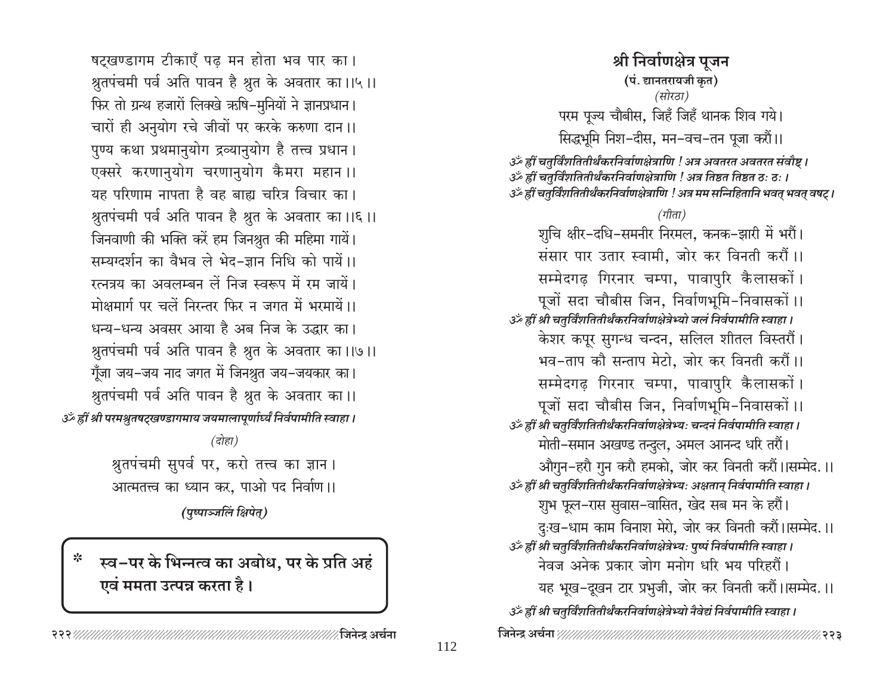षट्खण्डागम टीकाएँ पढ़ मन होता भव पार का।
श्रुतपंचमी पर्व अति पावन है श्रुत के अवतार का।।५।।

फिर तो ग्रन्थ हजारों लिक्खे ऋषि-मुनियों ने ज्ञानप्रधान।
चारों ही अनुयोग रचे जीवों पर करके करुणा दान।।
पुण्य कथा प्रथमानुयोग द्रव्यानुयोग है तत्त्व प्रधान।
एक्सरे करणानुयोग चरणानुयोग कैमरा महान।।
यह परिणाम नापता है वह बाह्य चरित्र विचार का।
श्रुतपंचमी पर्व अति पावन है श्रुत के अवतार का।।६।।

जिनवाणी की भक्ति करें हम जिनश्रुत की महिमा गायें।
सम्यग्दर्शन का वैभव ले भेद-ज्ञान निधि को पायें।।
रत्नत्रय का अवलम्बन लें निज स्वरूप में रम जायें।
मोक्षमार्ग पर चलें निरन्तर फिर न जगत में भरमायें।।
धन्य-धन्य अवसर आया है अब निज के उद्धार का।
श्रुतपंचमी पर्व अति पावन है श्रुत के अवतार का।।७।।

गूँजा जय-जय नाद जगत में जिनश्रुत जय-जयकार का।
श्रुतपंचमी पर्व अति पावन है श्रुत के अवतार का।।

*ॐ ह्रीं श्री परमश्रुतषट्खण्डागमाय जयमालापूर्णार्घ्यं निर्वपामीति स्वाहा।*

*(दोहा)*

श्रुतपंचमी सुपर्व पर, करो तत्त्व का ज्ञान।
आत्मतत्त्व का ध्यान कर, पाओ पद निर्वाण।।

***(पुष्पाञ्जलिं क्षिपेत्)***

> **\* स्व-पर के भिन्नत्व का अबोध, पर के प्रति अहं एवं ममता उत्पन्न करता है।**

## श्री निर्वाणक्षेत्र पूजन

**(पं. द्यानतरायजी कृत)**

*(सोरठा)*

परम पूज्य चौबीस, जिहँ जिहँ थानक शिव गये।
सिद्धभूमि निश-दीस, मन-वच-तन पूजा करौं।।

*ॐ ह्रीं चतुर्विंशतितीर्थंकरनिर्वाणक्षेत्राणि ! अत्र अवतरत अवतरत संवौषट्।*
*ॐ ह्रीं चतुर्विंशतितीर्थंकरनिर्वाणक्षेत्राणि ! अत्र तिष्ठत तिष्ठत ठः ठः।*
*ॐ ह्रीं चतुर्विंशतितीर्थंकरनिर्वाणक्षेत्राणि ! अत्र मम सन्निहितानि भवत् भवत् वषट्।*

*(गीता)*

शुचि क्षीर-दधि-समनीर निरमल, कनक-झारी में भरौं।
संसार पार उतार स्वामी, जोर कर विनती करौं।।
सम्मेदगढ़ गिरनार चम्पा, पावापुरि कैलासकों।
पूजों सदा चौबीस जिन, निर्वाणभूमि-निवासकों।।

*ॐ ह्रीं श्री चतुर्विंशतितीर्थंकरनिर्वाणक्षेत्रेभ्यो जलं निर्वपामीति स्वाहा।*

केशर कपूर सुगन्ध चन्दन, सलिल शीतल विस्तरौं।
भव-ताप कौ सन्ताप मेटो, जोर कर विनती करौं।।
सम्मेदगढ़ गिरनार चम्पा, पावापुरि कैलासकों।
पूजों सदा चौबीस जिन, निर्वाणभूमि-निवासकों।।

*ॐ ह्रीं श्री चतुर्विंशतितीर्थंकरनिर्वाणक्षेत्रेभ्यः चन्दनं निर्वपामीति स्वाहा।*

मोती-समान अखण्ड तन्दुल, अमल आनन्द धरि तरौं।
औगुन-हरौ गुन करौ हमको, जोर कर विनती करौं।।सम्मेद.।।

*ॐ ह्रीं श्री चतुर्विंशतितीर्थंकरनिर्वाणक्षेत्रेभ्यः अक्षतान् निर्वपामीति स्वाहा।*

शुभ फूल-रास सुवास-वासित, खेद सब मन के हरौं।
दुःख-धाम काम विनाश मेरो, जोर कर विनती करौं।।सम्मेद.।।

*ॐ ह्रीं श्री चतुर्विंशतितीर्थंकरनिर्वाणक्षेत्रेभ्यः पुष्पं निर्वपामीति स्वाहा।*

नेवज अनेक प्रकार जोग मनोग धरि भय परिहरौं।
यह भूख-दूखन टार प्रभुजी, जोर कर विनती करौं।।सम्मेद.।।

*ॐ ह्रीं श्री चतुर्विंशतितीर्थंकरनिर्वाणक्षेत्रेभ्यो नैवेद्यं निर्वपामीति स्वाहा।*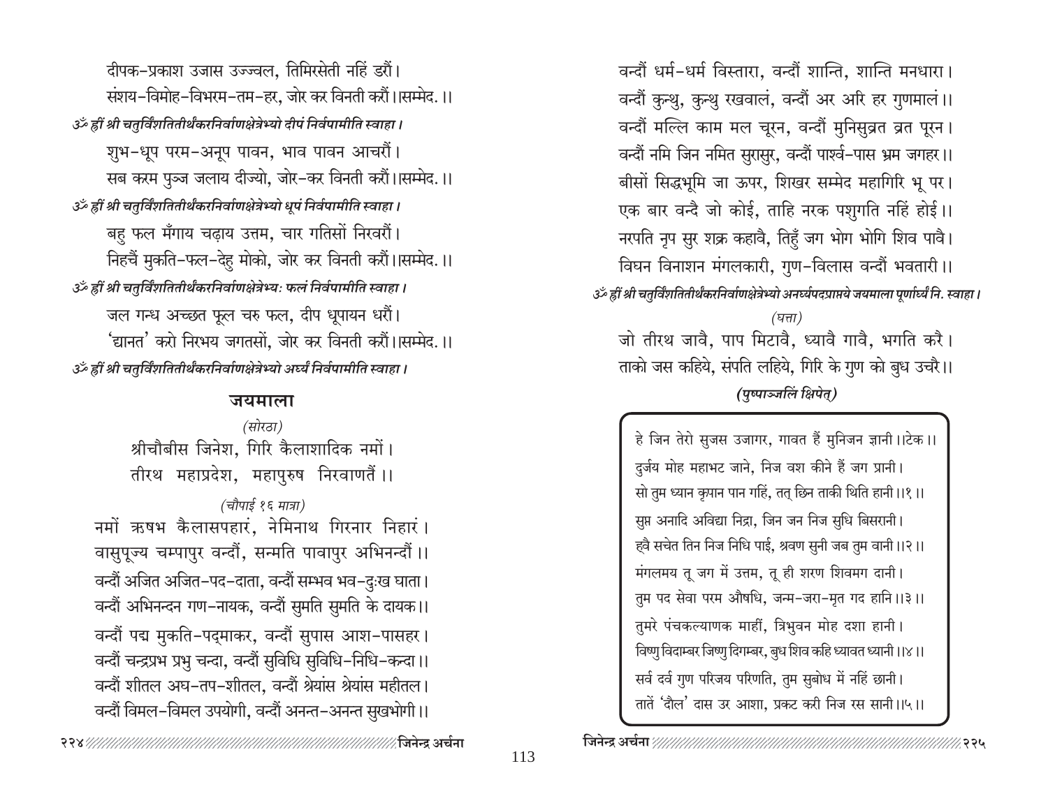दीपक-प्रकाश उजास उज्ज्वल, तिमिरसेती नहिं डरौं।
संशय-विमोह-विभरम-तम-हर, जोर कर विनती करौं।।सम्मेद.।।

*ॐ ह्रीं श्री चतुर्विंशतितीर्थंकरनिर्वाणक्षेत्रेभ्यो दीपं निर्वपामीति स्वाहा।*

शुभ-धूप परम-अनूप पावन, भाव पावन आचरौं।
सब करम पुञ्ज जलाय दीज्यो, जोर-कर विनती करौं।।सम्मेद.।।

*ॐ ह्रीं श्री चतुर्विंशतितीर्थंकरनिर्वाणक्षेत्रेभ्यो धूपं निर्वपामीति स्वाहा।*

बहु फल मँगाय चढ़ाय उत्तम, चार गतिसों निरवरौं।
निहचैं मुकति-फल-देहु मोको, जोर कर विनती करौं।।सम्मेद.।।

*ॐ ह्रीं श्री चतुर्विंशतितीर्थंकरनिर्वाणक्षेत्रेभ्यः फलं निर्वपामीति स्वाहा।*

जल गन्ध अच्छत फूल चरु फल, दीप धूपायन धरौं।
'द्यानत' करो निरभय जगतसों, जोर कर विनती करौं।।सम्मेद.।।

*ॐ ह्रीं श्री चतुर्विंशतितीर्थंकरनिर्वाणक्षेत्रेभ्यो अर्घ्यं निर्वपामीति स्वाहा।*

## जयमाला

*(सोरठा)*

श्रीचौबीस जिनेश, गिरि कैलाशादिक नमों।
तीरथ महाप्रदेश, महापुरुष निरवाणतैं।।

*(चौपाई १६ मात्रा)*

नमों ऋषभ कैलासपहारं, नेमिनाथ गिरनार निहारं।
वासुपूज्य चम्पापुर वन्दौं, सन्मति पावापुर अभिनन्दौं।।
वन्दौं अजित अजित-पद-दाता, वन्दौं सम्भव भव-दुःख घाता।
वन्दौं अभिनन्दन गण-नायक, वन्दौं सुमति सुमति के दायक।।
वन्दौं पद्म मुकति-पद्माकर, वन्दौं सुपास आश-पासहर।
वन्दौं चन्द्रप्रभ प्रभु चन्दा, वन्दौं सुविधि सुविधि-निधि-कन्दा।।
वन्दौं शीतल अघ-तप-शीतल, वन्दौं श्रेयांस श्रेयांस महीतल।
वन्दौं विमल-विमल उपयोगी, वन्दौं अनन्त-अनन्त सुखभोगी।।
वन्दौं धर्म-धर्म विस्तारा, वन्दौं शान्ति, शान्ति मनधारा।
वन्दौं कुन्थु, कुन्थु रखवालं, वन्दौं अर अरि हर गुणमालं।।
वन्दौं मल्लि काम मल चूरन, वन्दौं मुनिसुव्रत व्रत पूरन।
वन्दौं नमि जिन नमित सुरासुर, वन्दौं पार्श्व-पास भ्रम जगहर।।
बीसों सिद्धभूमि जा ऊपर, शिखर सम्मेद महागिरि भू पर।
एक बार वन्दै जो कोई, ताहि नरक पशुगति नहिं होई।।
नरपति नृप सुर शक्र कहावै, तिहुँ जग भोग भोगि शिव पावै।
विघन विनाशन मंगलकारी, गुण-विलास वन्दौं भवतारी।।

*ॐ ह्रीं श्री चतुर्विंशतितीर्थंकरनिर्वाणक्षेत्रेभ्यो अनर्घ्यपदप्राप्तये जयमाला पूर्णार्घ्यं नि. स्वाहा।*

*(घत्ता)*

जो तीरथ जावै, पाप मिटावै, ध्यावै गावै, भगति करै।
ताको जस कहिये, संपति लहिये, गिरि के गुण को बुध उचरै।।

***(पुष्पाञ्जलिं क्षिपेत्)***

हे जिन तेरो सुजस उजागर, गावत हैं मुनिजन ज्ञानी।।टेक।।
दुर्जय मोह महाभट जाने, निज वश कीने हैं जग प्रानी।
सो तुम ध्यान कृपान पान गहिं, तत् छिन ताकी थिति हानी।।१।।
सुप्त अनादि अविद्या निद्रा, जिन जन निज सुधि बिसरानी।
ह्वै सचेत तिन निज निधि पाई, श्रवण सुनी जब तुम वानी।।२।।
मंगलमय तू जग में उत्तम, तू ही शरण शिवमग दानी।
तुम पद सेवा परम औषधि, जन्म-जरा-मृत गद हानि।।३।।
तुमरे पंचकल्याणक माहीं, त्रिभुवन मोह दशा हानी।
विष्णु विदाम्बर जिष्णु दिगम्बर, बुध शिव कहि ध्यावत ध्यानी।।४।।
सर्व दर्व गुण परिजय परिणति, तुम सुबोध में नहिं छानी।
तातें 'दौल' दास उर आशा, प्रकट करी निज रस सानी।।५।।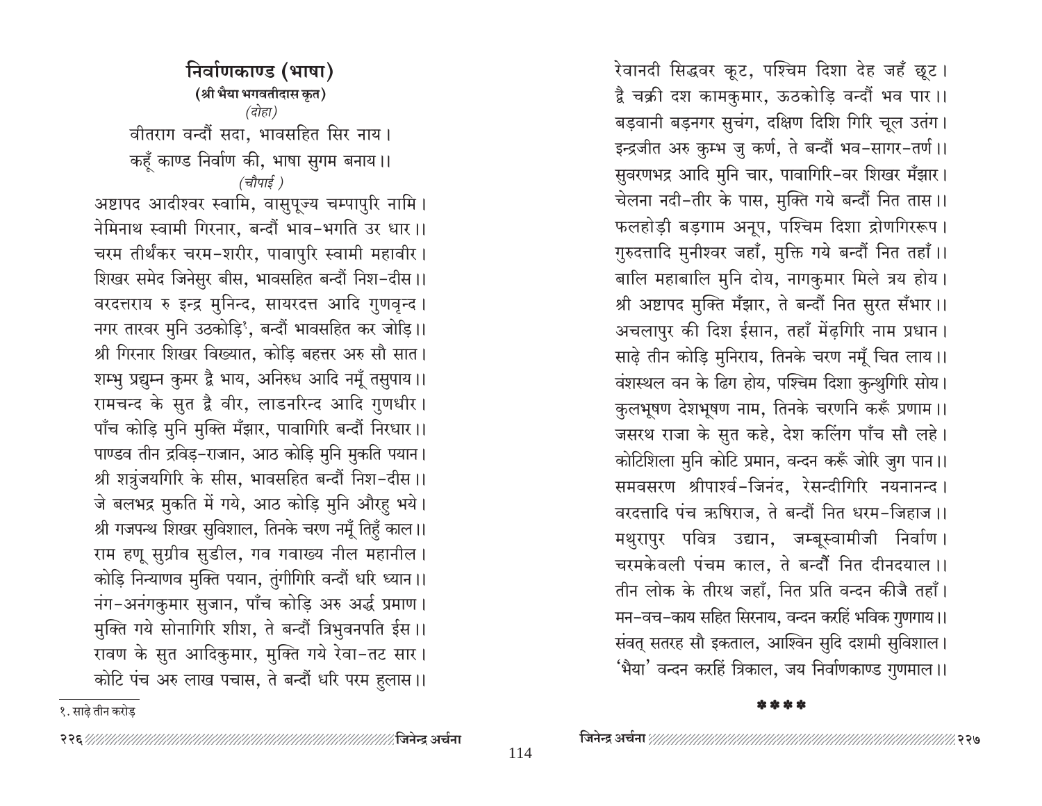## निर्वाणकाण्ड (भाषा)

**(श्री भैया भगवतीदास कृत)**

*(दोहा)*

वीतराग वन्दौं सदा, भावसहित सिर नाय।
कहूँ काण्ड निर्वाण की, भाषा सुगम बनाय।।

*(चौपाई )*

अष्टापद आदीश्वर स्वामि, वासुपूज्य चम्पापुरि नामि।
नेमिनाथ स्वामी गिरनार, बन्दौं भाव-भगति उर धार।।
चरम तीर्थंकर चरम-शरीर, पावापुरि स्वामी महावीर।
शिखर समेद जिनेसुर बीस, भावसहित बन्दौं निश-दीस।।
वरदत्तराय रु इन्द्र मुनिन्द, सायरदत्त आदि गुणवृन्द।
नगर तारवर मुनि उठकोड़ि[1], बन्दौं भावसहित कर जोड़ि।।
श्री गिरनार शिखर विख्यात, कोड़ि बहत्तर अरु सौ सात।
शम्भु प्रद्युम्न कुमर द्वै भाय, अनिरुध आदि नमूँ तसुपाय।।
रामचन्द के सुत द्वै वीर, लाडनरिन्द आदि गुणधीर।
पाँच कोड़ि मुनि मुक्ति मँझार, पावागिरि बन्दौं निरधार।।
पाण्डव तीन द्रविड़-राजान, आठ कोड़ि मुनि मुकति पयान।
श्री शत्रुंजयगिरि के सीस, भावसहित बन्दौं निश-दीस।।
जे बलभद्र मुकति में गये, आठ कोड़ि मुनि औरहु भये।
श्री गजपन्थ शिखर सुविशाल, तिनके चरण नमूँ तिहुँ काल।।
राम हणू सुग्रीव सुडील, गव गवाख्य नील महानील।
कोड़ि निन्याणव मुक्ति पयान, तुंगीगिरि वन्दौं धरि ध्यान।।
नंग-अनंगकुमार सुजान, पाँच कोड़ि अरु अर्द्ध प्रमाण।
मुक्ति गये सोनागिरि शीश, ते बन्दौं त्रिभुवनपति ईस।।
रावण के सुत आदिकुमार, मुक्ति गये रेवा-तट सार।
कोटि पंच अरु लाख पचास, ते बन्दौं धरि परम हुलास।।

[1]. साढ़े तीन करोड़

रेवानदी सिद्धवर कूट, पश्चिम दिशा देह जहँ छूट।
द्वै चक्री दश कामकुमार, ऊठकोड़ि वन्दौं भव पार।।
बड़वानी बड़नगर सुचंग, दक्षिण दिशि गिरि चूल उतंग।
इन्द्रजीत अरु कुम्भ जु कर्ण, ते बन्दौं भव-सागर-तर्ण।।
सुवरणभद्र आदि मुनि चार, पावागिरि-वर शिखर मँझार।
चेलना नदी-तीर के पास, मुक्ति गये बन्दौं नित तास।।
फलहोड़ी बड़गाम अनूप, पश्चिम दिशा द्रोणगिररूप।
गुरुदत्तादि मुनीश्वर जहाँ, मुक्ति गये बन्दौं नित तहाँ।।
बालि महाबालि मुनि दोय, नागकुमार मिले त्रय होय।
श्री अष्टापद मुक्ति मँझार, ते बन्दौं नित सुरत सँभार।।
अचलापुर की दिश ईसान, तहाँ मेंढ़गिरि नाम प्रधान।
साढ़े तीन कोड़ि मुनिराय, तिनके चरण नमूँ चित लाय।।
वंशस्थल वन के ढिग होय, पश्चिम दिशा कुन्थुगिरि सोय।
कुलभूषण देशभूषण नाम, तिनके चरणनि करूँ प्रणाम।।
जसरथ राजा के सुत कहे, देश कलिंग पाँच सौ लहे।
कोटिशिला मुनि कोटि प्रमान, वन्दन करूँ जोरि जुग पान।।
समवसरण श्रीपार्श्व-जिनंद, रेसन्दीगिरि नयनानन्द।
वरदत्तादि पंच ऋषिराज, ते बन्दौं नित धरम-जिहाज।।
मथुरापुर पवित्र उद्यान, जम्बूस्वामीजी निर्वाण।
चरमकेवली पंचम काल, ते बन्दौं नित दीनदयाल।।
तीन लोक के तीरथ जहाँ, नित प्रति वन्दन कीजै तहाँ।
मन-वच-काय सहित सिरनाय, वन्दन करहिं भविक गुणगाय।।
संवत् सतरह सौ इकताल, आश्विन सुदि दशमी सुविशाल।
'भैया' वन्दन करहिं त्रिकाल, जय निर्वाणकाण्ड गुणमाल।।

\* \* \* \*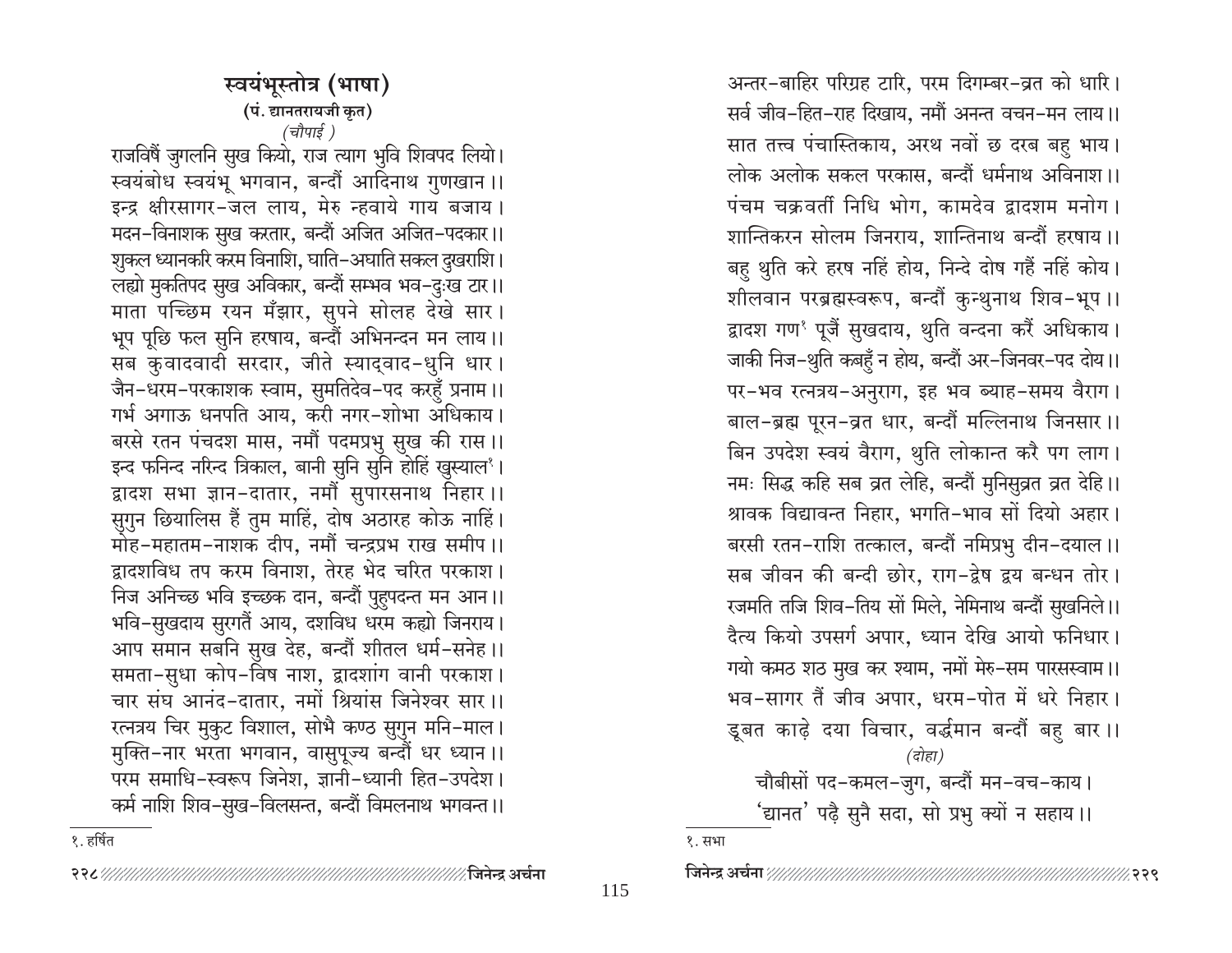# स्वयंभूस्तोत्र (भाषा)

**(पं. द्यानतरायजी कृत)**

*(चौपाई )*

राजविषैं जुगलनि सुख कियो, राज त्याग भुवि शिवपद लियो।
स्वयंबोध स्वयंभू भगवान, बन्दौं आदिनाथ गुणखान।।
इन्द्र क्षीरसागर-जल लाय, मेरु न्हवाये गाय बजाय।
मदन-विनाशक सुख करतार, बन्दौं अजित अजित-पदकार।।
शुक्ल ध्यानकरि करम विनाशि, घाति-अघाति सकल दुखराशि।
लह्यो मुकतिपद सुख अविकार, बन्दौं सम्भव भव-दुःख टार।।
माता पच्छिम रयन मँझार, सुपने सोलह देखे सार।
भूप पूछि फल सुनि हरषाय, बन्दौं अभिनन्दन मन लाय।।
सब कुवादवादी सरदार, जीते स्याद्वाद-धुनि धार।
जैन-धरम-परकाशक स्वाम, सुमतिदेव-पद करहुँ प्रनाम।।
गर्भ अगाऊ धनपति आय, करी नगर-शोभा अधिकाय।
बरसे रतन पंचदश मास, नमौं पदमप्रभु सुख की रास।।
इन्द फनिन्द नरिन्द त्रिकाल, बानी सुनि सुनि होहिं खुस्याल[१]।
द्वादश सभा ज्ञान-दातार, नमौं सुपारसनाथ निहार।।
सुगुन छियालिस हैं तुम माहिं, दोष अठारह कोऊ नाहिं।
मोह-महातम-नाशक दीप, नमौं चन्द्रप्रभ राख समीप।।
द्वादशविध तप करम विनाश, तेरह भेद चरित परकाश।
निज अनिच्छ भवि इच्छक दान, बन्दौं पुहुपदन्त मन आन।।
भवि-सुखदाय सुरगतैं आय, दशविध धरम कह्यो जिनराय।
आप समान सबनि सुख देह, बन्दौं शीतल धर्म-सनेह।।
समता-सुधा कोप-विष नाश, द्वादशांग वानी परकाश।
चार संघ आनंद-दातार, नमों श्रियांस जिनेश्वर सार।।
रत्नत्रय चिर मुकुट विशाल, सोभै कण्ठ सुगुन मनि-माल।
मुक्ति-नार भरता भगवान, वासुपूज्य बन्दौं धर ध्यान।।
परम समाधि-स्वरूप जिनेश, ज्ञानी-ध्यानी हित-उपदेश।
कर्म नाशि शिव-सुख-विलसन्त, बन्दौं विमलनाथ भगवन्त।।

१. हर्षित

अन्तर-बाहिर परिग्रह टारि, परम दिगम्बर-व्रत को धारि।
सर्व जीव-हित-राह दिखाय, नमौं अनन्त वचन-मन लाय।।
सात तत्त्व पंचास्तिकाय, अरथ नवों छ दरब बहु भाय।
लोक अलोक सकल परकास, बन्दौं धर्मनाथ अविनाश।।
पंचम चक्रवर्ती निधि भोग, कामदेव द्वादशम मनोग।
शान्तिकरन सोलम जिनराय, शान्तिनाथ बन्दौं हरषाय।।
बहु थुति करे हरष नहिं होय, निन्दे दोष गहैं नहिं कोय।
शीलवान परब्रह्मस्वरूप, बन्दौं कुन्थुनाथ शिव-भूप।।
द्वादश गण[१] पूजैं सुखदाय, थुति वन्दना करैं अधिकाय।
जाकी निज-थुति कबहुँ न होय, बन्दौं अर-जिनवर-पद दोय।।
पर-भव रत्नत्रय-अनुराग, इह भव ब्याह-समय वैराग।
बाल-ब्रह्म पूरन-व्रत धार, बन्दौं मल्लिनाथ जिनसार।।
बिन उपदेश स्वयं वैराग, थुति लोकान्त करै पग लाग।
नमः सिद्ध कहि सब व्रत लेहि, बन्दौं मुनिसुव्रत व्रत देहि।।
श्रावक विद्यावन्त निहार, भगति-भाव सों दियो अहार।
बरसी रतन-राशि तत्काल, बन्दौं नमिप्रभु दीन-दयाल।।
सब जीवन की बन्दी छोर, राग-द्वेष द्वय बन्धन तोर।
रजमति तजि शिव-तिय सों मिले, नेमिनाथ बन्दौं सुखनिले।।
दैत्य कियो उपसर्ग अपार, ध्यान देखि आयो फनिधार।
गयो कमठ शठ मुख कर श्याम, नमों मेरु-सम पारसस्वाम।।
भव-सागर तैं जीव अपार, धरम-पोत में धरे निहार।
डूबत काढ़े दया विचार, वर्द्धमान बन्दौं बहु बार।।

*(दोहा)*

चौबीसों पद-कमल-जुग, बन्दौं मन-वच-काय।
'द्यानत' पढ़ै सुनै सदा, सो प्रभु क्यों न सहाय।।

१. सभा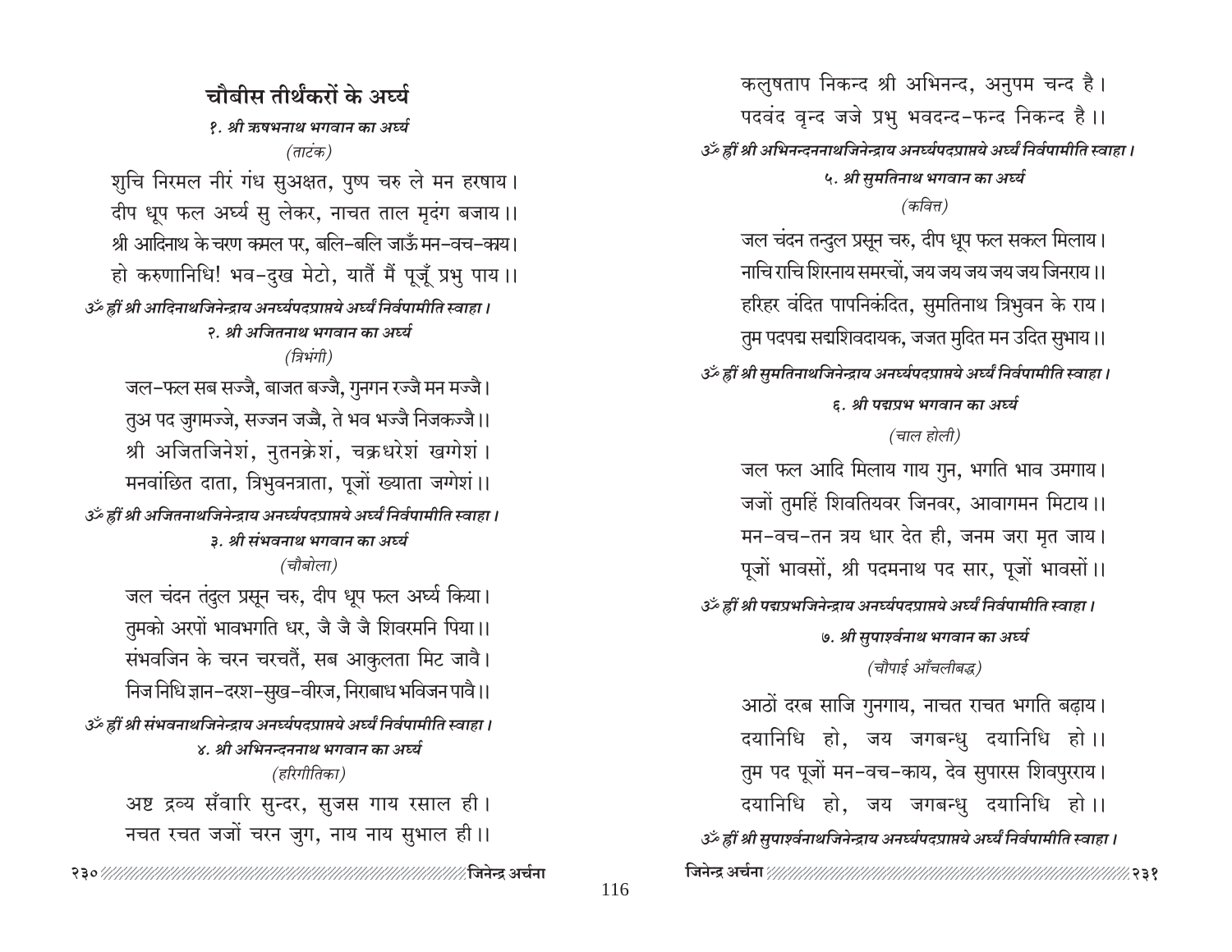# चौबीस तीर्थंकरों के अर्घ्य

### *१. श्री ऋषभनाथ भगवान का अर्घ्य*

*(ताटंक)*

शुचि निरमल नीरं गंध सुअक्षत, पुष्प चरु ले मन हरषाय।
दीप धूप फल अर्घ्य सु लेकर, नाचत ताल मृदंग बजाय।।
श्री आदिनाथ के चरण कमल पर, बलि-बलि जाऊँ मन-वच-काय।
हो करुणानिधि! भव-दुख मेटो, यातैं मैं पूजूँ प्रभु पाय।।

*ॐ ह्रीं श्री आदिनाथजिनेन्द्राय अनर्घ्यपदप्राप्तये अर्घ्यं निर्वपामीति स्वाहा।*

### *२. श्री अजितनाथ भगवान का अर्घ्य*

*(त्रिभंगी)*

जल-फल सब सज्जै, बाजत बज्जै, गुनगन रज्जै मन मज्जै।
तुअ पद जुगमज्जे, सज्जन जज्जै, ते भव भज्जै निजकज्जै।।
श्री अजितजिनेशं, नुतनक्रेशं, चक्रधरेशं खग्गेशं।
मनवांछित दाता, त्रिभुवनत्राता, पूजों ख्याता जग्गेशं।।

*ॐ ह्रीं श्री अजितनाथजिनेन्द्राय अनर्घ्यपदप्राप्तये अर्घ्यं निर्वपामीति स्वाहा।*

### *३. श्री संभवनाथ भगवान का अर्घ्य*

*(चौबोला)*

जल चंदन तंदुल प्रसून चरु, दीप धूप फल अर्घ्य किया।
तुमको अरपों भावभगति धर, जै जै जै शिवरमनि पिया।।
संभवजिन के चरन चरचतैं, सब आकुलता मिट जावै।
निज निधि ज्ञान-दरश-सुख-वीरज, निराबाध भविजन पावै।।

*ॐ ह्रीं श्री संभवनाथजिनेन्द्राय अनर्घ्यपदप्राप्तये अर्घ्यं निर्वपामीति स्वाहा।*

### *४. श्री अभिनन्दननाथ भगवान का अर्घ्य*

*(हरिगीतिका)*

अष्ट द्रव्य सँवारि सुन्दर, सुजस गाय रसाल ही।
नचत रचत जजों चरन जुग, नाय नाय सुभाल ही।।
कलुषताप निकन्द श्री अभिनन्द, अनुपम चन्द है।
पदवंद वृन्द जजे प्रभु भवदन्द-फन्द निकन्द है।।

*ॐ ह्रीं श्री अभिनन्दननाथजिनेन्द्राय अनर्घ्यपदप्राप्तये अर्घ्यं निर्वपामीति स्वाहा।*

### *५. श्री सुमतिनाथ भगवान का अर्घ्य*

*(कवित्त)*

जल चंदन तन्दुल प्रसून चरु, दीप धूप फल सकल मिलाय।
नाचि राचि शिरनाय समरचों, जय जय जय जय जय जिनराय।।
हरिहर वंदित पापनिकंदित, सुमतिनाथ त्रिभुवन के राय।
तुम पदपद्म सद्मशिवदायक, जजत मुदित मन उदित सुभाय।।

*ॐ ह्रीं श्री सुमतिनाथजिनेन्द्राय अनर्घ्यपदप्राप्तये अर्घ्यं निर्वपामीति स्वाहा।*

### *६. श्री पद्मप्रभ भगवान का अर्घ्य*

*(चाल होली)*

जल फल आदि मिलाय गाय गुन, भगति भाव उमगाय।
जजों तुमहिं शिवतियवर जिनवर, आवागमन मिटाय।।
मन-वच-तन त्रय धार देत ही, जनम जरा मृत जाय।
पूजों भावसों, श्री पदमनाथ पद सार, पूजों भावसों।।

*ॐ ह्रीं श्री पद्मप्रभजिनेन्द्राय अनर्घ्यपदप्राप्तये अर्घ्यं निर्वपामीति स्वाहा।*

### *७. श्री सुपार्श्वनाथ भगवान का अर्घ्य*

*(चौपाई आँचलीबद्ध)*

आठों दरब साजि गुनगाय, नाचत राचत भगति बढ़ाय।
दयानिधि हो, जय जगबन्धु दयानिधि हो।।
तुम पद पूजों मन-वच-काय, देव सुपारस शिवपुरराय।
दयानिधि हो, जय जगबन्धु दयानिधि हो।।

*ॐ ह्रीं श्री सुपार्श्वनाथजिनेन्द्राय अनर्घ्यपदप्राप्तये अर्घ्यं निर्वपामीति स्वाहा।*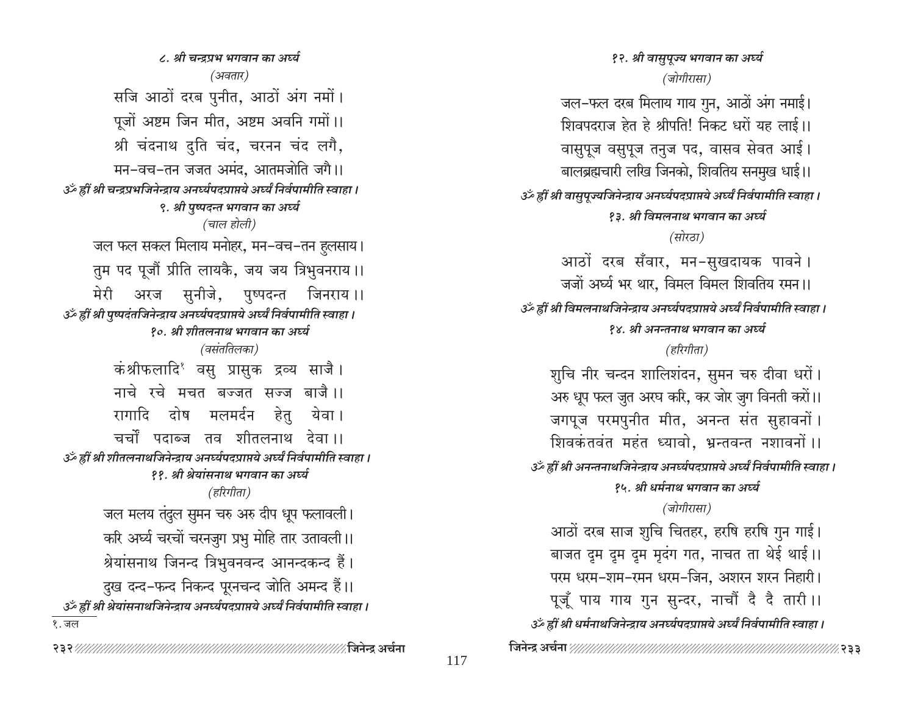### ८. श्री चन्द्रप्रभ भगवान का अर्घ्य

*(अवतार)*

सजि आठों दरब पुनीत, आठों अंग नमों।
पूजों अष्टम जिन मीत, अष्टम अवनि गमों।।
श्री चंदनाथ दुति चंद, चरनन चंद लगै,
मन-वच-तन जजत अमंद, आतमजोति जगै।।

*ॐ ह्रीं श्री चन्द्रप्रभजिनेन्द्राय अनर्घ्यपदप्राप्तये अर्घ्यं निर्वपामीति स्वाहा।*

### ९. श्री पुष्पदन्त भगवान का अर्घ्य

*(चाल होली)*

जल फल सकल मिलाय मनोहर, मन-वच-तन हुलसाय।
तुम पद पूजौं प्रीति लायकै, जय जय त्रिभुवनराय।।
मेरी अरज सुनीजे, पुष्पदन्त जिनराय।।

*ॐ ह्रीं श्री पुष्पदंतजिनेन्द्राय अनर्घ्यपदप्राप्तये अर्घ्यं निर्वपामीति स्वाहा।*

### १०. श्री शीतलनाथ भगवान का अर्घ्य

*(वसंततिलका)*

कंश्रीफलादि[१] वसु प्रासुक द्रव्य साजै।
नाचे रचे मचत बज्जत सज्ज बाजै।।
रागादि दोष मलमर्दन हेतु येवा।
चर्चों पदाब्ज तव शीतलनाथ देवा।।

*ॐ ह्रीं श्री शीतलनाथजिनेन्द्राय अनर्घ्यपदप्राप्तये अर्घ्यं निर्वपामीति स्वाहा।*

### ११. श्री श्रेयांसनाथ भगवान का अर्घ्य

*(हरिगीता)*

जल मलय तंदुल सुमन चरु अरु दीप धूप फलावली।
करि अर्घ्य चरचों चरनजुग प्रभु मोहि तार उतावली।।
श्रेयांसनाथ जिनन्द त्रिभुवनवन्द आनन्दकन्द हैं।
दुख दन्द-फन्द निकन्द पूरनचन्द जोति अमन्द हैं।।

*ॐ ह्रीं श्री श्रेयांसनाथजिनेन्द्राय अनर्घ्यपदप्राप्तये अर्घ्यं निर्वपामीति स्वाहा।*

१. जल

### १२. श्री वासुपूज्य भगवान का अर्घ्य

*(जोगीरासा)*

जल-फल दरब मिलाय गाय गुन, आठों अंग नमाई।
शिवपदराज हेत हे श्रीपति! निकट धरों यह लाई।।
वासुपूज वसुपूज तनुज पद, वासव सेवत आई।
बालब्रह्मचारी लखि जिनको, शिवतिय सनमुख धाई।।

*ॐ ह्रीं श्री वासुपूज्यजिनेन्द्राय अनर्घ्यपदप्राप्तये अर्घ्यं निर्वपामीति स्वाहा।*

### १३. श्री विमलनाथ भगवान का अर्घ्य

*(सोरठा)*

आठों दरब सँवार, मन-सुखदायक पावने।
जजों अर्घ्य भर थार, विमल विमल शिवतिय रमन।।

*ॐ ह्रीं श्री विमलनाथजिनेन्द्राय अनर्घ्यपदप्राप्तये अर्घ्यं निर्वपामीति स्वाहा।*

### १४. श्री अनन्तनाथ भगवान का अर्घ्य

*(हरिगीता)*

शुचि नीर चन्दन शालिशंदन, सुमन चरु दीवा धरों।
अरु धूप फल जुत अरघ करि, कर जोर जुग विनती करों।।
जगपूज परमपुनीत मीत, अनन्त संत सुहावनों।
शिवकंतवंत महंत ध्यावो, भ्रन्तवन्त नशावनों।।

*ॐ ह्रीं श्री अनन्तनाथजिनेन्द्राय अनर्घ्यपदप्राप्तये अर्घ्यं निर्वपामीति स्वाहा।*

### १५. श्री धर्मनाथ भगवान का अर्घ्य

*(जोगीरासा)*

आठों दरब साज शुचि चितहर, हरषि हरषि गुन गाई।
बाजत दृम दृम दृम मृदंग गत, नाचत ता थेई थाई।।
परम धरम-शम-रमन धरम-जिन, अशरन शरन निहारी।
पूजूँ पाय गाय गुन सुन्दर, नाचौं दै दै तारी।।

*ॐ ह्रीं श्री धर्मनाथजिनेन्द्राय अनर्घ्यपदप्राप्तये अर्घ्यं निर्वपामीति स्वाहा।*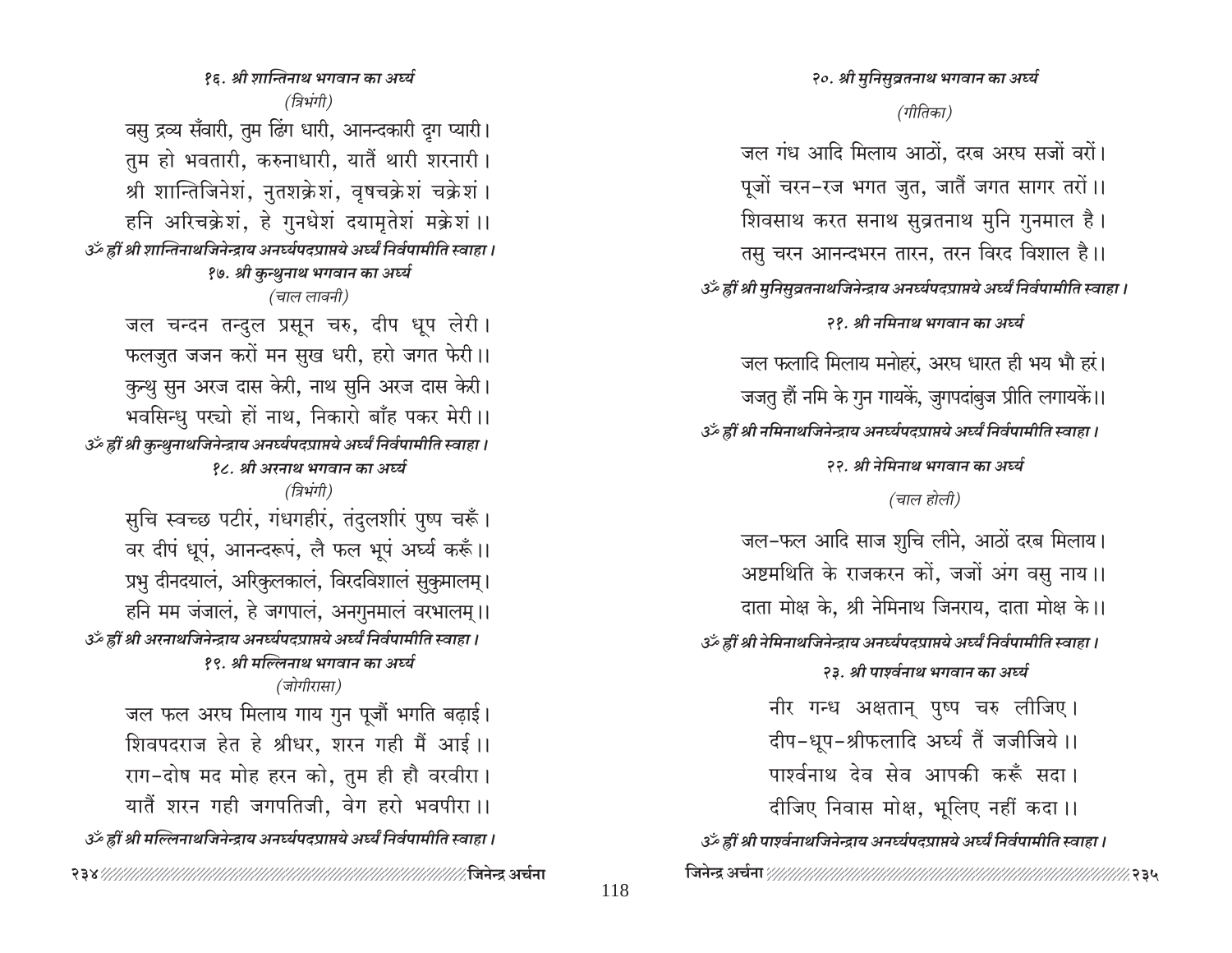### १६. श्री शान्तिनाथ भगवान का अर्घ्य

*(त्रिभंगी)*

वसु द्रव्य सँवारी, तुम ढिंग धारी, आनन्दकारी दृग प्यारी।
तुम हो भवतारी, करुनाधारी, यातैं थारी शरनारी।
श्री शान्तिजिनेशं, नुतशक्रेशं, वृषचक्रेशं चक्रेशं।
हनि अरिचक्रेशं, हे गुनधेशं दयामृतेशं मक्रेशं।।

*ॐ ह्रीं श्री शान्तिनाथजिनेन्द्राय अनर्घ्यपदप्राप्तये अर्घ्यं निर्वपामीति स्वाहा।*

### १७. श्री कुन्थुनाथ भगवान का अर्घ्य

*(चाल लावनी)*

जल चन्दन तन्दुल प्रसून चरु, दीप धूप लेरी।
फलजुत जजन करों मन सुख धरी, हरो जगत फेरी।।
कुन्थु सुन अरज दास केरी, नाथ सुनि अरज दास केरी।
भवसिन्धु पर्‌यो हों नाथ, निकारो बाँह पकर मेरी।।

*ॐ ह्रीं श्री कुन्थुनाथजिनेन्द्राय अनर्घ्यपदप्राप्तये अर्घ्यं निर्वपामीति स्वाहा।*

### १८. श्री अरनाथ भगवान का अर्घ्य

*(त्रिभंगी)*

सुचि स्वच्छ पटीरं, गंधगहीरं, तंदुलशीरं पुष्प चरूँ।
वर दीपं धूपं, आनन्दरूपं, लै फल भूपं अर्घ्य करूँ।।
प्रभु दीनदयालं, अरिकुलकालं, विरदविशालं सुकुमालम्।
हनि मम जंजालं, हे जगपालं, अनगुनमालं वरभालम्।।

*ॐ ह्रीं श्री अरनाथजिनेन्द्राय अनर्घ्यपदप्राप्तये अर्घ्यं निर्वपामीति स्वाहा।*

### १९. श्री मल्लिनाथ भगवान का अर्घ्य

*(जोगीरासा)*

जल फल अरघ मिलाय गाय गुन पूजौं भगति बढ़ाई।
शिवपदराज हेत हे श्रीधर, शरन गही मैं आई।।
राग-दोष मद मोह हरन को, तुम ही हौ वरवीरा।
यातैं शरन गही जगपतिजी, वेग हरो भवपीरा।।

*ॐ ह्रीं श्री मल्लिनाथजिनेन्द्राय अनर्घ्यपदप्राप्तये अर्घ्यं निर्वपामीति स्वाहा।*

### २०. श्री मुनिसुव्रतनाथ भगवान का अर्घ्य

*(गीतिका)*

जल गंध आदि मिलाय आठों, दरब अरघ सजों वरों।
पूजों चरन-रज भगत जुत, जातैं जगत सागर तरों।।
शिवसाथ करत सनाथ सुव्रतनाथ मुनि गुनमाल है।
तसु चरन आनन्दभरन तारन, तरन विरद विशाल है।।

*ॐ ह्रीं श्री मुनिसुव्रतनाथजिनेन्द्राय अनर्घ्यपदप्राप्तये अर्घ्यं निर्वपामीति स्वाहा।*

### २१. श्री नमिनाथ भगवान का अर्घ्य

जल फलादि मिलाय मनोहरं, अरघ धारत ही भय भौ हरं।
जजतु हौं नमि के गुन गायकें, जुगपदांबुज प्रीति लगायकें।।

*ॐ ह्रीं श्री नमिनाथजिनेन्द्राय अनर्घ्यपदप्राप्तये अर्घ्यं निर्वपामीति स्वाहा।*

### २२. श्री नेमिनाथ भगवान का अर्घ्य

*(चाल होली)*

जल-फल आदि साज शुचि लीने, आठों दरब मिलाय।
अष्टमथिति के राजकरन कों, जजों अंग वसु नाय।।
दाता मोक्ष के, श्री नेमिनाथ जिनराय, दाता मोक्ष के।।

*ॐ ह्रीं श्री नेमिनाथजिनेन्द्राय अनर्घ्यपदप्राप्तये अर्घ्यं निर्वपामीति स्वाहा।*

### २३. श्री पार्श्वनाथ भगवान का अर्घ्य

नीर गन्ध अक्षतान् पुष्प चरु लीजिए।
दीप-धूप-श्रीफलादि अर्घ्य तैं जजीजिये।।
पार्श्वनाथ देव सेव आपकी करूँ सदा।
दीजिए निवास मोक्ष, भूलिए नहीं कदा।।

*ॐ ह्रीं श्री पार्श्वनाथजिनेन्द्राय अनर्घ्यपदप्राप्तये अर्घ्यं निर्वपामीति स्वाहा।*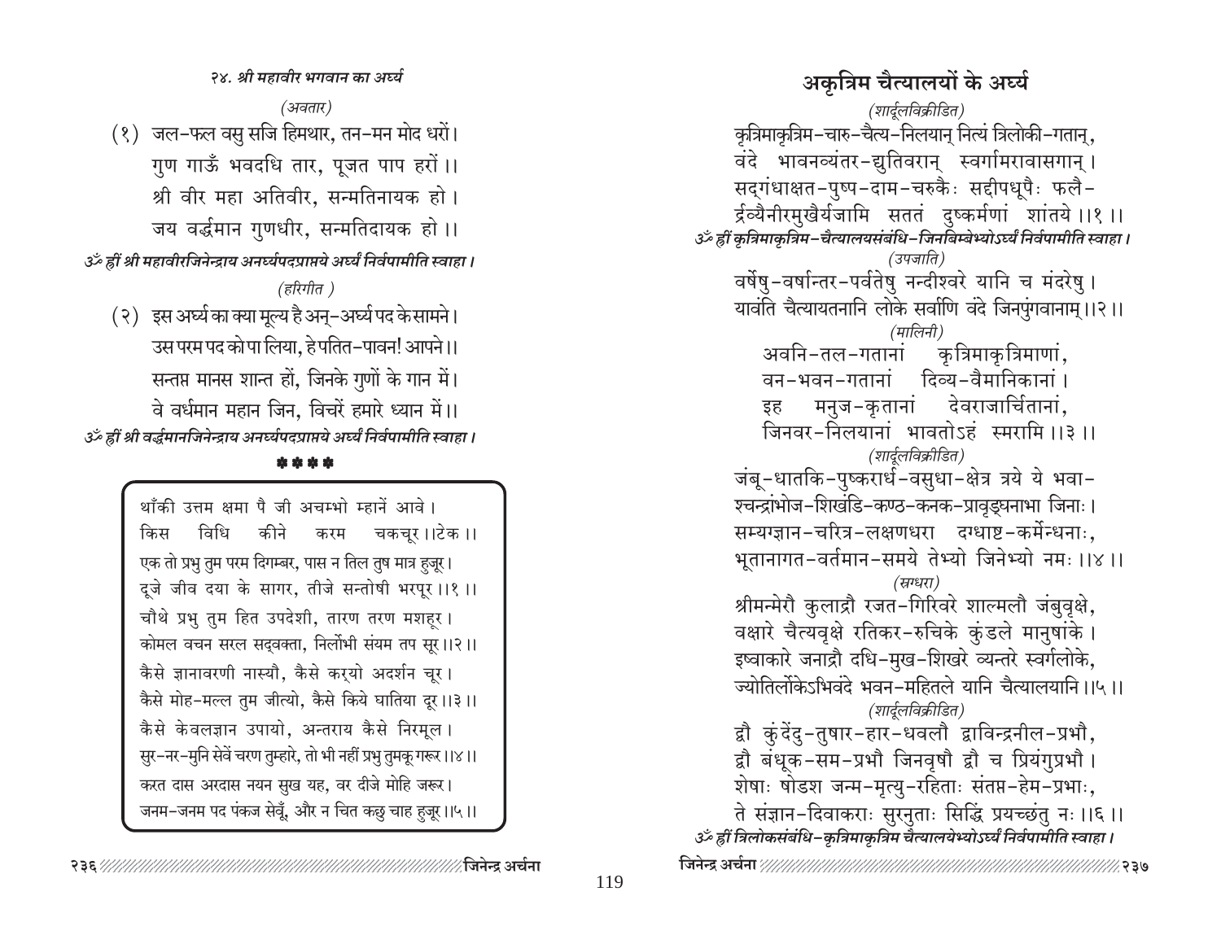### २४. श्री महावीर भगवान का अर्घ्य

*(अवतार)*

(१) जल-फल वसु सजि हिमथार, तन-मन मोद धरों।
गुण गाऊँ भवदधि तार, पूजत पाप हरों ।।
श्री वीर महा अतिवीर, सन्मतिनायक हो ।
जय वर्द्धमान गुणधीर, सन्मतिदायक हो ।।

*ॐ ह्रीं श्री महावीरजिनेन्द्राय अनर्घ्यपदप्राप्तये अर्घ्यं निर्वपामीति स्वाहा।*

*(हरिगीत )*

(२) इस अर्घ्य का क्या मूल्य है अन्-अर्घ्य पद के सामने।
उस परम पद को पा लिया, हे पतित-पावन! आपने।।
सन्तप्त मानस शान्त हों, जिनके गुणों के गान में।
वे वर्धमान महान जिन, विचरें हमारे ध्यान में।।

*ॐ ह्रीं श्री वर्द्धमानजिनेन्द्राय अनर्घ्यपदप्राप्तये अर्घ्यं निर्वपामीति स्वाहा।*

\* \* \* \*

थाँकी उत्तम क्षमा पै जी अचम्भो म्हानें आवे ।
किस विधि कीने करम चकचूर ।।टेक ।।
एक तो प्रभु तुम परम दिगम्बर, पास न तिल तुष मात्र हुजूर।
दूजे जीव दया के सागर, तीजे सन्तोषी भरपूर ।।१ ।।
चौथे प्रभु तुम हित उपदेशी, तारण तरण मशहूर ।
कोमल वचन सरल सद्वक्ता, निर्लोभी संयम तप सूर ।।२ ।।
कैसे ज्ञानावरणी नास्यौ, कैसे कर्‌यो अदर्शन चूर ।
कैसे मोह-मल्ल तुम जीत्यो, कैसे किये घातिया दूर ।।३ ।।
कैसे केवलज्ञान उपायो, अन्तराय कैसे निरमूल ।
सुर-नर-मुनि सेवें चरण तुम्हारे, तो भी नहीं प्रभु तुमकू गरूर ।।४ ।।
करत दास अरदास नयन सुख यह, वर दीजे मोहि जरूर।
जनम-जनम पद पंकज सेवूँ, और न चित कछु चाह हुजूर ।।५ ।।

## अकृत्रिम चैत्यालयों के अर्घ्य

*(शार्दूलविक्रीडित)*

कृत्रिमाकृत्रिम-चारु-चैत्य-निलयान् नित्यं त्रिलोकी-गतान्,
वंदे भावनव्यंतर-द्युतिवरान् स्वर्गामरावासगान् ।
सद्गंधाक्षत-पुष्प-दाम-चरुकैः सद्दीपधूपैः फलै-
र्द्रव्यैनीरमुखैर्यजामि सततं दुष्कर्मणां शांतये ।।१ ।।

*ॐ ह्रीं कृत्रिमाकृत्रिम-चैत्यालयसंबंधि-जिनबिम्बेभ्योऽर्घ्यं निर्वपामीति स्वाहा।*

*(उपजाति)*

वर्षेषु-वर्षान्तर-पर्वतेषु नन्दीश्वरे यानि च मंदरेषु ।
यावंति चैत्यायतनानि लोके सर्वाणि वंदे जिनपुंगवानाम् ।।२ ।।

*(मालिनी)*

अवनि-तल-गतानां कृत्रिमाकृत्रिमाणां,
वन-भवन-गतानां दिव्य-वैमानिकानां ।
इह मनुज-कृतानां देवराजार्चितानां,
जिनवर-निलयानां भावतोऽहं स्मरामि ।।३ ।।

*(शार्दूलविक्रीडित)*

जंबू-धातकि-पुष्करार्ध-वसुधा-क्षेत्र त्रये ये भवा-
श्चन्द्राम्भोज-शिखंडि-कण्ठ-कनक-प्रावृड्घनाभा जिनाः ।
सम्यग्ज्ञान-चरित्र-लक्षणधरा दग्धाष्ट-कर्मेन्धनाः,
भूतानागत-वर्तमान-समये तेभ्यो जिनेभ्यो नमः ।।४ ।।

*(स्रग्धरा)*

श्रीमन्मेरौ कुलाद्रौ रजत-गिरिवरे शाल्मलौ जंबुवृक्षे,
वक्षारे चैत्यवृक्षे रतिकर-रुचिके कुंडले मानुषांके ।
इष्वाकारे जनाद्रौ दधि-मुख-शिखरे व्यन्तरे स्वर्गलोके,
ज्योतिर्लोकेऽभिवंदे भवन-महितले यानि चैत्यालयानि ।।५ ।।

*(शार्दूलविक्रीडित)*

द्वौ कुंदेंदु-तुषार-हार-धवलौ द्वाविन्द्रनील-प्रभौ,
द्वौ बंधूक-सम-प्रभौ जिनवृषौ द्वौ च प्रियंगुप्रभौ ।
शेषाः षोडश जन्म-मृत्यु-रहिताः संतप्त-हेम-प्रभाः,
ते संज्ञान-दिवाकराः सुरनुताः सिद्धिं प्रयच्छंतु नः ।।६ ।।

*ॐ ह्रीं त्रिलोकसंबंधि-कृत्रिमाकृत्रिम चैत्यालयेभ्योऽर्घ्यं निर्वपामीति स्वाहा।*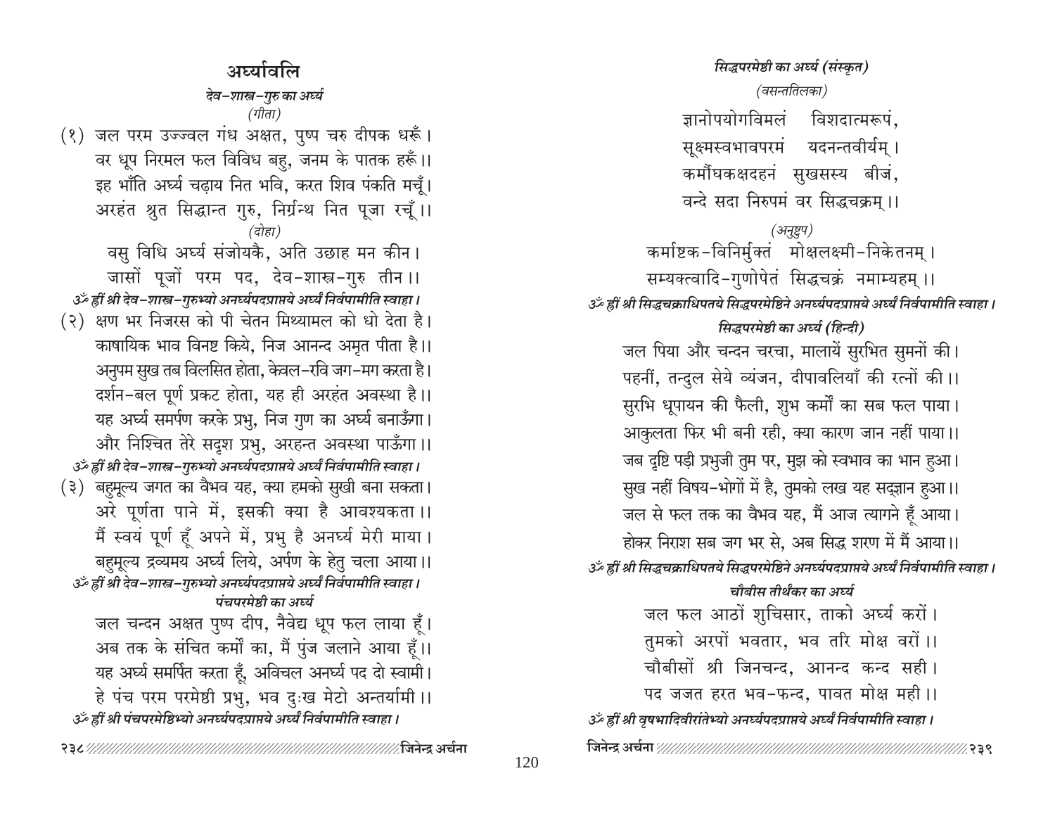# अर्घ्यावलि

*देव-शास्त्र-गुरु का अर्घ्य*

*(गीता)*

(१) जल परम उज्ज्वल गंध अक्षत, पुष्प चरु दीपक धरूँ।
वर धूप निरमल फल विविध बहु, जनम के पातक हरूँ।।
इह भाँति अर्घ्य चढ़ाय नित भवि, करत शिव पंकति मचूँ।
अरहंत श्रुत सिद्धान्त गुरु, निर्ग्रन्थ नित पूजा रचूँ।।

*(दोहा)*

वसु विधि अर्घ्य संजोयकै, अति उछाह मन कीन।
जासों पूजों परम पद, देव-शास्त्र-गुरु तीन।।

*ॐ ह्रीं श्री देव-शास्त्र-गुरुभ्यो अनर्घ्यपदप्राप्तये अर्घ्यं निर्वपामीति स्वाहा।*

(२) क्षण भर निजरस को पी चेतन मिथ्यामल को धो देता है।
काषायिक भाव विनष्ट किये, निज आनन्द अमृत पीता है।।
अनुपम सुख तब विलसित होता, केवल-रवि जग-मग करता है।
दर्शन-बल पूर्ण प्रकट होता, यह ही अरहंत अवस्था है।।
यह अर्घ्य समर्पण करके प्रभु, निज गुण का अर्घ्य बनाऊँगा।
और निश्चित तेरे सदृश प्रभु, अरहन्त अवस्था पाऊँगा।।

*ॐ ह्रीं श्री देव-शास्त्र-गुरुभ्यो अनर्घ्यपदप्राप्तये अर्घ्यं निर्वपामीति स्वाहा।*

(३) बहुमूल्य जगत का वैभव यह, क्या हमको सुखी बना सकता।
अरे पूर्णता पाने में, इसकी क्या है आवश्यकता।।
मैं स्वयं पूर्ण हूँ अपने में, प्रभु है अनर्घ्य मेरी माया।
बहुमूल्य द्रव्यमय अर्घ्य लिये, अर्पण के हेतु चला आया।।

*ॐ ह्रीं श्री देव-शास्त्र-गुरुभ्यो अनर्घ्यपदप्राप्तये अर्घ्यं निर्वपामीति स्वाहा।*

*पंचपरमेष्ठी का अर्घ्य*

जल चन्दन अक्षत पुष्प दीप, नैवेद्य धूप फल लाया हूँ।
अब तक के संचित कर्मों का, मैं पुंज जलाने आया हूँ।।
यह अर्घ्य समर्पित करता हूँ, अविचल अनर्घ्य पद दो स्वामी।
हे पंच परम परमेष्ठी प्रभु, भव दुःख मेटो अन्तर्यामी।।

*ॐ ह्रीं श्री पंचपरमेष्ठिभ्यो अनर्घ्यपदप्राप्तये अर्घ्यं निर्वपामीति स्वाहा।*

*सिद्धपरमेष्ठी का अर्घ्य (संस्कृत)*

*(वसन्ततिलका)*

ज्ञानोपयोगविमलं विशदात्मरूपं,
सूक्ष्मस्वभावपरमं यदनन्तवीर्यम्।
कर्मौघकक्षदहनं सुखसस्य बीजं,
वन्दे सदा निरुपमं वर सिद्धचक्रम्।।

*(अनुष्टुप)*

कर्माष्टक-विनिर्मुक्तं मोक्षलक्ष्मी-निकेतनम्।
सम्यक्त्वादि-गुणोपेतं सिद्धचक्रं नमाम्यहम्।।

*ॐ ह्रीं श्री सिद्धचक्राधिपतये सिद्धपरमेष्ठिने अनर्घ्यपदप्राप्तये अर्घ्यं निर्वपामीति स्वाहा।*

*सिद्धपरमेष्ठी का अर्घ्य (हिन्दी)*

जल पिया और चन्दन चरचा, मालायें सुरभित सुमनों की।
पहनीं, तन्दुल सेये व्यंजन, दीपावलियाँ की रत्नों की।।
सुरभि धूपायन की फैली, शुभ कर्मों का सब फल पाया।
आकुलता फिर भी बनी रही, क्या कारण जान नहीं पाया।।
जब दृष्टि पड़ी प्रभुजी तुम पर, मुझ को स्वभाव का भान हुआ।
सुख नहीं विषय-भोगों में है, तुमको लख यह सद्ज्ञान हुआ।।
जल से फल तक का वैभव यह, मैं आज त्यागने हूँ आया।
होकर निराश सब जग भर से, अब सिद्ध शरण में मैं आया।।

*ॐ ह्रीं श्री सिद्धचक्राधिपतये सिद्धपरमेष्ठिने अनर्घ्यपदप्राप्तये अर्घ्यं निर्वपामीति स्वाहा।*

*चौबीस तीर्थंकर का अर्घ्य*

जल फल आठों शुचिसार, ताको अर्घ्य करों।
तुमको अरपों भवतार, भव तरि मोक्ष वरों।।
चौबीसों श्री जिनचन्द, आनन्द कन्द सही।
पद जजत हरत भव-फन्द, पावत मोक्ष मही।।

*ॐ ह्रीं श्री वृषभादिवीरांतेभ्यो अनर्घ्यपदप्राप्तये अर्घ्यं निर्वपामीति स्वाहा।*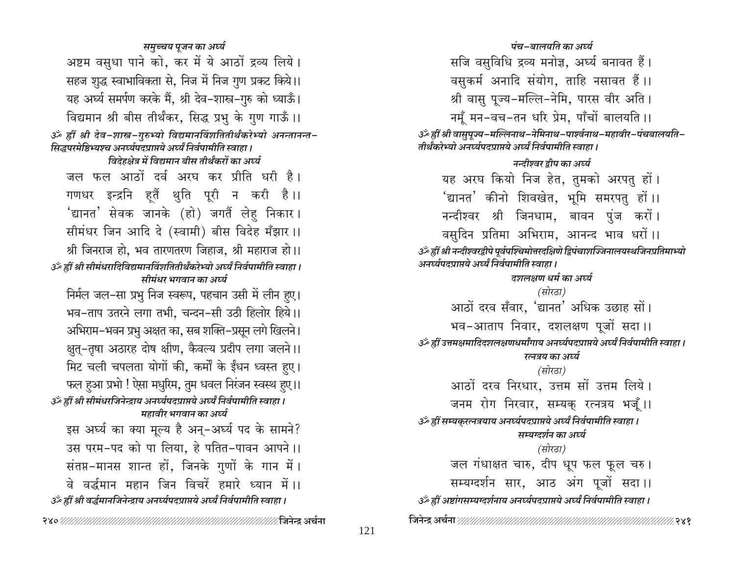### समुच्चय पूजन का अर्घ्य

अष्टम वसुधा पाने को, कर में ये आठों द्रव्य लिये।
सहज शुद्ध स्वाभाविकता से, निज में निज गुण प्रकट किये।।
यह अर्घ्य समर्पण करके मैं, श्री देव-शास्त्र-गुरु को ध्याऊँ।
विद्यमान श्री बीस तीर्थंकर, सिद्ध प्रभु के गुण गाऊँ।।

*ॐ ह्रीं श्री देव-शास्त्र-गुरुभ्यो विद्यमानविंशतितीर्थंकरेभ्यो अनन्तानन्त-सिद्धपरमेष्ठिभ्यश्च अनर्घ्यपदप्राप्तये अर्घ्यं निर्वपामीति स्वाहा।*

### विदेहक्षेत्र में विद्यमान बीस तीर्थंकरों का अर्घ्य

जल फल आठों दर्व अरघ कर प्रीति धरी है।
गणधर इन्द्रनि हूतैं थुति पूरी न करी है।।
'द्यानत' सेवक जानके (हो) जगतैं लेहु निकार।
सीमंधर जिन आदि दे (स्वामी) बीस विदेह मँझार।।
श्री जिनराज हो, भव तारणतरण जिहाज, श्री महाराज हो।।

*ॐ ह्रीं श्री सीमंधरादिविद्यमानविंशतितीर्थंकरेभ्यो अर्घ्यं निर्वपामीति स्वाहा।*

### सीमंधर भगवान का अर्घ्य

निर्मल जल-सा प्रभु निज स्वरूप, पहचान उसी में लीन हुए।
भव-ताप उतरने लगा तभी, चन्दन-सी उठी हिलोर हिये।।
अभिराम-भवन प्रभु अक्षत का, सब शक्ति-प्रसून लगे खिलने।
क्षुत्-तृषा अठारह दोष क्षीण, कैवल्य प्रदीप लगा जलने।।
मिट चली चपलता योगों की, कर्मों के ईंधन ध्वस्त हुए।
फल हुआ प्रभो ! ऐसा मधुरिम, तुम धवल निरंजन स्वस्थ हुए।।

*ॐ ह्रीं श्री सीमंधरजिनेन्द्राय अनर्घ्यपदप्राप्तये अर्घ्यं निर्वपामीति स्वाहा।*

### महावीर भगवान का अर्घ्य

इस अर्घ्य का क्या मूल्य है अन्-अर्घ्य पद के सामने?
उस परम-पद को पा लिया, हे पतित-पावन आपने।।
संतप्त-मानस शान्त हों, जिनके गुणों के गान में।
वे वर्द्धमान महान जिन विचरें हमारे ध्यान में।।

*ॐ ह्रीं श्री वर्द्धमानजिनेन्द्राय अनर्घ्यपदप्राप्तये अर्घ्यं निर्वपामीति स्वाहा।*

### पंच-बालयति का अर्घ्य

सजि वसुविधि द्रव्य मनोज्ञ, अर्घ्य बनावत हैं।
वसुकर्म अनादि संयोग, ताहि नसावत हैं।।
श्री वासु पूज्य-मल्लि-नेमि, पारस वीर अति।
नमूँ मन-वच-तन धरि प्रेम, पाँचों बालयति।।

*ॐ ह्रीं श्री वासुपूज्य-मल्लिनाथ-नेमिनाथ-पार्श्वनाथ-महावीर-पंचबालयति-तीर्थंकरेभ्यो अनर्घ्यपदप्राप्तये अर्घ्यं निर्वपामीति स्वाहा।*

### नन्दीश्वर द्वीप का अर्घ्य

यह अरघ कियो निज हेत, तुमको अरपतु हों।
'द्यानत' कीनो शिवखेत, भूमि समरपतु हों।।
नन्दीश्वर श्री जिनधाम, बावन पुंज करों।
वसुदिन प्रतिमा अभिराम, आनन्द भाव धरों।।

*ॐ ह्रीं श्री नन्दीश्वरद्वीपे पूर्वपश्चिमोत्तरदक्षिणे द्विपंचाशज्जिनालयस्थजिनप्रतिमाभ्यो अनर्घ्यपदप्राप्तये अर्घ्यं निर्वपामीति स्वाहा।*

### दशलक्षण धर्म का अर्घ्य

*(सोरठा)*

आठों दरव सँवार, 'द्यानत' अधिक उछाह सों।
भव-आताप निवार, दशलक्षण पूजों सदा।।

*ॐ ह्रीं उत्तमक्षमादिदशलक्षणधर्मांगाय अनर्घ्यपदप्राप्तये अर्घ्यं निर्वपामीति स्वाहा।*

### रत्नत्रय का अर्घ्य

*(सोरठा)*

आठों दरव निरधार, उत्तम सों उत्तम लिये।
जनम रोग निरवार, सम्यक् रत्नत्रय भजूँ।।

*ॐ ह्रीं सम्यक्रत्नत्रयाय अनर्घ्यपदप्राप्तये अर्घ्यं निर्वपामीति स्वाहा।*

### सम्यग्दर्शन का अर्घ्य

*(सोरठा)*

जल गंधाक्षत चारु, दीप धूप फल फूल चरु।
सम्यग्दर्शन सार, आठ अंग पूजों सदा।।

*ॐ ह्रीं अष्टांगसम्यग्दर्शनाय अनर्घ्यपदप्राप्तये अर्घ्यं निर्वपामीति स्वाहा।*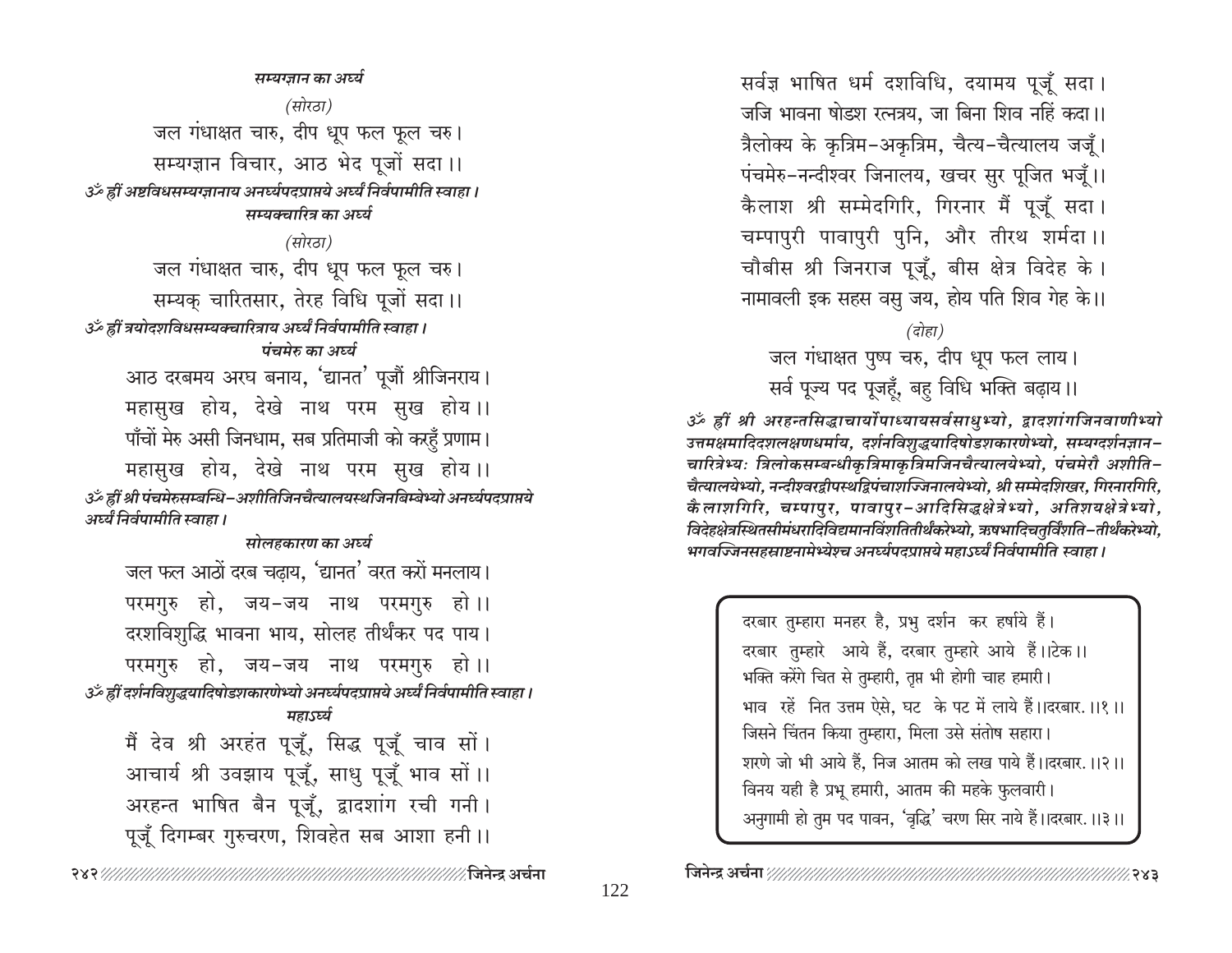### सम्यग्ज्ञान का अर्घ्य

*(सोरठा)*

जल गंधाक्षत चारु, दीप धूप फल फूल चरु।
सम्यग्ज्ञान विचार, आठ भेद पूजों सदा।।

*ॐ ह्रीं अष्टविधसम्यग्ज्ञानाय अनर्घ्यपदप्राप्तये अर्घ्यं निर्वपामीति स्वाहा।*

### सम्यक्चारित्र का अर्घ्य

*(सोरठा)*

जल गंधाक्षत चारु, दीप धूप फल फूल चरु।
सम्यक् चारितसार, तेरह विधि पूजों सदा।।

*ॐ ह्रीं त्रयोदशविधसम्यक्चारित्राय अर्घ्यं निर्वपामीति स्वाहा।*

### पंचमेरु का अर्घ्य

आठ दरबमय अरघ बनाय, 'द्यानत' पूजौं श्रीजिनराय।
महासुख होय, देखे नाथ परम सुख होय।।
पाँचों मेरु असी जिनधाम, सब प्रतिमाजी को करहुँ प्रणाम।
महासुख होय, देखे नाथ परम सुख होय।।

*ॐ ह्रीं श्री पंचमेरुसम्बन्धि-अशीतिजिनचैत्यालयस्थजिनबिम्बेभ्यो अनर्घ्यपदप्राप्तये अर्घ्यं निर्वपामीति स्वाहा।*

### सोलहकारण का अर्घ्य

जल फल आठों दरब चढ़ाय, 'द्यानत' वरत करों मनलाय।
परमगुरु हो, जय-जय नाथ परमगुरु हो।।
दरशविशुद्धि भावना भाय, सोलह तीर्थंकर पद पाय।
परमगुरु हो, जय-जय नाथ परमगुरु हो।।

*ॐ ह्रीं दर्शनविशुद्धयादिषोडशकारणेभ्यो अनर्घ्यपदप्राप्तये अर्घ्यं निर्वपामीति स्वाहा।*

### महाऽर्घ्य

मैं देव श्री अरहंत पूजूँ, सिद्ध पूजूँ चाव सों।
आचार्य श्री उवझाय पूजूँ, साधु पूजूँ भाव सों।।
अरहन्त भाषित बैन पूजूँ, द्वादशांग रची गनी।
पूजूँ दिगम्बर गुरुचरण, शिवहेत सब आशा हनी।।
सर्वज्ञ भाषित धर्म दशविधि, दयामय पूजूँ सदा।
जजि भावना षोडश रत्नत्रय, जा बिना शिव नहिं कदा।।
त्रैलोक्य के कृत्रिम-अकृत्रिम, चैत्य-चैत्यालय जजूँ।
पंचमेरु-नन्दीश्वर जिनालय, खचर सुर पूजित भजूँ।।
कैलाश श्री सम्मेदगिरि, गिरनार मैं पूजूँ सदा।
चम्पापुरी पावापुरी पुनि, और तीरथ शर्मदा।।
चौबीस श्री जिनराज पूजूँ, बीस क्षेत्र विदेह के।
नामावली इक सहस वसु जय, होय पति शिव गेह के।।

*(दोहा)*

जल गंधाक्षत पुष्प चरु, दीप धूप फल लाय।
सर्व पूज्य पद पूजहूँ, बहु विधि भक्ति बढ़ाय।।

*ॐ ह्रीं श्री अरहन्तसिद्धाचार्योपाध्यायसर्वसाधुभ्यो, द्वादशांगजिनवाणीभ्यो उत्तमक्षमादिदशलक्षणधर्माय, दर्शनविशुद्धयादिषोडशकारणेभ्यो, सम्यग्दर्शनज्ञान-चारित्रेभ्यः त्रिलोकसम्बन्धीकृत्रिमाकृत्रिमजिनचैत्यालयेभ्यो, पंचमेरौ अशीति-चैत्यालयेभ्यो, नन्दीश्वरद्वीपस्थद्विपंचाशज्जिनालयेभ्यो, श्री सम्मेदशिखर, गिरनारगिरि, कैलाशगिरि, चम्पापुर, पावापुर-आदिसिद्धक्षेत्रेभ्यो, अतिशयक्षेत्रेभ्यो, विदेहक्षेत्रस्थितसीमंधरादिविद्यमानविंशतितीर्थंकरेभ्यो, ऋषभादिचतुर्विंशति-तीर्थंकरेभ्यो, भगवज्जिनसहस्राष्टनामेभ्यश्च अनर्घ्यपदप्राप्तये महाऽर्घ्यं निर्वपामीति स्वाहा।*

---

दरबार तुम्हारा मनहर है, प्रभु दर्शन कर हर्षाये हैं।
दरबार तुम्हारे आये हैं, दरबार तुम्हारे आये हैं।।टेक।।
भक्ति करेंगे चित से तुम्हारी, तृप्त भी होगी चाह हमारी।
भाव रहें नित उत्तम ऐसे, घट के पट में लाये हैं।।दरबार.।।१।।
जिसने चिंतन किया तुम्हारा, मिला उसे संतोष सहारा।
शरणे जो भी आये हैं, निज आतम को लख पाये हैं।।दरबार.।।२।।
विनय यही है प्रभू हमारी, आतम की महके फुलवारी।
अनुगामी हो तुम पद पावन, 'वृद्धि' चरण सिर नाये हैं।।दरबार.।।३।।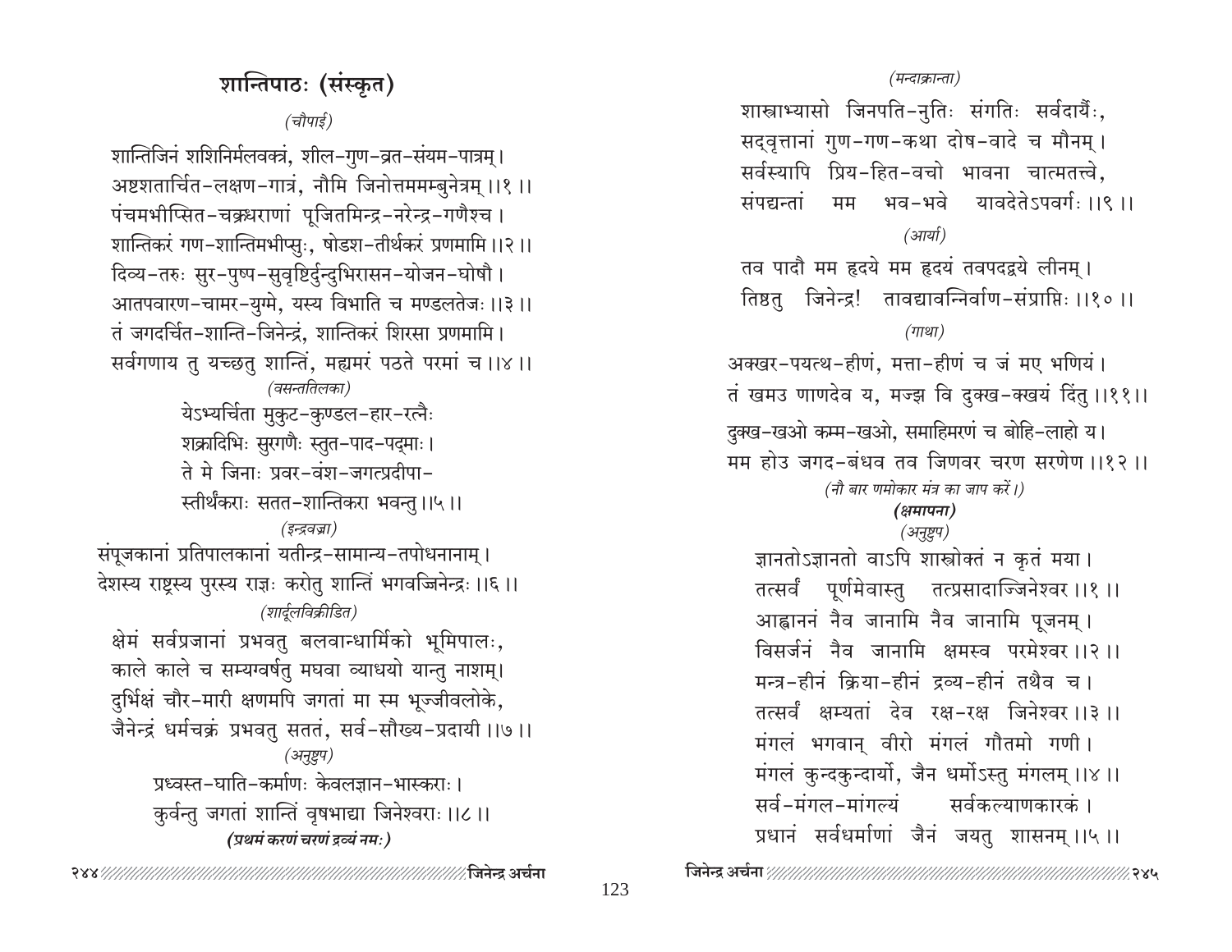## शान्तिपाठः (संस्कृत)

*(चौपाई)*

शान्तिजिनं शशिनिर्मलवक्त्रं, शील-गुण-व्रत-संयम-पात्रम्।
अष्टशतार्चित-लक्षण-गात्रं, नौमि जिनोत्तमम्बुनेत्रम् ।।१ ।।
पंचमभीप्सित-चक्रधराणां पूजितमिन्द्र-नरेन्द्र-गणैश्च ।
शान्तिकरं गण-शान्तिमभीप्सुः, षोडश-तीर्थकरं प्रणमामि ।।२ ।।
दिव्य-तरुः सुर-पुष्प-सुवृष्टिर्दुन्दुभिरासन-योजन-घोषौ ।
आतपवारण-चामर-युग्मे, यस्य विभाति च मण्डलतेजः ।।३ ।।
तं जगदर्चित-शान्ति-जिनेन्द्रं, शान्तिकरं शिरसा प्रणमामि।
सर्वगणाय तु यच्छतु शान्तिं, मह्यमरं पठते परमां च ।।४ ।।

*(वसन्ततिलका)*

येऽभ्यर्चिता मुकुट-कुण्डल-हार-रत्नैः
शक्रादिभिः सुरगणैः स्तुत-पाद-पद्माः ।
ते मे जिनाः प्रवर-वंश-जगत्प्रदीपा-
स्तीर्थंकराः सतत-शान्तिकरा भवन्तु ।।५ ।।

*(इन्द्रवज्रा)*

संपूजकानां प्रतिपालकानां यतीन्द्र-सामान्य-तपोधनानाम्।
देशस्य राष्ट्रस्य पुरस्य राज्ञः करोतु शान्तिं भगवज्जिनेन्द्रः ।।६ ।।

*(शार्दूलविक्रीडित)*

क्षेमं सर्वप्रजानां प्रभवतु बलवान्धार्मिको भूमिपालः,
काले काले च सम्यग्वर्षतु मघवा व्याधयो यान्तु नाशम्।
दुर्भिक्षं चौर-मारी क्षणमपि जगतां मा स्म भूज्जीवलोके,
जैनेन्द्रं धर्मचक्रं प्रभवतु सततं, सर्व-सौख्य-प्रदायी ।।७ ।।

*(अनुष्टुप)*

प्रध्वस्त-घाति-कर्माणः केवलज्ञान-भास्कराः ।
कुर्वन्तु जगतां शान्तिं वृषभाद्या जिनेश्वराः ।।८ ।।

***(प्रथमं करणं चरणं द्रव्यं नमः)***

*(मन्दाक्रान्ता)*

शास्त्राभ्यासो जिनपति-नुतिः संगतिः सर्वदार्यैः,
सद्वृत्तानां गुण-गण-कथा दोष-वादे च मौनम् ।
सर्वस्यापि प्रिय-हित-वचो भावना चात्मतत्त्वे,
संपद्यन्तां मम भव-भवे यावदेतेऽपवर्गः ।।९ ।।

*(आर्या)*

तव पादौ मम हृदये मम हृदयं तवपदद्वये लीनम् ।
तिष्ठतु जिनेन्द्र! तावद्यावन्निर्वाण-संप्राप्तिः ।।१० ।।

*(गाथा)*

अक्खर-पयत्थ-हीणं, मत्ता-हीणं च जं मए भणियं ।
तं खमउ णाणदेव य, मज्झ वि दुक्ख-क्खयं दिंतु ।।११।।
दुक्ख-खओ कम्म-खओ, समाहिमरणं च बोहि-लाहो य।
मम होउ जगद-बंधव तव जिणवर चरण सरणेण ।।१२ ।।

*(नौ बार णमोकार मंत्र का जाप करें।)*

***(क्षमापना)***

*(अनुष्टुप)*

ज्ञानतोऽज्ञानतो वाऽपि शास्त्रोक्तं न कृतं मया ।
तत्सर्वं पूर्णमेवास्तु तत्प्रसादाज्जिनेश्वर ।।१ ।।
आह्वाननं नैव जानामि नैव जानामि पूजनम् ।
विसर्जनं नैव जानामि क्षमस्व परमेश्वर ।।२ ।।
मन्त्र-हीनं क्रिया-हीनं द्रव्य-हीनं तथैव च ।
तत्सर्वं क्षम्यतां देव रक्ष-रक्ष जिनेश्वर ।।३ ।।
मंगलं भगवान् वीरो मंगलं गौतमो गणी ।
मंगलं कुन्दकुन्दार्यो, जैन धर्मोऽस्तु मंगलम् ।।४ ।।
सर्व-मंगल-मांगल्यं सर्वकल्याणकारकं ।
प्रधानं सर्वधर्माणां जैनं जयतु शासनम् ।।५ ।।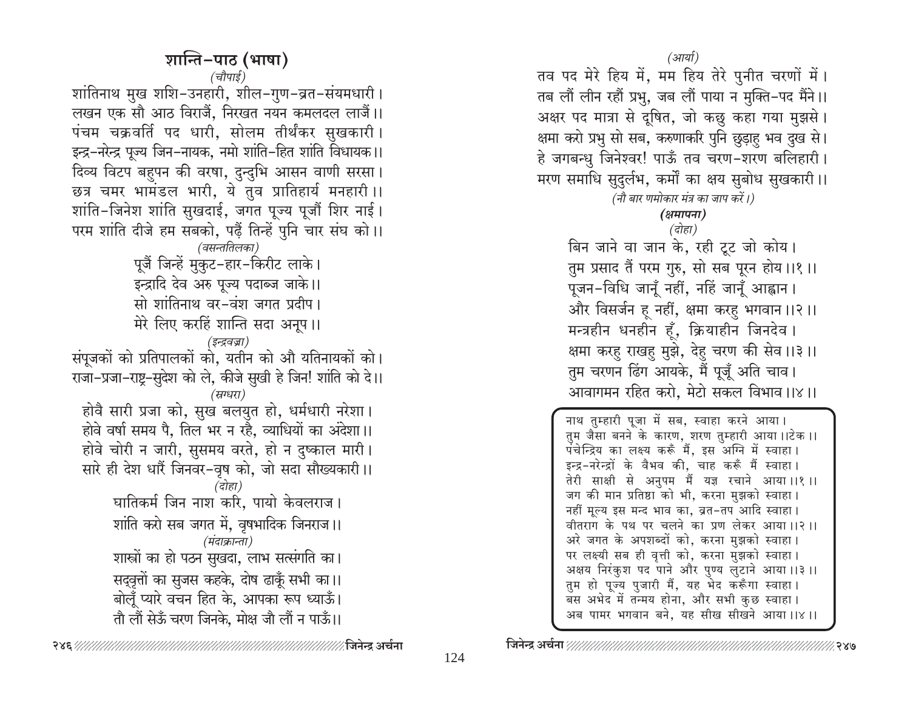## शान्ति-पाठ (भाषा)

*(चौपाई)*

शांतिनाथ मुख शशि-उनहारी, शील-गुण-व्रत-संयमधारी।
लखन एक सौ आठ विराजैं, निरखत नयन कमलदल लाजैं।।
पंचम चक्रवर्ति पद धारी, सोलम तीर्थंकर सुखकारी।
इन्द्र-नरेन्द्र पूज्य जिन-नायक, नमो शांति-हित शांति विधायक।।
दिव्य विटप बहुपन की वरषा, दुन्दुभि आसन वाणी सरसा।
छत्र चमर भामंडल भारी, ये तुव प्रातिहार्य मनहारी।।
शांति-जिनेश शांति सुखदाई, जगत पूज्य पूजौं शिर नाई।
परम शांति दीजे हम सबको, पढ़ैं तिन्हें पुनि चार संघ को।।

*(वसन्ततिलका)*

पूजैं जिन्हें मुकुट-हार-किरीट लाके।
इन्द्रादि देव अरु पूज्य पदाब्ज जाके।।
सो शांतिनाथ वर-वंश जगत प्रदीप।
मेरे लिए करहिं शान्ति सदा अनूप।।

*(इन्द्रवज्रा)*

संपूजकों को प्रतिपालकों को, यतीन को औ यतिनायकों को।
राजा-प्रजा-राष्ट्र-सुदेश को ले, कीजे सुखी हे जिन! शांति को दे।।

*(स्रग्धरा)*

होवै सारी प्रजा को, सुख बलयुत हो, धर्मधारी नरेशा।
होवे वर्षा समय पै, तिल भर न रहै, व्याधियों का अंदेशा।।
होवे चोरी न जारी, सुसमय वरते, हो न दुष्काल मारी।
सारे ही देश धारैं जिनवर-वृष को, जो सदा सौख्यकारी।।

*(दोहा)*

घातिकर्म जिन नाश करि, पायो केवलराज।
शांति करो सब जगत में, वृषभादिक जिनराज।।

*(मंदाक्रान्ता)*

शास्त्रों का हो पठन सुखदा, लाभ सत्संगति का।
सद्वृत्तों का सुजस कहके, दोष ढाकूँ सभी का।।
बोलूँ प्यारे वचन हित के, आपका रूप ध्याऊँ।
तौ लौं सेऊँ चरण जिनके, मोक्ष जौ लौं न पाऊँ।।

*(आर्या)*

तव पद मेरे हिय में, मम हिय तेरे पुनीत चरणों में।
तब लौं लीन रहौं प्रभु, जब लौं पाया न मुक्ति-पद मैंने।।
अक्षर पद मात्रा से दूषित, जो कछु कहा गया मुझसे।
क्षमा करो प्रभु सो सब, करुणाकरि पुनि छुड़ाहु भव दुख से।
हे जगबन्धु जिनेश्वर! पाऊँ तव चरण-शरण बलिहारी।
मरण समाधि सुदुर्लभ, कर्मों का क्षय सुबोध सुखकारी।।

*(नौ बार णमोकार मंत्र का जाप करें।)*

**(क्षमापना)**

*(दोहा)*

बिन जाने वा जान के, रही टूट जो कोय।
तुम प्रसाद तैं परम गुरु, सो सब पूरन होय।।१।।
पूजन-विधि जानूँ नहीं, नहिं जानूँ आह्वान।
और विसर्जन हू नहीं, क्षमा करहु भगवान।।२।।
मन्त्रहीन धनहीन हूँ, क्रियाहीन जिनदेव।
क्षमा करहु राखहु मुझे, देहु चरण की सेव।।३।।
तुम चरणन ढिंग आयके, मैं पूजूँ अति चाव।
आवागमन रहित करो, मेटो सकल विभाव।।४।।

नाथ तुम्हारी पूजा में सब, स्वाहा करने आया।
तुम जैसा बनने के कारण, शरण तुम्हारी आया।।टेक।।
पंचेन्द्रिय का लक्ष्य करूँ मैं, इस अग्नि में स्वाहा।
इन्द्र-नरेन्द्रों के वैभव की, चाह करूँ मैं स्वाहा।
तेरी साक्षी से अनुपम मैं यज्ञ रचाने आया।।१।।
जग की मान प्रतिष्ठा को भी, करना मुझको स्वाहा।
नहीं मूल्य इस मन्द भाव का, व्रत-तप आदि स्वाहा।
वीतराग के पथ पर चलने का प्रण लेकर आया।।२।।
अरे जगत के अपशब्दों को, करना मुझको स्वाहा।
पर लक्ष्यी सब ही वृत्ती को, करना मुझको स्वाहा।
अक्षय निरंकुश पद पाने और पुण्य लुटाने आया।।३।।
तुम हो पूज्य पुजारी मैं, यह भेद करूँगा स्वाहा।
बस अभेद में तन्मय होना, और सभी कुछ स्वाहा।
अब पामर भगवान बने, यह सीख सीखने आया।।४।।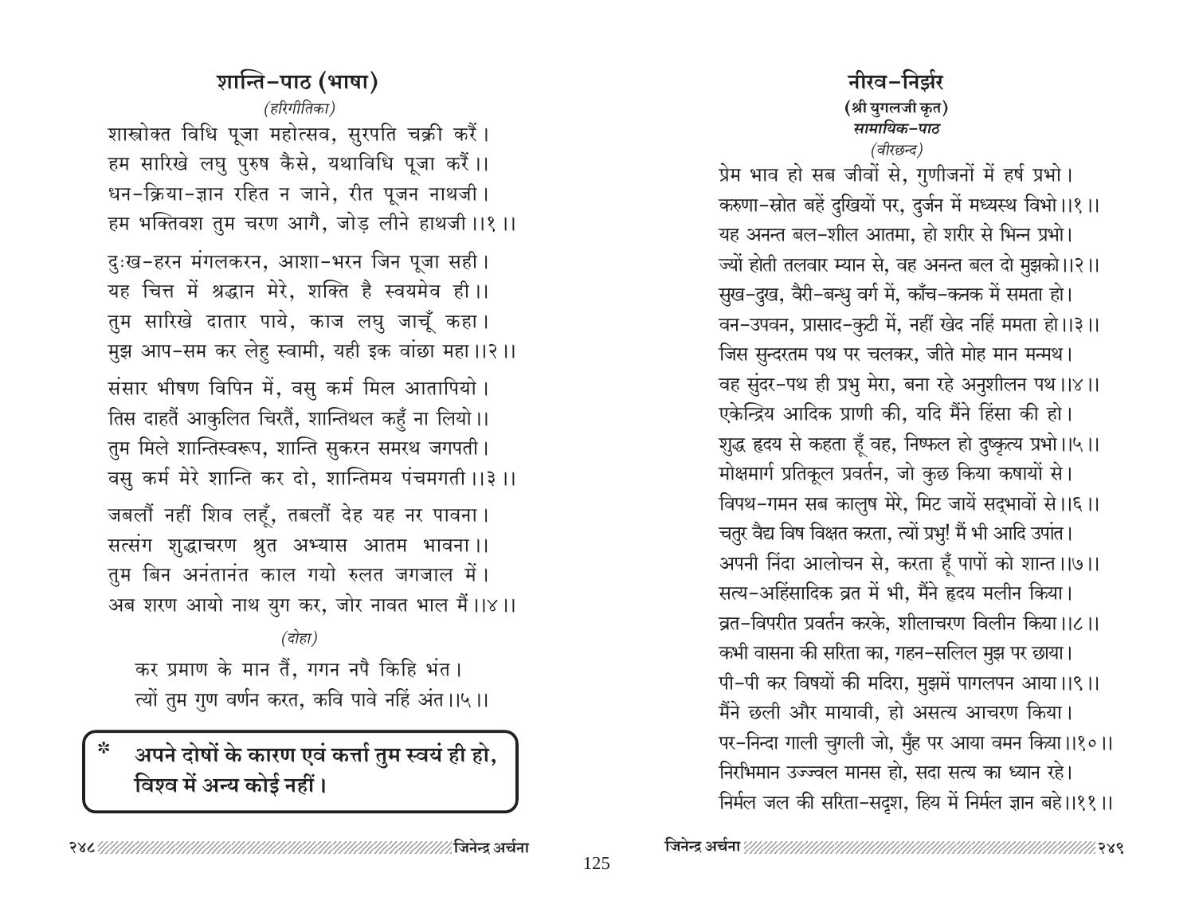## शान्ति-पाठ (भाषा)

*(हरिगीतिका)*

शास्त्रोक्त विधि पूजा महोत्सव, सुरपति चक्री करैं।
हम सारिखे लघु पुरुष कैसे, यथाविधि पूजा करैं।।
धन-क्रिया-ज्ञान रहित न जाने, रीत पूजन नाथजी।
हम भक्तिवश तुम चरण आगै, जोड़ लीने हाथजी।।१।।

दुःख-हरन मंगलकरन, आशा-भरन जिन पूजा सही।
यह चित्त में श्रद्धान मेरे, शक्ति है स्वयमेव ही।।
तुम सारिखे दातार पाये, काज लघु जाचूँ कहा।
मुझ आप-सम कर लेहु स्वामी, यही इक वांछा महा।।२।।

संसार भीषण विपिन में, वसु कर्म मिल आतापियो।
तिस दाहतैं आकुलित चिरतैं, शान्तिथल कहुँ ना लियो।।
तुम मिले शान्तिस्वरूप, शान्ति सुकरन समरथ जगपती।
वसु कर्म मेरे शान्ति कर दो, शान्तिमय पंचमगती।।३।।

जबलौं नहीं शिव लहूँ, तबलौं देह यह नर पावना।
सत्संग शुद्धाचरण श्रुत अभ्यास आतम भावना।।
तुम बिन अनंतानंत काल गयो रुलत जगजाल में।
अब शरण आयो नाथ युग कर, जोर नावत भाल मैं।।४।।

*(दोहा)*

कर प्रमाण के मान तैं, गगन नपै किहि भंत।
त्यों तुम गुण वर्णन करत, कवि पावे नहिं अंत।।५।।

> * **अपने दोषों के कारण एवं कर्त्ता तुम स्वयं ही हो, विश्व में अन्य कोई नहीं।**

## नीरव-निर्झर

**(श्री युगलजी कृत)**

***सामायिक-पाठ***

*(वीरछन्द)*

प्रेम भाव हो सब जीवों से, गुणीजनों में हर्ष प्रभो।
करुणा-स्रोत बहें दुखियों पर, दुर्जन में मध्यस्थ विभो।।१।।
यह अनन्त बल-शील आतमा, हो शरीर से भिन्न प्रभो।
ज्यों होती तलवार म्यान से, वह अनन्त बल दो मुझको।।२।।
सुख-दुख, वैरी-बन्धु वर्ग में, काँच-कनक में समता हो।
वन-उपवन, प्रासाद-कुटी में, नहीं खेद नहिं ममता हो।।३।।
जिस सुन्दरतम पथ पर चलकर, जीते मोह मान मन्मथ।
वह सुंदर-पथ ही प्रभु मेरा, बना रहे अनुशीलन पथ।।४।।
एकेन्द्रिय आदिक प्राणी की, यदि मैंने हिंसा की हो।
शुद्ध हृदय से कहता हूँ वह, निष्फल हो दुष्कृत्य प्रभो।।५।।
मोक्षमार्ग प्रतिकूल प्रवर्तन, जो कुछ किया कषायों से।
विपथ-गमन सब कालुष मेरे, मिट जायें सद्भावों से।।६।।
चतुर वैद्य विष विक्षत करता, त्यों प्रभु! मैं भी आदि उपांत।
अपनी निंदा आलोचन से, करता हूँ पापों को शान्त।।७।।
सत्य-अहिंसादिक व्रत में भी, मैंने हृदय मलीन किया।
व्रत-विपरीत प्रवर्तन करके, शीलाचरण विलीन किया।।८।।
कभी वासना की सरिता का, गहन-सलिल मुझ पर छाया।
पी-पी कर विषयों की मदिरा, मुझमें पागलपन आया।।९।।
मैंने छली और मायावी, हो असत्य आचरण किया।
पर-निन्दा गाली चुगली जो, मुँह पर आया वमन किया।।१०।।
निरभिमान उज्ज्वल मानस हो, सदा सत्य का ध्यान रहे।
निर्मल जल की सरिता-सदृश, हिय में निर्मल ज्ञान बहे।।११।।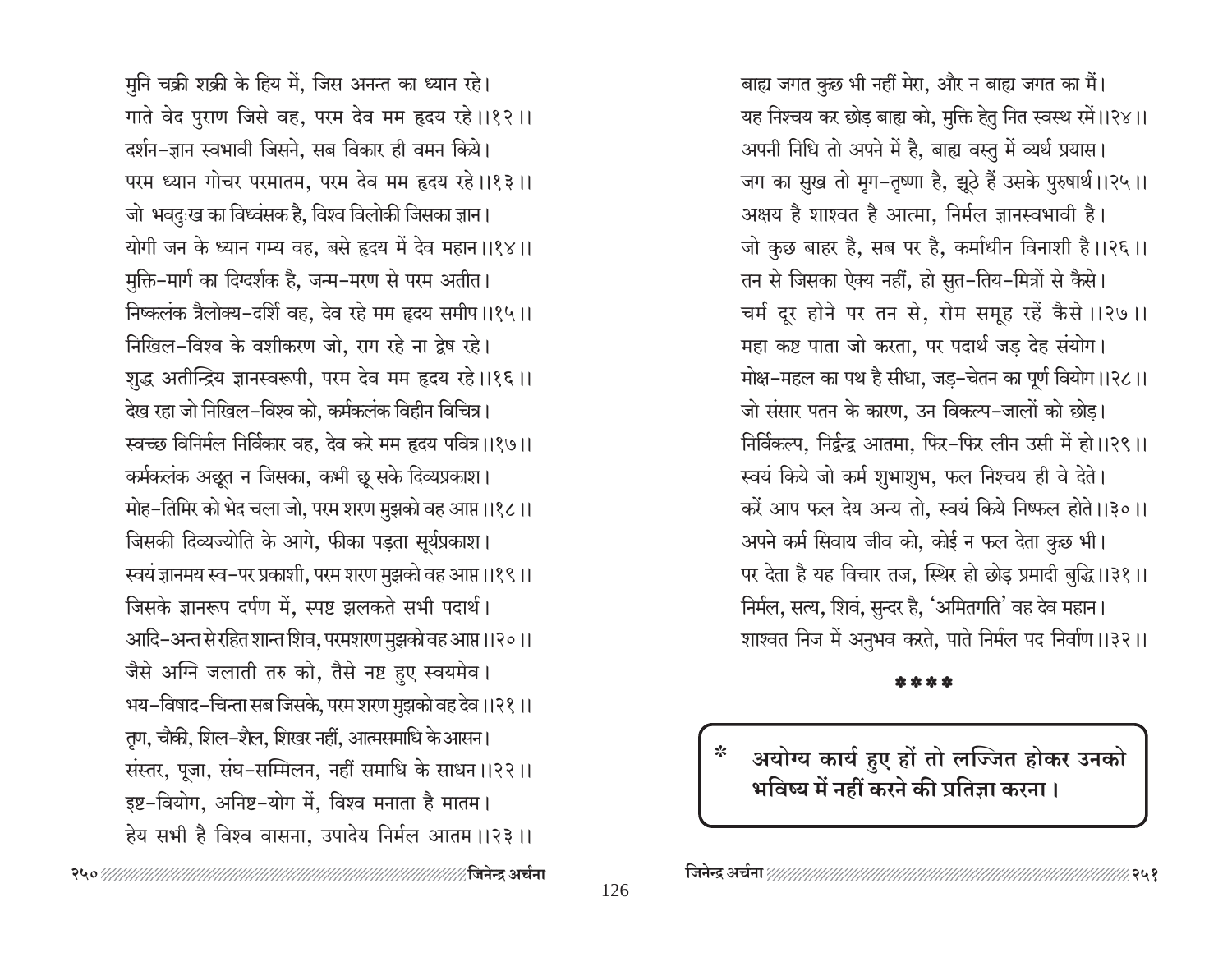मुनि चक्री शक्री के हिय में, जिस अनन्त का ध्यान रहे।
गाते वेद पुराण जिसे वह, परम देव मम हृदय रहे ।।१२ ।।
दर्शन-ज्ञान स्वभावी जिसने, सब विकार ही वमन किये।
परम ध्यान गोचर परमातम, परम देव मम हृदय रहे ।।१३ ।।
जो भवदुःख का विध्वंसक है, विश्व विलोकी जिसका ज्ञान।
योगी जन के ध्यान गम्य वह, बसे हृदय में देव महान ।।१४ ।।
मुक्ति-मार्ग का दिग्दर्शक है, जन्म-मरण से परम अतीत।
निष्कलंक त्रैलोक्य-दर्शी वह, देव रहे मम हृदय समीप ।।१५ ।।
निखिल-विश्व के वशीकरण जो, राग रहे ना द्वेष रहे।
शुद्ध अतीन्द्रिय ज्ञानस्वरूपी, परम देव मम हृदय रहे ।।१६ ।।
देख रहा जो निखिल-विश्व को, कर्मकलंक विहीन विचित्र।
स्वच्छ विनिर्मल निर्विकार वह, देव करे मम हृदय पवित्र ।।१७ ।।
कर्मकलंक अछूत न जिसका, कभी छू सके दिव्यप्रकाश।
मोह-तिमिर को भेद चला जो, परम शरण मुझको वह आप्त ।।१८ ।।
जिसकी दिव्यज्योति के आगे, फीका पड़ता सूर्यप्रकाश।
स्वयं ज्ञानमय स्व-पर प्रकाशी, परम शरण मुझको वह आप्त ।।१९ ।।
जिसके ज्ञानरूप दर्पण में, स्पष्ट झलकते सभी पदार्थ।
आदि-अन्त से रहित शान्त शिव, परमशरण मुझको वह आप्त ।।२० ।।
जैसे अग्नि जलाती तरु को, तैसे नष्ट हुए स्वयमेव।
भय-विषाद-चिन्ता सब जिसके, परम शरण मुझको वह देव ।।२१ ।।
तृण, चौकी, शिल-शैल, शिखर नहीं, आत्मसमाधि के आसन।
संस्तर, पूजा, संघ-सम्मिलन, नहीं समाधि के साधन ।।२२ ।।
इष्ट-वियोग, अनिष्ट-योग में, विश्व मनाता है मातम।
हेय सभी है विश्व वासना, उपादेय निर्मल आतम ।।२३ ।।

बाह्य जगत कुछ भी नहीं मेरा, और न बाह्य जगत का मैं।
यह निश्चय कर छोड़ बाह्य को, मुक्ति हेतु नित स्वस्थ रमें ।।२४ ।।
अपनी निधि तो अपने में है, बाह्य वस्तु में व्यर्थ प्रयास।
जग का सुख तो मृग-तृष्णा है, झूठे हैं उसके पुरुषार्थ ।।२५ ।।
अक्षय है शाश्वत है आत्मा, निर्मल ज्ञानस्वभावी है।
जो कुछ बाहर है, सब पर है, कर्माधीन विनाशी है ।।२६ ।।
तन से जिसका ऐक्य नहीं, हो सुत-तिय-मित्रों से कैसे।
चर्म दूर होने पर तन से, रोम समूह रहें कैसे ।।२७ ।।
महा कष्ट पाता जो करता, पर पदार्थ जड़ देह संयोग।
मोक्ष-महल का पथ है सीधा, जड़-चेतन का पूर्ण वियोग ।।२८ ।।
जो संसार पतन के कारण, उन विकल्प-जालों को छोड़।
निर्विकल्प, निर्द्वन्द्व आतमा, फिर-फिर लीन उसी में हो ।।२९ ।।
स्वयं किये जो कर्म शुभाशुभ, फल निश्चय ही वे देते।
करें आप फल देय अन्य तो, स्वयं किये निष्फल होते ।।३० ।।
अपने कर्म सिवाय जीव को, कोई न फल देता कुछ भी।
पर देता है यह विचार तज, स्थिर हो छोड़ प्रमादी बुद्धि ।।३१ ।।
निर्मल, सत्य, शिवं, सुन्दर है, 'अमितगति' वह देव महान।
शाश्वत निज में अनुभव करते, पाते निर्मल पद निर्वाण ।।३२ ।।

\* \* \* \*

\* **अयोग्य कार्य हुए हों तो लज्जित होकर उनको भविष्य में नहीं करने की प्रतिज्ञा करना।**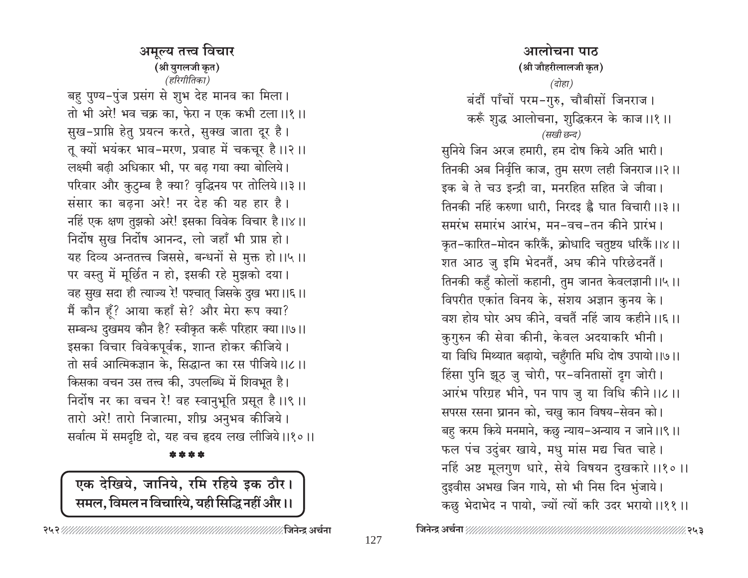## अमूल्य तत्त्व विचार

**(श्री युगलजी कृत)**

*(हरिगीतिका)*

बहु पुण्य-पुंज प्रसंग से शुभ देह मानव का मिला।
तो भी अरे! भव चक्र का, फेरा न एक कभी टला ।।१ ।।
सुख-प्राप्ति हेतु प्रयत्न करते, सुक्ख जाता दूर है।
तू क्यों भयंकर भाव-मरण, प्रवाह में चकचूर है ।।२ ।।
लक्ष्मी बढ़ी अधिकार भी, पर बढ़ गया क्या बोलिये।
परिवार और कुटुम्ब है क्या? वृद्धिनय पर तोलिये ।।३ ।।
संसार का बढ़ना अरे! नर देह की यह हार है।
नहिं एक क्षण तुझको अरे! इसका विवेक विचार है ।।४ ।।
निर्दोष सुख निर्दोष आनन्द, लो जहाँ भी प्राप्त हो।
यह दिव्य अन्ततत्त्व जिससे, बन्धनों से मुक्त हो ।।५ ।।
पर वस्तु में मूर्छित न हो, इसकी रहे मुझको दया।
वह सुख सदा ही त्याज्य रे! पश्चात् जिसके दुख भरा ।।६ ।।
मैं कौन हूँ? आया कहाँ से? और मेरा रूप क्या?
सम्बन्ध दुखमय कौन है? स्वीकृत करूँ परिहार क्या ।।७ ।।
इसका विचार विवेकपूर्वक, शान्त होकर कीजिये।
तो सर्व आत्मिकज्ञान के, सिद्धान्त का रस पीजिये ।।८ ।।
किसका वचन उस तत्त्व की, उपलब्धि में शिवभूत है।
निर्दोष नर का वचन रे! वह स्वानुभूति प्रसूत है ।।९ ।।
तारो अरे! तारो निजात्मा, शीघ्र अनुभव कीजिये।
सर्वात्म में समदृष्टि दो, यह वच हृदय लख लीजिये ।।१० ।।

\*\*\*\*

**एक देखिये, जानिये, रमि रहिये इक ठौर।**
**समल, विमल न विचारिये, यही सिद्धि नहीं और ।।**

## आलोचना पाठ

**(श्री जौहरीलालजी कृत)**

*(दोहा)*

बंदौं पाँचों परम-गुरु, चौबीसों जिनराज।
करूँ शुद्ध आलोचना, शुद्धिकरन के काज ।।१ ।।

*(सखी छन्द)*

सुनिये जिन अरज हमारी, हम दोष किये अति भारी।
तिनकी अब निर्वृत्ति काज, तुम सरण लही जिनराज ।।२ ।।
इक बे ते चउ इन्द्री वा, मनरहित सहित जे जीवा।
तिनकी नहिं करुणा धारी, निरदइ ह्वै घात विचारी ।।३ ।।
समरंभ समारंभ आरंभ, मन-वच-तन कीने प्रारंभ।
कृत-कारित-मोदन करिकैं, क्रोधादि चतुष्टय धरिकैं ।।४ ।।
शत आठ जु इमि भेदनतैं, अघ कीने परिछेदनतैं।
तिनकी कहुँ कोलों कहानी, तुम जानत केवलज्ञानी ।।५ ।।
विपरीत एकांत विनय के, संशय अज्ञान कुनय के।
वश होय घोर अघ कीने, वचतैं नहिं जाय कहीने ।।६ ।।
कुगुरुन की सेवा कीनी, केवल अदयाकरि भीनी।
या विधि मिथ्यात बढ़ायो, चहुँगति मधि दोष उपायो ।।७ ।।
हिंसा पुनि झूठ जु चोरी, पर-वनितासों दृग जोरी।
आरंभ परिग्रह भीने, पन पाप जु या विधि कीने ।।८ ।।
सपरस रसना घ्रानन को, चखु कान विषय-सेवन को।
बहु करम किये मनमाने, कछु न्याय-अन्याय न जाने ।।९ ।।
फल पंच उदुंबर खाये, मधु मांस मद्य चित चाहे।
नहिं अष्ट मूलगुण धारे, सेये विषयन दुखकारे ।।१० ।।
दुइवीस अभख जिन गाये, सो भी निस दिन भुंजाये।
कछु भेदाभेद न पायो, ज्यों त्यों करि उदर भरायो ।।११ ।।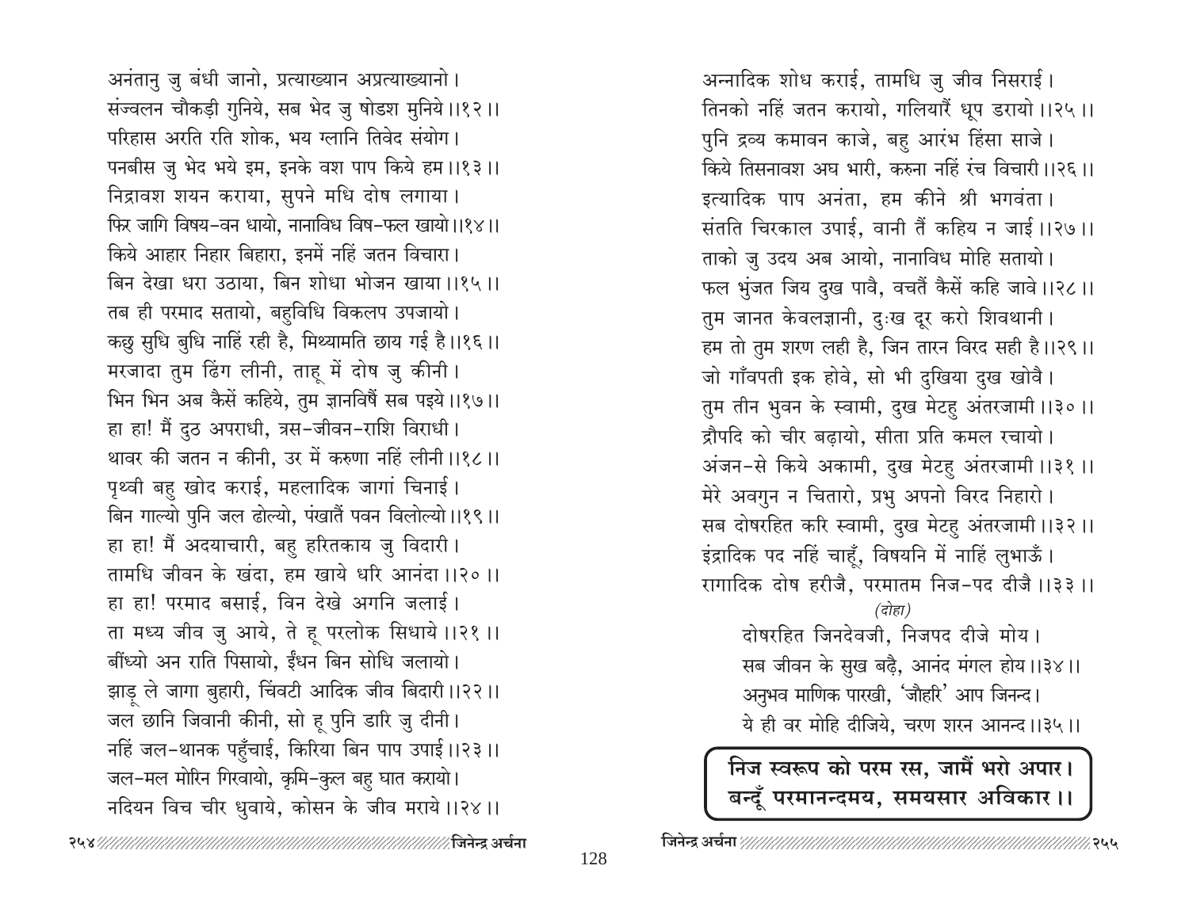अनंतानु जु बंधी जानो, प्रत्याख्यान अप्रत्याख्यानो।
संज्वलन चौकड़ी गुनिये, सब भेद जु षोडश मुनिये।।१२।।
परिहास अरति रति शोक, भय ग्लानि तिवेद संयोग।
पनबीस जु भेद भये इम, इनके वश पाप किये हम।।१३।।
निद्रावश शयन कराया, सुपने मधि दोष लगाया।
फिर जागि विषय-वन धायो, नानाविध विष-फल खायो।।१४।।
किये आहार निहार बिहारा, इनमें नहिं जतन विचारा।
बिन देखा धरा उठाया, बिन शोधा भोजन खाया।।१५।।
तब ही परमाद सतायो, बहुविधि विकलप उपजायो।
कछु सुधि बुधि नाहिं रही है, मिथ्यामति छाय गई है।।१६।।
मरजादा तुम ढिंग लीनी, ताहू में दोष जु कीनी।
भिन भिन अब कैसें कहिये, तुम ज्ञानविषैं सब पइये।।१७।।
हा हा! मैं दुठ अपराधी, त्रस-जीवन-राशि विराधी।
थावर की जतन न कीनी, उर में करुणा नहिं लीनी।।१८।।
पृथ्वी बहु खोद कराई, महलादिक जागां चिनाई।
बिन गाल्यो पुनि जल ढोल्यो, पंखातैं पवन विलोल्यो।।१९।।
हा हा! मैं अदयाचारी, बहु हरितकाय जु विदारी।
तामधि जीवन के खंदा, हम खाये धरि आनंदा।।२०।।
हा हा! परमाद बसाई, विन देखे अगनि जलाई।
ता मध्य जीव जु आये, ते हू परलोक सिधाये।।२१।।
बींध्यो अन राति पिसायो, ईंधन बिन सोधि जलायो।
झाड़ू ले जागा बुहारी, चिंवटी आदिक जीव बिदारी।।२२।।
जल छानि जिवानी कीनी, सो हू पुनि डारि जु दीनी।
नहिं जल-थानक पहुँचाई, किरिया बिन पाप उपाई।।२३।।
जल-मल मोरिन गिरवायो, कृमि-कुल बहु घात करायो।
नदियन विच चीर धुवाये, कोसन के जीव मराये।।२४।।

अन्नादिक शोध कराई, तामधि जु जीव निसराई।
तिनको नहिं जतन करायो, गलियारैं धूप डरायो।।२५।।
पुनि द्रव्य कमावन काजे, बहु आरंभ हिंसा साजे।
किये तिसनावश अघ भारी, करुना नहिं रंच विचारी।।२६।।
इत्यादिक पाप अनंता, हम कीने श्री भगवंता।
संतति चिरकाल उपाई, वानी तैं कहिय न जाई।।२७।।
ताको जु उदय अब आयो, नानाविध मोहि सतायो।
फल भुंजत जिय दुख पावै, वचतैं कैसें कहि जावे।।२८।।
तुम जानत केवलज्ञानी, दुःख दूर करो शिवथानी।
हम तो तुम शरण लही है, जिन तारन विरद सही है।।२९।।
जो गाँवपती इक होवे, सो भी दुखिया दुख खोवै।
तुम तीन भुवन के स्वामी, दुख मेटहु अंतरजामी।।३०।।
द्रौपदि को चीर बढ़ायो, सीता प्रति कमल रचायो।
अंजन-से किये अकामी, दुख मेटहु अंतरजामी।।३१।।
मेरे अवगुन न चितारो, प्रभु अपनो विरद निहारो।
सब दोषरहित करि स्वामी, दुख मेटहु अंतरजामी।।३२।।
इंद्रादिक पद नहिं चाहूँ, विषयनि में नाहिं लुभाऊँ।
रागादिक दोष हरीजै, परमातम निज-पद दीजै।।३३।।

*(दोहा)*

दोषरहित जिनदेवजी, निजपद दीजे मोय।
सब जीवन के सुख बढ़ै, आनंद मंगल होय।।३४।।
अनुभव माणिक पारखी, 'जौहरि' आप जिनन्द।
ये ही वर मोहि दीजिये, चरण शरन आनन्द।।३५।।

**निज स्वरूप को परम रस, जामैं भरो अपार।**
**बन्दूँ परमानन्दमय, समयसार अविकार।।**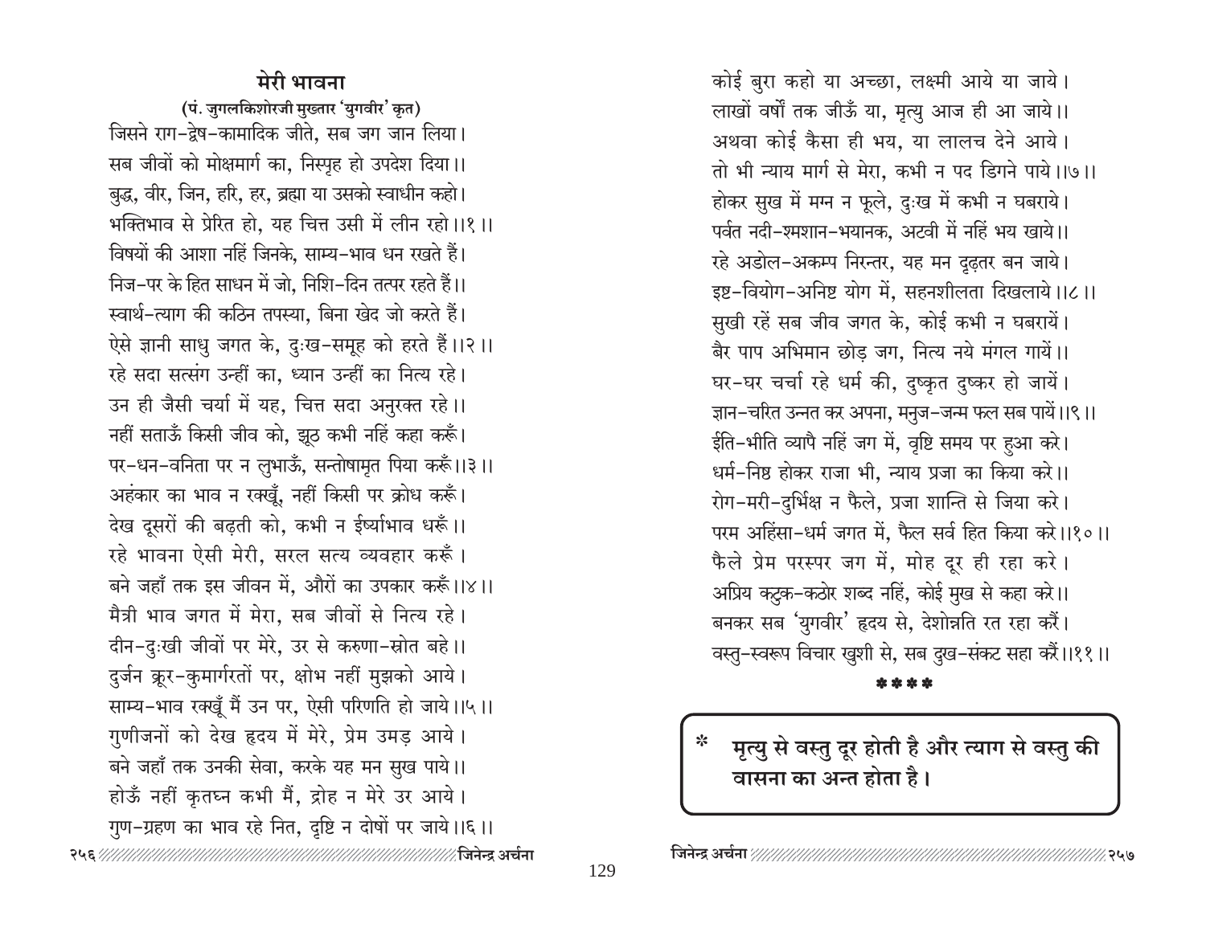## मेरी भावना

**(पं. जुगलकिशोरजी मुख्तार 'युगवीर' कृत)**

जिसने राग-द्वेष-कामादिक जीते, सब जग जान लिया।
सब जीवों को मोक्षमार्ग का, निस्पृह हो उपदेश दिया।।
बुद्ध, वीर, जिन, हरि, हर, ब्रह्मा या उसको स्वाधीन कहो।
भक्तिभाव से प्रेरित हो, यह चित्त उसी में लीन रहो।।१।।

विषयों की आशा नहिं जिनके, साम्य-भाव धन रखते हैं।
निज-पर के हित साधन में जो, निशि-दिन तत्पर रहते हैं।।
स्वार्थ-त्याग की कठिन तपस्या, बिना खेद जो करते हैं।
ऐसे ज्ञानी साधु जगत के, दुःख-समूह को हरते हैं।।२।।

रहे सदा सत्संग उन्हीं का, ध्यान उन्हीं का नित्य रहे।
उन ही जैसी चर्या में यह, चित्त सदा अनुरक्त रहे।।
नहीं सताऊँ किसी जीव को, झूठ कभी नहिं कहा करूँ।
पर-धन-वनिता पर न लुभाऊँ, सन्तोषामृत पिया करूँ।।३।।

अहंकार का भाव न रक्खूँ, नहीं किसी पर क्रोध करूँ।
देख दूसरों की बढ़ती को, कभी न ईर्ष्याभाव धरूँ।।
रहे भावना ऐसी मेरी, सरल सत्य व्यवहार करूँ।
बने जहाँ तक इस जीवन में, औरों का उपकार करूँ।।४।।

मैत्री भाव जगत में मेरा, सब जीवों से नित्य रहे।
दीन-दुःखी जीवों पर मेरे, उर से करुणा-स्रोत बहे।।
दुर्जन क्रूर-कुमार्गरतों पर, क्षोभ नहीं मुझको आये।
साम्य-भाव रक्खूँ मैं उन पर, ऐसी परिणति हो जाये।।५।।

गुणीजनों को देख हृदय में मेरे, प्रेम उमड़ आये।
बने जहाँ तक उनकी सेवा, करके यह मन सुख पाये।।
होऊँ नहीं कृतघ्न कभी मैं, द्रोह न मेरे उर आये।
गुण-ग्रहण का भाव रहे नित, दृष्टि न दोषों पर जाये।।६।।

कोई बुरा कहो या अच्छा, लक्ष्मी आये या जाये।
लाखों वर्षों तक जीऊँ या, मृत्यु आज ही आ जाये।।
अथवा कोई कैसा ही भय, या लालच देने आये।
तो भी न्याय मार्ग से मेरा, कभी न पद डिगने पाये।।७।।

होकर सुख में मग्न न फूले, दुःख में कभी न घबराये।
पर्वत नदी-श्मशान-भयानक, अटवी में नहिं भय खाये।।
रहे अडोल-अकम्प निरन्तर, यह मन दृढ़तर बन जाये।
इष्ट-वियोग-अनिष्ट योग में, सहनशीलता दिखलाये।।८।।

सुखी रहें सब जीव जगत के, कोई कभी न घबरायें।
बैर पाप अभिमान छोड़ जग, नित्य नये मंगल गायें।।
घर-घर चर्चा रहे धर्म की, दुष्कृत दुष्कर हो जायें।
ज्ञान-चरित उन्नत कर अपना, मनुज-जन्म फल सब पायें।।९।।

ईति-भीति व्यापै नहिं जग में, वृष्टि समय पर हुआ करे।
धर्म-निष्ठ होकर राजा भी, न्याय प्रजा का किया करे।।
रोग-मरी-दुर्भिक्ष न फैले, प्रजा शान्ति से जिया करे।
परम अहिंसा-धर्म जगत में, फैल सर्व हित किया करे।।१०।।

फैले प्रेम परस्पर जग में, मोह दूर ही रहा करे।
अप्रिय कटुक-कठोर शब्द नहिं, कोई मुख से कहा करे।।
बनकर सब 'युगवीर' हृदय से, देशोन्नति रत रहा करें।
वस्तु-स्वरूप विचार खुशी से, सब दुख-संकट सहा करें।।११।।

\*\*\*\*

> \* **मृत्यु से वस्तु दूर होती है और त्याग से वस्तु की वासना का अन्त होता है।**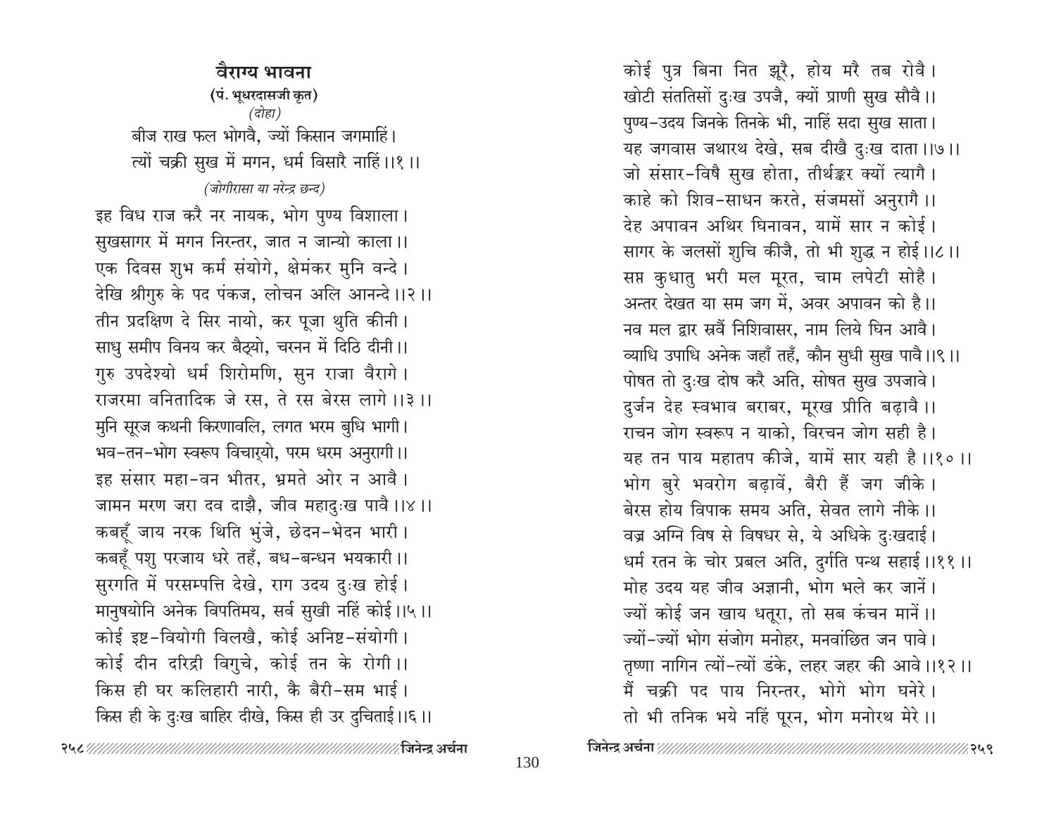## वैराग्य भावना

**(पं. भूधरदासजी कृत)**

*(दोहा)*

बीज राख फल भोगवै, ज्यों किसान जगमाहिं।
त्यों चक्री सुख में मगन, धर्म विसारै नाहिं।।१।।

*(जोगीरासा या नरेन्द्र छन्द)*

इह विध राज करै नर नायक, भोग पुण्य विशाला।
सुखसागर में मगन निरन्तर, जात न जान्यो काला।।
एक दिवस शुभ कर्म संयोगे, क्षेमंकर मुनि वन्दे।
देखि श्रीगुरु के पद पंकज, लोचन अलि आनन्दे।।२।।

तीन प्रदक्षिण दे सिर नायो, कर पूजा थुति कीनी।
साधु समीप विनय कर बैठ्यो, चरनन में दिठि दीनी।।
गुरु उपदेश्यो धर्म शिरोमणि, सुन राजा वैरागे।
राजरमा वनितादिक जे रस, ते रस बेरस लागे।।३।।

मुनि सूरज कथनी किरणावलि, लगत भरम बुधि भागी।
भव-तन-भोग स्वरूप विचार्‌यो, परम धरम अनुरागी।।
इह संसार महा-वन भीतर, भ्रमते ओर न आवै।
जामन मरण जरा दव दाझै, जीव महादुःख पावै।।४।।

कबहूँ जाय नरक थिति भुंजे, छेदन-भेदन भारी।
कबहूँ पशु परजाय धरे तहँ, बध-बन्धन भयकारी।।
सुरगति में परसम्पत्ति देखे, राग उदय दुःख होई।
मानुषयोनि अनेक विपतिमय, सर्व सुखी नहिं कोई।।५।।

कोई इष्ट-वियोगी विलखै, कोई अनिष्ट-संयोगी।
कोई दीन दरिद्री विगुचे, कोई तन के रोगी।।
किस ही घर कलिहारी नारी, कै बैरी-सम भाई।
किस ही के दुःख बाहिर दीखे, किस ही उर दुचिताई।।६।।

कोई पुत्र बिना नित झूरै, होय मरै तब रोवै।
खोटी संततिसों दुःख उपजै, क्यों प्राणी सुख सौवै।।
पुण्य-उदय जिनके तिनके भी, नाहिं सदा सुख साता।
यह जगवास जथारथ देखे, सब दीखै दुःख दाता।।७।।

जो संसार-विषै सुख होता, तीर्थङ्कर क्यों त्यागै।
काहे को शिव-साधन करते, संजमसों अनुरागै।।
देह अपावन अथिर घिनावन, यामें सार न कोई।
सागर के जलसों शुचि कीजै, तो भी शुद्ध न होई।।८।।

सप्त कुधातु भरी मल मूरत, चाम लपेटी सोहै।
अन्तर देखत या सम जग में, अवर अपावन को है।।
नव मल द्वार स्रवैं निशिवासर, नाम लिये घिन आवै।
व्याधि उपाधि अनेक जहाँ तहँ, कौन सुधी सुख पावै।।९।।

पोषत तो दुःख दोष करै अति, सोषत सुख उपजावे।
दुर्जन देह स्वभाव बराबर, मूरख प्रीति बढ़ावै।।
राचन जोग स्वरूप न याको, विरचन जोग सही है।
यह तन पाय महातप कीजे, यामें सार यही है।।१०।।

भोग बुरे भवरोग बढ़ावें, बैरी हैं जग जीके।
बेरस होय विपाक समय अति, सेवत लागे नीके।।
वज्र अग्नि विष से विषधर से, ये अधिके दुःखदाई।
धर्म रतन के चोर प्रबल अति, दुर्गति पन्थ सहाई।।११।।

मोह उदय यह जीव अज्ञानी, भोग भले कर जानें।
ज्यों कोई जन खाय धतूरा, तो सब कंचन मानें।।
ज्यों-ज्यों भोग संजोग मनोहर, मनवांछित जन पावे।
तृष्णा नागिन त्यों-त्यों डंके, लहर जहर की आवे।।१२।।

मैं चक्री पद पाय निरन्तर, भोगे भोग घनेरे।
तो भी तनिक भये नहिं पूरन, भोग मनोरथ मेरे।।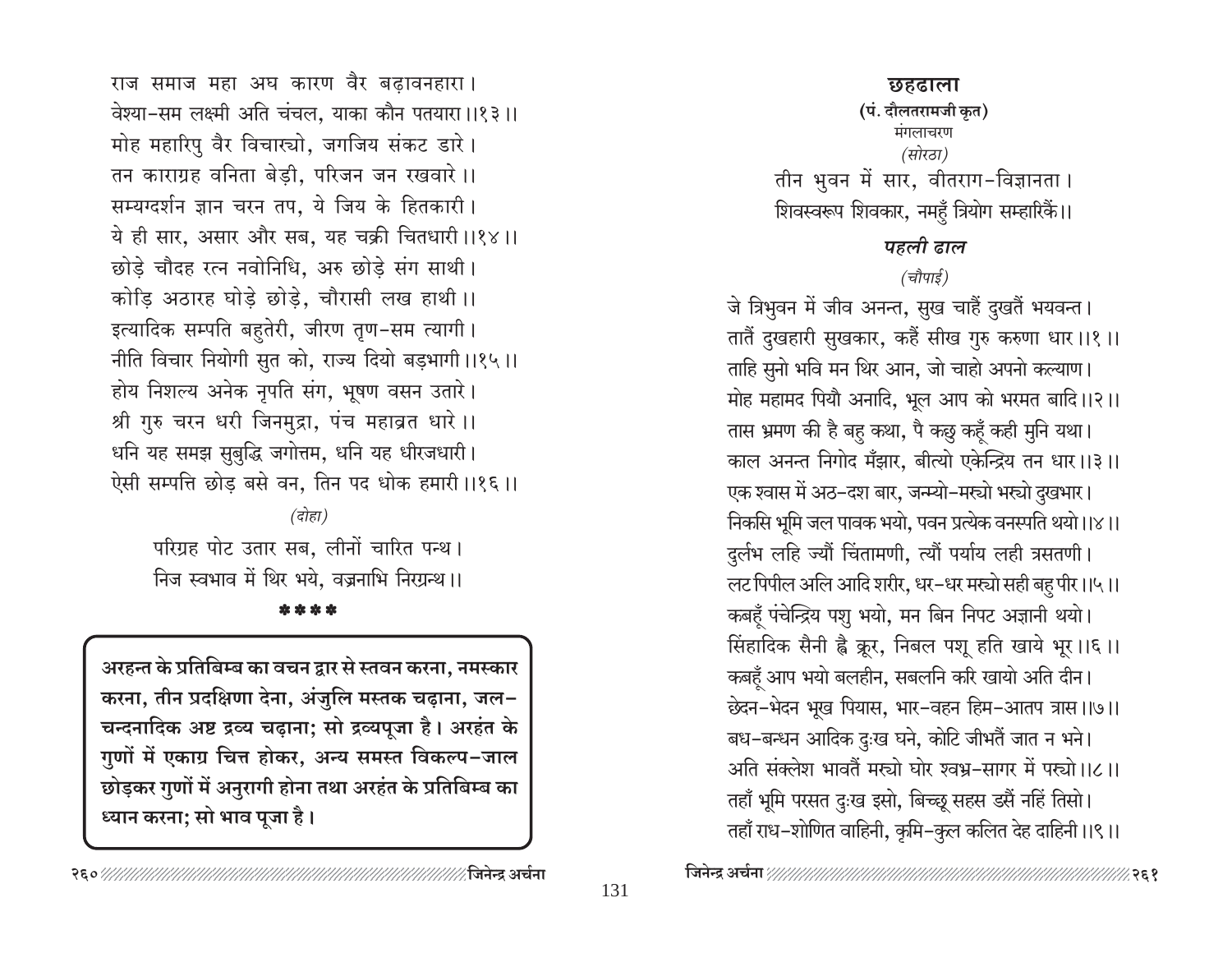राज समाज महा अघ कारण वैर बढ़ावनहारा।
वेश्या-सम लक्ष्मी अति चंचल, याका कौन पतयारा।।१३।।
मोह महारिपु वैर विचार्‌यो, जगजिय संकट डारे।
तन काराग्रह वनिता बेड़ी, परिजन जन रखवारे।।
सम्यग्दर्शन ज्ञान चरन तप, ये जिय के हितकारी।
ये ही सार, असार और सब, यह चक्री चितधारी।।१४।।
छोड़े चौदह रत्न नवोनिधि, अरु छोड़े संग साथी।
कोड़ि अठारह घोड़े छोड़े, चौरासी लख हाथी।।
इत्यादिक सम्पति बहुतेरी, जीरण तृण-सम त्यागी।
नीति विचार नियोगी सुत को, राज्य दियो बड़भागी।।१५।।
होय निशल्य अनेक नृपति संग, भूषण वसन उतारे।
श्री गुरु चरन धरी जिनमुद्रा, पंच महाव्रत धारे।।
धनि यह समझ सुबुद्धि जगोत्तम, धनि यह धीरजधारी।
ऐसी सम्पत्ति छोड़ बसे वन, तिन पद धोक हमारी।।१६।।

*(दोहा)*

परिग्रह पोट उतार सब, लीनों चारित पन्थ।
निज स्वभाव में थिर भये, वज्रनाभि निरग्रन्थ।।

\*\*\*\*

**अरहन्त के प्रतिबिम्ब का वचन द्वार से स्तवन करना, नमस्कार करना, तीन प्रदक्षिणा देना, अंजुलि मस्तक चढ़ाना, जल-चन्दनादिक अष्ट द्रव्य चढ़ाना; सो द्रव्यपूजा है। अरहंत के गुणों में एकाग्र चित्त होकर, अन्य समस्त विकल्प-जाल छोड़कर गुणों में अनुरागी होना तथा अरहंत के प्रतिबिम्ब का ध्यान करना; सो भाव पूजा है।**

# छहढाला

**(पं. दौलतरामजी कृत)**

मंगलाचरण

*(सोरठा)*

तीन भुवन में सार, वीतराग-विज्ञानता।
शिवस्वरूप शिवकार, नमहुँ त्रियोग सम्हारिकैं।।

## *पहली ढाल*

*(चौपाई)*

जे त्रिभुवन में जीव अनन्त, सुख चाहैं दुखतैं भयवन्त।
तातैं दुखहारी सुखकार, कहैं सीख गुरु करुणा धार।।१।।
ताहि सुनो भवि मन थिर आन, जो चाहो अपनो कल्याण।
मोह महामद पियौ अनादि, भूल आप को भरमत बादि।।२।।
तास भ्रमण की है बहु कथा, पै कछु कहूँ कही मुनि यथा।
काल अनन्त निगोद मँझार, बीत्यो एकेन्द्रिय तन धार।।३।।
एक श्वास में अठ-दश बार, जन्म्यो-मर्‌यो भर्‌यो दुखभार।
निकसि भूमि जल पावक भयो, पवन प्रत्येक वनस्पति थयो।।४।।
दुर्लभ लहि ज्यौं चिंतामणी, त्यौं पर्याय लही त्रसतणी।
लट पिपील अलि आदि शरीर, धर-धर मर्‌यो सही बहु पीर।।५।।
कबहूँ पंचेन्द्रिय पशु भयो, मन बिन निपट अज्ञानी थयो।
सिंहादिक सैनी ह्वै क्रूर, निबल पशू हति खाये भूर।।६।।
कबहूँ आप भयो बलहीन, सबलनि करि खायो अति दीन।
छेदन-भेदन भूख पियास, भार-वहन हिम-आतप त्रास।।७।।
बध-बन्धन आदिक दुःख घने, कोटि जीभतैं जात न भने।
अति संक्लेश भावतैं मर्‌यो घोर श्वभ्र-सागर में पर्‌यो।।८।।
तहाँ भूमि परसत दुःख इसो, बिच्छू सहस डसैं नहिं तिसो।
तहाँ राध-शोणित वाहिनी, कृमि-कुल कलित देह दाहिनी।।९।।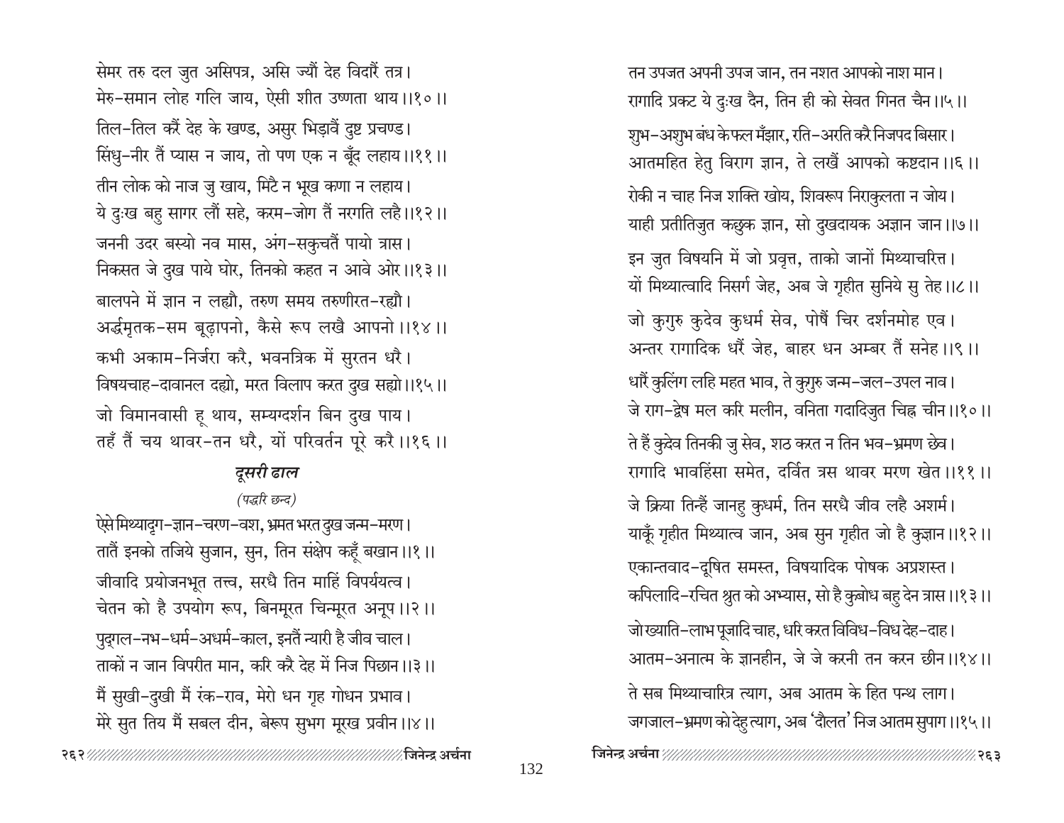सेमर तरु दल जुत असिपत्र, असि ज्यौं देह विदारैं तत्र।
मेरु-समान लोह गलि जाय, ऐसी शीत उष्णता थाय।।१०।।

तिल-तिल करैं देह के खण्ड, असुर भिड़ावैं दुष्ट प्रचण्ड।
सिंधु-नीर तैं प्यास न जाय, तो पण एक न बूँद लहाय।।११।।

तीन लोक को नाज जु खाय, मिटै न भूख कणा न लहाय।
ये दुःख बहु सागर लौं सहे, करम-जोग तैं नरगति लहै।।१२।।

जननी उदर बस्यो नव मास, अंग-सकुचतैं पायो त्रास।
निकसत जे दुख पाये घोर, तिनको कहत न आवे ओर।।१३।।

बालपने में ज्ञान न लह्यौ, तरुण समय तरुणीरत-रह्यौ।
अर्द्धमृतक-सम बूढ़ापनो, कैसे रूप लखै आपनो।।१४।।

कभी अकाम-निर्जरा करै, भवनत्रिक में सुरतन धरै।
विषयचाह-दावानल दह्यो, मरत विलाप करत दुख सह्यो।।१५।।

जो विमानवासी हू थाय, सम्यग्दर्शन बिन दुख पाय।
तहँ तैं चय थावर-तन धरै, यों परिवर्तन पूरे करै।।१६।।

## *दूसरी ढाल*

*(पद्धरि छन्द)*

ऐसे मिथ्यादृग-ज्ञान-चरण-वश, भ्रमत भरत दुख जन्म-मरण।
तातैं इनको तजिये सुजान, सुन, तिन संक्षेप कहूँ बखान।।१।।

जीवादि प्रयोजनभूत तत्त्व, सरधै तिन माहिं विपर्ययत्व।
चेतन को है उपयोग रूप, बिनमूरत चिन्मूरत अनूप।।२।।

पुद्गल-नभ-धर्म-अधर्म-काल, इनतैं न्यारी है जीव चाल।
ताकों न जान विपरीत मान, करि करै देह में निज पिछान।।३।।

मैं सुखी-दुखी मैं रंक-राव, मेरो धन गृह गोधन प्रभाव।
मेरे सुत तिय मैं सबल दीन, बेरूप सुभग मूरख प्रवीन।।४।।

तन उपजत अपनी उपज जान, तन नशत आपको नाश मान।
रागादि प्रकट ये दुःख दैन, तिन ही को सेवत गिनत चैन।।५।।

शुभ-अशुभ बंध के फल मँझार, रति-अरति करै निजपद बिसार।
आतमहित हेतु विराग ज्ञान, ते लखैं आपको कष्टदान।।६।।

रोकी न चाह निज शक्ति खोय, शिवरूप निराकुलता न जोय।
याही प्रतीतिजुत कछुक ज्ञान, सो दुखदायक अज्ञान जान।।७।।

इन जुत विषयनि में जो प्रवृत्त, ताको जानों मिथ्याचरित्त।
यों मिथ्यात्वादि निसर्ग जेह, अब जे गृहीत सुनिये सु तेह।।८।।

जो कुगुरु कुदेव कुधर्म सेव, पोषैं चिर दर्शनमोह एव।
अन्तर रागादिक धरैं जेह, बाहर धन अम्बर तैं सनेह।।९।।

धारैं कुलिंग लहि महत भाव, ते कुगुरु जन्म-जल-उपल नाव।
जे राग-द्वेष मल करि मलीन, वनिता गदादिजुत चिह्न चीन।।१०।।

ते हैं कुदेव तिनकी जु सेव, शठ करत न तिन भव-भ्रमण छेव।
रागादि भावहिंसा समेत, दर्वित त्रस थावर मरण खेत।।११।।

जे क्रिया तिन्हैं जानहु कुधर्म, तिन सरधै जीव लहै अशर्म।
याकूँ गृहीत मिथ्यात्व जान, अब सुन गृहीत जो है कुज्ञान।।१२।।

एकान्तवाद-दूषित समस्त, विषयादिक पोषक अप्रशस्त।
कपिलादि-रचित श्रुत को अभ्यास, सो है कुबोध बहु देन त्रास।।१३।।

जो ख्याति-लाभ पूजादि चाह, धरि करत विविध-विध देह-दाह।
आतम-अनात्म के ज्ञानहीन, जे जे करनी तन करन छीन।।१४।।

ते सब मिथ्याचारित्र त्याग, अब आतम के हित पन्थ लाग।
जगजाल-भ्रमण को देहु त्याग, अब 'दौलत' निज आतम सुपाग।।१५।।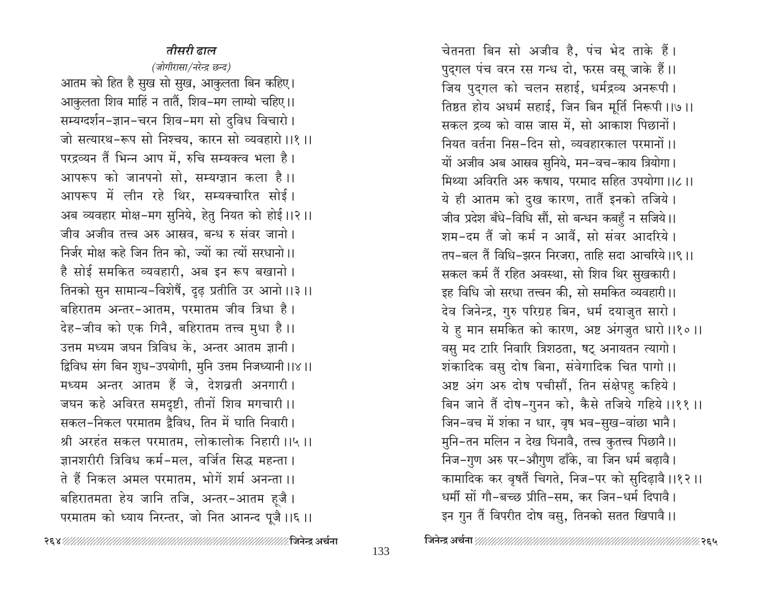### *तीसरी ढाल*

*(जोगीरासा/नरेन्द्र छन्द)*

आतम को हित है सुख सो सुख, आकुलता बिन कहिए।
आकुलता शिव माहिं न तातैं, शिव-मग लाग्यो चहिए।।
सम्यग्दर्शन-ज्ञान-चरन शिव-मग सो दुविध विचारो।
जो सत्यारथ-रूप सो निश्चय, कारन सो व्यवहारो।।१।।
परद्रव्यन तैं भिन्न आप में, रुचि सम्यक्त्व भला है।
आपरूप को जानपनो सो, सम्यग्ज्ञान कला है।।
आपरूप में लीन रहे थिर, सम्यक्चारित सोई।
अब व्यवहार मोक्ष-मग सुनिये, हेतु नियत को होई।।२।।
जीव अजीव तत्त्व अरु आस्रव, बन्ध रु संवर जानो।
निर्जर मोक्ष कहे जिन तिन को, ज्यों का त्यों सरधानो।।
है सोई समकित व्यवहारी, अब इन रूप बखानो।
तिनको सुन सामान्य-विशेषैं, दृढ़ प्रतीति उर आनो।।३।।
बहिरातम अन्तर-आतम, परमातम जीव त्रिधा है।
देह-जीव को एक गिनै, बहिरातम तत्त्व मुधा है।।
उत्तम मध्यम जघन त्रिविध के, अन्तर आतम ज्ञानी।
द्विविध संग बिन शुध-उपयोगी, मुनि उत्तम निजध्यानी।।४।।
मध्यम अन्तर आतम हैं जे, देशव्रती अनगारी।
जघन कहे अविरत समदृष्टी, तीनों शिव मगचारी।।
सकल-निकल परमातम द्वैविध, तिन में घाति निवारी।
श्री अरहंत सकल परमातम, लोकालोक निहारी।।५।।
ज्ञानशरीरी त्रिविध कर्म-मल, वर्जित सिद्ध महन्ता।
ते हैं निकल अमल परमातम, भोगें शर्म अनन्ता।।
बहिरातमता हेय जानि तजि, अन्तर-आतम हूजै।
परमातम को ध्याय निरन्तर, जो नित आनन्द पूजै।।६।।

चेतनता बिन सो अजीव है, पंच भेद ताके हैं।
पुद्गल पंच वरन रस गन्ध दो, फरस वसू जाके हैं।।
जिय पुद्गल को चलन सहाई, धर्मद्रव्य अनरूपी।
तिष्ठत होय अधर्म सहाई, जिन बिन मूर्ति निरूपी।।७।।
सकल द्रव्य को वास जास में, सो आकाश पिछानों।
नियत वर्तना निस-दिन सो, व्यवहारकाल परमानों।।
यों अजीव अब आस्रव सुनिये, मन-वच-काय त्रियोगा।
मिथ्या अविरति अरु कषाय, परमाद सहित उपयोगा।।८।।
ये ही आतम को दुख कारण, तातैं इनको तजिये।
जीव प्रदेश बँधे-विधि सौं, सो बन्धन कबहुँ न सजिये।।
शम-दम तैं जो कर्म न आवैं, सो संवर आदरिये।
तप-बल तैं विधि-झरन निरजरा, ताहि सदा आचरिये।।९।।
सकल कर्म तैं रहित अवस्था, सो शिव थिर सुखकारी।
इह विधि जो सरधा तत्त्वन की, सो समकित व्यवहारी।।
देव जिनेन्द्र, गुरु परिग्रह बिन, धर्म दयाजुत सारो।
ये हु मान समकित को कारण, अष्ट अंगजुत धारो।।१०।।
वसु मद टारि निवारि त्रिशठता, षट् अनायतन त्यागो।
शंकादिक वसु दोष बिना, संवेगादिक चित पागो।।
अष्ट अंग अरु दोष पचीसौं, तिन संक्षेपहु कहिये।
बिन जाने तैं दोष-गुनन को, कैसे तजिये गहिये।।११।।
जिन-वच में शंका न धार, वृष भव-सुख-वांछा भानै।
मुनि-तन मलिन न देख घिनावै, तत्त्व कुतत्त्व पिछानै।।
निज-गुण अरु पर-औगुण ढाँके, वा जिन धर्म बढ़ावै।
कामादिक कर वृषतैं चिगते, निज-पर को सुदिढ़ावै।।१२।।
धर्मी सों गौ-बच्छ प्रीति-सम, कर जिन-धर्म दिपावै।
इन गुन तैं विपरीत दोष वसु, तिनको सतत खिपावै।।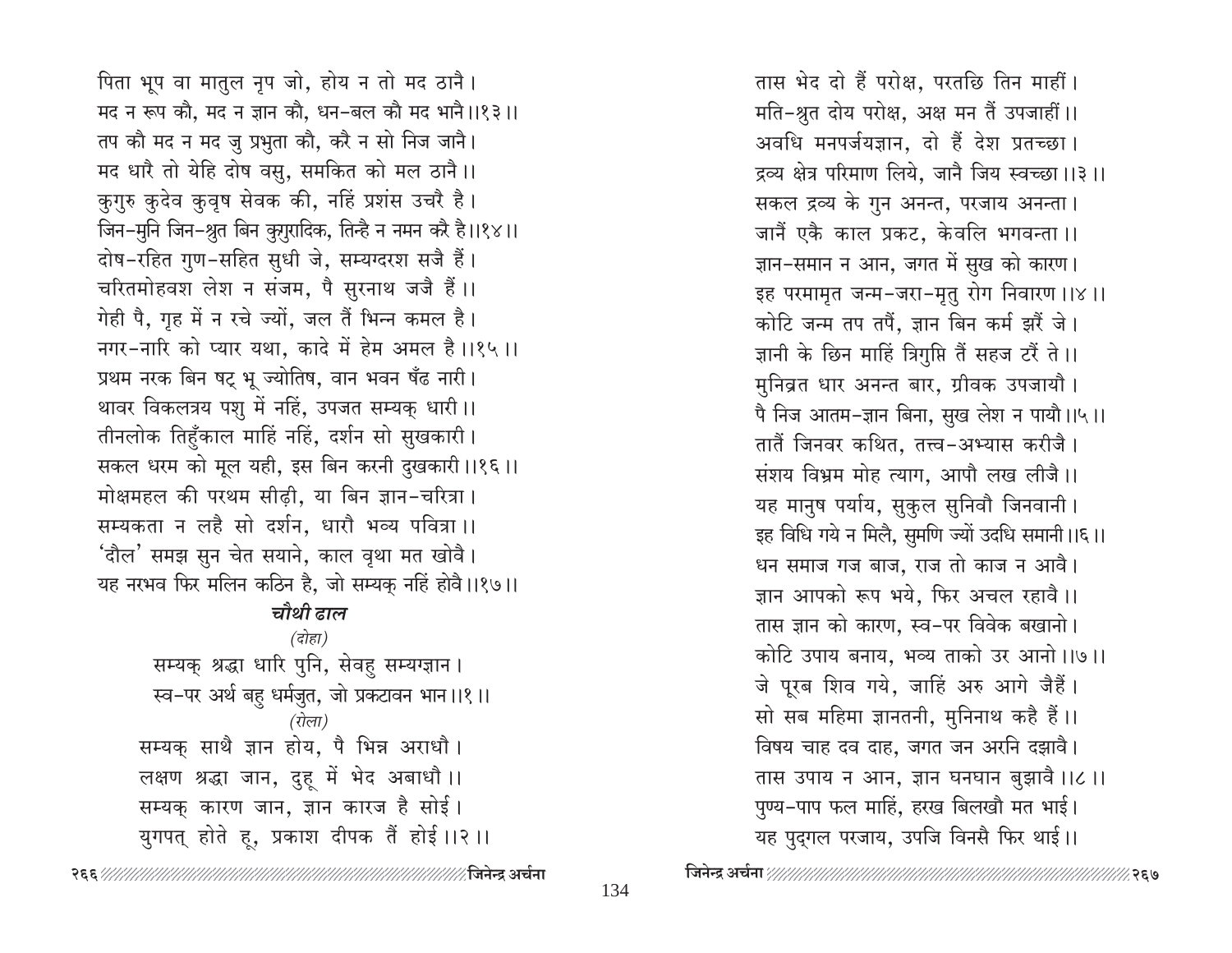पिता भूप वा मातुल नृप जो, होय न तो मद ठानै।
मद न रूप कौ, मद न ज्ञान कौ, धन-बल कौ मद भानै॥१३॥
तप कौ मद न मद जु प्रभुता कौ, करै न सो निज जानै।
मद धारै तो येहि दोष वसु, समकित को मल ठानै॥
कुगुरु कुदेव कुवृष सेवक की, नहिं प्रशंस उचरै है।
जिन-मुनि जिन-श्रुत बिन कुगुरादिक, तिन्है न नमन करै है॥१४॥
दोष-रहित गुण-सहित सुधी जे, सम्यग्दरश सजै हैं।
चरितमोहवश लेश न संजम, पै सुरनाथ जजै हैं॥
गेही पै, गृह में न रचे ज्यों, जल तैं भिन्न कमल है।
नगर-नारि को प्यार यथा, कादे में हेम अमल है॥१५॥
प्रथम नरक बिन षट् भू ज्योतिष, वान भवन षँढ नारी।
थावर विकलत्रय पशु में नहिं, उपजत सम्यक् धारी॥
तीनलोक तिहुँकाल माहिं नहिं, दर्शन सो सुखकारी।
सकल धरम को मूल यही, इस बिन करनी दुखकारी॥१६॥
मोक्षमहल की परथम सीढ़ी, या बिन ज्ञान-चरित्रा।
सम्यकता न लहै सो दर्शन, धारौ भव्य पवित्रा॥
'दौल' समझ सुन चेत सयाने, काल वृथा मत खोवै।
यह नरभव फिर मलिन कठिन है, जो सम्यक् नहिं होवै॥१७॥

## चौथी ढाल

*(दोहा)*

सम्यक् श्रद्धा धारि पुनि, सेवहु सम्यग्ज्ञान।
स्व-पर अर्थ बहु धर्मजुत, जो प्रकटावन भान॥१॥

*(रोला)*

सम्यक् साथै ज्ञान होय, पै भिन्न अराधौ।
लक्षण श्रद्धा जान, दुहू में भेद अबाधौ॥
सम्यक् कारण जान, ज्ञान कारज है सोई।
युगपत् होते हू, प्रकाश दीपक तैं होई॥२॥

तास भेद दो हैं परोक्ष, परतछि तिन माहीं।
मति-श्रुत दोय परोक्ष, अक्ष मन तैं उपजाहीं॥
अवधि मनपर्जयज्ञान, दो हैं देश प्रतच्छा।
द्रव्य क्षेत्र परिमाण लिये, जानै जिय स्वच्छा॥३॥
सकल द्रव्य के गुन अनन्त, परजाय अनन्ता।
जानैं एकै काल प्रकट, केवलि भगवन्ता॥
ज्ञान-समान न आन, जगत में सुख को कारण।
इह परमामृत जन्म-जरा-मृतु रोग निवारण॥४॥
कोटि जन्म तप तपैं, ज्ञान बिन कर्म झरैं जे।
ज्ञानी के छिन माहिं त्रिगुप्ति तैं सहज टरैं ते॥
मुनिव्रत धार अनन्त बार, ग्रीवक उपजायौ।
पै निज आतम-ज्ञान बिना, सुख लेश न पायौ॥५॥
तातैं जिनवर कथित, तत्त्व-अभ्यास करीजै।
संशय विभ्रम मोह त्याग, आपौ लख लीजै॥
यह मानुष पर्याय, सुकुल सुनिवौ जिनवानी।
इह विधि गये न मिलै, सुमणि ज्यों उदधि समानी॥६॥
धन समाज गज बाज, राज तो काज न आवै।
ज्ञान आपको रूप भये, फिर अचल रहावै॥
तास ज्ञान को कारण, स्व-पर विवेक बखानो।
कोटि उपाय बनाय, भव्य ताको उर आनो॥७॥
जे पूरब शिव गये, जाहिं अरु आगे जैहैं।
सो सब महिमा ज्ञानतनी, मुनिनाथ कहै हैं॥
विषय चाह दव दाह, जगत जन अरनि दझावै।
तास उपाय न आन, ज्ञान घनघान बुझावै॥८॥
पुण्य-पाप फल माहिं, हरख बिलखौ मत भाई।
यह पुद्गल परजाय, उपजि विनसै फिर थाई॥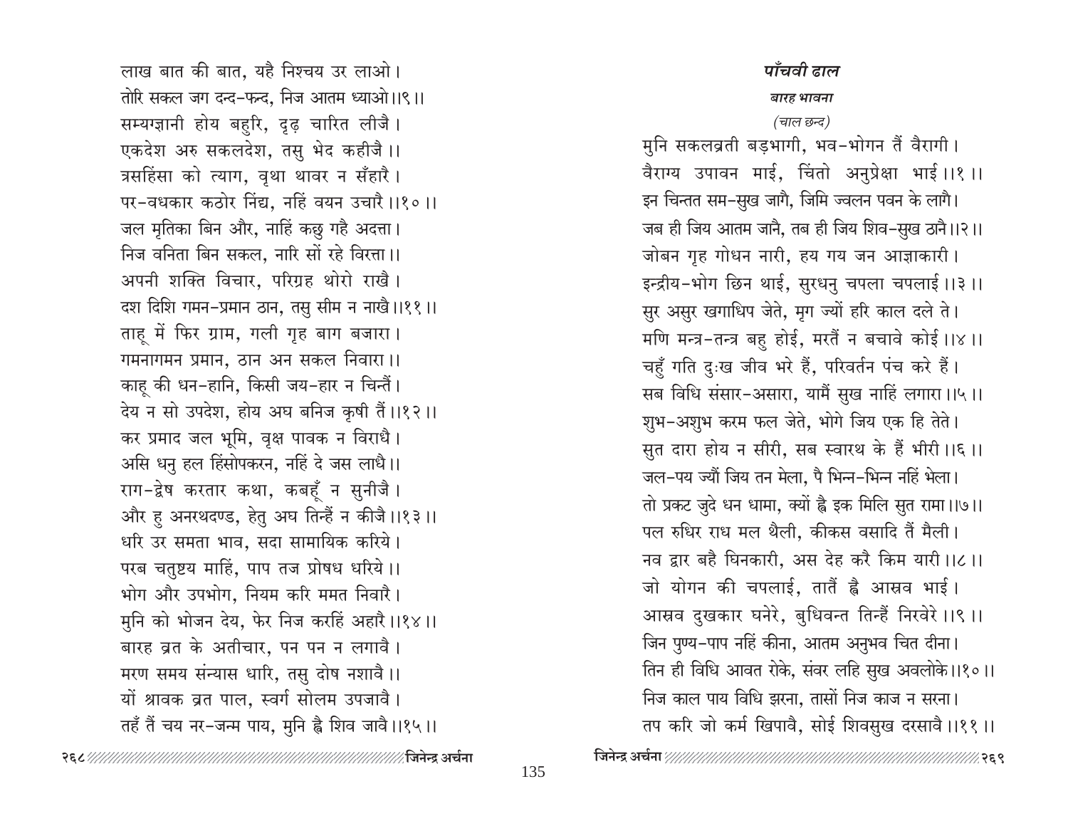लाख बात की बात, यहै निश्चय उर लाओ।
तोरि सकल जग दन्द-फन्द, निज आतम ध्याओ।।९।।
सम्यग्ज्ञानी होय बहुरि, दृढ़ चारित लीजै।
एकदेश अरु सकलदेश, तसु भेद कहीजै।।
त्रसहिंसा को त्याग, वृथा थावर न सँहारै।
पर-वधकार कठोर निंद्य, नहिं वयन उचारै।।१०।।
जल मृतिका बिन और, नाहिं कछु गहै अदत्ता।
निज वनिता बिन सकल, नारि सों रहे विरत्ता।।
अपनी शक्ति विचार, परिग्रह थोरो राखै।
दश दिशि गमन-प्रमान ठान, तसु सीम न नाखै।।११।।
ताहू में फिर ग्राम, गली गृह बाग बजारा।
गमनागमन प्रमान, ठान अन सकल निवारा।।
काहू की धन-हानि, किसी जय-हार न चिन्तैं।
देय न सो उपदेश, होय अघ बनिज कृषी तैं।।१२।।
कर प्रमाद जल भूमि, वृक्ष पावक न विराधै।
असि धनु हल हिंसोपकरन, नहिं दे जस लाधै।।
राग-द्वेष करतार कथा, कबहूँ न सुनीजै।
और हु अनरथदण्ड, हेतु अघ तिन्हैं न कीजै।।१३।।
धरि उर समता भाव, सदा सामायिक करिये।
परब चतुष्टय माहिं, पाप तज प्रोषध धरिये।।
भोग और उपभोग, नियम करि ममत निवारै।
मुनि को भोजन देय, फेर निज करहिं अहारै।।१४।।
बारह व्रत के अतीचार, पन पन न लगावै।
मरण समय संन्यास धारि, तसु दोष नशावै।।
यों श्रावक व्रत पाल, स्वर्ग सोलम उपजावै।
तहँ तैं चय नर-जन्म पाय, मुनि ह्वै शिव जावै।।१५।।

### *पाँचवी ढाल*

***बारह भावना***

*(चाल छन्द)*

मुनि सकलव्रती बड़भागी, भव-भोगन तैं वैरागी।
वैराग्य उपावन माई, चिंतो अनुप्रेक्षा भाई।।१।।
इन चिन्तत सम-सुख जागै, जिमि ज्वलन पवन के लागै।
जब ही जिय आतम जानै, तब ही जिय शिव-सुख ठानै।।२।।
जोबन गृह गोधन नारी, हय गय जन आज्ञाकारी।
इन्द्रीय-भोग छिन थाई, सुरधनु चपला चपलाई।।३।।
सुर असुर खगाधिप जेते, मृग ज्यों हरि काल दले ते।
मणि मन्त्र-तन्त्र बहु होई, मरतैं न बचावे कोई।।४।।
चहुँ गति दुःख जीव भरे हैं, परिवर्तन पंच करे हैं।
सब विधि संसार-असारा, यामैं सुख नाहिं लगारा।।५।।
शुभ-अशुभ करम फल जेते, भोगे जिय एक हि तेते।
सुत दारा होय न सीरी, सब स्वारथ के हैं भीरी।।६।।
जल-पय ज्यौं जिय तन मेला, पै भिन्न-भिन्न नहिं भेला।
तो प्रकट जुदे धन धामा, क्यों ह्वै इक मिलि सुत रामा।।७।।
पल रुधिर राध मल थैली, कीकस वसादि तैं मैली।
नव द्वार बहै घिनकारी, अस देह करै किम यारी।।८।।
जो योगन की चपलाई, तातैं ह्वै आस्रव भाई।
आस्रव दुखकार घनेरे, बुधिवन्त तिन्हैं निरवेरे।।९।।
जिन पुण्य-पाप नहिं कीना, आतम अनुभव चित दीना।
तिन ही विधि आवत रोके, संवर लहि सुख अवलोके।।१०।।
निज काल पाय विधि झरना, तासों निज काज न सरना।
तप करि जो कर्म खिपावै, सोई शिवसुख दरसावै।।११।।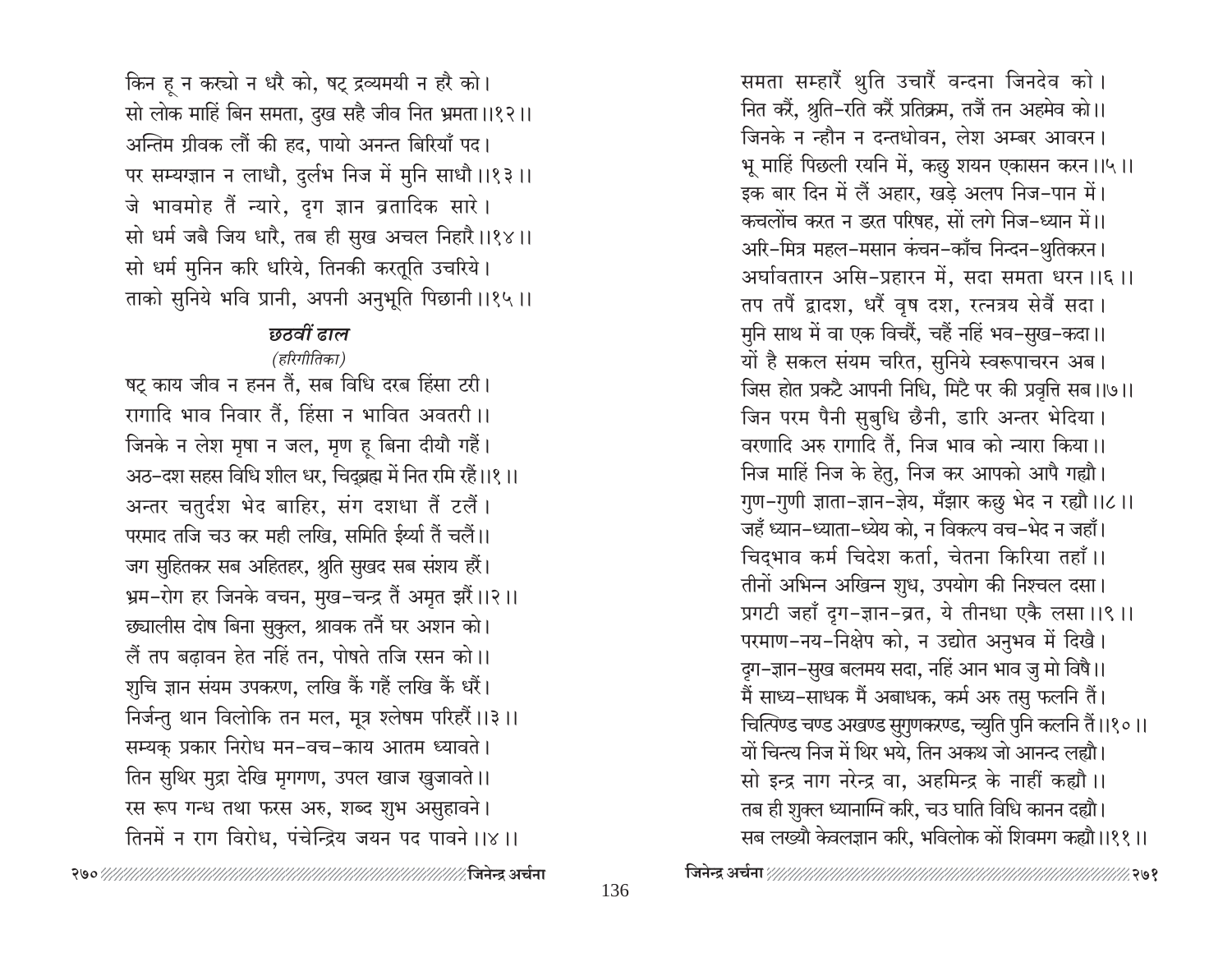किन हू न कर्‌यो न धरै को, षट् द्रव्यमयी न हरै को।
सो लोक माहिं बिन समता, दुख सहै जीव नित भ्रमता।।१२।।
अन्तिम ग्रीवक लौं की हद, पायो अनन्त बिरियाँ पद।
पर सम्यग्ज्ञान न लाधौ, दुर्लभ निज में मुनि साधौ।।१३।।
जे भावमोह तैं न्यारे, दृग ज्ञान व्रतादिक सारे।
सो धर्म जबै जिय धारै, तब ही सुख अचल निहारै।।१४।।
सो धर्म मुनिन करि धरिये, तिनकी करतूति उचरिये।
ताको सुनिये भवि प्रानी, अपनी अनुभूति पिछानी।।१५।।

### *छठवीं ढाल*

*(हरिगीतिका)*

षट् काय जीव न हनन तैं, सब विधि दरब हिंसा टरी।
रागादि भाव निवार तैं, हिंसा न भावित अवतरी।।
जिनके न लेश मृषा न जल, मृण हू बिना दीयौ गहैं।
अठ-दश सहस विधि शील धर, चिद्‌ब्रह्म में नित रमि रहैं।।१।।
अन्तर चतुर्दश भेद बाहिर, संग दशधा तैं टलैं।
परमाद तजि चउ कर मही लखि, समिति ईर्या तैं चलैं।।
जग सुहितकर सब अहितहर, श्रुति सुखद सब संशय हरैं।
भ्रम-रोग हर जिनके वचन, मुख-चन्द्र तैं अमृत झरैं।।२।।
छ्यालीस दोष बिना सुकुल, श्रावक तनैं घर अशन को।
लैं तप बढ़ावन हेत नहिं तन, पोषते तजि रसन को।।
शुचि ज्ञान संयम उपकरण, लखि कैं गहैं लखि कैं धरैं।
निर्जन्तु थान विलोकि तन मल, मूत्र श्लेषम परिहरैं।।३।।
सम्यक् प्रकार निरोध मन-वच-काय आतम ध्यावते।
तिन सुथिर मुद्रा देखि मृगगण, उपल खाज खुजावते।।
रस रूप गन्ध तथा फरस अरु, शब्द शुभ असुहावने।
तिनमें न राग विरोध, पंचेन्द्रिय जयन पद पावने।।४।।

समता सम्हारैं थुति उचारैं वन्दना जिनदेव को।
नित करैं, श्रुति-रति करैं प्रतिक्रम, तजैं तन अहमेव को।।
जिनके न न्हौन न दन्तधोवन, लेश अम्बर आवरन।
भू माहिं पिछली रयनि में, कछु शयन एकासन करन।।५।।
इक बार दिन में लैं अहार, खड़े अलप निज-पान में।
कचलोंच करत न डरत परिषह, सों लगे निज-ध्यान में।।
अरि-मित्र महल-मसान कंचन-काँच निन्दन-थुतिकरन।
अर्घावतारन असि-प्रहारन में, सदा समता धरन।।६।।
तप तपैं द्वादश, धरैं वृष दश, रत्नत्रय सेवैं सदा।
मुनि साथ में वा एक विचरैं, चहैं नहिं भव-सुख-कदा।।
यों है सकल संयम चरित, सुनिये स्वरूपाचरन अब।
जिस होत प्रकटै आपनी निधि, मिटै पर की प्रवृत्ति सब।।७।।
जिन परम पैनी सुबुधि छैनी, डारि अन्तर भेदिया।
वरणादि अरु रागादि तैं, निज भाव को न्यारा किया।।
निज माहिं निज के हेतु, निज कर आपको आपै गह्यौ।
गुण-गुणी ज्ञाता-ज्ञान-ज्ञेय, मँझार कछु भेद न रह्यौ।।८।।
जहँ ध्यान-ध्याता-ध्येय को, न विकल्प वच-भेद न जहाँ।
चिद्‌भाव कर्म चिदेश कर्ता, चेतना किरिया तहाँ।।
तीनों अभिन्न अखिन्न शुध, उपयोग की निश्चल दसा।
प्रगटी जहाँ दृग-ज्ञान-व्रत, ये तीनधा एकै लसा।।९।।
परमाण-नय-निक्षेप को, न उद्योत अनुभव में दिखै।
दृग-ज्ञान-सुख बलमय सदा, नहिं आन भाव जु मो विषै।।
मैं साध्य-साधक मैं अबाधक, कर्म अरु तसु फलनि तैं।
चित्पिण्ड चण्ड अखण्ड सुगुणकरण्ड, च्युति पुनि कलनि तैं।।१०।।
यों चिन्त्य निज में थिर भये, तिन अकथ जो आनन्द लह्यौ।
सो इन्द्र नाग नरेन्द्र वा, अहमिन्द्र के नाहीं कह्यौ।।
तब ही शुक्ल ध्यानाग्नि करि, चउ घाति विधि कानन दह्यौ।
सब लख्यौ केवलज्ञान करि, भविलोक कों शिवमग कह्यौ।।११।।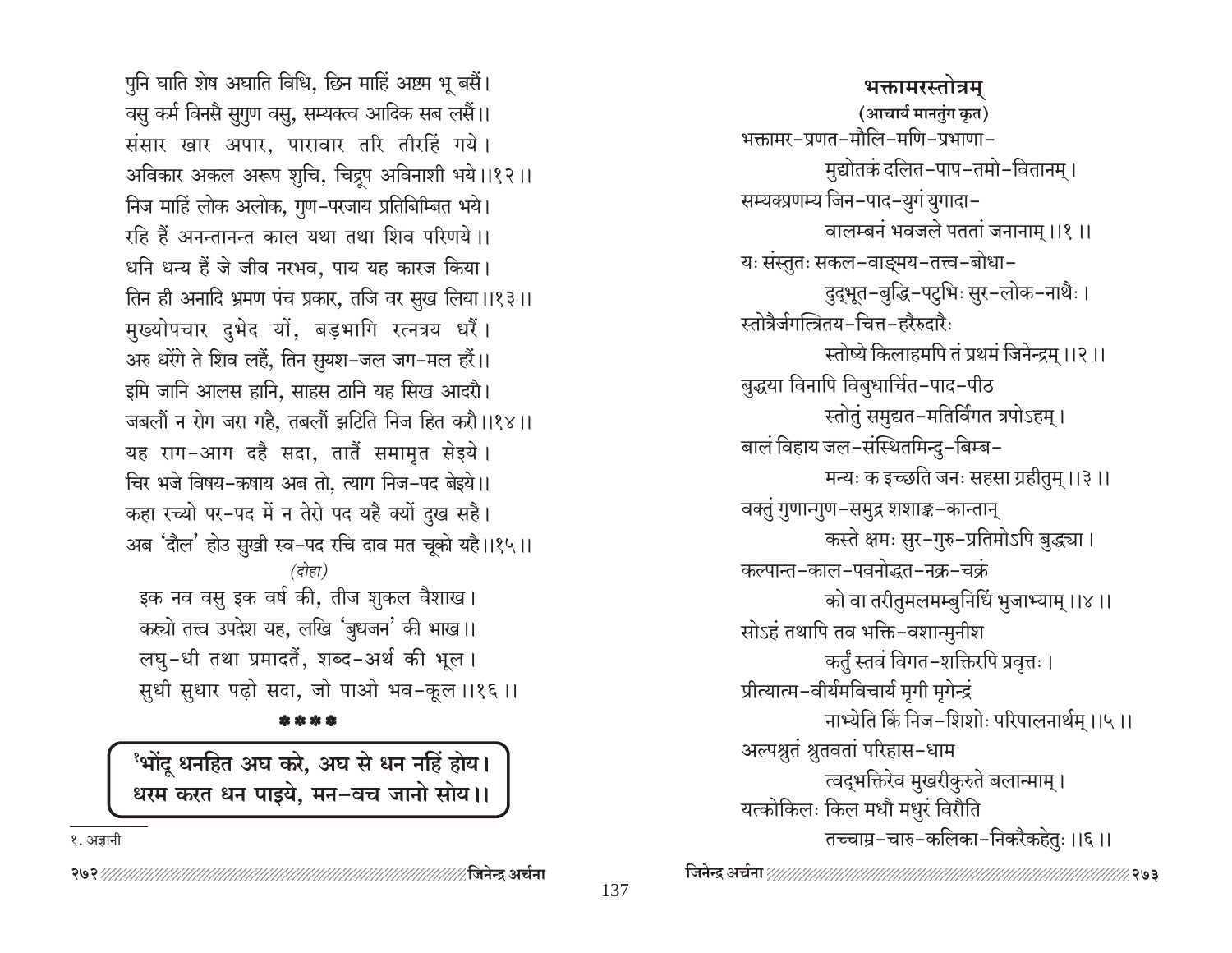पुनि घाति शेष अघाति विधि, छिन माहिं अष्टम भू बसैं।
वसु कर्म विनसै सुगुण वसु, सम्यक्त्व आदिक सब लसैं।।
संसार खार अपार, पारावार तरि तीरहिं गये।
अविकार अकल अरूप शुचि, चिद्रूप अविनाशी भये।।१२।।
निज माहिं लोक अलोक, गुण-परजाय प्रतिबिम्बित भये।
रहि हैं अनन्तानन्त काल यथा तथा शिव परिणये।।
धनि धन्य हैं जे जीव नरभव, पाय यह कारज किया।
तिन ही अनादि भ्रमण पंच प्रकार, तजि वर सुख लिया।।१३।।
मुख्योपचार दुभेद यों, बड़भागि रत्नत्रय धरैं।
अरु धरेंगे ते शिव लहैं, तिन सुयश-जल जग-मल हरैं।।
इमि जानि आलस हानि, साहस ठानि यह सिख आदरौ।
जबलौं न रोग जरा गहै, तबलौं झटिति निज हित करौ।।१४।।
यह राग-आग दहै सदा, तातैं समामृत सेइये।
चिर भजे विषय-कषाय अब तो, त्याग निज-पद बेइये।।
कहा रच्यो पर-पद में न तेरो पद यहै क्यों दुख सहै।
अब 'दौल' होउ सुखी स्व-पद रचि दाव मत चूको यहै।।१५।।

*(दोहा)*

इक नव वसु इक वर्ष की, तीज शुकल वैशाख।
कर्‍यो तत्त्व उपदेश यह, लखि 'बुधजन' की भाख।।
लघु-धी तथा प्रमादतैं, शब्द-अर्थ की भूल।
सुधी सुधार पढ़ो सदा, जो पाओ भव-कूल।।१६।।

\*\*\*\*

**[1]भोंदू धनहित अघ करे, अघ से धन नहिं होय।
धरम करत धन पाइये, मन-वच जानो सोय।।**

१. अज्ञानी

## भक्तामरस्तोत्रम्

**(आचार्य मानतुंग कृत)**

भक्तामर-प्रणत-मौलि-मणि-प्रभाणा-
मुद्योतकं दलित-पाप-तमो-वितानम्।
सम्यक्प्रणम्य जिन-पाद-युगं युगादा-
वालम्बनं भवजले पततां जनानाम्।।१।।

यः संस्तुतः सकल-वाङ्मय-तत्त्व-बोधा-
दुद्भूत-बुद्धि-पटुभिः सुर-लोक-नाथैः।
स्तोत्रैर्जगत्त्रितय-चित्त-हरैरुदारैः
स्तोष्ये किलाहमपि तं प्रथमं जिनेन्द्रम्।।२।।

बुद्ध्या विनापि विबुधार्चित-पाद-पीठ
स्तोतुं समुद्यत-मतिर्विगत त्रपोऽहम्।
बालं विहाय जल-संस्थितमिन्दु-बिम्ब-
मन्यः क इच्छति जनः सहसा ग्रहीतुम्।।३।।

वक्तुं गुणान्गुण-समुद्र शशाङ्क-कान्तान्
कस्ते क्षमः सुर-गुरु-प्रतिमोऽपि बुद्ध्या।
कल्पान्त-काल-पवनोद्धत-नक्र-चक्रं
को वा तरीतुमलमम्बुनिधिं भुजाभ्याम्।।४।।

सोऽहं तथापि तव भक्ति-वशान्मुनीश
कर्तुं स्तवं विगत-शक्तिरपि प्रवृत्तः।
प्रीत्यात्म-वीर्यमविचार्य मृगी मृगेन्द्रं
नाभ्येति किं निज-शिशोः परिपालनार्थम्।।५।।

अल्पश्रुतं श्रुतवतां परिहास-धाम
त्वद्भक्तिरेव मुखरीकुरुते बलान्माम्।
यत्कोकिलः किल मधौ मधुरं विरौति
तच्चाम्र-चारु-कलिका-निकरैकहेतुः।।६।।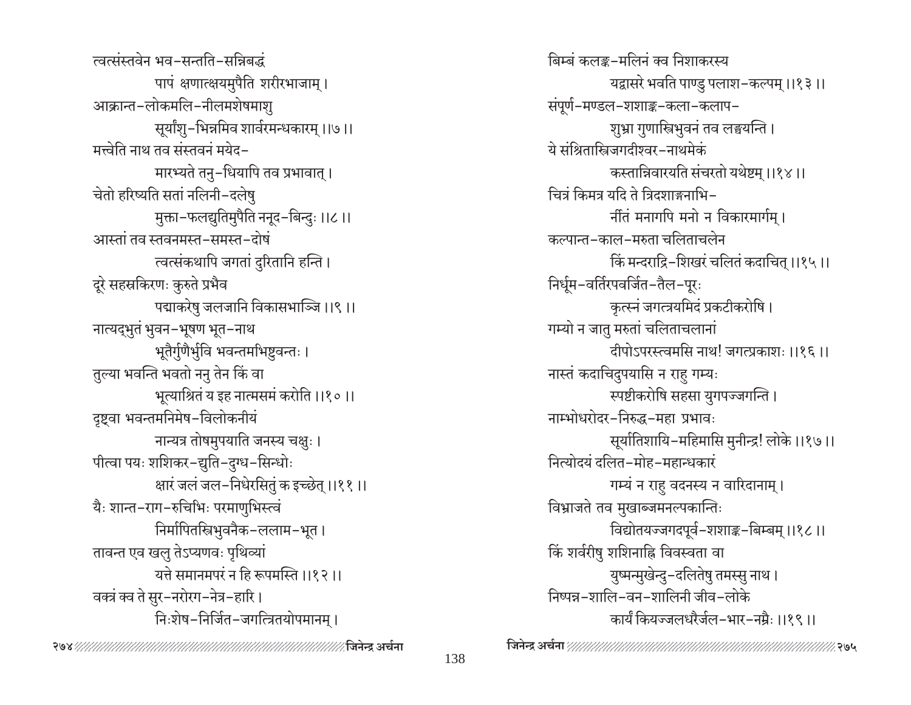त्वत्संस्तवेन भव-सन्तति-सन्निबद्धं
पापं क्षणात्क्षयमुपैति शरीरभाजाम्।
आक्रान्त-लोकमलि-नीलमशेषमाशु
सूर्यांशु-भिन्नमिव शार्वरमन्धकारम् ।।७।।

मत्त्वेति नाथ तव संस्तवनं मयेद-
मारभ्यते तनु-धियापि तव प्रभावात्।
चेतो हरिष्यति सतां नलिनी-दलेषु
मुक्ता-फलद्युतिमुपैति ननूद-बिन्दुः ।।८।।

आस्तां तव स्तवनमस्त-समस्त-दोषं
त्वत्संकथापि जगतां दुरितानि हन्ति।
दूरे सहस्रकिरणः कुरुते प्रभैव
पद्माकरेषु जलजानि विकासभाञ्जि ।।९।।

नात्यद्भुतं भुवन-भूषण भूत-नाथ
भूतैर्गुणैर्भुवि भवन्तमभिष्टुवन्तः।
तुल्या भवन्ति भवतो ननु तेन किं वा
भूत्याश्रितं य इह नात्मसमं करोति ।।१०।।

दृष्ट्वा भवन्तमनिमेष-विलोकनीयं
नान्यत्र तोषमुपयाति जनस्य चक्षुः।
पीत्वा पयः शशिकर-द्युति-दुग्ध-सिन्धोः
क्षारं जलं जल-निधेरसितुं क इच्छेत् ।।११।।

यैः शान्त-राग-रुचिभिः परमाणुभिस्त्वं
निर्मापितस्त्रिभुवनैक-ललाम-भूत।
तावन्त एव खलु तेऽप्यणवः पृथिव्यां
यत्ते समानमपरं न हि रूपमस्ति ।।१२।।

वक्त्रं क्व ते सुर-नरोरग-नेत्र-हारि।
निःशेष-निर्जित-जगत्त्रितयोपमानम्।
बिम्बं कलङ्क-मलिनं क्व निशाकरस्य
यद्वासरे भवति पाण्डु पलाश-कल्पम् ।।१३।।

संपूर्ण-मण्डल-शशाङ्क-कला-कलाप-
शुभ्रा गुणास्त्रिभुवनं तव लङ्घयन्ति।
ये संश्रितास्त्रिजगदीश्वर-नाथमेकं
कस्तान्निवारयति संचरतो यथेष्टम् ।।१४।।

चित्रं किमत्र यदि ते त्रिदशाङ्गनाभि-
र्नीतं मनागपि मनो न विकारमार्गम्।
कल्पान्त-काल-मरुता चलिताचलेन
किं मन्दराद्रि-शिखरं चलितं कदाचित् ।।१५।।

निर्धूम-वर्तिरपवर्जित-तैल-पूरः
कृत्स्नं जगत्त्रयमिदं प्रकटीकरोषि।
गम्यो न जातु मरुतां चलिताचलानां
दीपोऽपरस्त्वमसि नाथ! जगत्प्रकाशः ।।१६।।

नास्तं कदाचिदुपयासि न राहु गम्यः
स्पष्टीकरोषि सहसा युगपज्जगन्ति।
नाम्भोधरोदर-निरुद्ध-महा प्रभावः
सूर्यातिशायि-महिमासि मुनीन्द्र! लोके ।।१७।।

नित्योदयं दलित-मोह-महान्धकारं
गम्यं न राहु वदनस्य न वारिदानाम्।
विभ्राजते तव मुखाब्जमनल्पकान्तिः
विद्योतयज्जगदपूर्व-शशाङ्क-बिम्बम् ।।१८।।

किं शर्वरीषु शशिनाह्नि विवस्वता वा
युष्मन्मुखेन्दु-दलितेषु तमस्सु नाथ।
निष्पन्न-शालि-वन-शालिनी जीव-लोके
कार्यं कियज्जलधरैर्जल-भार-नम्रैः ।।१९।।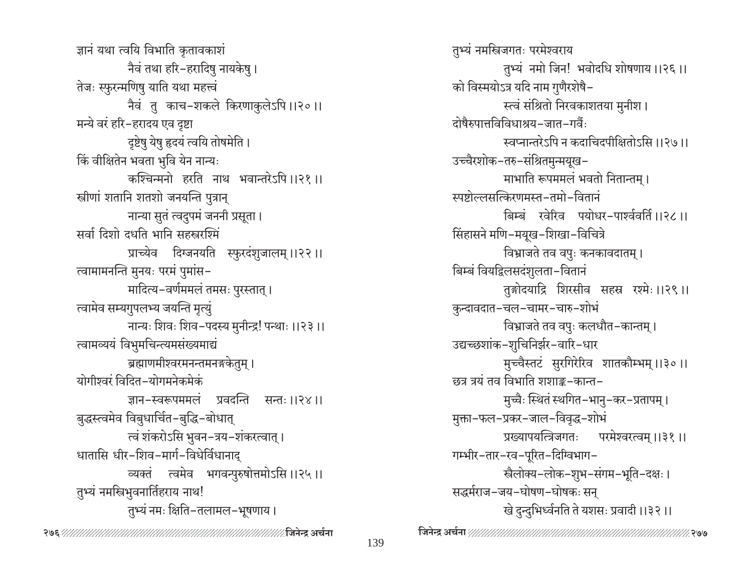ज्ञानं यथा त्वयि विभाति कृतावकाशं
नैवं तथा हरि-हरादिषु नायकेषु।
तेजः स्फुरन्मणिषु याति यथा महत्त्वं
नैवं तु काच-शकले किरणाकुलेऽपि ।।२०।।

मन्ये वरं हरि-हरादय एव दृष्टा
दृष्टेषु येषु हृदयं त्वयि तोषमेति।
किं वीक्षितेन भवता भुवि येन नान्यः
कश्चिन्मनो हरति नाथ भवान्तरेऽपि ।।२१।।

स्त्रीणां शतानि शतशो जनयन्ति पुत्रान्
नान्या सुतं त्वदुपमं जननी प्रसूता।
सर्वा दिशो दधति भानि सहस्ररश्मिं
प्राच्येव दिग्जनयति स्फुरदंशुजालम् ।।२२।।

त्वामामनन्ति मुनयः परमं पुमांस-
मादित्य-वर्णममलं तमसः पुरस्तात्।
त्वामेव सम्यगुपलभ्य जयन्ति मृत्युं
नान्यः शिवः शिव-पदस्य मुनीन्द्र! पन्थाः ।।२३।।

त्वामव्ययं विभुमचिन्त्यमसंख्यमाद्यं
ब्रह्माणमीश्वरमनन्तमनङ्गकेतुम्।
योगीश्वरं विदित-योगमनेकमेकं
ज्ञान-स्वरूपममलं प्रवदन्ति सन्तः ।।२४।।

बुद्धस्त्वमेव विबुधार्चित-बुद्धि-बोधात्
त्वं शंकरोऽसि भुवन-त्रय-शंकरत्वात्।
धातासि धीर-शिव-मार्ग-विधेर्विधानाद्
व्यक्तं त्वमेव भगवन्पुरुषोत्तमोऽसि ।।२५।।

तुभ्यं नमस्त्रिभुवनार्तिहराय नाथ!
तुभ्यं नमः क्षिति-तलामल-भूषणाय।
तुभ्यं नमस्त्रिजगतः परमेश्वराय
तुभ्यं नमो जिन! भवोदधि शोषणाय ।।२६।।

को विस्मयोऽत्र यदि नाम गुणैरशेषै-
स्त्वं संश्रितो निरवकाशतया मुनीश।
दोषैरुपात्तविविधाश्रय-जात-गर्वैः
स्वप्नान्तरेऽपि न कदाचिदपीक्षितोऽसि ।।२७।।

उच्चैरशोक-तरु-संश्रितमुन्मयूख-
माभाति रूपममलं भवतो नितान्तम्।
स्पष्टोल्लसत्किरणमस्त-तमो-वितानं
बिम्बं रवेरिव पयोधर-पार्श्ववर्ति ।।२८।।

सिंहासने मणि-मयूख-शिखा-विचित्रे
विभ्राजते तव वपुः कनकावदातम्।
बिम्बं वियद्विलसदंशुलता-वितानं
तुङ्गोदयाद्रि शिरसीव सहस्र रश्मेः ।।२९।।

कुन्दावदात-चल-चामर-चारु-शोभं
विभ्राजते तव वपुः कलधौत-कान्तम्।
उद्यच्छशांक-शुचिनिर्झर-वारि-धार
मुच्चैस्तटं सुरगिरेरिव शातकौम्भम् ।।३०।।

छत्र त्रयं तव विभाति शशाङ्क-कान्त-
मुच्चैः स्थितं स्थगित-भानु-कर-प्रतापम्।
मुक्ता-फल-प्रकर-जाल-विवृद्ध-शोभं
प्रख्यापयत्त्रिजगतः परमेश्वरत्वम् ।।३१।।

गम्भीर-तार-रव-पूरित-दिग्विभाग-
स्त्रैलोक्य-लोक-शुभ-संगम-भूति-दक्षः।
सद्धर्मराज-जय-घोषण-घोषकः सन्
खे दुन्दुभिर्ध्वनति ते यशसः प्रवादी ।।३२।।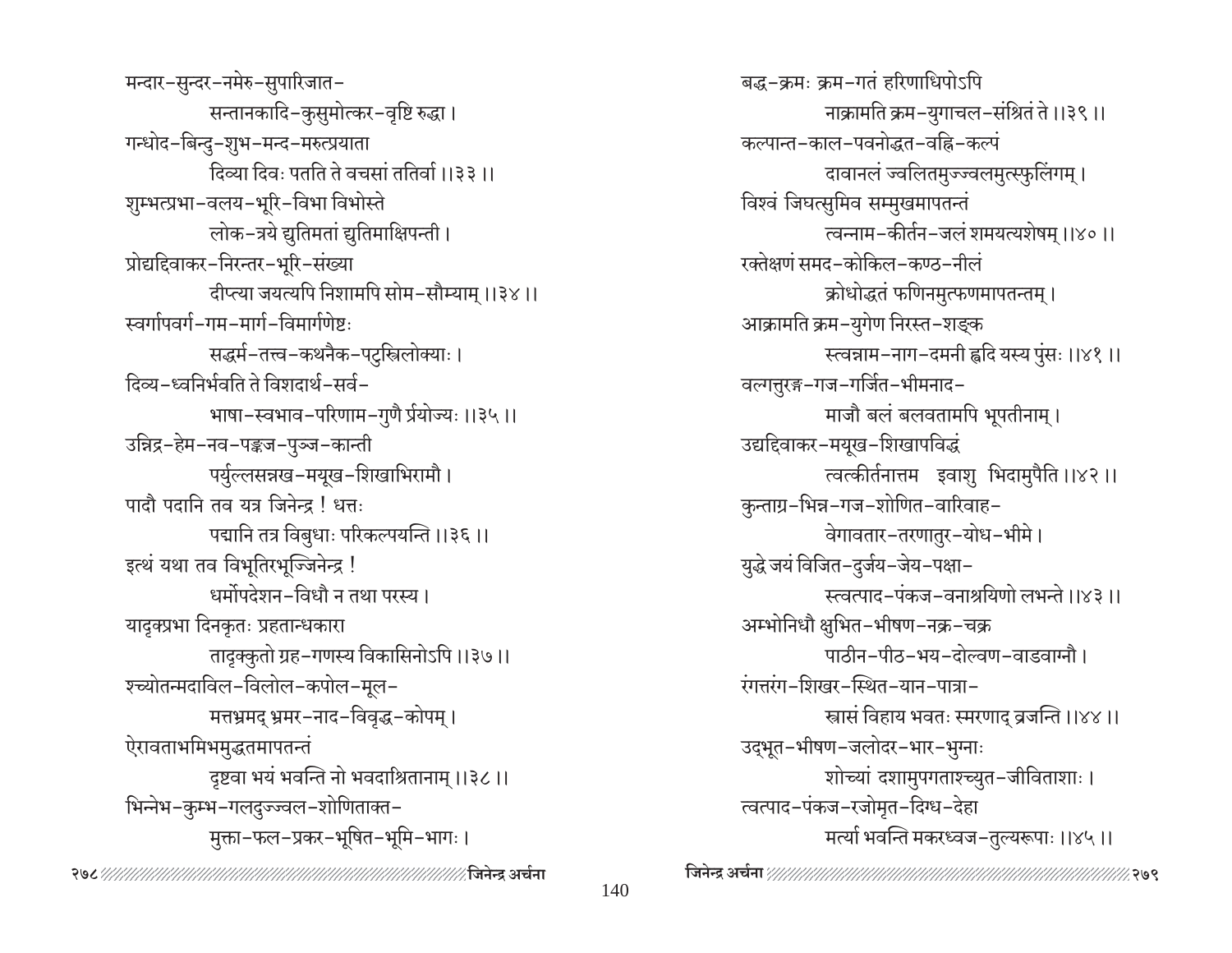मन्दार-सुन्दर-नमेरु-सुपारिजात-
सन्तानकादि-कुसुमोत्कर-वृष्टि रुद्धा ।
गन्धोद-बिन्दु-शुभ-मन्द-मरुत्प्रयाता
दिव्या दिवः पतति ते वचसां ततिर्वा ।।३३ ।।

शुम्भत्प्रभा-वलय-भूरि-विभा विभोस्ते
लोक-त्रये द्युतिमतां द्युतिमाक्षिपन्ती ।
प्रोद्यद्दिवाकर-निरन्तर-भूरि-संख्या
दीप्त्या जयत्यपि निशामपि सोम-सौम्याम् ।।३४ ।।

स्वर्गापवर्ग-गम-मार्ग-विमार्गणेष्टः
सद्धर्म-तत्त्व-कथनैक-पटुस्त्रिलोक्याः ।
दिव्य-ध्वनिर्भवति ते विशदार्थ-सर्व-
भाषा-स्वभाव-परिणाम-गुणै र्प्रयोज्यः ।।३५ ।।

उन्निद्र-हेम-नव-पङ्कज-पुञ्ज-कान्ती
पर्युल्लसन्नख-मयूख-शिखाभिरामौ ।
पादौ पदानि तव यत्र जिनेन्द्र ! धत्तः
पद्मानि तत्र विबुधाः परिकल्पयन्ति ।।३६ ।।

इत्थं यथा तव विभूतिरभूज्जिनेन्द्र !
धर्मोपदेशन-विधौ न तथा परस्य ।
यादृक्प्रभा दिनकृतः प्रहतान्धकारा
तादृक्कुतो ग्रह-गणस्य विकासिनोऽपि ।।३७ ।।

श्च्योतन्मदाविल-विलोल-कपोल-मूल-
मत्तभ्रमद् भ्रमर-नाद-विवृद्ध-कोपम् ।
ऐरावताभमिभमुद्धतमापतन्तं
दृष्ट्वा भयं भवन्ति नो भवदाश्रितानाम् ।।३८ ।।

भिन्नेभ-कुम्भ-गलदुज्ज्वल-शोणिताक्त-
मुक्ता-फल-प्रकर-भूषित-भूमि-भागः ।
बद्ध-क्रमः क्रम-गतं हरिणाधिपोऽपि
नाक्रामति क्रम-युगाचल-संश्रितं ते ।।३९ ।।

कल्पान्त-काल-पवनोद्धत-वह्नि-कल्पं
दावानलं ज्वलितमुज्ज्वलमुत्स्फुलिंगम् ।
विश्वं जिघत्सुमिव सम्मुखमापतन्तं
त्वन्नाम-कीर्तन-जलं शमयत्यशेषम् ।।४० ।।

रक्तेक्षणं समद-कोकिल-कण्ठ-नीलं
क्रोधोद्धतं फणिनमुत्फणमापतन्तम् ।
आक्रामति क्रम-युगेण निरस्त-शङ्क
स्त्वन्नाम-नाग-दमनी हृदि यस्य पुंसः ।।४१ ।।

वल्गत्तुरङ्ग-गज-गर्जित-भीमनाद-
माजौ बलं बलवतामपि भूपतीनाम् ।
उद्यद्दिवाकर-मयूख-शिखापविद्धं
त्वत्कीर्तनात्तम इवाशु भिदामुपैति ।।४२ ।।

कुन्ताग्र-भिन्न-गज-शोणित-वारिवाह-
वेगावतार-तरणातुर-योध-भीमे ।
युद्धे जयं विजित-दुर्जय-जेय-पक्षा-
स्त्वत्पाद-पंकज-वनाश्रयिणो लभन्ते ।।४३ ।।

अम्भोनिधौ क्षुभित-भीषण-नक्र-चक्र
पाठीन-पीठ-भय-दोल्वण-वाडवाग्नौ ।
रंगत्तरंग-शिखर-स्थित-यान-पात्रा-
स्त्रासं विहाय भवतः स्मरणाद् व्रजन्ति ।।४४ ।।

उद्भूत-भीषण-जलोदर-भार-भुग्नाः
शोच्यां दशामुपगताश्च्युत-जीविताशाः ।
त्वत्पाद-पंकज-रजोमृत-दिग्ध-देहा
मर्त्या भवन्ति मकरध्वज-तुल्यरूपाः ।।४५ ।।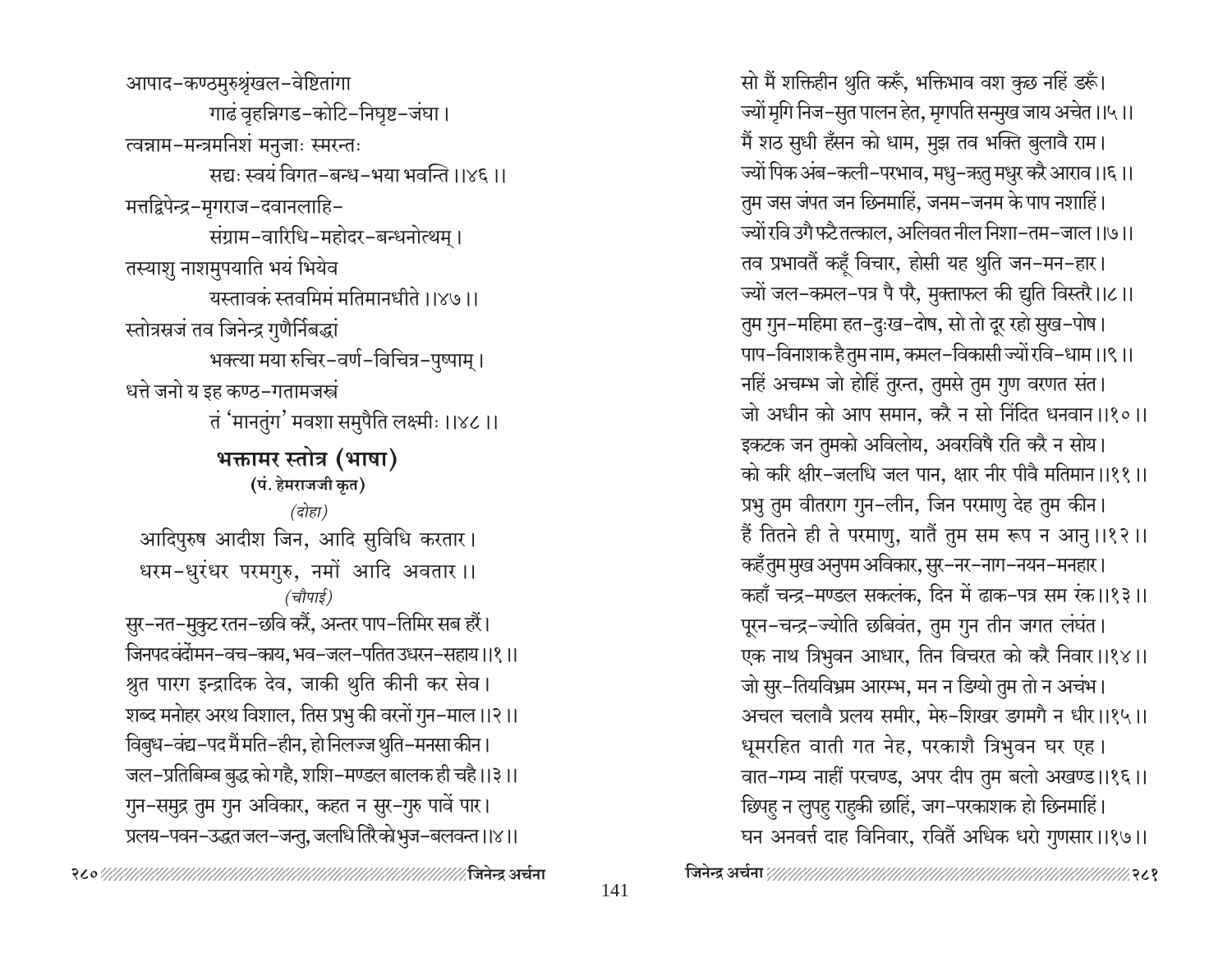आपाद-कण्ठमुरुश्रृंखल-वेष्टितांगा
गाढं वृहन्निगड-कोटि-निघृष्ट-जंघा।
त्वन्नाम-मन्त्रमनिशं मनुजाः स्मरन्तः
सद्यः स्वयं विगत-बन्ध-भया भवन्ति ।।४६ ।।

मत्तद्विपेन्द्र-मृगराज-दवानलाहि-
संग्राम-वारिधि-महोदर-बन्धनोत्थम्।
तस्याशु नाशमुपयाति भयं भियेव
यस्तावकं स्तवमिमं मतिमानधीते ।।४७ ।।

स्तोत्रस्रजं तव जिनेन्द्र गुणैर्निबद्धां
भक्त्या मया रुचिर-वर्ण-विचित्र-पुष्पाम्।
धत्ते जनो य इह कण्ठ-गतामजस्रं
तं 'मानतुंग' मवशा समुपैति लक्ष्मीः ।।४८ ।।

## भक्तामर स्तोत्र (भाषा)

**(पं. हेमराजजी कृत)**

*(दोहा)*

आदिपुरुष आदीश जिन, आदि सुविधि करतार।
धरम-धुरंधर परमगुरु, नमों आदि अवतार।।

*(चौपाई)*

सुर-नत-मुकुट रतन-छवि करैं, अन्तर पाप-तिमिर सब हरैं।
जिनपद वंदोंमन-वच-काय, भव-जल-पतित उधरन-सहाय।।१ ।।
श्रुत पारग इन्द्रादिक देव, जाकी थुति कीनी कर सेव।
शब्द मनोहर अरथ विशाल, तिस प्रभु की वरनों गुन-माल।।२ ।।
विबुध-वंद्य-पद मैं मति-हीन, हो निलज्ज थुति-मनसा कीन।
जल-प्रतिबिम्ब बुद्ध को गहै, शशि-मण्डल बालक ही चहै।।३ ।।
गुन-समुद्र तुम गुन अविकार, कहत न सुर-गुरु पावें पार।
प्रलय-पवन-उद्धत जल-जन्तु, जलधि तिरै को भुज-बलवन्त।।४ ।।
सो मैं शक्तिहीन थुति करूँ, भक्तिभाव वश कुछ नहिं डरूँ।
ज्यों मृगि निज-सुत पालन हेत, मृगपति सन्मुख जाय अचेत।।५ ।।
मैं शठ सुधी हँसन को धाम, मुझ तव भक्ति बुलावै राम।
ज्यों पिक अंब-कली-परभाव, मधु-ऋतु मधुर करै आराव।।६ ।।
तुम जस जंपत जन छिनमाहिं, जनम-जनम के पाप नशाहिं।
ज्यों रवि उगै फटै तत्काल, अलिवत नील निशा-तम-जाल।।७ ।।
तव प्रभावतैं कहूँ विचार, होसी यह थुति जन-मन-हार।
ज्यों जल-कमल-पत्र पै परै, मुक्ताफल की द्युति विस्तरै।।८ ।।
तुम गुन-महिमा हत-दुःख-दोष, सो तो दूर रहो सुख-पोष।
पाप-विनाशक है तुम नाम, कमल-विकासी ज्यों रवि-धाम।।९ ।।
नहिं अचम्भ जो होहिं तुरन्त, तुमसे तुम गुण वरणत संत।
जो अधीन को आप समान, करै न सो निंदित धनवान।।१० ।।
इकटक जन तुमको अविलोय, अवरविषै रति करै न सोय।
को करि क्षीर-जलधि जल पान, क्षार नीर पीवै मतिमान।।११ ।।
प्रभु तुम वीतराग गुन-लीन, जिन परमाणु देह तुम कीन।
हैं तितने ही ते परमाणु, यातैं तुम सम रूप न आनु।।१२ ।।
कहँ तुम मुख अनुपम अविकार, सुर-नर-नाग-नयन-मनहार।
कहाँ चन्द्र-मण्डल सकलंक, दिन में ढाक-पत्र सम रंक।।१३ ।।
पूरन-चन्द्र-ज्योति छबिवंत, तुम गुन तीन जगत लंघंत।
एक नाथ त्रिभुवन आधार, तिन विचरत को करै निवार।।१४ ।।
जो सुर-तियविभ्रम आरम्भ, मन न डिग्यो तुम तो न अचंभ।
अचल चलावै प्रलय समीर, मेरु-शिखर डगमगै न धीर।।१५ ।।
धूमरहित वाती गत नेह, परकाशै त्रिभुवन घर एह।
वात-गम्य नाहीं परचण्ड, अपर दीप तुम बलो अखण्ड।।१६ ।।
छिपहु न लुपहु राहुकी छाहिं, जग-परकाशक हो छिनमाहिं।
घन अनवर्त्त दाह विनिवार, रवितैं अधिक धरो गुणसार।।१७ ।।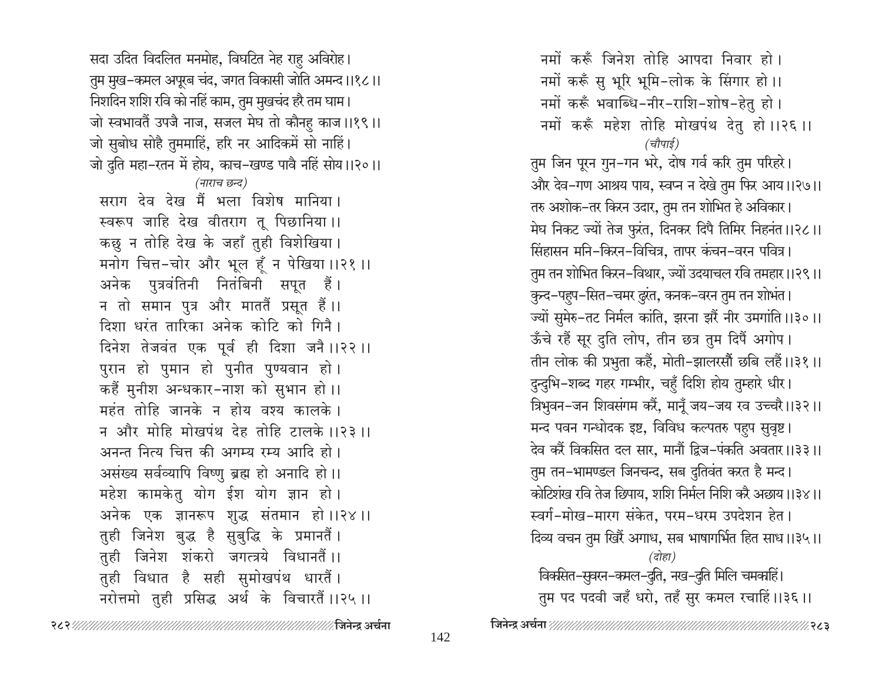सदा उदित विदलित मनमोह, विघटित नेह राहु अविरोह।
तुम मुख-कमल अपूरब चंद, जगत विकासी जोति अमन्द ।।१८।।
निशदिन शशि रवि को नहिं काम, तुम मुखचंद हरै तम घाम।
जो स्वभावतैं उपजै नाज, सजल मेघ तो कौनहु काज ।।१९।।
जो सुबोध सोहै तुममाहिं, हरि नर आदिकमें सो नाहिं।
जो दुति महा-रतन में होय, काच-खण्ड पावै नहिं सोय ।।२०।।

*(नाराच छन्द)*

सराग देव देख मैं भला विशेष मानिया।
स्वरूप जाहि देख वीतराग तू पिछानिया ।।
कछु न तोहि देख के जहाँ तुही विशेखिया।
मनोग चित्त-चोर और भूल हूँ न पेखिया ।।२१ ।।
अनेक पुत्रवंतिनी नितंबिनी सपूत हैं।
न तो समान पुत्र और माततैं प्रसूत हैं ।।
दिशा धरंत तारिका अनेक कोटि को गिनै।
दिनेश तेजवंत एक पूर्व ही दिशा जनै ।।२२ ।।
पुरान हो पुमान हो पुनीत पुण्यवान हो।
कहैं मुनीश अन्धकार-नाश को सुभान हो ।।
महंत तोहि जानके न होय वश्य कालके।
न और मोहि मोखपंथ देह तोहि टालके ।।२३ ।।
अनन्त नित्य चित्त की अगम्य रम्य आदि हो।
असंख्य सर्वव्यापि विष्णु ब्रह्म हो अनादि हो ।।
महेश कामकेतु योग ईश योग ज्ञान हो।
अनेक एक ज्ञानरूप शुद्ध संतमान हो ।।२४ ।।
तुही जिनेश बुद्ध है सुबुद्धि के प्रमानतैं।
तुही जिनेश शंकरो जगत्त्रये विधानतैं ।।
तुही विधात है सही सुमोखपंथ धारतैं।
नरोत्तमो तुही प्रसिद्ध अर्थ के विचारतैं ।।२५ ।।

नमों करूँ जिनेश तोहि आपदा निवार हो।
नमों करूँ सु भूरि भूमि-लोक के सिंगार हो ।।
नमों करूँ भवाब्धि-नीर-राशि-शोष-हेतु हो।
नमों करूँ महेश तोहि मोखपंथ देतु हो ।।२६ ।।

*(चौपाई)*

तुम जिन पूरन गुन-गन भरे, दोष गर्व करि तुम परिहरे।
और देव-गण आश्रय पाय, स्वप्न न देखे तुम फिर आय ।।२७।।
तरु अशोक-तर किरन उदार, तुम तन शोभित हे अविकार।
मेघ निकट ज्यों तेज फुरंत, दिनकर दिपै तिमिर निहनंत ।।२८।।
सिंहासन मनि-किरन-विचित्र, तापर कंचन-वरन पवित्र।
तुम तन शोभित किरन-विथार, ज्यों उदयाचल रवि तमहार ।।२९।।
कुन्द-पहुप-सित-चमर ढुरंत, कनक-वरन तुम तन शोभंत।
ज्यों सुमेरु-तट निर्मल कांति, झरना झरैं नीर उमगांति ।।३०।।
ऊँचे रहैं सूर दुति लोप, तीन छत्र तुम दिपैं अगोप।
तीन लोक की प्रभुता कहैं, मोती-झालरसौं छबि लहैं ।।३१।।
दुन्दुभि-शब्द गहर गम्भीर, चहुँ दिशि होय तुम्हारे धीर।
त्रिभुवन-जन शिवसंगम करैं, मानूँ जय-जय रव उच्चरै ।।३२।।
मन्द पवन गन्धोदक इष्ट, विविध कल्पतरु पहुप सुवृष्ट।
देव करैं विकसित दल सार, मानौं द्विज-पंकति अवतार ।।३३।।
तुम तन-भामण्डल जिनचन्द, सब दुतिवंत करत है मन्द।
कोटिशंख रवि तेज छिपाय, शशि निर्मल निशि करै अछाय ।।३४।।
स्वर्ग-मोख-मारग संकेत, परम-धरम उपदेशन हेत।
दिव्य वचन तुम खिरैं अगाध, सब भाषागर्भित हित साध ।।३५।।

*(दोहा)*

विकसित-सुवरन-कमल-दुति, नख-दुति मिलि चमकाहिं।
तुम पद पदवी जहँ धरो, तहँ सुर कमल रचाहिं ।।३६।।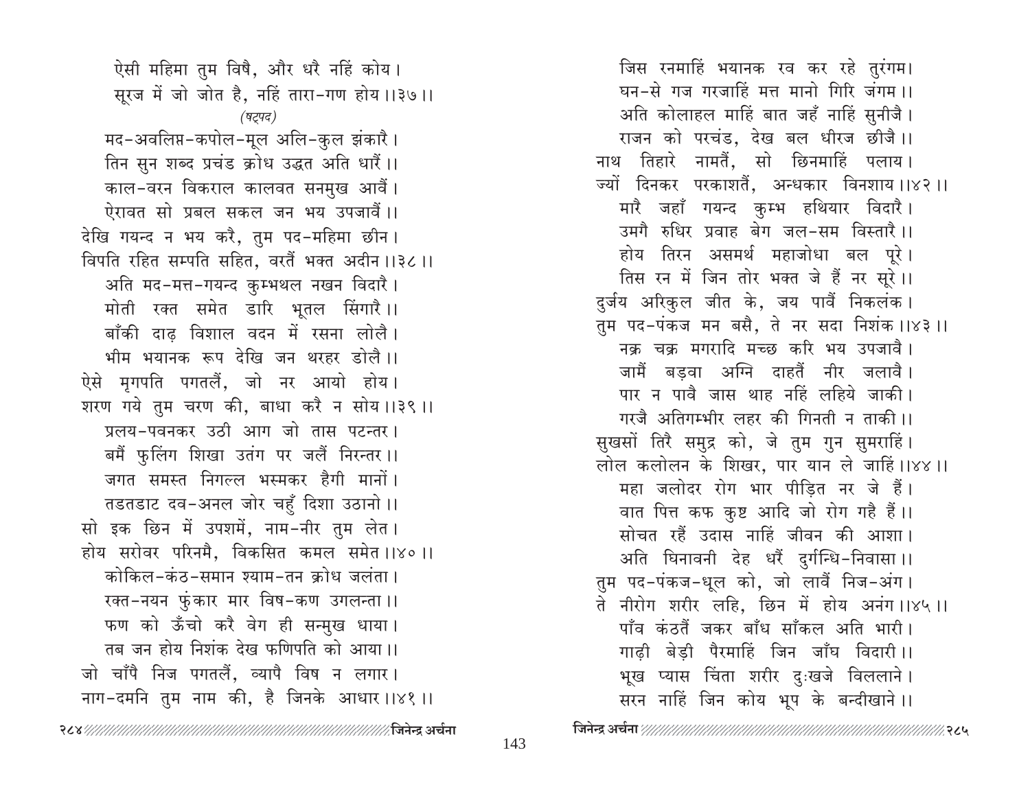ऐसी महिमा तुम विषै, और धरै नहिं कोय।
सूरज में जो जोत है, नहिं तारा-गण होय।।३७।।

*(षट्पद)*

मद-अवलिप्त-कपोल-मूल अलि-कुल झंकारै।
तिन सुन शब्द प्रचंड क्रोध उद्धत अति धारैं।।
काल-वरन विकराल कालवत सनमुख आवैं।
ऐरावत सो प्रबल सकल जन भय उपजावैं।।
देखि गयन्द न भय करै, तुम पद-महिमा छीन।
विपति रहित सम्पति सहित, वरतैं भक्त अदीन।।३८।।

अति मद-मत्त-गयन्द कुम्भथल नखन विदारै।
मोती रक्त समेत डारि भूतल सिंगारै।।
बाँकी दाढ़ विशाल वदन में रसना लोलै।
भीम भयानक रूप देखि जन थरहर डोलै।।
ऐसे मृगपति पगतलैं, जो नर आयो होय।
शरण गये तुम चरण की, बाधा करै न सोय।।३९।।

प्रलय-पवनकर उठी आग जो तास पटन्तर।
बमैं फुलिंग शिखा उतंग पर जलैं निरन्तर।।
जगत समस्त निगल्ल भस्मकर हैगी मानों।
तडतडाट दव-अनल जोर चहुँ दिशा उठानो।।
सो इक छिन में उपशमें, नाम-नीर तुम लेत।
होय सरोवर परिनमै, विकसित कमल समेत।।४०।।

कोकिल-कंठ-समान श्याम-तन क्रोध जलंता।
रक्त-नयन फुंकार मार विष-कण उगलन्ता।।
फण को ऊँचो करै वेग ही सन्मुख धाया।
तब जन होय निशंक देख फणिपति को आया।।
जो चाँपै निज पगतलैं, व्यापै विष न लगार।
नाग-दमनि तुम नाम की, है जिनके आधार।।४१।।

जिस रनमाहिं भयानक रव कर रहे तुरंगम।
घन-से गज गरजाहिं मत्त मानो गिरि जंगम।।
अति कोलाहल माहिं बात जहँ नाहिं सुनीजै।
राजन को परचंड, देख बल धीरज छीजै।।
नाथ तिहारे नामतैं, सो छिनमाहिं पलाय।
ज्यों दिनकर परकाशतैं, अन्धकार विनशाय।।४२।।

मारै जहाँ गयन्द कुम्भ हथियार विदारै।
उमगै रुधिर प्रवाह बेग जल-सम विस्तारै।।
होय तिरन असमर्थ महाजोधा बल पूरे।
तिस रन में जिन तोर भक्त जे हैं नर सूरे।।
दुर्जय अरिकुल जीत के, जय पावैं निकलंक।
तुम पद-पंकज मन बसै, ते नर सदा निशंक।।४३।।

नक्र चक्र मगरादि मच्छ करि भय उपजावै।
जामैं बड़वा अग्नि दाहतैं नीर जलावै।
पार न पावै जास थाह नहिं लहिये जाकी।
गरजै अतिगम्भीर लहर की गिनती न ताकी।।
सुखसों तिरै समुद्र को, जे तुम गुन सुमराहिं।
लोल कलोलन के शिखर, पार यान ले जाहिं।।४४।।

महा जलोदर रोग भार पीड़ित नर जे हैं।
वात पित्त कफ कुष्ट आदि जो रोग गहै हैं।।
सोचत रहैं उदास नाहिं जीवन की आशा।
अति घिनावनी देह धरैं दुर्गन्धि-निवासा।।
तुम पद-पंकज-धूल को, जो लावैं निज-अंग।
ते नीरोग शरीर लहि, छिन में होय अनंग।।४५।।

पाँव कंठतैं जकर बाँध साँकल अति भारी।
गाढ़ी बेड़ी पैरमाहिं जिन जाँघ विदारी।।
भूख प्यास चिंता शरीर दुःखजे विललाने।
सरन नाहिं जिन कोय भूप के बन्दीखाने।।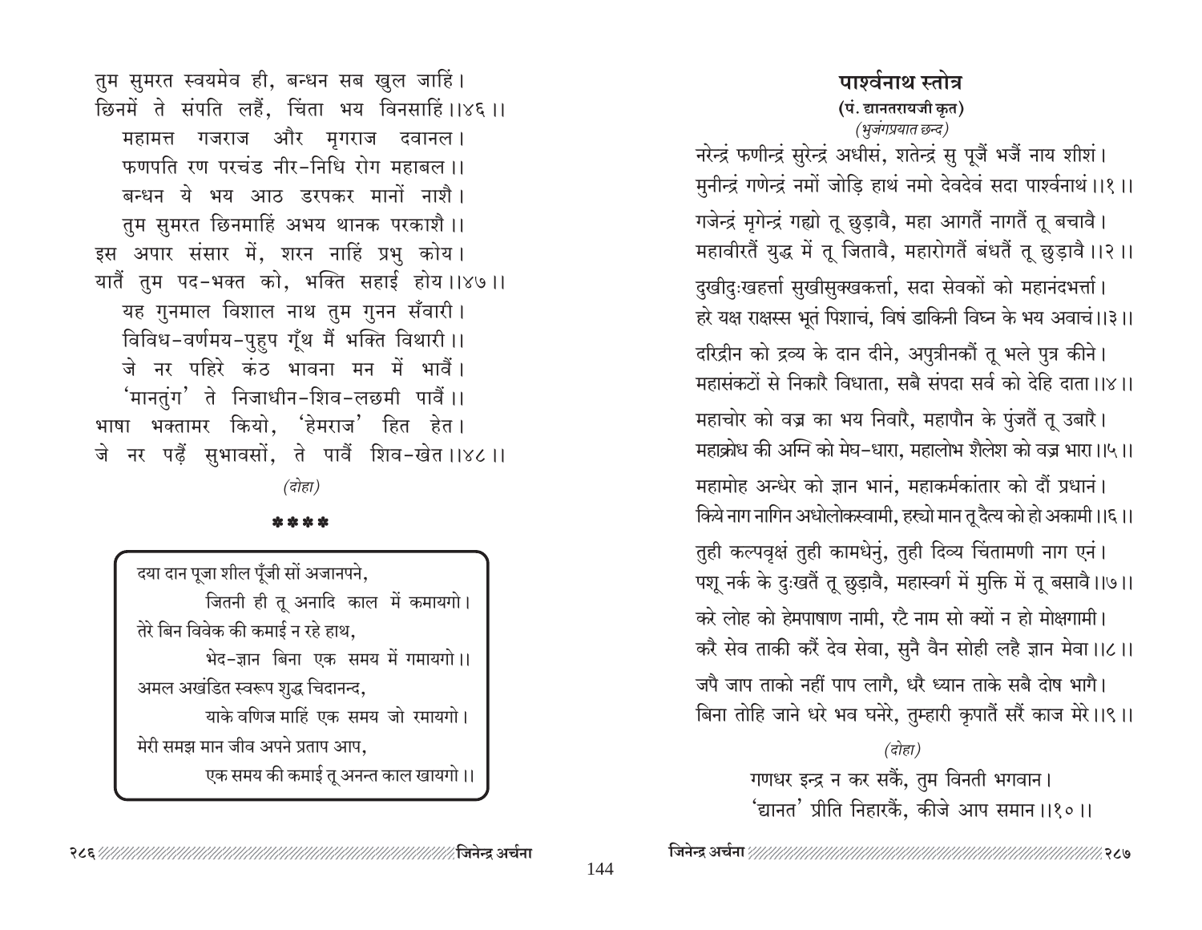तुम सुमरत स्वयमेव ही, बन्धन सब खुल जाहिं।
छिनमें ते संपति लहैं, चिंता भय विनसाहिं।।४६।।

महामत्त गजराज और मृगराज दवानल।
फणपति रण परचंड नीर-निधि रोग महाबल।।
बन्धन ये भय आठ डरपकर मानों नाशै।
तुम सुमरत छिनमाहिं अभय थानक परकाशै।।

इस अपार संसार में, शरन नाहिं प्रभु कोय।
यातैं तुम पद-भक्त को, भक्ति सहाई होय।।४७।।

यह गुनमाल विशाल नाथ तुम गुनन सँवारी।
विविध-वर्णमय-पुहुप गूँथ मैं भक्ति विथारी।।
जे नर पहिरे कंठ भावना मन में भावैं।
'मानतुंग' ते निजाधीन-शिव-लछमी पावैं।।

भाषा भक्तामर कियो, 'हेमराज' हित हेत।
जे नर पढ़ैं सुभावसों, ते पावैं शिव-खेत।।४८।।

*(दोहा)*

\*\*\*\*

> दया दान पूजा शील पूँजी सों अजानपने,
> जितनी ही तू अनादि काल में कमायगो।
> तेरे बिन विवेक की कमाई न रहे हाथ,
> भेद-ज्ञान बिना एक समय में गमायगो।।
> अमल अखंडित स्वरूप शुद्ध चिदानन्द,
> याके वणिज माहिं एक समय जो रमायगो।
> मेरी समझ मान जीव अपने प्रताप आप,
> एक समय की कमाई तू अनन्त काल खायगो।।

## पार्श्वनाथ स्तोत्र

**(पं. द्यानतरायजी कृत)**

*(भुजंगप्रयात छन्द)*

नरेन्द्रं फणीन्द्रं सुरेन्द्रं अधीसं, शतेन्द्रं सु पूजैं भजैं नाय शीशं।
मुनीन्द्रं गणेन्द्रं नमों जोड़ि हाथं नमो देवदेवं सदा पार्श्वनाथं।।१।।

गजेन्द्रं मृगेन्द्रं गह्यो तू छुड़ावै, महा आगतैं नागतैं तू बचावै।
महावीरतैं युद्ध में तू जितावै, महारोगतैं बंधतैं तू छुड़ावै।।२।।

दुखीदुःखहर्त्ता सुखीसुक्खकर्त्ता, सदा सेवकों को महानंदभर्त्ता।
हरे यक्ष राक्षस्स भूतं पिशाचं, विषं डाकिनी विघ्न के भय अवाचं।।३।।

दरिद्रीन को द्रव्य के दान दीने, अपुत्रीनकौं तू भले पुत्र कीने।
महासंकटों से निकारै विधाता, सबै संपदा सर्व को देहि दाता।।४।।

महाचोर को वज्र का भय निवारै, महापौन के पुंजतैं तू उबारै।
महाक्रोध की अग्नि को मेघ-धारा, महालोभ शैलेश को वज्र भारा।।५।।

महामोह अन्धेर को ज्ञान भानं, महाकर्मकांतार को दौं प्रधानं।
किये नाग नागिन अधोलोकस्वामी, हर्यो मान तू दैत्य को हो अकामी।।६।।

तुही कल्पवृक्षं तुही कामधेनुं, तुही दिव्य चिंतामणी नाग एनं।
पशू नर्क के दुःखतैं तू छुड़ावै, महास्वर्ग में मुक्ति में तू बसावै।।७।।

करे लोह को हेमपाषाण नामी, रटै नाम सो क्यों न हो मोक्षगामी।
करै सेव ताकी करैं देव सेवा, सुनै वैन सोही लहै ज्ञान मेवा।।८।।

जपै जाप ताको नहीं पाप लागै, धरै ध्यान ताके सबै दोष भागै।
बिना तोहि जाने धरे भव घनेरे, तुम्हारी कृपातैं सरैं काज मेरे।।९।।

*(दोहा)*

गणधर इन्द्र न कर सकैं, तुम विनती भगवान।
'द्यानत' प्रीति निहारकैं, कीजे आप समान।।१०।।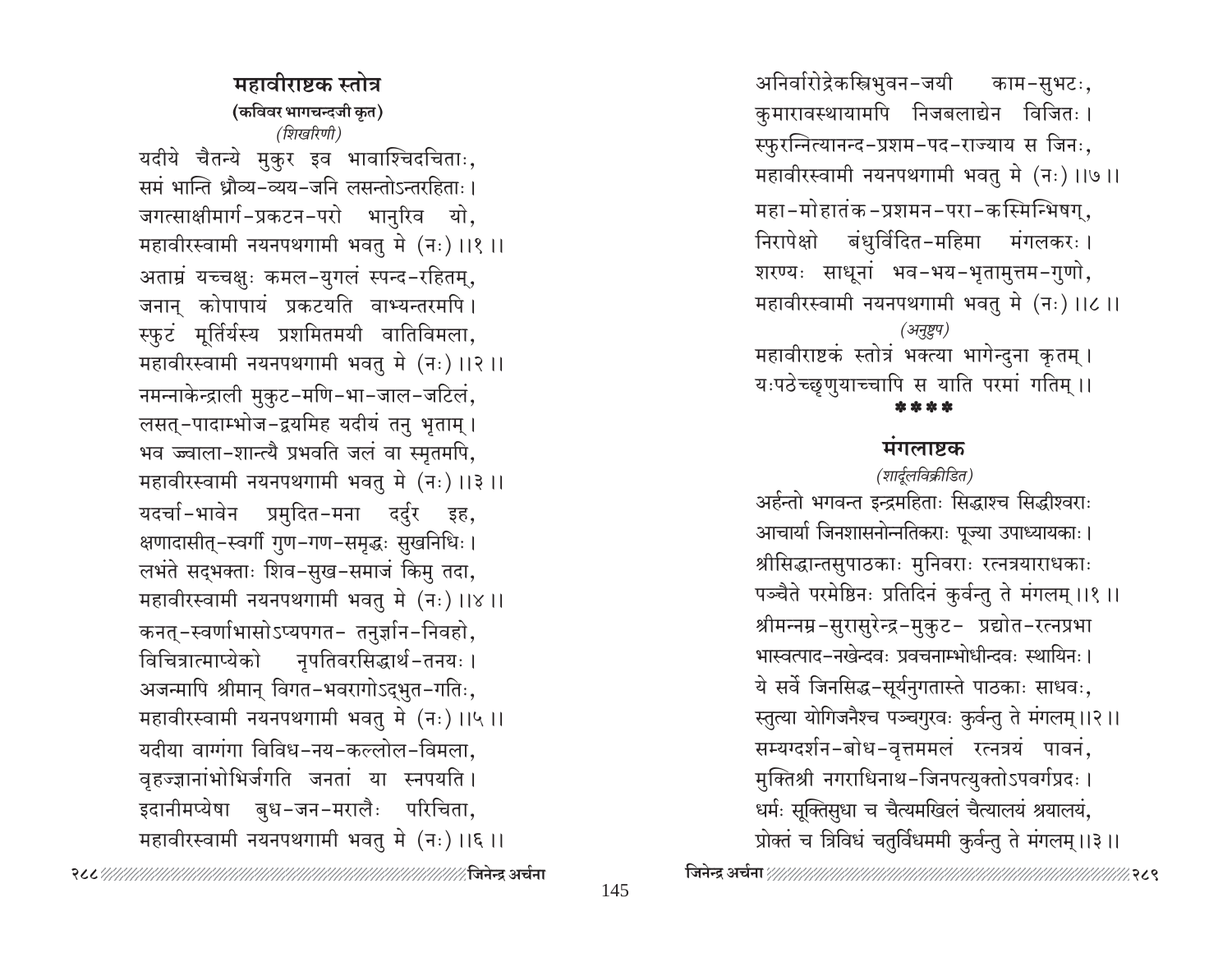## महावीराष्टक स्तोत्र

**(कविवर भागचन्दजी कृत)**

*(शिखरिणी)*

यदीये चैतन्ये मुकुर इव भावाश्चिदचिताः,  
समं भान्ति ध्रौव्य-व्यय-जनि लसन्तोऽन्तरहिताः।  
जगत्साक्षीमार्ग-प्रकटन-परो भानुरिव यो,  
महावीरस्वामी नयनपथगामी भवतु मे (नः)।।१।।

अताम्रं यच्चक्षुः कमल-युगलं स्पन्द-रहितम्,  
जनान् कोपापायं प्रकटयति वाभ्यन्तरमपि।  
स्फुटं मूर्तिर्यस्य प्रशमितमयी वातिविमला,  
महावीरस्वामी नयनपथगामी भवतु मे (नः)।।२।।

नमन्नाकेन्द्राली मुकुट-मणि-भा-जाल-जटिलं,  
लसत्-पादाम्भोज-द्वयमिह यदीयं तनु भृताम्।  
भव ज्वाला-शान्त्यै प्रभवति जलं वा स्मृतमपि,  
महावीरस्वामी नयनपथगामी भवतु मे (नः)।।३।।

यदर्चा-भावेन प्रमुदित-मना दर्दुर इह,  
क्षणादासीत्-स्वर्गी गुण-गण-समृद्धः सुखनिधिः।  
लभंते सद्भक्ताः शिव-सुख-समाजं किमु तदा,  
महावीरस्वामी नयनपथगामी भवतु मे (नः)।।४।।

कनत्-स्वर्णाभासोऽप्यपगत- तनुर्ज्ञान-निवहो,  
विचित्रात्माप्येको नृपतिवरसिद्धार्थ-तनयः।  
अजन्मापि श्रीमान् विगत-भवरागोऽद्भुत-गतिः,  
महावीरस्वामी नयनपथगामी भवतु मे (नः)।।५।।

यदीया वाग्गंगा विविध-नय-कल्लोल-विमला,  
वृहज्ज्ञानांभोभिर्जगति जनतां या स्नपयति।  
इदानीमप्येषा बुध-जन-मरालैः परिचिता,  
महावीरस्वामी नयनपथगामी भवतु मे (नः)।।६।।

अनिर्वारोद्रेकस्त्रिभुवन-जयी काम-सुभटः,  
कुमारावस्थायामपि निजबलाद्येन विजितः।  
स्फुरन्नित्यानन्द-प्रशम-पद-राज्याय स जिनः,  
महावीरस्वामी नयनपथगामी भवतु मे (नः)।।७।।

महा-मोहातंक-प्रशमन-परा-कस्मिन्भिषग्,  
निरापेक्षो बंधुर्विदित-महिमा मंगलकरः।  
शरण्यः साधूनां भव-भय-भृतामुत्तम-गुणो,  
महावीरस्वामी नयनपथगामी भवतु मे (नः)।।८।।

*(अनुष्टुप)*

महावीराष्टकं स्तोत्रं भक्त्या भागेन्दुना कृतम्।  
यःपठेच्छृणुयाच्चापि स याति परमां गतिम्।।

\*\*\*\*

## मंगलाष्टक

*(शार्दूलविक्रीडित)*

अर्हन्तो भगवन्त इन्द्रमहिताः सिद्धाश्च सिद्धीश्वराः  
आचार्या जिनशासनोन्नतिकराः पूज्या उपाध्यायकाः।  
श्रीसिद्धान्तसुपाठकाः मुनिवराः रत्नत्रयाराधकाः  
पञ्चैते परमेष्ठिनः प्रतिदिनं कुर्वन्तु ते मंगलम्।।१।।

श्रीमन्नम्र-सुरासुरेन्द्र-मुकुट- प्रद्योत-रत्नप्रभा  
भास्वत्पाद-नखेन्दवः प्रवचनाम्भोधीन्दवः स्थायिनः।  
ये सर्वे जिनसिद्ध-सूर्यनुगतास्ते पाठकाः साधवः,  
स्तुत्या योगिजनैश्च पञ्चगुरवः कुर्वन्तु ते मंगलम्।।२।।

सम्यग्दर्शन-बोध-वृत्तममलं रत्नत्रयं पावनं,  
मुक्तिश्री नगराधिनाथ-जिनपत्युक्तोऽपवर्गप्रदः।  
धर्मः सूक्तिसुधा च चैत्यमखिलं चैत्यालयं श्रयालयं,  
प्रोक्तं च त्रिविधं चतुर्विधममी कुर्वन्तु ते मंगलम्।।३।।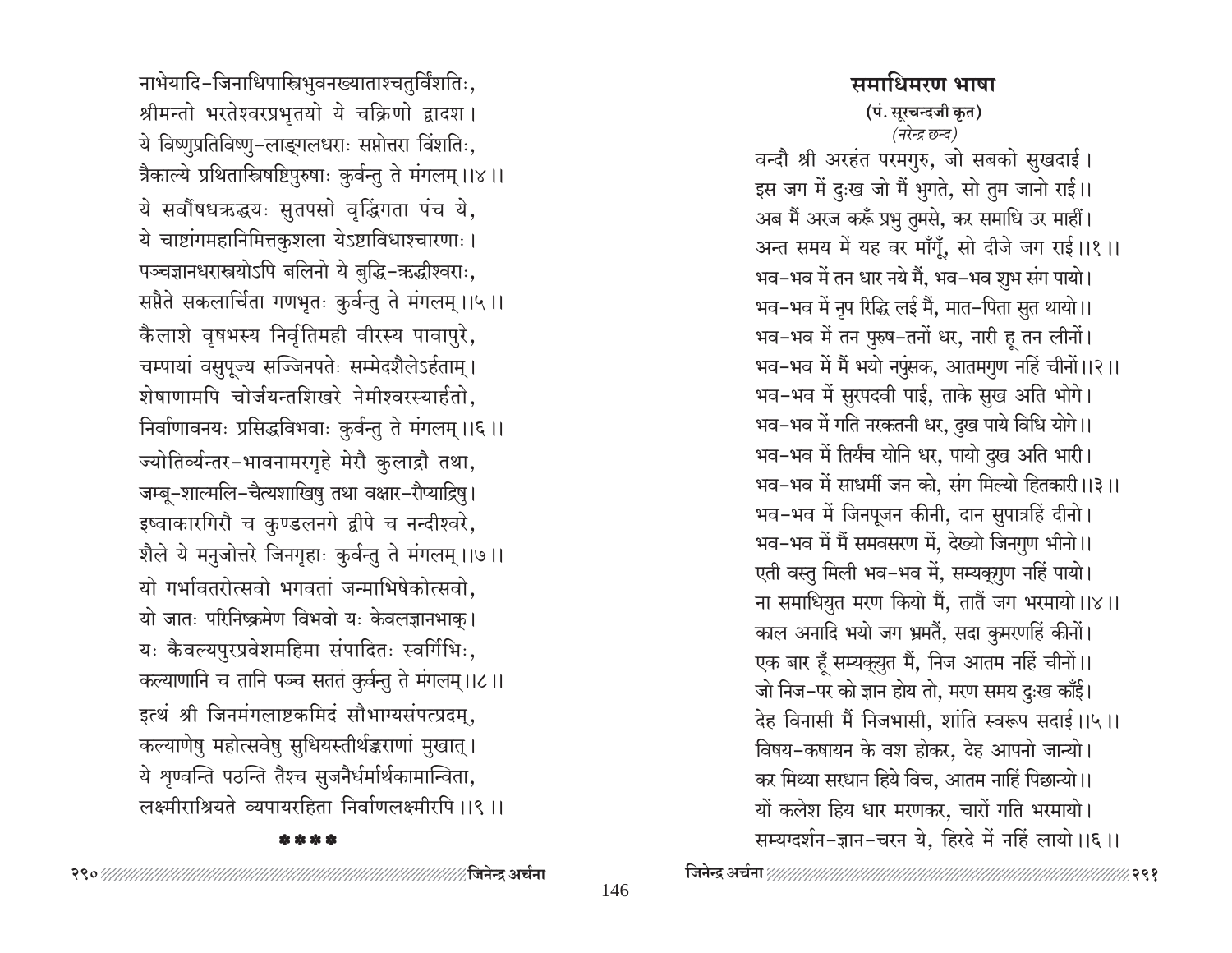नाभेयादि-जिनाधिपास्त्रिभुवनख्याताश्चतुर्विंशतिः,
श्रीमन्तो भरतेश्वरप्रभृतयो ये चक्रिणो द्वादश।
ये विष्णुप्रतिविष्णु-लाङ्गलधराः सप्तोत्तरा विंशतिः,
त्रैकाल्ये प्रथितास्त्रिषष्टिपुरुषाः कुर्वन्तु ते मंगलम्।।४।।

ये सर्वौषधऋद्धयः सुतपसो वृद्धिंगता पंच ये,
ये चाष्टांगमहानिमित्तकुशला येऽष्टाविधाश्चारणाः।
पञ्चज्ञानधरास्त्रयोऽपि बलिनो ये बुद्धि-ऋद्धीश्वराः,
सप्तैते सकलार्चिता गणभृतः कुर्वन्तु ते मंगलम्।।५।।

कैलाशे वृषभस्य निर्वृतिमही वीरस्य पावापुरे,
चम्पायां वसुपूज्य सज्जिनपतेः सम्मेदशैलेऽर्हताम्।
शेषाणामपि चोर्जयन्तशिखरे नेमीश्वरस्यार्हतो,
निर्वाणावनयः प्रसिद्धविभवाः कुर्वन्तु ते मंगलम्।।६।।

ज्योतिर्व्यन्तर-भावनामरगृहे मेरौ कुलाद्रौ तथा,
जम्बू-शाल्मलि-चैत्यशाखिषु तथा वक्षार-रौप्याद्रिषु।
इष्वाकारगिरौ च कुण्डलनगे द्वीपे च नन्दीश्वरे,
शैले ये मनुजोत्तरे जिनगृहाः कुर्वन्तु ते मंगलम्।।७।।

यो गर्भावतरोत्सवो भगवतां जन्माभिषेकोत्सवो,
यो जातः परिनिष्क्रमेण विभवो यः केवलज्ञानभाक्।
यः कैवल्यपुरप्रवेशमहिमा संपादितः स्वर्गिभिः,
कल्याणानि च तानि पञ्च सततं कुर्वन्तु ते मंगलम्।।८।।

इत्थं श्री जिनमंगलाष्टकमिदं सौभाग्यसंपत्प्रदम्,
कल्याणेषु महोत्सवेषु सुधियस्तीर्थङ्कराणां मुखात्।
ये शृण्वन्ति पठन्ति तैश्च सुजनैर्धर्मार्थकामान्विता,
लक्ष्मीराश्रियते व्यपायरहिता निर्वाणलक्ष्मीरपि।।९।।

\*\*\*\*

## समाधिमरण भाषा

**(पं. सूरचन्दजी कृत)**

*(नरेन्द्र छन्द)*

वन्दौ श्री अरहंत परमगुरु, जो सबको सुखदाई।
इस जग में दुःख जो मैं भुगते, सो तुम जानो राई।।
अब मैं अरज करूँ प्रभु तुमसे, कर समाधि उर माहीं।
अन्त समय में यह वर माँगूँ, सो दीजे जग राई।।१।।

भव-भव में तन धार नये मैं, भव-भव शुभ संग पायो।
भव-भव में नृप रिद्धि लई मैं, मात-पिता सुत थायो।।
भव-भव में तन पुरुष-तनों धर, नारी हू तन लीनों।
भव-भव में मैं भयो नपुंसक, आतमगुण नहिं चीनों।।२।।

भव-भव में सुरपदवी पाई, ताके सुख अति भोगे।
भव-भव में गति नरकतनी धर, दुख पाये विधि योगे।।
भव-भव में तिर्यंच योनि धर, पायो दुख अति भारी।
भव-भव में साधर्मी जन को, संग मिल्यो हितकारी।।३।।

भव-भव में जिनपूजन कीनी, दान सुपात्रहिं दीनो।
भव-भव में मैं समवसरण में, देख्यो जिनगुण भीनो।।
एती वस्तु मिली भव-भव में, सम्यक्गुण नहिं पायो।
ना समाधियुत मरण कियो मैं, तातैं जग भरमायो।।४।।

काल अनादि भयो जग भ्रमतैं, सदा कुमरणहिं कीनों।
एक बार हूँ सम्यक्युत मैं, निज आतम नहिं चीनों।।
जो निज-पर को ज्ञान होय तो, मरण समय दुःख काँई।
देह विनासी मैं निजभासी, शांति स्वरूप सदाई।।५।।

विषय-कषायन के वश होकर, देह आपनो जान्यो।
कर मिथ्या सरधान हिये विच, आतम नाहिं पिछान्यो।।
यों कलेश हिय धार मरणकर, चारों गति भरमायो।
सम्यग्दर्शन-ज्ञान-चरन ये, हिरदे में नहिं लायो।।६।।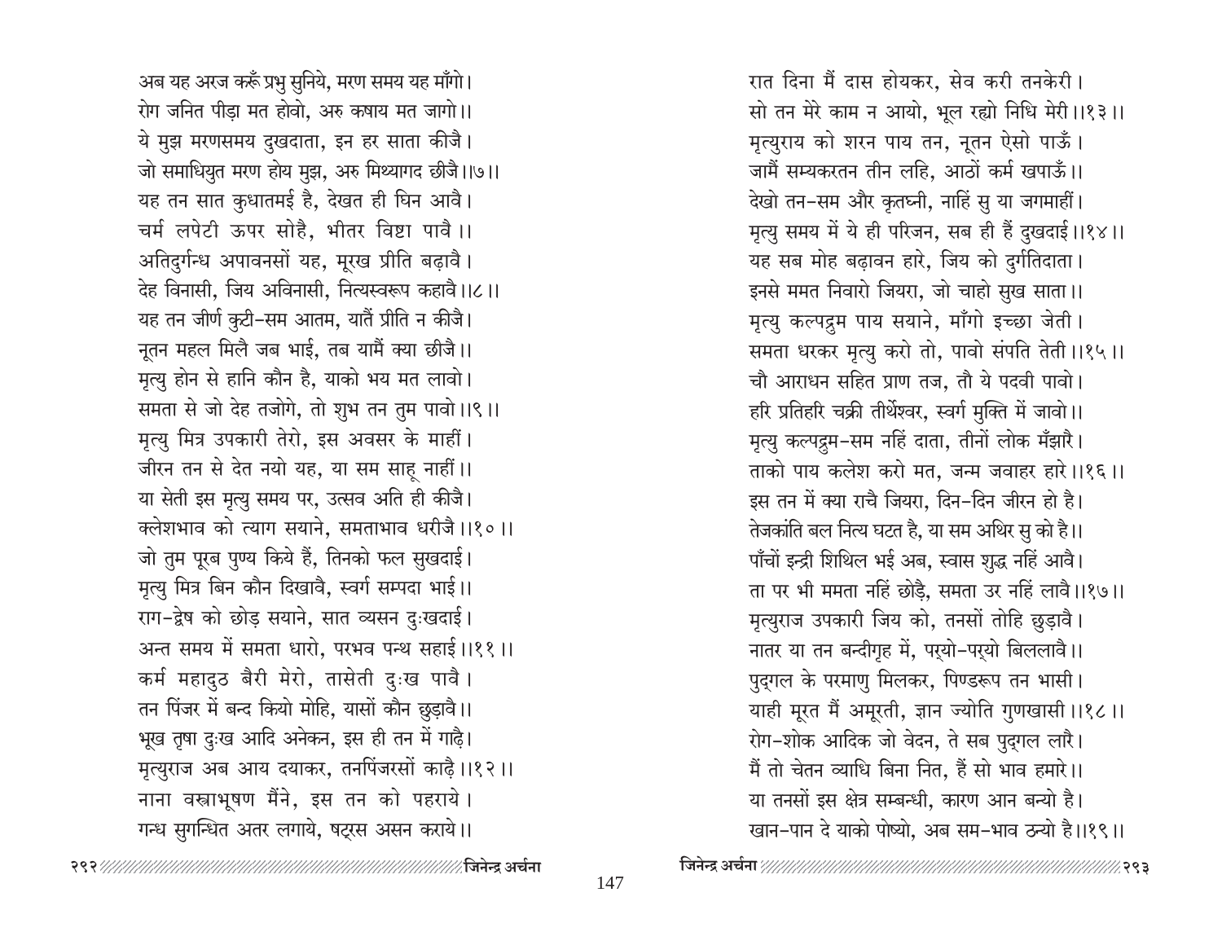अब यह अरज करूँ प्रभु सुनिये, मरण समय यह माँगो।
रोग जनित पीड़ा मत होवो, अरु कषाय मत जागो।।
ये मुझ मरणसमय दुखदाता, इन हर साता कीजै।
जो समाधियुत मरण होय मुझ, अरु मिथ्यागद छीजै।।७।।
यह तन सात कुधातमई है, देखत ही घिन आवै।
चर्म लपेटी ऊपर सोहै, भीतर विष्टा पावै।।
अतिदुर्गन्ध अपावनसों यह, मूरख प्रीति बढ़ावै।
देह विनासी, जिय अविनासी, नित्यस्वरूप कहावै।।८।।
यह तन जीर्ण कुटी-सम आतम, यातैं प्रीति न कीजै।
नूतन महल मिलै जब भाई, तब यामैं क्या छीजै।।
मृत्यु होन से हानि कौन है, याको भय मत लावो।
समता से जो देह तजोगे, तो शुभ तन तुम पावो।।९।।
मृत्यु मित्र उपकारी तेरो, इस अवसर के माहीं।
जीरन तन से देत नयो यह, या सम साहू नाहीं।।
या सेती इस मृत्यु समय पर, उत्सव अति ही कीजै।
क्लेशभाव को त्याग सयाने, समताभाव धरीजै।।१०।।
जो तुम पूरब पुण्य किये हैं, तिनको फल सुखदाई।
मृत्यु मित्र बिन कौन दिखावै, स्वर्ग सम्पदा भाई।।
राग-द्वेष को छोड़ सयाने, सात व्यसन दुःखदाई।
अन्त समय में समता धारो, परभव पन्थ सहाई।।११।।
कर्म महादुठ बैरी मेरो, तासेती दुःख पावै।
तन पिंजर में बन्द कियो मोहि, यासों कौन छुड़ावै।।
भूख तृषा दुःख आदि अनेकन, इस ही तन में गाढ़े।
मृत्युराज अब आय दयाकर, तनपिंजरसों काढ़ै।।१२।।
नाना वस्त्राभूषण मैंने, इस तन को पहराये।
गन्ध सुगन्धित अतर लगाये, षट्रस असन कराये।।
रात दिना मैं दास होयकर, सेव करी तनकेरी।
सो तन मेरे काम न आयो, भूल रह्यो निधि मेरी।।१३।।
मृत्युराय को शरन पाय तन, नूतन ऐसो पाऊँ।
जामैं सम्यकरतन तीन लहि, आठों कर्म खपाऊँ।।
देखो तन-सम और कृतघ्नी, नाहिं सु या जगमाहीं।
मृत्यु समय में ये ही परिजन, सब ही हैं दुखदाई।।१४।।
यह सब मोह बढ़ावन हारे, जिय को दुर्गतिदाता।
इनसे ममत निवारो जियरा, जो चाहो सुख साता।।
मृत्यु कल्पद्रुम पाय सयाने, माँगो इच्छा जेती।
समता धरकर मृत्यु करो तो, पावो संपति तेती।।१५।।
चौ आराधन सहित प्राण तज, तौ ये पदवी पावो।
हरि प्रतिहरि चक्री तीर्थेश्वर, स्वर्ग मुक्ति में जावो।।
मृत्यु कल्पद्रुम-सम नहिं दाता, तीनों लोक मँझारै।
ताको पाय कलेश करो मत, जन्म जवाहर हारे।।१६।।
इस तन में क्या राचै जियरा, दिन-दिन जीरन हो है।
तेजकांति बल नित्य घटत है, या सम अथिर सु को है।।
पाँचों इन्द्री शिथिल भई अब, स्वास शुद्ध नहिं आवै।
ता पर भी ममता नहिं छोड़ै, समता उर नहिं लावै।।१७।।
मृत्युराज उपकारी जिय को, तनसों तोहि छुड़ावै।
नातर या तन बन्दीगृह में, पर्यो-पर्यो बिललावै।।
पुद्गल के परमाणु मिलकर, पिण्डरूप तन भासी।
याही मूरत मैं अमूरती, ज्ञान ज्योति गुणखासी।।१८।।
रोग-शोक आदिक जो वेदन, ते सब पुद्गल लारै।
मैं तो चेतन व्याधि बिना नित, हैं सो भाव हमारे।।
या तनसों इस क्षेत्र सम्बन्धी, कारण आन बन्यो है।
खान-पान दे याको पोष्यो, अब सम-भाव ठन्यो है।।१९।।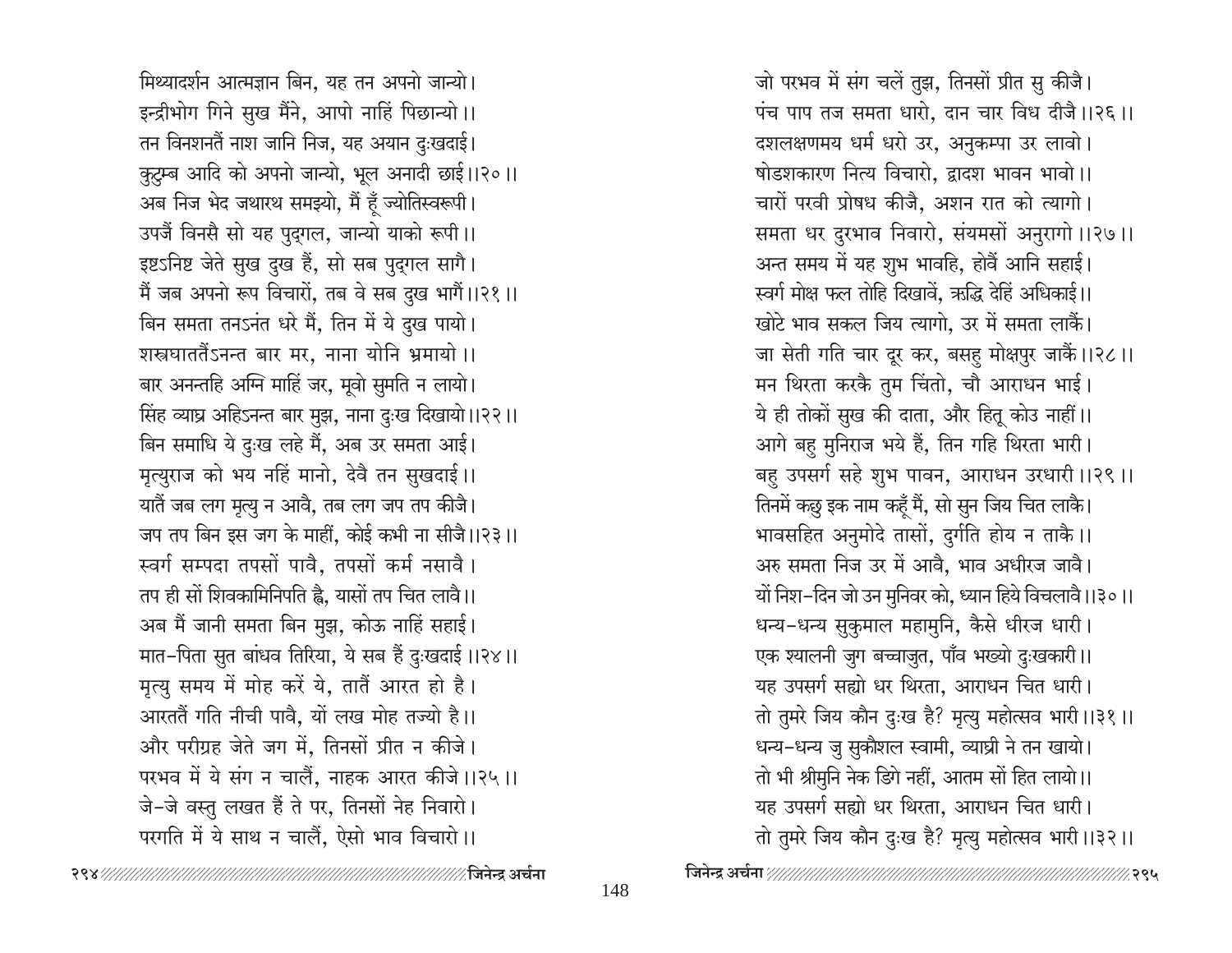मिथ्यादर्शन आत्मज्ञान बिन, यह तन अपनो जान्यो।
इन्द्रीभोग गिने सुख मैंने, आपो नाहिं पिछान्यो ।।
तन विनशनतैं नाश जानि निज, यह अयान दुःखदाई।
कुटुम्ब आदि को अपनो जान्यो, भूल अनादी छाई।।२०।।
अब निज भेद जथारथ समझ्यो, मैं हूँ ज्योतिस्वरूपी।
उपजैं विनसै सो यह पुद्गल, जान्यो याको रूपी।।
इष्टऽनिष्ट जेते सुख दुख हैं, सो सब पुद्गल सागै।
मैं जब अपनो रूप विचारों, तब वे सब दुख भागैं।।२१।।
बिन समता तनऽनंत धरे मैं, तिन में ये दुख पायो।
शस्त्रघाततैंऽनन्त बार मर, नाना योनि भ्रमायो ।।
बार अनन्तहि अग्नि माहिं जर, मूवो सुमति न लायो।
सिंह व्याघ्र अहिऽनन्त बार मुझ, नाना दुःख दिखायो।।२२।।
बिन समाधि ये दुःख लहे मैं, अब उर समता आई।
मृत्युराज को भय नहिं मानो, देवै तन सुखदाई।।
यातैं जब लग मृत्यु न आवै, तब लग जप तप कीजै।
जप तप बिन इस जग के माहीं, कोई कभी ना सीजै।।२३।।
स्वर्ग सम्पदा तपसों पावै, तपसों कर्म नसावै।
तप ही सों शिवकामिनिपति ह्वै, यासों तप चित लावै।।
अब मैं जानी समता बिन मुझ, कोऊ नाहिं सहाई।
मात-पिता सुत बांधव तिरिया, ये सब हैं दुःखदाई।।२४।।
मृत्यु समय में मोह करें ये, तातैं आरत हो है।
आरततैं गति नीची पावै, यों लख मोह तज्यो है।।
और परीग्रह जेते जग में, तिनसों प्रीत न कीजे।
परभव में ये संग न चालैं, नाहक आरत कीजे।।२५।।
जे-जे वस्तु लखत हैं ते पर, तिनसों नेह निवारो।
परगति में ये साथ न चालैं, ऐसो भाव विचारो।।
जो परभव में संग चलें तुझ, तिनसों प्रीत सु कीजै।
पंच पाप तज समता धारो, दान चार विध दीजै।।२६।।
दशलक्षणमय धर्म धरो उर, अनुकम्पा उर लावो।
षोडशकारण नित्य विचारो, द्वादश भावन भावो।।
चारों परवी प्रोषध कीजै, अशन रात को त्यागो।
समता धर दुरभाव निवारो, संयमसों अनुरागो।।२७।।
अन्त समय में यह शुभ भावहि, होवैं आनि सहाई।
स्वर्ग मोक्ष फल तोहि दिखावें, ऋद्धि देहिं अधिकाई।।
खोटे भाव सकल जिय त्यागो, उर में समता लाकैं।
जा सेती गति चार दूर कर, बसहु मोक्षपुर जाकैं।।२८।।
मन थिरता करकै तुम चिंतो, चौ आराधन भाई।
ये ही तोकों सुख की दाता, और हितू कोउ नाहीं।।
आगे बहु मुनिराज भये हैं, तिन गहि थिरता भारी।
बहु उपसर्ग सहे शुभ पावन, आराधन उरधारी।।२९।।
तिनमें कछु इक नाम कहूँ मैं, सो सुन जिय चित लाकै।
भावसहित अनुमोदे तासों, दुर्गति होय न ताकै।।
अरु समता निज उर में आवै, भाव अधीरज जावै।
यों निश-दिन जो उन मुनिवर को, ध्यान हिये विचलावै।।३०।।
धन्य-धन्य सुकुमाल महामुनि, कैसे धीरज धारी।
एक श्यालनी जुग बच्चाजुत, पाँव भख्यो दुःखकारी।।
यह उपसर्ग सह्यो धर थिरता, आराधन चित धारी।
तो तुमरे जिय कौन दुःख है? मृत्यु महोत्सव भारी।।३१।।
धन्य-धन्य जु सुकौशल स्वामी, व्याघ्री ने तन खायो।
तो भी श्रीमुनि नेक डिगे नहीं, आतम सों हित लायो।।
यह उपसर्ग सह्यो धर थिरता, आराधन चित धारी।
तो तुमरे जिय कौन दुःख है? मृत्यु महोत्सव भारी।।३२।।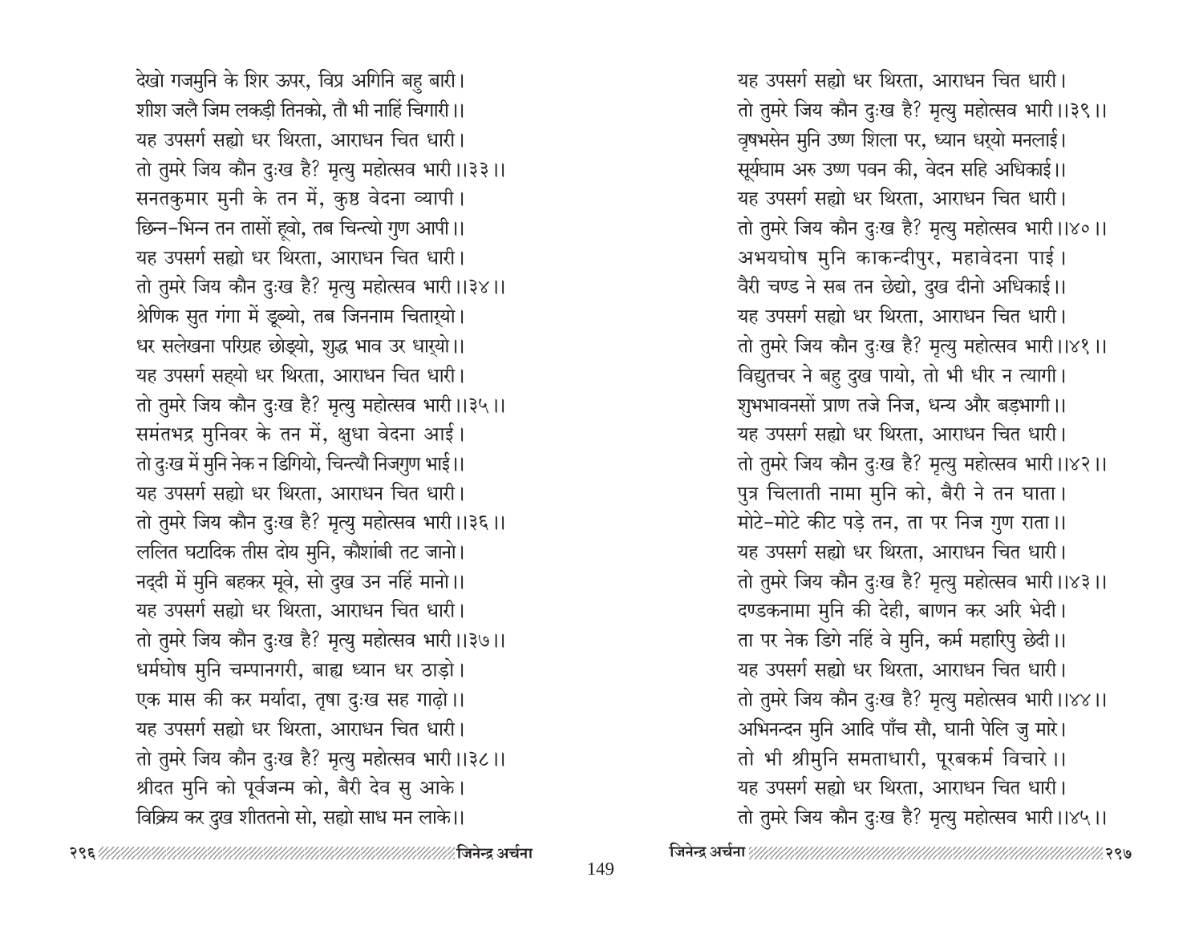देखो गजमुनि के शिर ऊपर, विप्र अगिनि बहु बारी।
शीश जलै जिम लकड़ी तिनको, तौ भी नाहिं चिगारी।।
यह उपसर्ग सह्यो धर थिरता, आराधन चित धारी।
तो तुमरे जिय कौन दुःख है? मृत्यु महोत्सव भारी।।३३।।
सनतकुमार मुनी के तन में, कुष्ठ वेदना व्यापी।
छिन्न-भिन्न तन तासों हूवो, तब चिन्त्यो गुण आपी।।
यह उपसर्ग सह्यो धर थिरता, आराधन चित धारी।
तो तुमरे जिय कौन दुःख है? मृत्यु महोत्सव भारी।।३४।।
श्रेणिक सुत गंगा में डूब्यो, तब जिननाम चितार्‌यो।
धर सलेखना परिग्रह छोड्यो, शुद्ध भाव उर धार्‌यो।।
यह उपसर्ग सह्यो धर थिरता, आराधन चित धारी।
तो तुमरे जिय कौन दुःख है? मृत्यु महोत्सव भारी।।३५।।
समंतभद्र मुनिवर के तन में, क्षुधा वेदना आई।
तो दुःख में मुनि नेक न डिगियो, चिन्त्यौ निजगुण भाई।।
यह उपसर्ग सह्यो धर थिरता, आराधन चित धारी।
तो तुमरे जिय कौन दुःख है? मृत्यु महोत्सव भारी।।३६।।
ललित घटादिक तीस दोय मुनि, कौशांबी तट जानो।
नद्दी में मुनि बहकर मूवे, सो दुख उन नहिं मानो।।
यह उपसर्ग सह्यो धर थिरता, आराधन चित धारी।
तो तुमरे जिय कौन दुःख है? मृत्यु महोत्सव भारी।।३७।।
धर्मघोष मुनि चम्पानगरी, बाह्य ध्यान धर ठाड़ो।
एक मास की कर मर्यादा, तृषा दुःख सह गाढ़ो।।
यह उपसर्ग सह्यो धर थिरता, आराधन चित धारी।
तो तुमरे जिय कौन दुःख है? मृत्यु महोत्सव भारी।।३८।।
श्रीदत मुनि को पूर्वजन्म को, बैरी देव सु आके।
विक्रिय कर दुख शीततनो सो, सह्यो साध मन लाके।।
यह उपसर्ग सह्यो धर थिरता, आराधन चित धारी।
तो तुमरे जिय कौन दुःख है? मृत्यु महोत्सव भारी।।३९।।
वृषभसेन मुनि उष्ण शिला पर, ध्यान धर्‌यो मनलाई।
सूर्यघाम अरु उष्ण पवन की, वेदन सहि अधिकाई।।
यह उपसर्ग सह्यो धर थिरता, आराधन चित धारी।
तो तुमरे जिय कौन दुःख है? मृत्यु महोत्सव भारी।।४०।।
अभयघोष मुनि काकन्दीपुर, महावेदना पाई।
वैरी चण्ड ने सब तन छेद्यो, दुख दीनो अधिकाई।।
यह उपसर्ग सह्यो धर थिरता, आराधन चित धारी।
तो तुमरे जिय कौन दुःख है? मृत्यु महोत्सव भारी।।४१।।
विद्युतचर ने बहु दुख पायो, तो भी धीर न त्यागी।
शुभभावनसों प्राण तजे निज, धन्य और बड़भागी।।
यह उपसर्ग सह्यो धर थिरता, आराधन चित धारी।
तो तुमरे जिय कौन दुःख है? मृत्यु महोत्सव भारी।।४२।।
पुत्र चिलाती नामा मुनि को, बैरी ने तन घाता।
मोटे-मोटे कीट पड़े तन, ता पर निज गुण राता।।
यह उपसर्ग सह्यो धर थिरता, आराधन चित धारी।
तो तुमरे जिय कौन दुःख है? मृत्यु महोत्सव भारी।।४३।।
दण्डकनामा मुनि की देही, बाणन कर अरि भेदी।
ता पर नेक डिगे नहिं वे मुनि, कर्म महारिपु छेदी।।
यह उपसर्ग सह्यो धर थिरता, आराधन चित धारी।
तो तुमरे जिय कौन दुःख है? मृत्यु महोत्सव भारी।।४४।।
अभिनन्दन मुनि आदि पाँच सौ, घानी पेलि जु मारे।
तो भी श्रीमुनि समताधारी, पूरबकर्म विचारे।।
यह उपसर्ग सह्यो धर थिरता, आराधन चित धारी।
तो तुमरे जिय कौन दुःख है? मृत्यु महोत्सव भारी।।४५।।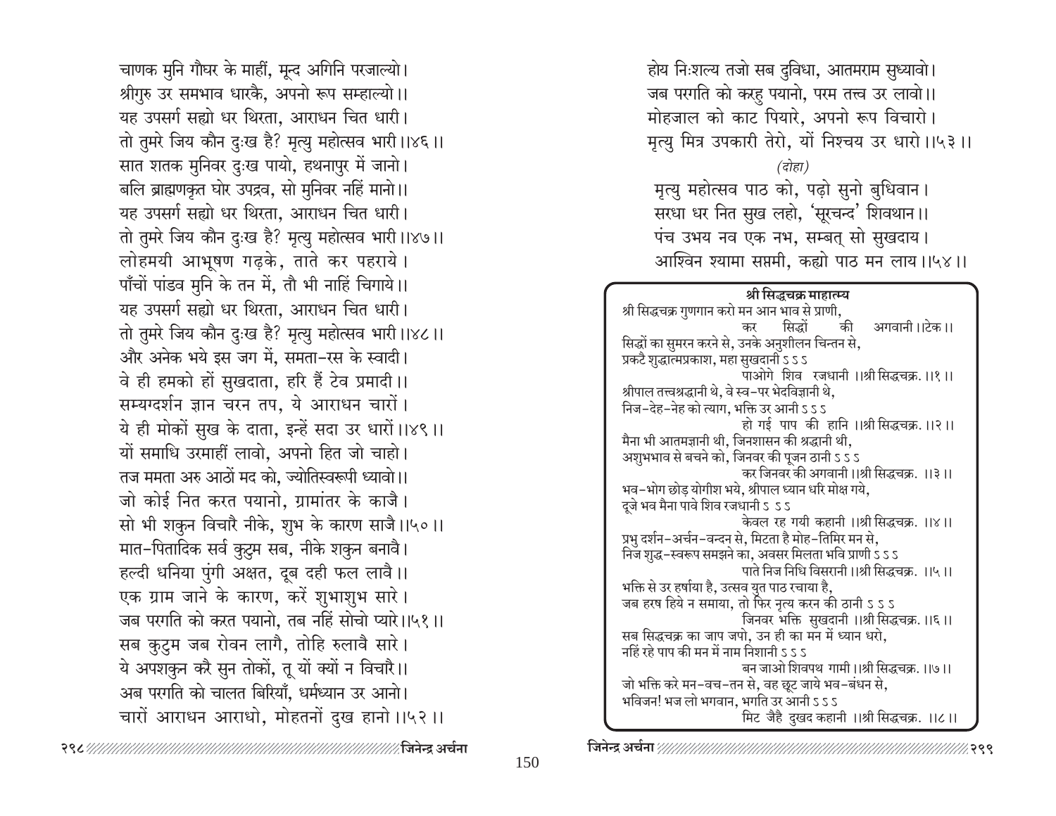चाणक मुनि गौघर के माहीं, मून्द अगिनि परजाल्यो।
श्रीगुरु उर समभाव धारकै, अपनो रूप सम्हाल्यो।।
यह उपसर्ग सह्यो धर थिरता, आराधन चित धारी।
तो तुमरे जिय कौन दुःख है? मृत्यु महोत्सव भारी।।४६।।
सात शतक मुनिवर दुःख पायो, हथनापुर में जानो।
बलि ब्राह्मणकृत घोर उपद्रव, सो मुनिवर नहिं मानो।।
यह उपसर्ग सह्यो धर थिरता, आराधन चित धारी।
तो तुमरे जिय कौन दुःख है? मृत्यु महोत्सव भारी।।४७।।
लोहमयी आभूषण गढ़के, ताते कर पहराये।
पाँचों पांडव मुनि के तन में, तौ भी नाहिं चिगाये।।
यह उपसर्ग सह्यो धर थिरता, आराधन चित धारी।
तो तुमरे जिय कौन दुःख है? मृत्यु महोत्सव भारी।।४८।।
और अनेक भये इस जग में, समता-रस के स्वादी।
वे ही हमको हों सुखदाता, हरि हैं टेव प्रमादी।।
सम्यग्दर्शन ज्ञान चरन तप, ये आराधन चारों।
ये ही मोकों सुख के दाता, इन्हें सदा उर धारों।।४९।।
यों समाधि उरमाहीं लावो, अपनो हित जो चाहो।
तज ममता अरु आठों मद को, ज्योतिस्वरूपी ध्यावो।।
जो कोई नित करत पयानो, ग्रामांतर के काजै।
सो भी शकुन विचारै नीके, शुभ के कारण साजै।।५०।।
मात-पितादिक सर्व कुटुम सब, नीके शकुन बनावै।
हल्दी धनिया पुंगी अक्षत, दूब दही फल लावै।।
एक ग्राम जाने के कारण, करें शुभाशुभ सारे।
जब परगति को करत पयानो, तब नहिं सोचो प्यारे।।५१।।
सब कुटुम जब रोवन लागै, तोहि रुलावै सारे।
ये अपशकुन करै सुन तोकों, तू यों क्यों न विचारै।।
अब परगति को चालत बिरियाँ, धर्मध्यान उर आनो।
चारों आराधन आराधो, मोहतनों दुख हानो।।५२।।

होय निःशल्य तजो सब दुविधा, आतमराम सुध्यावो।
जब परगति को करहु पयानो, परम तत्त्व उर लावो।।
मोहजाल को काट पियारे, अपनो रूप विचारो।
मृत्यु मित्र उपकारी तेरो, यों निश्चय उर धारो।।५३।।

*(दोहा)*

मृत्यु महोत्सव पाठ को, पढ़ो सुनो बुधिवान।
सरधा धर नित सुख लहो, 'सूरचन्द' शिवथान।।
पंच उभय नव एक नभ, सम्बत् सो सुखदाय।
आश्विन श्यामा सप्तमी, कह्यो पाठ मन लाय।।५४।।

**श्री सिद्धचक्र माहात्म्य**

श्री सिद्धचक्र गुणगान करो मन आन भाव से प्राणी,
कर सिद्धों की अगवानी।।टेक।।
सिद्धों का सुमरन करने से, उनके अनुशीलन चिन्तन से,
प्रकटै शुद्धात्मप्रकाश, महा सुखदानी ऽऽऽ
पाओगे शिव रजधानी।।श्री सिद्धचक्र.।।१।।
श्रीपाल तत्त्वश्रद्धानी थे, वे स्व-पर भेदविज्ञानी थे,
निज-देह-नेह को त्याग, भक्ति उर आनी ऽऽऽ
हो गई पाप की हानि।।श्री सिद्धचक्र.।।२।।
मैना भी आतमज्ञानी थी, जिनशासन की श्रद्धानी थी,
अशुभभाव से बचने को, जिनवर की पूजन ठानी ऽऽऽ
कर जिनवर की अगवानी।।श्री सिद्धचक्र.।।३।।
भव-भोग छोड़ योगीश भये, श्रीपाल ध्यान धरि मोक्ष गये,
दूजे भव मैना पावे शिव रजधानी ऽऽऽ
केवल रह गयी कहानी।।श्री सिद्धचक्र.।।४।।
प्रभु दर्शन-अर्चन-वन्दन से, मिटता है मोह-तिमिर मन से,
निज शुद्ध-स्वरूप समझने का, अवसर मिलता भवि प्राणी ऽऽऽ
पाते निज निधि विसरानी।।श्री सिद्धचक्र.।।५।।
भक्ति से उर हर्षाया है, उत्सव युत पाठ रचाया है,
जब हरष हिये न समाया, तो फिर नृत्य करन की ठानी ऽऽऽ
जिनवर भक्ति सुखदानी।।श्री सिद्धचक्र.।।६।।
सब सिद्धचक्र का जाप जपो, उन ही का मन में ध्यान धरो,
नहिं रहे पाप की मन में नाम निशानी ऽऽऽ
बन जाओ शिवपथ गामी।।श्री सिद्धचक्र.।।७।।
जो भक्ति करे मन-वच-तन से, वह छूट जाये भव-बंधन से,
भविजन! भज लो भगवान, भगति उर आनी ऽऽऽ
मिट जैहै दुखद कहानी।।श्री सिद्धचक्र.।।८।।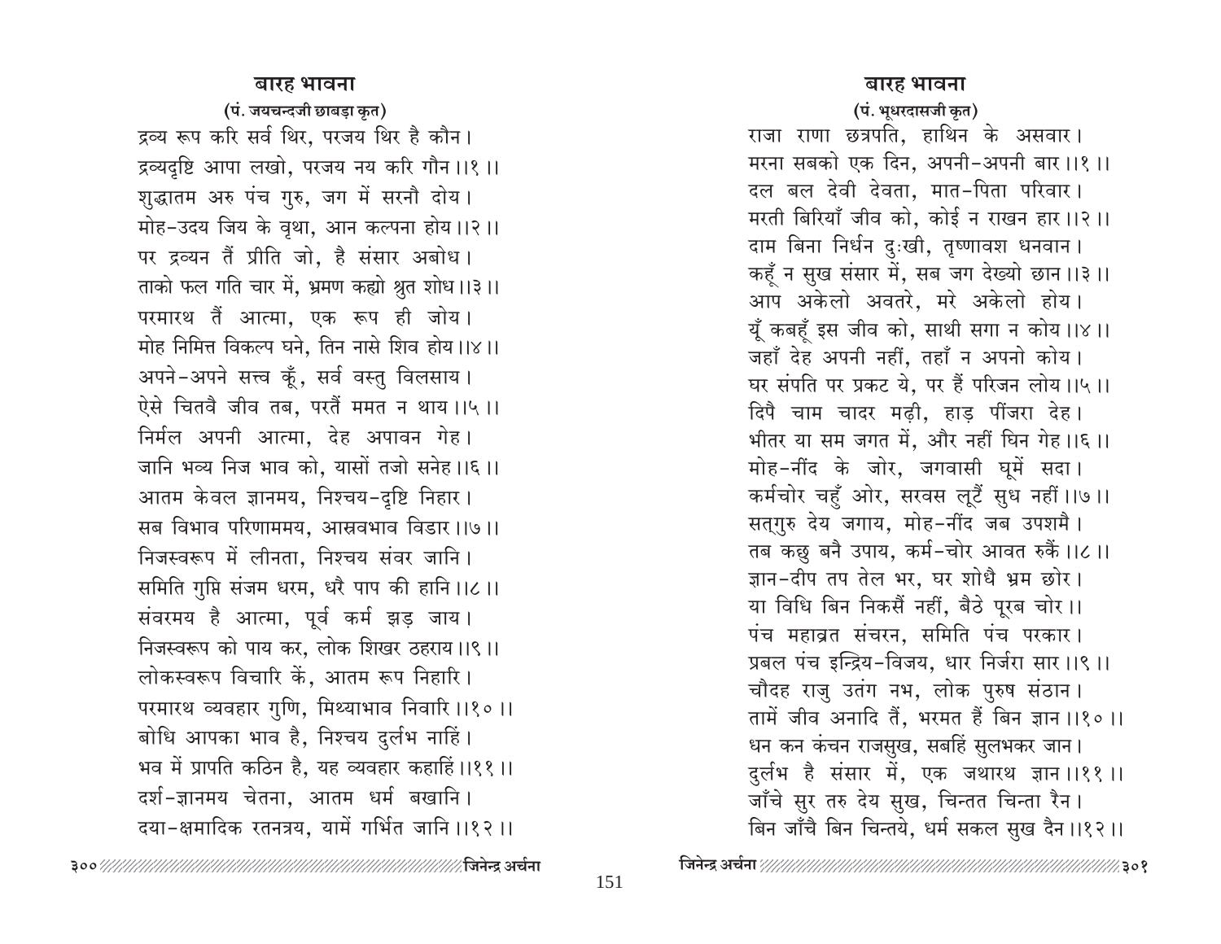## बारह भावना

**(पं. जयचन्दजी छाबड़ा कृत)**

द्रव्य रूप करि सर्व थिर, परजय थिर है कौन।
द्रव्यदृष्टि आपा लखो, परजय नय करि गौन।।१।।
शुद्धातम अरु पंच गुरु, जग में सरनौ दोय।
मोह-उदय जिय के वृथा, आन कल्पना होय।।२।।
पर द्रव्यन तैं प्रीति जो, है संसार अबोध।
ताको फल गति चार में, भ्रमण कह्यो श्रुत शोध।।३।।
परमारथ तैं आत्मा, एक रूप ही जोय।
मोह निमित्त विकल्प घने, तिन नासे शिव होय।।४।।
अपने-अपने सत्त्व कूँ, सर्व वस्तु विलसाय।
ऐसे चितवै जीव तब, परतैं ममत न थाय।।५।।
निर्मल अपनी आत्मा, देह अपावन गेह।
जानि भव्य निज भाव को, यासों तजो सनेह।।६।।
आतम केवल ज्ञानमय, निश्चय-दृष्टि निहार।
सब विभाव परिणाममय, आस्रवभाव विडार।।७।।
निजस्वरूप में लीनता, निश्चय संवर जानि।
समिति गुप्ति संजम धरम, धरै पाप की हानि।।८।।
संवरमय है आत्मा, पूर्व कर्म झड़ जाय।
निजस्वरूप को पाय कर, लोक शिखर ठहराय।।९।।
लोकस्वरूप विचारि कें, आतम रूप निहारि।
परमारथ व्यवहार गुणि, मिथ्याभाव निवारि।।१०।।
बोधि आपका भाव है, निश्चय दुर्लभ नाहिं।
भव में प्रापति कठिन है, यह व्यवहार कहाहिं।।११।।
दर्श-ज्ञानमय चेतना, आतम धर्म बखानि।
दया-क्षमादिक रतनत्रय, यामें गर्भित जानि।।१२।।

## बारह भावना

**(पं. भूधरदासजी कृत)**

राजा राणा छत्रपति, हाथिन के असवार।
मरना सबको एक दिन, अपनी-अपनी बार।।१।।
दल बल देवी देवता, मात-पिता परिवार।
मरती बिरियाँ जीव को, कोई न राखन हार।।२।।
दाम बिना निर्धन दुःखी, तृष्णावश धनवान।
कहूँ न सुख संसार में, सब जग देख्यो छान।।३।।
आप अकेलो अवतरे, मरे अकेलो होय।
यूँ कबहूँ इस जीव को, साथी सगा न कोय।।४।।
जहाँ देह अपनी नहीं, तहाँ न अपनो कोय।
घर संपति पर प्रकट ये, पर हैं परिजन लोय।।५।।
दिपै चाम चादर मढ़ी, हाड़ पींजरा देह।
भीतर या सम जगत में, और नहीं घिन गेह।।६।।
मोह-नींद के जोर, जगवासी घूमें सदा।
कर्मचोर चहुँ ओर, सरवस लूटैं सुध नहीं।।७।।
सत्गुरु देय जगाय, मोह-नींद जब उपशमै।
तब कछु बनै उपाय, कर्म-चोर आवत रुकैं।।८।।
ज्ञान-दीप तप तेल भर, घर शोधै भ्रम छोर।
या विधि बिन निकसैं नहीं, बैठे पूरब चोर।।
पंच महाव्रत संचरन, समिति पंच परकार।
प्रबल पंच इन्द्रिय-विजय, धार निर्जरा सार।।९।।
चौदह राजु उतंग नभ, लोक पुरुष संठान।
तामें जीव अनादि तैं, भरमत हैं बिन ज्ञान।।१०।।
धन कन कंचन राजसुख, सबहिं सुलभकर जान।
दुर्लभ है संसार में, एक जथारथ ज्ञान।।११।।
जाँचे सुर तरु देय सुख, चिन्तत चिन्ता रैन।
बिन जाँचै बिन चिन्तये, धर्म सकल सुख दैन।।१२।।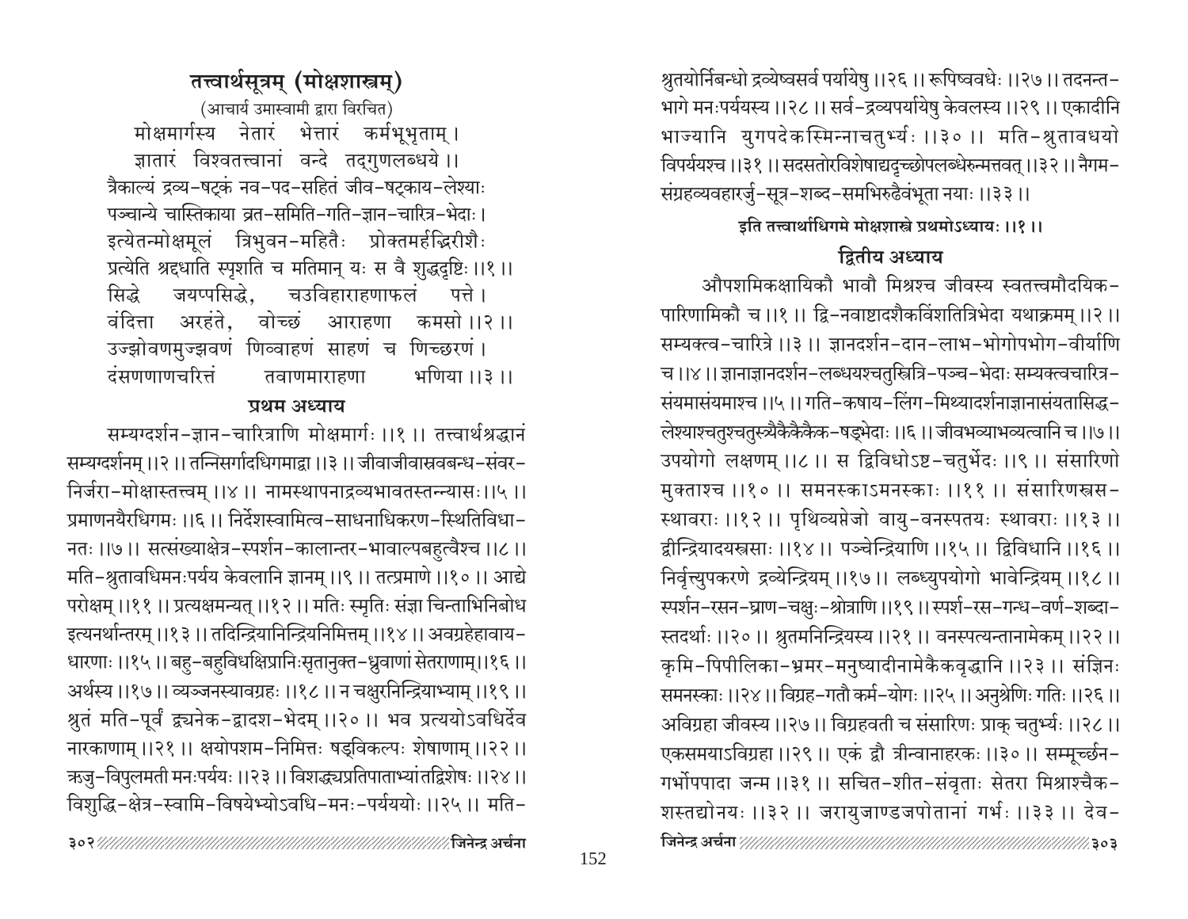## तत्त्वार्थसूत्रम् (मोक्षशास्त्रम्)

(आचार्य उमास्वामी द्वारा विरचित)

मोक्षमार्गस्य नेतारं भेत्तारं कर्मभूभृताम् ।
ज्ञातारं विश्वतत्त्वानां वन्दे तद्गुणलब्धये ।।
त्रैकाल्यं द्रव्य-षट्कं नव-पद-सहितं जीव-षट्काय-लेश्याः
पञ्चान्ये चास्तिकाया व्रत-समिति-गति-ज्ञान-चारित्र-भेदाः ।
इत्येतन्मोक्षमूलं त्रिभुवन-महितैः प्रोक्तमर्हद्भिरीशैः
प्रत्येति श्रद्दधाति स्पृशति च मतिमान् यः स वै शुद्धदृष्टिः ।।१ ।।
सिद्धे जयप्पसिद्धे, चउविहाराहणाफलं पत्ते ।
वंदित्ता अरहंते, वोच्छं आराहणा कमसो ।।२ ।।
उज्झोवणमुज्झवणं णिव्वाहणं साहणं च णिच्छरणं ।
दंसणणाणचरित्तं तवाणमाराहणा भणिया ।।३ ।।

### प्रथम अध्याय

सम्यग्दर्शन-ज्ञान-चारित्राणि मोक्षमार्गः ।।१ ।। तत्त्वार्थश्रद्धानं सम्यग्दर्शनम् ।।२ ।। तन्निसर्गादधिगमाद्वा ।।३ ।। जीवाजीवास्रवबन्ध-संवर-निर्जरा-मोक्षास्तत्त्वम् ।।४ ।। नामस्थापनाद्रव्यभावतस्तन्न्यासः ।।५ ।। प्रमाणनयैरधिगमः ।।६ ।। निर्देशस्वामित्व-साधनाधिकरण-स्थितिविधानतः ।।७ ।। सत्संख्याक्षेत्र-स्पर्शन-कालान्तर-भावाल्पबहुत्वैश्च ।।८ ।। मति-श्रुतावधिमनःपर्यय केवलानि ज्ञानम् ।।९ ।। तत्प्रमाणे ।।१० ।। आद्ये परोक्षम् ।।११ ।। प्रत्यक्षमन्यत् ।।१२ ।। मतिः स्मृतिः संज्ञा चिन्ताभिनिबोध इत्यनर्थान्तरम् ।।१३ ।। तदिन्द्रियानिन्द्रियनिमित्तम् ।।१४ ।। अवग्रहेहावाय-धारणाः ।।१५ ।। बहु-बहुविधक्षिप्रानिःसृतानुक्त-ध्रुवाणां सेतराणाम् ।।१६ ।। अर्थस्य ।।१७ ।। व्यञ्जनस्यावग्रहः ।।१८ ।। न चक्षुरनिन्द्रियाभ्याम् ।।१९ ।। श्रुतं मति-पूर्वं द्व्यनेक-द्वादश-भेदम् ।।२० ।। भव प्रत्ययोऽवधिर्देव नारकाणाम् ।।२१ ।। क्षयोपशम-निमित्तः षड्विकल्पः शेषाणाम् ।।२२ ।। ऋजु-विपुलमती मनःपर्ययः ।।२३ ।। विशुद्ध्यप्रतिपाताभ्यां तद्विशेषः ।।२४ ।। विशुद्धि-क्षेत्र-स्वामि-विषयेभ्योऽवधि-मनः-पर्यययोः ।।२५ ।। मति-श्रुतयोर्निबन्धो द्रव्येष्वसर्व पर्यायेषु ।।२६ ।। रूपिष्ववधेः ।।२७ ।। तदनन्त-भागे मनःपर्ययस्य ।।२८ ।। सर्व-द्रव्यपर्यायेषु केवलस्य ।।२९ ।। एकादीनि भाज्यानि युगपदेकस्मिन्नाचतुर्भ्यः ।।३० ।। मति-श्रुतावधयो विपर्ययश्च ।।३१ ।। सदसतोरविशेषाद्यदृच्छोपलब्धेरुन्मत्तवत् ।।३२ ।। नैगम-संग्रहव्यवहारर्जु-सूत्र-शब्द-समभिरुढैवंभूता नयाः ।।३३ ।।

**इति तत्त्वार्थाधिगमे मोक्षशास्त्रे प्रथमोऽध्यायः ।।१ ।।**

### द्वितीय अध्याय

औपशमिकक्षायिकौ भावौ मिश्रश्च जीवस्य स्वतत्त्वमौदयिक-पारिणामिकौ च ।।१ ।। द्वि-नवाष्टादशैकविंशतित्रिभेदा यथाक्रमम् ।।२ ।। सम्यक्त्व-चारित्रे ।।३ ।। ज्ञानदर्शन-दान-लाभ-भोगोपभोग-वीर्याणि च ।।४ ।। ज्ञानाज्ञानदर्शन-लब्धयश्चतुस्त्रित्रि-पञ्च-भेदाः सम्यक्त्वचारित्र-संयमासंयमाश्च ।।५ ।। गति-कषाय-लिंग-मिथ्यादर्शनाज्ञानासंयतासिद्ध-लेश्याश्चतुश्चतुस्त्र्यैकैकैकैक-षड्भेदाः ।।६ ।। जीवभव्याभव्यत्वानि च ।।७ ।। उपयोगो लक्षणम् ।।८ ।। स द्विविधोऽष्ट-चतुर्भेदः ।।९ ।। संसारिणो मुक्ताश्च ।।१० ।। समनस्काऽमनस्काः ।।११ ।। संसारिणस्त्रस-स्थावराः ।।१२ ।। पृथिव्यप्तेजो वायु-वनस्पतयः स्थावराः ।।१३ ।। द्वीन्द्रियादयस्त्रसाः ।।१४ ।। पञ्चेन्द्रियाणि ।।१५ ।। द्विविधानि ।।१६ ।। निर्वृत्त्युपकरणे द्रव्येन्द्रियम् ।।१७ ।। लब्ध्युपयोगो भावेन्द्रियम् ।।१८ ।। स्पर्शन-रसन-घ्राण-चक्षुः-श्रोत्राणि ।।१९ ।। स्पर्श-रस-गन्ध-वर्ण-शब्दा-स्तदर्थाः ।।२० ।। श्रुतमनिन्द्रियस्य ।।२१ ।। वनस्पत्यन्तानामेकम् ।।२२ ।। कृमि-पिपीलिका-भ्रमर-मनुष्यादीनामेकैकवृद्धानि ।।२३ ।। संज्ञिनः समनस्काः ।।२४ ।। विग्रह-गतौ कर्म-योगः ।।२५ ।। अनुश्रेणिः गतिः ।।२६ ।। अविग्रहा जीवस्य ।।२७ ।। विग्रहवती च संसारिणः प्राक् चतुर्भ्यः ।।२८ ।। एकसमयाऽविग्रहा ।।२९ ।। एकं द्वौ त्रीन्वानाहरकः ।।३० ।। सम्मूर्च्छन-गर्भोपपादा जन्म ।।३१ ।। सचित-शीत-संवृताः सेतरा मिश्राश्चैक-शस्तद्योनयः ।।३२ ।। जरायुजाण्डजपोतानां गर्भः ।।३३ ।। देव-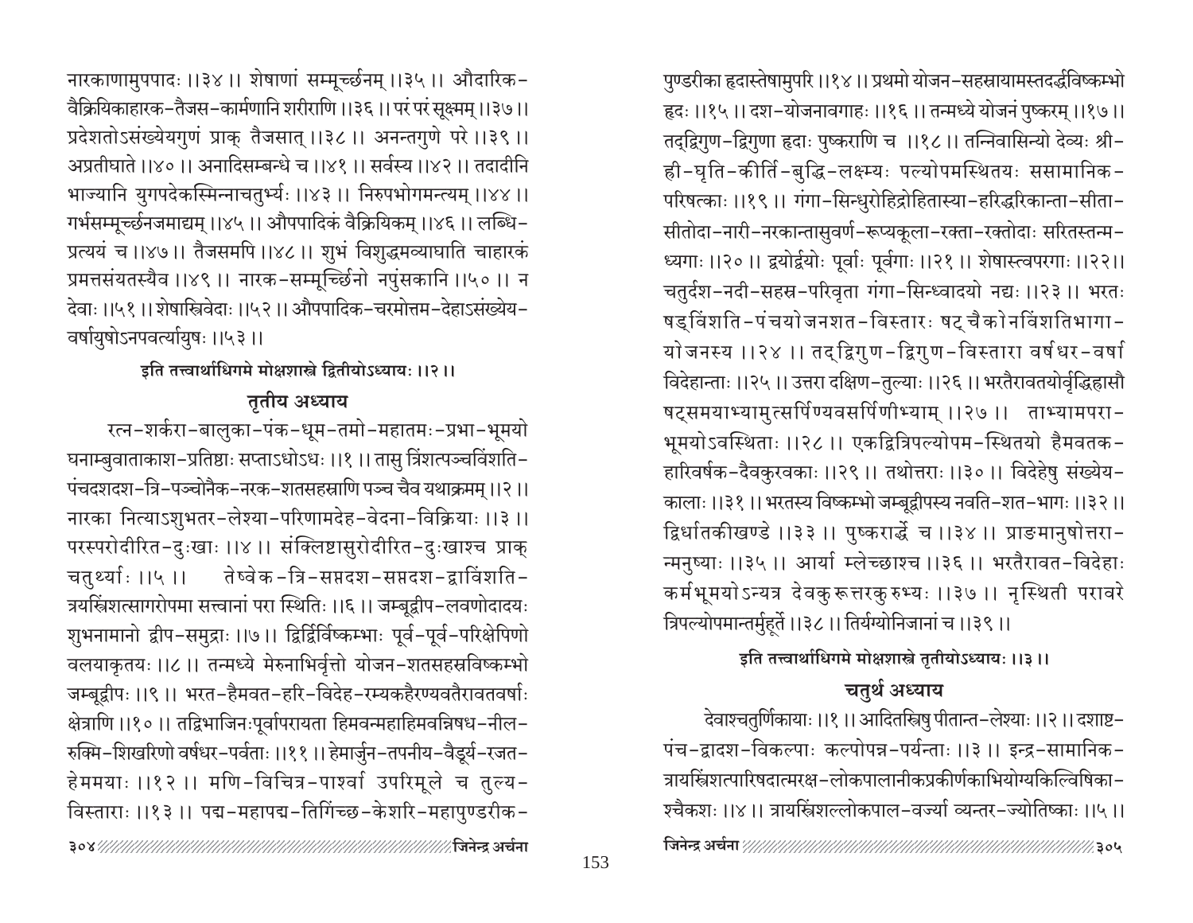नारकाणामुपपादः ।।३४ ।। शेषाणां सम्मूर्च्छनम् ।।३५ ।। औदारिक-वैक्रियिकाहारक-तैजस-कार्मणानि शरीराणि ।।३६ ।। परं परं सूक्ष्मम् ।।३७ ।। प्रदेशतोऽसंख्येयगुणं प्राक् तैजसात् ।।३८ ।। अनन्तगुणे परे ।।३९ ।। अप्रतीघाते ।।४० ।। अनादिसम्बन्धे च ।।४१ ।। सर्वस्य ।।४२ ।। तदादीनि भाज्यानि युगपदेकस्मिन्नाचतुर्भ्यः ।।४३ ।। निरुपभोगमन्त्यम् ।।४४ ।। गर्भसम्मूर्च्छनजमाद्यम् ।।४५ ।। औपपादिकं वैक्रियिकम् ।।४६ ।। लब्धि-प्रत्ययं च ।।४७ ।। तैजसमपि ।।४८ ।। शुभं विशुद्धमव्याघाति चाहारकं प्रमत्तसंयतस्यैव ।।४९ ।। नारक-सम्मूर्च्छिनो नपुंसकानि ।।५० ।। न देवाः ।।५१ ।। शेषास्त्रिवेदाः ।।५२ ।। औपपादिक-चरमोत्तम-देहाऽसंख्येय-वर्षायुषोऽनपवर्त्यायुषः ।।५३ ।।

**इति तत्त्वार्थाधिगमे मोक्षशास्त्रे द्वितीयोऽध्यायः ।।२ ।।**

## तृतीय अध्याय

रत्न-शर्करा-बालुका-पंक-धूम-तमो-महातमः-प्रभा-भूमयो घनाम्बुवाताकाश-प्रतिष्ठाः सप्ताऽधोऽधः ।।१ ।। तासु त्रिंशत्पञ्चविंशति-पंचदशदश-त्रि-पञ्चोनैक-नरक-शतसहस्राणि पञ्च चैव यथाक्रमम् ।।२ ।। नारका नित्याऽशुभतर-लेश्या-परिणामदेह-वेदना-विक्रियाः ।।३ ।। परस्परोदीरित-दुःखाः ।।४ ।। संक्लिष्टासुरोदीरित-दुःखाश्च प्राक् चतुर्थ्याः ।।५ ।। तेष्वेक-त्रि-सप्तदश-सप्तदश-द्वाविंशति-त्रयस्त्रिंशत्सागरोपमा सत्त्वानां परा स्थितिः ।।६ ।। जम्बूद्वीप-लवणोदादयः शुभनामानो द्वीप-समुद्राः ।।७ ।। द्विर्द्विर्विष्कम्भाः पूर्व-पूर्व-परिक्षेपिणो वलयाकृतयः ।।८ ।। तन्मध्ये मेरुनाभिर्वृत्तो योजन-शतसहस्रविष्कम्भो जम्बूद्वीपः ।।९ ।। भरत-हैमवत-हरि-विदेह-रम्यकहैरण्यवतैरावतवर्षाः क्षेत्राणि ।।१० ।। तद्विभाजिनःपूर्वापरायता हिमवन्महाहिमवन्निषध-नील-रुक्मि-शिखरिणो वर्षधर-पर्वताः ।।११ ।। हेमार्जुन-तपनीय-वैडूर्य-रजत-हेममयाः ।।१२ ।। मणि-विचित्र-पार्श्वा उपरिमूले च तुल्य-विस्ताराः ।।१३ ।। पद्म-महापद्म-तिगिंच्छ-केशरि-महापुण्डरीक-पुण्डरीका ह्रदास्तेषामुपरि ।।१४ ।। प्रथमो योजन-सहस्रायामस्तदर्द्धविष्कम्भो ह्रदः ।।१५ ।। दश-योजनावगाहः ।।१६ ।। तन्मध्ये योजनं पुष्करम् ।।१७ ।। तद्द्विगुण-द्विगुणा ह्रदाः पुष्कराणि च ।।१८ ।। तन्निवासिन्यो देव्यः श्री-ह्री-घृति-कीर्ति-बुद्धि-लक्ष्म्यः पल्योपमस्थितयः ससामानिक-परिषत्काः ।।१९ ।। गंगा-सिन्धुरोहिद्रोहितास्या-हरिद्धरिकान्ता-सीता-सीतोदा-नारी-नरकान्तासुवर्ण-रूप्यकूला-रक्ता-रक्तोदाः सरितस्तन्म-ध्यगाः ।।२० ।। द्वयोर्द्वयोः पूर्वाः पूर्वगाः ।।२१ ।। शेषास्त्वपरगाः ।।२२ ।। चतुर्दश-नदी-सहस्र-परिवृता गंगा-सिन्ध्वादयो नद्यः ।।२३ ।। भरतः षड्विंशति-पंचयोजनशत-विस्तारः षट् चैकोनविंशतिभागा-योजनस्य ।।२४ ।। तद्द्विगुण-द्विगुण-विस्तारा वर्षधर-वर्षा विदेहान्ताः ।।२५ ।। उत्तरा दक्षिण-तुल्याः ।।२६ ।। भरतैरावतयोर्वृद्धिह्रासौ षट्समयाभ्यामुत्सर्पिण्यवसर्पिणीभ्याम् ।।२७ ।। ताभ्यामपरा-भूमयोऽवस्थिताः ।।२८ ।। एकद्वित्रिपल्योपम-स्थितयो हैमवतक-हारिवर्षक-दैवकुरवकाः ।।२९ ।। तथोत्तराः ।।३० ।। विदेहेषु संख्येय-कालाः ।।३१ ।। भरतस्य विष्कम्भो जम्बूद्वीपस्य नवति-शत-भागः ।।३२ ।। द्विर्धातकीखण्डे ।।३३ ।। पुष्करार्द्धे च ।।३४ ।। प्राङ्मानुषोत्तरा-न्मनुष्याः ।।३५ ।। आर्या म्लेच्छाश्च ।।३६ ।। भरतैरावत-विदेहाः कर्मभूमयोऽन्यत्र देवकुरूत्तरकुरुभ्यः ।।३७ ।। नृस्थिती परावरे त्रिपल्योपमान्तर्मुहूर्ते ।।३८ ।। तिर्यग्योनिजानां च ।।३९ ।।

**इति तत्त्वार्थाधिगमे मोक्षशास्त्रे तृतीयोऽध्यायः ।।३ ।।**

## चतुर्थ अध्याय

देवाश्चतुर्णिकायाः ।।१ ।। आदितस्त्रिषु पीतान्त-लेश्याः ।।२ ।। दशाष्ट-पंच-द्वादश-विकल्पाः कल्पोपन्न-पर्यन्ताः ।।३ ।। इन्द्र-सामानिक-त्रायस्त्रिंशत्पारिषदात्मरक्ष-लोकपालानीकप्रकीर्णकाभियोग्यकिल्विषिका-श्चैकशः ।।४ ।। त्रायस्त्रिंशल्लोकपाल-वर्ज्या व्यन्तर-ज्योतिष्काः ।।५ ।।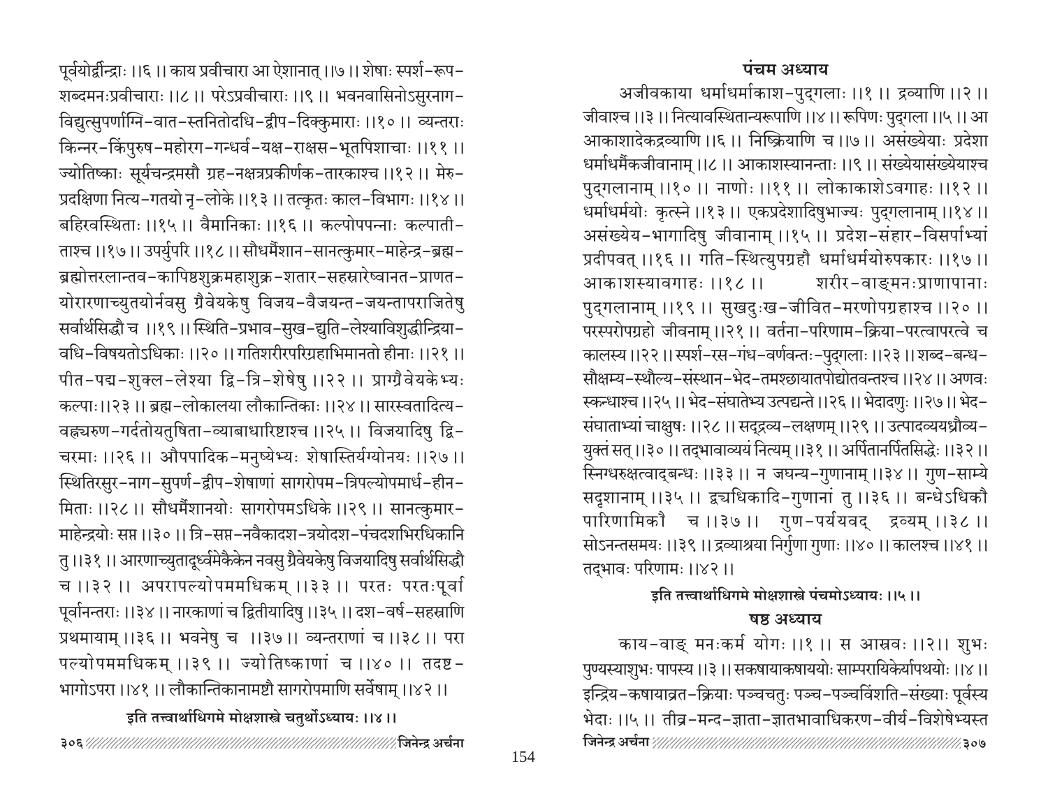पूर्वयोर्द्वीन्द्राः ।।६ ।। काय प्रवीचारा आ ऐशानात् ।।७ ।। शेषाः स्पर्श-रूप-शब्दमनःप्रवीचाराः ।।८ ।। परेऽप्रवीचाराः ।।९ ।। भवनवासिनोऽसुरनाग-विद्युत्सुपर्णाग्नि-वात-स्तनितोदधि-द्वीप-दिक्कुमाराः ।।१० ।। व्यन्तराः किन्नर-किंपुरुष-महोरग-गन्धर्व-यक्ष-राक्षस-भूतपिशाचाः ।।११ ।। ज्योतिष्काः सूर्यचन्द्रमसौ ग्रह-नक्षत्रप्रकीर्णक-तारकाश्च ।।१२ ।। मेरु-प्रदक्षिणा नित्य-गतयो नृ-लोके ।।१३ ।। तत्कृतः काल-विभागः ।।१४ ।। बहिरवस्थिताः ।।१५ ।। वैमानिकाः ।।१६ ।। कल्पोपपन्नाः कल्पाती-ताश्च ।।१७ ।। उपर्युपरि ।।१८ ।। सौधर्मैशान-सानत्कुमार-माहेन्द्र-ब्रह्म-ब्रह्मोत्तरलान्तव-कापिष्ठशुक्रमहाशुक्र-शतार-सहस्रारेष्वानत-प्राणत-योरारणाच्युतयोर्नवसु ग्रैवेयकेषु विजय-वैजयन्त-जयन्तापराजितेषु सर्वार्थसिद्धौ च ।।१९ ।। स्थिति-प्रभाव-सुख-द्युति-लेश्याविशुद्धीन्द्रिया-वधि-विषयतोऽधिकाः ।।२० ।। गतिशरीरपरिग्रहाभिमानतो हीनाः ।।२१ ।। पीत-पद्म-शुक्ल-लेश्या द्वि-त्रि-शेषेषु ।।२२ ।। प्राग्ग्रैवेयकेभ्यः कल्पाः ।।२३ ।। ब्रह्म-लोकालया लौकान्तिकाः ।।२४ ।। सारस्वतादित्य-वह्न्यरुण-गर्दतोयतुषिता-व्याबाधारिष्टाश्च ।।२५ ।। विजयादिषु द्वि-चरमाः ।।२६ ।। औपपादिक-मनुष्येभ्यः शेषास्तिर्यग्योनयः ।।२७ ।। स्थितिरसुर-नाग-सुपर्ण-द्वीप-शेषाणां सागरोपम-त्रिपल्योपमार्ध-हीन-मिताः ।।२८ ।। सौधर्मैशानयोः सागरोपमऽधिके ।।२९ ।। सानत्कुमार-माहेन्द्रयोः सप्त ।।३० ।। त्रि-सप्त-नवैकादश-त्रयोदश-पंचदशभिरधिकानि तु ।।३१ ।। आरणाच्युतादूर्ध्वमेकैकेन नवसु ग्रैवेयकेषु विजयादिषु सर्वार्थसिद्धौ च ।।३२ ।। अपरापल्योपममधिकम् ।।३३ ।। परतः परतःपूर्वा पूर्वानन्तराः ।।३४ ।। नारकाणां च द्वितीयादिषु ।।३५ ।। दश-वर्ष-सहस्राणि प्रथमायाम् ।।३६ ।। भवनेषु च ।।३७ ।। व्यन्तराणां च ।।३८ ।। परा पल्योपममधिकम् ।।३९ ।। ज्योतिष्काणां च ।।४० ।। तदष्ट-भागोऽपरा ।।४१ ।। लौकान्तिकानामष्टौ सागरोपमाणि सर्वेषाम् ।।४२ ।।

**इति तत्त्वार्थाधिगमे मोक्षशास्त्रे चतुर्थोऽध्यायः ।।४ ।।**

## पंचम अध्याय

अजीवकाया धर्माधर्माकाश-पुद्गलाः ।।१ ।। द्रव्याणि ।।२ ।। जीवाश्च ।।३ ।। नित्यावस्थितान्यरूपाणि ।।४ ।। रूपिणः पुद्गला ।।५ ।। आ आकाशादेकद्रव्याणि ।।६ ।। निष्क्रियाणि च ।।७ ।। असंख्येयाः प्रदेशा धर्माधर्मैकजीवानाम् ।।८ ।। आकाशस्यानन्ताः ।।९ ।। संख्येयासंख्येयाश्च पुद्गलानाम् ।।१० ।। नाणोः ।।११ ।। लोकाकाशेऽवगाहः ।।१२ ।। धर्माधर्मयोः कृत्स्ने ।।१३ ।। एकप्रदेशादिषुभाज्यः पुद्गलानाम् ।।१४ ।। असंख्येय-भागादिषु जीवानाम् ।।१५ ।। प्रदेश-संहार-विसर्पाभ्यां प्रदीपवत् ।।१६ ।। गति-स्थित्युपग्रहौ धर्माधर्मयोरुपकारः ।।१७ ।। आकाशस्यावगाहः ।।१८ ।। शरीर-वाङ्मनःप्राणापानाः पुद्गलानाम् ।।१९ ।। सुखदुःख-जीवित-मरणोपग्रहाश्च ।।२० ।। परस्परोपग्रहो जीवनाम् ।।२१ ।। वर्तना-परिणाम-क्रिया-परत्वापरत्वे च कालस्य ।।२२ ।। स्पर्श-रस-गंध-वर्णवन्तः-पुद्गलाः ।।२३ ।। शब्द-बन्ध-सौक्ष्म्य-स्थौल्य-संस्थान-भेद-तमश्छायातपोद्योतवन्तश्च ।।२४ ।। अणवः स्कन्धाश्च ।।२५ ।। भेद-संघातेभ्य उत्पद्यन्ते ।।२६ ।। भेदादणुः ।।२७ ।। भेद-संघाताभ्यां चाक्षुषः ।।२८ ।। सद्द्रव्य-लक्षणम् ।।२९ ।। उत्पादव्ययध्रौव्य-युक्तं सत् ।।३० ।। तद्भावाव्ययं नित्यम् ।।३१ ।। अर्पितानर्पितसिद्धेः ।।३२ ।। स्निग्धरुक्षत्वाद्बन्धः ।।३३ ।। न जघन्य-गुणानाम् ।।३४ ।। गुण-साम्ये सदृशानाम् ।।३५ ।। द्व्यधिकादि-गुणानां तु ।।३६ ।। बन्धेऽधिकौ पारिणामिकौ च ।।३७ ।। गुण-पर्ययवद् द्रव्यम् ।।३८ ।। सोऽनन्तसमयः ।।३९ ।। द्रव्याश्रया निर्गुणा गुणाः ।।४० ।। कालश्च ।।४१ ।। तद्भावः परिणामः ।।४२ ।।

**इति तत्त्वार्थाधिगमे मोक्षशास्त्रे पंचमोऽध्यायः ।।५ ।।**

## षष्ठ अध्याय

काय-वाङ् मनःकर्म योगः ।।१ ।। स आस्रवः ।।२।। शुभः पुण्यस्याशुभः पापस्य ।।३ ।। सकषायाकषाययोः साम्परायिकेर्यापथयोः ।।४ ।। इन्द्रिय-कषायाव्रत-क्रियाः पञ्चचतुः पञ्च-पञ्चविंशति-संख्याः पूर्वस्य भेदाः ।।५ ।। तीव्र-मन्द-ज्ञाता-ज्ञातभावाधिकरण-वीर्य-विशेषेभ्यस्त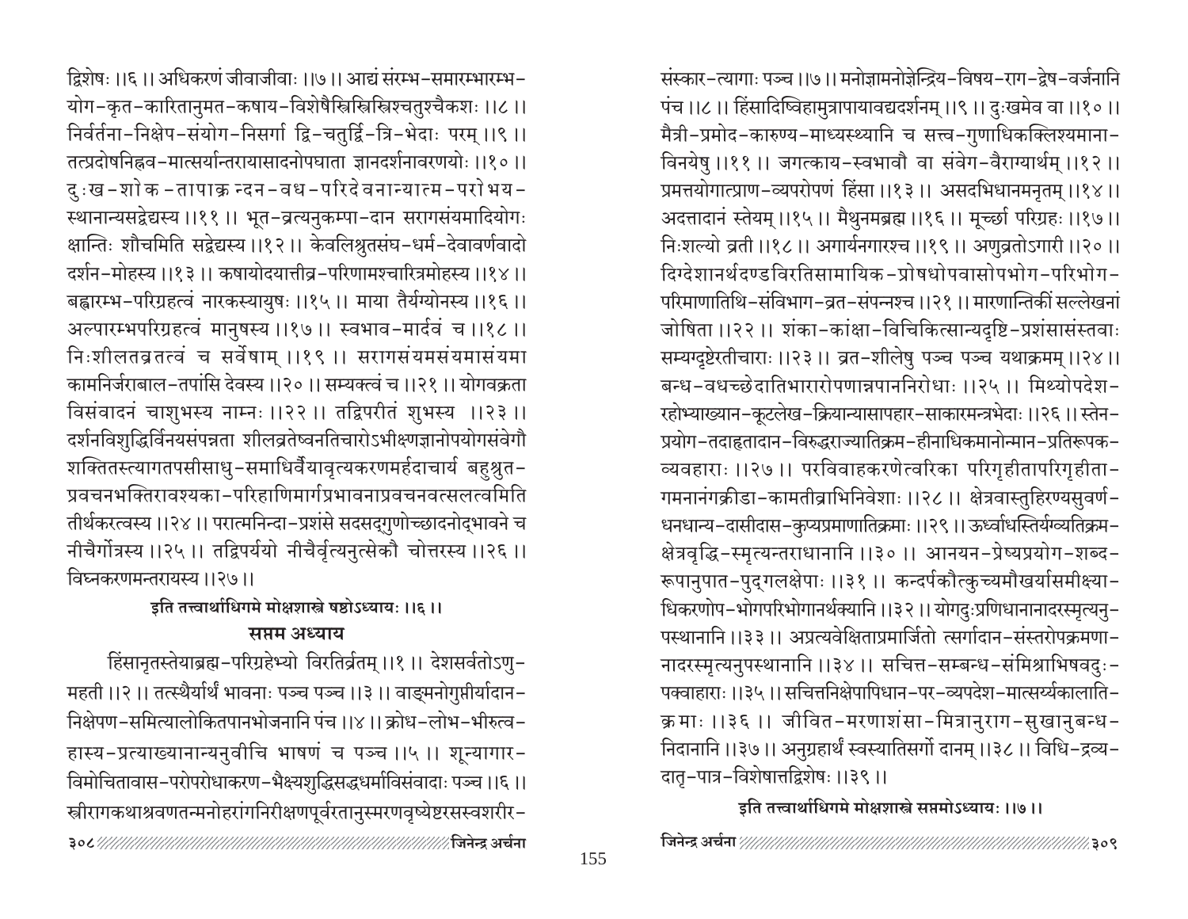द्विशेषः ।।६ ।। अधिकरणं जीवाजीवाः ।।७ ।। आद्यं संरम्भ-समारम्भारम्भ-योग-कृत-कारितानुमत-कषाय-विशेषैस्त्रिस्त्रिस्त्रिश्चतुश्चैकशः ।।८ ।। निर्वर्तना-निक्षेप-संयोग-निसर्गा द्वि-चतुर्द्वि-त्रि-भेदाः परम् ।।९ ।। तत्प्रदोषनिह्नव-मात्सर्यान्तरायासादनोपघाता ज्ञानदर्शनावरणयोः ।।१० ।। दुःख-शोक-तापाक्रन्दन-वध-परिदेवनान्यात्म-परोभय-स्थानान्यसद्वेद्यस्य ।।११ ।। भूत-व्रत्यनुकम्पा-दान सरागसंयमादियोगः क्षान्तिः शौचमिति सद्वेद्यस्य ।।१२ ।। केवलिश्रुतसंघ-धर्म-देवावर्णवादो दर्शन-मोहस्य ।।१३ ।। कषायोदयात्तीव्र-परिणामश्चारित्रमोहस्य ।।१४ ।। बह्वारम्भ-परिग्रहत्वं नारकस्यायुषः ।।१५ ।। माया तैर्यग्योनस्य ।।१६ ।। अल्पारम्भपरिग्रहत्वं मानुषस्य ।।१७ ।। स्वभाव-मार्दवं च ।।१८ ।। निःशीलतव्रतत्वं च सर्वेषाम् ।।१९ ।। सरागसंयमसंयमासंयमा कामनिर्जराबाल-तपांसि देवस्य ।।२० ।। सम्यक्त्वं च ।।२१ ।। योगवक्रता विसंवादनं चाशुभस्य नाम्नः ।।२२ ।। तद्विपरीतं शुभस्य ।।२३ ।। दर्शनविशुद्धिर्विनयसंपन्नता शीलव्रतेष्वनतिचारोऽभीक्ष्णज्ञानोपयोगसंवेगौ शक्तितस्त्यागतपसीसाधु-समाधिर्वैयावृत्यकरणमर्हदाचार्य बहुश्रुत-प्रवचनभक्तिरावश्यका-परिहाणिमार्गप्रभावनाप्रवचनवत्सलत्वमिति तीर्थकरत्वस्य ।।२४ ।। परात्मनिन्दा-प्रशंसे सदसद्गुणोच्छादनोद्भावने च नीचैर्गोत्रस्य ।।२५ ।। तद्विपर्ययो नीचैर्वृत्यनुत्सेकौ चोत्तरस्य ।।२६ ।। विघ्नकरणमन्तरायस्य ।।२७ ।।

**इति तत्त्वार्थाधिगमे मोक्षशास्त्रे षष्ठोऽध्यायः ।।६ ।।**

## सप्तम अध्याय

हिंसानृतस्तेयाब्रह्म-परिग्रहेभ्यो विरतिर्व्रतम् ।।१ ।। देशसर्वतोऽणु-महती ।।२ ।। तत्स्थैर्यार्थं भावनाः पञ्च पञ्च ।।३ ।। वाङ्मनोगुप्तीर्यादान-निक्षेपण-समित्यालोकितपानभोजनानि पंच ।।४ ।। क्रोध-लोभ-भीरुत्व-हास्य-प्रत्याख्यानान्यनुवीचि भाषणं च पञ्च ।।५ ।। शून्यागार-विमोचितावास-परोपरोधाकरण-भैक्ष्यशुद्धिसद्धर्माविसंवादाः पञ्च ।।६ ।। स्त्रीरागकथाश्रवणतन्मनोहरांगनिरीक्षणपूर्वरतानुस्मरणवृष्येष्टरसस्वशरीर-संस्कार-त्यागाः पञ्च ।।७ ।। मनोज्ञामनोज्ञेन्द्रिय-विषय-राग-द्वेष-वर्जनानि पंच ।।८ ।। हिंसादिष्विहामुत्रापायावद्यदर्शनम् ।।९ ।। दुःखमेव वा ।।१० ।। मैत्री-प्रमोद-कारुण्य-माध्यस्थ्यानि च सत्त्व-गुणाधिकक्लिश्यमाना-विनयेषु ।।११ ।। जगत्काय-स्वभावौ वा संवेग-वैराग्यार्थम् ।।१२ ।। प्रमत्तयोगात्प्राण-व्यपरोपणं हिंसा ।।१३ ।। असदभिधानमनृतम् ।।१४ ।। अदत्तादानं स्तेयम् ।।१५ ।। मैथुनमब्रह्म ।।१६ ।। मूर्च्छा परिग्रहः ।।१७ ।। निःशल्यो व्रती ।।१८ ।। अगार्यनगारश्च ।।१९ ।। अणुव्रतोऽगारी ।।२० ।। दिग्देशानर्थदण्डविरतिसामायिक-प्रोषधोपवासोपभोग-परिभोग-परिमाणातिथि-संविभाग-व्रत-संपन्नश्च ।।२१ ।। मारणान्तिकीं सल्लेखनां जोषिता ।।२२ ।। शंका-कांक्षा-विचिकित्सान्यदृष्टि-प्रशंसासंस्तवाः सम्यग्दृष्टेरतीचाराः ।।२३ ।। व्रत-शीलेषु पञ्च पञ्च यथाक्रमम् ।।२४ ।। बन्ध-वधच्छेदातिभारारोपणान्नपाननिरोधाः ।।२५ ।। मिथ्योपदेश-रहोभ्याख्यान-कूटलेख-क्रियान्यासापहार-साकारमन्त्रभेदाः ।।२६ ।। स्तेन-प्रयोग-तदाहृतादान-विरुद्धराज्यातिक्रम-हीनाधिकमानोन्मान-प्रतिरूपक-व्यवहाराः ।।२७ ।। परविवाहकरणेत्वरिका परिगृहीतापरिगृहीता-गमनानंगक्रीडा-कामतीव्राभिनिवेशाः ।।२८ ।। क्षेत्रवास्तुहिरण्यसुवर्ण-धनधान्य-दासीदास-कुप्यप्रमाणातिक्रमाः ।।२९ ।। ऊर्ध्वाधस्तिर्यग्व्यतिक्रम-क्षेत्रवृद्धि-स्मृत्यन्तराधानानि ।।३० ।। आनयन-प्रेष्यप्रयोग-शब्द-रूपानुपात-पुद्गलक्षेपाः ।।३१ ।। कन्दर्पकौत्कुच्यमौखर्यासमीक्ष्या-धिकरणोप-भोगपरिभोगानर्थक्यानि ।।३२ ।। योगदुःप्रणिधानानादरस्मृत्यनु-पस्थानानि ।।३३ ।। अप्रत्यवेक्षिताप्रमार्जितो त्सर्गादान-संस्तरोपक्रमणा-नादरस्मृत्यनुपस्थानानि ।।३४ ।। सचित्त-सम्बन्ध-संमिश्राभिषवदुः-पक्वाहाराः ।।३५ ।। सचित्तनिक्षेपापिधान-पर-व्यपदेश-मात्सर्य्यकालाति-क्रमाः ।।३६ ।। जीवित-मरणाशंसा-मित्रानुराग-सुखानुबन्ध-निदानानि ।।३७ ।। अनुग्रहार्थं स्वस्यातिसर्गो दानम् ।।३८ ।। विधि-द्रव्य-दातृ-पात्र-विशेषात्तद्विशेषः ।।३९ ।।

**इति तत्त्वार्थाधिगमे मोक्षशास्त्रे सप्तमोऽध्यायः ।।७ ।।**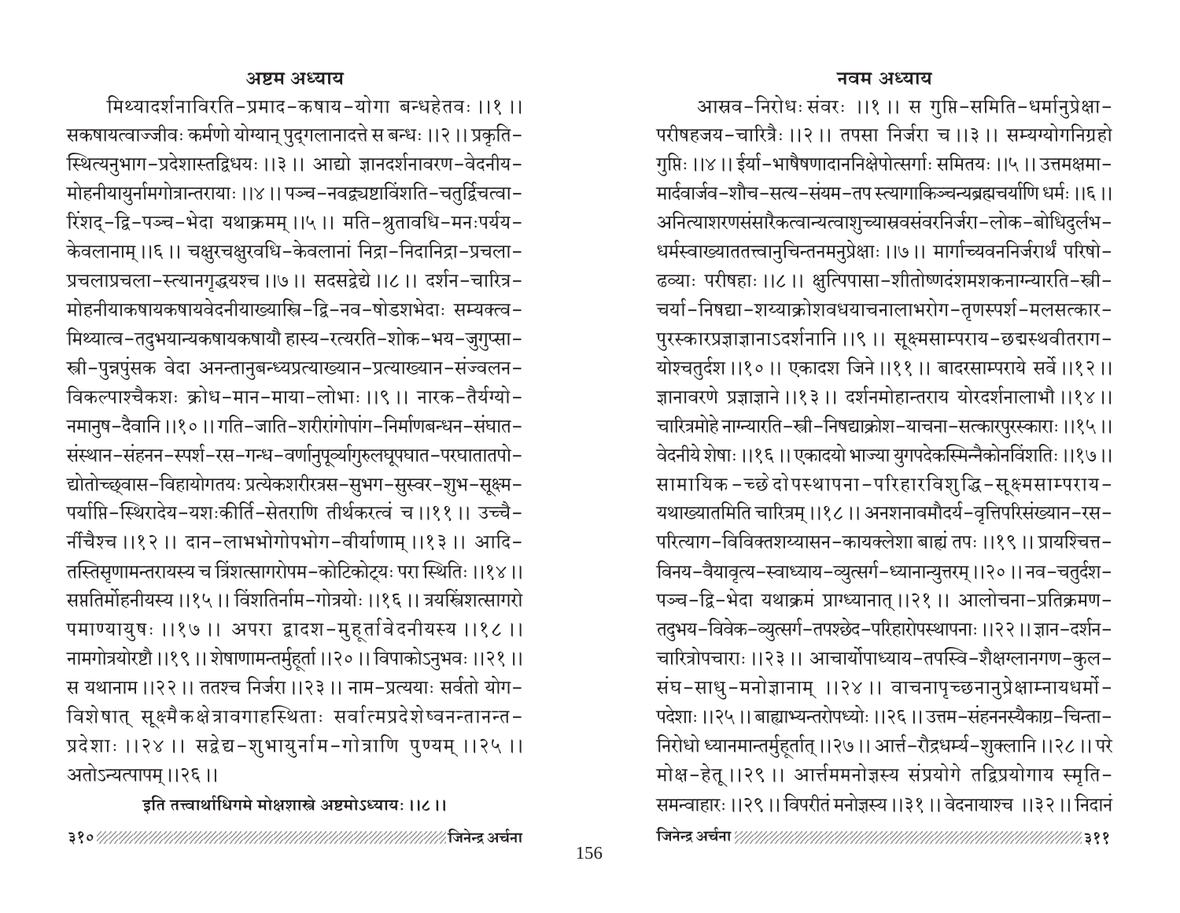## अष्टम अध्याय

मिथ्यादर्शनाविरति-प्रमाद-कषाय-योगा बन्धहेतवः ।।१ ।। सकषायत्वाज्जीवः कर्मणो योग्यान् पुद्गलानादत्ते स बन्धः ।।२ ।। प्रकृति-स्थित्यनुभाग-प्रदेशास्तद्विधयः ।।३ ।। आद्यो ज्ञानदर्शनावरण-वेदनीय-मोहनीयायुर्नामगोत्रान्तरायाः ।।४ ।। पञ्च-नवद्व्यष्टाविंशति-चतुर्द्विचत्वा-रिंशद्-द्वि-पञ्च-भेदा यथाक्रमम् ।।५ ।। मति-श्रुतावधि-मनःपर्यय-केवलानाम् ।।६ ।। चक्षुरचक्षुरवधि-केवलानां निद्रा-निदानिद्रा-प्रचला-प्रचलाप्रचला-स्त्यानगृद्धयश्च ।।७ ।। सदसद्वेद्ये ।।८ ।। दर्शन-चारित्र-मोहनीयाकषायकषायवेदनीयाख्यास्त्रि-द्वि-नव-षोडशभेदाः सम्यक्त्व-मिथ्यात्व-तदुभयान्यकषायकषायौ हास्य-रत्यरति-शोक-भय-जुगुप्सा-स्त्री-पुन्नपुंसक वेदा अनन्तानुबन्ध्यप्रत्याख्यान-प्रत्याख्यान-संज्वलन-विकल्पाश्चैकशः क्रोध-मान-माया-लोभाः ।।९ ।। नारक-तैर्यग्यो-नमानुष-दैवानि ।।१० ।। गति-जाति-शरीरांगोपांग-निर्माणबन्धन-संघात-संस्थान-संहनन-स्पर्श-रस-गन्ध-वर्णानुपूर्व्यागुरुलघूपघात-परघातातपो-द्योतोच्छ्वास-विहायोगतयः प्रत्येकशरीरत्रस-सुभग-सुस्वर-शुभ-सूक्ष्म-पर्याप्ति-स्थिरादेय-यशःकीर्ति-सेतराणि तीर्थकरत्वं च ।।११ ।। उच्चै-र्नीचैश्च ।।१२ ।। दान-लाभभोगोपभोग-वीर्याणाम् ।।१३ ।। आदि-तस्तिसृणामन्तरायस्य च त्रिंशत्सागरोपम-कोटिकोट्यः परा स्थितिः ।।१४ ।। सप्ततिर्मोहनीयस्य ।।१५ ।। विंशतिर्नाम-गोत्रयोः ।।१६ ।। त्रयस्त्रिंशत्सागरो पमाण्यायुषः ।।१७ ।। अपरा द्वादश-मुहूर्तावेदनीयस्य ।।१८ ।। नामगोत्रयोरष्टौ ।।१९ ।। शेषाणामन्तर्मुहूर्ता ।।२० ।। विपाकोऽनुभवः ।।२१ ।। स यथानाम ।।२२ ।। ततश्च निर्जरा ।।२३ ।। नाम-प्रत्ययाः सर्वतो योग-विशेषात् सूक्ष्मैकक्षेत्रावगाहस्थिताः सर्वात्मप्रदेशेष्वनन्तानन्त-प्रदेशाः ।।२४ ।। सद्वेद्य-शुभायुर्नाम-गोत्राणि पुण्यम् ।।२५ ।। अतोऽन्यत्पापम् ।।२६ ।।

**इति तत्त्वार्थाधिगमे मोक्षशास्त्रे अष्टमोऽध्यायः ।।८ ।।**

## नवम अध्याय

आस्रव-निरोधः संवरः ।।१ ।। स गुप्ति-समिति-धर्मानुप्रेक्षा-परीषहजय-चारित्रैः ।।२ ।। तपसा निर्जरा च ।।३ ।। सम्यग्योगनिग्रहो गुप्तिः ।।४ ।। ईर्या-भाषैषणादाननिक्षेपोत्सर्गाः समितयः ।।५ ।। उत्तमक्षमा-मार्दवार्जव-शौच-सत्य-संयम-तप स्त्यागाकिञ्चन्यब्रह्मचर्याणि धर्मः ।।६ ।। अनित्याशरणसंसारैकत्वान्यत्वाशुच्यास्रवसंवरनिर्जरा-लोक-बोधिदुर्लभ-धर्मस्वाख्याततत्त्वानुचिन्तनमनुप्रेक्षाः ।।७ ।। मार्गाच्यवननिर्जरार्थं परिषो-ढव्याः परीषहाः ।।८ ।। क्षुत्पिपासा-शीतोष्णदंशमशकनाग्न्यारति-स्त्री-चर्या-निषद्या-शय्याक्रोशवधयाचनालाभरोग-तृणस्पर्श-मलसत्कार-पुरस्कारप्रज्ञाज्ञानाऽदर्शनानि ।।९ ।। सूक्ष्मसाम्पराय-छद्मस्थवीतराग-योश्चतुर्दश ।।१० ।। एकादश जिने ।।११ ।। बादरसाम्पराये सर्वे ।।१२ ।। ज्ञानावरणे प्रज्ञाज्ञाने ।।१३ ।। दर्शनमोहान्तराय योरदर्शनालाभौ ।।१४ ।। चारित्रमोहे नाग्न्यारति-स्त्री-निषद्याक्रोश-याचना-सत्कारपुरस्काराः ।।१५ ।। वेदनीये शेषाः ।।१६ ।। एकादयो भाज्या युगपदेकस्मिन्नैकोनविंशतिः ।।१७ ।। सामायिक-च्छेदोपस्थापना-परिहारविशुद्धि-सूक्ष्मसाम्पराय-यथाख्यातमिति चारित्रम् ।।१८ ।। अनशनावमौदर्य-वृत्तिपरिसंख्यान-रस-परित्याग-विविक्तशय्यासन-कायक्लेशा बाह्यं तपः ।।१९ ।। प्रायश्चित्त-विनय-वैयावृत्य-स्वाध्याय-व्युत्सर्ग-ध्यानान्युत्तरम् ।।२० ।। नव-चतुर्दश-पञ्च-द्वि-भेदा यथाक्रमं प्राग्ध्यानात् ।।२१ ।। आलोचना-प्रतिक्रमण-तदुभय-विवेक-व्युत्सर्ग-तपश्छेद-परिहारोपस्थापनाः ।।२२ ।। ज्ञान-दर्शन-चारित्रोपचाराः ।।२३ ।। आचार्योपाध्याय-तपस्वि-शैक्षग्लानगण-कुल-संघ-साधु-मनोज्ञानाम् ।।२४ ।। वाचनापृच्छनानुप्रेक्षाम्नायधर्मो-पदेशाः ।।२५ ।। बाह्याभ्यन्तरोपध्योः ।।२६ ।। उत्तम-संहननस्यैकाग्र-चिन्ता-निरोधो ध्यानमान्तर्मुहूर्तात् ।।२७ ।। आर्त्त-रौद्रधर्म्य-शुक्लानि ।।२८ ।। परे मोक्ष-हेतू ।।२९ ।। आर्त्तममनोज्ञस्य संप्रयोगे तद्विप्रयोगाय स्मृति-समन्वाहारः ।।२९ ।। विपरीतं मनोज्ञस्य ।।३१ ।। वेदनायाश्च ।।३२ ।। निदानं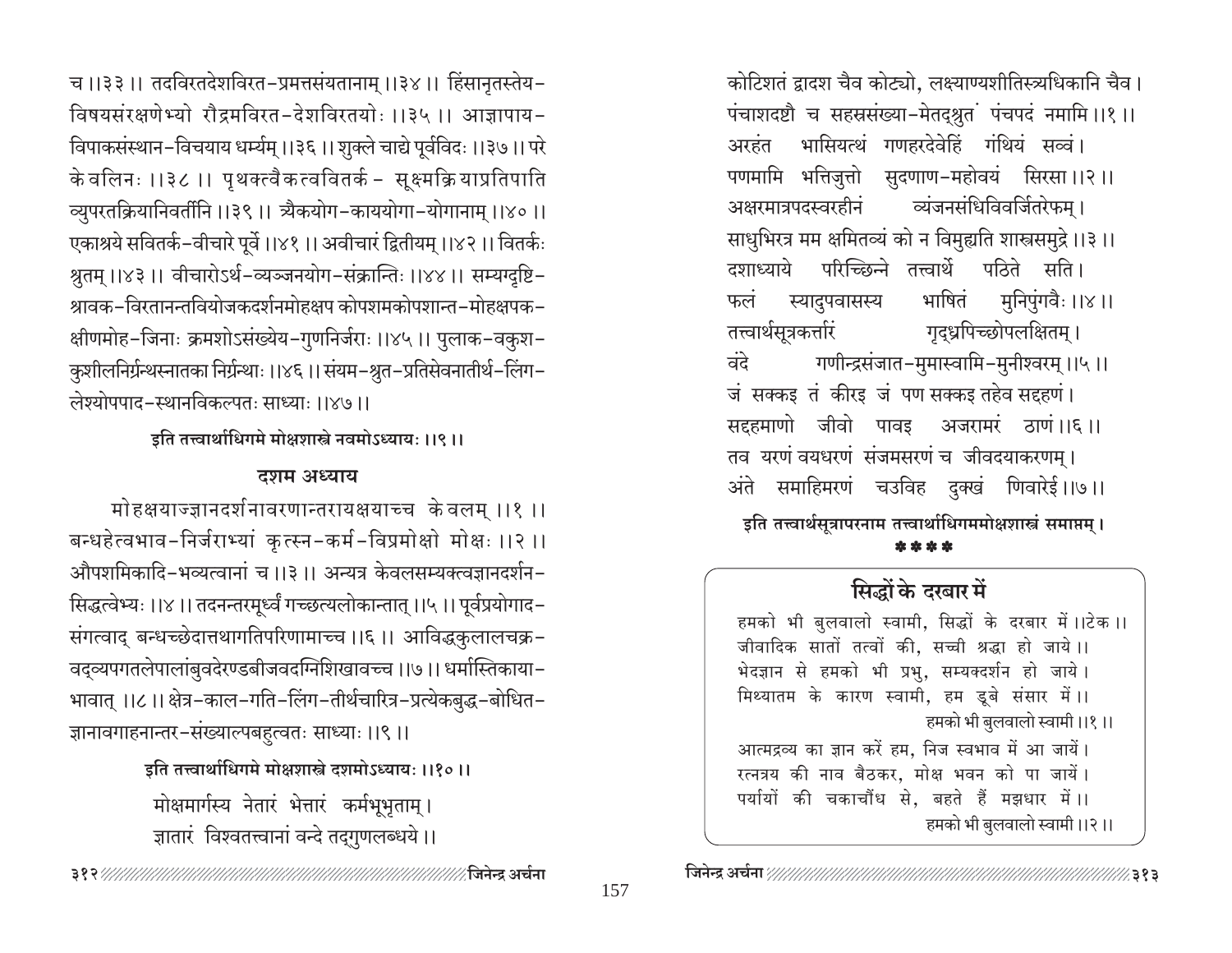च ।।३३ ।। तदविरतदेशविरत-प्रमत्तसंयतानाम् ।।३४ ।। हिंसानृतस्तेय-विषयसंरक्षणेभ्यो रौद्रमविरत-देशविरतयोः ।।३५ ।। आज्ञापाय-विपाकसंस्थान-विचयाय धर्म्यम् ।।३६ ।। शुक्ले चाद्ये पूर्वविदः ।।३७ ।। परे केवलिनः ।।३८ ।। पृथक्त्वैकत्ववितर्क- सूक्ष्मक्रियाप्रतिपाति व्युपरतक्रियानिवर्तीनि ।।३९ ।। त्र्येकयोग-काययोगा-योगानाम् ।।४० ।। एकाश्रये सवितर्क-वीचारे पूर्वे ।।४१ ।। अवीचारं द्वितीयम् ।।४२ ।। वितर्कः श्रुतम् ।।४३ ।। वीचारोऽर्थ-व्यञ्जनयोग-संक्रान्तिः ।।४४ ।। सम्यग्दृष्टि-श्रावक-विरतानन्तवियोजकदर्शनमोहक्षपकोपशमकोपशान्त-मोहक्षपक-क्षीणमोह-जिनाः क्रमशोऽसंख्येय-गुणनिर्जराः ।।४५ ।। पुलाक-वकुश-कुशीलनिर्ग्रन्थस्नातका निर्ग्रन्थाः ।।४६ ।। संयम-श्रुत-प्रतिसेवनातीर्थ-लिंग-लेश्योपपाद-स्थानविकल्पतः साध्याः ।।४७ ।।

**इति तत्त्वार्थाधिगमे मोक्षशास्त्रे नवमोऽध्यायः ।।९ ।।**

## दशम अध्याय

मोहक्षयाज्ज्ञानदर्शनावरणान्तरायक्षयाच्च केवलम् ।।१ ।। बन्धहेत्वभाव-निर्जराभ्यां कृत्स्न-कर्म-विप्रमोक्षो मोक्षः ।।२ ।। औपशमिकादि-भव्यत्वानां च ।।३ ।। अन्यत्र केवलसम्यक्त्वज्ञानदर्शन-सिद्धत्वेभ्यः ।।४ ।। तदनन्तरमूर्ध्वं गच्छत्यलोकान्तात् ।।५ ।। पूर्वप्रयोगाद-संगत्वाद् बन्धच्छेदात्तथागतिपरिणामाच्च ।।६ ।। आविद्धकुलालचक्र-वद्व्यपगतलेपालांबुवदेरण्डबीजवदग्निशिखावच्च ।।७ ।। धर्मास्तिकाया-भावात् ।।८ ।। क्षेत्र-काल-गति-लिंग-तीर्थचारित्र-प्रत्येकबुद्ध-बोधित-ज्ञानावगाहनान्तर-संख्याल्पबहुत्वतः साध्याः ।।९ ।।

**इति तत्त्वार्थाधिगमे मोक्षशास्त्रे दशमोऽध्यायः ।।१० ।।**

मोक्षमार्गस्य नेतारं भेत्तारं कर्मभूभृताम् ।
ज्ञातारं विश्वतत्त्वानां वन्दे तद्गुणलब्धये ।।

कोटिशतं द्वादश चैव कोट्यो, लक्ष्याण्यशीतिस्त्र्यधिकानि चैव ।
पंचाशदष्टौ च सहस्रसंख्या-मेतद्श्रुतं पंचपदं नमामि ।।१ ।।
अरहंत भासियत्थं गणहरदेवेहिं गंथियं सव्वं ।
पणमामि भत्तिजुत्तो सुदणाण-महोवयं सिरसा ।।२ ।।
अक्षरमात्रपदस्वरहीनं व्यंजनसंधिविवर्जितरेफम् ।
साधुभिरत्र मम क्षमितव्यं को न विमुह्यति शास्त्रसमुद्रे ।।३ ।।
दशाध्याये परिच्छिन्ने तत्त्वार्थे पठिते सति ।
फलं स्यादुपवासस्य भाषितं मुनिपुंगवैः ।।४ ।।
तत्त्वार्थसूत्रकर्त्तारं गृद्ध्रपिच्छोपलक्षितम् ।
वंदे गणीन्द्रसंजात-मुमास्वामि-मुनीश्वरम् ।।५ ।।
जं सक्कइ तं कीरइ जं पण सक्कइ तहेव सद्दहणं ।
सद्दहमाणो जीवो पावइ अजरामरं ठाणं ।।६ ।।
तव यरणं वयधरणं संजमसरणं च जीवदयाकरणम् ।
अंते समाहिमरणं चउविह दुक्खं णिवारेई ।।७ ।।

**इति तत्त्वार्थसूत्रापरनाम तत्त्वार्थाधिगममोक्षशास्त्रं समाप्तम् ।**

\* \* \* \*

## सिद्धों के दरबार में

हमको भी बुलवालो स्वामी, सिद्धों के दरबार में ।।टेक ।।
जीवादिक सातों तत्वों की, सच्ची श्रद्धा हो जाये ।।
भेदज्ञान से हमको भी प्रभु, सम्यक्दर्शन हो जाये ।
मिथ्यातम के कारण स्वामी, हम डूबे संसार में ।।
हमको भी बुलवालो स्वामी ।।१ ।।

आत्मद्रव्य का ज्ञान करें हम, निज स्वभाव में आ जायें ।
रत्नत्रय की नाव बैठकर, मोक्ष भवन को पा जायें ।
पर्यायों की चकाचौंध से, बहते हैं मझधार में ।।
हमको भी बुलवालो स्वामी ।।२ ।।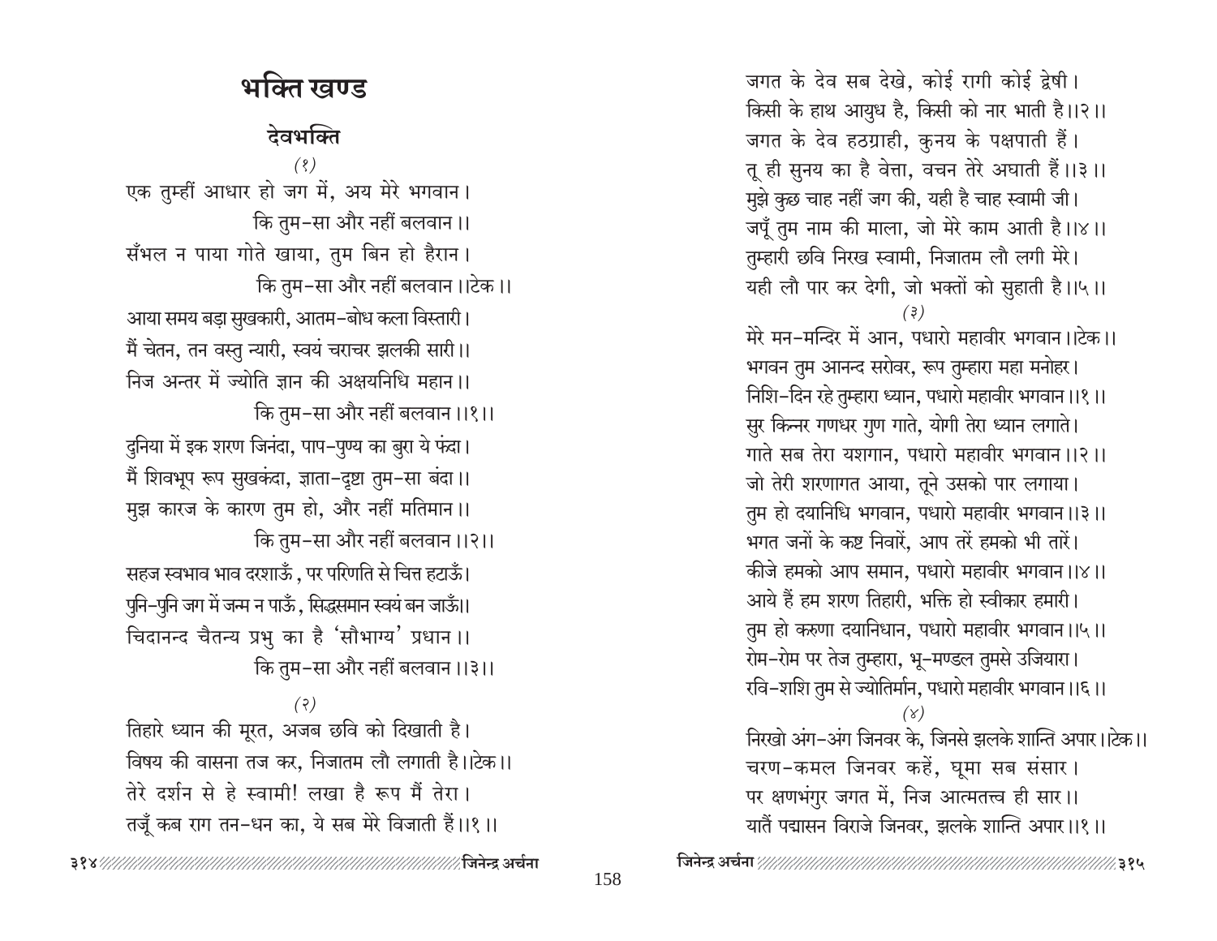# भक्ति खण्ड

## देवभक्ति

(१)

एक तुम्हीं आधार हो जग में, अय मेरे भगवान।
कि तुम-सा और नहीं बलवान।।
सँभल न पाया गोते खाया, तुम बिन हो हैरान।
कि तुम-सा और नहीं बलवान।।टेक।।
आया समय बड़ा सुखकारी, आतम-बोध कला विस्तारी।
मैं चेतन, तन वस्तु न्यारी, स्वयं चराचर झलकी सारी।।
निज अन्तर में ज्योति ज्ञान की अक्षयनिधि महान।।
कि तुम-सा और नहीं बलवान।।१।।
दुनिया में इक शरण जिनंदा, पाप-पुण्य का बुरा ये फंदा।
मैं शिवभूप रूप सुखकंदा, ज्ञाता-दृष्टा तुम-सा बंदा।।
मुझ कारज के कारण तुम हो, और नहीं मतिमान।।
कि तुम-सा और नहीं बलवान।।२।।
सहज स्वभाव भाव दरशाऊँ, पर परिणति से चित्त हटाऊँ।
पुनि-पुनि जग में जन्म न पाऊँ, सिद्धसमान स्वयं बन जाऊँ।।
चिदानन्द चैतन्य प्रभु का है 'सौभाग्य' प्रधान।।
कि तुम-सा और नहीं बलवान।।३।।

(२)

तिहारे ध्यान की मूरत, अजब छवि को दिखाती है।
विषय की वासना तज कर, निजातम लौ लगाती है।।टेक।।
तेरे दर्शन से हे स्वामी! लखा है रूप मैं तेरा।
तजूँ कब राग तन-धन का, ये सब मेरे विजाती हैं।।१।।
जगत के देव सब देखे, कोई रागी कोई द्वेषी।
किसी के हाथ आयुध है, किसी को नार भाती है।।२।।
जगत के देव हठग्राही, कुनय के पक्षपाती हैं।
तू ही सुनय का है वेत्ता, वचन तेरे अघाती हैं।।३।।
मुझे कुछ चाह नहीं जग की, यही है चाह स्वामी जी।
जपूँ तुम नाम की माला, जो मेरे काम आती है।।४।।
तुम्हारी छवि निरख स्वामी, निजातम लौ लगी मेरे।
यही लौ पार कर देगी, जो भक्तों को सुहाती है।।५।।

(३)

मेरे मन-मन्दिर में आन, पधारो महावीर भगवान।।टेक।।
भगवन तुम आनन्द सरोवर, रूप तुम्हारा महा मनोहर।
निशि-दिन रहे तुम्हारा ध्यान, पधारो महावीर भगवान।।१।।
सुर किन्नर गणधर गुण गाते, योगी तेरा ध्यान लगाते।
गाते सब तेरा यशगान, पधारो महावीर भगवान।।२।।
जो तेरी शरणागत आया, तूने उसको पार लगाया।
तुम हो दयानिधि भगवान, पधारो महावीर भगवान।।३।।
भगत जनों के कष्ट निवारें, आप तरें हमको भी तारें।
कीजे हमको आप समान, पधारो महावीर भगवान।।४।।
आये हैं हम शरण तिहारी, भक्ति हो स्वीकार हमारी।
तुम हो करुणा दयानिधान, पधारो महावीर भगवान।।५।।
रोम-रोम पर तेज तुम्हारा, भू-मण्डल तुमसे उजियारा।
रवि-शशि तुम से ज्योतिर्मान, पधारो महावीर भगवान।।६।।

(४)

निरखो अंग-अंग जिनवर के, जिनसे झलके शान्ति अपार।।टेक।।
चरण-कमल जिनवर कहें, घूमा सब संसार।
पर क्षणभंगुर जगत में, निज आत्मतत्त्व ही सार।।
यातैं पद्मासन विराजे जिनवर, झलके शान्ति अपार।।१।।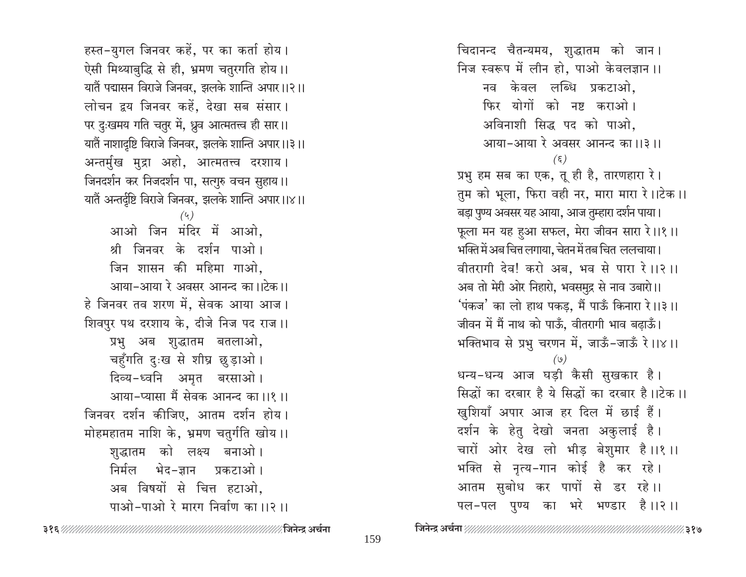हस्त-युगल जिनवर कहें, पर का कर्ता होय।
ऐसी मिथ्याबुद्धि से ही, भ्रमण चतुरगति होय।।
यातैं पद्मासन विराजे जिनवर, झलके शान्ति अपार।।२।।
लोचन द्वय जिनवर कहें, देखा सब संसार।
पर दुःखमय गति चतुर में, ध्रुव आत्मतत्त्व ही सार।।
यातैं नाशादृष्टि विराजे जिनवर, झलके शान्ति अपार।।३।।
अन्तर्मुख मुद्रा अहो, आत्मतत्त्व दरशाय।
जिनदर्शन कर निजदर्शन पा, सत्गुरु वचन सुहाय।।
यातैं अन्तर्दृष्टि विराजे जिनवर, झलके शान्ति अपार।।४।।

(५)

आओ जिन मंदिर में आओ,
श्री जिनवर के दर्शन पाओ।
जिन शासन की महिमा गाओ,
आया-आया रे अवसर आनन्द का।।टेक।।

हे जिनवर तव शरण में, सेवक आया आज।
शिवपुर पथ दरशाय के, दीजे निज पद राज।।
प्रभु अब शुद्धातम बतलाओ,
चहुँगति दुःख से शीघ्र छुड़ाओ।
दिव्य-ध्वनि अमृत बरसाओ।
आया-प्यासा मैं सेवक आनन्द का।।१।।

जिनवर दर्शन कीजिए, आतम दर्शन होय।
मोहमहातम नाशि के, भ्रमण चतुर्गति खोय।।
शुद्धातम को लक्ष्य बनाओ।
निर्मल भेद-ज्ञान प्रकटाओ।
अब विषयों से चित्त हटाओ,
पाओ-पाओ रे मारग निर्वाण का।।२।।

चिदानन्द चैतन्यमय, शुद्धातम को जान।
निज स्वरूप में लीन हो, पाओ केवलज्ञान।।
नव केवल लब्धि प्रकटाओ,
फिर योगों को नष्ट कराओ।
अविनाशी सिद्ध पद को पाओ,
आया-आया रे अवसर आनन्द का।।३।।

(६)

प्रभु हम सब का एक, तू ही है, तारणहारा रे।
तुम को भूला, फिरा वही नर, मारा मारा रे।।टेक।।
बड़ा पुण्य अवसर यह आया, आज तुम्हारा दर्शन पाया।
फूला मन यह हुआ सफल, मेरा जीवन सारा रे।।१।।
भक्ति में अब चित्त लगाया, चेतन में तब चित ललचाया।
वीतरागी देव! करो अब, भव से पारा रे।।२।।
अब तो मेरी ओर निहारो, भवसमुद्र से नाव उबारो।।
'पंकज' का लो हाथ पकड़, मैं पाऊँ किनारा रे।।३।।
जीवन में मैं नाथ को पाऊँ, वीतरागी भाव बढ़ाऊँ।
भक्तिभाव से प्रभु चरणन में, जाऊँ-जाऊँ रे।।४।।

(७)

धन्य-धन्य आज घड़ी कैसी सुखकार है।
सिद्धों का दरबार है ये सिद्धों का दरबार है।।टेक।।
खुशियाँ अपार आज हर दिल में छाई हैं।
दर्शन के हेतु देखो जनता अकुलाई है।
चारों ओर देख लो भीड़ बेशुमार है।।१।।
भक्ति से नृत्य-गान कोई है कर रहे।
आतम सुबोध कर पापों से डर रहे।।
पल-पल पुण्य का भरे भण्डार है।।२।।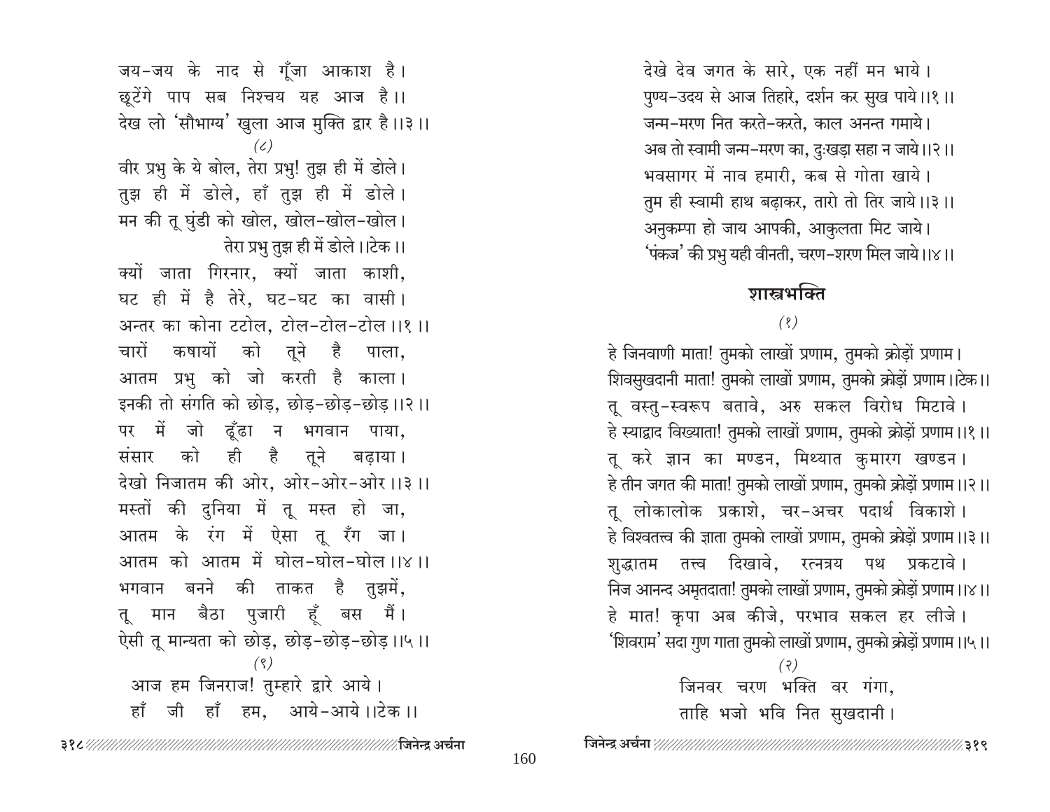जय-जय के नाद से गूँजा आकाश है।
छूटेंगे पाप सब निश्चय यह आज है।।
देख लो 'सौभाग्य' खुला आज मुक्ति द्वार है।।३।।

(८)

वीर प्रभु के ये बोल, तेरा प्रभु! तुझ ही में डोले।
तुझ ही में डोले, हाँ तुझ ही में डोले।
मन की तू घुंडी को खोल, खोल-खोल-खोल।
तेरा प्रभु तुझ ही में डोले।।टेक।।
क्यों जाता गिरनार, क्यों जाता काशी,
घट ही में है तेरे, घट-घट का वासी।
अन्तर का कोना टटोल, टोल-टोल-टोल।।१।।
चारों कषायों को तूने है पाला,
आतम प्रभु को जो करती है काला।
इनकी तो संगति को छोड़, छोड़-छोड़-छोड़।।२।।
पर में जो ढूँढा न भगवान पाया,
संसार को ही है तूने बढ़ाया।
देखो निजातम की ओर, ओर-ओर-ओर।।३।।
मस्तों की दुनिया में तू मस्त हो जा,
आतम के रंग में ऐसा तू रँग जा।
आतम को आतम में घोल-घोल-घोल।।४।।
भगवान बनने की ताकत है तुझमें,
तू मान बैठा पुजारी हूँ बस मैं।
ऐसी तू मान्यता को छोड़, छोड़-छोड़-छोड़।।५।।

(९)

आज हम जिनराज! तुम्हारे द्वारे आये।
हाँ जी हाँ हम, आये-आये।।टेक।।
देखे देव जगत के सारे, एक नहीं मन भाये।
पुण्य-उदय से आज तिहारे, दर्शन कर सुख पाये।।१।।
जन्म-मरण नित करते-करते, काल अनन्त गमाये।
अब तो स्वामी जन्म-मरण का, दुःखड़ा सहा न जाये।।२।।
भवसागर में नाव हमारी, कब से गोता खाये।
तुम ही स्वामी हाथ बढ़ाकर, तारो तो तिर जाये।।३।।
अनुकम्पा हो जाय आपकी, आकुलता मिट जाये।
'पंकज' की प्रभु यही वीनती, चरण-शरण मिल जाये।।४।।

## शास्त्रभक्ति

(१)

हे जिनवाणी माता! तुमको लाखों प्रणाम, तुमको क्रोड़ों प्रणाम।
शिवसुखदानी माता! तुमको लाखों प्रणाम, तुमको क्रोड़ों प्रणाम।।टेक।।
तू वस्तु-स्वरूप बतावे, अरु सकल विरोध मिटावे।
हे स्याद्वाद विख्याता! तुमको लाखों प्रणाम, तुमको क्रोड़ों प्रणाम।।१।।
तू करे ज्ञान का मण्डन, मिथ्यात कुमारग खण्डन।
हे तीन जगत की माता! तुमको लाखों प्रणाम, तुमको क्रोड़ों प्रणाम।।२।।
तू लोकालोक प्रकाशे, चर-अचर पदार्थ विकाशे।
हे विश्वतत्त्व की ज्ञाता तुमको लाखों प्रणाम, तुमको क्रोड़ों प्रणाम।।३।।
शुद्धातम तत्त्व दिखावे, रत्नत्रय पथ प्रकटावे।
निज आनन्द अमृतदाता! तुमको लाखों प्रणाम, तुमको क्रोड़ों प्रणाम।।४।।
हे मात! कृपा अब कीजे, परभाव सकल हर लीजे।
'शिवराम' सदा गुण गाता तुमको लाखों प्रणाम, तुमको क्रोड़ों प्रणाम।।५।।

(२)

जिनवर चरण भक्ति वर गंगा,
ताहि भजो भवि नित सुखदानी।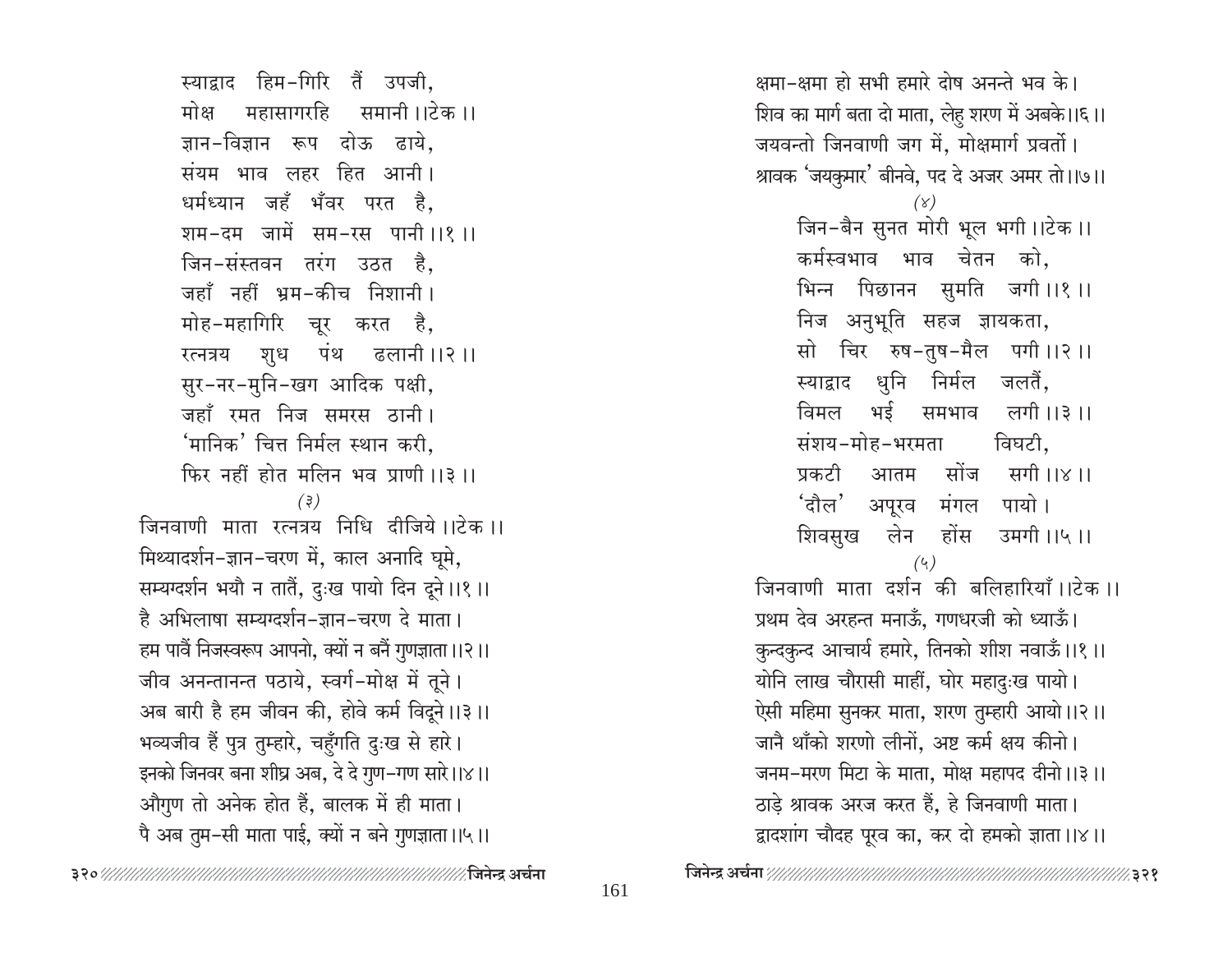स्याद्वाद हिम-गिरि तैं उपजी,
मोक्ष महासागरहि समानी ।।टेक ।।
ज्ञान-विज्ञान रूप दोऊ ढाये,
संयम भाव लहर हित आनी ।
धर्मध्यान जहँ भँवर परत है,
शम-दम जामें सम-रस पानी ।।१ ।।
जिन-संस्तवन तरंग उठत है,
जहाँ नहीं भ्रम-कीच निशानी ।
मोह-महागिरि चूर करत है,
रत्नत्रय शुध पंथ ढलानी ।।२ ।।
सुर-नर-मुनि-खग आदिक पक्षी,
जहाँ रमत निज समरस ठानी ।
'मानिक' चित्त निर्मल स्थान करी,
फिर नहीं होत मलिन भव प्राणी ।।३ ।।

(३)

जिनवाणी माता रत्नत्रय निधि दीजिये ।।टेक ।।
मिथ्यादर्शन-ज्ञान-चरण में, काल अनादि घूमे,
सम्यग्दर्शन भयौ न तातैं, दुःख पायो दिन दूने ।।१ ।।
है अभिलाषा सम्यग्दर्शन-ज्ञान-चरण दे माता ।
हम पावैं निजस्वरूप आपनो, क्यों न बनैं गुणज्ञाता ।।२ ।।
जीव अनन्तानन्त पठाये, स्वर्ग-मोक्ष में तूने ।
अब बारी है हम जीवन की, होवे कर्म विदूने ।।३ ।।
भव्यजीव हैं पुत्र तुम्हारे, चहुँगति दुःख से हारे ।
इनको जिनवर बना शीघ्र अब, दे दे गुण-गण सारे ।।४ ।।
औगुण तो अनेक होत हैं, बालक में ही माता ।
पै अब तुम-सी माता पाई, क्यों न बने गुणज्ञाता ।।५ ।।
क्षमा-क्षमा हो सभी हमारे दोष अनन्ते भव के ।
शिव का मार्ग बता दो माता, लेहु शरण में अबके ।।६ ।।
जयवन्तो जिनवाणी जग में, मोक्षमार्ग प्रवर्तो ।
श्रावक 'जयकुमार' बीनवे, पद दे अजर अमर तो ।।७ ।।

(४)

जिन-बैन सुनत मोरी भूल भगी ।।टेक ।।
कर्मस्वभाव भाव चेतन को,
भिन्न पिछानन सुमति जगी ।।१ ।।
निज अनुभूति सहज ज्ञायकता,
सो चिर रुष-तुष-मैल पगी ।।२ ।।
स्याद्वाद धुनि निर्मल जलतैं,
विमल भई समभाव लगी ।।३ ।।
संशय-मोह-भरमता विघटी,
प्रकटी आतम सोंज सगी ।।४ ।।
'दौल' अपूरव मंगल पायो ।
शिवसुख लेन होंस उमगी ।।५ ।।

(५)

जिनवाणी माता दर्शन की बलिहारियाँ ।।टेक ।।
प्रथम देव अरहन्त मनाऊँ, गणधरजी को ध्याऊँ ।
कुन्दकुन्द आचार्य हमारे, तिनको शीश नवाऊँ ।।१ ।।
योनि लाख चौरासी माहीं, घोर महादुःख पायो ।
ऐसी महिमा सुनकर माता, शरण तुम्हारी आयो ।।२ ।।
जानै थाँको शरणो लीनों, अष्ट कर्म क्षय कीनो ।
जनम-मरण मिटा के माता, मोक्ष महापद दीनो ।।३ ।।
ठाड़े श्रावक अरज करत हैं, हे जिनवाणी माता ।
द्वादशांग चौदह पूरव का, कर दो हमको ज्ञाता ।।४ ।।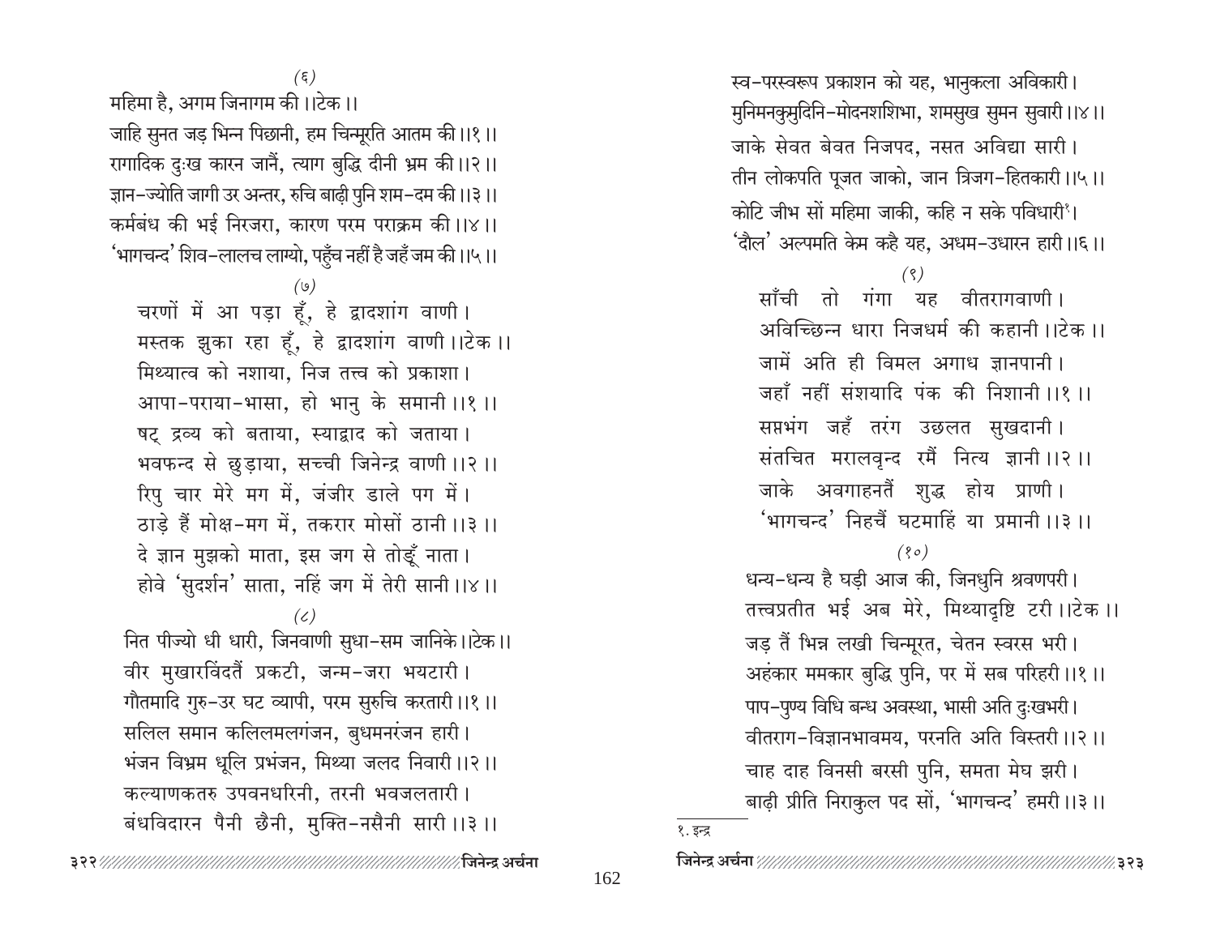(६)

महिमा है, अगम जिनागम की ।।टेक ।।

जाहि सुनत जड़ भिन्न पिछानी, हम चिन्मूरति आतम की ।।१ ।।

रागादिक दुःख कारन जानैं, त्याग बुद्धि दीनी भ्रम की ।।२ ।।

ज्ञान-ज्योति जागी उर अन्तर, रुचि बाढ़ी पुनि शम-दम की ।।३ ।।

कर्मबंध की भई निरजरा, कारण परम पराक्रम की ।।४ ।।

'भागचन्द' शिव-लालच लाग्यो, पहुँच नहीं है जहँ जम की ।।५ ।।

(७)

चरणों में आ पड़ा हूँ, हे द्वादशांग वाणी ।
मस्तक झुका रहा हूँ, हे द्वादशांग वाणी ।।टेक ।।
मिथ्यात्व को नशाया, निज तत्त्व को प्रकाशा ।
आपा-पराया-भासा, हो भानु के समानी ।।१ ।।
षट् द्रव्य को बताया, स्याद्वाद को जताया ।
भवफन्द से छुड़ाया, सच्ची जिनेन्द्र वाणी ।।२ ।।
रिपु चार मेरे मग में, जंजीर डाले पग में ।
ठाड़े हैं मोक्ष-मग में, तकरार मोसों ठानी ।।३ ।।
दे ज्ञान मुझको माता, इस जग से तोड़ूँ नाता ।
होवे 'सुदर्शन' साता, नहिं जग में तेरी सानी ।।४ ।।

(८)

नित पीज्यो धी धारी, जिनवाणी सुधा-सम जानिके ।।टेक ।।
वीर मुखारविंदतैं प्रकटी, जन्म-जरा भयटारी ।
गौतमादि गुरु-उर घट व्यापी, परम सुरुचि करतारी ।।१ ।।
सलिल समान कलिलमलगंजन, बुधमनरंजन हारी ।
भंजन विभ्रम धूलि प्रभंजन, मिथ्या जलद निवारी ।।२ ।।
कल्याणकतरु उपवनधरिनी, तरनी भवजलतारी ।
बंधविदारन पैनी छैनी, मुक्ति-नसैनी सारी ।।३ ।।
स्व-परस्वरूप प्रकाशन को यह, भानुकला अविकारी ।
मुनिमनकुमुदिनि-मोदनशशिभा, शमसुख सुमन सुवारी ।।४ ।।
जाके सेवत बेवत निजपद, नसत अविद्या सारी ।
तीन लोकपति पूजत जाको, जान त्रिजग-हितकारी ।।५ ।।
कोटि जीभ सों महिमा जाकी, कहि न सके पविधारी[१] ।
'दौल' अल्पमति केम कहै यह, अधम-उधारन हारी ।।६ ।।

(९)

साँची तो गंगा यह वीतरागवाणी ।
अविच्छिन्न धारा निजधर्म की कहानी ।।टेक ।।
जामें अति ही विमल अगाध ज्ञानपानी ।
जहाँ नहीं संशयादि पंक की निशानी ।।१ ।।
सप्तभंग जहँ तरंग उछलत सुखदानी ।
संतचित मरालवृन्द रमैं नित्य ज्ञानी ।।२ ।।
जाके अवगाहनतैं शुद्ध होय प्राणी ।
'भागचन्द' निहचैं घटमाहिं या प्रमानी ।।३ ।।

(१०)

धन्य-धन्य है घड़ी आज की, जिनधुनि श्रवणपरी ।
तत्त्वप्रतीत भई अब मेरे, मिथ्यादृष्टि टरी ।।टेक ।।
जड़ तैं भिन्न लखी चिन्मूरत, चेतन स्वरस भरी ।
अहंकार ममकार बुद्धि पुनि, पर में सब परिहरी ।।१ ।।
पाप-पुण्य विधि बन्ध अवस्था, भासी अति दुःखभरी ।
वीतराग-विज्ञानभावमय, परनति अति विस्तरी ।।२ ।।
चाह दाह विनसी बरसी पुनि, समता मेघ झरी ।
बाढ़ी प्रीति निराकुल पद सों, 'भागचन्द' हमरी ।।३ ।।

---

१. इन्द्र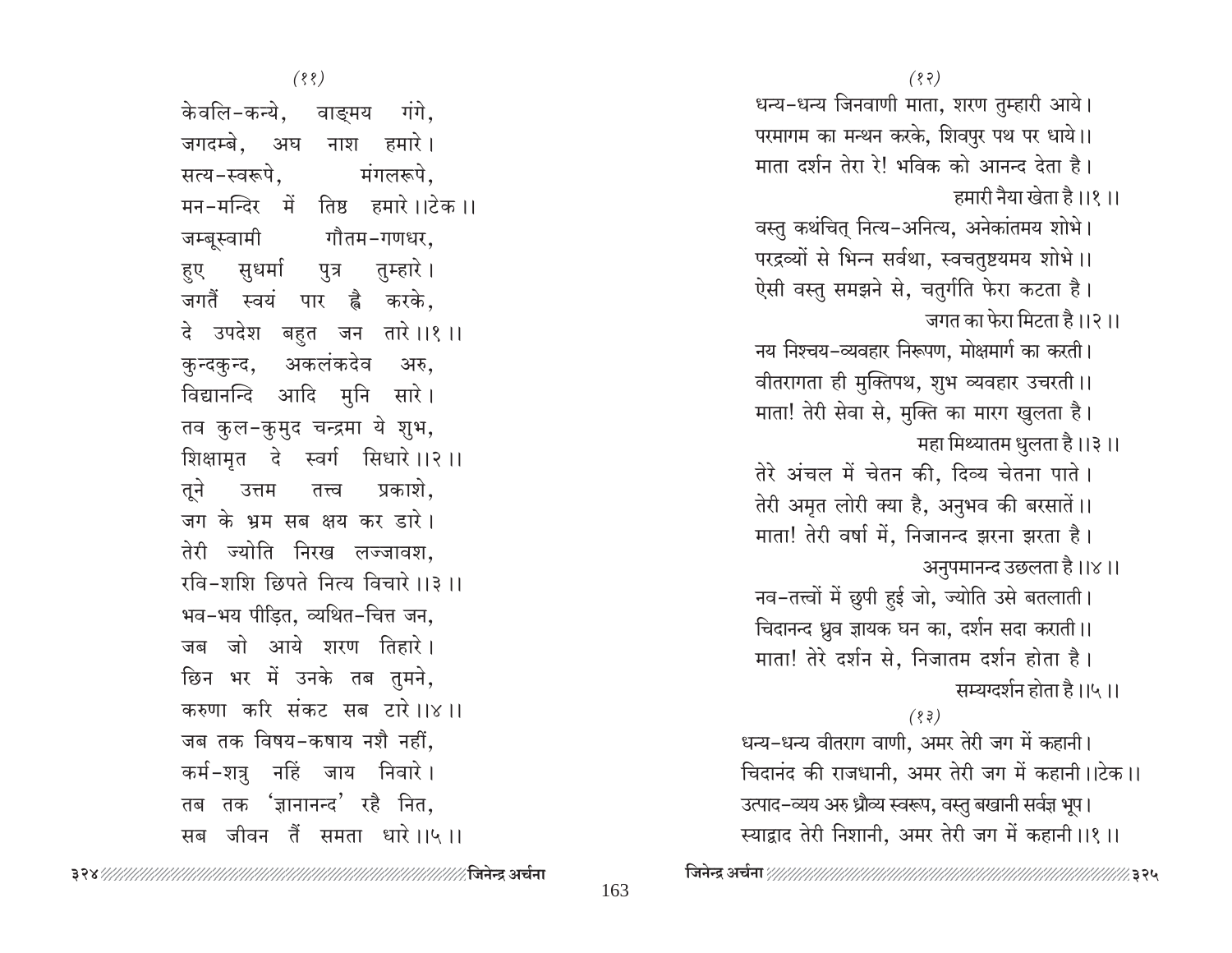(११)

केवलि-कन्ये, वाङ्मय गंगे,
जगदम्बे, अघ नाश हमारे।
सत्य-स्वरूपे, मंगलरूपे,
मन-मन्दिर में तिष्ठ हमारे।।टेक।।

जम्बूस्वामी गौतम-गणधर,
हुए सुधर्मा पुत्र तुम्हारे।
जगतैं स्वयं पार ह्वै करके,
दे उपदेश बहुत जन तारे।।१।।

कुन्दकुन्द, अकलंकदेव अरु,
विद्यानन्दि आदि मुनि सारे।
तव कुल-कुमुद चन्द्रमा ये शुभ,
शिक्षामृत दे स्वर्ग सिधारे।।२।।

तूने उत्तम तत्त्व प्रकाशे,
जग के भ्रम सब क्षय कर डारे।
तेरी ज्योति निरख लज्जावश,
रवि-शशि छिपते नित्य विचारे।।३।।

भव-भय पीड़ित, व्यथित-चित्त जन,
जब जो आये शरण तिहारे।
छिन भर में उनके तब तुमने,
करुणा करि संकट सब टारे।।४।।

जब तक विषय-कषाय नशै नहीं,
कर्म-शत्रु नहिं जाय निवारे।
तब तक 'ज्ञानानन्द' रहै नित,
सब जीवन तैं समता धारे।।५।।

(१२)

धन्य-धन्य जिनवाणी माता, शरण तुम्हारी आये।
परमागम का मन्थन करके, शिवपुर पथ पर धाये।।
माता दर्शन तेरा रे! भविक को आनन्द देता है।
हमारी नैया खेता है।।१।।

वस्तु कथंचित् नित्य-अनित्य, अनेकांतमय शोभे।
परद्रव्यों से भिन्न सर्वथा, स्वचतुष्टयमय शोभे।।
ऐसी वस्तु समझने से, चतुर्गति फेरा कटता है।
जगत का फेरा मिटता है।।२।।

नय निश्चय-व्यवहार निरूपण, मोक्षमार्ग का करती।
वीतरागता ही मुक्तिपथ, शुभ व्यवहार उचरती।।
माता! तेरी सेवा से, मुक्ति का मारग खुलता है।
महा मिथ्यातम धुलता है।।३।।

तेरे अंचल में चेतन की, दिव्य चेतना पाते।
तेरी अमृत लोरी क्या है, अनुभव की बरसातें।।
माता! तेरी वर्षा में, निजानन्द झरना झरता है।
अनुपमानन्द उछलता है।।४।।

नव-तत्त्वों में छुपी हुई जो, ज्योति उसे बतलाती।
चिदानन्द ध्रुव ज्ञायक घन का, दर्शन सदा कराती।।
माता! तेरे दर्शन से, निजातम दर्शन होता है।
सम्यग्दर्शन होता है।।५।।

(१३)

धन्य-धन्य वीतराग वाणी, अमर तेरी जग में कहानी।
चिदानंद की राजधानी, अमर तेरी जग में कहानी।।टेक।।

उत्पाद-व्यय अरु ध्रौव्य स्वरूप, वस्तु बखानी सर्वज्ञ भूप।
स्याद्वाद तेरी निशानी, अमर तेरी जग में कहानी।।१।।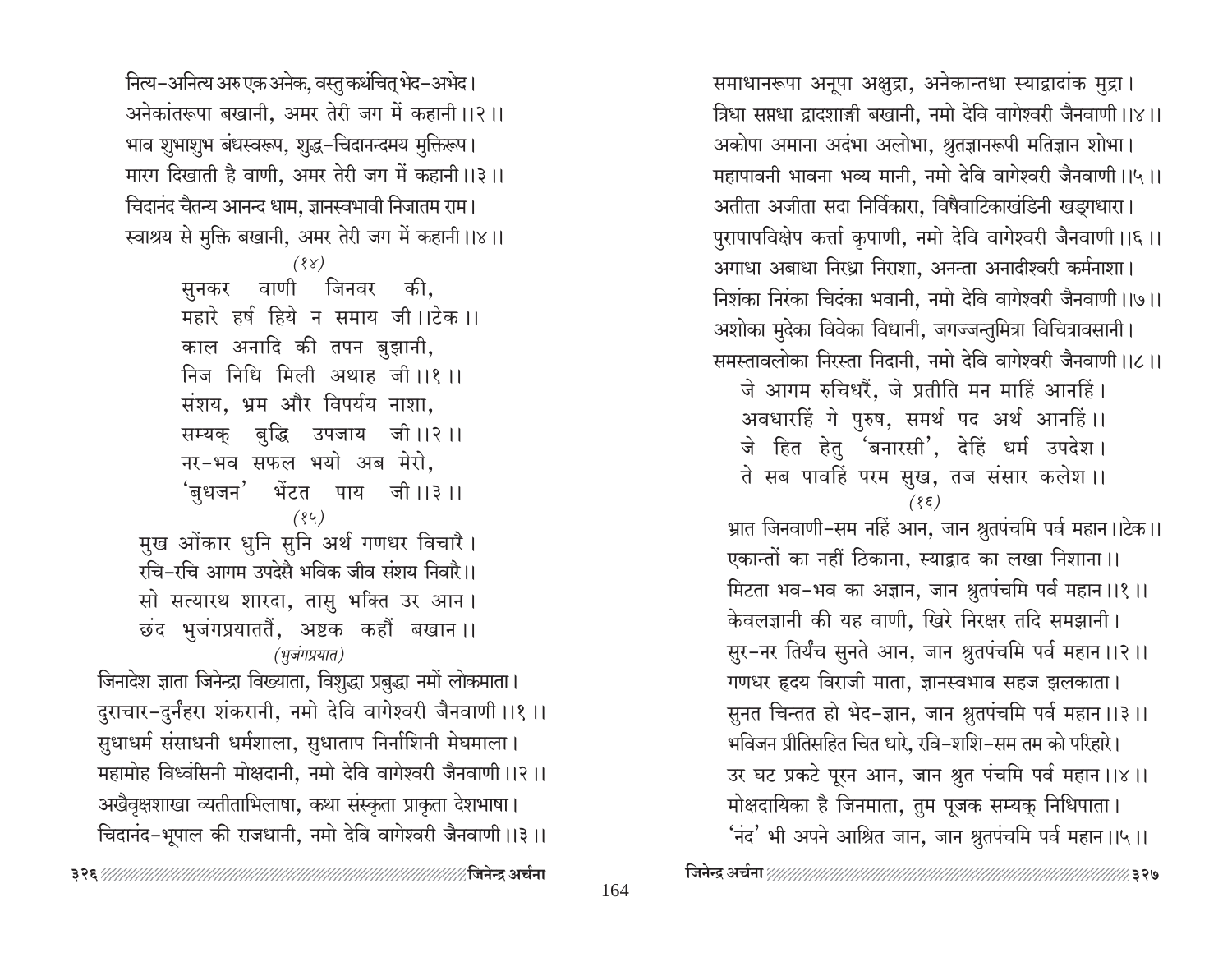नित्य-अनित्य अरु एक अनेक, वस्तु कथंचित् भेद-अभेद।
अनेकांतरूपा बखानी, अमर तेरी जग में कहानी।।२।।
भाव शुभाशुभ बंधस्वरूप, शुद्ध-चिदानन्दमय मुक्तिरूप।
मारग दिखाती है वाणी, अमर तेरी जग में कहानी।।३।।
चिदानंद चैतन्य आनन्द धाम, ज्ञानस्वभावी निजातम राम।
स्वाश्रय से मुक्ति बखानी, अमर तेरी जग में कहानी।।४।।

*(१४)*

सुनकर वाणी जिनवर की,
महारे हर्ष हिये न समाय जी।।टेक।।
काल अनादि की तपन बुझानी,
निज निधि मिली अथाह जी।।१।।
संशय, भ्रम और विपर्यय नाशा,
सम्यक् बुद्धि उपजाय जी।।२।।
नर-भव सफल भयो अब मेरो,
'बुधजन' भेंटत पाय जी।।३।।

*(१५)*

मुख ओंकार धुनि सुनि अर्थ गणधर विचारै।
रचि-रचि आगम उपदेसै भविक जीव संशय निवारै।।
सो सत्यारथ शारदा, तासु भक्ति उर आन।
छंद भुजंगप्रयाततैं, अष्टक कहौं बखान।।

*(भुजंगप्रयात)*

जिनादेश ज्ञाता जिनेन्द्रा विख्याता, विशुद्धा प्रबुद्धा नमों लोकमाता।
दुराचार-दुर्नंहरा शंकरानी, नमो देवि वागेश्वरी जैनवाणी।।१।।
सुधाधर्म संसाधनी धर्मशाला, सुधाताप निर्नाशिनी मेघमाला।
महामोह विध्वंसिनी मोक्षदानी, नमो देवि वागेश्वरी जैनवाणी।।२।।
अखैवृक्षशाखा व्यतीताभिलाषा, कथा संस्कृता प्राकृता देशभाषा।
चिदानंद-भूपाल की राजधानी, नमो देवि वागेश्वरी जैनवाणी।।३।।
समाधानरूपा अनूपा अक्षुद्रा, अनेकान्तधा स्याद्वादांक मुद्रा।
त्रिधा सप्तधा द्वादशाङ्गी बखानी, नमो देवि वागेश्वरी जैनवाणी।।४।।
अकोपा अमाना अदंभा अलोभा, श्रुतज्ञानरूपी मतिज्ञान शोभा।
महापावनी भावना भव्य मानी, नमो देवि वागेश्वरी जैनवाणी।।५।।
अतीता अजीता सदा निर्विकारा, विषैवाटिकाखंडिनी खड्गधारा।
पुरापापविक्षेप कर्त्ता कृपाणी, नमो देवि वागेश्वरी जैनवाणी।।६।।
अगाधा अबाधा निरध्रा निराशा, अनन्ता अनादीश्वरी कर्मनाशा।
निशंका निरंका चिदंका भवानी, नमो देवि वागेश्वरी जैनवाणी।।७।।
अशोका मुदेका विवेका विधानी, जगज्जन्तुमित्रा विचित्रावसानी।
समस्तावलोका निरस्ता निदानी, नमो देवि वागेश्वरी जैनवाणी।।८।।

जे आगम रुचिधरैं, जे प्रतीति मन माहिं आनहिं।
अवधारहिं गे पुरुष, समर्थ पद अर्थ आनहिं।।
जे हित हेतु 'बनारसी', देहिं धर्म उपदेश।
ते सब पावहिं परम सुख, तज संसार कलेश।।

*(१६)*

भ्रात जिनवाणी-सम नहिं आन, जान श्रुतपंचमि पर्व महान।।टेक।।
एकान्तों का नहीं ठिकाना, स्याद्वाद का लखा निशाना।।
मिटता भव-भव का अज्ञान, जान श्रुतपंचमि पर्व महान।।१।।
केवलज्ञानी की यह वाणी, खिरे निरक्षर तदि समझानी।
सुर-नर तिर्यंच सुनते आन, जान श्रुतपंचमि पर्व महान।।२।।
गणधर हृदय विराजी माता, ज्ञानस्वभाव सहज झलकाता।
सुनत चिन्तत हो भेद-ज्ञान, जान श्रुतपंचमि पर्व महान।।३।।
भविजन प्रीतिसहित चित धारे, रवि-शशि-सम तम को परिहारे।
उर घट प्रकटे पूरन आन, जान श्रुत पंचमि पर्व महान।।४।।
मोक्षदायिका है जिनमाता, तुम पूजक सम्यक् निधिपाता।
'नंद' भी अपने आश्रित जान, जान श्रुतपंचमि पर्व महान।।५।।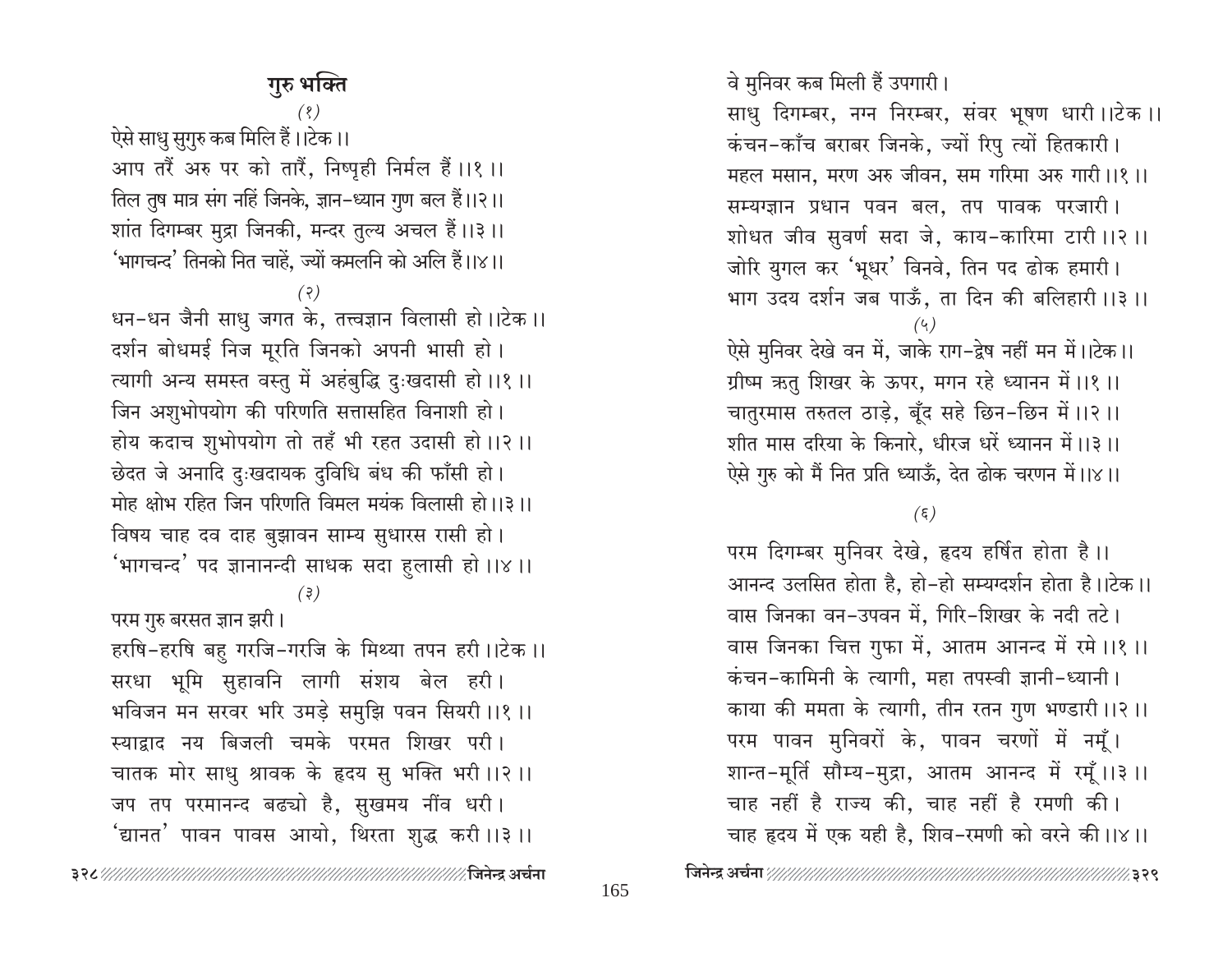# गुरु भक्ति

(१)

ऐसे साधु सुगुरु कब मिलि हैं।।टेक।।

आप तरैं अरु पर को तारैं, निष्पृही निर्मल हैं।।१।।

तिल तुष मात्र संग नहिं जिनके, ज्ञान-ध्यान गुण बल हैं।।२।।

शांत दिगम्बर मुद्रा जिनकी, मन्दर तुल्य अचल हैं।।३।।

'भागचन्द' तिनको नित चाहें, ज्यों कमलनि को अलि हैं।।४।।

(२)

धन-धन जैनी साधु जगत के, तत्त्वज्ञान विलासी हो।।टेक।।

दर्शन बोधमई निज मूरति जिनको अपनी भासी हो।

त्यागी अन्य समस्त वस्तु में अहंबुद्धि दुःखदासी हो।।१।।

जिन अशुभोपयोग की परिणति सत्तासहित विनाशी हो।

होय कदाच शुभोपयोग तो तहँ भी रहत उदासी हो।।२।।

छेदत जे अनादि दुःखदायक दुविधि बंध की फाँसी हो।

मोह क्षोभ रहित जिन परिणति विमल मयंक विलासी हो।।३।।

विषय चाह दव दाह बुझावन साम्य सुधारस रासी हो।

'भागचन्द' पद ज्ञानानन्दी साधक सदा हुलासी हो।।४।।

(३)

परम गुरु बरसत ज्ञान झरी।

हरषि-हरषि बहु गरजि-गरजि के मिथ्या तपन हरी।।टेक।।

सरधा भूमि सुहावनि लागी संशय बेल हरी।

भविजन मन सरवर भरि उमड़े समुझि पवन सियरी।।१।।

स्याद्वाद नय बिजली चमके परमत शिखर परी।

चातक मोर साधु श्रावक के हृदय सु भक्ति भरी।।२।।

जप तप परमानन्द बढ्यो है, सुखमय नींव धरी।

'द्यानत' पावन पावस आयो, थिरता शुद्ध करी।।३।।

वे मुनिवर कब मिली हैं उपगारी।

साधु दिगम्बर, नग्न निरम्बर, संवर भूषण धारी।।टेक।।

कंचन-काँच बराबर जिनके, ज्यों रिपु त्यों हितकारी।

महल मसान, मरण अरु जीवन, सम गरिमा अरु गारी।।१।।

सम्यग्ज्ञान प्रधान पवन बल, तप पावक परजारी।

शोधत जीव सुवर्ण सदा जे, काय-कारिमा टारी।।२।।

जोरि युगल कर 'भूधर' विनवे, तिन पद ढोक हमारी।

भाग उदय दर्शन जब पाऊँ, ता दिन की बलिहारी।।३।।

(५)

ऐसे मुनिवर देखे वन में, जाके राग-द्वेष नहीं मन में।।टेक।।

ग्रीष्म ऋतु शिखर के ऊपर, मगन रहे ध्यानन में।।१।।

चातुरमास तरुतल ठाड़े, बूँद सहे छिन-छिन में।।२।।

शीत मास दरिया के किनारे, धीरज धरें ध्यानन में।।३।।

ऐसे गुरु को मैं नित प्रति ध्याऊँ, देत ढोक चरणन में।।४।।

(६)

परम दिगम्बर मुनिवर देखे, हृदय हर्षित होता है।।

आनन्द उलसित होता है, हो-हो सम्यग्दर्शन होता है।।टेक।।

वास जिनका वन-उपवन में, गिरि-शिखर के नदी तटे।

वास जिनका चित्त गुफा में, आतम आनन्द में रमे।।१।।

कंचन-कामिनी के त्यागी, महा तपस्वी ज्ञानी-ध्यानी।

काया की ममता के त्यागी, तीन रतन गुण भण्डारी।।२।।

परम पावन मुनिवरों के, पावन चरणों में नमूँ।

शान्त-मूर्ति सौम्य-मुद्रा, आतम आनन्द में रमूँ।।३।।

चाह नहीं है राज्य की, चाह नहीं है रमणी की।

चाह हृदय में एक यही है, शिव-रमणी को वरने की।।४।।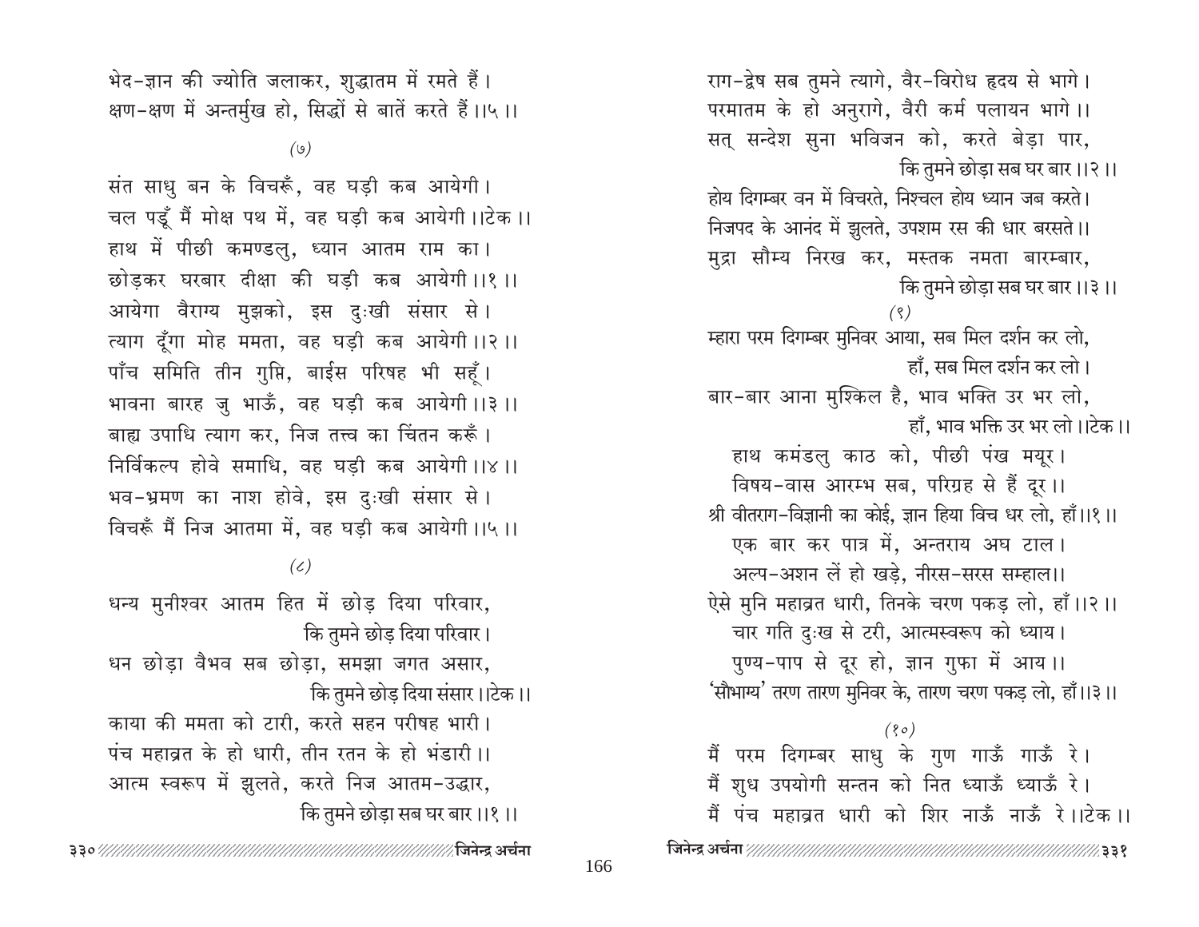भेद-ज्ञान की ज्योति जलाकर, शुद्धातम में रमते हैं।
क्षण-क्षण में अन्तर्मुख हो, सिद्धों से बातें करते हैं।।५।।

(७)

संत साधु बन के विचरूँ, वह घड़ी कब आयेगी।
चल पड़ूँ मैं मोक्ष पथ में, वह घड़ी कब आयेगी।।टेक।।
हाथ में पीछी कमण्डलु, ध्यान आतम राम का।
छोड़कर घरबार दीक्षा की घड़ी कब आयेगी।।१।।
आयेगा वैराग्य मुझको, इस दुःखी संसार से।
त्याग दूँगा मोह ममता, वह घड़ी कब आयेगी।।२।।
पाँच समिति तीन गुप्ति, बाईस परिषह भी सहूँ।
भावना बारह जु भाऊँ, वह घड़ी कब आयेगी।।३।।
बाह्य उपाधि त्याग कर, निज तत्त्व का चिंतन करूँ।
निर्विकल्प होवे समाधि, वह घड़ी कब आयेगी।।४।।
भव-भ्रमण का नाश होवे, इस दुःखी संसार से।
विचरूँ मैं निज आतमा में, वह घड़ी कब आयेगी।।५।।

(८)

धन्य मुनीश्वर आतम हित में छोड़ दिया परिवार,
कि तुमने छोड़ दिया परिवार।
धन छोड़ा वैभव सब छोड़ा, समझा जगत असार,
कि तुमने छोड़ दिया संसार।।टेक।।
काया की ममता को टारी, करते सहन परीषह भारी।
पंच महाव्रत के हो धारी, तीन रतन के हो भंडारी।।
आत्म स्वरूप में झुलते, करते निज आतम-उद्धार,
कि तुमने छोड़ा सब घर बार।।१।।
राग-द्वेष सब तुमने त्यागे, वैर-विरोध हृदय से भागे।
परमातम के हो अनुरागे, वैरी कर्म पलायन भागे।।
सत् सन्देश सुना भविजन को, करते बेड़ा पार,
कि तुमने छोड़ा सब घर बार।।२।।
होय दिगम्बर वन में विचरते, निश्चल होय ध्यान जब करते।
निजपद के आनंद में झुलते, उपशम रस की धार बरसते।।
मुद्रा सौम्य निरख कर, मस्तक नमता बारम्बार,
कि तुमने छोड़ा सब घर बार।।३।।

(९)

म्हारा परम दिगम्बर मुनिवर आया, सब मिल दर्शन कर लो,
हाँ, सब मिल दर्शन कर लो।
बार-बार आना मुश्किल है, भाव भक्ति उर भर लो,
हाँ, भाव भक्ति उर भर लो।।टेक।।
हाथ कमंडलु काठ को, पीछी पंख मयूर।
विषय-वास आरम्भ सब, परिग्रह से हैं दूर।।
श्री वीतराग-विज्ञानी का कोई, ज्ञान हिया विच धर लो, हाँ।।१।।
एक बार कर पात्र में, अन्तराय अघ टाल।
अल्प-अशन लें हो खड़े, नीरस-सरस सम्हाल।।
ऐसे मुनि महाव्रत धारी, तिनके चरण पकड़ लो, हाँ।।२।।
चार गति दुःख से टरी, आत्मस्वरूप को ध्याय।
पुण्य-पाप से दूर हो, ज्ञान गुफा में आय।।
'सौभाग्य' तरण तारण मुनिवर के, तारण चरण पकड़ लो, हाँ।।३।।

(१०)

मैं परम दिगम्बर साधु के गुण गाऊँ गाऊँ रे।
मैं शुध उपयोगी सन्तन को नित ध्याऊँ ध्याऊँ रे।
मैं पंच महाव्रत धारी को शिर नाऊँ नाऊँ रे।।टेक।।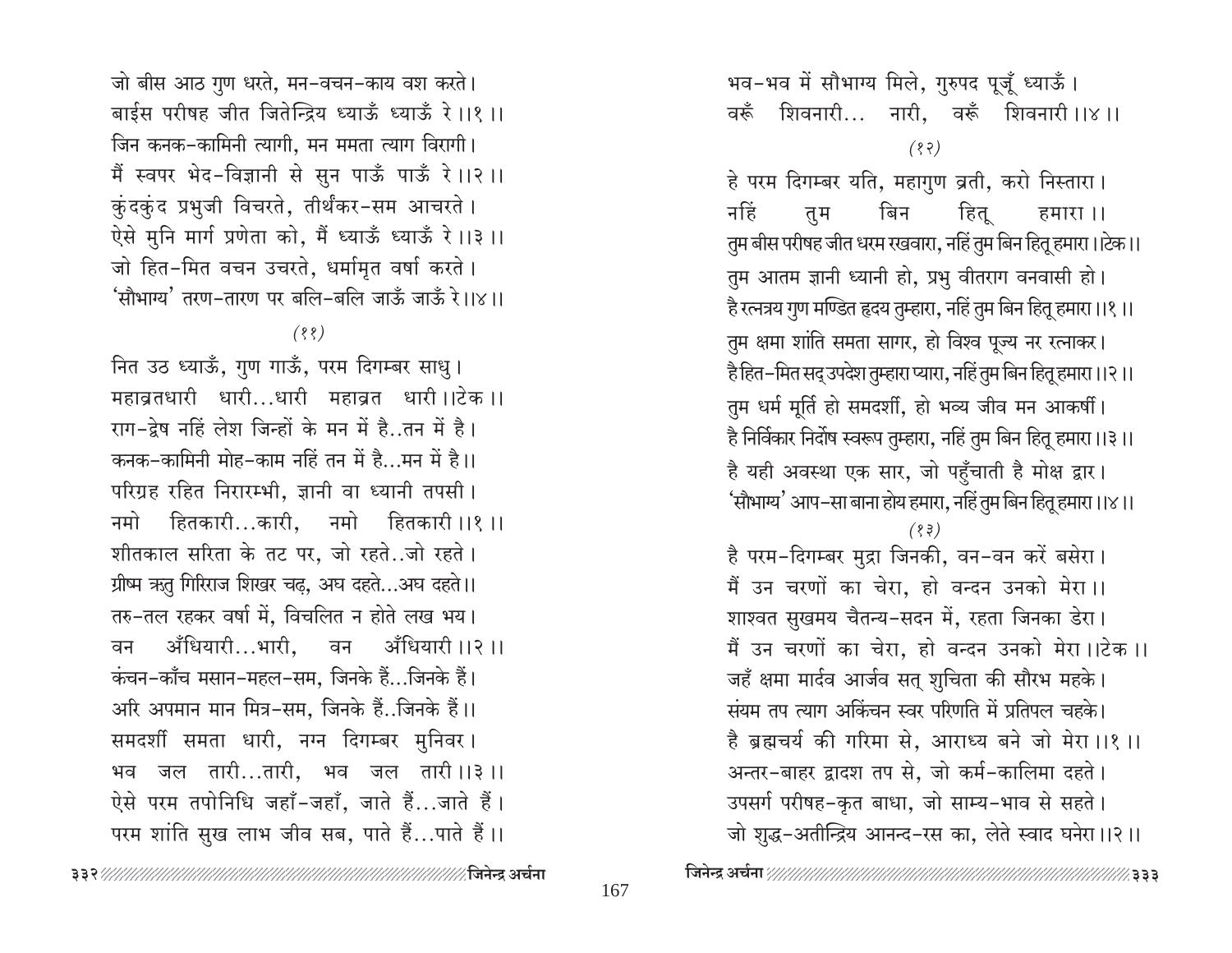जो बीस आठ गुण धरते, मन-वचन-काय वश करते।
बाईस परीषह जीत जितेन्द्रिय ध्याऊँ ध्याऊँ रे ।।१ ।।
जिन कनक-कामिनी त्यागी, मन ममता त्याग विरागी।
मैं स्वपर भेद-विज्ञानी से सुन पाऊँ पाऊँ रे ।।२ ।।
कुंदकुंद प्रभुजी विचरते, तीर्थंकर-सम आचरते।
ऐसे मुनि मार्ग प्रणेता को, मैं ध्याऊँ ध्याऊँ रे ।।३ ।।
जो हित-मित वचन उचरते, धर्मामृत वर्षा करते।
'सौभाग्य' तरण-तारण पर बलि-बलि जाऊँ जाऊँ रे।।४ ।।

(११)

नित उठ ध्याऊँ, गुण गाऊँ, परम दिगम्बर साधु।
महाव्रतधारी धारी...धारी महाव्रत धारी ।।टेक ।।
राग-द्वेष नहिं लेश जिन्हों के मन में है..तन में है।
कनक-कामिनी मोह-काम नहिं तन में है...मन में है।।
परिग्रह रहित निरारम्भी, ज्ञानी वा ध्यानी तपसी।
नमो हितकारी...कारी, नमो हितकारी ।।१ ।।
शीतकाल सरिता के तट पर, जो रहते..जो रहते।
ग्रीष्म ऋतु गिरिराज शिखर चढ़, अघ दहते...अघ दहते।।
तरु-तल रहकर वर्षा में, विचलित न होते लख भय।
वन अँधियारी...भारी, वन अँधियारी ।।२ ।।
कंचन-काँच मसान-महल-सम, जिनके हैं...जिनके हैं।
अरि अपमान मान मित्र-सम, जिनके हैं..जिनके हैं।।
समदर्शी समता धारी, नग्न दिगम्बर मुनिवर।
भव जल तारी...तारी, भव जल तारी ।।३ ।।
ऐसे परम तपोनिधि जहाँ-जहाँ, जाते हैं...जाते हैं।
परम शांति सुख लाभ जीव सब, पाते हैं...पाते हैं ।।

भव-भव में सौभाग्य मिले, गुरुपद पूजूँ ध्याऊँ।
वरूँ शिवनारी... नारी, वरूँ शिवनारी ।।४ ।।

(१२)

हे परम दिगम्बर यति, महागुण व्रती, करो निस्तारा।
नहिं तुम बिन हितू हमारा ।।
तुम बीस परीषह जीत धरम रखवारा, नहिं तुम बिन हितू हमारा ।।टेक ।।
तुम आतम ज्ञानी ध्यानी हो, प्रभु वीतराग वनवासी हो।
है रत्नत्रय गुण मण्डित हृदय तुम्हारा, नहिं तुम बिन हितू हमारा ।।१ ।।
तुम क्षमा शांति समता सागर, हो विश्व पूज्य नर रत्नाकर।
है हित-मित सद् उपदेश तुम्हारा प्यारा, नहिं तुम बिन हितू हमारा ।।२ ।।
तुम धर्म मूर्ति हो समदर्शी, हो भव्य जीव मन आकर्षी।
है निर्विकार निर्दोष स्वरूप तुम्हारा, नहिं तुम बिन हितू हमारा ।।३ ।।
है यही अवस्था एक सार, जो पहुँचाती है मोक्ष द्वार।
'सौभाग्य' आप-सा बाना होय हमारा, नहिं तुम बिन हितू हमारा ।।४ ।।

(१३)

है परम-दिगम्बर मुद्रा जिनकी, वन-वन करें बसेरा।
मैं उन चरणों का चेरा, हो वन्दन उनको मेरा ।।
शाश्वत सुखमय चैतन्य-सदन में, रहता जिनका डेरा।
मैं उन चरणों का चेरा, हो वन्दन उनको मेरा ।।टेक ।।
जहँ क्षमा मार्दव आर्जव सत् शुचिता की सौरभ महके।
संयम तप त्याग अकिंचन स्वर परिणति में प्रतिपल चहके।
है ब्रह्मचर्य की गरिमा से, आराध्य बने जो मेरा ।।१ ।।
अन्तर-बाहर द्वादश तप से, जो कर्म-कालिमा दहते।
उपसर्ग परीषह-कृत बाधा, जो साम्य-भाव से सहते।
जो शुद्ध-अतीन्द्रिय आनन्द-रस का, लेते स्वाद घनेरा ।।२ ।।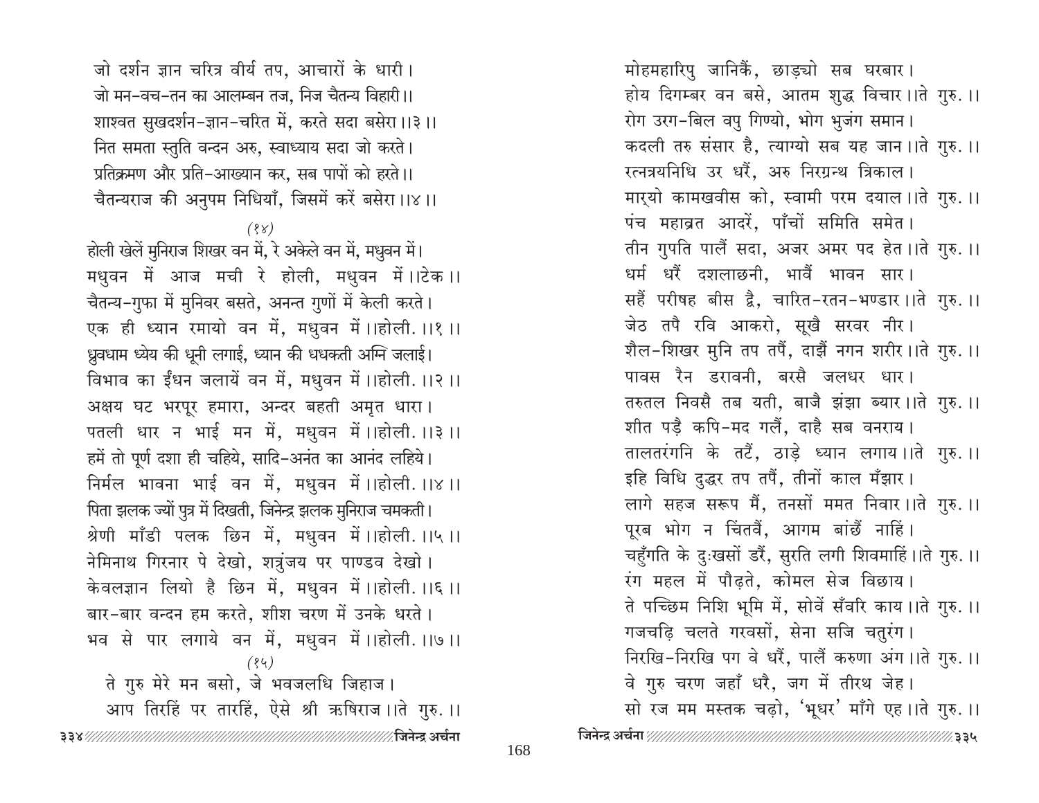जो दर्शन ज्ञान चरित्र वीर्य तप, आचारों के धारी।
जो मन-वच-तन का आलम्बन तज, निज चैतन्य विहारी।।
शाश्वत सुखदर्शन-ज्ञान-चरित में, करते सदा बसेरा।।३।।
नित समता स्तुति वन्दन अरु, स्वाध्याय सदा जो करते।
प्रतिक्रमण और प्रति-आख्यान कर, सब पापों को हरते।।
चैतन्यराज की अनुपम निधियाँ, जिसमें करें बसेरा।।४।।

*(१४)*

होली खेलें मुनिराज शिखर वन में, रे अकेले वन में, मधुवन में।
मधुवन में आज मची रे होली, मधुवन में।।टेक।।
चैतन्य-गुफा में मुनिवर बसते, अनन्त गुणों में केली करते।
एक ही ध्यान रमायो वन में, मधुवन में।।होली.।।१।।
ध्रुवधाम ध्येय की धूनी लगाई, ध्यान की धधकती अग्नि जलाई।
विभाव का ईंधन जलायें वन में, मधुवन में।।होली.।।२।।
अक्षय घट भरपूर हमारा, अन्दर बहती अमृत धारा।
पतली धार न भाई मन में, मधुवन में।।होली.।।३।।
हमें तो पूर्ण दशा ही चहिये, सादि-अनंत का आनंद लहिये।
निर्मल भावना भाई वन में, मधुवन में।।होली.।।४।।
पिता झलक ज्यों पुत्र में दिखती, जिनेन्द्र झलक मुनिराज चमकती।
श्रेणी माँडी पलक छिन में, मधुवन में।।होली.।।५।।
नेमिनाथ गिरनार पे देखो, शत्रुंजय पर पाण्डव देखो।
केवलज्ञान लियो है छिन में, मधुवन में।।होली.।।६।।
बार-बार वन्दन हम करते, शीश चरण में उनके धरते।
भव से पार लगाये वन में, मधुवन में।।होली.।।७।।

*(१५)*

ते गुरु मेरे मन बसो, जे भवजलधि जिहाज।
आप तिरहिं पर तारहिं, ऐसे श्री ऋषिराज।।ते गुरु.।।
मोहमहारिपु जानिकैं, छाड्यो सब घरबार।
होय दिगम्बर वन बसे, आतम शुद्ध विचार।।ते गुरु.।।
रोग उरग-बिल वपु गिण्यो, भोग भुजंग समान।
कदली तरु संसार है, त्याग्यो सब यह जान।।ते गुरु.।।
रत्नत्रयनिधि उर धरैं, अरु निरग्रन्थ त्रिकाल।
मार्यो कामखवीस को, स्वामी परम दयाल।।ते गुरु.।।
पंच महाव्रत आदरें, पाँचों समिति समेत।
तीन गुपति पालैं सदा, अजर अमर पद हेत।।ते गुरु.।।
धर्म धरैं दशलाछनी, भावैं भावन सार।
सहैं परीषह बीस द्वै, चारित-रतन-भण्डार।।ते गुरु.।।
जेठ तपै रवि आकरो, सूखै सरवर नीर।
शैल-शिखर मुनि तप तपैं, दाझैं नगन शरीर।।ते गुरु.।।
पावस रैन डरावनी, बरसै जलधर धार।
तरुतल निवसै तब यती, बाजै झंझा ब्यार।।ते गुरु.।।
शीत पड़ै कपि-मद गलैं, दाहै सब वनराय।
तालतरंगनि के तटैं, ठाड़े ध्यान लगाय।।ते गुरु.।।
इहि विधि दुद्धर तप तपैं, तीनों काल मँझार।
लागे सहज सरूप मैं, तनसों ममत निवार।।ते गुरु.।।
पूरब भोग न चिंतवैं, आगम बांछैं नाहिं।
चहुँगति के दुःखसों डरैं, सुरति लगी शिवमाहिं।।ते गुरु.।।
रंग महल में पौढ़ते, कोमल सेज बिछाय।
ते पच्छिम निशि भूमि में, सोवें सँवरि काय।।ते गुरु.।।
गजचढ़ि चलते गरवसों, सेना सजि चतुरंग।
निरखि-निरखि पग वे धरैं, पालैं करुणा अंग।।ते गुरु.।।
वे गुरु चरण जहाँ धरै, जग में तीरथ जेह।
सो रज मम मस्तक चढ़ो, 'भूधर' माँगे एह।।ते गुरु.।।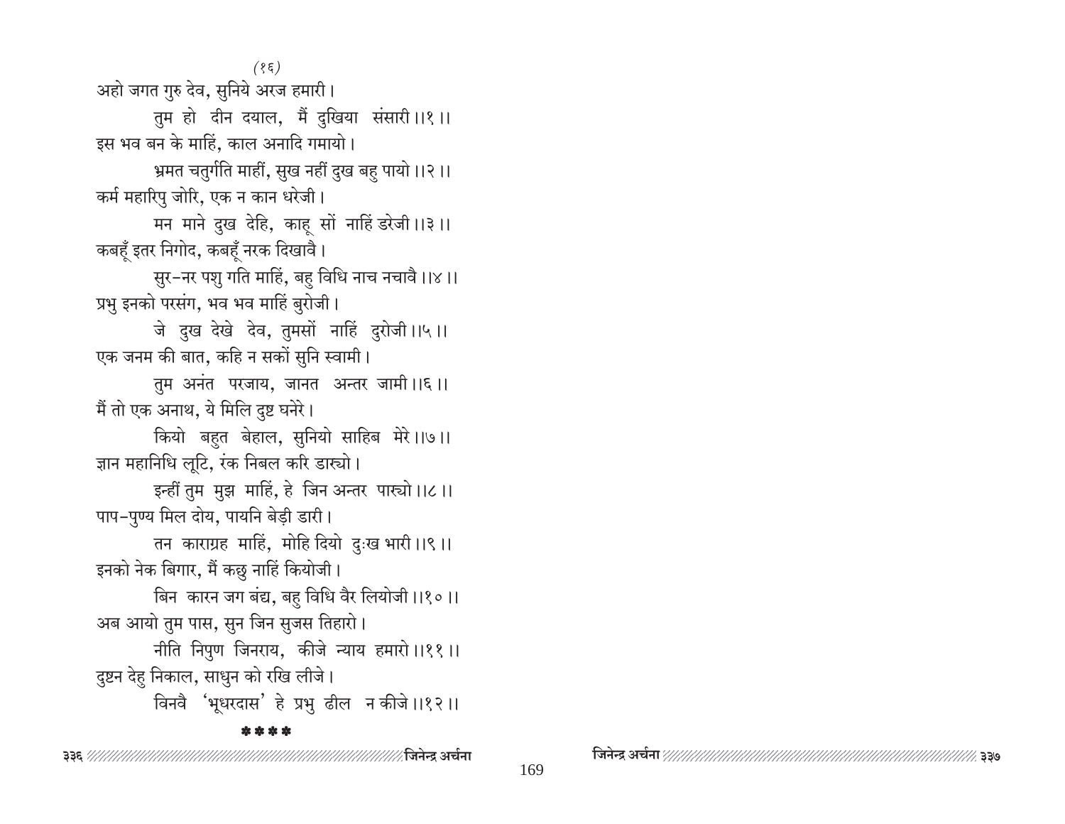(१६)

अहो जगत गुरु देव, सुनिये अरज हमारी।
तुम हो दीन दयाल, मैं दुखिया संसारी।।१।।
इस भव बन के माहिं, काल अनादि गमायो।
भ्रमत चतुर्गति माहीं, सुख नहीं दुख बहु पायो।।२।।
कर्म महारिपु जोरि, एक न कान धरेजी।
मन माने दुख देहि, काहू सों नाहिं डरेजी।।३।।
कबहूँ इतर निगोद, कबहूँ नरक दिखावै।
सुर-नर पशु गति माहिं, बहु विधि नाच नचावै।।४।।
प्रभु इनको परसंग, भव भव माहिं बुरोजी।
जे दुख देखे देव, तुमसों नाहिं दुरोजी।।५।।
एक जनम की बात, कहि न सकों सुनि स्वामी।
तुम अनंत परजाय, जानत अन्तर जामी।।६।।
मैं तो एक अनाथ, ये मिलि दुष्ट घनेरे।
कियो बहुत बेहाल, सुनियो साहिब मेरे।।७।।
ज्ञान महानिधि लूटि, रंक निबल करि डार्‌यो।
इन्हीं तुम मुझ माहिं, हे जिन अन्तर पार्‌यो।।८।।
पाप-पुण्य मिल दोय, पायनि बेड़ी डारी।
तन काराग्रह माहिं, मोहि दियो दुःख भारी।।९।।
इनको नेक बिगार, मैं कछु नाहिं कियोजी।
बिन कारन जग बंद्य, बहु विधि वैर लियोजी।।१०।।
अब आयो तुम पास, सुन जिन सुजस तिहारो।
नीति निपुण जिनराय, कीजे न्याय हमारो।।११।।
दुष्टन देहु निकाल, साधुन को रखि लीजे।
विनवै 'भूधरदास' हे प्रभु ढील न कीजे।।१२।।

\*\*\*\*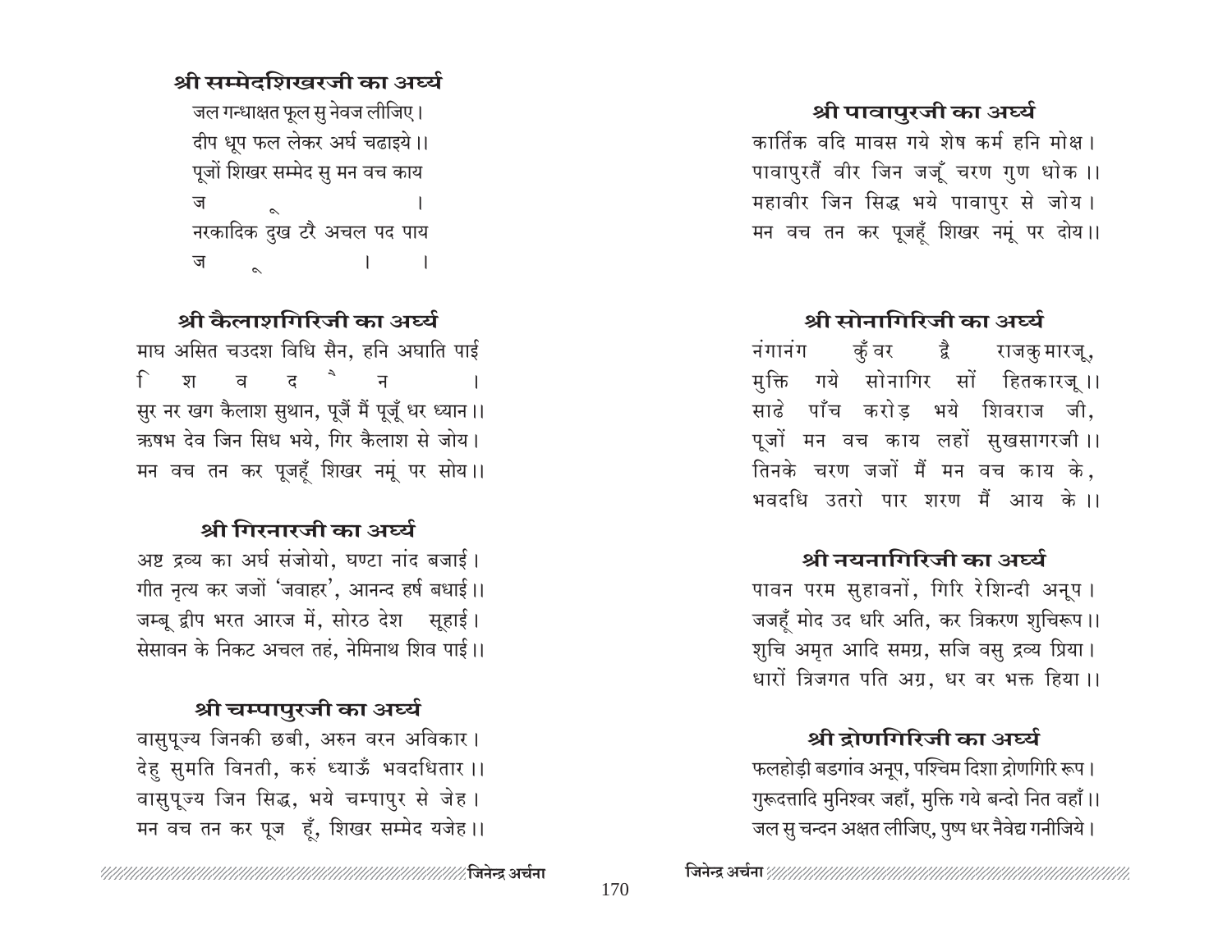### श्री सम्मेदशिखरजी का अर्घ्य

जल गन्धाक्षत फूल सु नेवज लीजिए।
दीप धूप फल लेकर अर्घ चढाइये।।
पूजों शिखर सम्मेद सु मन वच काय
ज ू ।
नरकादिक दुख टरै अचल पद पाय
ज ू । ।

### श्री कैलाशगिरिजी का अर्घ्य

माघ असित चउदश विधि सैन, हनि अघाति पाई
ि श व द ै न ।
सुर नर खग कैलाश सुथान, पूजैं मैं पूजूँ धर ध्यान।।
ऋषभ देव जिन सिध भये, गिर कैलाश से जोय।
मन वच तन कर पूजहूँ शिखर नमूं पर सोय।।

### श्री गिरनारजी का अर्घ्य

अष्ट द्रव्य का अर्घ संजोयो, घण्टा नांद बजाई।
गीत नृत्य कर जजों 'जवाहर', आनन्द हर्ष बधाई।।
जम्बू द्वीप भरत आरज में, सोरठ देश सूहाई।
सेसावन के निकट अचल तहं, नेमिनाथ शिव पाई।।

### श्री चम्पापुरजी का अर्घ्य

वासुपूज्य जिनकी छबी, अरुन वरन अविकार।
देहु सुमति विनती, करुं ध्याऊँ भवदधितार।।
वासुपूज्य जिन सिद्ध, भये चम्पापुर से जेह।
मन वच तन कर पूज हूँ, शिखर सम्मेद यजेह।।

### श्री पावापुरजी का अर्घ्य

कार्तिक वदि मावस गये शेष कर्म हनि मोक्ष।
पावापुरतैं वीर जिन जजूँ चरण गुण धोक।।
महावीर जिन सिद्ध भये पावापुर से जोय।
मन वच तन कर पूजहूँ शिखर नमूं पर दोय।।

### श्री सोनागिरिजी का अर्घ्य

नंगानंग कुँवर द्वै राजकुमारजू,
मुक्ति गये सोनागिर सों हितकारजू।।
साढे पाँच करोड़ भये शिवराज जी,
पूजों मन वच काय लहों सुखसागरजी।।
तिनके चरण जजों मैं मन वच काय के,
भवदधि उतरो पार शरण मैं आय के।।

### श्री नयनागिरिजी का अर्घ्य

पावन परम सुहावनों, गिरि रेशिन्दी अनूप।
जजहूँ मोद उद धरि अति, कर त्रिकरण शुचिरूप।।
शुचि अमृत आदि समग्र, सजि वसु द्रव्य प्रिया।
धारों त्रिजगत पति अग्र, धर वर भक्त हिया।।

### श्री द्रोणगिरिजी का अर्घ्य

फलहोड़ी बडगांव अनूप, पश्चिम दिशा द्रोणगिरि रूप।
गुरूदत्तादि मुनिश्वर जहाँ, मुक्ति गये बन्दो नित वहाँ।।
जल सु चन्दन अक्षत लीजिए, पुष्प धर नैवेद्य गनीजिये।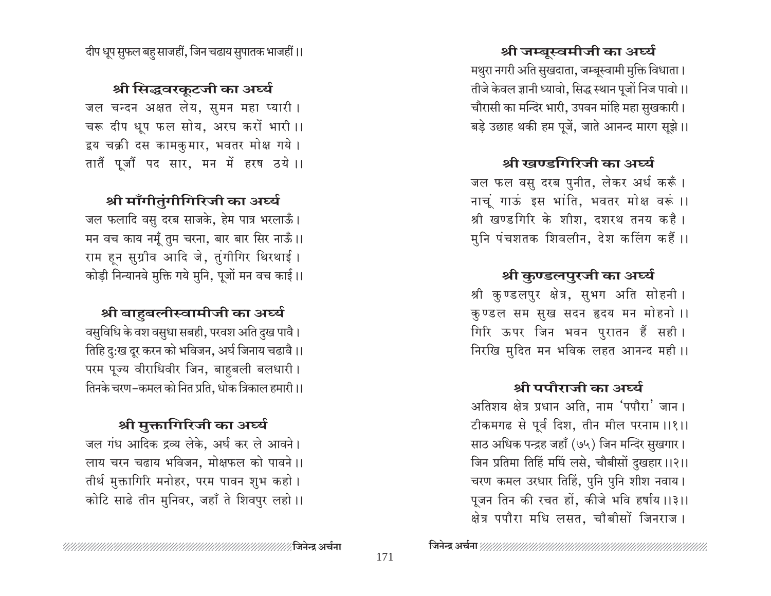दीप धूप सुफल बहु साजहीं, जिन चढाय सुपातक भाजहीं ।।

### श्री सिद्धवरकूटजी का अर्घ्य

जल चन्दन अक्षत लेय, सुमन महा प्यारी ।
चरू दीप धूप फल सोय, अरघ करों भारी ।।
द्वय चक्री दस कामकुमार, भवतर मोक्ष गये ।
तातैं पूजौं पद सार, मन में हरष ठये ।।

### श्री माँगीतुंगीगिरिजी का अर्घ्य

जल फलादि वसु दरब साजके, हेम पात्र भरलाऊँ ।
मन वच काय नमूँ तुम चरना, बार बार सिर नाऊँ ।।
राम हून सुग्रीव आदि जे, तुंगीगिर थिरथाई ।
कोड़ी निन्यानवे मुक्ति गये मुनि, पूजों मन वच काई ।।

### श्री बाहुबलीस्वामीजी का अर्घ्य

वसुविधि के वश वसुधा सबही, परवश अति दुख पावै ।
तिहि दुःख दूर करन को भविजन, अर्घ जिनाय चढावै ।।
परम पूज्य वीराधिवीर जिन, बाहुबली बलधारी ।
तिनके चरण-कमल को नित प्रति, धोक त्रिकाल हमारी ।।

### श्री मुक्तागिरिजी का अर्घ्य

जल गंध आदिक द्रव्य लेके, अर्घ कर ले आवने ।
लाय चरन चढाय भविजन, मोक्षफल को पावने ।।
तीर्थ मुक्तागिरि मनोहर, परम पावन शुभ कहो ।
कोटि साढे तीन मुनिवर, जहाँ ते शिवपुर लहो ।।

### श्री जम्बूस्वमीजी का अर्घ्य

मथुरा नगरी अति सुखदाता, जम्बूस्वामी मुक्ति विधाता ।
तीजे केवल ज्ञानी ध्यावो, सिद्ध स्थान पूजों निज पावो ।।
चौरासी का मन्दिर भारी, उपवन मांहि महा सुखकारी ।
बड़े उछाह थकी हम पूजें, जाते आनन्द मारग सूझे ।।

### श्री खण्डगिरिजी का अर्घ्य

जल फल वसु दरब पुनीत, लेकर अर्ध करूँ ।
नाचूं गाऊं इस भांति, भवतर मोक्ष वरूं ।।
श्री खण्डगिरि के शीश, दशरथ तनय कहै ।
मुनि पंचशतक शिवलीन, देश कलिंग कहैं ।।

### श्री कुण्डलपुरजी का अर्घ्य

श्री कुण्डलपुर क्षेत्र, सुभग अति सोहनी ।
कुण्डल सम सुख सदन हृदय मन मोहनो ।।
गिरि ऊपर जिन भवन पुरातन हैं सही ।
निरखि मुदित मन भविक लहत आनन्द मही ।।

### श्री पपौराजी का अर्घ्य

अतिशय क्षेत्र प्रधान अति, नाम 'पपौरा' जान ।
टीकमगढ से पूर्व दिश, तीन मील परनाम ।।१।।
साठ अधिक पन्द्रह जहाँ (७५) जिन मन्दिर सुखगार ।
जिन प्रतिमा तिहिं मधिं लसे, चौबीसों दुखहार ।।२।।
चरण कमल उरधार तिहिं, पुनि पुनि शीश नवाय ।
पूजन तिन की रचत हों, कीजे भवि हर्षाय ।।३।।
क्षेत्र पपौरा मधि लसत, चौबीसों जिनराज ।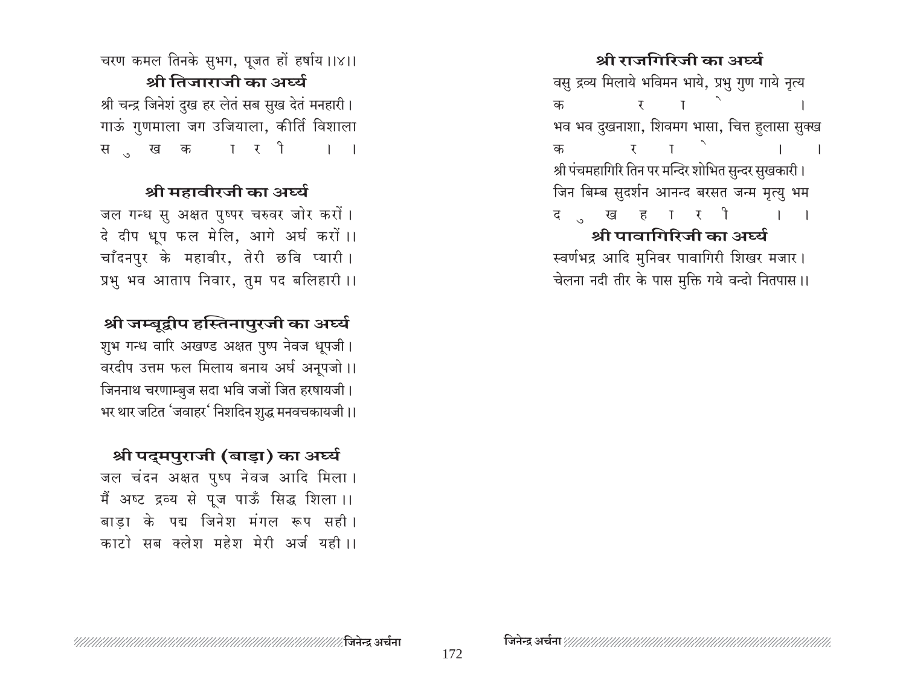चरण कमल तिनके सुभग, पूजत हों हर्षाय ।।४।।

### श्री तिजाराजी का अर्घ्य

श्री चन्द्र जिनेशं दुख हर लेतं सब सुख देतं मनहारी।
गाऊं गुणमाला जग उजियाला, कीर्ति विशाला सुखकारी ।।

### श्री महावीरजी का अर्घ्य

जल गन्ध सु अक्षत पुष्पर चरुवर जोर करों।
दे दीप धूप फल मेलि, आगे अर्घ करों।।
चाँदनपुर के महावीर, तेरी छवि प्यारी।
प्रभु भव आताप निवार, तुम पद बलिहारी।।

### श्री जम्बूद्वीप हस्तिनापुरजी का अर्घ्य

शुभ गन्ध वारि अखण्ड अक्षत पुष्प नेवज धूपजी।
वरदीप उत्तम फल मिलाय बनाय अर्घ अनूपजो।।
जिननाथ चरणाम्बुज सदा भवि जजों जित हरषायजी।
भर थार जटित 'जवाहर' निशदिन शुद्ध मनवचकायजी।।

### श्री पद्मपुराजी (बाड़ा) का अर्घ्य

जल चंदन अक्षत पुष्प नेवज आदि मिला।
मैं अष्ट द्रव्य से पूज पाऊँ सिद्ध शिला।।
बाड़ा के पद्म जिनेश मंगल रूप सही।
काटो सब क्लेश महेश मेरी अर्ज यही।।

### श्री राजगिरिजी का अर्घ्य

वसु द्रव्य मिलाये भविमन भाये, प्रभु गुण गाये नृत्य करें।
भव भव दुखनाशा, शिवमग भासा, चित्त हुलासा सुक्ख करें।।
श्री पंचमहागिरि तिन पर मन्दिर शोभित सुन्दर सुखकारी।
जिन बिम्ब सुदर्शन आनन्द बरसत जन्म मृत्यु भम दुखहारी।।

### श्री पावागिरिजी का अर्घ्य

स्वर्णभद्र आदि मुनिवर पावागिरी शिखर मजार।
चेलना नदी तीर के पास मुक्ति गये वन्दो नितपास।।